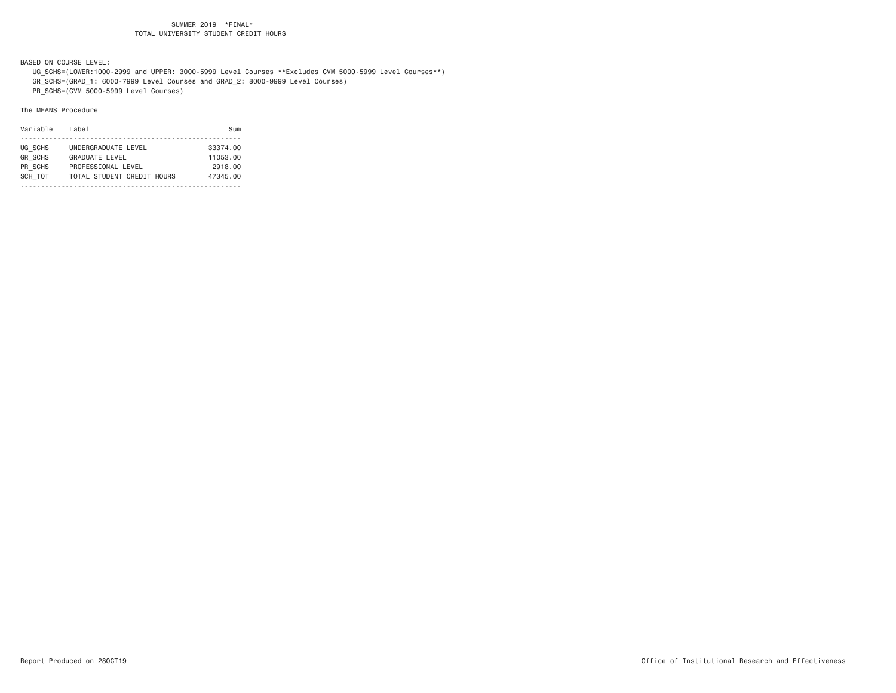# SUMMER 2019 *FINAL*
## TOTAL UNIVERSITY STUDENT CREDIT HOURS

BASED ON COURSE LEVEL:

- UG_SCHS=(LOWER:1000-2999 and UPPER: 3000-5999 Level Courses **Excludes CVM 5000-5999 Level Courses**)
- GR_SCHS=(GRAD_1: 6000-7999 Level Courses and GRAD_2: 8000-9999 Level Courses)
- PR_SCHS=(CVM 5000-5999 Level Courses)

The MEANS Procedure

| Variable | Label | Sum |
|---|---|---|
| UG_SCHS | UNDERGRADUATE LEVEL | 33374.00 |
| GR_SCHS | GRADUATE LEVEL | 11053.00 |
| PR_SCHS | PROFESSIONAL LEVEL | 2918.00 |
| SCH_TOT | TOTAL STUDENT CREDIT HOURS | 47345.00 |

Report Produced on 28OCT19

Office of Institutional Research and Effectiveness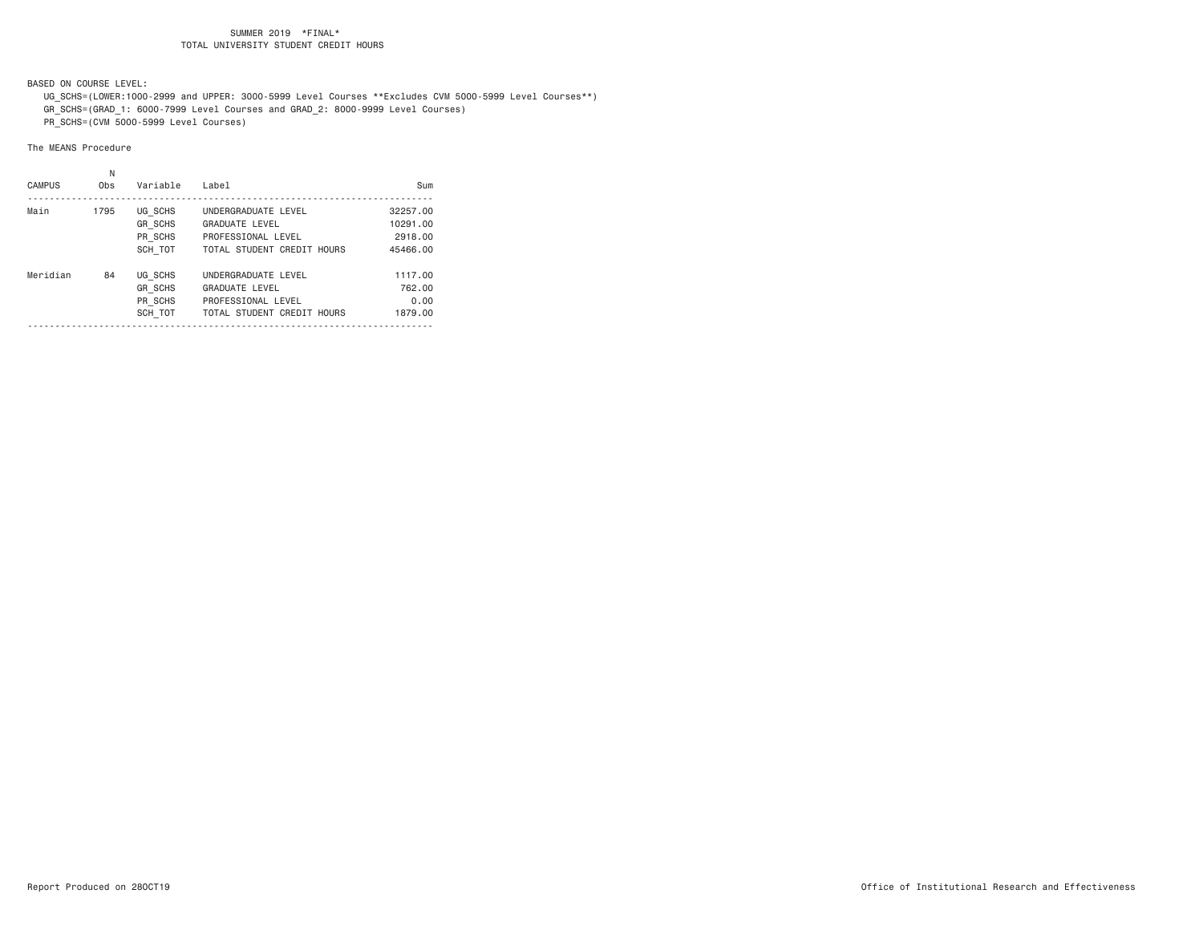SUMMER 2019 \*FINAL\*
TOTAL UNIVERSITY STUDENT CREDIT HOURS

BASED ON COURSE LEVEL:

UG_SCHS=(LOWER:1000-2999 and UPPER: 3000-5999 Level Courses **Excludes CVM 5000-5999 Level Courses**)
GR_SCHS=(GRAD_1: 6000-7999 Level Courses and GRAD_2: 8000-9999 Level Courses)
PR_SCHS=(CVM 5000-5999 Level Courses)

The MEANS Procedure

| CAMPUS | N Obs | Variable | Label | Sum |
|---|---|---|---|---|
| Main | 1795 | UG_SCHS | UNDERGRADUATE LEVEL | 32257.00 |
| | | GR_SCHS | GRADUATE LEVEL | 10291.00 |
| | | PR_SCHS | PROFESSIONAL LEVEL | 2918.00 |
| | | SCH_TOT | TOTAL STUDENT CREDIT HOURS | 45466.00 |
| Meridian | 84 | UG_SCHS | UNDERGRADUATE LEVEL | 1117.00 |
| | | GR_SCHS | GRADUATE LEVEL | 762.00 |
| | | PR_SCHS | PROFESSIONAL LEVEL | 0.00 |
| | | SCH_TOT | TOTAL STUDENT CREDIT HOURS | 1879.00 |

Report Produced on 28OCT19

Office of Institutional Research and Effectiveness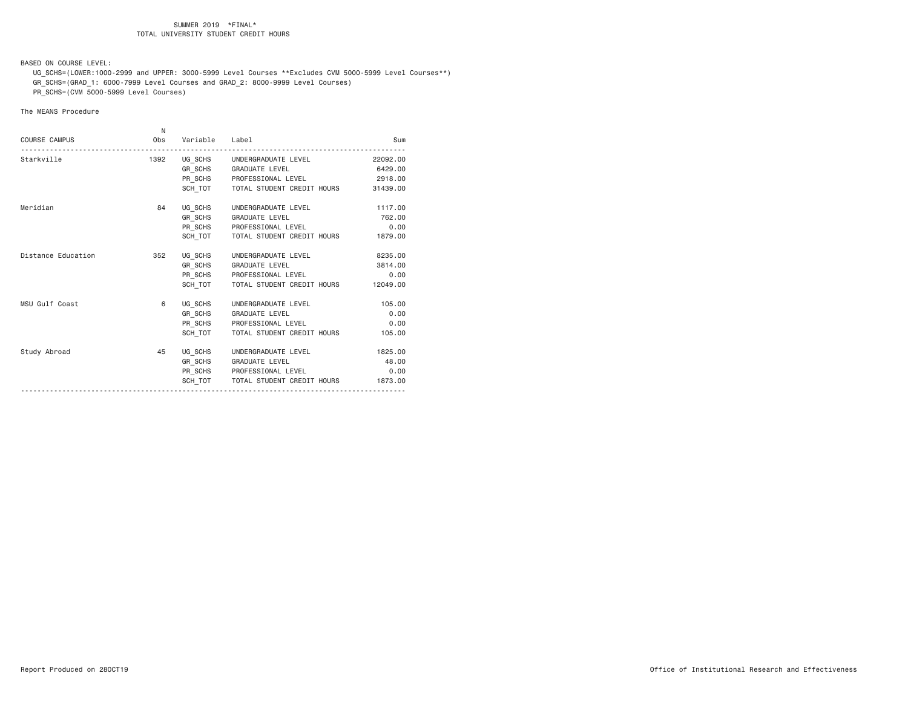SUMMER 2019 *FINAL*
TOTAL UNIVERSITY STUDENT CREDIT HOURS

BASED ON COURSE LEVEL:
UG_SCHS=(LOWER:1000-2999 and UPPER: 3000-5999 Level Courses **Excludes CVM 5000-5999 Level Courses**)
GR_SCHS=(GRAD_1: 6000-7999 Level Courses and GRAD_2: 8000-9999 Level Courses)
PR_SCHS=(CVM 5000-5999 Level Courses)

The MEANS Procedure

| COURSE CAMPUS | N Obs | Variable | Label | Sum |
|---|---|---|---|---|
| Starkville | 1392 | UG_SCHS | UNDERGRADUATE LEVEL | 22092.00 |
| | | GR_SCHS | GRADUATE LEVEL | 6429.00 |
| | | PR_SCHS | PROFESSIONAL LEVEL | 2918.00 |
| | | SCH_TOT | TOTAL STUDENT CREDIT HOURS | 31439.00 |
| Meridian | 84 | UG_SCHS | UNDERGRADUATE LEVEL | 1117.00 |
| | | GR_SCHS | GRADUATE LEVEL | 762.00 |
| | | PR_SCHS | PROFESSIONAL LEVEL | 0.00 |
| | | SCH_TOT | TOTAL STUDENT CREDIT HOURS | 1879.00 |
| Distance Education | 352 | UG_SCHS | UNDERGRADUATE LEVEL | 8235.00 |
| | | GR_SCHS | GRADUATE LEVEL | 3814.00 |
| | | PR_SCHS | PROFESSIONAL LEVEL | 0.00 |
| | | SCH_TOT | TOTAL STUDENT CREDIT HOURS | 12049.00 |
| MSU Gulf Coast | 6 | UG_SCHS | UNDERGRADUATE LEVEL | 105.00 |
| | | GR_SCHS | GRADUATE LEVEL | 0.00 |
| | | PR_SCHS | PROFESSIONAL LEVEL | 0.00 |
| | | SCH_TOT | TOTAL STUDENT CREDIT HOURS | 105.00 |
| Study Abroad | 45 | UG_SCHS | UNDERGRADUATE LEVEL | 1825.00 |
| | | GR_SCHS | GRADUATE LEVEL | 48.00 |
| | | PR_SCHS | PROFESSIONAL LEVEL | 0.00 |
| | | SCH_TOT | TOTAL STUDENT CREDIT HOURS | 1873.00 |

Report Produced on 28OCT19 Office of Institutional Research and Effectiveness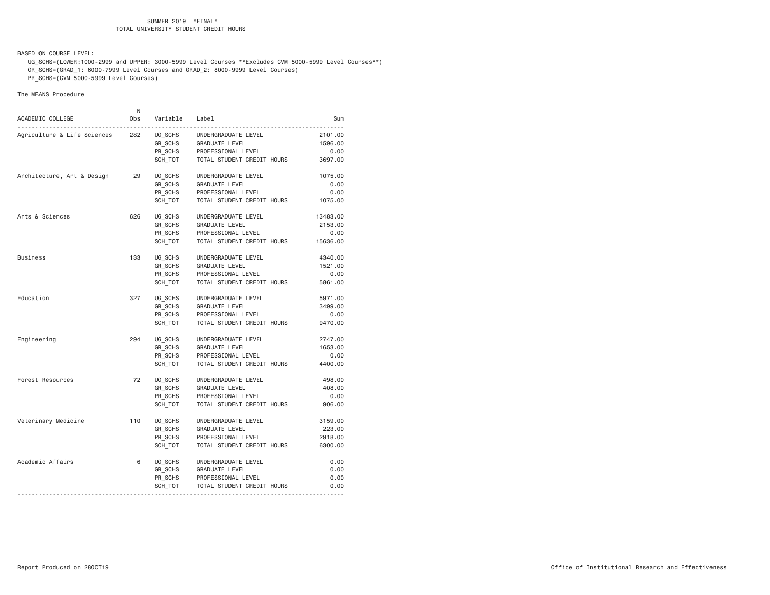SUMMER 2019 *FINAL*
TOTAL UNIVERSITY STUDENT CREDIT HOURS

BASED ON COURSE LEVEL:
UG_SCHS=(LOWER:1000-2999 and UPPER: 3000-5999 Level Courses **Excludes CVM 5000-5999 Level Courses**)
GR_SCHS=(GRAD_1: 6000-7999 Level Courses and GRAD_2: 8000-9999 Level Courses)
PR_SCHS=(CVM 5000-5999 Level Courses)

The MEANS Procedure

| ACADEMIC COLLEGE | N Obs | Variable | Label | Sum |
|---|---|---|---|---|
| Agriculture & Life Sciences | 282 | UG_SCHS | UNDERGRADUATE LEVEL | 2101.00 |
| | | GR_SCHS | GRADUATE LEVEL | 1596.00 |
| | | PR_SCHS | PROFESSIONAL LEVEL | 0.00 |
| | | SCH_TOT | TOTAL STUDENT CREDIT HOURS | 3697.00 |
| Architecture, Art & Design | 29 | UG_SCHS | UNDERGRADUATE LEVEL | 1075.00 |
| | | GR_SCHS | GRADUATE LEVEL | 0.00 |
| | | PR_SCHS | PROFESSIONAL LEVEL | 0.00 |
| | | SCH_TOT | TOTAL STUDENT CREDIT HOURS | 1075.00 |
| Arts & Sciences | 626 | UG_SCHS | UNDERGRADUATE LEVEL | 13483.00 |
| | | GR_SCHS | GRADUATE LEVEL | 2153.00 |
| | | PR_SCHS | PROFESSIONAL LEVEL | 0.00 |
| | | SCH_TOT | TOTAL STUDENT CREDIT HOURS | 15636.00 |
| Business | 133 | UG_SCHS | UNDERGRADUATE LEVEL | 4340.00 |
| | | GR_SCHS | GRADUATE LEVEL | 1521.00 |
| | | PR_SCHS | PROFESSIONAL LEVEL | 0.00 |
| | | SCH_TOT | TOTAL STUDENT CREDIT HOURS | 5861.00 |
| Education | 327 | UG_SCHS | UNDERGRADUATE LEVEL | 5971.00 |
| | | GR_SCHS | GRADUATE LEVEL | 3499.00 |
| | | PR_SCHS | PROFESSIONAL LEVEL | 0.00 |
| | | SCH_TOT | TOTAL STUDENT CREDIT HOURS | 9470.00 |
| Engineering | 294 | UG_SCHS | UNDERGRADUATE LEVEL | 2747.00 |
| | | GR_SCHS | GRADUATE LEVEL | 1653.00 |
| | | PR_SCHS | PROFESSIONAL LEVEL | 0.00 |
| | | SCH_TOT | TOTAL STUDENT CREDIT HOURS | 4400.00 |
| Forest Resources | 72 | UG_SCHS | UNDERGRADUATE LEVEL | 498.00 |
| | | GR_SCHS | GRADUATE LEVEL | 408.00 |
| | | PR_SCHS | PROFESSIONAL LEVEL | 0.00 |
| | | SCH_TOT | TOTAL STUDENT CREDIT HOURS | 906.00 |
| Veterinary Medicine | 110 | UG_SCHS | UNDERGRADUATE LEVEL | 3159.00 |
| | | GR_SCHS | GRADUATE LEVEL | 223.00 |
| | | PR_SCHS | PROFESSIONAL LEVEL | 2918.00 |
| | | SCH_TOT | TOTAL STUDENT CREDIT HOURS | 6300.00 |
| Academic Affairs | 6 | UG_SCHS | UNDERGRADUATE LEVEL | 0.00 |
| | | GR_SCHS | GRADUATE LEVEL | 0.00 |
| | | PR_SCHS | PROFESSIONAL LEVEL | 0.00 |
| | | SCH_TOT | TOTAL STUDENT CREDIT HOURS | 0.00 |

Report Produced on 28OCT19 Office of Institutional Research and Effectiveness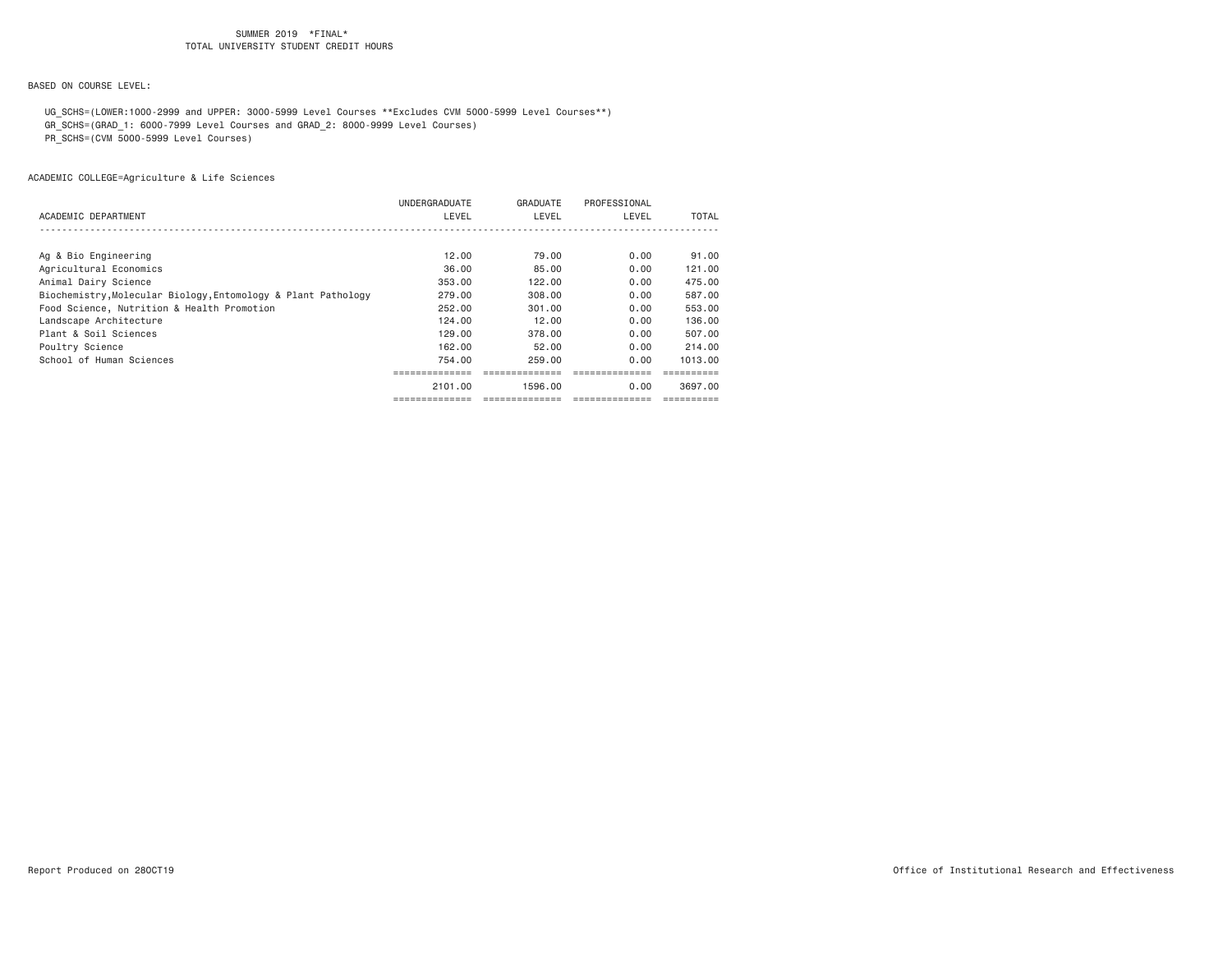SUMMER 2019 \*FINAL\*
TOTAL UNIVERSITY STUDENT CREDIT HOURS

BASED ON COURSE LEVEL:

UG_SCHS=(LOWER:1000-2999 and UPPER: 3000-5999 Level Courses **Excludes CVM 5000-5999 Level Courses**)
GR_SCHS=(GRAD_1: 6000-7999 Level Courses and GRAD_2: 8000-9999 Level Courses)
PR_SCHS=(CVM 5000-5999 Level Courses)

ACADEMIC COLLEGE=Agriculture & Life Sciences

| ACADEMIC DEPARTMENT | UNDERGRADUATE LEVEL | GRADUATE LEVEL | PROFESSIONAL LEVEL | TOTAL |
|---|---|---|---|---|
| Ag & Bio Engineering | 12.00 | 79.00 | 0.00 | 91.00 |
| Agricultural Economics | 36.00 | 85.00 | 0.00 | 121.00 |
| Animal Dairy Science | 353.00 | 122.00 | 0.00 | 475.00 |
| Biochemistry,Molecular Biology,Entomology & Plant Pathology | 279.00 | 308.00 | 0.00 | 587.00 |
| Food Science, Nutrition & Health Promotion | 252.00 | 301.00 | 0.00 | 553.00 |
| Landscape Architecture | 124.00 | 12.00 | 0.00 | 136.00 |
| Plant & Soil Sciences | 129.00 | 378.00 | 0.00 | 507.00 |
| Poultry Science | 162.00 | 52.00 | 0.00 | 214.00 |
| School of Human Sciences | 754.00 | 259.00 | 0.00 | 1013.00 |
| | 2101.00 | 1596.00 | 0.00 | 3697.00 |

Report Produced on 28OCT19

Office of Institutional Research and Effectiveness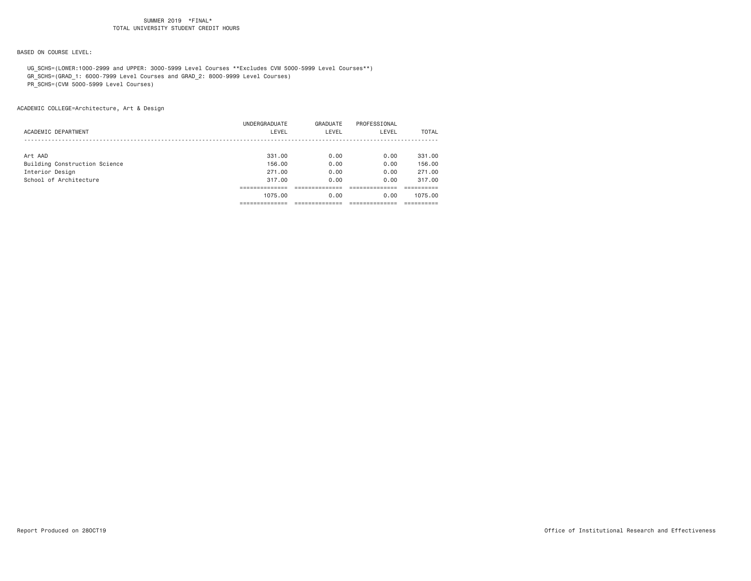SUMMER 2019 *FINAL*
TOTAL UNIVERSITY STUDENT CREDIT HOURS

BASED ON COURSE LEVEL:

UG_SCHS=(LOWER:1000-2999 and UPPER: 3000-5999 Level Courses **Excludes CVM 5000-5999 Level Courses**)
GR_SCHS=(GRAD_1: 6000-7999 Level Courses and GRAD_2: 8000-9999 Level Courses)
PR_SCHS=(CVM 5000-5999 Level Courses)

ACADEMIC COLLEGE=Architecture, Art & Design

| ACADEMIC DEPARTMENT | UNDERGRADUATE LEVEL | GRADUATE LEVEL | PROFESSIONAL LEVEL | TOTAL |
|---|---|---|---|---|
| Art AAD | 331.00 | 0.00 | 0.00 | 331.00 |
| Building Construction Science | 156.00 | 0.00 | 0.00 | 156.00 |
| Interior Design | 271.00 | 0.00 | 0.00 | 271.00 |
| School of Architecture | 317.00 | 0.00 | 0.00 | 317.00 |
| | 1075.00 | 0.00 | 0.00 | 1075.00 |

Report Produced on 28OCT19

Office of Institutional Research and Effectiveness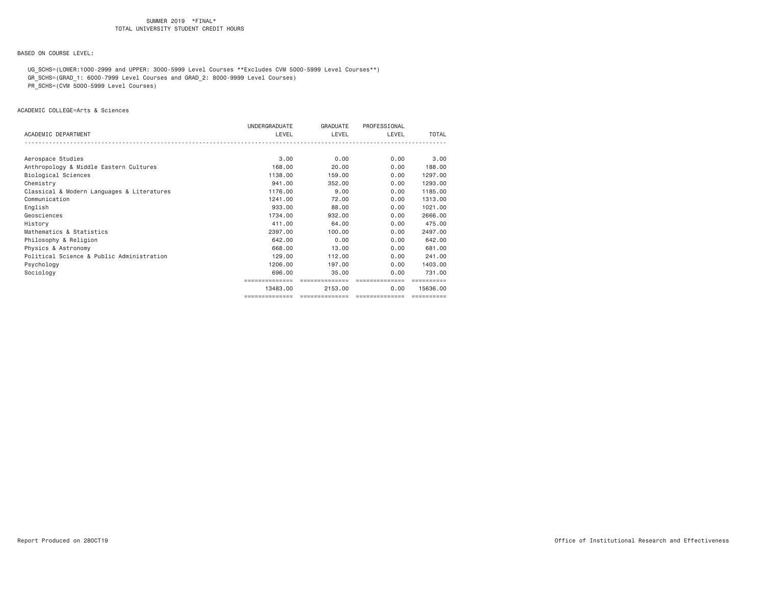SUMMER 2019 \*FINAL\*
TOTAL UNIVERSITY STUDENT CREDIT HOURS

BASED ON COURSE LEVEL:

UG_SCHS=(LOWER:1000-2999 and UPPER: 3000-5999 Level Courses **Excludes CVM 5000-5999 Level Courses**)
GR_SCHS=(GRAD_1: 6000-7999 Level Courses and GRAD_2: 8000-9999 Level Courses)
PR_SCHS=(CVM 5000-5999 Level Courses)

ACADEMIC COLLEGE=Arts & Sciences

| ACADEMIC DEPARTMENT | UNDERGRADUATE LEVEL | GRADUATE LEVEL | PROFESSIONAL LEVEL | TOTAL |
|---|---|---|---|---|
| Aerospace Studies | 3.00 | 0.00 | 0.00 | 3.00 |
| Anthropology & Middle Eastern Cultures | 168.00 | 20.00 | 0.00 | 188.00 |
| Biological Sciences | 1138.00 | 159.00 | 0.00 | 1297.00 |
| Chemistry | 941.00 | 352.00 | 0.00 | 1293.00 |
| Classical & Modern Languages & Literatures | 1176.00 | 9.00 | 0.00 | 1185.00 |
| Communication | 1241.00 | 72.00 | 0.00 | 1313.00 |
| English | 933.00 | 88.00 | 0.00 | 1021.00 |
| Geosciences | 1734.00 | 932.00 | 0.00 | 2666.00 |
| History | 411.00 | 64.00 | 0.00 | 475.00 |
| Mathematics & Statistics | 2397.00 | 100.00 | 0.00 | 2497.00 |
| Philosophy & Religion | 642.00 | 0.00 | 0.00 | 642.00 |
| Physics & Astronomy | 668.00 | 13.00 | 0.00 | 681.00 |
| Political Science & Public Administration | 129.00 | 112.00 | 0.00 | 241.00 |
| Psychology | 1206.00 | 197.00 | 0.00 | 1403.00 |
| Sociology | 696.00 | 35.00 | 0.00 | 731.00 |
| | 13483.00 | 2153.00 | 0.00 | 15636.00 |

Report Produced on 28OCT19 Office of Institutional Research and Effectiveness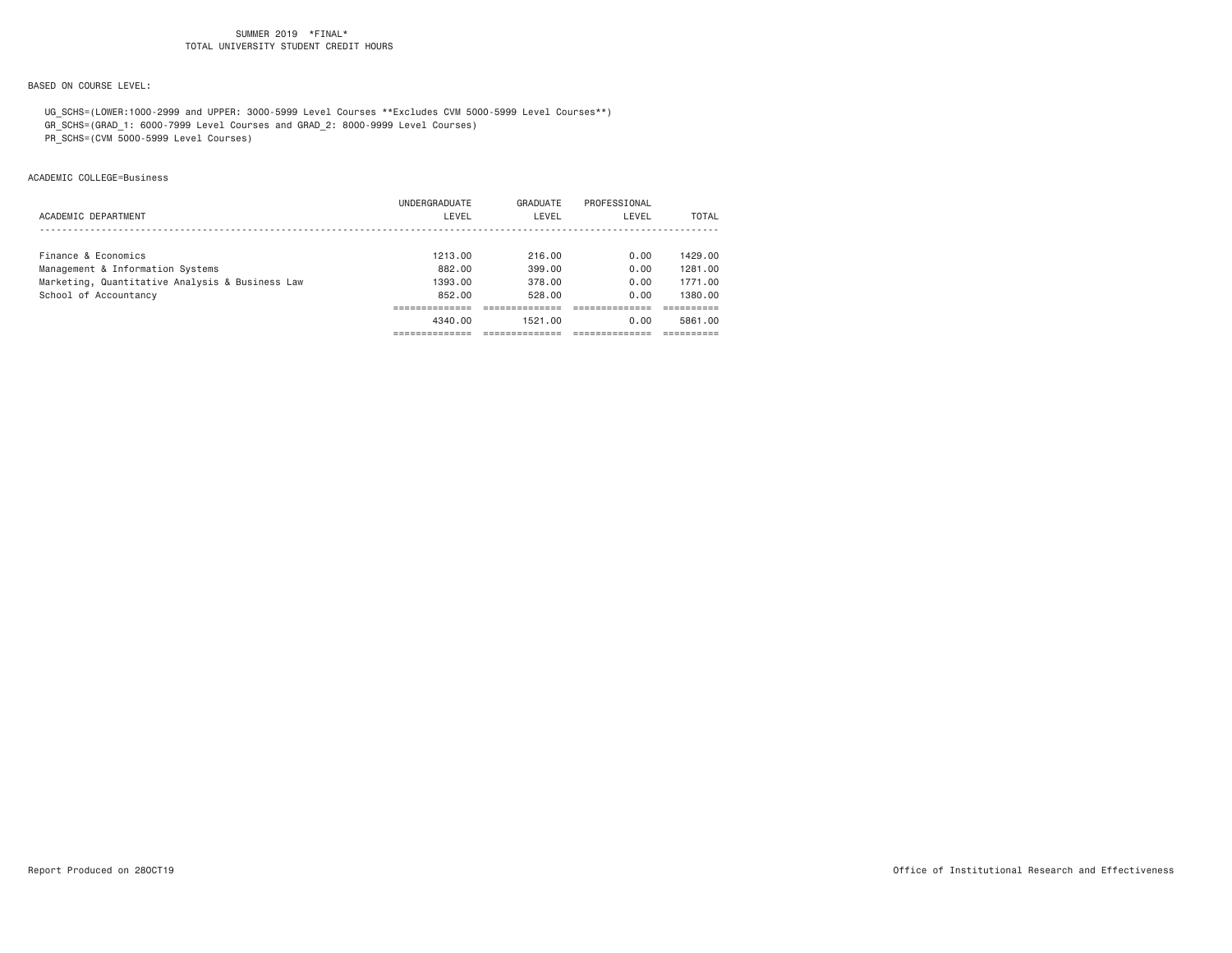SUMMER 2019 \*FINAL\*
TOTAL UNIVERSITY STUDENT CREDIT HOURS

BASED ON COURSE LEVEL:

UG_SCHS=(LOWER:1000-2999 and UPPER: 3000-5999 Level Courses **Excludes CVM 5000-5999 Level Courses**)
GR_SCHS=(GRAD_1: 6000-7999 Level Courses and GRAD_2: 8000-9999 Level Courses)
PR_SCHS=(CVM 5000-5999 Level Courses)

ACADEMIC COLLEGE=Business

| ACADEMIC DEPARTMENT | UNDERGRADUATE LEVEL | GRADUATE LEVEL | PROFESSIONAL LEVEL | TOTAL |
|---|---|---|---|---|
| Finance & Economics | 1213.00 | 216.00 | 0.00 | 1429.00 |
| Management & Information Systems | 882.00 | 399.00 | 0.00 | 1281.00 |
| Marketing, Quantitative Analysis & Business Law | 1393.00 | 378.00 | 0.00 | 1771.00 |
| School of Accountancy | 852.00 | 528.00 | 0.00 | 1380.00 |
| | 4340.00 | 1521.00 | 0.00 | 5861.00 |

Report Produced on 28OCT19

Office of Institutional Research and Effectiveness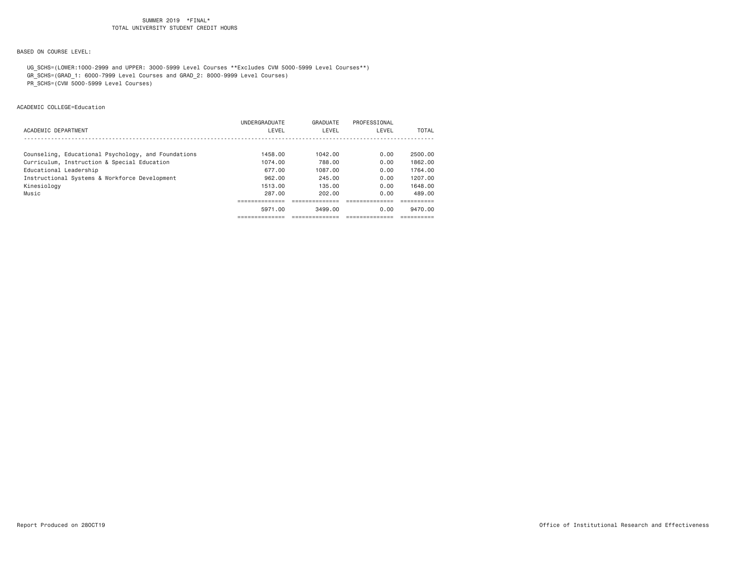SUMMER 2019 \*FINAL\*
TOTAL UNIVERSITY STUDENT CREDIT HOURS

BASED ON COURSE LEVEL:

UG_SCHS=(LOWER:1000-2999 and UPPER: 3000-5999 Level Courses **Excludes CVM 5000-5999 Level Courses**)
GR_SCHS=(GRAD_1: 6000-7999 Level Courses and GRAD_2: 8000-9999 Level Courses)
PR_SCHS=(CVM 5000-5999 Level Courses)

ACADEMIC COLLEGE=Education

| ACADEMIC DEPARTMENT | UNDERGRADUATE LEVEL | GRADUATE LEVEL | PROFESSIONAL LEVEL | TOTAL |
|---|---|---|---|---|
| Counseling, Educational Psychology, and Foundations | 1458.00 | 1042.00 | 0.00 | 2500.00 |
| Curriculum, Instruction & Special Education | 1074.00 | 788.00 | 0.00 | 1862.00 |
| Educational Leadership | 677.00 | 1087.00 | 0.00 | 1764.00 |
| Instructional Systems & Workforce Development | 962.00 | 245.00 | 0.00 | 1207.00 |
| Kinesiology | 1513.00 | 135.00 | 0.00 | 1648.00 |
| Music | 287.00 | 202.00 | 0.00 | 489.00 |
| | 5971.00 | 3499.00 | 0.00 | 9470.00 |

Report Produced on 28OCT19 Office of Institutional Research and Effectiveness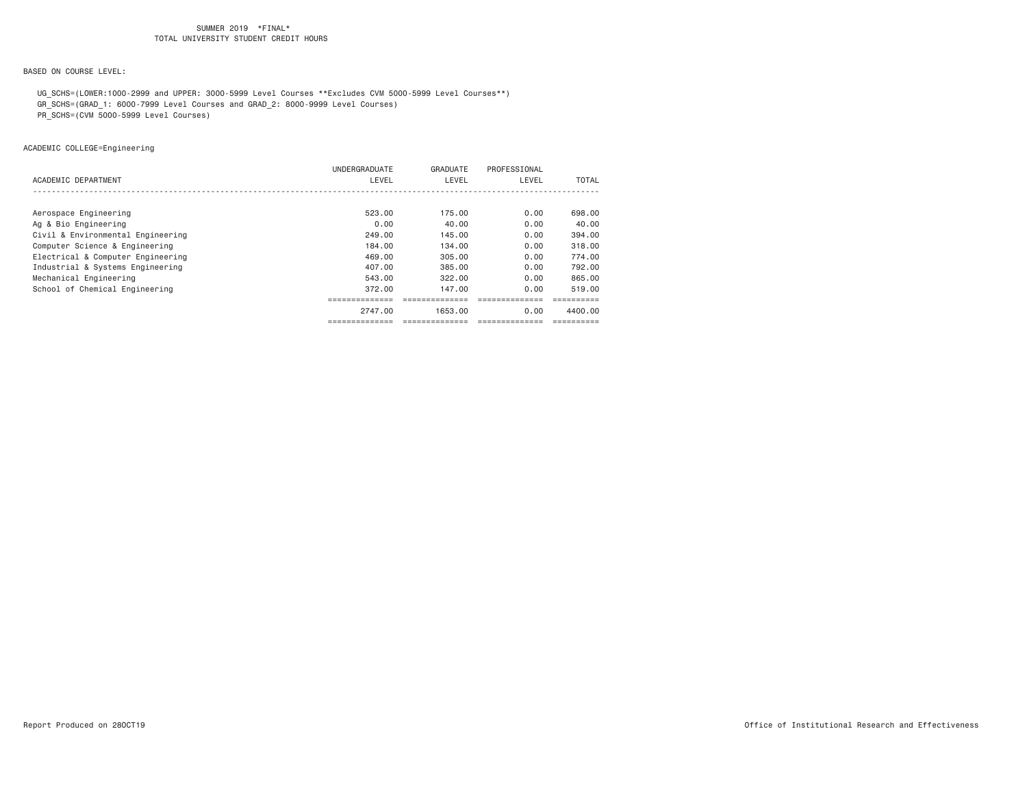SUMMER 2019 *FINAL*
TOTAL UNIVERSITY STUDENT CREDIT HOURS

BASED ON COURSE LEVEL:

UG_SCHS=(LOWER:1000-2999 and UPPER: 3000-5999 Level Courses **Excludes CVM 5000-5999 Level Courses**)
GR_SCHS=(GRAD_1: 6000-7999 Level Courses and GRAD_2: 8000-9999 Level Courses)
PR_SCHS=(CVM 5000-5999 Level Courses)

ACADEMIC COLLEGE=Engineering

| ACADEMIC DEPARTMENT | UNDERGRADUATE LEVEL | GRADUATE LEVEL | PROFESSIONAL LEVEL | TOTAL |
|---|---|---|---|---|
| Aerospace Engineering | 523.00 | 175.00 | 0.00 | 698.00 |
| Ag & Bio Engineering | 0.00 | 40.00 | 0.00 | 40.00 |
| Civil & Environmental Engineering | 249.00 | 145.00 | 0.00 | 394.00 |
| Computer Science & Engineering | 184.00 | 134.00 | 0.00 | 318.00 |
| Electrical & Computer Engineering | 469.00 | 305.00 | 0.00 | 774.00 |
| Industrial & Systems Engineering | 407.00 | 385.00 | 0.00 | 792.00 |
| Mechanical Engineering | 543.00 | 322.00 | 0.00 | 865.00 |
| School of Chemical Engineering | 372.00 | 147.00 | 0.00 | 519.00 |
| | 2747.00 | 1653.00 | 0.00 | 4400.00 |

Report Produced on 28OCT19 Office of Institutional Research and Effectiveness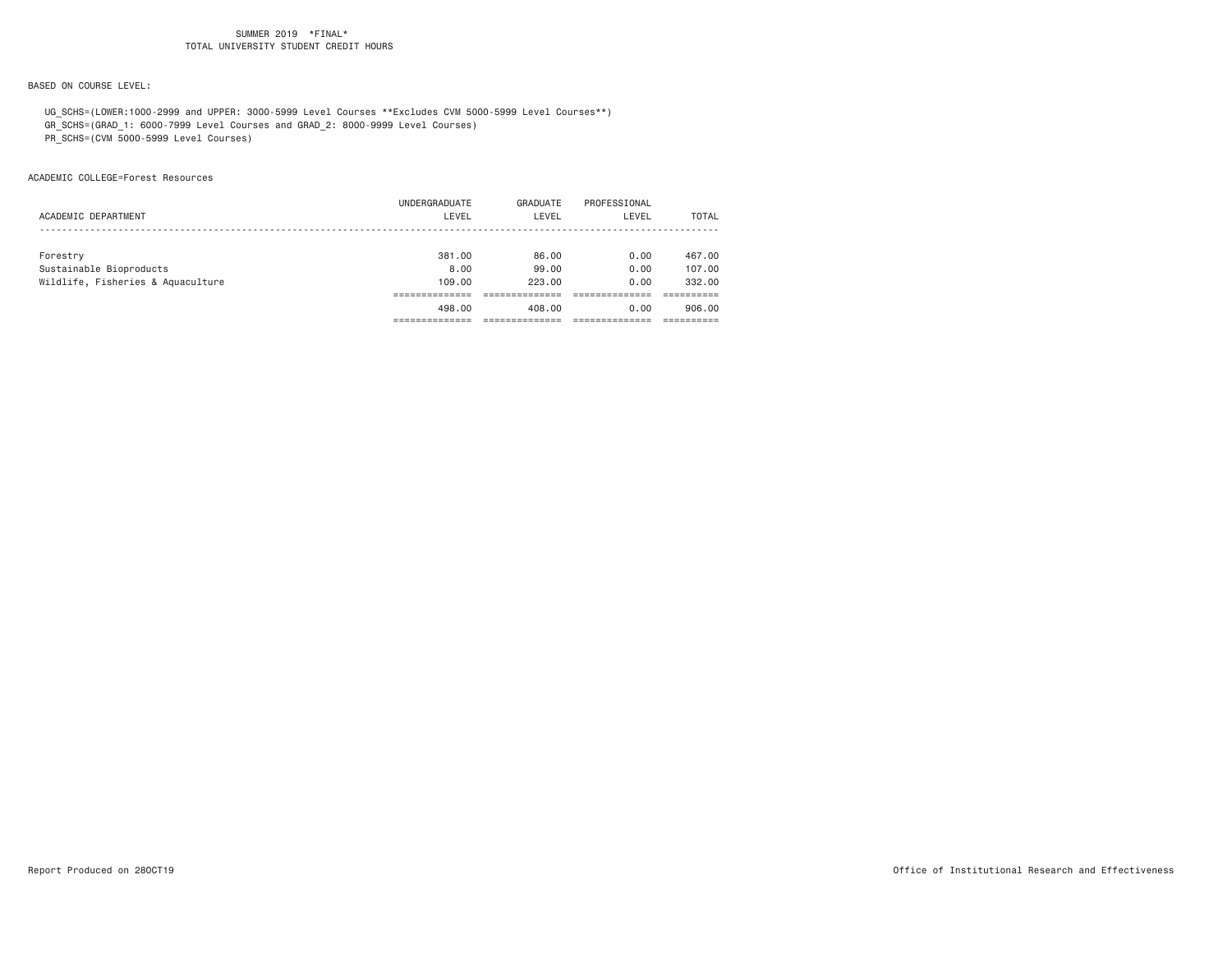SUMMER 2019 *FINAL*
TOTAL UNIVERSITY STUDENT CREDIT HOURS

BASED ON COURSE LEVEL:

UG_SCHS=(LOWER:1000-2999 and UPPER: 3000-5999 Level Courses **Excludes CVM 5000-5999 Level Courses**)
GR_SCHS=(GRAD_1: 6000-7999 Level Courses and GRAD_2: 8000-9999 Level Courses)
PR_SCHS=(CVM 5000-5999 Level Courses)

ACADEMIC COLLEGE=Forest Resources

| ACADEMIC DEPARTMENT | UNDERGRADUATE LEVEL | GRADUATE LEVEL | PROFESSIONAL LEVEL | TOTAL |
|---|---|---|---|---|
| Forestry | 381.00 | 86.00 | 0.00 | 467.00 |
| Sustainable Bioproducts | 8.00 | 99.00 | 0.00 | 107.00 |
| Wildlife, Fisheries & Aquaculture | 109.00 | 223.00 | 0.00 | 332.00 |
| | 498.00 | 408.00 | 0.00 | 906.00 |

Report Produced on 28OCT19 Office of Institutional Research and Effectiveness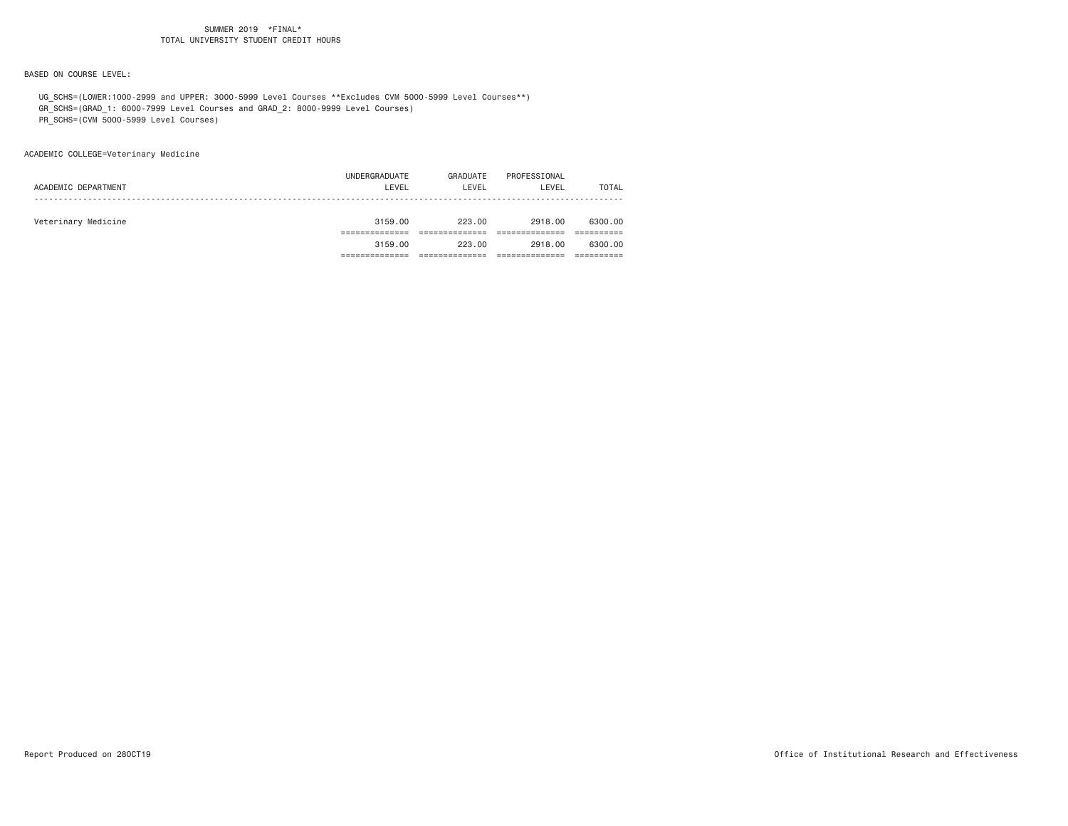SUMMER 2019 *FINAL*
TOTAL UNIVERSITY STUDENT CREDIT HOURS

BASED ON COURSE LEVEL:

UG_SCHS=(LOWER:1000-2999 and UPPER: 3000-5999 Level Courses **Excludes CVM 5000-5999 Level Courses**)
GR_SCHS=(GRAD_1: 6000-7999 Level Courses and GRAD_2: 8000-9999 Level Courses)
PR_SCHS=(CVM 5000-5999 Level Courses)

ACADEMIC COLLEGE=Veterinary Medicine

| ACADEMIC DEPARTMENT | UNDERGRADUATE LEVEL | GRADUATE LEVEL | PROFESSIONAL LEVEL | TOTAL |
|---|---|---|---|---|
| Veterinary Medicine | 3159.00 | 223.00 | 2918.00 | 6300.00 |
| | 3159.00 | 223.00 | 2918.00 | 6300.00 |

Report Produced on 28OCT19

Office of Institutional Research and Effectiveness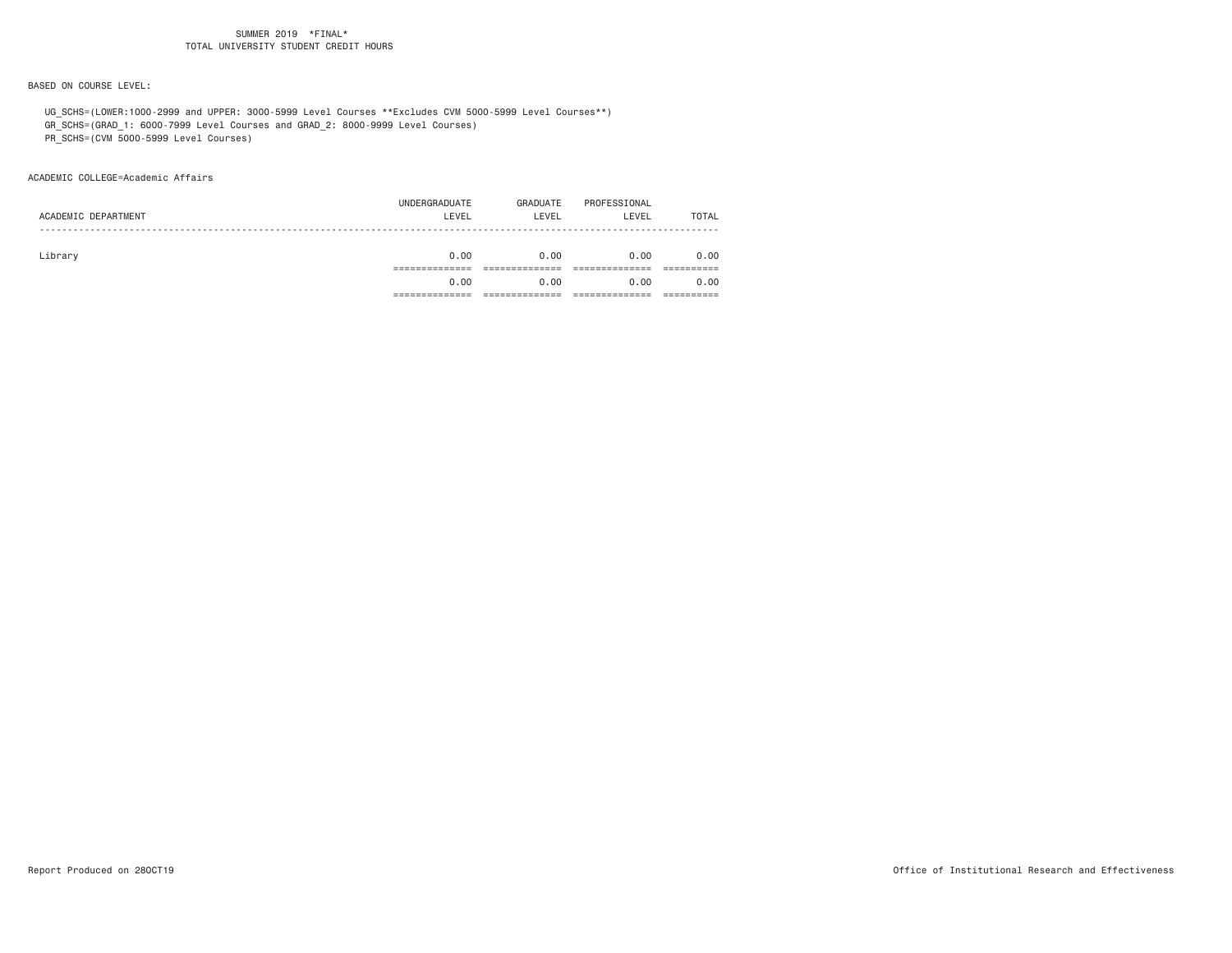SUMMER 2019 \*FINAL\*
TOTAL UNIVERSITY STUDENT CREDIT HOURS

BASED ON COURSE LEVEL:

UG_SCHS=(LOWER:1000-2999 and UPPER: 3000-5999 Level Courses **Excludes CVM 5000-5999 Level Courses**)
GR_SCHS=(GRAD_1: 6000-7999 Level Courses and GRAD_2: 8000-9999 Level Courses)
PR_SCHS=(CVM 5000-5999 Level Courses)

ACADEMIC COLLEGE=Academic Affairs

| ACADEMIC DEPARTMENT | UNDERGRADUATE LEVEL | GRADUATE LEVEL | PROFESSIONAL LEVEL | TOTAL |
|---|---|---|---|---|
| Library | 0.00 | 0.00 | 0.00 | 0.00 |
| | 0.00 | 0.00 | 0.00 | 0.00 |

Report Produced on 28OCT19 Office of Institutional Research and Effectiveness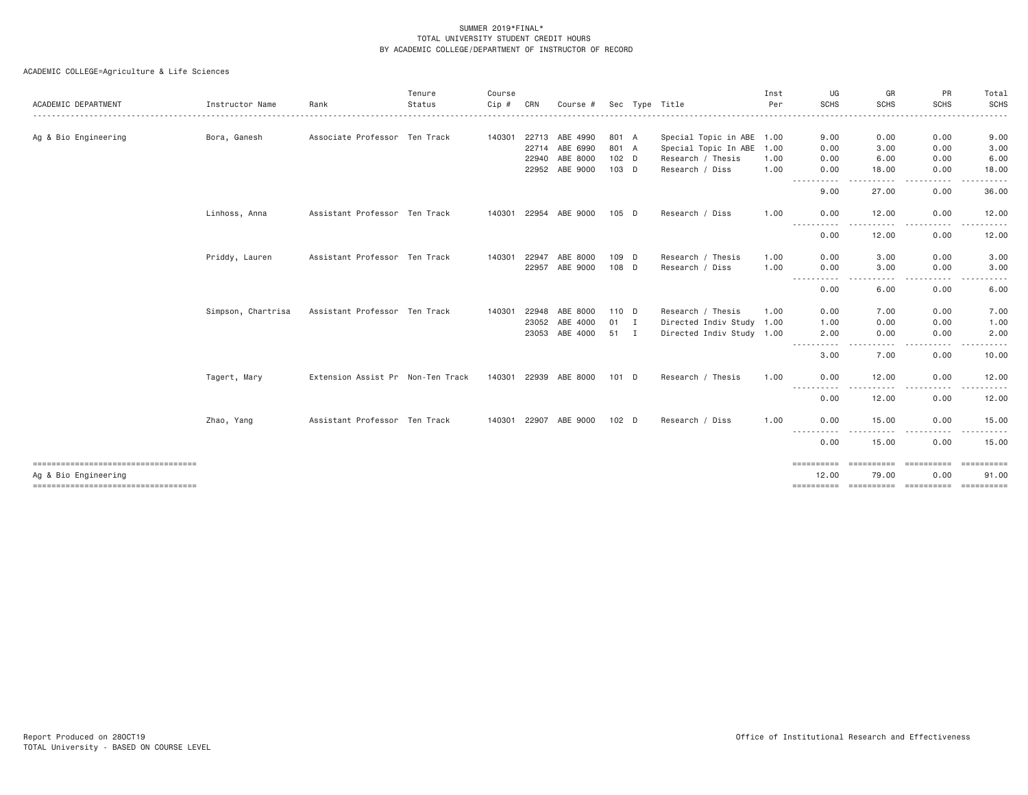SUMMER 2019*FINAL*
TOTAL UNIVERSITY STUDENT CREDIT HOURS
BY ACADEMIC COLLEGE/DEPARTMENT OF INSTRUCTOR OF RECORD

ACADEMIC COLLEGE=Agriculture & Life Sciences

| ACADEMIC DEPARTMENT | Instructor Name | Rank | Tenure Status | Course Cip # | CRN | Course # | Sec | Type | Title | Inst Per | UG SCHS | GR SCHS | PR SCHS | Total SCHS |
|---|---|---|---|---|---|---|---|---|---|---|---|---|---|---|
| Ag & Bio Engineering | Bora, Ganesh | Associate Professor | Ten Track | 140301 | 22713 | ABE 4990 | 801 | A | Special Topic in ABE | 1.00 | 9.00 | 0.00 | 0.00 | 9.00 |
| | | | | | 22714 | ABE 6990 | 801 | A | Special Topic In ABE | 1.00 | 0.00 | 3.00 | 0.00 | 3.00 |
| | | | | | 22940 | ABE 8000 | 102 | D | Research / Thesis | 1.00 | 0.00 | 6.00 | 0.00 | 6.00 |
| | | | | | 22952 | ABE 9000 | 103 | D | Research / Diss | 1.00 | 0.00 | 18.00 | 0.00 | 18.00 |
| | | | | | | | | | | | 9.00 | 27.00 | 0.00 | 36.00 |
| | Linhoss, Anna | Assistant Professor | Ten Track | 140301 | 22954 | ABE 9000 | 105 | D | Research / Diss | 1.00 | 0.00 | 12.00 | 0.00 | 12.00 |
| | | | | | | | | | | | 0.00 | 12.00 | 0.00 | 12.00 |
| | Priddy, Lauren | Assistant Professor | Ten Track | 140301 | 22947 | ABE 8000 | 109 | D | Research / Thesis | 1.00 | 0.00 | 3.00 | 0.00 | 3.00 |
| | | | | | 22957 | ABE 9000 | 108 | D | Research / Diss | 1.00 | 0.00 | 3.00 | 0.00 | 3.00 |
| | | | | | | | | | | | 0.00 | 6.00 | 0.00 | 6.00 |
| | Simpson, Chartrisa | Assistant Professor | Ten Track | 140301 | 22948 | ABE 8000 | 110 | D | Research / Thesis | 1.00 | 0.00 | 7.00 | 0.00 | 7.00 |
| | | | | | 23052 | ABE 4000 | 01 | I | Directed Indiv Study | 1.00 | 1.00 | 0.00 | 0.00 | 1.00 |
| | | | | | 23053 | ABE 4000 | 51 | I | Directed Indiv Study | 1.00 | 2.00 | 0.00 | 0.00 | 2.00 |
| | | | | | | | | | | | 3.00 | 7.00 | 0.00 | 10.00 |
| | Tagert, Mary | Extension Assist Pr | Non-Ten Track | 140301 | 22939 | ABE 8000 | 101 | D | Research / Thesis | 1.00 | 0.00 | 12.00 | 0.00 | 12.00 |
| | | | | | | | | | | | 0.00 | 12.00 | 0.00 | 12.00 |
| | Zhao, Yang | Assistant Professor | Ten Track | 140301 | 22907 | ABE 9000 | 102 | D | Research / Diss | 1.00 | 0.00 | 15.00 | 0.00 | 15.00 |
| | | | | | | | | | | | 0.00 | 15.00 | 0.00 | 15.00 |
| Ag & Bio Engineering | | | | | | | | | | | 12.00 | 79.00 | 0.00 | 91.00 |

Report Produced on 28OCT19
TOTAL University - BASED ON COURSE LEVEL

Office of Institutional Research and Effectiveness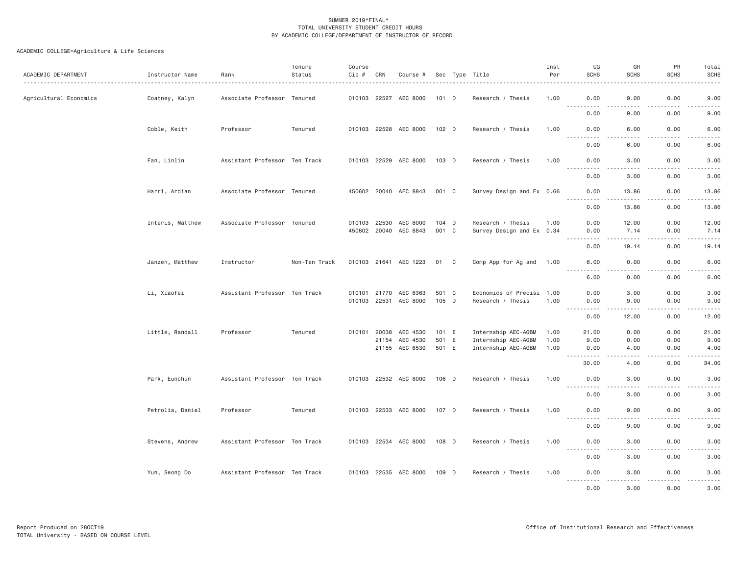SUMMER 2019*FINAL*
TOTAL UNIVERSITY STUDENT CREDIT HOURS
BY ACADEMIC COLLEGE/DEPARTMENT OF INSTRUCTOR OF RECORD

ACADEMIC COLLEGE=Agriculture & Life Sciences

| ACADEMIC DEPARTMENT | Instructor Name | Rank | Tenure Status | Course Cip # | CRN | Course # | Sec | Type | Title | Inst Per | UG SCHS | GR SCHS | PR SCHS | Total SCHS |
|---|---|---|---|---|---|---|---|---|---|---|---|---|---|---|
| Agricultural Economics | Coatney, Kalyn | Associate Professor | Tenured | 010103 | 22527 | AEC 8000 | 101 | D | Research / Thesis | 1.00 | 0.00 | 9.00 | 0.00 | 9.00 |
| | | | | | | | | | | | 0.00 | 9.00 | 0.00 | 9.00 |
| | Coble, Keith | Professor | Tenured | 010103 | 22528 | AEC 8000 | 102 | D | Research / Thesis | 1.00 | 0.00 | 6.00 | 0.00 | 6.00 |
| | | | | | | | | | | | 0.00 | 6.00 | 0.00 | 6.00 |
| | Fan, Linlin | Assistant Professor | Ten Track | 010103 | 22529 | AEC 8000 | 103 | D | Research / Thesis | 1.00 | 0.00 | 3.00 | 0.00 | 3.00 |
| | | | | | | | | | | | 0.00 | 3.00 | 0.00 | 3.00 |
| | Harri, Ardian | Associate Professor | Tenured | 450602 | 20040 | AEC 8843 | 001 | C | Survey Design and Ex | 0.66 | 0.00 | 13.86 | 0.00 | 13.86 |
| | | | | | | | | | | | 0.00 | 13.86 | 0.00 | 13.86 |
| | Interis, Matthew | Associate Professor | Tenured | 010103 | 22530 | AEC 8000 | 104 | D | Research / Thesis | 1.00 | 0.00 | 12.00 | 0.00 | 12.00 |
| | | | | 450602 | 20040 | AEC 8843 | 001 | C | Survey Design and Ex | 0.34 | 0.00 | 7.14 | 0.00 | 7.14 |
| | | | | | | | | | | | 0.00 | 19.14 | 0.00 | 19.14 |
| | Janzen, Matthew | Instructor | Non-Ten Track | 010103 | 21641 | AEC 1223 | 01 | C | Comp App for Ag and | 1.00 | 6.00 | 0.00 | 0.00 | 6.00 |
| | | | | | | | | | | | 6.00 | 0.00 | 0.00 | 6.00 |
| | Li, Xiaofei | Assistant Professor | Ten Track | 010101 | 21770 | AEC 6363 | 501 | C | Economics of Precisi | 1.00 | 0.00 | 3.00 | 0.00 | 3.00 |
| | | | | 010103 | 22531 | AEC 8000 | 105 | D | Research / Thesis | 1.00 | 0.00 | 9.00 | 0.00 | 9.00 |
| | | | | | | | | | | | 0.00 | 12.00 | 0.00 | 12.00 |
| | Little, Randall | Professor | Tenured | 010101 | 20038 | AEC 4530 | 101 | E | Internship AEC-AGBM | 1.00 | 21.00 | 0.00 | 0.00 | 21.00 |
| | | | | | 21154 | AEC 4530 | 501 | E | Internship AEC-AGBM | 1.00 | 9.00 | 0.00 | 0.00 | 9.00 |
| | | | | | 21155 | AEC 6530 | 501 | E | Internship AEC-AGBM | 1.00 | 0.00 | 4.00 | 0.00 | 4.00 |
| | | | | | | | | | | | 30.00 | 4.00 | 0.00 | 34.00 |
| | Park, Eunchun | Assistant Professor | Ten Track | 010103 | 22532 | AEC 8000 | 106 | D | Research / Thesis | 1.00 | 0.00 | 3.00 | 0.00 | 3.00 |
| | | | | | | | | | | | 0.00 | 3.00 | 0.00 | 3.00 |
| | Petrolia, Daniel | Professor | Tenured | 010103 | 22533 | AEC 8000 | 107 | D | Research / Thesis | 1.00 | 0.00 | 9.00 | 0.00 | 9.00 |
| | | | | | | | | | | | 0.00 | 9.00 | 0.00 | 9.00 |
| | Stevens, Andrew | Assistant Professor | Ten Track | 010103 | 22534 | AEC 8000 | 108 | D | Research / Thesis | 1.00 | 0.00 | 3.00 | 0.00 | 3.00 |
| | | | | | | | | | | | 0.00 | 3.00 | 0.00 | 3.00 |
| | Yun, Seong Do | Assistant Professor | Ten Track | 010103 | 22535 | AEC 8000 | 109 | D | Research / Thesis | 1.00 | 0.00 | 3.00 | 0.00 | 3.00 |
| | | | | | | | | | | | 0.00 | 3.00 | 0.00 | 3.00 |

Report Produced on 28OCT19
TOTAL University - BASED ON COURSE LEVEL

Office of Institutional Research and Effectiveness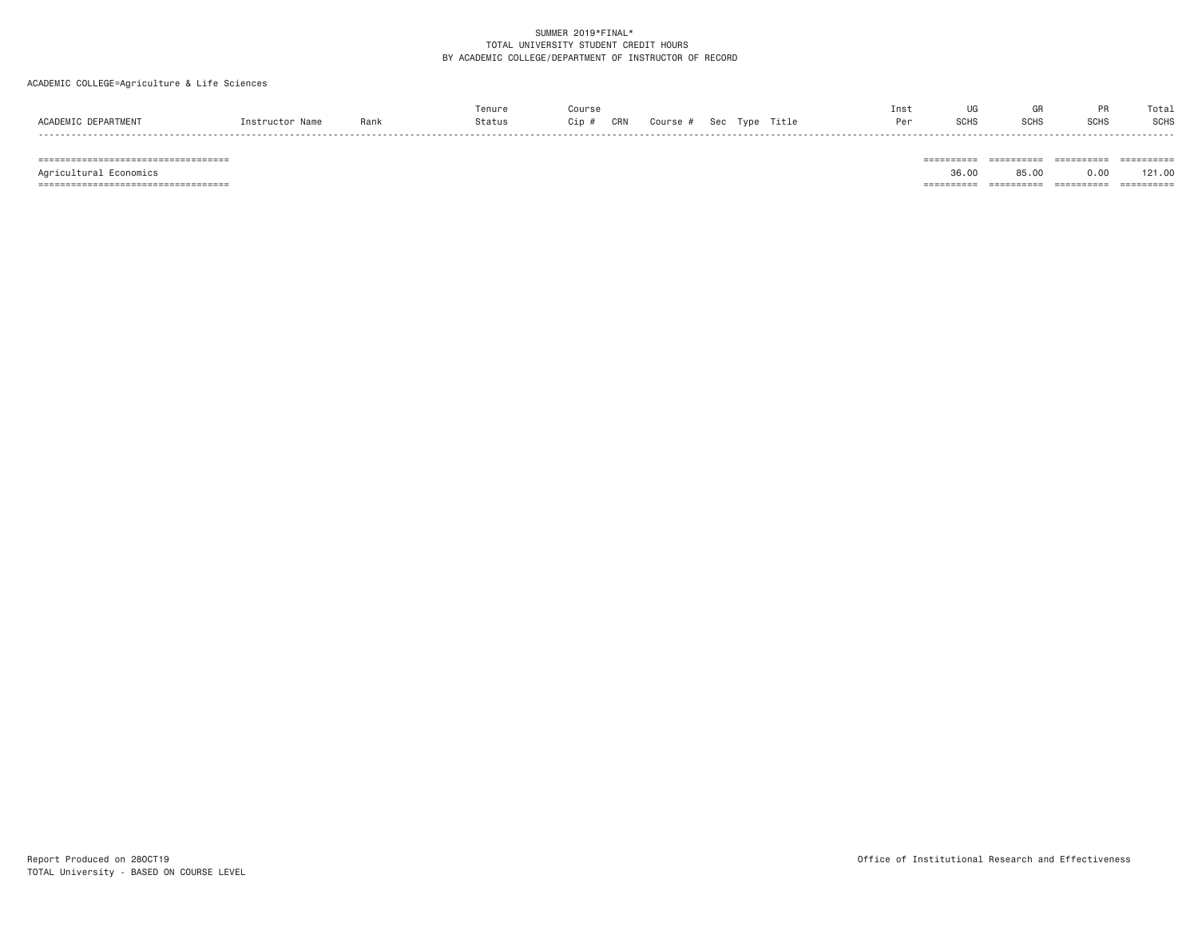SUMMER 2019*FINAL*
TOTAL UNIVERSITY STUDENT CREDIT HOURS
BY ACADEMIC COLLEGE/DEPARTMENT OF INSTRUCTOR OF RECORD

ACADEMIC COLLEGE=Agriculture & Life Sciences

| ACADEMIC DEPARTMENT | Instructor Name | Rank | Tenure Status | Course Cip # | CRN | Course # | Sec | Type | Title | Inst Per | UG SCHS | GR SCHS | PR SCHS | Total SCHS |
|---|---|---|---|---|---|---|---|---|---|---|---|---|---|---|
| Agricultural Economics | | | | | | | | | | | 36.00 | 85.00 | 0.00 | 121.00 |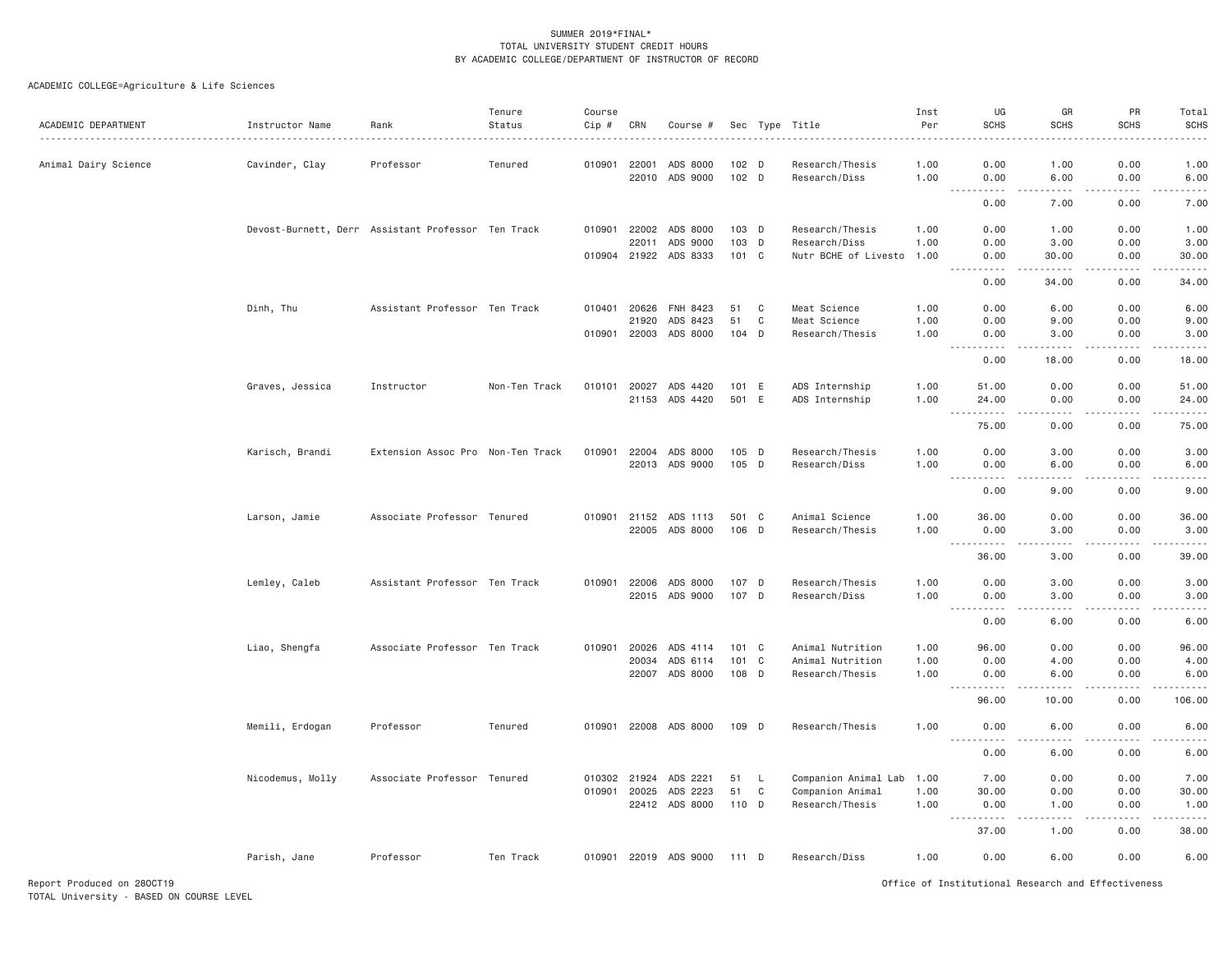SUMMER 2019*FINAL*
TOTAL UNIVERSITY STUDENT CREDIT HOURS
BY ACADEMIC COLLEGE/DEPARTMENT OF INSTRUCTOR OF RECORD

ACADEMIC COLLEGE=Agriculture & Life Sciences

| ACADEMIC DEPARTMENT | Instructor Name | Rank | Tenure Status | Course Cip # | CRN | Course # | Sec | Type | Title | Inst Per | UG SCHS | GR SCHS | PR SCHS | Total SCHS |
|---|---|---|---|---|---|---|---|---|---|---|---|---|---|---|
| Animal Dairy Science | Cavinder, Clay | Professor | Tenured | 010901 | 22001 | ADS 8000 | 102 | D | Research/Thesis | 1.00 | 0.00 | 1.00 | 0.00 | 1.00 |
| | | | | | 22010 | ADS 9000 | 102 | D | Research/Diss | 1.00 | 0.00 | 6.00 | 0.00 | 6.00 |
| | | | | | | | | | | | 0.00 | 7.00 | 0.00 | 7.00 |
| | Devost-Burnett, Derr | Assistant Professor | Ten Track | 010901 | 22002 | ADS 8000 | 103 | D | Research/Thesis | 1.00 | 0.00 | 1.00 | 0.00 | 1.00 |
| | | | | | 22011 | ADS 9000 | 103 | D | Research/Diss | 1.00 | 0.00 | 3.00 | 0.00 | 3.00 |
| | | | | 010904 | 21922 | ADS 8333 | 101 | C | Nutr BCHE of Livesto | 1.00 | 0.00 | 30.00 | 0.00 | 30.00 |
| | | | | | | | | | | | 0.00 | 34.00 | 0.00 | 34.00 |
| | Dinh, Thu | Assistant Professor | Ten Track | 010401 | 20626 | FNH 8423 | 51 | C | Meat Science | 1.00 | 0.00 | 6.00 | 0.00 | 6.00 |
| | | | | | 21920 | ADS 8423 | 51 | C | Meat Science | 1.00 | 0.00 | 9.00 | 0.00 | 9.00 |
| | | | | 010901 | 22003 | ADS 8000 | 104 | D | Research/Thesis | 1.00 | 0.00 | 3.00 | 0.00 | 3.00 |
| | | | | | | | | | | | 0.00 | 18.00 | 0.00 | 18.00 |
| | Graves, Jessica | Instructor | Non-Ten Track | 010101 | 20027 | ADS 4420 | 101 | E | ADS Internship | 1.00 | 51.00 | 0.00 | 0.00 | 51.00 |
| | | | | | 21153 | ADS 4420 | 501 | E | ADS Internship | 1.00 | 24.00 | 0.00 | 0.00 | 24.00 |
| | | | | | | | | | | | 75.00 | 0.00 | 0.00 | 75.00 |
| | Karisch, Brandi | Extension Assoc Pro | Non-Ten Track | 010901 | 22004 | ADS 8000 | 105 | D | Research/Thesis | 1.00 | 0.00 | 3.00 | 0.00 | 3.00 |
| | | | | | 22013 | ADS 9000 | 105 | D | Research/Diss | 1.00 | 0.00 | 6.00 | 0.00 | 6.00 |
| | | | | | | | | | | | 0.00 | 9.00 | 0.00 | 9.00 |
| | Larson, Jamie | Associate Professor | Tenured | 010901 | 21152 | ADS 1113 | 501 | C | Animal Science | 1.00 | 36.00 | 0.00 | 0.00 | 36.00 |
| | | | | | 22005 | ADS 8000 | 106 | D | Research/Thesis | 1.00 | 0.00 | 3.00 | 0.00 | 3.00 |
| | | | | | | | | | | | 36.00 | 3.00 | 0.00 | 39.00 |
| | Lemley, Caleb | Assistant Professor | Ten Track | 010901 | 22006 | ADS 8000 | 107 | D | Research/Thesis | 1.00 | 0.00 | 3.00 | 0.00 | 3.00 |
| | | | | | 22015 | ADS 9000 | 107 | D | Research/Diss | 1.00 | 0.00 | 3.00 | 0.00 | 3.00 |
| | | | | | | | | | | | 0.00 | 6.00 | 0.00 | 6.00 |
| | Liao, Shengfa | Associate Professor | Ten Track | 010901 | 20026 | ADS 4114 | 101 | C | Animal Nutrition | 1.00 | 96.00 | 0.00 | 0.00 | 96.00 |
| | | | | | 20034 | ADS 6114 | 101 | C | Animal Nutrition | 1.00 | 0.00 | 4.00 | 0.00 | 4.00 |
| | | | | | 22007 | ADS 8000 | 108 | D | Research/Thesis | 1.00 | 0.00 | 6.00 | 0.00 | 6.00 |
| | | | | | | | | | | | 96.00 | 10.00 | 0.00 | 106.00 |
| | Memili, Erdogan | Professor | Tenured | 010901 | 22008 | ADS 8000 | 109 | D | Research/Thesis | 1.00 | 0.00 | 6.00 | 0.00 | 6.00 |
| | | | | | | | | | | | 0.00 | 6.00 | 0.00 | 6.00 |
| | Nicodemus, Molly | Associate Professor | Tenured | 010302 | 21924 | ADS 2221 | 51 | L | Companion Animal Lab | 1.00 | 7.00 | 0.00 | 0.00 | 7.00 |
| | | | | 010901 | 20025 | ADS 2223 | 51 | C | Companion Animal | 1.00 | 30.00 | 0.00 | 0.00 | 30.00 |
| | | | | | 22412 | ADS 8000 | 110 | D | Research/Thesis | 1.00 | 0.00 | 1.00 | 0.00 | 1.00 |
| | | | | | | | | | | | 37.00 | 1.00 | 0.00 | 38.00 |
| | Parish, Jane | Professor | Ten Track | 010901 | 22019 | ADS 9000 | 111 | D | Research/Diss | 1.00 | 0.00 | 6.00 | 0.00 | 6.00 |

Report Produced on 28OCT19
TOTAL University - BASED ON COURSE LEVEL

Office of Institutional Research and Effectiveness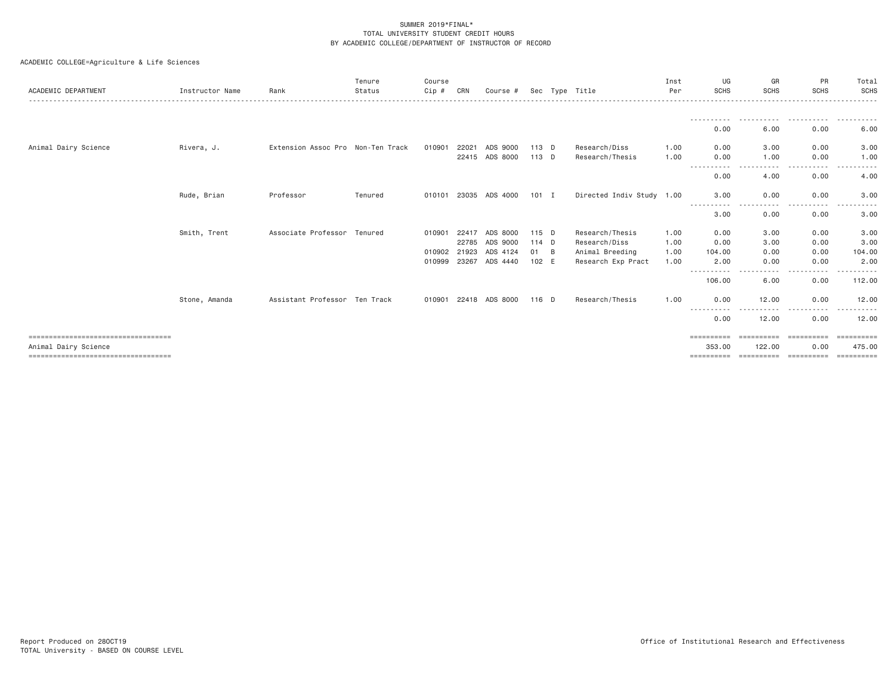SUMMER 2019*FINAL*
TOTAL UNIVERSITY STUDENT CREDIT HOURS
BY ACADEMIC COLLEGE/DEPARTMENT OF INSTRUCTOR OF RECORD

ACADEMIC COLLEGE=Agriculture & Life Sciences

| ACADEMIC DEPARTMENT | Instructor Name | Rank | Tenure Status | Course Cip # | CRN | Course # | Sec | Type | Title | Inst Per | UG SCHS | GR SCHS | PR SCHS | Total SCHS |
|---|---|---|---|---|---|---|---|---|---|---|---|---|---|---|
| | | | | | | | | | | | 0.00 | 6.00 | 0.00 | 6.00 |
| Animal Dairy Science | Rivera, J. | Extension Assoc Pro | Non-Ten Track | 010901 | 22021 | ADS 9000 | 113 | D | Research/Diss | 1.00 | 0.00 | 3.00 | 0.00 | 3.00 |
| | | | | | 22415 | ADS 8000 | 113 | D | Research/Thesis | 1.00 | 0.00 | 1.00 | 0.00 | 1.00 |
| | | | | | | | | | | | 0.00 | 4.00 | 0.00 | 4.00 |
| | Rude, Brian | Professor | Tenured | 010101 | 23035 | ADS 4000 | 101 | I | Directed Indiv Study | 1.00 | 3.00 | 0.00 | 0.00 | 3.00 |
| | | | | | | | | | | | 3.00 | 0.00 | 0.00 | 3.00 |
| | Smith, Trent | Associate Professor | Tenured | 010901 | 22417 | ADS 8000 | 115 | D | Research/Thesis | 1.00 | 0.00 | 3.00 | 0.00 | 3.00 |
| | | | | | 22785 | ADS 9000 | 114 | D | Research/Diss | 1.00 | 0.00 | 3.00 | 0.00 | 3.00 |
| | | | | 010902 | 21923 | ADS 4124 | 01 | B | Animal Breeding | 1.00 | 104.00 | 0.00 | 0.00 | 104.00 |
| | | | | 010999 | 23267 | ADS 4440 | 102 | E | Research Exp Pract | 1.00 | 2.00 | 0.00 | 0.00 | 2.00 |
| | | | | | | | | | | | 106.00 | 6.00 | 0.00 | 112.00 |
| | Stone, Amanda | Assistant Professor | Ten Track | 010901 | 22418 | ADS 8000 | 116 | D | Research/Thesis | 1.00 | 0.00 | 12.00 | 0.00 | 12.00 |
| | | | | | | | | | | | 0.00 | 12.00 | 0.00 | 12.00 |
| Animal Dairy Science | | | | | | | | | | | 353.00 | 122.00 | 0.00 | 475.00 |

Report Produced on 28OCT19
TOTAL University - BASED ON COURSE LEVEL

Office of Institutional Research and Effectiveness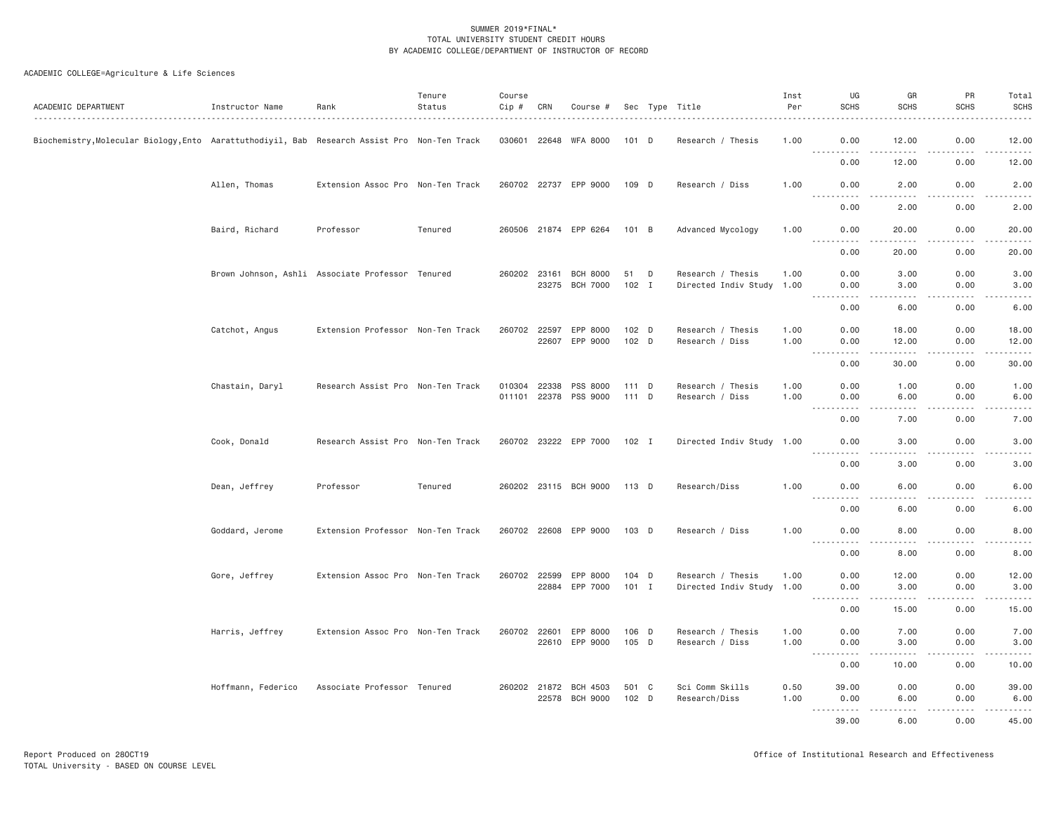SUMMER 2019*FINAL*
TOTAL UNIVERSITY STUDENT CREDIT HOURS
BY ACADEMIC COLLEGE/DEPARTMENT OF INSTRUCTOR OF RECORD

ACADEMIC COLLEGE=Agriculture & Life Sciences

| ACADEMIC DEPARTMENT | Instructor Name | Rank | Tenure Status | Course Cip # | CRN | Course # | Sec | Type | Title | Inst Per | UG SCHS | GR SCHS | PR SCHS | Total SCHS |
|---|---|---|---|---|---|---|---|---|---|---|---|---|---|---|
| Biochemistry,Molecular Biology,Ento | Aarattuthodiyil, Bab | Research Assist Pro | Non-Ten Track | 030601 | 22648 | WFA 8000 | 101 | D | Research / Thesis | 1.00 | 0.00 | 12.00 | 0.00 | 12.00 |
| | | | | | | | | | | | 0.00 | 12.00 | 0.00 | 12.00 |
| | Allen, Thomas | Extension Assoc Pro | Non-Ten Track | 260702 | 22737 | EPP 9000 | 109 | D | Research / Diss | 1.00 | 0.00 | 2.00 | 0.00 | 2.00 |
| | | | | | | | | | | | 0.00 | 2.00 | 0.00 | 2.00 |
| | Baird, Richard | Professor | Tenured | 260506 | 21874 | EPP 6264 | 101 | B | Advanced Mycology | 1.00 | 0.00 | 20.00 | 0.00 | 20.00 |
| | | | | | | | | | | | 0.00 | 20.00 | 0.00 | 20.00 |
| | Brown Johnson, Ashli | Associate Professor | Tenured | 260202 | 23161 | BCH 8000 | 51 | D | Research / Thesis | 1.00 | 0.00 | 3.00 | 0.00 | 3.00 |
| | | | | | 23275 | BCH 7000 | 102 | I | Directed Indiv Study | 1.00 | 0.00 | 3.00 | 0.00 | 3.00 |
| | | | | | | | | | | | 0.00 | 6.00 | 0.00 | 6.00 |
| | Catchot, Angus | Extension Professor | Non-Ten Track | 260702 | 22597 | EPP 8000 | 102 | D | Research / Thesis | 1.00 | 0.00 | 18.00 | 0.00 | 18.00 |
| | | | | | 22607 | EPP 9000 | 102 | D | Research / Diss | 1.00 | 0.00 | 12.00 | 0.00 | 12.00 |
| | | | | | | | | | | | 0.00 | 30.00 | 0.00 | 30.00 |
| | Chastain, Daryl | Research Assist Pro | Non-Ten Track | 010304 | 22338 | PSS 8000 | 111 | D | Research / Thesis | 1.00 | 0.00 | 1.00 | 0.00 | 1.00 |
| | | | | 011101 | 22378 | PSS 9000 | 111 | D | Research / Diss | 1.00 | 0.00 | 6.00 | 0.00 | 6.00 |
| | | | | | | | | | | | 0.00 | 7.00 | 0.00 | 7.00 |
| | Cook, Donald | Research Assist Pro | Non-Ten Track | 260702 | 23222 | EPP 7000 | 102 | I | Directed Indiv Study | 1.00 | 0.00 | 3.00 | 0.00 | 3.00 |
| | | | | | | | | | | | 0.00 | 3.00 | 0.00 | 3.00 |
| | Dean, Jeffrey | Professor | Tenured | 260202 | 23115 | BCH 9000 | 113 | D | Research/Diss | 1.00 | 0.00 | 6.00 | 0.00 | 6.00 |
| | | | | | | | | | | | 0.00 | 6.00 | 0.00 | 6.00 |
| | Goddard, Jerome | Extension Professor | Non-Ten Track | 260702 | 22608 | EPP 9000 | 103 | D | Research / Diss | 1.00 | 0.00 | 8.00 | 0.00 | 8.00 |
| | | | | | | | | | | | 0.00 | 8.00 | 0.00 | 8.00 |
| | Gore, Jeffrey | Extension Assoc Pro | Non-Ten Track | 260702 | 22599 | EPP 8000 | 104 | D | Research / Thesis | 1.00 | 0.00 | 12.00 | 0.00 | 12.00 |
| | | | | | 22884 | EPP 7000 | 101 | I | Directed Indiv Study | 1.00 | 0.00 | 3.00 | 0.00 | 3.00 |
| | | | | | | | | | | | 0.00 | 15.00 | 0.00 | 15.00 |
| | Harris, Jeffrey | Extension Assoc Pro | Non-Ten Track | 260702 | 22601 | EPP 8000 | 106 | D | Research / Thesis | 1.00 | 0.00 | 7.00 | 0.00 | 7.00 |
| | | | | | 22610 | EPP 9000 | 105 | D | Research / Diss | 1.00 | 0.00 | 3.00 | 0.00 | 3.00 |
| | | | | | | | | | | | 0.00 | 10.00 | 0.00 | 10.00 |
| | Hoffmann, Federico | Associate Professor | Tenured | 260202 | 21872 | BCH 4503 | 501 | C | Sci Comm Skills | 0.50 | 39.00 | 0.00 | 0.00 | 39.00 |
| | | | | | 22578 | BCH 9000 | 102 | D | Research/Diss | 1.00 | 0.00 | 6.00 | 0.00 | 6.00 |
| | | | | | | | | | | | 39.00 | 6.00 | 0.00 | 45.00 |

Report Produced on 28OCT19
TOTAL University - BASED ON COURSE LEVEL

Office of Institutional Research and Effectiveness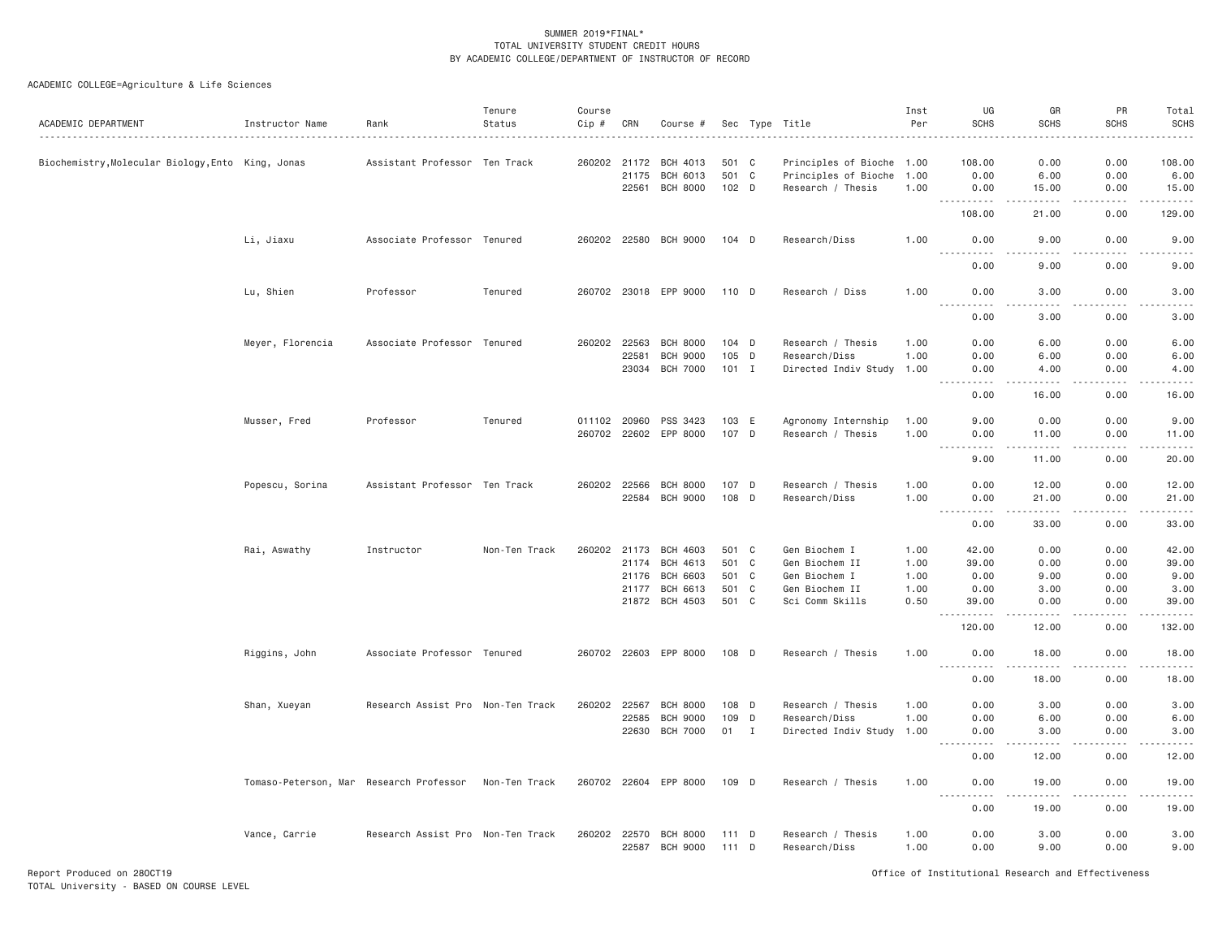SUMMER 2019*FINAL*
TOTAL UNIVERSITY STUDENT CREDIT HOURS
BY ACADEMIC COLLEGE/DEPARTMENT OF INSTRUCTOR OF RECORD

ACADEMIC COLLEGE=Agriculture & Life Sciences

| ACADEMIC DEPARTMENT | Instructor Name | Rank | Tenure Status | Course Cip # | CRN | Course # | Sec | Type | Title | Inst Per | UG SCHS | GR SCHS | PR SCHS | Total SCHS |
|---|---|---|---|---|---|---|---|---|---|---|---|---|---|---|
| Biochemistry,Molecular Biology,Ento | King, Jonas | Assistant Professor | Ten Track | 260202 | 21172 | BCH 4013 | 501 | C | Principles of Bioche | 1.00 | 108.00 | 0.00 | 0.00 | 108.00 |
| | | | | | 21175 | BCH 6013 | 501 | C | Principles of Bioche | 1.00 | 0.00 | 6.00 | 0.00 | 6.00 |
| | | | | | 22561 | BCH 8000 | 102 | D | Research / Thesis | 1.00 | 0.00 | 15.00 | 0.00 | 15.00 |
| | | | | | | | | | | | 108.00 | 21.00 | 0.00 | 129.00 |
| | Li, Jiaxu | Associate Professor | Tenured | 260202 | 22580 | BCH 9000 | 104 | D | Research/Diss | 1.00 | 0.00 | 9.00 | 0.00 | 9.00 |
| | | | | | | | | | | | 0.00 | 9.00 | 0.00 | 9.00 |
| | Lu, Shien | Professor | Tenured | 260702 | 23018 | EPP 9000 | 110 | D | Research / Diss | 1.00 | 0.00 | 3.00 | 0.00 | 3.00 |
| | | | | | | | | | | | 0.00 | 3.00 | 0.00 | 3.00 |
| | Meyer, Florencia | Associate Professor | Tenured | 260202 | 22563 | BCH 8000 | 104 | D | Research / Thesis | 1.00 | 0.00 | 6.00 | 0.00 | 6.00 |
| | | | | | 22581 | BCH 9000 | 105 | D | Research/Diss | 1.00 | 0.00 | 6.00 | 0.00 | 6.00 |
| | | | | | 23034 | BCH 7000 | 101 | I | Directed Indiv Study | 1.00 | 0.00 | 4.00 | 0.00 | 4.00 |
| | | | | | | | | | | | 0.00 | 16.00 | 0.00 | 16.00 |
| | Musser, Fred | Professor | Tenured | 011102 | 20960 | PSS 3423 | 103 | E | Agronomy Internship | 1.00 | 9.00 | 0.00 | 0.00 | 9.00 |
| | | | | 260702 | 22602 | EPP 8000 | 107 | D | Research / Thesis | 1.00 | 0.00 | 11.00 | 0.00 | 11.00 |
| | | | | | | | | | | | 9.00 | 11.00 | 0.00 | 20.00 |
| | Popescu, Sorina | Assistant Professor | Ten Track | 260202 | 22566 | BCH 8000 | 107 | D | Research / Thesis | 1.00 | 0.00 | 12.00 | 0.00 | 12.00 |
| | | | | | 22584 | BCH 9000 | 108 | D | Research/Diss | 1.00 | 0.00 | 21.00 | 0.00 | 21.00 |
| | | | | | | | | | | | 0.00 | 33.00 | 0.00 | 33.00 |
| | Rai, Aswathy | Instructor | Non-Ten Track | 260202 | 21173 | BCH 4603 | 501 | C | Gen Biochem I | 1.00 | 42.00 | 0.00 | 0.00 | 42.00 |
| | | | | | 21174 | BCH 4613 | 501 | C | Gen Biochem II | 1.00 | 39.00 | 0.00 | 0.00 | 39.00 |
| | | | | | 21176 | BCH 6603 | 501 | C | Gen Biochem I | 1.00 | 0.00 | 9.00 | 0.00 | 9.00 |
| | | | | | 21177 | BCH 6613 | 501 | C | Gen Biochem II | 1.00 | 0.00 | 3.00 | 0.00 | 3.00 |
| | | | | | 21872 | BCH 4503 | 501 | C | Sci Comm Skills | 0.50 | 39.00 | 0.00 | 0.00 | 39.00 |
| | | | | | | | | | | | 120.00 | 12.00 | 0.00 | 132.00 |
| | Riggins, John | Associate Professor | Tenured | 260702 | 22603 | EPP 8000 | 108 | D | Research / Thesis | 1.00 | 0.00 | 18.00 | 0.00 | 18.00 |
| | | | | | | | | | | | 0.00 | 18.00 | 0.00 | 18.00 |
| | Shan, Xueyan | Research Assist Pro | Non-Ten Track | 260202 | 22567 | BCH 8000 | 108 | D | Research / Thesis | 1.00 | 0.00 | 3.00 | 0.00 | 3.00 |
| | | | | | 22585 | BCH 9000 | 109 | D | Research/Diss | 1.00 | 0.00 | 6.00 | 0.00 | 6.00 |
| | | | | | 22630 | BCH 7000 | 01 | I | Directed Indiv Study | 1.00 | 0.00 | 3.00 | 0.00 | 3.00 |
| | | | | | | | | | | | 0.00 | 12.00 | 0.00 | 12.00 |
| | Tomaso-Peterson, Mar | Research Professor | Non-Ten Track | 260702 | 22604 | EPP 8000 | 109 | D | Research / Thesis | 1.00 | 0.00 | 19.00 | 0.00 | 19.00 |
| | | | | | | | | | | | 0.00 | 19.00 | 0.00 | 19.00 |
| | Vance, Carrie | Research Assist Pro | Non-Ten Track | 260202 | 22570 | BCH 8000 | 111 | D | Research / Thesis | 1.00 | 0.00 | 3.00 | 0.00 | 3.00 |
| | | | | | 22587 | BCH 9000 | 111 | D | Research/Diss | 1.00 | 0.00 | 9.00 | 0.00 | 9.00 |

Report Produced on 28OCT19
TOTAL University - BASED ON COURSE LEVEL

Office of Institutional Research and Effectiveness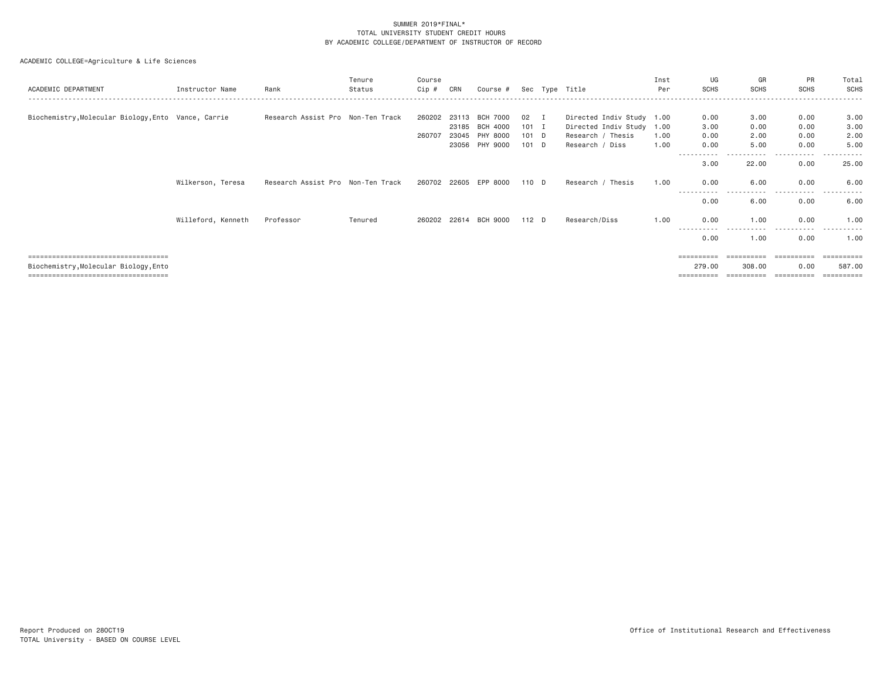SUMMER 2019*FINAL*
TOTAL UNIVERSITY STUDENT CREDIT HOURS
BY ACADEMIC COLLEGE/DEPARTMENT OF INSTRUCTOR OF RECORD

ACADEMIC COLLEGE=Agriculture & Life Sciences

| ACADEMIC DEPARTMENT | Instructor Name | Rank | Tenure Status | Course Cip # | CRN | Course # | Sec | Type | Title | Inst Per | UG SCHS | GR SCHS | PR SCHS | Total SCHS |
|---|---|---|---|---|---|---|---|---|---|---|---|---|---|---|
| Biochemistry,Molecular Biology,Ento | Vance, Carrie | Research Assist Pro | Non-Ten Track | 260202 | 23113 | BCH 7000 | 02 | I | Directed Indiv Study | 1.00 | 0.00 | 3.00 | 0.00 | 3.00 |
| | | | | | 23185 | BCH 4000 | 101 | I | Directed Indiv Study | 1.00 | 3.00 | 0.00 | 0.00 | 3.00 |
| | | | | 260707 | 23045 | PHY 8000 | 101 | D | Research / Thesis | 1.00 | 0.00 | 2.00 | 0.00 | 2.00 |
| | | | | | 23056 | PHY 9000 | 101 | D | Research / Diss | 1.00 | 0.00 | 5.00 | 0.00 | 5.00 |
| | | | | | | | | | | | 3.00 | 22.00 | 0.00 | 25.00 |
| | Wilkerson, Teresa | Research Assist Pro | Non-Ten Track | 260702 | 22605 | EPP 8000 | 110 | D | Research / Thesis | 1.00 | 0.00 | 6.00 | 0.00 | 6.00 |
| | | | | | | | | | | | 0.00 | 6.00 | 0.00 | 6.00 |
| | Willeford, Kenneth | Professor | Tenured | 260202 | 22614 | BCH 9000 | 112 | D | Research/Diss | 1.00 | 0.00 | 1.00 | 0.00 | 1.00 |
| | | | | | | | | | | | 0.00 | 1.00 | 0.00 | 1.00 |
| Biochemistry,Molecular Biology,Ento | | | | | | | | | | | 279.00 | 308.00 | 0.00 | 587.00 |

Report Produced on 28OCT19
TOTAL University - BASED ON COURSE LEVEL

Office of Institutional Research and Effectiveness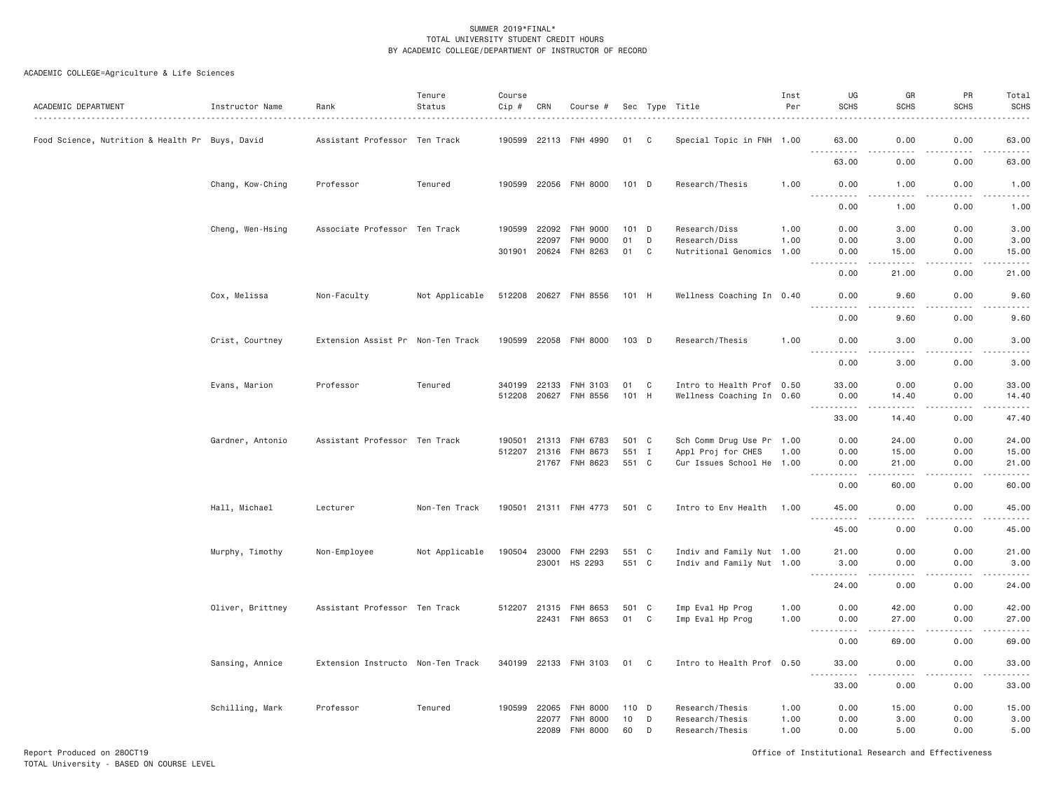SUMMER 2019*FINAL*
TOTAL UNIVERSITY STUDENT CREDIT HOURS
BY ACADEMIC COLLEGE/DEPARTMENT OF INSTRUCTOR OF RECORD

ACADEMIC COLLEGE=Agriculture & Life Sciences

| ACADEMIC DEPARTMENT | Instructor Name | Rank | Tenure Status | Course Cip # | CRN | Course # | Sec | Type | Title | Inst Per | UG SCHS | GR SCHS | PR SCHS | Total SCHS |
|---|---|---|---|---|---|---|---|---|---|---|---|---|---|---|
| Food Science, Nutrition & Health Pr | Buys, David | Assistant Professor | Ten Track | 190599 | 22113 | FNH 4990 | 01 | C | Special Topic in FNH | 1.00 | 63.00 | 0.00 | 0.00 | 63.00 |
| | | | | | | | | | | | 63.00 | 0.00 | 0.00 | 63.00 |
| | Chang, Kow-Ching | Professor | Tenured | 190599 | 22056 | FNH 8000 | 101 | D | Research/Thesis | 1.00 | 0.00 | 1.00 | 0.00 | 1.00 |
| | | | | | | | | | | | 0.00 | 1.00 | 0.00 | 1.00 |
| | Cheng, Wen-Hsing | Associate Professor | Ten Track | 190599 | 22092 | FNH 9000 | 101 | D | Research/Diss | 1.00 | 0.00 | 3.00 | 0.00 | 3.00 |
| | | | | | 22097 | FNH 9000 | 01 | D | Research/Diss | 1.00 | 0.00 | 3.00 | 0.00 | 3.00 |
| | | | | 301901 | 20624 | FNH 8263 | 01 | C | Nutritional Genomics | 1.00 | 0.00 | 15.00 | 0.00 | 15.00 |
| | | | | | | | | | | | 0.00 | 21.00 | 0.00 | 21.00 |
| | Cox, Melissa | Non-Faculty | Not Applicable | 512208 | 20627 | FNH 8556 | 101 | H | Wellness Coaching In | 0.40 | 0.00 | 9.60 | 0.00 | 9.60 |
| | | | | | | | | | | | 0.00 | 9.60 | 0.00 | 9.60 |
| | Crist, Courtney | Extension Assist Pr | Non-Ten Track | 190599 | 22058 | FNH 8000 | 103 | D | Research/Thesis | 1.00 | 0.00 | 3.00 | 0.00 | 3.00 |
| | | | | | | | | | | | 0.00 | 3.00 | 0.00 | 3.00 |
| | Evans, Marion | Professor | Tenured | 340199 | 22133 | FNH 3103 | 01 | C | Intro to Health Prof | 0.50 | 33.00 | 0.00 | 0.00 | 33.00 |
| | | | | 512208 | 20627 | FNH 8556 | 101 | H | Wellness Coaching In | 0.60 | 0.00 | 14.40 | 0.00 | 14.40 |
| | | | | | | | | | | | 33.00 | 14.40 | 0.00 | 47.40 |
| | Gardner, Antonio | Assistant Professor | Ten Track | 190501 | 21313 | FNH 6783 | 501 | C | Sch Comm Drug Use Pr | 1.00 | 0.00 | 24.00 | 0.00 | 24.00 |
| | | | | 512207 | 21316 | FNH 8673 | 551 | I | Appl Proj for CHES | 1.00 | 0.00 | 15.00 | 0.00 | 15.00 |
| | | | | | 21767 | FNH 8623 | 551 | C | Cur Issues School He | 1.00 | 0.00 | 21.00 | 0.00 | 21.00 |
| | | | | | | | | | | | 0.00 | 60.00 | 0.00 | 60.00 |
| | Hall, Michael | Lecturer | Non-Ten Track | 190501 | 21311 | FNH 4773 | 501 | C | Intro to Env Health | 1.00 | 45.00 | 0.00 | 0.00 | 45.00 |
| | | | | | | | | | | | 45.00 | 0.00 | 0.00 | 45.00 |
| | Murphy, Timothy | Non-Employee | Not Applicable | 190504 | 23000 | FNH 2293 | 551 | C | Indiv and Family Nut | 1.00 | 21.00 | 0.00 | 0.00 | 21.00 |
| | | | | | 23001 | HS 2293 | 551 | C | Indiv and Family Nut | 1.00 | 3.00 | 0.00 | 0.00 | 3.00 |
| | | | | | | | | | | | 24.00 | 0.00 | 0.00 | 24.00 |
| | Oliver, Brittney | Assistant Professor | Ten Track | 512207 | 21315 | FNH 8653 | 501 | C | Imp Eval Hp Prog | 1.00 | 0.00 | 42.00 | 0.00 | 42.00 |
| | | | | | 22431 | FNH 8653 | 01 | C | Imp Eval Hp Prog | 1.00 | 0.00 | 27.00 | 0.00 | 27.00 |
| | | | | | | | | | | | 0.00 | 69.00 | 0.00 | 69.00 |
| | Sansing, Annice | Extension Instructo | Non-Ten Track | 340199 | 22133 | FNH 3103 | 01 | C | Intro to Health Prof | 0.50 | 33.00 | 0.00 | 0.00 | 33.00 |
| | | | | | | | | | | | 33.00 | 0.00 | 0.00 | 33.00 |
| | Schilling, Mark | Professor | Tenured | 190599 | 22065 | FNH 8000 | 110 | D | Research/Thesis | 1.00 | 0.00 | 15.00 | 0.00 | 15.00 |
| | | | | | 22077 | FNH 8000 | 10 | D | Research/Thesis | 1.00 | 0.00 | 3.00 | 0.00 | 3.00 |
| | | | | | 22089 | FNH 8000 | 60 | D | Research/Thesis | 1.00 | 0.00 | 5.00 | 0.00 | 5.00 |

Report Produced on 28OCT19
TOTAL University - BASED ON COURSE LEVEL

Office of Institutional Research and Effectiveness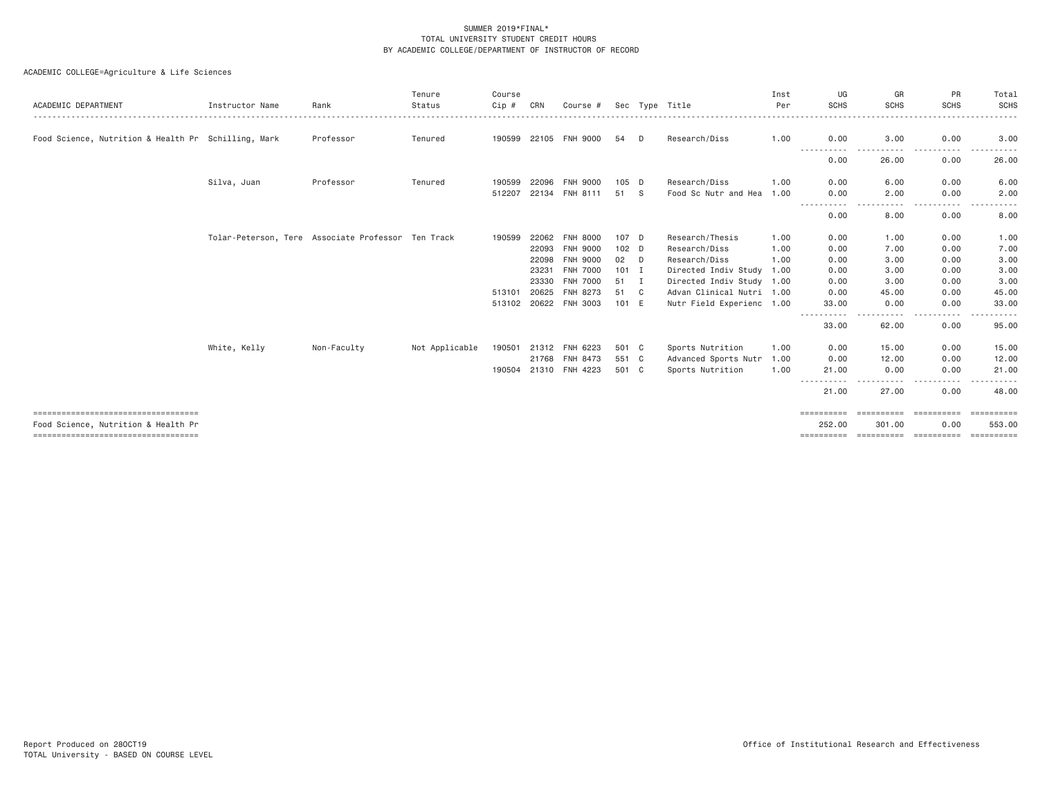SUMMER 2019*FINAL*
TOTAL UNIVERSITY STUDENT CREDIT HOURS
BY ACADEMIC COLLEGE/DEPARTMENT OF INSTRUCTOR OF RECORD

ACADEMIC COLLEGE=Agriculture & Life Sciences

| ACADEMIC DEPARTMENT | Instructor Name | Rank | Tenure Status | Course Cip # | CRN | Course # | Sec | Type | Title | Inst Per | UG SCHS | GR SCHS | PR SCHS | Total SCHS |
|---|---|---|---|---|---|---|---|---|---|---|---|---|---|---|
| Food Science, Nutrition & Health Pr | Schilling, Mark | Professor | Tenured | 190599 | 22105 | FNH 9000 | 54 | D | Research/Diss | 1.00 | 0.00 | 3.00 | 0.00 | 3.00 |
| | | | | | | | | | | | 0.00 | 26.00 | 0.00 | 26.00 |
| | Silva, Juan | Professor | Tenured | 190599 | 22096 | FNH 9000 | 105 | D | Research/Diss | 1.00 | 0.00 | 6.00 | 0.00 | 6.00 |
| | | | | 512207 | 22134 | FNH 8111 | 51 | S | Food Sc Nutr and Hea | 1.00 | 0.00 | 2.00 | 0.00 | 2.00 |
| | | | | | | | | | | | 0.00 | 8.00 | 0.00 | 8.00 |
| | Tolar-Peterson, Tere | Associate Professor | Ten Track | 190599 | 22062 | FNH 8000 | 107 | D | Research/Thesis | 1.00 | 0.00 | 1.00 | 0.00 | 1.00 |
| | | | | | 22093 | FNH 9000 | 102 | D | Research/Diss | 1.00 | 0.00 | 7.00 | 0.00 | 7.00 |
| | | | | | 22098 | FNH 9000 | 02 | D | Research/Diss | 1.00 | 0.00 | 3.00 | 0.00 | 3.00 |
| | | | | | 23231 | FNH 7000 | 101 | I | Directed Indiv Study | 1.00 | 0.00 | 3.00 | 0.00 | 3.00 |
| | | | | | 23330 | FNH 7000 | 51 | I | Directed Indiv Study | 1.00 | 0.00 | 3.00 | 0.00 | 3.00 |
| | | | | 513101 | 20625 | FNH 8273 | 51 | C | Advan Clinical Nutri | 1.00 | 0.00 | 45.00 | 0.00 | 45.00 |
| | | | | 513102 | 20622 | FNH 3003 | 101 | E | Nutr Field Experienc | 1.00 | 33.00 | 0.00 | 0.00 | 33.00 |
| | | | | | | | | | | | 33.00 | 62.00 | 0.00 | 95.00 |
| | White, Kelly | Non-Faculty | Not Applicable | 190501 | 21312 | FNH 6223 | 501 | C | Sports Nutrition | 1.00 | 0.00 | 15.00 | 0.00 | 15.00 |
| | | | | | 21768 | FNH 8473 | 551 | C | Advanced Sports Nutr | 1.00 | 0.00 | 12.00 | 0.00 | 12.00 |
| | | | | 190504 | 21310 | FNH 4223 | 501 | C | Sports Nutrition | 1.00 | 21.00 | 0.00 | 0.00 | 21.00 |
| | | | | | | | | | | | 21.00 | 27.00 | 0.00 | 48.00 |
| Food Science, Nutrition & Health Pr | | | | | | | | | | | 252.00 | 301.00 | 0.00 | 553.00 |

Report Produced on 28OCT19
TOTAL University - BASED ON COURSE LEVEL

Office of Institutional Research and Effectiveness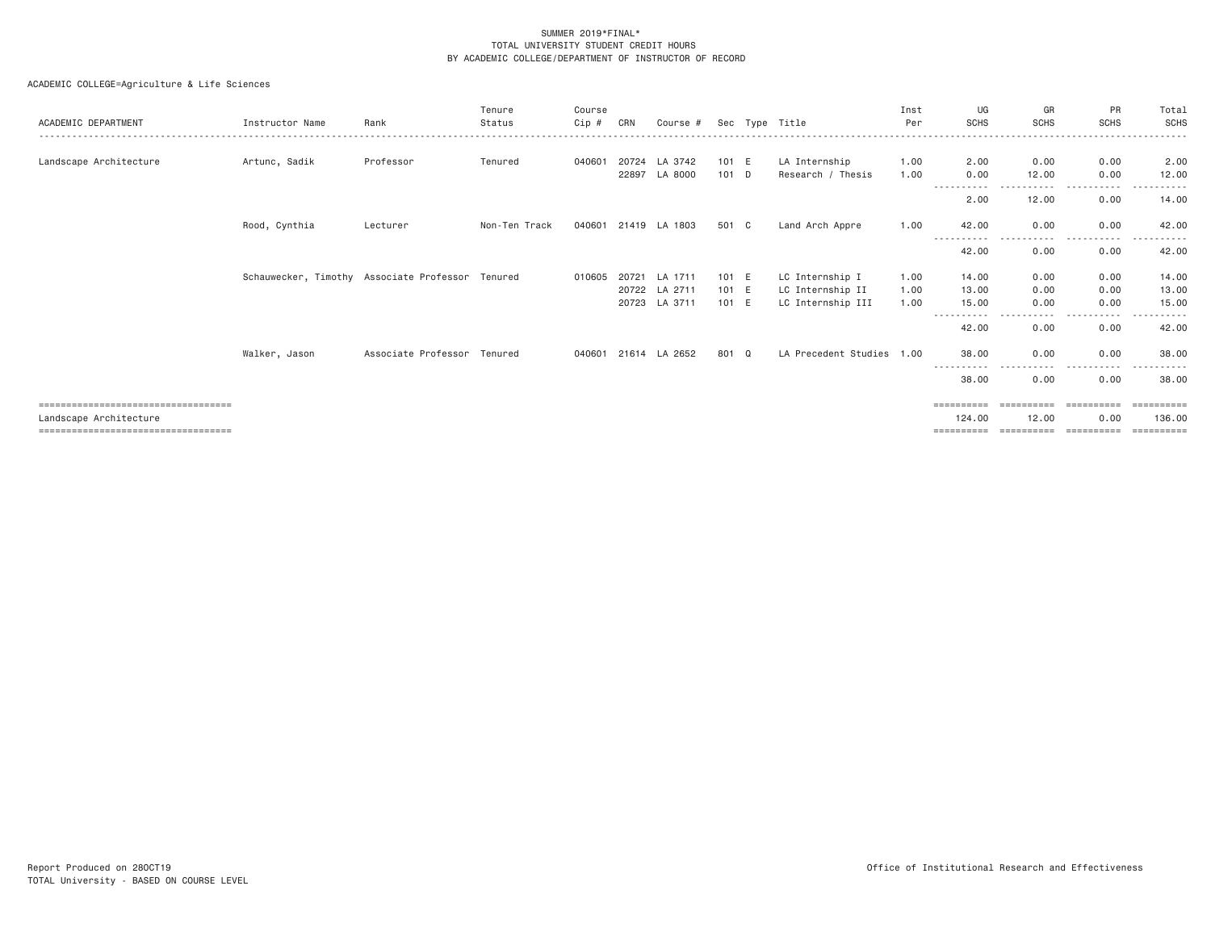SUMMER 2019*FINAL*
TOTAL UNIVERSITY STUDENT CREDIT HOURS
BY ACADEMIC COLLEGE/DEPARTMENT OF INSTRUCTOR OF RECORD

ACADEMIC COLLEGE=Agriculture & Life Sciences

| ACADEMIC DEPARTMENT | Instructor Name | Rank | Tenure Status | Course Cip # | CRN | Course # | Sec | Type | Title | Inst Per | UG SCHS | GR SCHS | PR SCHS | Total SCHS |
|---|---|---|---|---|---|---|---|---|---|---|---|---|---|---|
| Landscape Architecture | Artunc, Sadik | Professor | Tenured | 040601 | 20724 | LA 3742 | 101 | E | LA Internship | 1.00 | 2.00 | 0.00 | 0.00 | 2.00 |
| | | | | | 22897 | LA 8000 | 101 | D | Research / Thesis | 1.00 | 0.00 | 12.00 | 0.00 | 12.00 |
| | | | | | | | | | | | 2.00 | 12.00 | 0.00 | 14.00 |
| | Rood, Cynthia | Lecturer | Non-Ten Track | 040601 | 21419 | LA 1803 | 501 | C | Land Arch Appre | 1.00 | 42.00 | 0.00 | 0.00 | 42.00 |
| | | | | | | | | | | | 42.00 | 0.00 | 0.00 | 42.00 |
| | Schauwecker, Timothy | Associate Professor | Tenured | 010605 | 20721 | LA 1711 | 101 | E | LC Internship I | 1.00 | 14.00 | 0.00 | 0.00 | 14.00 |
| | | | | | 20722 | LA 2711 | 101 | E | LC Internship II | 1.00 | 13.00 | 0.00 | 0.00 | 13.00 |
| | | | | | 20723 | LA 3711 | 101 | E | LC Internship III | 1.00 | 15.00 | 0.00 | 0.00 | 15.00 |
| | | | | | | | | | | | 42.00 | 0.00 | 0.00 | 42.00 |
| | Walker, Jason | Associate Professor | Tenured | 040601 | 21614 | LA 2652 | 801 | Q | LA Precedent Studies | 1.00 | 38.00 | 0.00 | 0.00 | 38.00 |
| | | | | | | | | | | | 38.00 | 0.00 | 0.00 | 38.00 |
| Landscape Architecture | | | | | | | | | | | 124.00 | 12.00 | 0.00 | 136.00 |

Report Produced on 28OCT19
TOTAL University - BASED ON COURSE LEVEL

Office of Institutional Research and Effectiveness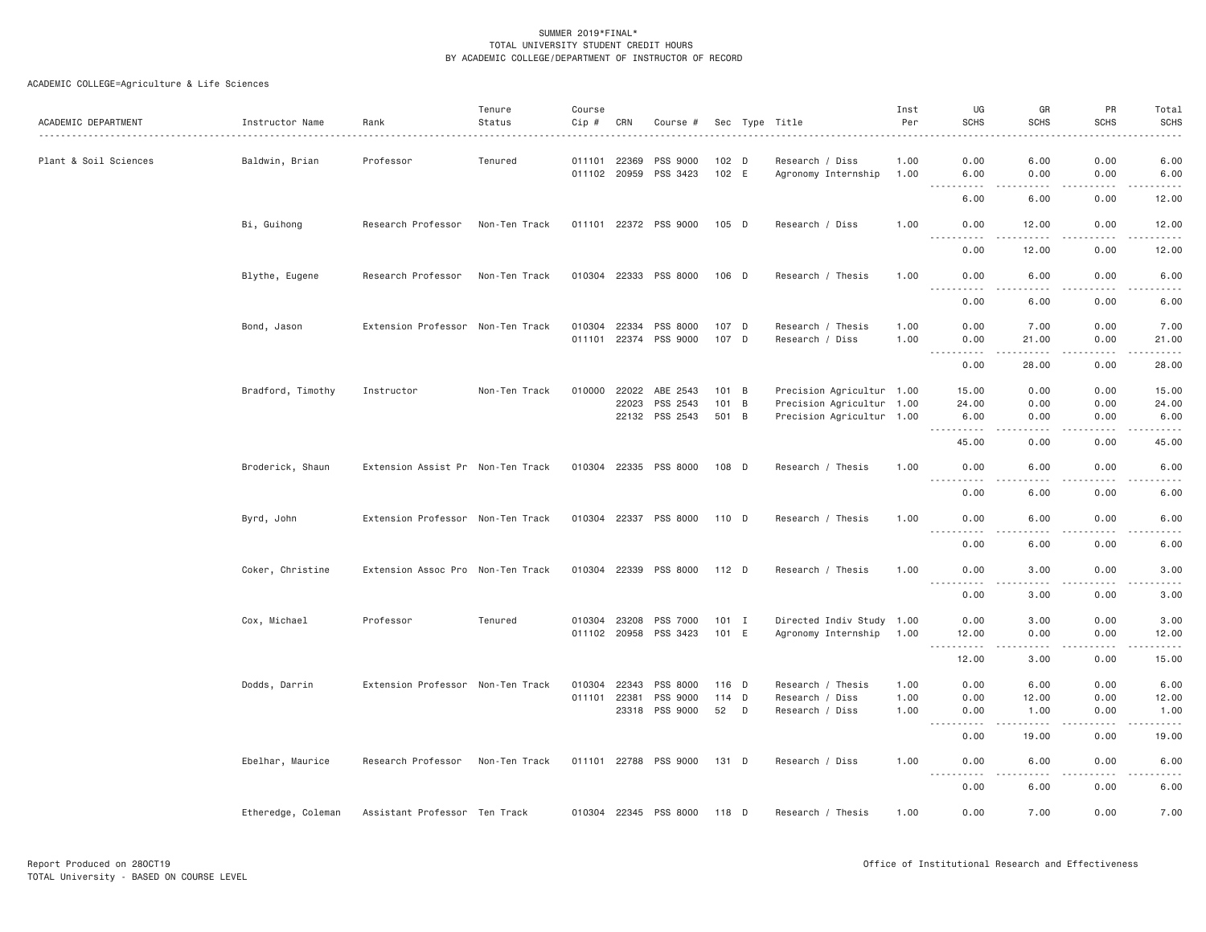SUMMER 2019*FINAL*
TOTAL UNIVERSITY STUDENT CREDIT HOURS
BY ACADEMIC COLLEGE/DEPARTMENT OF INSTRUCTOR OF RECORD

ACADEMIC COLLEGE=Agriculture & Life Sciences

| ACADEMIC DEPARTMENT | Instructor Name | Rank | Tenure Status | Course Cip # | CRN | Course # | Sec | Type | Title | Inst Per | UG SCHS | GR SCHS | PR SCHS | Total SCHS |
|---|---|---|---|---|---|---|---|---|---|---|---|---|---|---|
| Plant & Soil Sciences | Baldwin, Brian | Professor | Tenured | 011101 | 22369 | PSS 9000 | 102 | D | Research / Diss | 1.00 | 0.00 | 6.00 | 0.00 | 6.00 |
| | | | | 011102 | 20959 | PSS 3423 | 102 | E | Agronomy Internship | 1.00 | 6.00 | 0.00 | 0.00 | 6.00 |
| | | | | | | | | | | | 6.00 | 6.00 | 0.00 | 12.00 |
| | Bi, Guihong | Research Professor | Non-Ten Track | 011101 | 22372 | PSS 9000 | 105 | D | Research / Diss | 1.00 | 0.00 | 12.00 | 0.00 | 12.00 |
| | | | | | | | | | | | 0.00 | 12.00 | 0.00 | 12.00 |
| | Blythe, Eugene | Research Professor | Non-Ten Track | 010304 | 22333 | PSS 8000 | 106 | D | Research / Thesis | 1.00 | 0.00 | 6.00 | 0.00 | 6.00 |
| | | | | | | | | | | | 0.00 | 6.00 | 0.00 | 6.00 |
| | Bond, Jason | Extension Professor | Non-Ten Track | 010304 | 22334 | PSS 8000 | 107 | D | Research / Thesis | 1.00 | 0.00 | 7.00 | 0.00 | 7.00 |
| | | | | 011101 | 22374 | PSS 9000 | 107 | D | Research / Diss | 1.00 | 0.00 | 21.00 | 0.00 | 21.00 |
| | | | | | | | | | | | 0.00 | 28.00 | 0.00 | 28.00 |
| | Bradford, Timothy | Instructor | Non-Ten Track | 010000 | 22022 | ABE 2543 | 101 | B | Precision Agricultur | 1.00 | 15.00 | 0.00 | 0.00 | 15.00 |
| | | | | | 22023 | PSS 2543 | 101 | B | Precision Agricultur | 1.00 | 24.00 | 0.00 | 0.00 | 24.00 |
| | | | | | 22132 | PSS 2543 | 501 | B | Precision Agricultur | 1.00 | 6.00 | 0.00 | 0.00 | 6.00 |
| | | | | | | | | | | | 45.00 | 0.00 | 0.00 | 45.00 |
| | Broderick, Shaun | Extension Assist Pr | Non-Ten Track | 010304 | 22335 | PSS 8000 | 108 | D | Research / Thesis | 1.00 | 0.00 | 6.00 | 0.00 | 6.00 |
| | | | | | | | | | | | 0.00 | 6.00 | 0.00 | 6.00 |
| | Byrd, John | Extension Professor | Non-Ten Track | 010304 | 22337 | PSS 8000 | 110 | D | Research / Thesis | 1.00 | 0.00 | 6.00 | 0.00 | 6.00 |
| | | | | | | | | | | | 0.00 | 6.00 | 0.00 | 6.00 |
| | Coker, Christine | Extension Assoc Pro | Non-Ten Track | 010304 | 22339 | PSS 8000 | 112 | D | Research / Thesis | 1.00 | 0.00 | 3.00 | 0.00 | 3.00 |
| | | | | | | | | | | | 0.00 | 3.00 | 0.00 | 3.00 |
| | Cox, Michael | Professor | Tenured | 010304 | 23208 | PSS 7000 | 101 | I | Directed Indiv Study | 1.00 | 0.00 | 3.00 | 0.00 | 3.00 |
| | | | | 011102 | 20958 | PSS 3423 | 101 | E | Agronomy Internship | 1.00 | 12.00 | 0.00 | 0.00 | 12.00 |
| | | | | | | | | | | | 12.00 | 3.00 | 0.00 | 15.00 |
| | Dodds, Darrin | Extension Professor | Non-Ten Track | 010304 | 22343 | PSS 8000 | 116 | D | Research / Thesis | 1.00 | 0.00 | 6.00 | 0.00 | 6.00 |
| | | | | 011101 | 22381 | PSS 9000 | 114 | D | Research / Diss | 1.00 | 0.00 | 12.00 | 0.00 | 12.00 |
| | | | | | 23318 | PSS 9000 | 52 | D | Research / Diss | 1.00 | 0.00 | 1.00 | 0.00 | 1.00 |
| | | | | | | | | | | | 0.00 | 19.00 | 0.00 | 19.00 |
| | Ebelhar, Maurice | Research Professor | Non-Ten Track | 011101 | 22788 | PSS 9000 | 131 | D | Research / Diss | 1.00 | 0.00 | 6.00 | 0.00 | 6.00 |
| | | | | | | | | | | | 0.00 | 6.00 | 0.00 | 6.00 |
| | Etheredge, Coleman | Assistant Professor | Ten Track | 010304 | 22345 | PSS 8000 | 118 | D | Research / Thesis | 1.00 | 0.00 | 7.00 | 0.00 | 7.00 |

Report Produced on 28OCT19
TOTAL University - BASED ON COURSE LEVEL

Office of Institutional Research and Effectiveness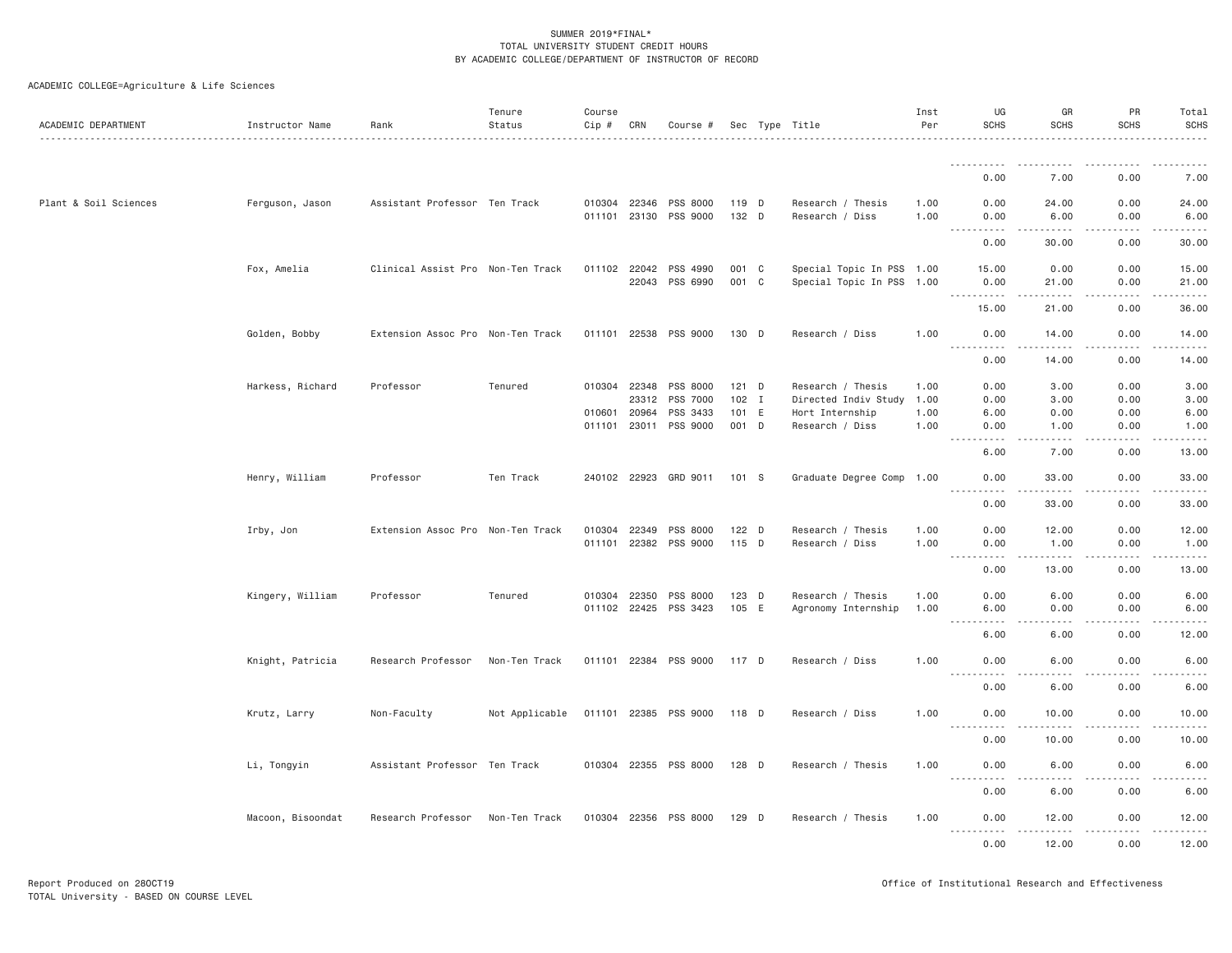SUMMER 2019*FINAL*
TOTAL UNIVERSITY STUDENT CREDIT HOURS
BY ACADEMIC COLLEGE/DEPARTMENT OF INSTRUCTOR OF RECORD

ACADEMIC COLLEGE=Agriculture & Life Sciences

| ACADEMIC DEPARTMENT | Instructor Name | Rank | Tenure Status | Course Cip # | CRN | Course # | Sec | Type | Title | Inst Per | UG SCHS | GR SCHS | PR SCHS | Total SCHS |
|---|---|---|---|---|---|---|---|---|---|---|---|---|---|---|
| | | | | | | | | | | | 0.00 | 7.00 | 0.00 | 7.00 |
| Plant & Soil Sciences | Ferguson, Jason | Assistant Professor | Ten Track | 010304 | 22346 | PSS 8000 | 119 | D | Research / Thesis | 1.00 | 0.00 | 24.00 | 0.00 | 24.00 |
| | | | | 011101 | 23130 | PSS 9000 | 132 | D | Research / Diss | 1.00 | 0.00 | 6.00 | 0.00 | 6.00 |
| | | | | | | | | | | | 0.00 | 30.00 | 0.00 | 30.00 |
| | Fox, Amelia | Clinical Assist Pro | Non-Ten Track | 011102 | 22042 | PSS 4990 | 001 | C | Special Topic In PSS | 1.00 | 15.00 | 0.00 | 0.00 | 15.00 |
| | | | | | 22043 | PSS 6990 | 001 | C | Special Topic In PSS | 1.00 | 0.00 | 21.00 | 0.00 | 21.00 |
| | | | | | | | | | | | 15.00 | 21.00 | 0.00 | 36.00 |
| | Golden, Bobby | Extension Assoc Pro | Non-Ten Track | 011101 | 22538 | PSS 9000 | 130 | D | Research / Diss | 1.00 | 0.00 | 14.00 | 0.00 | 14.00 |
| | | | | | | | | | | | 0.00 | 14.00 | 0.00 | 14.00 |
| | Harkess, Richard | Professor | Tenured | 010304 | 22348 | PSS 8000 | 121 | D | Research / Thesis | 1.00 | 0.00 | 3.00 | 0.00 | 3.00 |
| | | | | | 23312 | PSS 7000 | 102 | I | Directed Indiv Study | 1.00 | 0.00 | 3.00 | 0.00 | 3.00 |
| | | | | 010601 | 20964 | PSS 3433 | 101 | E | Hort Internship | 1.00 | 6.00 | 0.00 | 0.00 | 6.00 |
| | | | | 011101 | 23011 | PSS 9000 | 001 | D | Research / Diss | 1.00 | 0.00 | 1.00 | 0.00 | 1.00 |
| | | | | | | | | | | | 6.00 | 7.00 | 0.00 | 13.00 |
| | Henry, William | Professor | Ten Track | 240102 | 22923 | GRD 9011 | 101 | S | Graduate Degree Comp | 1.00 | 0.00 | 33.00 | 0.00 | 33.00 |
| | | | | | | | | | | | 0.00 | 33.00 | 0.00 | 33.00 |
| | Irby, Jon | Extension Assoc Pro | Non-Ten Track | 010304 | 22349 | PSS 8000 | 122 | D | Research / Thesis | 1.00 | 0.00 | 12.00 | 0.00 | 12.00 |
| | | | | 011101 | 22382 | PSS 9000 | 115 | D | Research / Diss | 1.00 | 0.00 | 1.00 | 0.00 | 1.00 |
| | | | | | | | | | | | 0.00 | 13.00 | 0.00 | 13.00 |
| | Kingery, William | Professor | Tenured | 010304 | 22350 | PSS 8000 | 123 | D | Research / Thesis | 1.00 | 0.00 | 6.00 | 0.00 | 6.00 |
| | | | | 011102 | 22425 | PSS 3423 | 105 | E | Agronomy Internship | 1.00 | 6.00 | 0.00 | 0.00 | 6.00 |
| | | | | | | | | | | | 6.00 | 6.00 | 0.00 | 12.00 |
| | Knight, Patricia | Research Professor | Non-Ten Track | 011101 | 22384 | PSS 9000 | 117 | D | Research / Diss | 1.00 | 0.00 | 6.00 | 0.00 | 6.00 |
| | | | | | | | | | | | 0.00 | 6.00 | 0.00 | 6.00 |
| | Krutz, Larry | Non-Faculty | Not Applicable | 011101 | 22385 | PSS 9000 | 118 | D | Research / Diss | 1.00 | 0.00 | 10.00 | 0.00 | 10.00 |
| | | | | | | | | | | | 0.00 | 10.00 | 0.00 | 10.00 |
| | Li, Tongyin | Assistant Professor | Ten Track | 010304 | 22355 | PSS 8000 | 128 | D | Research / Thesis | 1.00 | 0.00 | 6.00 | 0.00 | 6.00 |
| | | | | | | | | | | | 0.00 | 6.00 | 0.00 | 6.00 |
| | Macoon, Bisoondat | Research Professor | Non-Ten Track | 010304 | 22356 | PSS 8000 | 129 | D | Research / Thesis | 1.00 | 0.00 | 12.00 | 0.00 | 12.00 |
| | | | | | | | | | | | 0.00 | 12.00 | 0.00 | 12.00 |

Report Produced on 28OCT19
TOTAL University - BASED ON COURSE LEVEL

Office of Institutional Research and Effectiveness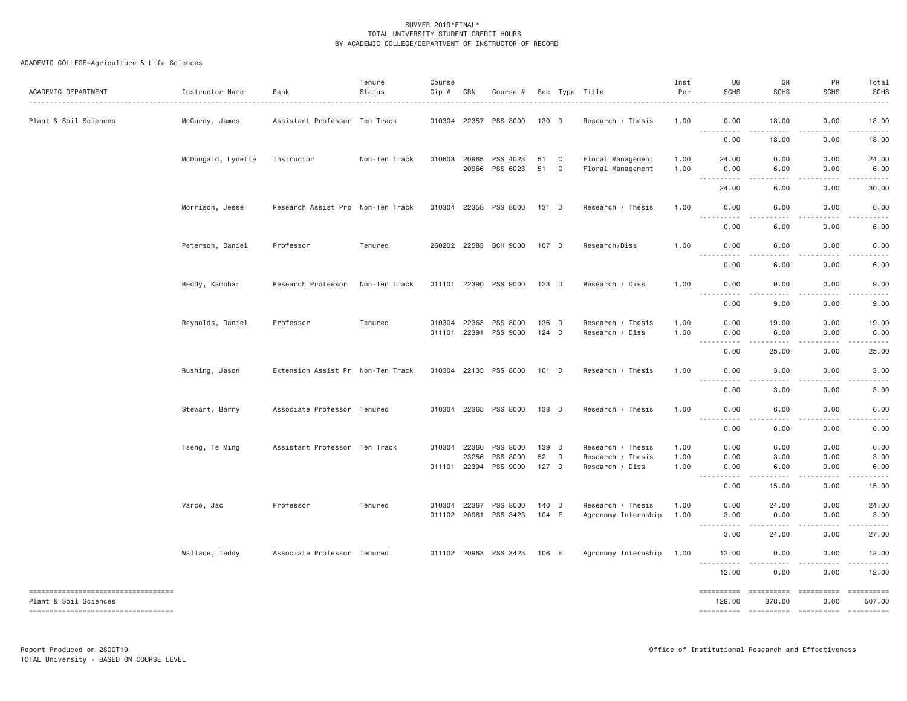SUMMER 2019*FINAL*
TOTAL UNIVERSITY STUDENT CREDIT HOURS
BY ACADEMIC COLLEGE/DEPARTMENT OF INSTRUCTOR OF RECORD

ACADEMIC COLLEGE=Agriculture & Life Sciences

| ACADEMIC DEPARTMENT | Instructor Name | Rank | Tenure Status | Course Cip # | CRN | Course # | Sec | Type | Title | Inst Per | UG SCHS | GR SCHS | PR SCHS | Total SCHS |
|---|---|---|---|---|---|---|---|---|---|---|---|---|---|---|
| Plant & Soil Sciences | McCurdy, James | Assistant Professor | Ten Track | 010304 | 22357 | PSS 8000 | 130 | D | Research / Thesis | 1.00 | 0.00 | 18.00 | 0.00 | 18.00 |
| | | | | | | | | | | | 0.00 | 18.00 | 0.00 | 18.00 |
| | McDougald, Lynette | Instructor | Non-Ten Track | 010608 | 20965 | PSS 4023 | 51 | C | Floral Management | 1.00 | 24.00 | 0.00 | 0.00 | 24.00 |
| | | | | | 20966 | PSS 6023 | 51 | C | Floral Management | 1.00 | 0.00 | 6.00 | 0.00 | 6.00 |
| | | | | | | | | | | | 24.00 | 6.00 | 0.00 | 30.00 |
| | Morrison, Jesse | Research Assist Pro | Non-Ten Track | 010304 | 22358 | PSS 8000 | 131 | D | Research / Thesis | 1.00 | 0.00 | 6.00 | 0.00 | 6.00 |
| | | | | | | | | | | | 0.00 | 6.00 | 0.00 | 6.00 |
| | Peterson, Daniel | Professor | Tenured | 260202 | 22583 | BCH 9000 | 107 | D | Research/Diss | 1.00 | 0.00 | 6.00 | 0.00 | 6.00 |
| | | | | | | | | | | | 0.00 | 6.00 | 0.00 | 6.00 |
| | Reddy, Kambham | Research Professor | Non-Ten Track | 011101 | 22390 | PSS 9000 | 123 | D | Research / Diss | 1.00 | 0.00 | 9.00 | 0.00 | 9.00 |
| | | | | | | | | | | | 0.00 | 9.00 | 0.00 | 9.00 |
| | Reynolds, Daniel | Professor | Tenured | 010304 | 22363 | PSS 8000 | 136 | D | Research / Thesis | 1.00 | 0.00 | 19.00 | 0.00 | 19.00 |
| | | | | 011101 | 22391 | PSS 9000 | 124 | D | Research / Diss | 1.00 | 0.00 | 6.00 | 0.00 | 6.00 |
| | | | | | | | | | | | 0.00 | 25.00 | 0.00 | 25.00 |
| | Rushing, Jason | Extension Assist Pr | Non-Ten Track | 010304 | 22135 | PSS 8000 | 101 | D | Research / Thesis | 1.00 | 0.00 | 3.00 | 0.00 | 3.00 |
| | | | | | | | | | | | 0.00 | 3.00 | 0.00 | 3.00 |
| | Stewart, Barry | Associate Professor | Tenured | 010304 | 22365 | PSS 8000 | 138 | D | Research / Thesis | 1.00 | 0.00 | 6.00 | 0.00 | 6.00 |
| | | | | | | | | | | | 0.00 | 6.00 | 0.00 | 6.00 |
| | Tseng, Te Ming | Assistant Professor | Ten Track | 010304 | 22366 | PSS 8000 | 139 | D | Research / Thesis | 1.00 | 0.00 | 6.00 | 0.00 | 6.00 |
| | | | | | 23256 | PSS 8000 | 52 | D | Research / Thesis | 1.00 | 0.00 | 3.00 | 0.00 | 3.00 |
| | | | | 011101 | 22394 | PSS 9000 | 127 | D | Research / Diss | 1.00 | 0.00 | 6.00 | 0.00 | 6.00 |
| | | | | | | | | | | | 0.00 | 15.00 | 0.00 | 15.00 |
| | Varco, Jac | Professor | Tenured | 010304 | 22367 | PSS 8000 | 140 | D | Research / Thesis | 1.00 | 0.00 | 24.00 | 0.00 | 24.00 |
| | | | | 011102 | 20961 | PSS 3423 | 104 | E | Agronomy Internship | 1.00 | 3.00 | 0.00 | 0.00 | 3.00 |
| | | | | | | | | | | | 3.00 | 24.00 | 0.00 | 27.00 |
| | Wallace, Teddy | Associate Professor | Tenured | 011102 | 20963 | PSS 3423 | 106 | E | Agronomy Internship | 1.00 | 12.00 | 0.00 | 0.00 | 12.00 |
| | | | | | | | | | | | 12.00 | 0.00 | 0.00 | 12.00 |
| Plant & Soil Sciences | | | | | | | | | | | 129.00 | 378.00 | 0.00 | 507.00 |

Report Produced on 28OCT19
TOTAL University - BASED ON COURSE LEVEL

Office of Institutional Research and Effectiveness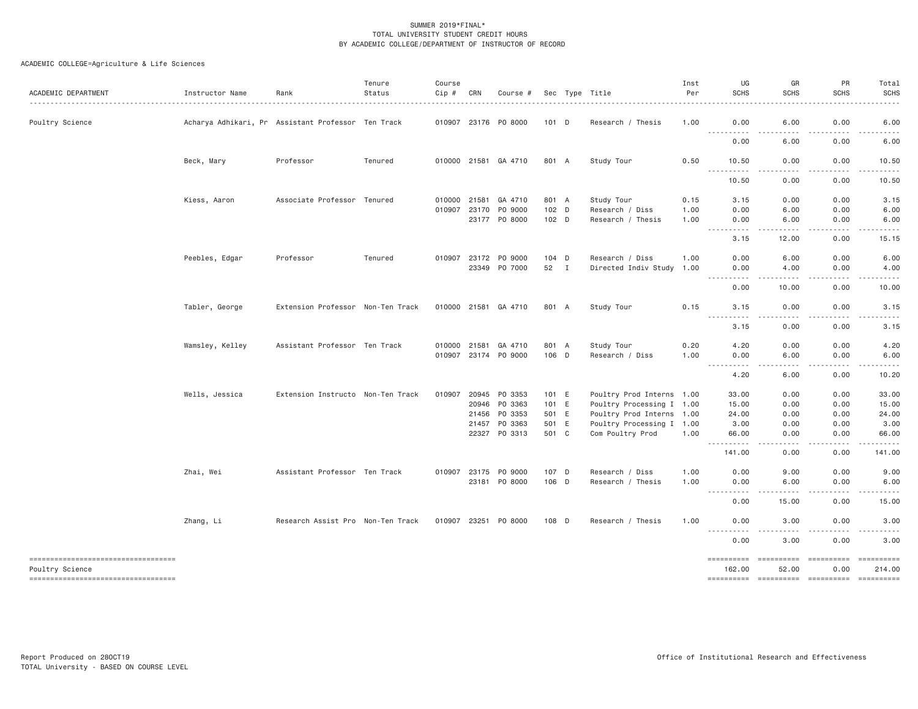SUMMER 2019*FINAL*
TOTAL UNIVERSITY STUDENT CREDIT HOURS
BY ACADEMIC COLLEGE/DEPARTMENT OF INSTRUCTOR OF RECORD

ACADEMIC COLLEGE=Agriculture & Life Sciences

| ACADEMIC DEPARTMENT | Instructor Name | Rank | Tenure Status | Course Cip # | CRN | Course # | Sec | Type | Title | Inst Per | UG SCHS | GR SCHS | PR SCHS | Total SCHS |
|---|---|---|---|---|---|---|---|---|---|---|---|---|---|---|
| Poultry Science | Acharya Adhikari, Pr | Assistant Professor | Ten Track | 010907 | 23176 | PO 8000 | 101 | D | Research / Thesis | 1.00 | 0.00 | 6.00 | 0.00 | 6.00 |
| | | | | | | | | | | | 0.00 | 6.00 | 0.00 | 6.00 |
| | Beck, Mary | Professor | Tenured | 010000 | 21581 | GA 4710 | 801 | A | Study Tour | 0.50 | 10.50 | 0.00 | 0.00 | 10.50 |
| | | | | | | | | | | | 10.50 | 0.00 | 0.00 | 10.50 |
| | Kiess, Aaron | Associate Professor | Tenured | 010000 | 21581 | GA 4710 | 801 | A | Study Tour | 0.15 | 3.15 | 0.00 | 0.00 | 3.15 |
| | | | | 010907 | 23170 | PO 9000 | 102 | D | Research / Diss | 1.00 | 0.00 | 6.00 | 0.00 | 6.00 |
| | | | | | 23177 | PO 8000 | 102 | D | Research / Thesis | 1.00 | 0.00 | 6.00 | 0.00 | 6.00 |
| | | | | | | | | | | | 3.15 | 12.00 | 0.00 | 15.15 |
| | Peebles, Edgar | Professor | Tenured | 010907 | 23172 | PO 9000 | 104 | D | Research / Diss | 1.00 | 0.00 | 6.00 | 0.00 | 6.00 |
| | | | | | 23349 | PO 7000 | 52 | I | Directed Indiv Study | 1.00 | 0.00 | 4.00 | 0.00 | 4.00 |
| | | | | | | | | | | | 0.00 | 10.00 | 0.00 | 10.00 |
| | Tabler, George | Extension Professor | Non-Ten Track | 010000 | 21581 | GA 4710 | 801 | A | Study Tour | 0.15 | 3.15 | 0.00 | 0.00 | 3.15 |
| | | | | | | | | | | | 3.15 | 0.00 | 0.00 | 3.15 |
| | Wamsley, Kelley | Assistant Professor | Ten Track | 010000 | 21581 | GA 4710 | 801 | A | Study Tour | 0.20 | 4.20 | 0.00 | 0.00 | 4.20 |
| | | | | 010907 | 23174 | PO 9000 | 106 | D | Research / Diss | 1.00 | 0.00 | 6.00 | 0.00 | 6.00 |
| | | | | | | | | | | | 4.20 | 6.00 | 0.00 | 10.20 |
| | Wells, Jessica | Extension Instructo | Non-Ten Track | 010907 | 20945 | PO 3353 | 101 | E | Poultry Prod Interns | 1.00 | 33.00 | 0.00 | 0.00 | 33.00 |
| | | | | | 20946 | PO 3363 | 101 | E | Poultry Processing I | 1.00 | 15.00 | 0.00 | 0.00 | 15.00 |
| | | | | | 21456 | PO 3353 | 501 | E | Poultry Prod Interns | 1.00 | 24.00 | 0.00 | 0.00 | 24.00 |
| | | | | | 21457 | PO 3363 | 501 | E | Poultry Processing I | 1.00 | 3.00 | 0.00 | 0.00 | 3.00 |
| | | | | | 22327 | PO 3313 | 501 | C | Com Poultry Prod | 1.00 | 66.00 | 0.00 | 0.00 | 66.00 |
| | | | | | | | | | | | 141.00 | 0.00 | 0.00 | 141.00 |
| | Zhai, Wei | Assistant Professor | Ten Track | 010907 | 23175 | PO 9000 | 107 | D | Research / Diss | 1.00 | 0.00 | 9.00 | 0.00 | 9.00 |
| | | | | | 23181 | PO 8000 | 106 | D | Research / Thesis | 1.00 | 0.00 | 6.00 | 0.00 | 6.00 |
| | | | | | | | | | | | 0.00 | 15.00 | 0.00 | 15.00 |
| | Zhang, Li | Research Assist Pro | Non-Ten Track | 010907 | 23251 | PO 8000 | 108 | D | Research / Thesis | 1.00 | 0.00 | 3.00 | 0.00 | 3.00 |
| | | | | | | | | | | | 0.00 | 3.00 | 0.00 | 3.00 |
| Poultry Science | | | | | | | | | | | 162.00 | 52.00 | 0.00 | 214.00 |

Report Produced on 28OCT19
TOTAL University - BASED ON COURSE LEVEL

Office of Institutional Research and Effectiveness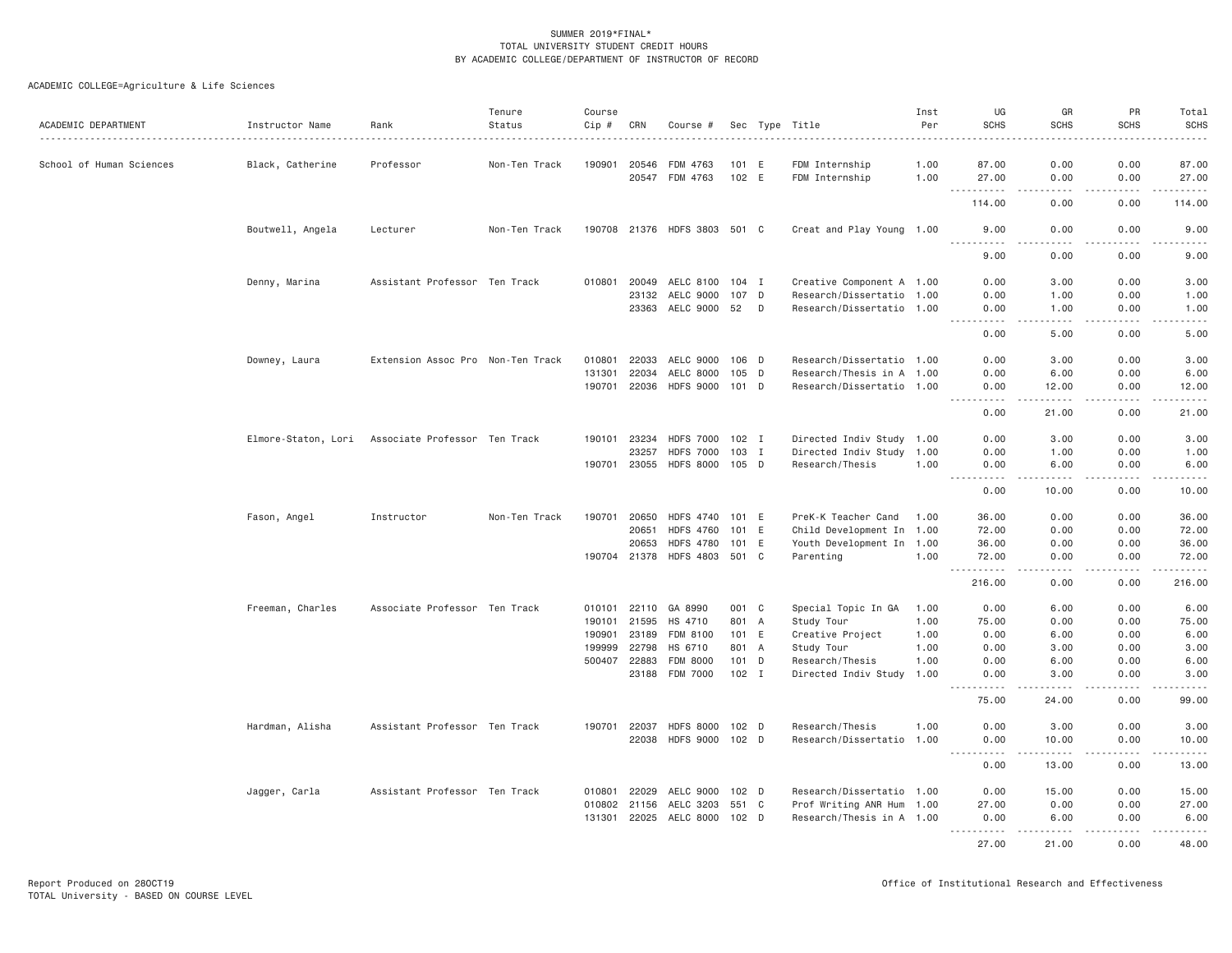SUMMER 2019*FINAL*
TOTAL UNIVERSITY STUDENT CREDIT HOURS
BY ACADEMIC COLLEGE/DEPARTMENT OF INSTRUCTOR OF RECORD

ACADEMIC COLLEGE=Agriculture & Life Sciences

| ACADEMIC DEPARTMENT | Instructor Name | Rank | Tenure Status | Course Cip # | CRN | Course # | Sec | Type | Title | Inst Per | UG SCHS | GR SCHS | PR SCHS | Total SCHS |
|---|---|---|---|---|---|---|---|---|---|---|---|---|---|---|
| School of Human Sciences | Black, Catherine | Professor | Non-Ten Track | 190901 | 20546 | FDM 4763 | 101 | E | FDM Internship | 1.00 | 87.00 | 0.00 | 0.00 | 87.00 |
| | | | | | 20547 | FDM 4763 | 102 | E | FDM Internship | 1.00 | 27.00 | 0.00 | 0.00 | 27.00 |
| | | | | | | | | | | | 114.00 | 0.00 | 0.00 | 114.00 |
| | Boutwell, Angela | Lecturer | Non-Ten Track | 190708 | 21376 | HDFS 3803 | 501 | C | Creat and Play Young | 1.00 | 9.00 | 0.00 | 0.00 | 9.00 |
| | | | | | | | | | | | 9.00 | 0.00 | 0.00 | 9.00 |
| | Denny, Marina | Assistant Professor | Ten Track | 010801 | 20049 | AELC 8100 | 104 | I | Creative Component A | 1.00 | 0.00 | 3.00 | 0.00 | 3.00 |
| | | | | | 23132 | AELC 9000 | 107 | D | Research/Dissertatio | 1.00 | 0.00 | 1.00 | 0.00 | 1.00 |
| | | | | | 23363 | AELC 9000 | 52 | D | Research/Dissertatio | 1.00 | 0.00 | 1.00 | 0.00 | 1.00 |
| | | | | | | | | | | | 0.00 | 5.00 | 0.00 | 5.00 |
| | Downey, Laura | Extension Assoc Pro | Non-Ten Track | 010801 | 22033 | AELC 9000 | 106 | D | Research/Dissertatio | 1.00 | 0.00 | 3.00 | 0.00 | 3.00 |
| | | | | 131301 | 22034 | AELC 8000 | 105 | D | Research/Thesis in A | 1.00 | 0.00 | 6.00 | 0.00 | 6.00 |
| | | | | 190701 | 22036 | HDFS 9000 | 101 | D | Research/Dissertatio | 1.00 | 0.00 | 12.00 | 0.00 | 12.00 |
| | | | | | | | | | | | 0.00 | 21.00 | 0.00 | 21.00 |
| | Elmore-Staton, Lori | Associate Professor | Ten Track | 190101 | 23234 | HDFS 7000 | 102 | I | Directed Indiv Study | 1.00 | 0.00 | 3.00 | 0.00 | 3.00 |
| | | | | | 23257 | HDFS 7000 | 103 | I | Directed Indiv Study | 1.00 | 0.00 | 1.00 | 0.00 | 1.00 |
| | | | | 190701 | 23055 | HDFS 8000 | 105 | D | Research/Thesis | 1.00 | 0.00 | 6.00 | 0.00 | 6.00 |
| | | | | | | | | | | | 0.00 | 10.00 | 0.00 | 10.00 |
| | Fason, Angel | Instructor | Non-Ten Track | 190701 | 20650 | HDFS 4740 | 101 | E | PreK-K Teacher Cand | 1.00 | 36.00 | 0.00 | 0.00 | 36.00 |
| | | | | | 20651 | HDFS 4760 | 101 | E | Child Development In | 1.00 | 72.00 | 0.00 | 0.00 | 72.00 |
| | | | | | 20653 | HDFS 4780 | 101 | E | Youth Development In | 1.00 | 36.00 | 0.00 | 0.00 | 36.00 |
| | | | | 190704 | 21378 | HDFS 4803 | 501 | C | Parenting | 1.00 | 72.00 | 0.00 | 0.00 | 72.00 |
| | | | | | | | | | | | 216.00 | 0.00 | 0.00 | 216.00 |
| | Freeman, Charles | Associate Professor | Ten Track | 010101 | 22110 | GA 8990 | 001 | C | Special Topic In GA | 1.00 | 0.00 | 6.00 | 0.00 | 6.00 |
| | | | | 190101 | 21595 | HS 4710 | 801 | A | Study Tour | 1.00 | 75.00 | 0.00 | 0.00 | 75.00 |
| | | | | 190901 | 23189 | FDM 8100 | 101 | E | Creative Project | 1.00 | 0.00 | 6.00 | 0.00 | 6.00 |
| | | | | 199999 | 22798 | HS 6710 | 801 | A | Study Tour | 1.00 | 0.00 | 3.00 | 0.00 | 3.00 |
| | | | | 500407 | 22883 | FDM 8000 | 101 | D | Research/Thesis | 1.00 | 0.00 | 6.00 | 0.00 | 6.00 |
| | | | | | 23188 | FDM 7000 | 102 | I | Directed Indiv Study | 1.00 | 0.00 | 3.00 | 0.00 | 3.00 |
| | | | | | | | | | | | 75.00 | 24.00 | 0.00 | 99.00 |
| | Hardman, Alisha | Assistant Professor | Ten Track | 190701 | 22037 | HDFS 8000 | 102 | D | Research/Thesis | 1.00 | 0.00 | 3.00 | 0.00 | 3.00 |
| | | | | | 22038 | HDFS 9000 | 102 | D | Research/Dissertatio | 1.00 | 0.00 | 10.00 | 0.00 | 10.00 |
| | | | | | | | | | | | 0.00 | 13.00 | 0.00 | 13.00 |
| | Jagger, Carla | Assistant Professor | Ten Track | 010801 | 22029 | AELC 9000 | 102 | D | Research/Dissertatio | 1.00 | 0.00 | 15.00 | 0.00 | 15.00 |
| | | | | 010802 | 21156 | AELC 3203 | 551 | C | Prof Writing ANR Hum | 1.00 | 27.00 | 0.00 | 0.00 | 27.00 |
| | | | | 131301 | 22025 | AELC 8000 | 102 | D | Research/Thesis in A | 1.00 | 0.00 | 6.00 | 0.00 | 6.00 |
| | | | | | | | | | | | 27.00 | 21.00 | 0.00 | 48.00 |

Report Produced on 28OCT19
TOTAL University - BASED ON COURSE LEVEL

Office of Institutional Research and Effectiveness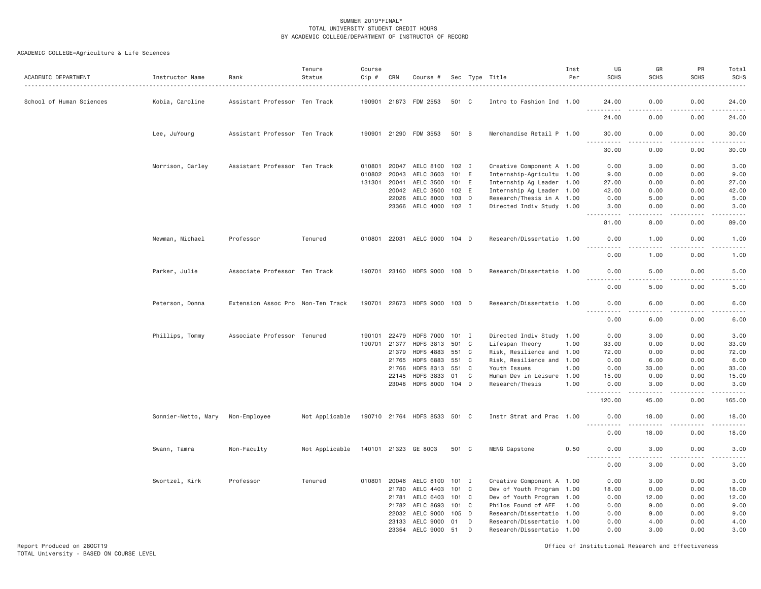SUMMER 2019*FINAL*
TOTAL UNIVERSITY STUDENT CREDIT HOURS
BY ACADEMIC COLLEGE/DEPARTMENT OF INSTRUCTOR OF RECORD

ACADEMIC COLLEGE=Agriculture & Life Sciences

| ACADEMIC DEPARTMENT | Instructor Name | Rank | Tenure Status | Course Cip # | CRN | Course # | Sec | Type | Title | Inst Per | UG SCHS | GR SCHS | PR SCHS | Total SCHS |
|---|---|---|---|---|---|---|---|---|---|---|---|---|---|---|
| School of Human Sciences | Kobia, Caroline | Assistant Professor | Ten Track | 190901 | 21873 | FDM 2553 | 501 | C | Intro to Fashion Ind | 1.00 | 24.00 | 0.00 | 0.00 | 24.00 |
| | | | | | | | | | | | 24.00 | 0.00 | 0.00 | 24.00 |
| | Lee, JuYoung | Assistant Professor | Ten Track | 190901 | 21290 | FDM 3553 | 501 | B | Merchandise Retail P | 1.00 | 30.00 | 0.00 | 0.00 | 30.00 |
| | | | | | | | | | | | 30.00 | 0.00 | 0.00 | 30.00 |
| | Morrison, Carley | Assistant Professor | Ten Track | 010801 | 20047 | AELC 8100 | 102 | I | Creative Component A | 1.00 | 0.00 | 3.00 | 0.00 | 3.00 |
| | | | | 010802 | 20043 | AELC 3603 | 101 | E | Internship-Agricultu | 1.00 | 9.00 | 0.00 | 0.00 | 9.00 |
| | | | | 131301 | 20041 | AELC 3500 | 101 | E | Internship Ag Leader | 1.00 | 27.00 | 0.00 | 0.00 | 27.00 |
| | | | | | 20042 | AELC 3500 | 102 | E | Internship Ag Leader | 1.00 | 42.00 | 0.00 | 0.00 | 42.00 |
| | | | | | 22026 | AELC 8000 | 103 | D | Research/Thesis in A | 1.00 | 0.00 | 5.00 | 0.00 | 5.00 |
| | | | | | 23366 | AELC 4000 | 102 | I | Directed Indiv Study | 1.00 | 3.00 | 0.00 | 0.00 | 3.00 |
| | | | | | | | | | | | 81.00 | 8.00 | 0.00 | 89.00 |
| | Newman, Michael | Professor | Tenured | 010801 | 22031 | AELC 9000 | 104 | D | Research/Dissertatio | 1.00 | 0.00 | 1.00 | 0.00 | 1.00 |
| | | | | | | | | | | | 0.00 | 1.00 | 0.00 | 1.00 |
| | Parker, Julie | Associate Professor | Ten Track | 190701 | 23160 | HDFS 9000 | 108 | D | Research/Dissertatio | 1.00 | 0.00 | 5.00 | 0.00 | 5.00 |
| | | | | | | | | | | | 0.00 | 5.00 | 0.00 | 5.00 |
| | Peterson, Donna | Extension Assoc Pro | Non-Ten Track | 190701 | 22673 | HDFS 9000 | 103 | D | Research/Dissertatio | 1.00 | 0.00 | 6.00 | 0.00 | 6.00 |
| | | | | | | | | | | | 0.00 | 6.00 | 0.00 | 6.00 |
| | Phillips, Tommy | Associate Professor | Tenured | 190101 | 22479 | HDFS 7000 | 101 | I | Directed Indiv Study | 1.00 | 0.00 | 3.00 | 0.00 | 3.00 |
| | | | | 190701 | 21377 | HDFS 3813 | 501 | C | Lifespan Theory | 1.00 | 33.00 | 0.00 | 0.00 | 33.00 |
| | | | | | 21379 | HDFS 4883 | 551 | C | Risk, Resilience and | 1.00 | 72.00 | 0.00 | 0.00 | 72.00 |
| | | | | | 21765 | HDFS 6883 | 551 | C | Risk, Resilience and | 1.00 | 0.00 | 6.00 | 0.00 | 6.00 |
| | | | | | 21766 | HDFS 8313 | 551 | C | Youth Issues | 1.00 | 0.00 | 33.00 | 0.00 | 33.00 |
| | | | | | 22145 | HDFS 3833 | 01 | C | Human Dev in Leisure | 1.00 | 15.00 | 0.00 | 0.00 | 15.00 |
| | | | | | 23048 | HDFS 8000 | 104 | D | Research/Thesis | 1.00 | 0.00 | 3.00 | 0.00 | 3.00 |
| | | | | | | | | | | | 120.00 | 45.00 | 0.00 | 165.00 |
| | Sonnier-Netto, Mary | Non-Employee | Not Applicable | 190710 | 21764 | HDFS 8533 | 501 | C | Instr Strat and Prac | 1.00 | 0.00 | 18.00 | 0.00 | 18.00 |
| | | | | | | | | | | | 0.00 | 18.00 | 0.00 | 18.00 |
| | Swann, Tamra | Non-Faculty | Not Applicable | 140101 | 21323 | GE 8003 | 501 | C | MENG Capstone | 0.50 | 0.00 | 3.00 | 0.00 | 3.00 |
| | | | | | | | | | | | 0.00 | 3.00 | 0.00 | 3.00 |
| | Swortzel, Kirk | Professor | Tenured | 010801 | 20046 | AELC 8100 | 101 | I | Creative Component A | 1.00 | 0.00 | 3.00 | 0.00 | 3.00 |
| | | | | | 21780 | AELC 4403 | 101 | C | Dev of Youth Program | 1.00 | 18.00 | 0.00 | 0.00 | 18.00 |
| | | | | | 21781 | AELC 6403 | 101 | C | Dev of Youth Program | 1.00 | 0.00 | 12.00 | 0.00 | 12.00 |
| | | | | | 21782 | AELC 8693 | 101 | C | Philos Found of AEE | 1.00 | 0.00 | 9.00 | 0.00 | 9.00 |
| | | | | | 22032 | AELC 9000 | 105 | D | Research/Dissertatio | 1.00 | 0.00 | 9.00 | 0.00 | 9.00 |
| | | | | | 23133 | AELC 9000 | 01 | D | Research/Dissertatio | 1.00 | 0.00 | 4.00 | 0.00 | 4.00 |
| | | | | | 23354 | AELC 9000 | 51 | D | Research/Dissertatio | 1.00 | 0.00 | 3.00 | 0.00 | 3.00 |

Report Produced on 28OCT19
TOTAL University - BASED ON COURSE LEVEL

Office of Institutional Research and Effectiveness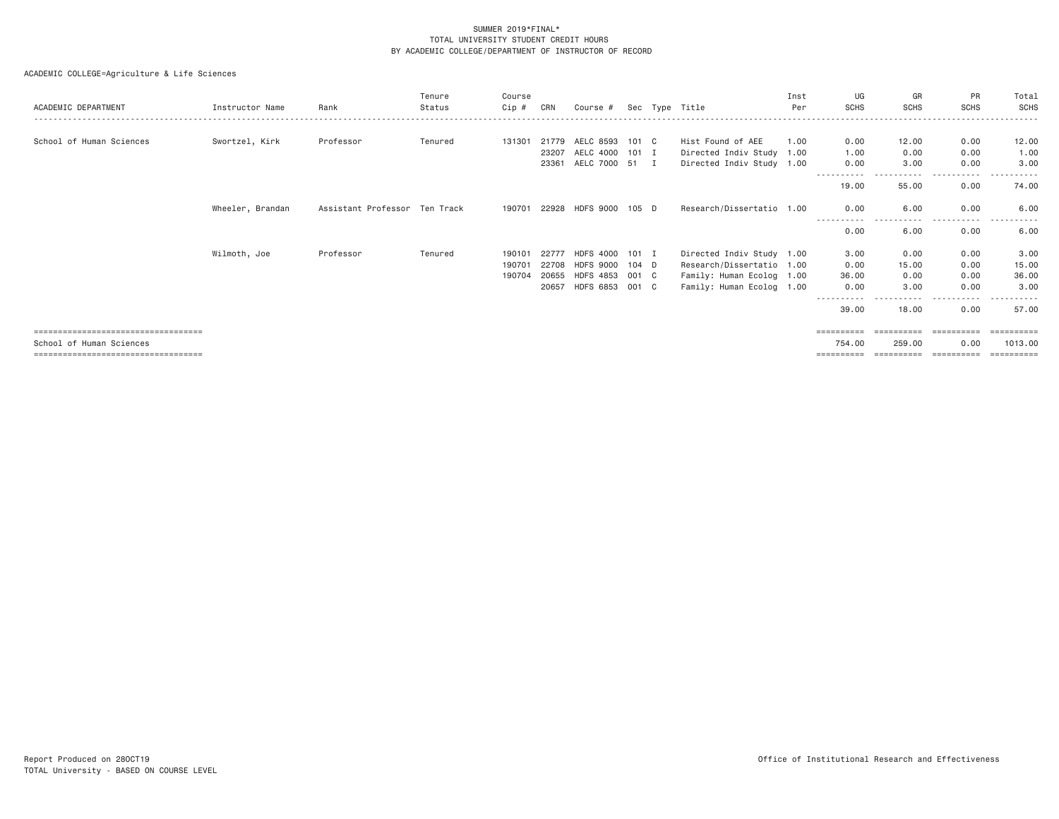SUMMER 2019*FINAL*
TOTAL UNIVERSITY STUDENT CREDIT HOURS
BY ACADEMIC COLLEGE/DEPARTMENT OF INSTRUCTOR OF RECORD

ACADEMIC COLLEGE=Agriculture & Life Sciences

| ACADEMIC DEPARTMENT | Instructor Name | Rank | Tenure Status | Course Cip # | CRN | Course # | Sec | Type | Title | Inst Per | UG SCHS | GR SCHS | PR SCHS | Total SCHS |
|---|---|---|---|---|---|---|---|---|---|---|---|---|---|---|
| School of Human Sciences | Swortzel, Kirk | Professor | Tenured | 131301 | 21779 | AELC 8593 | 101 | C | Hist Found of AEE | 1.00 | 0.00 | 12.00 | 0.00 | 12.00 |
| | | | | | 23207 | AELC 4000 | 101 | I | Directed Indiv Study | 1.00 | 1.00 | 0.00 | 0.00 | 1.00 |
| | | | | | 23361 | AELC 7000 | 51 | I | Directed Indiv Study | 1.00 | 0.00 | 3.00 | 0.00 | 3.00 |
| | | | | | | | | | | | 19.00 | 55.00 | 0.00 | 74.00 |
| | Wheeler, Brandan | Assistant Professor | Ten Track | 190701 | 22928 | HDFS 9000 | 105 | D | Research/Dissertatio | 1.00 | 0.00 | 6.00 | 0.00 | 6.00 |
| | | | | | | | | | | | 0.00 | 6.00 | 0.00 | 6.00 |
| | Wilmoth, Joe | Professor | Tenured | 190101 | 22777 | HDFS 4000 | 101 | I | Directed Indiv Study | 1.00 | 3.00 | 0.00 | 0.00 | 3.00 |
| | | | | 190701 | 22708 | HDFS 9000 | 104 | D | Research/Dissertatio | 1.00 | 0.00 | 15.00 | 0.00 | 15.00 |
| | | | | 190704 | 20655 | HDFS 4853 | 001 | C | Family: Human Ecolog | 1.00 | 36.00 | 0.00 | 0.00 | 36.00 |
| | | | | | 20657 | HDFS 6853 | 001 | C | Family: Human Ecolog | 1.00 | 0.00 | 3.00 | 0.00 | 3.00 |
| | | | | | | | | | | | 39.00 | 18.00 | 0.00 | 57.00 |
| School of Human Sciences | | | | | | | | | | | 754.00 | 259.00 | 0.00 | 1013.00 |

Report Produced on 28OCT19
TOTAL University - BASED ON COURSE LEVEL

Office of Institutional Research and Effectiveness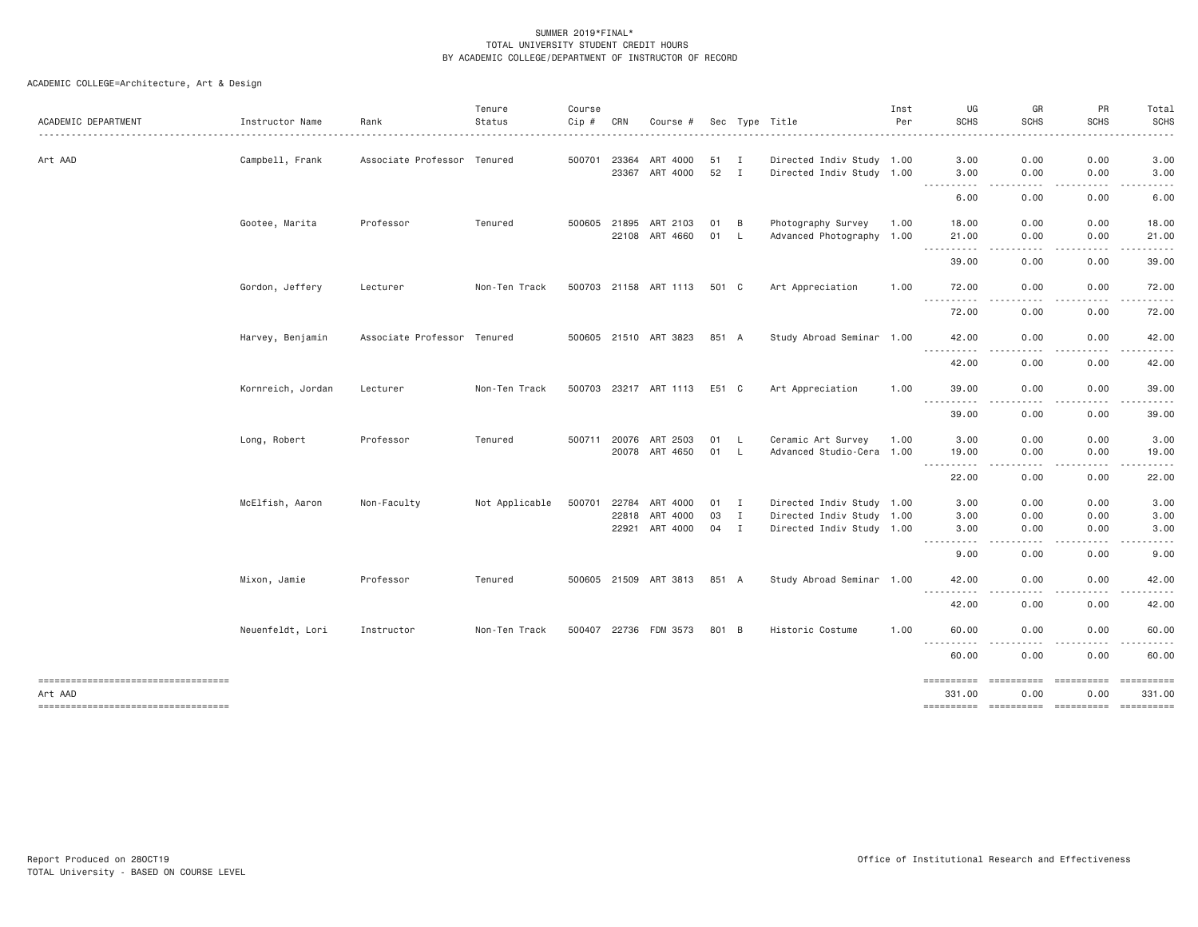SUMMER 2019*FINAL*
TOTAL UNIVERSITY STUDENT CREDIT HOURS
BY ACADEMIC COLLEGE/DEPARTMENT OF INSTRUCTOR OF RECORD

ACADEMIC COLLEGE=Architecture, Art & Design

| ACADEMIC DEPARTMENT | Instructor Name | Rank | Tenure Status | Course Cip # | CRN | Course # | Sec | Type | Title | Inst Per | UG SCHS | GR SCHS | PR SCHS | Total SCHS |
|---|---|---|---|---|---|---|---|---|---|---|---|---|---|---|
| Art AAD | Campbell, Frank | Associate Professor | Tenured | 500701 | 23364 | ART 4000 | 51 | I | Directed Indiv Study | 1.00 | 3.00 | 0.00 | 0.00 | 3.00 |
| | | | | | 23367 | ART 4000 | 52 | I | Directed Indiv Study | 1.00 | 3.00 | 0.00 | 0.00 | 3.00 |
| | | | | | | | | | | | 6.00 | 0.00 | 0.00 | 6.00 |
| | Gootee, Marita | Professor | Tenured | 500605 | 21895 | ART 2103 | 01 | B | Photography Survey | 1.00 | 18.00 | 0.00 | 0.00 | 18.00 |
| | | | | | 22108 | ART 4660 | 01 | L | Advanced Photography | 1.00 | 21.00 | 0.00 | 0.00 | 21.00 |
| | | | | | | | | | | | 39.00 | 0.00 | 0.00 | 39.00 |
| | Gordon, Jeffery | Lecturer | Non-Ten Track | 500703 | 21158 | ART 1113 | 501 | C | Art Appreciation | 1.00 | 72.00 | 0.00 | 0.00 | 72.00 |
| | | | | | | | | | | | 72.00 | 0.00 | 0.00 | 72.00 |
| | Harvey, Benjamin | Associate Professor | Tenured | 500605 | 21510 | ART 3823 | 851 | A | Study Abroad Seminar | 1.00 | 42.00 | 0.00 | 0.00 | 42.00 |
| | | | | | | | | | | | 42.00 | 0.00 | 0.00 | 42.00 |
| | Kornreich, Jordan | Lecturer | Non-Ten Track | 500703 | 23217 | ART 1113 | E51 | C | Art Appreciation | 1.00 | 39.00 | 0.00 | 0.00 | 39.00 |
| | | | | | | | | | | | 39.00 | 0.00 | 0.00 | 39.00 |
| | Long, Robert | Professor | Tenured | 500711 | 20076 | ART 2503 | 01 | L | Ceramic Art Survey | 1.00 | 3.00 | 0.00 | 0.00 | 3.00 |
| | | | | | 20078 | ART 4650 | 01 | L | Advanced Studio-Cera | 1.00 | 19.00 | 0.00 | 0.00 | 19.00 |
| | | | | | | | | | | | 22.00 | 0.00 | 0.00 | 22.00 |
| | McElfish, Aaron | Non-Faculty | Not Applicable | 500701 | 22784 | ART 4000 | 01 | I | Directed Indiv Study | 1.00 | 3.00 | 0.00 | 0.00 | 3.00 |
| | | | | | 22818 | ART 4000 | 03 | I | Directed Indiv Study | 1.00 | 3.00 | 0.00 | 0.00 | 3.00 |
| | | | | | 22921 | ART 4000 | 04 | I | Directed Indiv Study | 1.00 | 3.00 | 0.00 | 0.00 | 3.00 |
| | | | | | | | | | | | 9.00 | 0.00 | 0.00 | 9.00 |
| | Mixon, Jamie | Professor | Tenured | 500605 | 21509 | ART 3813 | 851 | A | Study Abroad Seminar | 1.00 | 42.00 | 0.00 | 0.00 | 42.00 |
| | | | | | | | | | | | 42.00 | 0.00 | 0.00 | 42.00 |
| | Neuenfeldt, Lori | Instructor | Non-Ten Track | 500407 | 22736 | FDM 3573 | 801 | B | Historic Costume | 1.00 | 60.00 | 0.00 | 0.00 | 60.00 |
| | | | | | | | | | | | 60.00 | 0.00 | 0.00 | 60.00 |
| Art AAD | | | | | | | | | | | 331.00 | 0.00 | 0.00 | 331.00 |

Report Produced on 28OCT19
TOTAL University - BASED ON COURSE LEVEL

Office of Institutional Research and Effectiveness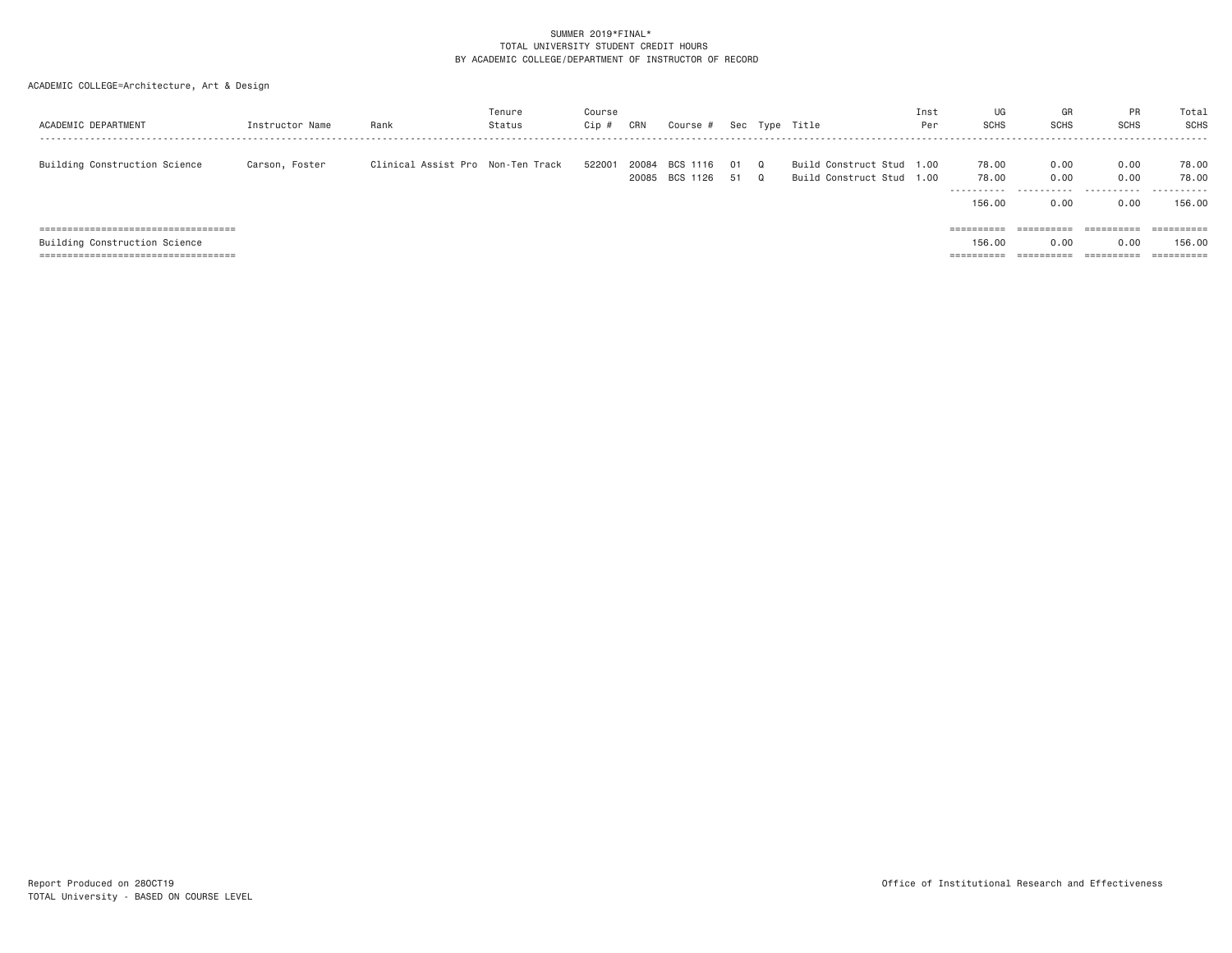SUMMER 2019*FINAL*
TOTAL UNIVERSITY STUDENT CREDIT HOURS
BY ACADEMIC COLLEGE/DEPARTMENT OF INSTRUCTOR OF RECORD

ACADEMIC COLLEGE=Architecture, Art & Design

| ACADEMIC DEPARTMENT | Instructor Name | Rank | Tenure Status | Course Cip # | CRN | Course # | Sec | Type | Title | Inst Per | UG SCHS | GR SCHS | PR SCHS | Total SCHS |
|---|---|---|---|---|---|---|---|---|---|---|---|---|---|---|
| Building Construction Science | Carson, Foster | Clinical Assist Pro | Non-Ten Track | 522001 | 20084 | BCS 1116 | 01 | Q | Build Construct Stud | 1.00 | 78.00 | 0.00 | 0.00 | 78.00 |
| | | | | | 20085 | BCS 1126 | 51 | Q | Build Construct Stud | 1.00 | 78.00 | 0.00 | 0.00 | 78.00 |
| | | | | | | | | | | | 156.00 | 0.00 | 0.00 | 156.00 |
| Building Construction Science | | | | | | | | | | | 156.00 | 0.00 | 0.00 | 156.00 |

Report Produced on 28OCT19
TOTAL University - BASED ON COURSE LEVEL

Office of Institutional Research and Effectiveness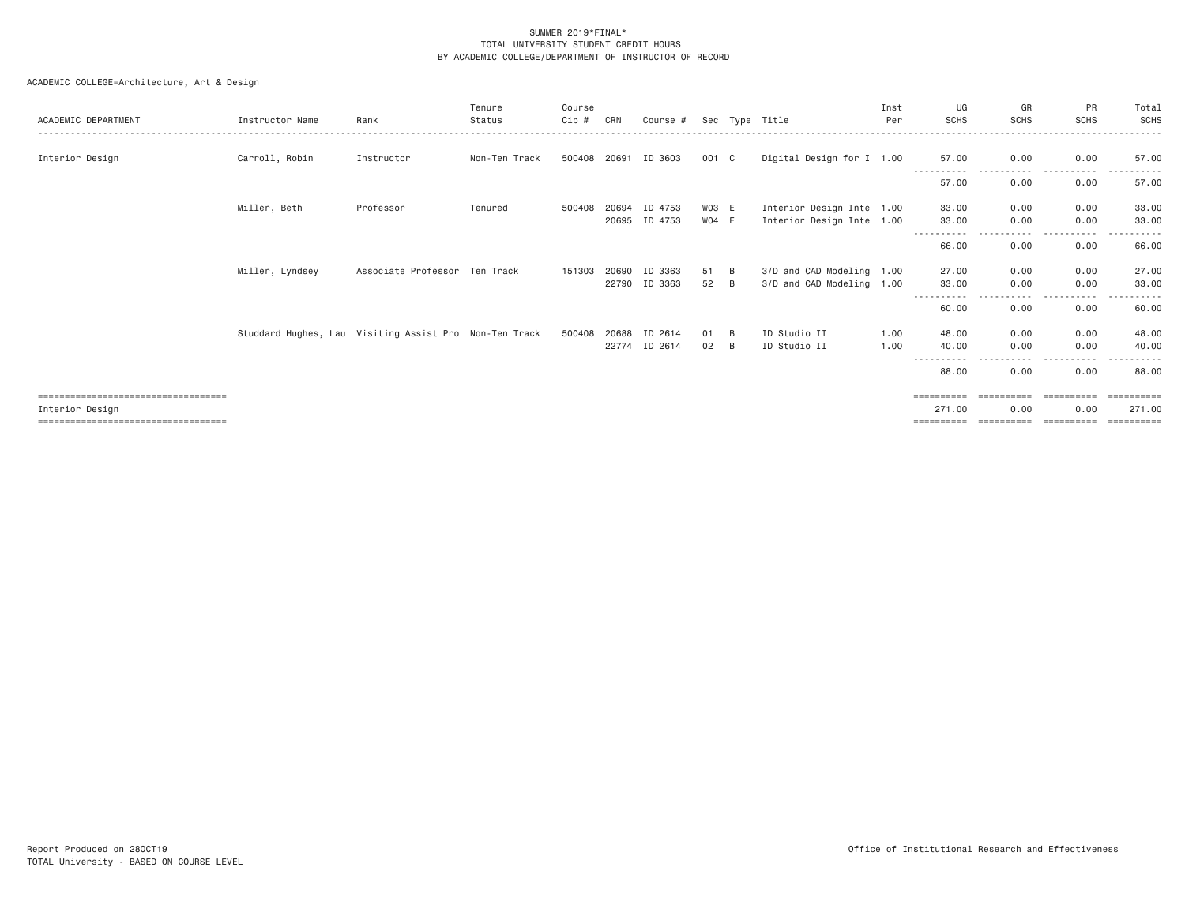SUMMER 2019*FINAL*
TOTAL UNIVERSITY STUDENT CREDIT HOURS
BY ACADEMIC COLLEGE/DEPARTMENT OF INSTRUCTOR OF RECORD

ACADEMIC COLLEGE=Architecture, Art & Design

| ACADEMIC DEPARTMENT | Instructor Name | Rank | Tenure Status | Course Cip # | CRN | Course # | Sec | Type | Title | Inst Per | UG SCHS | GR SCHS | PR SCHS | Total SCHS |
|---|---|---|---|---|---|---|---|---|---|---|---|---|---|---|
| Interior Design | Carroll, Robin | Instructor | Non-Ten Track | 500408 | 20691 | ID 3603 | 001 | C | Digital Design for I | 1.00 | 57.00 | 0.00 | 0.00 | 57.00 |
| | | | | | | | | | | | 57.00 | 0.00 | 0.00 | 57.00 |
| | Miller, Beth | Professor | Tenured | 500408 | 20694 | ID 4753 | W03 | E | Interior Design Inte | 1.00 | 33.00 | 0.00 | 0.00 | 33.00 |
| | | | | | 20695 | ID 4753 | W04 | E | Interior Design Inte | 1.00 | 33.00 | 0.00 | 0.00 | 33.00 |
| | | | | | | | | | | | 66.00 | 0.00 | 0.00 | 66.00 |
| | Miller, Lyndsey | Associate Professor | Ten Track | 151303 | 20690 | ID 3363 | 51 | B | 3/D and CAD Modeling | 1.00 | 27.00 | 0.00 | 0.00 | 27.00 |
| | | | | | 22790 | ID 3363 | 52 | B | 3/D and CAD Modeling | 1.00 | 33.00 | 0.00 | 0.00 | 33.00 |
| | | | | | | | | | | | 60.00 | 0.00 | 0.00 | 60.00 |
| | Studdard Hughes, Lau | Visiting Assist Pro | Non-Ten Track | 500408 | 20688 | ID 2614 | 01 | B | ID Studio II | 1.00 | 48.00 | 0.00 | 0.00 | 48.00 |
| | | | | | 22774 | ID 2614 | 02 | B | ID Studio II | 1.00 | 40.00 | 0.00 | 0.00 | 40.00 |
| | | | | | | | | | | | 88.00 | 0.00 | 0.00 | 88.00 |
| Interior Design | | | | | | | | | | | 271.00 | 0.00 | 0.00 | 271.00 |

Report Produced on 28OCT19
TOTAL University - BASED ON COURSE LEVEL

Office of Institutional Research and Effectiveness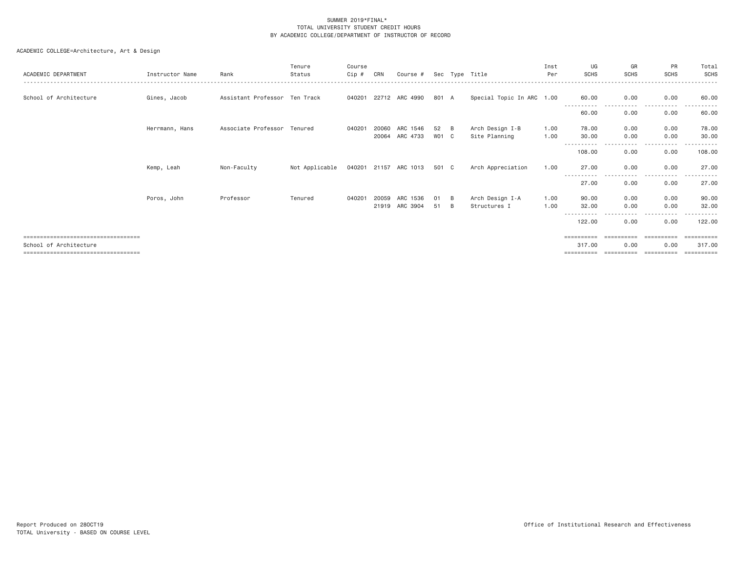SUMMER 2019*FINAL*
TOTAL UNIVERSITY STUDENT CREDIT HOURS
BY ACADEMIC COLLEGE/DEPARTMENT OF INSTRUCTOR OF RECORD

ACADEMIC COLLEGE=Architecture, Art & Design

| ACADEMIC DEPARTMENT | Instructor Name | Rank | Tenure Status | Course Cip # | CRN | Course # | Sec | Type | Title | Inst Per | UG SCHS | GR SCHS | PR SCHS | Total SCHS |
|---|---|---|---|---|---|---|---|---|---|---|---|---|---|---|
| School of Architecture | Gines, Jacob | Assistant Professor | Ten Track | 040201 | 22712 | ARC 4990 | 801 | A | Special Topic In ARC | 1.00 | 60.00 | 0.00 | 0.00 | 60.00 |
| | | | | | | | | | | | 60.00 | 0.00 | 0.00 | 60.00 |
| | Herrmann, Hans | Associate Professor | Tenured | 040201 | 20060 | ARC 1546 | 52 | B | Arch Design I-B | 1.00 | 78.00 | 0.00 | 0.00 | 78.00 |
| | | | | | 20064 | ARC 4733 | W01 | C | Site Planning | 1.00 | 30.00 | 0.00 | 0.00 | 30.00 |
| | | | | | | | | | | | 108.00 | 0.00 | 0.00 | 108.00 |
| | Kemp, Leah | Non-Faculty | Not Applicable | 040201 | 21157 | ARC 1013 | 501 | C | Arch Appreciation | 1.00 | 27.00 | 0.00 | 0.00 | 27.00 |
| | | | | | | | | | | | 27.00 | 0.00 | 0.00 | 27.00 |
| | Poros, John | Professor | Tenured | 040201 | 20059 | ARC 1536 | 01 | B | Arch Design I-A | 1.00 | 90.00 | 0.00 | 0.00 | 90.00 |
| | | | | | 21919 | ARC 3904 | 51 | B | Structures I | 1.00 | 32.00 | 0.00 | 0.00 | 32.00 |
| | | | | | | | | | | | 122.00 | 0.00 | 0.00 | 122.00 |
| School of Architecture | | | | | | | | | | | 317.00 | 0.00 | 0.00 | 317.00 |

Report Produced on 28OCT19
TOTAL University - BASED ON COURSE LEVEL

Office of Institutional Research and Effectiveness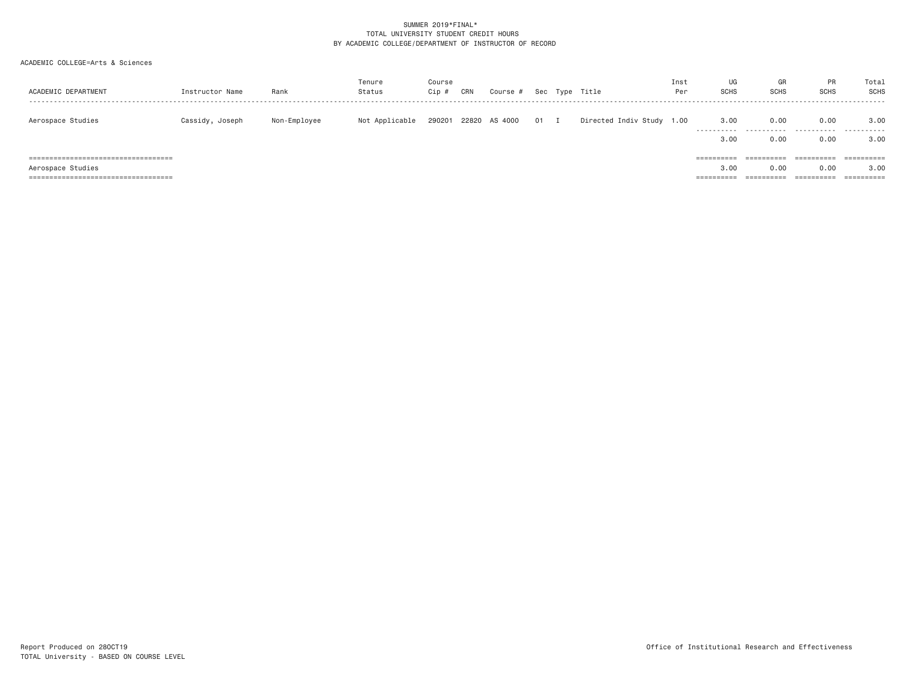SUMMER 2019*FINAL*
TOTAL UNIVERSITY STUDENT CREDIT HOURS
BY ACADEMIC COLLEGE/DEPARTMENT OF INSTRUCTOR OF RECORD

ACADEMIC COLLEGE=Arts & Sciences

| ACADEMIC DEPARTMENT | Instructor Name | Rank | Tenure Status | Course Cip # | CRN | Course # | Sec | Type | Title | Inst Per | UG SCHS | GR SCHS | PR SCHS | Total SCHS |
|---|---|---|---|---|---|---|---|---|---|---|---|---|---|---|
| Aerospace Studies | Cassidy, Joseph | Non-Employee | Not Applicable | 290201 | 22820 | AS 4000 | 01 | I | Directed Indiv Study | 1.00 | 3.00 | 0.00 | 0.00 | 3.00 |
| | | | | | | | | | | | 3.00 | 0.00 | 0.00 | 3.00 |
| Aerospace Studies | | | | | | | | | | | 3.00 | 0.00 | 0.00 | 3.00 |

Report Produced on 28OCT19
TOTAL University - BASED ON COURSE LEVEL

Office of Institutional Research and Effectiveness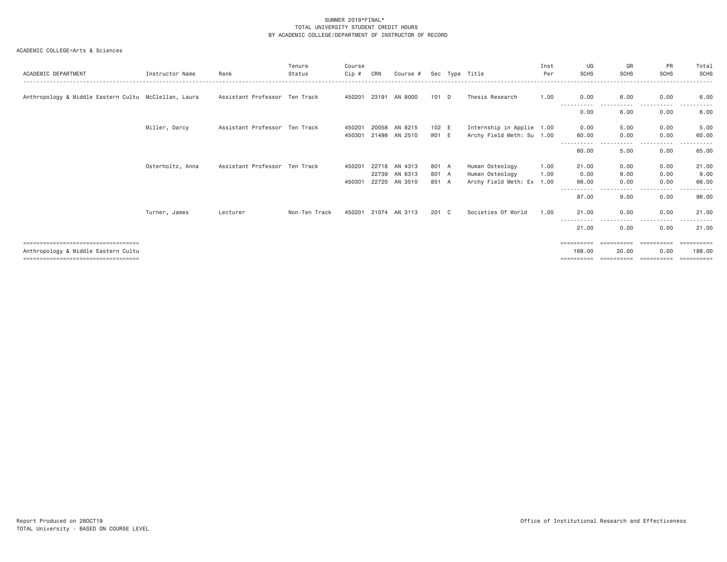SUMMER 2019*FINAL*
TOTAL UNIVERSITY STUDENT CREDIT HOURS
BY ACADEMIC COLLEGE/DEPARTMENT OF INSTRUCTOR OF RECORD

ACADEMIC COLLEGE=Arts & Sciences

| ACADEMIC DEPARTMENT | Instructor Name | Rank | Tenure Status | Course Cip # | CRN | Course # | Sec | Type | Title | Inst Per | UG SCHS | GR SCHS | PR SCHS | Total SCHS |
|---|---|---|---|---|---|---|---|---|---|---|---|---|---|---|
| Anthropology & Middle Eastern Cultu | McClellan, Laura | Assistant Professor | Ten Track | 450201 | 23191 | AN 8000 | 101 | D | Thesis Research | 1.00 | 0.00 | 6.00 | 0.00 | 6.00 |
| | | | | | | | | | | | 0.00 | 6.00 | 0.00 | 6.00 |
| | Miller, Darcy | Assistant Professor | Ten Track | 450201 | 20058 | AN 8215 | 102 | E | Internship in Applie | 1.00 | 0.00 | 5.00 | 0.00 | 5.00 |
| | | | | 450301 | 21498 | AN 2510 | W01 | E | Archy Field Meth: Su | 1.00 | 60.00 | 0.00 | 0.00 | 60.00 |
| | | | | | | | | | | | 60.00 | 5.00 | 0.00 | 65.00 |
| | Osterholtz, Anna | Assistant Professor | Ten Track | 450201 | 22718 | AN 4313 | 801 | A | Human Osteology | 1.00 | 21.00 | 0.00 | 0.00 | 21.00 |
| | | | | | 22739 | AN 6313 | 801 | A | Human Osteology | 1.00 | 0.00 | 9.00 | 0.00 | 9.00 |
| | | | | 450301 | 22720 | AN 3510 | 851 | A | Archy Field Meth: Ex | 1.00 | 66.00 | 0.00 | 0.00 | 66.00 |
| | | | | | | | | | | | 87.00 | 9.00 | 0.00 | 96.00 |
| | Turner, James | Lecturer | Non-Ten Track | 450201 | 21074 | AN 3113 | 201 | C | Societies Of World | 1.00 | 21.00 | 0.00 | 0.00 | 21.00 |
| | | | | | | | | | | | 21.00 | 0.00 | 0.00 | 21.00 |
| Anthropology & Middle Eastern Cultu | | | | | | | | | | | 168.00 | 20.00 | 0.00 | 188.00 |

Report Produced on 28OCT19
TOTAL University - BASED ON COURSE LEVEL

Office of Institutional Research and Effectiveness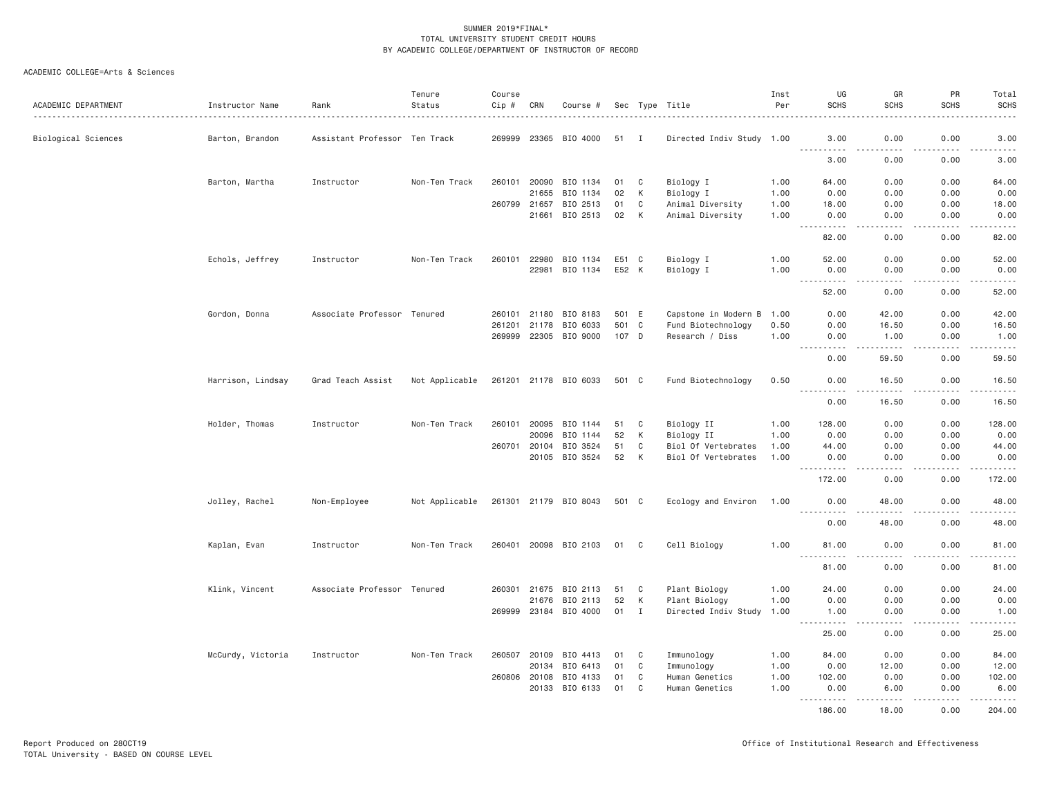SUMMER 2019*FINAL*
TOTAL UNIVERSITY STUDENT CREDIT HOURS
BY ACADEMIC COLLEGE/DEPARTMENT OF INSTRUCTOR OF RECORD

ACADEMIC COLLEGE=Arts & Sciences

| ACADEMIC DEPARTMENT | Instructor Name | Rank | Tenure Status | Course Cip # | CRN | Course # | Sec | Type | Title | Inst Per | UG SCHS | GR SCHS | PR SCHS | Total SCHS |
|---|---|---|---|---|---|---|---|---|---|---|---|---|---|---|
| Biological Sciences | Barton, Brandon | Assistant Professor | Ten Track | 269999 | 23365 | BIO 4000 | 51 | I | Directed Indiv Study | 1.00 | 3.00 | 0.00 | 0.00 | 3.00 |
| | | | | | | | | | | | 3.00 | 0.00 | 0.00 | 3.00 |
| | Barton, Martha | Instructor | Non-Ten Track | 260101 | 20090 | BIO 1134 | 01 | C | Biology I | 1.00 | 64.00 | 0.00 | 0.00 | 64.00 |
| | | | | | 21655 | BIO 1134 | 02 | K | Biology I | 1.00 | 0.00 | 0.00 | 0.00 | 0.00 |
| | | | | 260799 | 21657 | BIO 2513 | 01 | C | Animal Diversity | 1.00 | 18.00 | 0.00 | 0.00 | 18.00 |
| | | | | | 21661 | BIO 2513 | 02 | K | Animal Diversity | 1.00 | 0.00 | 0.00 | 0.00 | 0.00 |
| | | | | | | | | | | | 82.00 | 0.00 | 0.00 | 82.00 |
| | Echols, Jeffrey | Instructor | Non-Ten Track | 260101 | 22980 | BIO 1134 | E51 | C | Biology I | 1.00 | 52.00 | 0.00 | 0.00 | 52.00 |
| | | | | | 22981 | BIO 1134 | E52 | K | Biology I | 1.00 | 0.00 | 0.00 | 0.00 | 0.00 |
| | | | | | | | | | | | 52.00 | 0.00 | 0.00 | 52.00 |
| | Gordon, Donna | Associate Professor | Tenured | 260101 | 21180 | BIO 8183 | 501 | E | Capstone in Modern B | 1.00 | 0.00 | 42.00 | 0.00 | 42.00 |
| | | | | 261201 | 21178 | BIO 6033 | 501 | C | Fund Biotechnology | 0.50 | 0.00 | 16.50 | 0.00 | 16.50 |
| | | | | 269999 | 22305 | BIO 9000 | 107 | D | Research / Diss | 1.00 | 0.00 | 1.00 | 0.00 | 1.00 |
| | | | | | | | | | | | 0.00 | 59.50 | 0.00 | 59.50 |
| | Harrison, Lindsay | Grad Teach Assist | Not Applicable | 261201 | 21178 | BIO 6033 | 501 | C | Fund Biotechnology | 0.50 | 0.00 | 16.50 | 0.00 | 16.50 |
| | | | | | | | | | | | 0.00 | 16.50 | 0.00 | 16.50 |
| | Holder, Thomas | Instructor | Non-Ten Track | 260101 | 20095 | BIO 1144 | 51 | C | Biology II | 1.00 | 128.00 | 0.00 | 0.00 | 128.00 |
| | | | | | 20096 | BIO 1144 | 52 | K | Biology II | 1.00 | 0.00 | 0.00 | 0.00 | 0.00 |
| | | | | 260701 | 20104 | BIO 3524 | 51 | C | Biol Of Vertebrates | 1.00 | 44.00 | 0.00 | 0.00 | 44.00 |
| | | | | | 20105 | BIO 3524 | 52 | K | Biol Of Vertebrates | 1.00 | 0.00 | 0.00 | 0.00 | 0.00 |
| | | | | | | | | | | | 172.00 | 0.00 | 0.00 | 172.00 |
| | Jolley, Rachel | Non-Employee | Not Applicable | 261301 | 21179 | BIO 8043 | 501 | C | Ecology and Environ | 1.00 | 0.00 | 48.00 | 0.00 | 48.00 |
| | | | | | | | | | | | 0.00 | 48.00 | 0.00 | 48.00 |
| | Kaplan, Evan | Instructor | Non-Ten Track | 260401 | 20098 | BIO 2103 | 01 | C | Cell Biology | 1.00 | 81.00 | 0.00 | 0.00 | 81.00 |
| | | | | | | | | | | | 81.00 | 0.00 | 0.00 | 81.00 |
| | Klink, Vincent | Associate Professor | Tenured | 260301 | 21675 | BIO 2113 | 51 | C | Plant Biology | 1.00 | 24.00 | 0.00 | 0.00 | 24.00 |
| | | | | | 21676 | BIO 2113 | 52 | K | Plant Biology | 1.00 | 0.00 | 0.00 | 0.00 | 0.00 |
| | | | | 269999 | 23184 | BIO 4000 | 01 | I | Directed Indiv Study | 1.00 | 1.00 | 0.00 | 0.00 | 1.00 |
| | | | | | | | | | | | 25.00 | 0.00 | 0.00 | 25.00 |
| | McCurdy, Victoria | Instructor | Non-Ten Track | 260507 | 20109 | BIO 4413 | 01 | C | Immunology | 1.00 | 84.00 | 0.00 | 0.00 | 84.00 |
| | | | | | 20134 | BIO 6413 | 01 | C | Immunology | 1.00 | 0.00 | 12.00 | 0.00 | 12.00 |
| | | | | 260806 | 20108 | BIO 4133 | 01 | C | Human Genetics | 1.00 | 102.00 | 0.00 | 0.00 | 102.00 |
| | | | | | 20133 | BIO 6133 | 01 | C | Human Genetics | 1.00 | 0.00 | 6.00 | 0.00 | 6.00 |
| | | | | | | | | | | | 186.00 | 18.00 | 0.00 | 204.00 |

Report Produced on 28OCT19
TOTAL University - BASED ON COURSE LEVEL

Office of Institutional Research and Effectiveness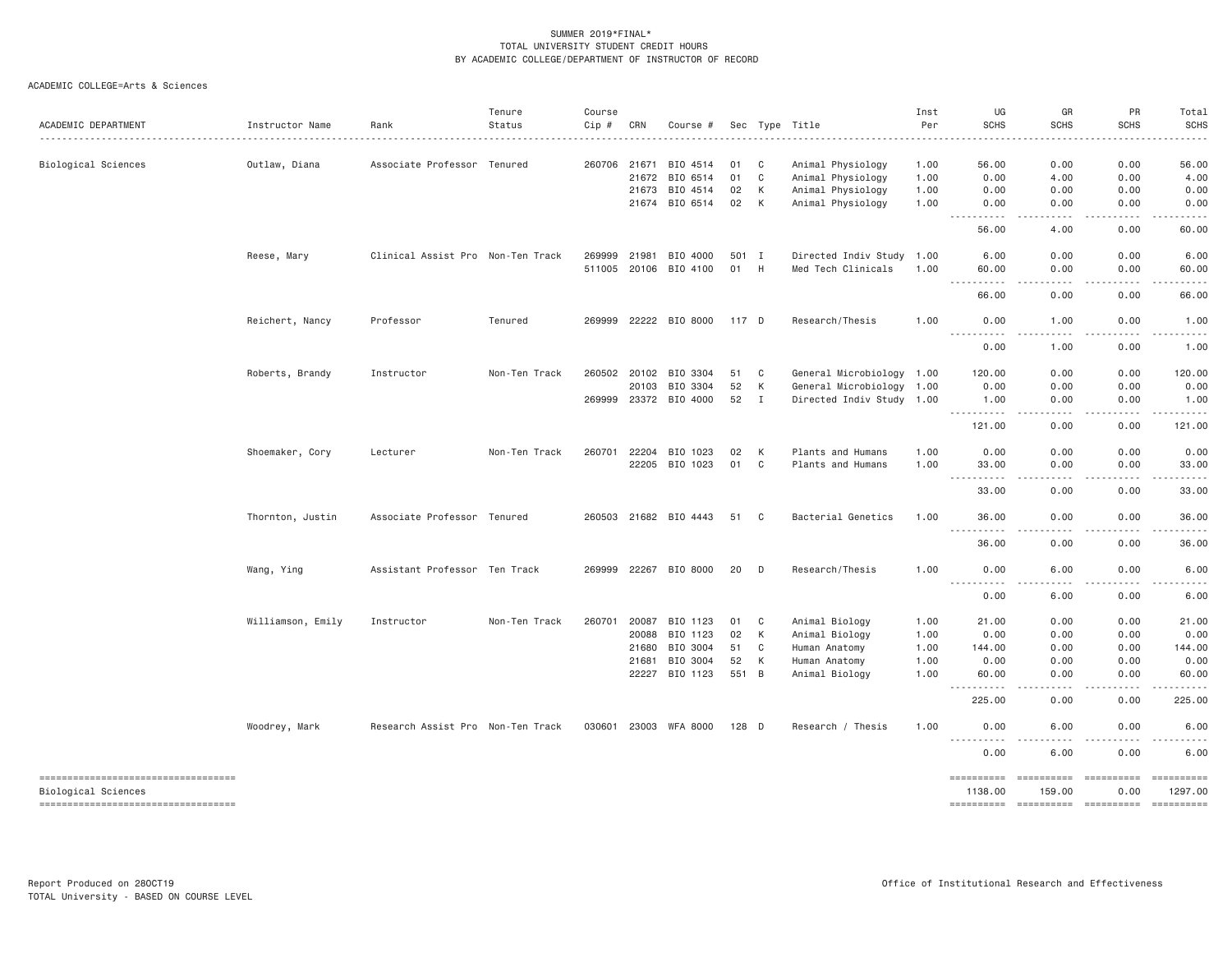SUMMER 2019*FINAL*
TOTAL UNIVERSITY STUDENT CREDIT HOURS
BY ACADEMIC COLLEGE/DEPARTMENT OF INSTRUCTOR OF RECORD

ACADEMIC COLLEGE=Arts & Sciences

| ACADEMIC DEPARTMENT | Instructor Name | Rank | Tenure Status | Course Cip # | CRN | Course # | Sec | Type | Title | Inst Per | UG SCHS | GR SCHS | PR SCHS | Total SCHS |
|---|---|---|---|---|---|---|---|---|---|---|---|---|---|---|
| Biological Sciences | Outlaw, Diana | Associate Professor | Tenured | 260706 | 21671 | BIO 4514 | 01 | C | Animal Physiology | 1.00 | 56.00 | 0.00 | 0.00 | 56.00 |
| | | | | | 21672 | BIO 6514 | 01 | C | Animal Physiology | 1.00 | 0.00 | 4.00 | 0.00 | 4.00 |
| | | | | | 21673 | BIO 4514 | 02 | K | Animal Physiology | 1.00 | 0.00 | 0.00 | 0.00 | 0.00 |
| | | | | | 21674 | BIO 6514 | 02 | K | Animal Physiology | 1.00 | 0.00 | 0.00 | 0.00 | 0.00 |
| | | | | | | | | | | | 56.00 | 4.00 | 0.00 | 60.00 |
| | Reese, Mary | Clinical Assist Pro | Non-Ten Track | 269999 | 21981 | BIO 4000 | 501 | I | Directed Indiv Study | 1.00 | 6.00 | 0.00 | 0.00 | 6.00 |
| | | | | 511005 | 20106 | BIO 4100 | 01 | H | Med Tech Clinicals | 1.00 | 60.00 | 0.00 | 0.00 | 60.00 |
| | | | | | | | | | | | 66.00 | 0.00 | 0.00 | 66.00 |
| | Reichert, Nancy | Professor | Tenured | 269999 | 22222 | BIO 8000 | 117 | D | Research/Thesis | 1.00 | 0.00 | 1.00 | 0.00 | 1.00 |
| | | | | | | | | | | | 0.00 | 1.00 | 0.00 | 1.00 |
| | Roberts, Brandy | Instructor | Non-Ten Track | 260502 | 20102 | BIO 3304 | 51 | C | General Microbiology | 1.00 | 120.00 | 0.00 | 0.00 | 120.00 |
| | | | | | 20103 | BIO 3304 | 52 | K | General Microbiology | 1.00 | 0.00 | 0.00 | 0.00 | 0.00 |
| | | | | 269999 | 23372 | BIO 4000 | 52 | I | Directed Indiv Study | 1.00 | 1.00 | 0.00 | 0.00 | 1.00 |
| | | | | | | | | | | | 121.00 | 0.00 | 0.00 | 121.00 |
| | Shoemaker, Cory | Lecturer | Non-Ten Track | 260701 | 22204 | BIO 1023 | 02 | K | Plants and Humans | 1.00 | 0.00 | 0.00 | 0.00 | 0.00 |
| | | | | | 22205 | BIO 1023 | 01 | C | Plants and Humans | 1.00 | 33.00 | 0.00 | 0.00 | 33.00 |
| | | | | | | | | | | | 33.00 | 0.00 | 0.00 | 33.00 |
| | Thornton, Justin | Associate Professor | Tenured | 260503 | 21682 | BIO 4443 | 51 | C | Bacterial Genetics | 1.00 | 36.00 | 0.00 | 0.00 | 36.00 |
| | | | | | | | | | | | 36.00 | 0.00 | 0.00 | 36.00 |
| | Wang, Ying | Assistant Professor | Ten Track | 269999 | 22267 | BIO 8000 | 20 | D | Research/Thesis | 1.00 | 0.00 | 6.00 | 0.00 | 6.00 |
| | | | | | | | | | | | 0.00 | 6.00 | 0.00 | 6.00 |
| | Williamson, Emily | Instructor | Non-Ten Track | 260701 | 20087 | BIO 1123 | 01 | C | Animal Biology | 1.00 | 21.00 | 0.00 | 0.00 | 21.00 |
| | | | | | 20088 | BIO 1123 | 02 | K | Animal Biology | 1.00 | 0.00 | 0.00 | 0.00 | 0.00 |
| | | | | | 21680 | BIO 3004 | 51 | C | Human Anatomy | 1.00 | 144.00 | 0.00 | 0.00 | 144.00 |
| | | | | | 21681 | BIO 3004 | 52 | K | Human Anatomy | 1.00 | 0.00 | 0.00 | 0.00 | 0.00 |
| | | | | | 22227 | BIO 1123 | 551 | B | Animal Biology | 1.00 | 60.00 | 0.00 | 0.00 | 60.00 |
| | | | | | | | | | | | 225.00 | 0.00 | 0.00 | 225.00 |
| | Woodrey, Mark | Research Assist Pro | Non-Ten Track | 030601 | 23003 | WFA 8000 | 128 | D | Research / Thesis | 1.00 | 0.00 | 6.00 | 0.00 | 6.00 |
| | | | | | | | | | | | 0.00 | 6.00 | 0.00 | 6.00 |
| Biological Sciences | | | | | | | | | | | 1138.00 | 159.00 | 0.00 | 1297.00 |

Report Produced on 28OCT19
TOTAL University - BASED ON COURSE LEVEL

Office of Institutional Research and Effectiveness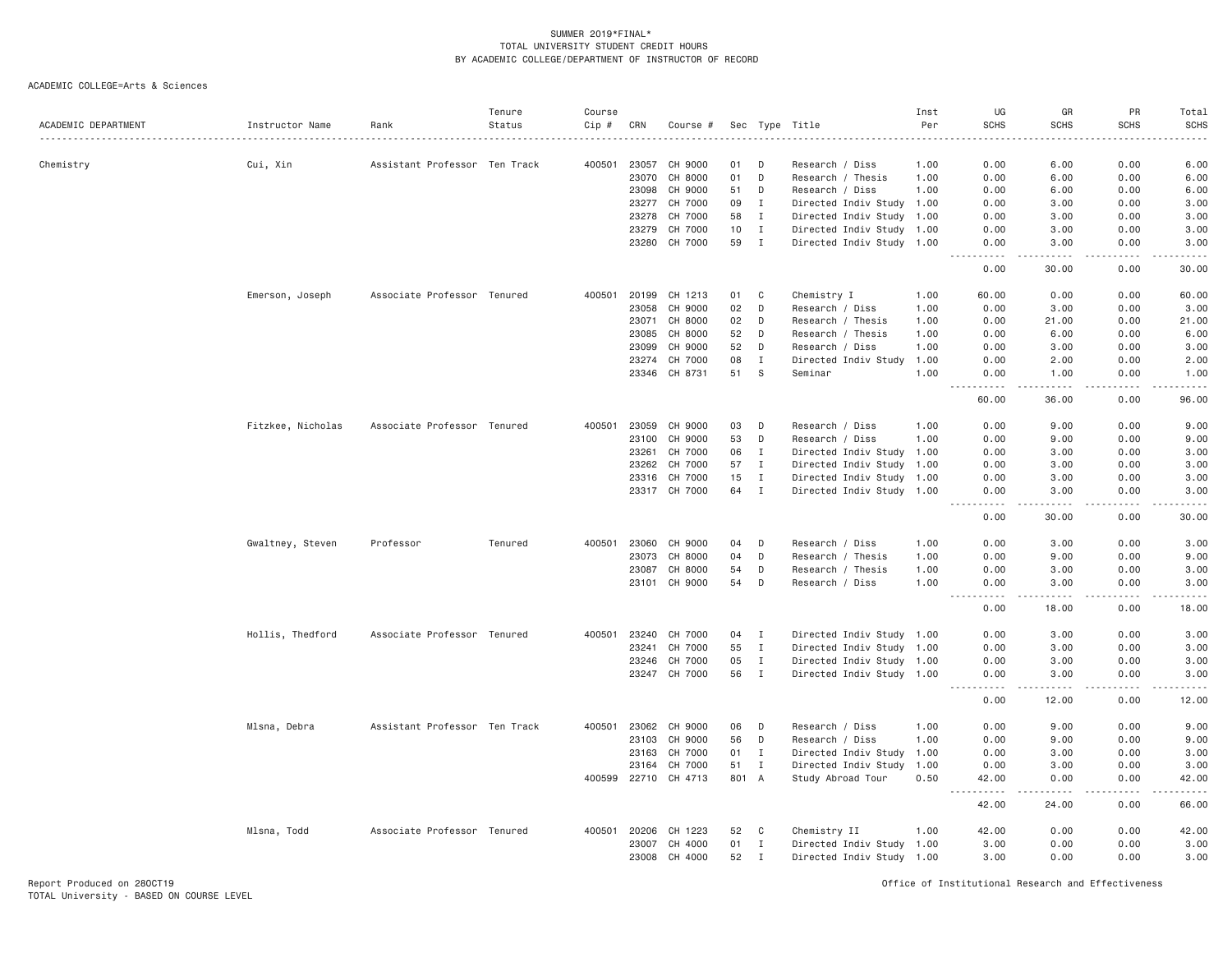SUMMER 2019*FINAL*
TOTAL UNIVERSITY STUDENT CREDIT HOURS
BY ACADEMIC COLLEGE/DEPARTMENT OF INSTRUCTOR OF RECORD

ACADEMIC COLLEGE=Arts & Sciences

| ACADEMIC DEPARTMENT | Instructor Name | Rank | Tenure Status | Course Cip # | CRN | Course # | Sec | Type | Title | Inst Per | UG SCHS | GR SCHS | PR SCHS | Total SCHS |
|---|---|---|---|---|---|---|---|---|---|---|---|---|---|---|
| Chemistry | Cui, Xin | Assistant Professor | Ten Track | 400501 | 23057 | CH 9000 | 01 | D | Research / Diss | 1.00 | 0.00 | 6.00 | 0.00 | 6.00 |
| | | | | | 23070 | CH 8000 | 01 | D | Research / Thesis | 1.00 | 0.00 | 6.00 | 0.00 | 6.00 |
| | | | | | 23098 | CH 9000 | 51 | D | Research / Diss | 1.00 | 0.00 | 6.00 | 0.00 | 6.00 |
| | | | | | 23277 | CH 7000 | 09 | I | Directed Indiv Study | 1.00 | 0.00 | 3.00 | 0.00 | 3.00 |
| | | | | | 23278 | CH 7000 | 58 | I | Directed Indiv Study | 1.00 | 0.00 | 3.00 | 0.00 | 3.00 |
| | | | | | 23279 | CH 7000 | 10 | I | Directed Indiv Study | 1.00 | 0.00 | 3.00 | 0.00 | 3.00 |
| | | | | | 23280 | CH 7000 | 59 | I | Directed Indiv Study | 1.00 | 0.00 | 3.00 | 0.00 | 3.00 |
| | | | | | | | | | | | 0.00 | 30.00 | 0.00 | 30.00 |
| | Emerson, Joseph | Associate Professor | Tenured | 400501 | 20199 | CH 1213 | 01 | C | Chemistry I | 1.00 | 60.00 | 0.00 | 0.00 | 60.00 |
| | | | | | 23058 | CH 9000 | 02 | D | Research / Diss | 1.00 | 0.00 | 3.00 | 0.00 | 3.00 |
| | | | | | 23071 | CH 8000 | 02 | D | Research / Thesis | 1.00 | 0.00 | 21.00 | 0.00 | 21.00 |
| | | | | | 23085 | CH 8000 | 52 | D | Research / Thesis | 1.00 | 0.00 | 6.00 | 0.00 | 6.00 |
| | | | | | 23099 | CH 9000 | 52 | D | Research / Diss | 1.00 | 0.00 | 3.00 | 0.00 | 3.00 |
| | | | | | 23274 | CH 7000 | 08 | I | Directed Indiv Study | 1.00 | 0.00 | 2.00 | 0.00 | 2.00 |
| | | | | | 23346 | CH 8731 | 51 | S | Seminar | 1.00 | 0.00 | 1.00 | 0.00 | 1.00 |
| | | | | | | | | | | | 60.00 | 36.00 | 0.00 | 96.00 |
| | Fitzkee, Nicholas | Associate Professor | Tenured | 400501 | 23059 | CH 9000 | 03 | D | Research / Diss | 1.00 | 0.00 | 9.00 | 0.00 | 9.00 |
| | | | | | 23100 | CH 9000 | 53 | D | Research / Diss | 1.00 | 0.00 | 9.00 | 0.00 | 9.00 |
| | | | | | 23261 | CH 7000 | 06 | I | Directed Indiv Study | 1.00 | 0.00 | 3.00 | 0.00 | 3.00 |
| | | | | | 23262 | CH 7000 | 57 | I | Directed Indiv Study | 1.00 | 0.00 | 3.00 | 0.00 | 3.00 |
| | | | | | 23316 | CH 7000 | 15 | I | Directed Indiv Study | 1.00 | 0.00 | 3.00 | 0.00 | 3.00 |
| | | | | | 23317 | CH 7000 | 64 | I | Directed Indiv Study | 1.00 | 0.00 | 3.00 | 0.00 | 3.00 |
| | | | | | | | | | | | 0.00 | 30.00 | 0.00 | 30.00 |
| | Gwaltney, Steven | Professor | Tenured | 400501 | 23060 | CH 9000 | 04 | D | Research / Diss | 1.00 | 0.00 | 3.00 | 0.00 | 3.00 |
| | | | | | 23073 | CH 8000 | 04 | D | Research / Thesis | 1.00 | 0.00 | 9.00 | 0.00 | 9.00 |
| | | | | | 23087 | CH 8000 | 54 | D | Research / Thesis | 1.00 | 0.00 | 3.00 | 0.00 | 3.00 |
| | | | | | 23101 | CH 9000 | 54 | D | Research / Diss | 1.00 | 0.00 | 3.00 | 0.00 | 3.00 |
| | | | | | | | | | | | 0.00 | 18.00 | 0.00 | 18.00 |
| | Hollis, Thedford | Associate Professor | Tenured | 400501 | 23240 | CH 7000 | 04 | I | Directed Indiv Study | 1.00 | 0.00 | 3.00 | 0.00 | 3.00 |
| | | | | | 23241 | CH 7000 | 55 | I | Directed Indiv Study | 1.00 | 0.00 | 3.00 | 0.00 | 3.00 |
| | | | | | 23246 | CH 7000 | 05 | I | Directed Indiv Study | 1.00 | 0.00 | 3.00 | 0.00 | 3.00 |
| | | | | | 23247 | CH 7000 | 56 | I | Directed Indiv Study | 1.00 | 0.00 | 3.00 | 0.00 | 3.00 |
| | | | | | | | | | | | 0.00 | 12.00 | 0.00 | 12.00 |
| | Mlsna, Debra | Assistant Professor | Ten Track | 400501 | 23062 | CH 9000 | 06 | D | Research / Diss | 1.00 | 0.00 | 9.00 | 0.00 | 9.00 |
| | | | | | 23103 | CH 9000 | 56 | D | Research / Diss | 1.00 | 0.00 | 9.00 | 0.00 | 9.00 |
| | | | | | 23163 | CH 7000 | 01 | I | Directed Indiv Study | 1.00 | 0.00 | 3.00 | 0.00 | 3.00 |
| | | | | | 23164 | CH 7000 | 51 | I | Directed Indiv Study | 1.00 | 0.00 | 3.00 | 0.00 | 3.00 |
| | | | | 400599 | 22710 | CH 4713 | 801 | A | Study Abroad Tour | 0.50 | 42.00 | 0.00 | 0.00 | 42.00 |
| | | | | | | | | | | | 42.00 | 24.00 | 0.00 | 66.00 |
| | Mlsna, Todd | Associate Professor | Tenured | 400501 | 20206 | CH 1223 | 52 | C | Chemistry II | 1.00 | 42.00 | 0.00 | 0.00 | 42.00 |
| | | | | | 23007 | CH 4000 | 01 | I | Directed Indiv Study | 1.00 | 3.00 | 0.00 | 0.00 | 3.00 |
| | | | | | 23008 | CH 4000 | 52 | I | Directed Indiv Study | 1.00 | 3.00 | 0.00 | 0.00 | 3.00 |

Report Produced on 28OCT19
TOTAL University - BASED ON COURSE LEVEL

Office of Institutional Research and Effectiveness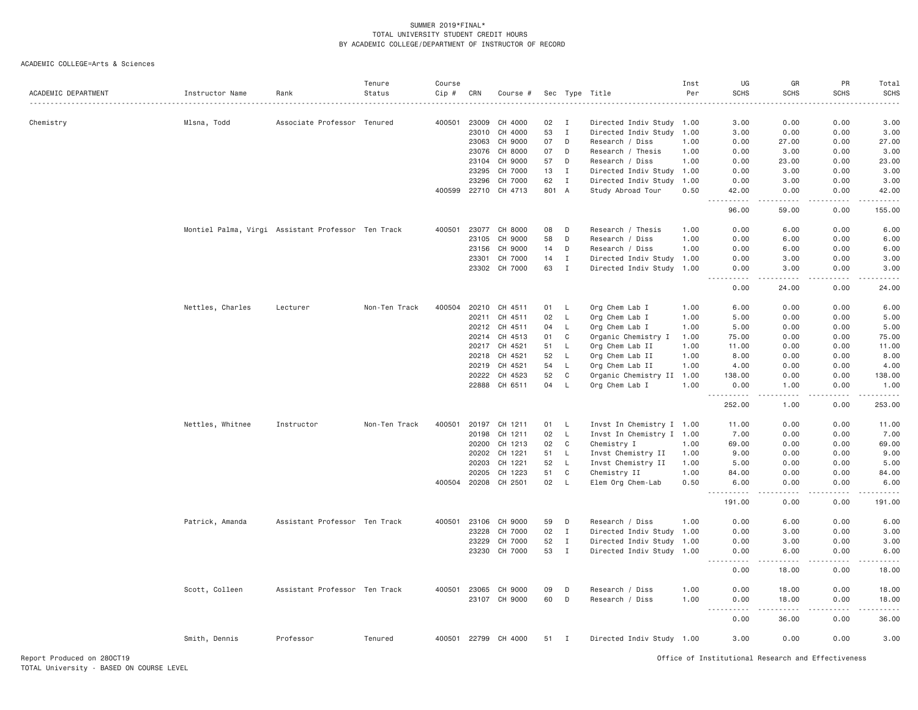SUMMER 2019*FINAL*
TOTAL UNIVERSITY STUDENT CREDIT HOURS
BY ACADEMIC COLLEGE/DEPARTMENT OF INSTRUCTOR OF RECORD

ACADEMIC COLLEGE=Arts & Sciences

| ACADEMIC DEPARTMENT | Instructor Name | Rank | Tenure Status | Course Cip # | CRN | Course # | Sec | Type | Title | Inst Per | UG SCHS | GR SCHS | PR SCHS | Total SCHS |
|---|---|---|---|---|---|---|---|---|---|---|---|---|---|---|
| Chemistry | Mlsna, Todd | Associate Professor | Tenured | 400501 | 23009 | CH 4000 | 02 | I | Directed Indiv Study | 1.00 | 3.00 | 0.00 | 0.00 | 3.00 |
| | | | | | 23010 | CH 4000 | 53 | I | Directed Indiv Study | 1.00 | 3.00 | 0.00 | 0.00 | 3.00 |
| | | | | | 23063 | CH 9000 | 07 | D | Research / Diss | 1.00 | 0.00 | 27.00 | 0.00 | 27.00 |
| | | | | | 23076 | CH 8000 | 07 | D | Research / Thesis | 1.00 | 0.00 | 3.00 | 0.00 | 3.00 |
| | | | | | 23104 | CH 9000 | 57 | D | Research / Diss | 1.00 | 0.00 | 23.00 | 0.00 | 23.00 |
| | | | | | 23295 | CH 7000 | 13 | I | Directed Indiv Study | 1.00 | 0.00 | 3.00 | 0.00 | 3.00 |
| | | | | | 23296 | CH 7000 | 62 | I | Directed Indiv Study | 1.00 | 0.00 | 3.00 | 0.00 | 3.00 |
| | | | | 400599 | 22710 | CH 4713 | 801 | A | Study Abroad Tour | 0.50 | 42.00 | 0.00 | 0.00 | 42.00 |
| | | | | | | | | | | | 96.00 | 59.00 | 0.00 | 155.00 |
| | Montiel Palma, Virgi | Assistant Professor | Ten Track | 400501 | 23077 | CH 8000 | 08 | D | Research / Thesis | 1.00 | 0.00 | 6.00 | 0.00 | 6.00 |
| | | | | | 23105 | CH 9000 | 58 | D | Research / Diss | 1.00 | 0.00 | 6.00 | 0.00 | 6.00 |
| | | | | | 23156 | CH 9000 | 14 | D | Research / Diss | 1.00 | 0.00 | 6.00 | 0.00 | 6.00 |
| | | | | | 23301 | CH 7000 | 14 | I | Directed Indiv Study | 1.00 | 0.00 | 3.00 | 0.00 | 3.00 |
| | | | | | 23302 | CH 7000 | 63 | I | Directed Indiv Study | 1.00 | 0.00 | 3.00 | 0.00 | 3.00 |
| | | | | | | | | | | | 0.00 | 24.00 | 0.00 | 24.00 |
| | Nettles, Charles | Lecturer | Non-Ten Track | 400504 | 20210 | CH 4511 | 01 | L | Org Chem Lab I | 1.00 | 6.00 | 0.00 | 0.00 | 6.00 |
| | | | | | 20211 | CH 4511 | 02 | L | Org Chem Lab I | 1.00 | 5.00 | 0.00 | 0.00 | 5.00 |
| | | | | | 20212 | CH 4511 | 04 | L | Org Chem Lab I | 1.00 | 5.00 | 0.00 | 0.00 | 5.00 |
| | | | | | 20214 | CH 4513 | 01 | C | Organic Chemistry I | 1.00 | 75.00 | 0.00 | 0.00 | 75.00 |
| | | | | | 20217 | CH 4521 | 51 | L | Org Chem Lab II | 1.00 | 11.00 | 0.00 | 0.00 | 11.00 |
| | | | | | 20218 | CH 4521 | 52 | L | Org Chem Lab II | 1.00 | 8.00 | 0.00 | 0.00 | 8.00 |
| | | | | | 20219 | CH 4521 | 54 | L | Org Chem Lab II | 1.00 | 4.00 | 0.00 | 0.00 | 4.00 |
| | | | | | 20222 | CH 4523 | 52 | C | Organic Chemistry II | 1.00 | 138.00 | 0.00 | 0.00 | 138.00 |
| | | | | | 22888 | CH 6511 | 04 | L | Org Chem Lab I | 1.00 | 0.00 | 1.00 | 0.00 | 1.00 |
| | | | | | | | | | | | 252.00 | 1.00 | 0.00 | 253.00 |
| | Nettles, Whitnee | Instructor | Non-Ten Track | 400501 | 20197 | CH 1211 | 01 | L | Invst In Chemistry I | 1.00 | 11.00 | 0.00 | 0.00 | 11.00 |
| | | | | | 20198 | CH 1211 | 02 | L | Invst In Chemistry I | 1.00 | 7.00 | 0.00 | 0.00 | 7.00 |
| | | | | | 20200 | CH 1213 | 02 | C | Chemistry I | 1.00 | 69.00 | 0.00 | 0.00 | 69.00 |
| | | | | | 20202 | CH 1221 | 51 | L | Invst Chemistry II | 1.00 | 9.00 | 0.00 | 0.00 | 9.00 |
| | | | | | 20203 | CH 1221 | 52 | L | Invst Chemistry II | 1.00 | 5.00 | 0.00 | 0.00 | 5.00 |
| | | | | | 20205 | CH 1223 | 51 | C | Chemistry II | 1.00 | 84.00 | 0.00 | 0.00 | 84.00 |
| | | | | 400504 | 20208 | CH 2501 | 02 | L | Elem Org Chem-Lab | 0.50 | 6.00 | 0.00 | 0.00 | 6.00 |
| | | | | | | | | | | | 191.00 | 0.00 | 0.00 | 191.00 |
| | Patrick, Amanda | Assistant Professor | Ten Track | 400501 | 23106 | CH 9000 | 59 | D | Research / Diss | 1.00 | 0.00 | 6.00 | 0.00 | 6.00 |
| | | | | | 23228 | CH 7000 | 02 | I | Directed Indiv Study | 1.00 | 0.00 | 3.00 | 0.00 | 3.00 |
| | | | | | 23229 | CH 7000 | 52 | I | Directed Indiv Study | 1.00 | 0.00 | 3.00 | 0.00 | 3.00 |
| | | | | | 23230 | CH 7000 | 53 | I | Directed Indiv Study | 1.00 | 0.00 | 6.00 | 0.00 | 6.00 |
| | | | | | | | | | | | 0.00 | 18.00 | 0.00 | 18.00 |
| | Scott, Colleen | Assistant Professor | Ten Track | 400501 | 23065 | CH 9000 | 09 | D | Research / Diss | 1.00 | 0.00 | 18.00 | 0.00 | 18.00 |
| | | | | | 23107 | CH 9000 | 60 | D | Research / Diss | 1.00 | 0.00 | 18.00 | 0.00 | 18.00 |
| | | | | | | | | | | | 0.00 | 36.00 | 0.00 | 36.00 |
| | Smith, Dennis | Professor | Tenured | 400501 | 22799 | CH 4000 | 51 | I | Directed Indiv Study | 1.00 | 3.00 | 0.00 | 0.00 | 3.00 |

Report Produced on 28OCT19
TOTAL University - BASED ON COURSE LEVEL

Office of Institutional Research and Effectiveness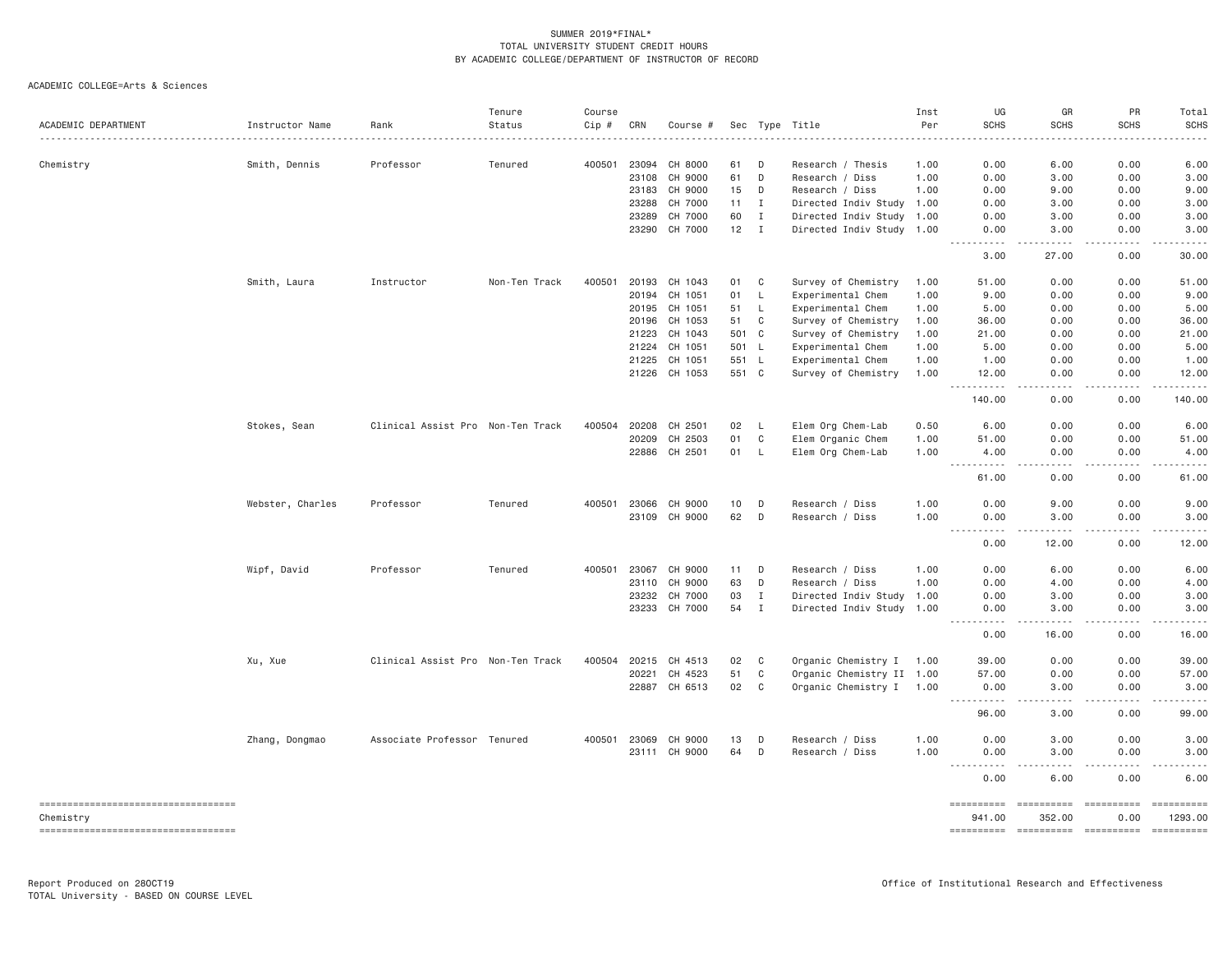SUMMER 2019*FINAL*
TOTAL UNIVERSITY STUDENT CREDIT HOURS
BY ACADEMIC COLLEGE/DEPARTMENT OF INSTRUCTOR OF RECORD

ACADEMIC COLLEGE=Arts & Sciences

| ACADEMIC DEPARTMENT | Instructor Name | Rank | Tenure Status | Course Cip # | CRN | Course # | Sec | Type | Title | Inst Per | UG SCHS | GR SCHS | PR SCHS | Total SCHS |
|---|---|---|---|---|---|---|---|---|---|---|---|---|---|---|
| Chemistry | Smith, Dennis | Professor | Tenured | 400501 | 23094 | CH 8000 | 61 | D | Research / Thesis | 1.00 | 0.00 | 6.00 | 0.00 | 6.00 |
| | | | | | 23108 | CH 9000 | 61 | D | Research / Diss | 1.00 | 0.00 | 3.00 | 0.00 | 3.00 |
| | | | | | 23183 | CH 9000 | 15 | D | Research / Diss | 1.00 | 0.00 | 9.00 | 0.00 | 9.00 |
| | | | | | 23288 | CH 7000 | 11 | I | Directed Indiv Study | 1.00 | 0.00 | 3.00 | 0.00 | 3.00 |
| | | | | | 23289 | CH 7000 | 60 | I | Directed Indiv Study | 1.00 | 0.00 | 3.00 | 0.00 | 3.00 |
| | | | | | 23290 | CH 7000 | 12 | I | Directed Indiv Study | 1.00 | 0.00 | 3.00 | 0.00 | 3.00 |
| | | | | | | | | | | | 3.00 | 27.00 | 0.00 | 30.00 |
| | Smith, Laura | Instructor | Non-Ten Track | 400501 | 20193 | CH 1043 | 01 | C | Survey of Chemistry | 1.00 | 51.00 | 0.00 | 0.00 | 51.00 |
| | | | | | 20194 | CH 1051 | 01 | L | Experimental Chem | 1.00 | 9.00 | 0.00 | 0.00 | 9.00 |
| | | | | | 20195 | CH 1051 | 51 | L | Experimental Chem | 1.00 | 5.00 | 0.00 | 0.00 | 5.00 |
| | | | | | 20196 | CH 1053 | 51 | C | Survey of Chemistry | 1.00 | 36.00 | 0.00 | 0.00 | 36.00 |
| | | | | | 21223 | CH 1043 | 501 | C | Survey of Chemistry | 1.00 | 21.00 | 0.00 | 0.00 | 21.00 |
| | | | | | 21224 | CH 1051 | 501 | L | Experimental Chem | 1.00 | 5.00 | 0.00 | 0.00 | 5.00 |
| | | | | | 21225 | CH 1051 | 551 | L | Experimental Chem | 1.00 | 1.00 | 0.00 | 0.00 | 1.00 |
| | | | | | 21226 | CH 1053 | 551 | C | Survey of Chemistry | 1.00 | 12.00 | 0.00 | 0.00 | 12.00 |
| | | | | | | | | | | | 140.00 | 0.00 | 0.00 | 140.00 |
| | Stokes, Sean | Clinical Assist Pro | Non-Ten Track | 400504 | 20208 | CH 2501 | 02 | L | Elem Org Chem-Lab | 0.50 | 6.00 | 0.00 | 0.00 | 6.00 |
| | | | | | 20209 | CH 2503 | 01 | C | Elem Organic Chem | 1.00 | 51.00 | 0.00 | 0.00 | 51.00 |
| | | | | | 22886 | CH 2501 | 01 | L | Elem Org Chem-Lab | 1.00 | 4.00 | 0.00 | 0.00 | 4.00 |
| | | | | | | | | | | | 61.00 | 0.00 | 0.00 | 61.00 |
| | Webster, Charles | Professor | Tenured | 400501 | 23066 | CH 9000 | 10 | D | Research / Diss | 1.00 | 0.00 | 9.00 | 0.00 | 9.00 |
| | | | | | 23109 | CH 9000 | 62 | D | Research / Diss | 1.00 | 0.00 | 3.00 | 0.00 | 3.00 |
| | | | | | | | | | | | 0.00 | 12.00 | 0.00 | 12.00 |
| | Wipf, David | Professor | Tenured | 400501 | 23067 | CH 9000 | 11 | D | Research / Diss | 1.00 | 0.00 | 6.00 | 0.00 | 6.00 |
| | | | | | 23110 | CH 9000 | 63 | D | Research / Diss | 1.00 | 0.00 | 4.00 | 0.00 | 4.00 |
| | | | | | 23232 | CH 7000 | 03 | I | Directed Indiv Study | 1.00 | 0.00 | 3.00 | 0.00 | 3.00 |
| | | | | | 23233 | CH 7000 | 54 | I | Directed Indiv Study | 1.00 | 0.00 | 3.00 | 0.00 | 3.00 |
| | | | | | | | | | | | 0.00 | 16.00 | 0.00 | 16.00 |
| | Xu, Xue | Clinical Assist Pro | Non-Ten Track | 400504 | 20215 | CH 4513 | 02 | C | Organic Chemistry I | 1.00 | 39.00 | 0.00 | 0.00 | 39.00 |
| | | | | | 20221 | CH 4523 | 51 | C | Organic Chemistry II | 1.00 | 57.00 | 0.00 | 0.00 | 57.00 |
| | | | | | 22887 | CH 6513 | 02 | C | Organic Chemistry I | 1.00 | 0.00 | 3.00 | 0.00 | 3.00 |
| | | | | | | | | | | | 96.00 | 3.00 | 0.00 | 99.00 |
| | Zhang, Dongmao | Associate Professor | Tenured | 400501 | 23069 | CH 9000 | 13 | D | Research / Diss | 1.00 | 0.00 | 3.00 | 0.00 | 3.00 |
| | | | | | 23111 | CH 9000 | 64 | D | Research / Diss | 1.00 | 0.00 | 3.00 | 0.00 | 3.00 |
| | | | | | | | | | | | 0.00 | 6.00 | 0.00 | 6.00 |
| Chemistry | | | | | | | | | | | 941.00 | 352.00 | 0.00 | 1293.00 |

Report Produced on 28OCT19
TOTAL University - BASED ON COURSE LEVEL

Office of Institutional Research and Effectiveness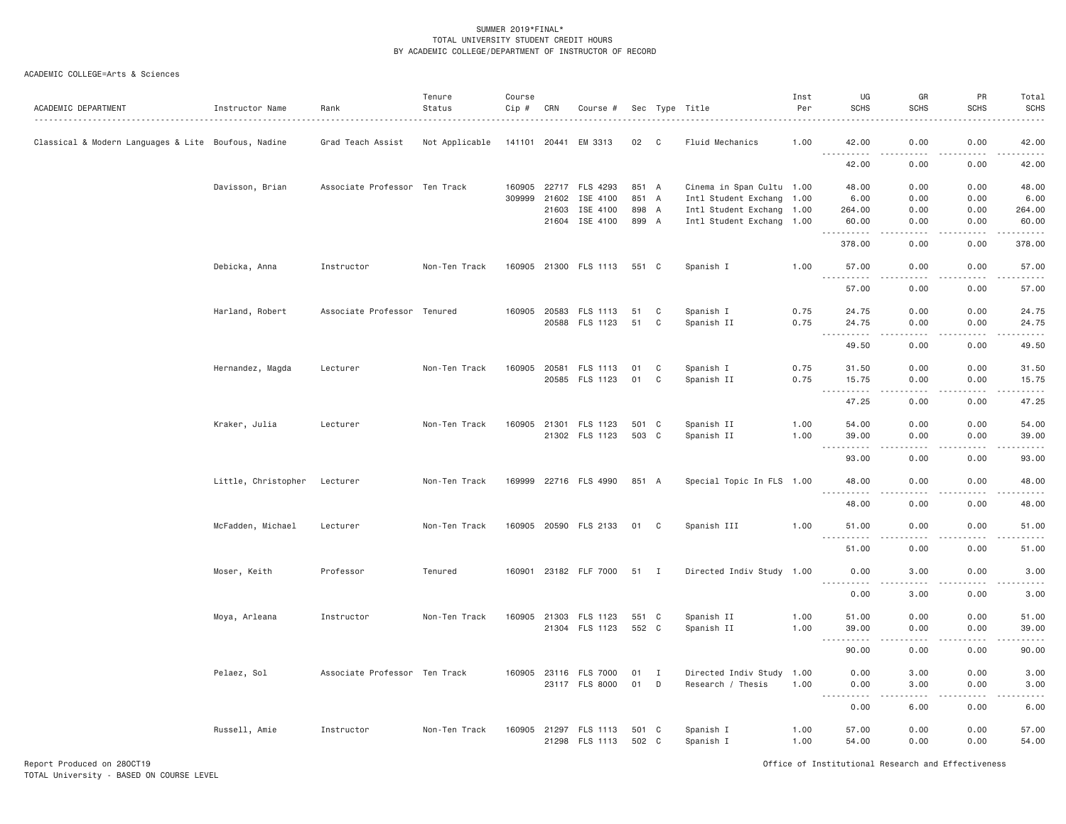SUMMER 2019*FINAL*
TOTAL UNIVERSITY STUDENT CREDIT HOURS
BY ACADEMIC COLLEGE/DEPARTMENT OF INSTRUCTOR OF RECORD

ACADEMIC COLLEGE=Arts & Sciences

| ACADEMIC DEPARTMENT | Instructor Name | Rank | Tenure Status | Course Cip # | CRN | Course # | Sec | Type | Title | Inst Per | UG SCHS | GR SCHS | PR SCHS | Total SCHS |
|---|---|---|---|---|---|---|---|---|---|---|---|---|---|---|
| Classical & Modern Languages & Lite | Boufous, Nadine | Grad Teach Assist | Not Applicable | 141101 | 20441 | EM 3313 | 02 | C | Fluid Mechanics | 1.00 | 42.00 | 0.00 | 0.00 | 42.00 |
| | | | | | | | | | | | 42.00 | 0.00 | 0.00 | 42.00 |
| | Davisson, Brian | Associate Professor | Ten Track | 160905 | 22717 | FLS 4293 | 851 | A | Cinema in Span Cultu | 1.00 | 48.00 | 0.00 | 0.00 | 48.00 |
| | | | | 309999 | 21602 | ISE 4100 | 851 | A | Intl Student Exchang | 1.00 | 6.00 | 0.00 | 0.00 | 6.00 |
| | | | | | 21603 | ISE 4100 | 898 | A | Intl Student Exchang | 1.00 | 264.00 | 0.00 | 0.00 | 264.00 |
| | | | | | 21604 | ISE 4100 | 899 | A | Intl Student Exchang | 1.00 | 60.00 | 0.00 | 0.00 | 60.00 |
| | | | | | | | | | | | 378.00 | 0.00 | 0.00 | 378.00 |
| | Debicka, Anna | Instructor | Non-Ten Track | 160905 | 21300 | FLS 1113 | 551 | C | Spanish I | 1.00 | 57.00 | 0.00 | 0.00 | 57.00 |
| | | | | | | | | | | | 57.00 | 0.00 | 0.00 | 57.00 |
| | Harland, Robert | Associate Professor | Tenured | 160905 | 20583 | FLS 1113 | 51 | C | Spanish I | 0.75 | 24.75 | 0.00 | 0.00 | 24.75 |
| | | | | | 20588 | FLS 1123 | 51 | C | Spanish II | 0.75 | 24.75 | 0.00 | 0.00 | 24.75 |
| | | | | | | | | | | | 49.50 | 0.00 | 0.00 | 49.50 |
| | Hernandez, Magda | Lecturer | Non-Ten Track | 160905 | 20581 | FLS 1113 | 01 | C | Spanish I | 0.75 | 31.50 | 0.00 | 0.00 | 31.50 |
| | | | | | 20585 | FLS 1123 | 01 | C | Spanish II | 0.75 | 15.75 | 0.00 | 0.00 | 15.75 |
| | | | | | | | | | | | 47.25 | 0.00 | 0.00 | 47.25 |
| | Kraker, Julia | Lecturer | Non-Ten Track | 160905 | 21301 | FLS 1123 | 501 | C | Spanish II | 1.00 | 54.00 | 0.00 | 0.00 | 54.00 |
| | | | | | 21302 | FLS 1123 | 503 | C | Spanish II | 1.00 | 39.00 | 0.00 | 0.00 | 39.00 |
| | | | | | | | | | | | 93.00 | 0.00 | 0.00 | 93.00 |
| | Little, Christopher | Lecturer | Non-Ten Track | 169999 | 22716 | FLS 4990 | 851 | A | Special Topic In FLS | 1.00 | 48.00 | 0.00 | 0.00 | 48.00 |
| | | | | | | | | | | | 48.00 | 0.00 | 0.00 | 48.00 |
| | McFadden, Michael | Lecturer | Non-Ten Track | 160905 | 20590 | FLS 2133 | 01 | C | Spanish III | 1.00 | 51.00 | 0.00 | 0.00 | 51.00 |
| | | | | | | | | | | | 51.00 | 0.00 | 0.00 | 51.00 |
| | Moser, Keith | Professor | Tenured | 160901 | 23182 | FLF 7000 | 51 | I | Directed Indiv Study | 1.00 | 0.00 | 3.00 | 0.00 | 3.00 |
| | | | | | | | | | | | 0.00 | 3.00 | 0.00 | 3.00 |
| | Moya, Arleana | Instructor | Non-Ten Track | 160905 | 21303 | FLS 1123 | 551 | C | Spanish II | 1.00 | 51.00 | 0.00 | 0.00 | 51.00 |
| | | | | | 21304 | FLS 1123 | 552 | C | Spanish II | 1.00 | 39.00 | 0.00 | 0.00 | 39.00 |
| | | | | | | | | | | | 90.00 | 0.00 | 0.00 | 90.00 |
| | Pelaez, Sol | Associate Professor | Ten Track | 160905 | 23116 | FLS 7000 | 01 | I | Directed Indiv Study | 1.00 | 0.00 | 3.00 | 0.00 | 3.00 |
| | | | | | 23117 | FLS 8000 | 01 | D | Research / Thesis | 1.00 | 0.00 | 3.00 | 0.00 | 3.00 |
| | | | | | | | | | | | 0.00 | 6.00 | 0.00 | 6.00 |
| | Russell, Amie | Instructor | Non-Ten Track | 160905 | 21297 | FLS 1113 | 501 | C | Spanish I | 1.00 | 57.00 | 0.00 | 0.00 | 57.00 |
| | | | | | 21298 | FLS 1113 | 502 | C | Spanish I | 1.00 | 54.00 | 0.00 | 0.00 | 54.00 |

Report Produced on 28OCT19
TOTAL University - BASED ON COURSE LEVEL

Office of Institutional Research and Effectiveness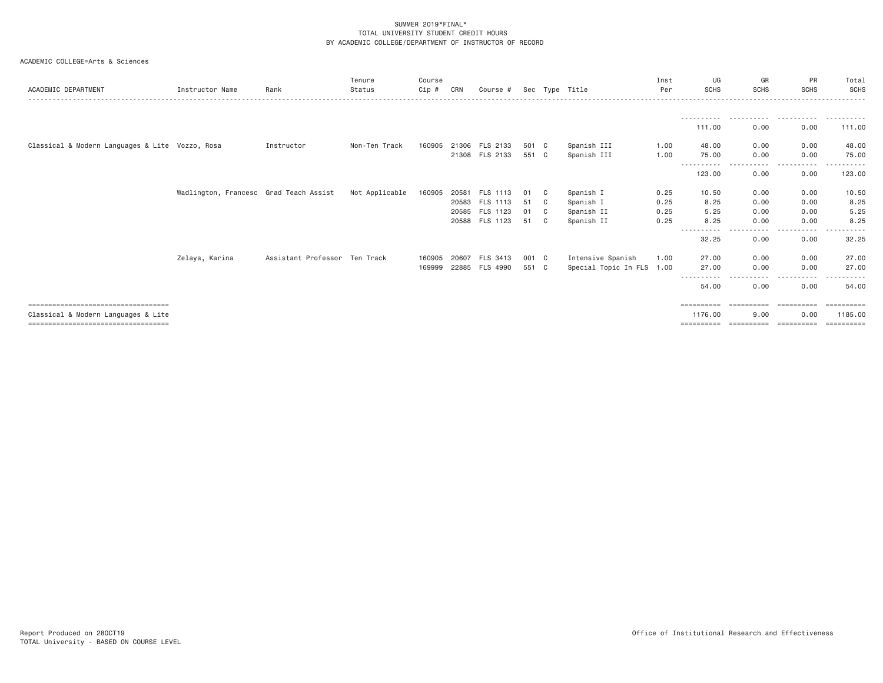SUMMER 2019*FINAL*
TOTAL UNIVERSITY STUDENT CREDIT HOURS
BY ACADEMIC COLLEGE/DEPARTMENT OF INSTRUCTOR OF RECORD

ACADEMIC COLLEGE=Arts & Sciences

| ACADEMIC DEPARTMENT | Instructor Name | Rank | Tenure Status | Course Cip # | CRN | Course # | Sec | Type | Title | Inst Per | UG SCHS | GR SCHS | PR SCHS | Total SCHS |
|---|---|---|---|---|---|---|---|---|---|---|---|---|---|---|
| | | | | | | | | | | | 111.00 | 0.00 | 0.00 | 111.00 |
| Classical & Modern Languages & Lite | Vozzo, Rosa | Instructor | Non-Ten Track | 160905 | 21306 | FLS 2133 | 501 | C | Spanish III | 1.00 | 48.00 | 0.00 | 0.00 | 48.00 |
| | | | | | 21308 | FLS 2133 | 551 | C | Spanish III | 1.00 | 75.00 | 0.00 | 0.00 | 75.00 |
| | | | | | | | | | | | 123.00 | 0.00 | 0.00 | 123.00 |
| | Wadlington, Francesc | Grad Teach Assist | Not Applicable | 160905 | 20581 | FLS 1113 | 01 | C | Spanish I | 0.25 | 10.50 | 0.00 | 0.00 | 10.50 |
| | | | | | 20583 | FLS 1113 | 51 | C | Spanish I | 0.25 | 8.25 | 0.00 | 0.00 | 8.25 |
| | | | | | 20585 | FLS 1123 | 01 | C | Spanish II | 0.25 | 5.25 | 0.00 | 0.00 | 5.25 |
| | | | | | 20588 | FLS 1123 | 51 | C | Spanish II | 0.25 | 8.25 | 0.00 | 0.00 | 8.25 |
| | | | | | | | | | | | 32.25 | 0.00 | 0.00 | 32.25 |
| | Zelaya, Karina | Assistant Professor | Ten Track | 160905 | 20607 | FLS 3413 | 001 | C | Intensive Spanish | 1.00 | 27.00 | 0.00 | 0.00 | 27.00 |
| | | | | 169999 | 22885 | FLS 4990 | 551 | C | Special Topic In FLS | 1.00 | 27.00 | 0.00 | 0.00 | 27.00 |
| | | | | | | | | | | | 54.00 | 0.00 | 0.00 | 54.00 |
| Classical & Modern Languages & Lite | | | | | | | | | | | 1176.00 | 9.00 | 0.00 | 1185.00 |

Report Produced on 28OCT19
TOTAL University - BASED ON COURSE LEVEL

Office of Institutional Research and Effectiveness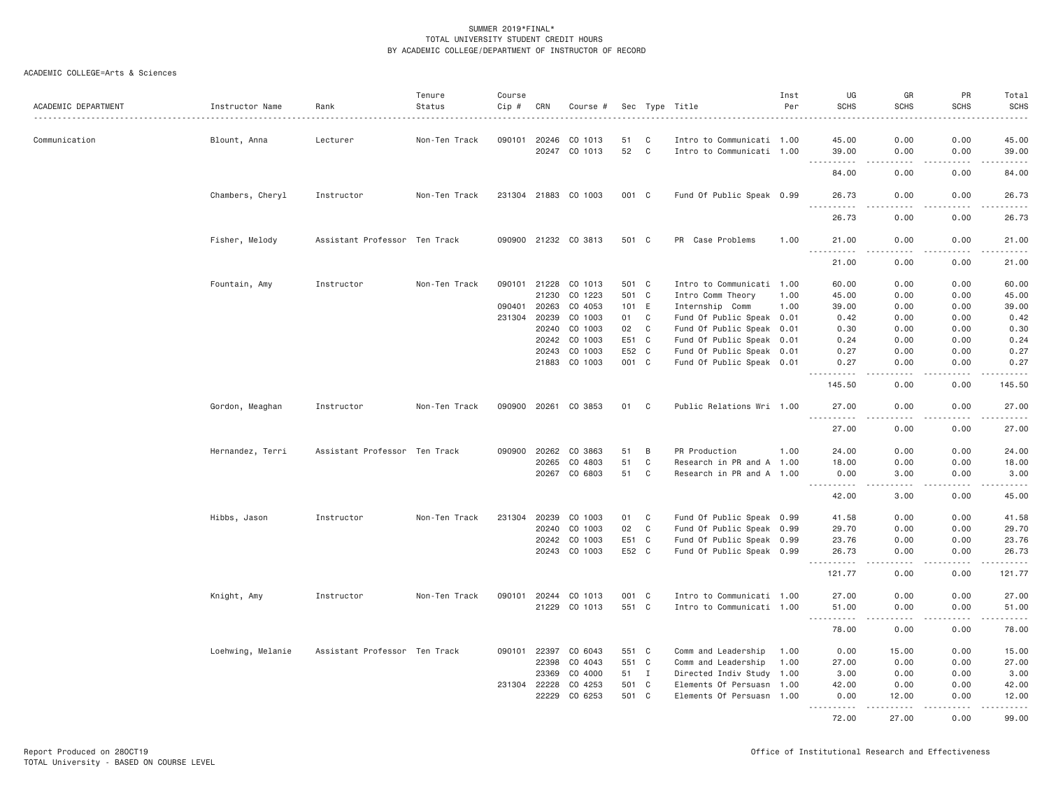SUMMER 2019*FINAL*
TOTAL UNIVERSITY STUDENT CREDIT HOURS
BY ACADEMIC COLLEGE/DEPARTMENT OF INSTRUCTOR OF RECORD

ACADEMIC COLLEGE=Arts & Sciences

| ACADEMIC DEPARTMENT | Instructor Name | Rank | Tenure Status | Course Cip # | CRN | Course # | Sec | Type | Title | Inst Per | UG SCHS | GR SCHS | PR SCHS | Total SCHS |
|---|---|---|---|---|---|---|---|---|---|---|---|---|---|---|
| Communication | Blount, Anna | Lecturer | Non-Ten Track | 090101 | 20246 | CO 1013 | 51 | C | Intro to Communicati | 1.00 | 45.00 | 0.00 | 0.00 | 45.00 |
| | | | | | 20247 | CO 1013 | 52 | C | Intro to Communicati | 1.00 | 39.00 | 0.00 | 0.00 | 39.00 |
| | | | | | | | | | | | 84.00 | 0.00 | 0.00 | 84.00 |
| | Chambers, Cheryl | Instructor | Non-Ten Track | 231304 | 21883 | CO 1003 | 001 | C | Fund Of Public Speak | 0.99 | 26.73 | 0.00 | 0.00 | 26.73 |
| | | | | | | | | | | | 26.73 | 0.00 | 0.00 | 26.73 |
| | Fisher, Melody | Assistant Professor | Ten Track | 090900 | 21232 | CO 3813 | 501 | C | PR Case Problems | 1.00 | 21.00 | 0.00 | 0.00 | 21.00 |
| | | | | | | | | | | | 21.00 | 0.00 | 0.00 | 21.00 |
| | Fountain, Amy | Instructor | Non-Ten Track | 090101 | 21228 | CO 1013 | 501 | C | Intro to Communicati | 1.00 | 60.00 | 0.00 | 0.00 | 60.00 |
| | | | | | 21230 | CO 1223 | 501 | C | Intro Comm Theory | 1.00 | 45.00 | 0.00 | 0.00 | 45.00 |
| | | | | 090401 | 20263 | CO 4053 | 101 | E | Internship Comm | 1.00 | 39.00 | 0.00 | 0.00 | 39.00 |
| | | | | 231304 | 20239 | CO 1003 | 01 | C | Fund Of Public Speak | 0.01 | 0.42 | 0.00 | 0.00 | 0.42 |
| | | | | | 20240 | CO 1003 | 02 | C | Fund Of Public Speak | 0.01 | 0.30 | 0.00 | 0.00 | 0.30 |
| | | | | | 20242 | CO 1003 | E51 | C | Fund Of Public Speak | 0.01 | 0.24 | 0.00 | 0.00 | 0.24 |
| | | | | | 20243 | CO 1003 | E52 | C | Fund Of Public Speak | 0.01 | 0.27 | 0.00 | 0.00 | 0.27 |
| | | | | | 21883 | CO 1003 | 001 | C | Fund Of Public Speak | 0.01 | 0.27 | 0.00 | 0.00 | 0.27 |
| | | | | | | | | | | | 145.50 | 0.00 | 0.00 | 145.50 |
| | Gordon, Meaghan | Instructor | Non-Ten Track | 090900 | 20261 | CO 3853 | 01 | C | Public Relations Wri | 1.00 | 27.00 | 0.00 | 0.00 | 27.00 |
| | | | | | | | | | | | 27.00 | 0.00 | 0.00 | 27.00 |
| | Hernandez, Terri | Assistant Professor | Ten Track | 090900 | 20262 | CO 3863 | 51 | B | PR Production | 1.00 | 24.00 | 0.00 | 0.00 | 24.00 |
| | | | | | 20265 | CO 4803 | 51 | C | Research in PR and A | 1.00 | 18.00 | 0.00 | 0.00 | 18.00 |
| | | | | | 20267 | CO 6803 | 51 | C | Research in PR and A | 1.00 | 0.00 | 3.00 | 0.00 | 3.00 |
| | | | | | | | | | | | 42.00 | 3.00 | 0.00 | 45.00 |
| | Hibbs, Jason | Instructor | Non-Ten Track | 231304 | 20239 | CO 1003 | 01 | C | Fund Of Public Speak | 0.99 | 41.58 | 0.00 | 0.00 | 41.58 |
| | | | | | 20240 | CO 1003 | 02 | C | Fund Of Public Speak | 0.99 | 29.70 | 0.00 | 0.00 | 29.70 |
| | | | | | 20242 | CO 1003 | E51 | C | Fund Of Public Speak | 0.99 | 23.76 | 0.00 | 0.00 | 23.76 |
| | | | | | 20243 | CO 1003 | E52 | C | Fund Of Public Speak | 0.99 | 26.73 | 0.00 | 0.00 | 26.73 |
| | | | | | | | | | | | 121.77 | 0.00 | 0.00 | 121.77 |
| | Knight, Amy | Instructor | Non-Ten Track | 090101 | 20244 | CO 1013 | 001 | C | Intro to Communicati | 1.00 | 27.00 | 0.00 | 0.00 | 27.00 |
| | | | | | 21229 | CO 1013 | 551 | C | Intro to Communicati | 1.00 | 51.00 | 0.00 | 0.00 | 51.00 |
| | | | | | | | | | | | 78.00 | 0.00 | 0.00 | 78.00 |
| | Loehwing, Melanie | Assistant Professor | Ten Track | 090101 | 22397 | CO 6043 | 551 | C | Comm and Leadership | 1.00 | 0.00 | 15.00 | 0.00 | 15.00 |
| | | | | | 22398 | CO 4043 | 551 | C | Comm and Leadership | 1.00 | 27.00 | 0.00 | 0.00 | 27.00 |
| | | | | | 23369 | CO 4000 | 51 | I | Directed Indiv Study | 1.00 | 3.00 | 0.00 | 0.00 | 3.00 |
| | | | | 231304 | 22228 | CO 4253 | 501 | C | Elements Of Persuasn | 1.00 | 42.00 | 0.00 | 0.00 | 42.00 |
| | | | | | 22229 | CO 6253 | 501 | C | Elements Of Persuasn | 1.00 | 0.00 | 12.00 | 0.00 | 12.00 |
| | | | | | | | | | | | 72.00 | 27.00 | 0.00 | 99.00 |

Report Produced on 28OCT19
TOTAL University - BASED ON COURSE LEVEL

Office of Institutional Research and Effectiveness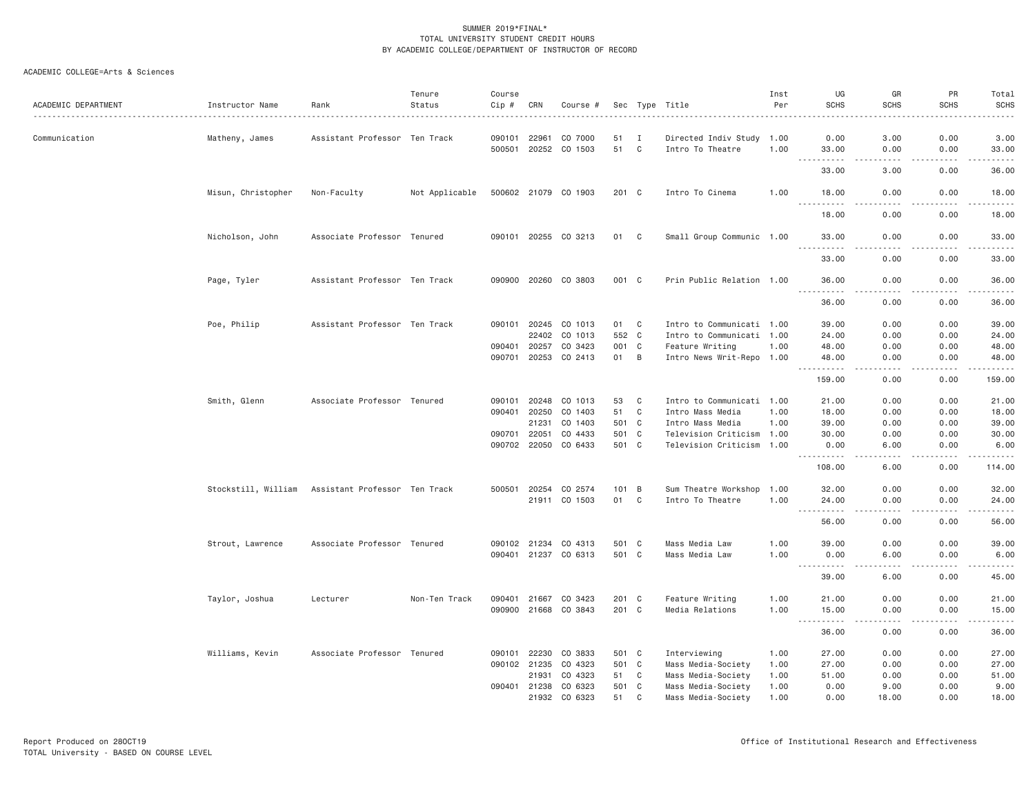SUMMER 2019*FINAL*
TOTAL UNIVERSITY STUDENT CREDIT HOURS
BY ACADEMIC COLLEGE/DEPARTMENT OF INSTRUCTOR OF RECORD

ACADEMIC COLLEGE=Arts & Sciences

| ACADEMIC DEPARTMENT | Instructor Name | Rank | Tenure Status | Course Cip # | CRN | Course # | Sec | Type | Title | Inst Per | UG SCHS | GR SCHS | PR SCHS | Total SCHS |
|---|---|---|---|---|---|---|---|---|---|---|---|---|---|---|
| Communication | Matheny, James | Assistant Professor | Ten Track | 090101 | 22961 | CO 7000 | 51 | I | Directed Indiv Study | 1.00 | 0.00 | 3.00 | 0.00 | 3.00 |
| | | | | 500501 | 20252 | CO 1503 | 51 | C | Intro To Theatre | 1.00 | 33.00 | 0.00 | 0.00 | 33.00 |
| | | | | | | | | | | | 33.00 | 3.00 | 0.00 | 36.00 |
| | Misun, Christopher | Non-Faculty | Not Applicable | 500602 | 21079 | CO 1903 | 201 | C | Intro To Cinema | 1.00 | 18.00 | 0.00 | 0.00 | 18.00 |
| | | | | | | | | | | | 18.00 | 0.00 | 0.00 | 18.00 |
| | Nicholson, John | Associate Professor | Tenured | 090101 | 20255 | CO 3213 | 01 | C | Small Group Communic | 1.00 | 33.00 | 0.00 | 0.00 | 33.00 |
| | | | | | | | | | | | 33.00 | 0.00 | 0.00 | 33.00 |
| | Page, Tyler | Assistant Professor | Ten Track | 090900 | 20260 | CO 3803 | 001 | C | Prin Public Relation | 1.00 | 36.00 | 0.00 | 0.00 | 36.00 |
| | | | | | | | | | | | 36.00 | 0.00 | 0.00 | 36.00 |
| | Poe, Philip | Assistant Professor | Ten Track | 090101 | 20245 | CO 1013 | 01 | C | Intro to Communicati | 1.00 | 39.00 | 0.00 | 0.00 | 39.00 |
| | | | | | 22402 | CO 1013 | 552 | C | Intro to Communicati | 1.00 | 24.00 | 0.00 | 0.00 | 24.00 |
| | | | | 090401 | 20257 | CO 3423 | 001 | C | Feature Writing | 1.00 | 48.00 | 0.00 | 0.00 | 48.00 |
| | | | | 090701 | 20253 | CO 2413 | 01 | B | Intro News Writ-Repo | 1.00 | 48.00 | 0.00 | 0.00 | 48.00 |
| | | | | | | | | | | | 159.00 | 0.00 | 0.00 | 159.00 |
| | Smith, Glenn | Associate Professor | Tenured | 090101 | 20248 | CO 1013 | 53 | C | Intro to Communicati | 1.00 | 21.00 | 0.00 | 0.00 | 21.00 |
| | | | | 090401 | 20250 | CO 1403 | 51 | C | Intro Mass Media | 1.00 | 18.00 | 0.00 | 0.00 | 18.00 |
| | | | | | 21231 | CO 1403 | 501 | C | Intro Mass Media | 1.00 | 39.00 | 0.00 | 0.00 | 39.00 |
| | | | | 090701 | 22051 | CO 4433 | 501 | C | Television Criticism | 1.00 | 30.00 | 0.00 | 0.00 | 30.00 |
| | | | | 090702 | 22050 | CO 6433 | 501 | C | Television Criticism | 1.00 | 0.00 | 6.00 | 0.00 | 6.00 |
| | | | | | | | | | | | 108.00 | 6.00 | 0.00 | 114.00 |
| | Stockstill, William | Assistant Professor | Ten Track | 500501 | 20254 | CO 2574 | 101 | B | Sum Theatre Workshop | 1.00 | 32.00 | 0.00 | 0.00 | 32.00 |
| | | | | | 21911 | CO 1503 | 01 | C | Intro To Theatre | 1.00 | 24.00 | 0.00 | 0.00 | 24.00 |
| | | | | | | | | | | | 56.00 | 0.00 | 0.00 | 56.00 |
| | Strout, Lawrence | Associate Professor | Tenured | 090102 | 21234 | CO 4313 | 501 | C | Mass Media Law | 1.00 | 39.00 | 0.00 | 0.00 | 39.00 |
| | | | | 090401 | 21237 | CO 6313 | 501 | C | Mass Media Law | 1.00 | 0.00 | 6.00 | 0.00 | 6.00 |
| | | | | | | | | | | | 39.00 | 6.00 | 0.00 | 45.00 |
| | Taylor, Joshua | Lecturer | Non-Ten Track | 090401 | 21667 | CO 3423 | 201 | C | Feature Writing | 1.00 | 21.00 | 0.00 | 0.00 | 21.00 |
| | | | | 090900 | 21668 | CO 3843 | 201 | C | Media Relations | 1.00 | 15.00 | 0.00 | 0.00 | 15.00 |
| | | | | | | | | | | | 36.00 | 0.00 | 0.00 | 36.00 |
| | Williams, Kevin | Associate Professor | Tenured | 090101 | 22230 | CO 3833 | 501 | C | Interviewing | 1.00 | 27.00 | 0.00 | 0.00 | 27.00 |
| | | | | 090102 | 21235 | CO 4323 | 501 | C | Mass Media-Society | 1.00 | 27.00 | 0.00 | 0.00 | 27.00 |
| | | | | | 21931 | CO 4323 | 51 | C | Mass Media-Society | 1.00 | 51.00 | 0.00 | 0.00 | 51.00 |
| | | | | 090401 | 21238 | CO 6323 | 501 | C | Mass Media-Society | 1.00 | 0.00 | 9.00 | 0.00 | 9.00 |
| | | | | | 21932 | CO 6323 | 51 | C | Mass Media-Society | 1.00 | 0.00 | 18.00 | 0.00 | 18.00 |

Report Produced on 28OCT19
TOTAL University - BASED ON COURSE LEVEL

Office of Institutional Research and Effectiveness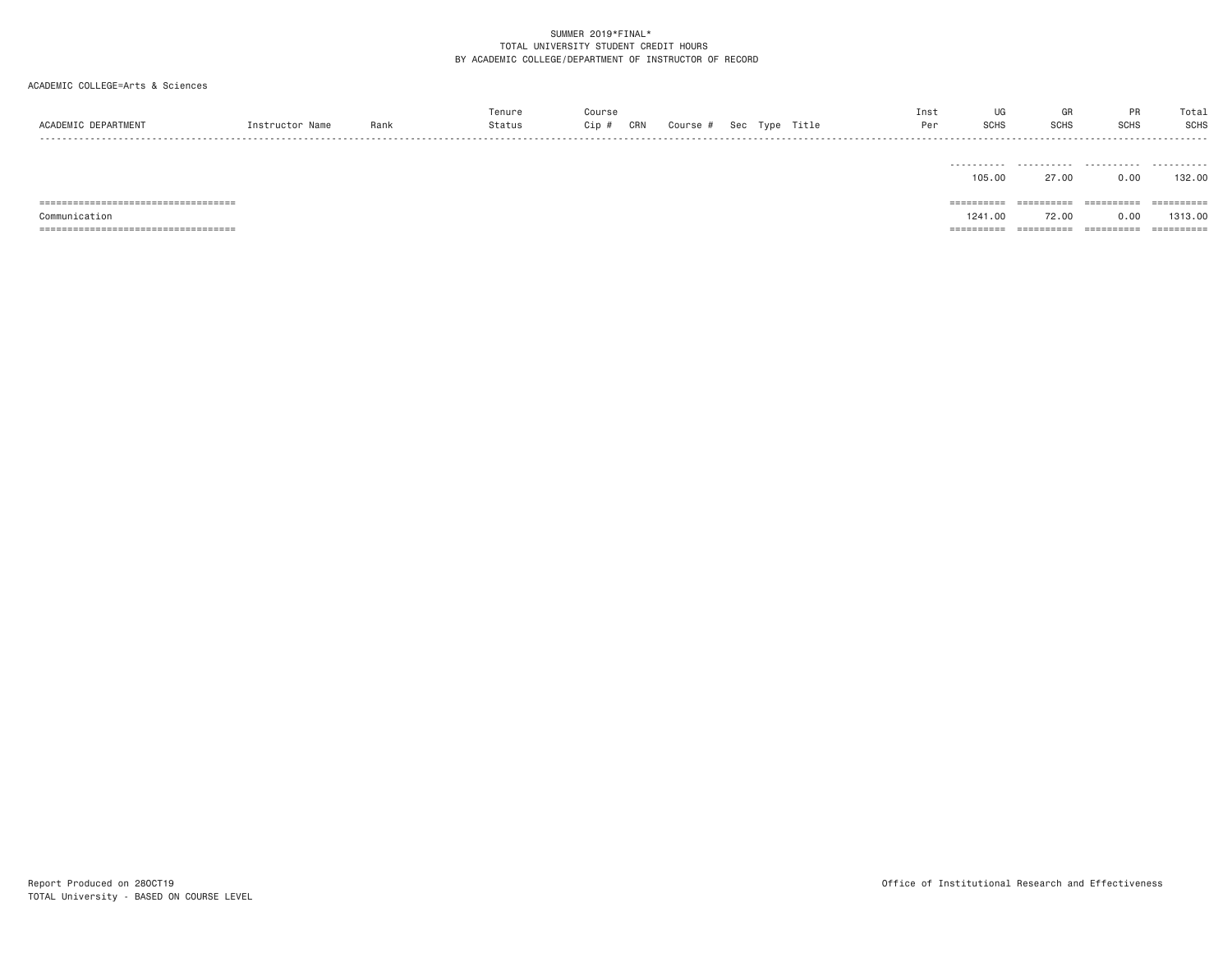SUMMER 2019*FINAL*
TOTAL UNIVERSITY STUDENT CREDIT HOURS
BY ACADEMIC COLLEGE/DEPARTMENT OF INSTRUCTOR OF RECORD

ACADEMIC COLLEGE=Arts & Sciences

| ACADEMIC DEPARTMENT | Instructor Name | Rank | Tenure Status | Course Cip # | CRN | Course # | Sec | Type | Title | Inst Per | UG SCHS | GR SCHS | PR SCHS | Total SCHS |
|---|---|---|---|---|---|---|---|---|---|---|---|---|---|---|
| | | | | | | | | | | | 105.00 | 27.00 | 0.00 | 132.00 |
| Communication | | | | | | | | | | | 1241.00 | 72.00 | 0.00 | 1313.00 |

Report Produced on 28OCT19
TOTAL University - BASED ON COURSE LEVEL

Office of Institutional Research and Effectiveness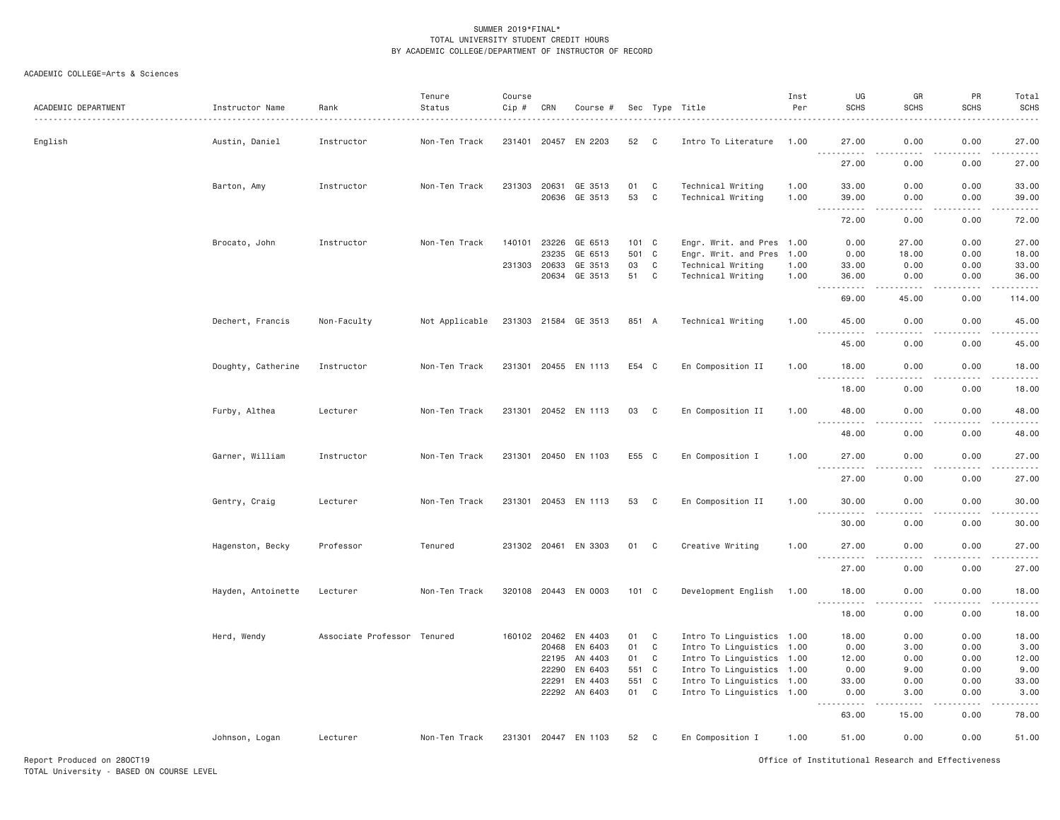SUMMER 2019*FINAL*
TOTAL UNIVERSITY STUDENT CREDIT HOURS
BY ACADEMIC COLLEGE/DEPARTMENT OF INSTRUCTOR OF RECORD

ACADEMIC COLLEGE=Arts & Sciences

| ACADEMIC DEPARTMENT | Instructor Name | Rank | Tenure Status | Course Cip # | CRN | Course # | Sec | Type | Title | Inst Per | UG SCHS | GR SCHS | PR SCHS | Total SCHS |
|---|---|---|---|---|---|---|---|---|---|---|---|---|---|---|
| English | Austin, Daniel | Instructor | Non-Ten Track | 231401 | 20457 | EN 2203 | 52 | C | Intro To Literature | 1.00 | 27.00 | 0.00 | 0.00 | 27.00 |
| | | | | | | | | | | | 27.00 | 0.00 | 0.00 | 27.00 |
| | Barton, Amy | Instructor | Non-Ten Track | 231303 | 20631 | GE 3513 | 01 | C | Technical Writing | 1.00 | 33.00 | 0.00 | 0.00 | 33.00 |
| | | | | | 20636 | GE 3513 | 53 | C | Technical Writing | 1.00 | 39.00 | 0.00 | 0.00 | 39.00 |
| | | | | | | | | | | | 72.00 | 0.00 | 0.00 | 72.00 |
| | Brocato, John | Instructor | Non-Ten Track | 140101 | 23226 | GE 6513 | 101 | C | Engr. Writ. and Pres | 1.00 | 0.00 | 27.00 | 0.00 | 27.00 |
| | | | | | 23235 | GE 6513 | 501 | C | Engr. Writ. and Pres | 1.00 | 0.00 | 18.00 | 0.00 | 18.00 |
| | | | | 231303 | 20633 | GE 3513 | 03 | C | Technical Writing | 1.00 | 33.00 | 0.00 | 0.00 | 33.00 |
| | | | | | 20634 | GE 3513 | 51 | C | Technical Writing | 1.00 | 36.00 | 0.00 | 0.00 | 36.00 |
| | | | | | | | | | | | 69.00 | 45.00 | 0.00 | 114.00 |
| | Dechert, Francis | Non-Faculty | Not Applicable | 231303 | 21584 | GE 3513 | 851 | A | Technical Writing | 1.00 | 45.00 | 0.00 | 0.00 | 45.00 |
| | | | | | | | | | | | 45.00 | 0.00 | 0.00 | 45.00 |
| | Doughty, Catherine | Instructor | Non-Ten Track | 231301 | 20455 | EN 1113 | E54 | C | En Composition II | 1.00 | 18.00 | 0.00 | 0.00 | 18.00 |
| | | | | | | | | | | | 18.00 | 0.00 | 0.00 | 18.00 |
| | Furby, Althea | Lecturer | Non-Ten Track | 231301 | 20452 | EN 1113 | 03 | C | En Composition II | 1.00 | 48.00 | 0.00 | 0.00 | 48.00 |
| | | | | | | | | | | | 48.00 | 0.00 | 0.00 | 48.00 |
| | Garner, William | Instructor | Non-Ten Track | 231301 | 20450 | EN 1103 | E55 | C | En Composition I | 1.00 | 27.00 | 0.00 | 0.00 | 27.00 |
| | | | | | | | | | | | 27.00 | 0.00 | 0.00 | 27.00 |
| | Gentry, Craig | Lecturer | Non-Ten Track | 231301 | 20453 | EN 1113 | 53 | C | En Composition II | 1.00 | 30.00 | 0.00 | 0.00 | 30.00 |
| | | | | | | | | | | | 30.00 | 0.00 | 0.00 | 30.00 |
| | Hagenston, Becky | Professor | Tenured | 231302 | 20461 | EN 3303 | 01 | C | Creative Writing | 1.00 | 27.00 | 0.00 | 0.00 | 27.00 |
| | | | | | | | | | | | 27.00 | 0.00 | 0.00 | 27.00 |
| | Hayden, Antoinette | Lecturer | Non-Ten Track | 320108 | 20443 | EN 0003 | 101 | C | Development English | 1.00 | 18.00 | 0.00 | 0.00 | 18.00 |
| | | | | | | | | | | | 18.00 | 0.00 | 0.00 | 18.00 |
| | Herd, Wendy | Associate Professor | Tenured | 160102 | 20462 | EN 4403 | 01 | C | Intro To Linguistics | 1.00 | 18.00 | 0.00 | 0.00 | 18.00 |
| | | | | | 20468 | EN 6403 | 01 | C | Intro To Linguistics | 1.00 | 0.00 | 3.00 | 0.00 | 3.00 |
| | | | | | 22195 | AN 4403 | 01 | C | Intro To Linguistics | 1.00 | 12.00 | 0.00 | 0.00 | 12.00 |
| | | | | | 22290 | EN 6403 | 551 | C | Intro To Linguistics | 1.00 | 0.00 | 9.00 | 0.00 | 9.00 |
| | | | | | 22291 | EN 4403 | 551 | C | Intro To Linguistics | 1.00 | 33.00 | 0.00 | 0.00 | 33.00 |
| | | | | | 22292 | AN 6403 | 01 | C | Intro To Linguistics | 1.00 | 0.00 | 3.00 | 0.00 | 3.00 |
| | | | | | | | | | | | 63.00 | 15.00 | 0.00 | 78.00 |
| | Johnson, Logan | Lecturer | Non-Ten Track | 231301 | 20447 | EN 1103 | 52 | C | En Composition I | 1.00 | 51.00 | 0.00 | 0.00 | 51.00 |

Report Produced on 28OCT19
TOTAL University - BASED ON COURSE LEVEL

Office of Institutional Research and Effectiveness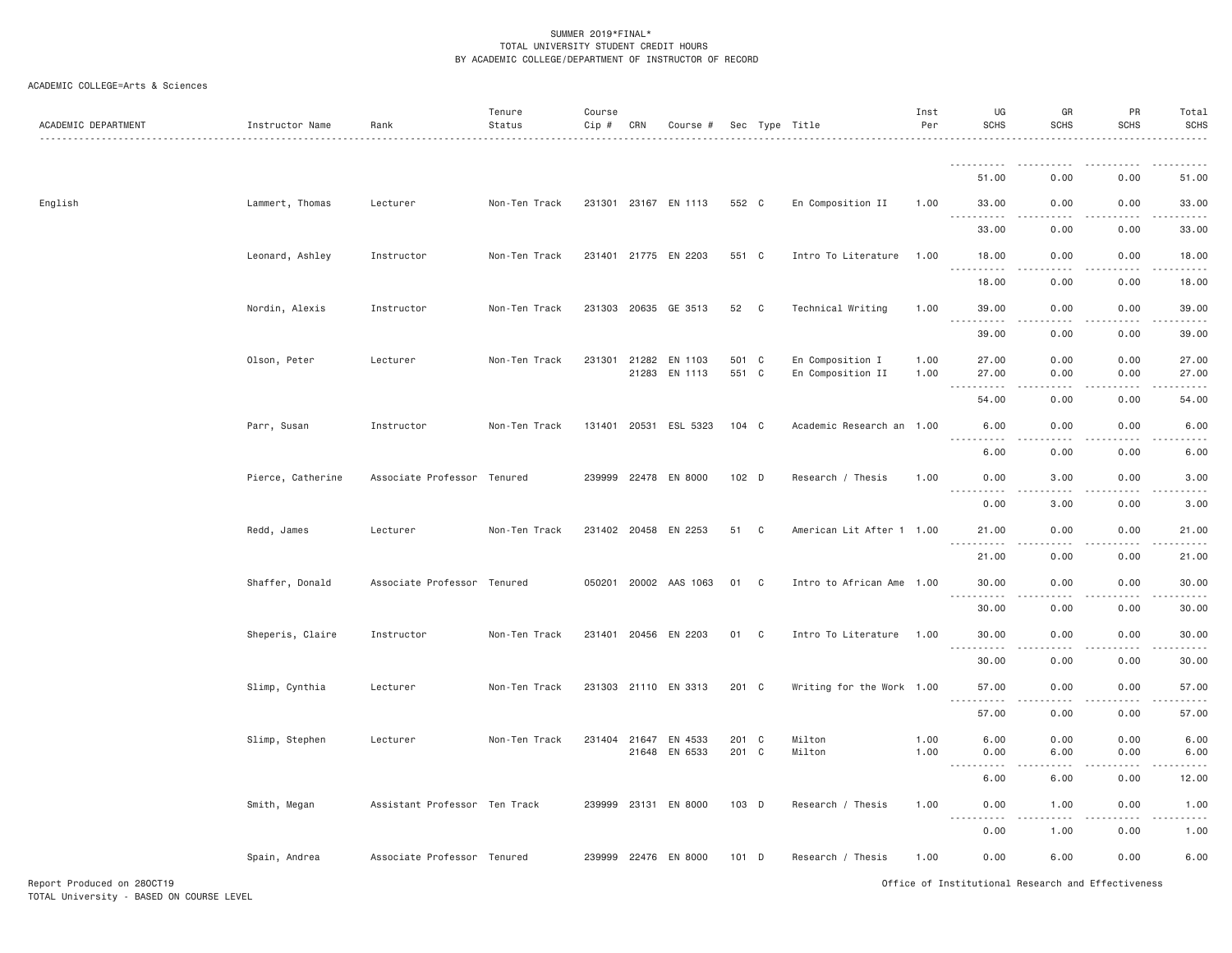SUMMER 2019*FINAL*
TOTAL UNIVERSITY STUDENT CREDIT HOURS
BY ACADEMIC COLLEGE/DEPARTMENT OF INSTRUCTOR OF RECORD

ACADEMIC COLLEGE=Arts & Sciences

| ACADEMIC DEPARTMENT | Instructor Name | Rank | Tenure Status | Course Cip # | CRN | Course # | Sec | Type | Title | Inst Per | UG SCHS | GR SCHS | PR SCHS | Total SCHS |
|---|---|---|---|---|---|---|---|---|---|---|---|---|---|---|
| | | | | | | | | | | | 51.00 | 0.00 | 0.00 | 51.00 |
| English | Lammert, Thomas | Lecturer | Non-Ten Track | 231301 | 23167 | EN 1113 | 552 | C | En Composition II | 1.00 | 33.00 | 0.00 | 0.00 | 33.00 |
| | | | | | | | | | | | 33.00 | 0.00 | 0.00 | 33.00 |
| | Leonard, Ashley | Instructor | Non-Ten Track | 231401 | 21775 | EN 2203 | 551 | C | Intro To Literature | 1.00 | 18.00 | 0.00 | 0.00 | 18.00 |
| | | | | | | | | | | | 18.00 | 0.00 | 0.00 | 18.00 |
| | Nordin, Alexis | Instructor | Non-Ten Track | 231303 | 20635 | GE 3513 | 52 | C | Technical Writing | 1.00 | 39.00 | 0.00 | 0.00 | 39.00 |
| | | | | | | | | | | | 39.00 | 0.00 | 0.00 | 39.00 |
| | Olson, Peter | Lecturer | Non-Ten Track | 231301 | 21282 | EN 1103 | 501 | C | En Composition I | 1.00 | 27.00 | 0.00 | 0.00 | 27.00 |
| | | | | | 21283 | EN 1113 | 551 | C | En Composition II | 1.00 | 27.00 | 0.00 | 0.00 | 27.00 |
| | | | | | | | | | | | 54.00 | 0.00 | 0.00 | 54.00 |
| | Parr, Susan | Instructor | Non-Ten Track | 131401 | 20531 | ESL 5323 | 104 | C | Academic Research an | 1.00 | 6.00 | 0.00 | 0.00 | 6.00 |
| | | | | | | | | | | | 6.00 | 0.00 | 0.00 | 6.00 |
| | Pierce, Catherine | Associate Professor | Tenured | 239999 | 22478 | EN 8000 | 102 | D | Research / Thesis | 1.00 | 0.00 | 3.00 | 0.00 | 3.00 |
| | | | | | | | | | | | 0.00 | 3.00 | 0.00 | 3.00 |
| | Redd, James | Lecturer | Non-Ten Track | 231402 | 20458 | EN 2253 | 51 | C | American Lit After 1 | 1.00 | 21.00 | 0.00 | 0.00 | 21.00 |
| | | | | | | | | | | | 21.00 | 0.00 | 0.00 | 21.00 |
| | Shaffer, Donald | Associate Professor | Tenured | 050201 | 20002 | AAS 1063 | 01 | C | Intro to African Ame | 1.00 | 30.00 | 0.00 | 0.00 | 30.00 |
| | | | | | | | | | | | 30.00 | 0.00 | 0.00 | 30.00 |
| | Sheperis, Claire | Instructor | Non-Ten Track | 231401 | 20456 | EN 2203 | 01 | C | Intro To Literature | 1.00 | 30.00 | 0.00 | 0.00 | 30.00 |
| | | | | | | | | | | | 30.00 | 0.00 | 0.00 | 30.00 |
| | Slimp, Cynthia | Lecturer | Non-Ten Track | 231303 | 21110 | EN 3313 | 201 | C | Writing for the Work | 1.00 | 57.00 | 0.00 | 0.00 | 57.00 |
| | | | | | | | | | | | 57.00 | 0.00 | 0.00 | 57.00 |
| | Slimp, Stephen | Lecturer | Non-Ten Track | 231404 | 21647 | EN 4533 | 201 | C | Milton | 1.00 | 6.00 | 0.00 | 0.00 | 6.00 |
| | | | | | 21648 | EN 6533 | 201 | C | Milton | 1.00 | 0.00 | 6.00 | 0.00 | 6.00 |
| | | | | | | | | | | | 6.00 | 6.00 | 0.00 | 12.00 |
| | Smith, Megan | Assistant Professor | Ten Track | 239999 | 23131 | EN 8000 | 103 | D | Research / Thesis | 1.00 | 0.00 | 1.00 | 0.00 | 1.00 |
| | | | | | | | | | | | 0.00 | 1.00 | 0.00 | 1.00 |
| | Spain, Andrea | Associate Professor | Tenured | 239999 | 22476 | EN 8000 | 101 | D | Research / Thesis | 1.00 | 0.00 | 6.00 | 0.00 | 6.00 |

Report Produced on 28OCT19
TOTAL University - BASED ON COURSE LEVEL

Office of Institutional Research and Effectiveness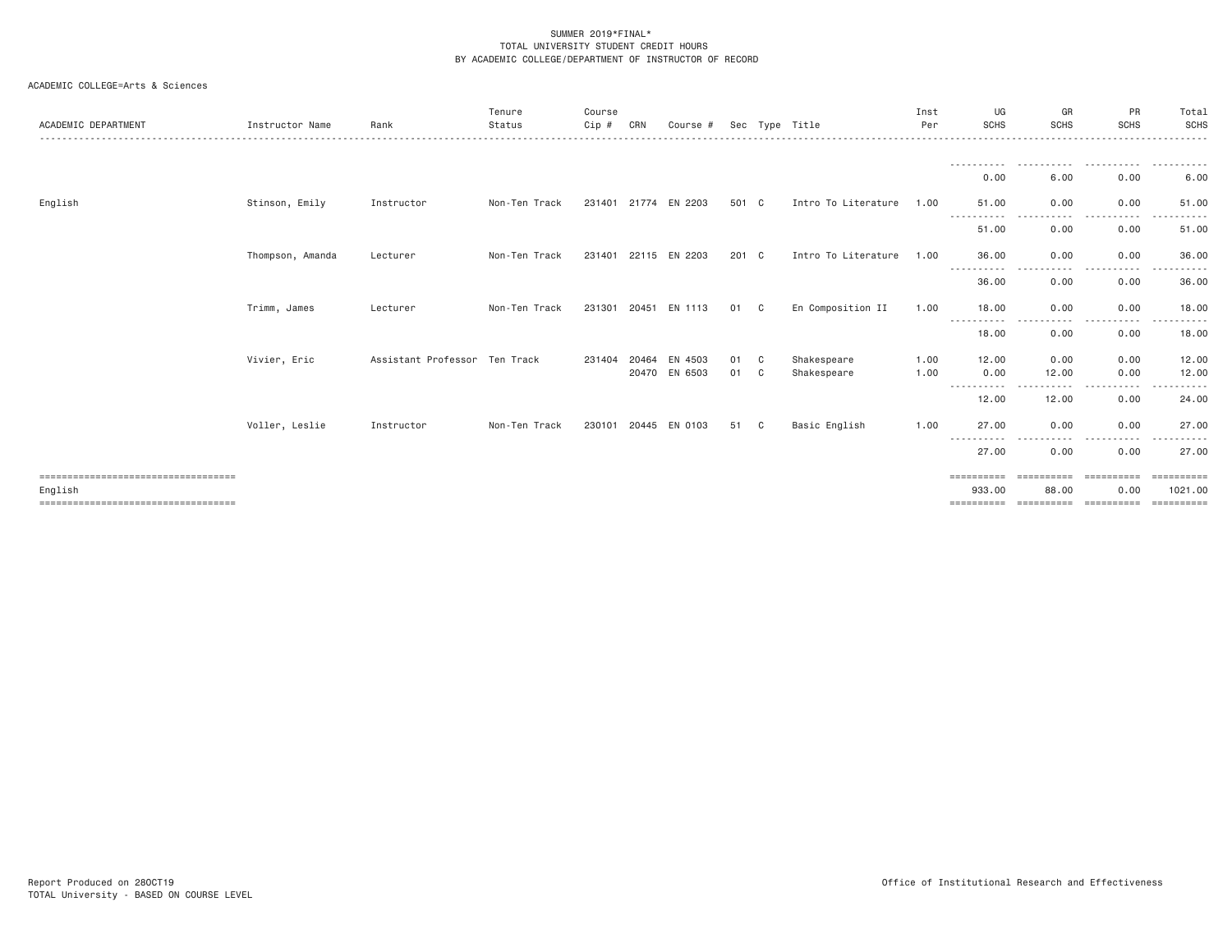SUMMER 2019*FINAL*
TOTAL UNIVERSITY STUDENT CREDIT HOURS
BY ACADEMIC COLLEGE/DEPARTMENT OF INSTRUCTOR OF RECORD

ACADEMIC COLLEGE=Arts & Sciences

| ACADEMIC DEPARTMENT | Instructor Name | Rank | Tenure Status | Course Cip # | CRN | Course # | Sec | Type | Title | Inst Per | UG SCHS | GR SCHS | PR SCHS | Total SCHS |
|---|---|---|---|---|---|---|---|---|---|---|---|---|---|---|
| | | | | | | | | | | | 0.00 | 6.00 | 0.00 | 6.00 |
| English | Stinson, Emily | Instructor | Non-Ten Track | 231401 | 21774 | EN 2203 | 501 | C | Intro To Literature | 1.00 | 51.00 | 0.00 | 0.00 | 51.00 |
| | | | | | | | | | | | 51.00 | 0.00 | 0.00 | 51.00 |
| | Thompson, Amanda | Lecturer | Non-Ten Track | 231401 | 22115 | EN 2203 | 201 | C | Intro To Literature | 1.00 | 36.00 | 0.00 | 0.00 | 36.00 |
| | | | | | | | | | | | 36.00 | 0.00 | 0.00 | 36.00 |
| | Trimm, James | Lecturer | Non-Ten Track | 231301 | 20451 | EN 1113 | 01 | C | En Composition II | 1.00 | 18.00 | 0.00 | 0.00 | 18.00 |
| | | | | | | | | | | | 18.00 | 0.00 | 0.00 | 18.00 |
| | Vivier, Eric | Assistant Professor | Ten Track | 231404 | 20464 | EN 4503 | 01 | C | Shakespeare | 1.00 | 12.00 | 0.00 | 0.00 | 12.00 |
| | | | | | 20470 | EN 6503 | 01 | C | Shakespeare | 1.00 | 0.00 | 12.00 | 0.00 | 12.00 |
| | | | | | | | | | | | 12.00 | 12.00 | 0.00 | 24.00 |
| | Voller, Leslie | Instructor | Non-Ten Track | 230101 | 20445 | EN 0103 | 51 | C | Basic English | 1.00 | 27.00 | 0.00 | 0.00 | 27.00 |
| | | | | | | | | | | | 27.00 | 0.00 | 0.00 | 27.00 |
| English | | | | | | | | | | | 933.00 | 88.00 | 0.00 | 1021.00 |

Report Produced on 28OCT19
TOTAL University - BASED ON COURSE LEVEL

Office of Institutional Research and Effectiveness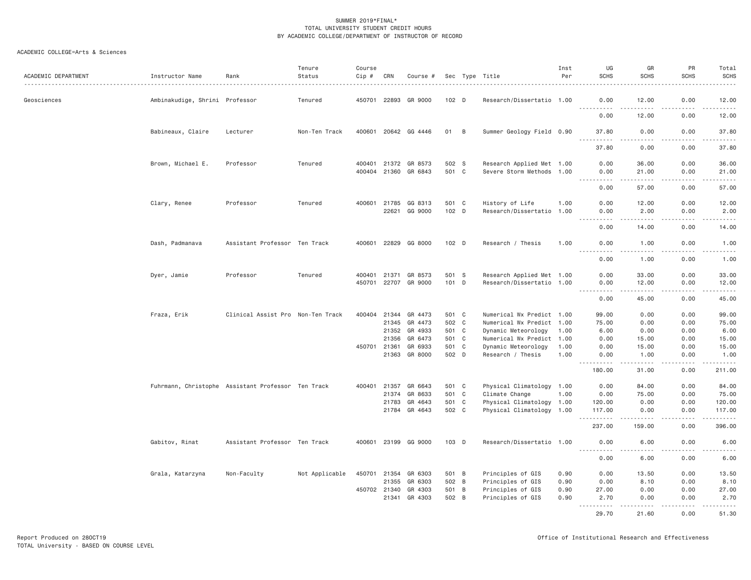SUMMER 2019*FINAL*
TOTAL UNIVERSITY STUDENT CREDIT HOURS
BY ACADEMIC COLLEGE/DEPARTMENT OF INSTRUCTOR OF RECORD

ACADEMIC COLLEGE=Arts & Sciences

| ACADEMIC DEPARTMENT | Instructor Name | Rank | Tenure Status | Course Cip # | CRN | Course # | Sec | Type | Title | Inst Per | UG SCHS | GR SCHS | PR SCHS | Total SCHS |
|---|---|---|---|---|---|---|---|---|---|---|---|---|---|---|
| Geosciences | Ambinakudige, Shrini | Professor | Tenured | 450701 | 22893 | GR 9000 | 102 | D | Research/Dissertatio | 1.00 | 0.00 | 12.00 | 0.00 | 12.00 |
| | | | | | | | | | | | 0.00 | 12.00 | 0.00 | 12.00 |
| | Babineaux, Claire | Lecturer | Non-Ten Track | 400601 | 20642 | GG 4446 | 01 | B | Summer Geology Field | 0.90 | 37.80 | 0.00 | 0.00 | 37.80 |
| | | | | | | | | | | | 37.80 | 0.00 | 0.00 | 37.80 |
| | Brown, Michael E. | Professor | Tenured | 400401 | 21372 | GR 8573 | 502 | S | Research Applied Met | 1.00 | 0.00 | 36.00 | 0.00 | 36.00 |
| | | | | 400404 | 21360 | GR 6843 | 501 | C | Severe Storm Methods | 1.00 | 0.00 | 21.00 | 0.00 | 21.00 |
| | | | | | | | | | | | 0.00 | 57.00 | 0.00 | 57.00 |
| | Clary, Renee | Professor | Tenured | 400601 | 21785 | GG 8313 | 501 | C | History of Life | 1.00 | 0.00 | 12.00 | 0.00 | 12.00 |
| | | | | | 22621 | GG 9000 | 102 | D | Research/Dissertatio | 1.00 | 0.00 | 2.00 | 0.00 | 2.00 |
| | | | | | | | | | | | 0.00 | 14.00 | 0.00 | 14.00 |
| | Dash, Padmanava | Assistant Professor | Ten Track | 400601 | 22829 | GG 8000 | 102 | D | Research / Thesis | 1.00 | 0.00 | 1.00 | 0.00 | 1.00 |
| | | | | | | | | | | | 0.00 | 1.00 | 0.00 | 1.00 |
| | Dyer, Jamie | Professor | Tenured | 400401 | 21371 | GR 8573 | 501 | S | Research Applied Met | 1.00 | 0.00 | 33.00 | 0.00 | 33.00 |
| | | | | 450701 | 22707 | GR 9000 | 101 | D | Research/Dissertatio | 1.00 | 0.00 | 12.00 | 0.00 | 12.00 |
| | | | | | | | | | | | 0.00 | 45.00 | 0.00 | 45.00 |
| | Fraza, Erik | Clinical Assist Pro | Non-Ten Track | 400404 | 21344 | GR 4473 | 501 | C | Numerical Wx Predict | 1.00 | 99.00 | 0.00 | 0.00 | 99.00 |
| | | | | | 21345 | GR 4473 | 502 | C | Numerical Wx Predict | 1.00 | 75.00 | 0.00 | 0.00 | 75.00 |
| | | | | | 21352 | GR 4933 | 501 | C | Dynamic Meteorology | 1.00 | 6.00 | 0.00 | 0.00 | 6.00 |
| | | | | | 21356 | GR 6473 | 501 | C | Numerical Wx Predict | 1.00 | 0.00 | 15.00 | 0.00 | 15.00 |
| | | | | 450701 | 21361 | GR 6933 | 501 | C | Dynamic Meteorology | 1.00 | 0.00 | 15.00 | 0.00 | 15.00 |
| | | | | | 21363 | GR 8000 | 502 | D | Research / Thesis | 1.00 | 0.00 | 1.00 | 0.00 | 1.00 |
| | | | | | | | | | | | 180.00 | 31.00 | 0.00 | 211.00 |
| | Fuhrmann, Christophe | Assistant Professor | Ten Track | 400401 | 21357 | GR 6643 | 501 | C | Physical Climatology | 1.00 | 0.00 | 84.00 | 0.00 | 84.00 |
| | | | | | 21374 | GR 8633 | 501 | C | Climate Change | 1.00 | 0.00 | 75.00 | 0.00 | 75.00 |
| | | | | | 21783 | GR 4643 | 501 | C | Physical Climatology | 1.00 | 120.00 | 0.00 | 0.00 | 120.00 |
| | | | | | 21784 | GR 4643 | 502 | C | Physical Climatology | 1.00 | 117.00 | 0.00 | 0.00 | 117.00 |
| | | | | | | | | | | | 237.00 | 159.00 | 0.00 | 396.00 |
| | Gabitov, Rinat | Assistant Professor | Ten Track | 400601 | 23199 | GG 9000 | 103 | D | Research/Dissertatio | 1.00 | 0.00 | 6.00 | 0.00 | 6.00 |
| | | | | | | | | | | | 0.00 | 6.00 | 0.00 | 6.00 |
| | Grala, Katarzyna | Non-Faculty | Not Applicable | 450701 | 21354 | GR 6303 | 501 | B | Principles of GIS | 0.90 | 0.00 | 13.50 | 0.00 | 13.50 |
| | | | | | 21355 | GR 6303 | 502 | B | Principles of GIS | 0.90 | 0.00 | 8.10 | 0.00 | 8.10 |
| | | | | 450702 | 21340 | GR 4303 | 501 | B | Principles of GIS | 0.90 | 27.00 | 0.00 | 0.00 | 27.00 |
| | | | | | 21341 | GR 4303 | 502 | B | Principles of GIS | 0.90 | 2.70 | 0.00 | 0.00 | 2.70 |
| | | | | | | | | | | | 29.70 | 21.60 | 0.00 | 51.30 |

Report Produced on 28OCT19
TOTAL University - BASED ON COURSE LEVEL

Office of Institutional Research and Effectiveness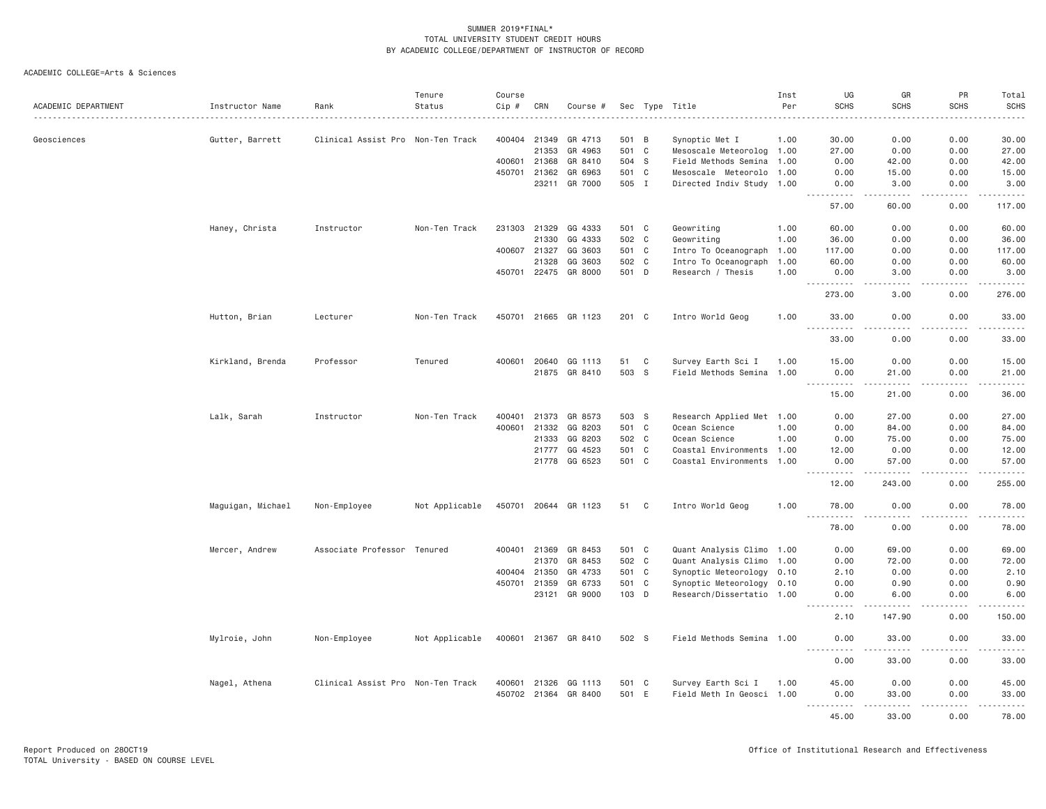SUMMER 2019*FINAL*
TOTAL UNIVERSITY STUDENT CREDIT HOURS
BY ACADEMIC COLLEGE/DEPARTMENT OF INSTRUCTOR OF RECORD

ACADEMIC COLLEGE=Arts & Sciences

| ACADEMIC DEPARTMENT | Instructor Name | Rank | Tenure Status | Course Cip # | CRN | Course # | Sec | Type | Title | Inst Per | UG SCHS | GR SCHS | PR SCHS | Total SCHS |
|---|---|---|---|---|---|---|---|---|---|---|---|---|---|---|
| Geosciences | Gutter, Barrett | Clinical Assist Pro | Non-Ten Track | 400404 | 21349 | GR 4713 | 501 | B | Synoptic Met I | 1.00 | 30.00 | 0.00 | 0.00 | 30.00 |
| | | | | | 21353 | GR 4963 | 501 | C | Mesoscale Meteorolog | 1.00 | 27.00 | 0.00 | 0.00 | 27.00 |
| | | | | 400601 | 21368 | GR 8410 | 504 | S | Field Methods Semina | 1.00 | 0.00 | 42.00 | 0.00 | 42.00 |
| | | | | 450701 | 21362 | GR 6963 | 501 | C | Mesoscale Meteorolo | 1.00 | 0.00 | 15.00 | 0.00 | 15.00 |
| | | | | | 23211 | GR 7000 | 505 | I | Directed Indiv Study | 1.00 | 0.00 | 3.00 | 0.00 | 3.00 |
| | | | | | | | | | | | 57.00 | 60.00 | 0.00 | 117.00 |
| | Haney, Christa | Instructor | Non-Ten Track | 231303 | 21329 | GG 4333 | 501 | C | Geowriting | 1.00 | 60.00 | 0.00 | 0.00 | 60.00 |
| | | | | | 21330 | GG 4333 | 502 | C | Geowriting | 1.00 | 36.00 | 0.00 | 0.00 | 36.00 |
| | | | | 400607 | 21327 | GG 3603 | 501 | C | Intro To Oceanograph | 1.00 | 117.00 | 0.00 | 0.00 | 117.00 |
| | | | | | 21328 | GG 3603 | 502 | C | Intro To Oceanograph | 1.00 | 60.00 | 0.00 | 0.00 | 60.00 |
| | | | | 450701 | 22475 | GR 8000 | 501 | D | Research / Thesis | 1.00 | 0.00 | 3.00 | 0.00 | 3.00 |
| | | | | | | | | | | | 273.00 | 3.00 | 0.00 | 276.00 |
| | Hutton, Brian | Lecturer | Non-Ten Track | 450701 | 21665 | GR 1123 | 201 | C | Intro World Geog | 1.00 | 33.00 | 0.00 | 0.00 | 33.00 |
| | | | | | | | | | | | 33.00 | 0.00 | 0.00 | 33.00 |
| | Kirkland, Brenda | Professor | Tenured | 400601 | 20640 | GG 1113 | 51 | C | Survey Earth Sci I | 1.00 | 15.00 | 0.00 | 0.00 | 15.00 |
| | | | | | 21875 | GR 8410 | 503 | S | Field Methods Semina | 1.00 | 0.00 | 21.00 | 0.00 | 21.00 |
| | | | | | | | | | | | 15.00 | 21.00 | 0.00 | 36.00 |
| | Lalk, Sarah | Instructor | Non-Ten Track | 400401 | 21373 | GR 8573 | 503 | S | Research Applied Met | 1.00 | 0.00 | 27.00 | 0.00 | 27.00 |
| | | | | 400601 | 21332 | GG 8203 | 501 | C | Ocean Science | 1.00 | 0.00 | 84.00 | 0.00 | 84.00 |
| | | | | | 21333 | GG 8203 | 502 | C | Ocean Science | 1.00 | 0.00 | 75.00 | 0.00 | 75.00 |
| | | | | | 21777 | GG 4523 | 501 | C | Coastal Environments | 1.00 | 12.00 | 0.00 | 0.00 | 12.00 |
| | | | | | 21778 | GG 6523 | 501 | C | Coastal Environments | 1.00 | 0.00 | 57.00 | 0.00 | 57.00 |
| | | | | | | | | | | | 12.00 | 243.00 | 0.00 | 255.00 |
| | Maguigan, Michael | Non-Employee | Not Applicable | 450701 | 20644 | GR 1123 | 51 | C | Intro World Geog | 1.00 | 78.00 | 0.00 | 0.00 | 78.00 |
| | | | | | | | | | | | 78.00 | 0.00 | 0.00 | 78.00 |
| | Mercer, Andrew | Associate Professor | Tenured | 400401 | 21369 | GR 8453 | 501 | C | Quant Analysis Climo | 1.00 | 0.00 | 69.00 | 0.00 | 69.00 |
| | | | | | 21370 | GR 8453 | 502 | C | Quant Analysis Climo | 1.00 | 0.00 | 72.00 | 0.00 | 72.00 |
| | | | | 400404 | 21350 | GR 4733 | 501 | C | Synoptic Meteorology | 0.10 | 2.10 | 0.00 | 0.00 | 2.10 |
| | | | | 450701 | 21359 | GR 6733 | 501 | C | Synoptic Meteorology | 0.10 | 0.00 | 0.90 | 0.00 | 0.90 |
| | | | | | 23121 | GR 9000 | 103 | D | Research/Dissertatio | 1.00 | 0.00 | 6.00 | 0.00 | 6.00 |
| | | | | | | | | | | | 2.10 | 147.90 | 0.00 | 150.00 |
| | Mylroie, John | Non-Employee | Not Applicable | 400601 | 21367 | GR 8410 | 502 | S | Field Methods Semina | 1.00 | 0.00 | 33.00 | 0.00 | 33.00 |
| | | | | | | | | | | | 0.00 | 33.00 | 0.00 | 33.00 |
| | Nagel, Athena | Clinical Assist Pro | Non-Ten Track | 400601 | 21326 | GG 1113 | 501 | C | Survey Earth Sci I | 1.00 | 45.00 | 0.00 | 0.00 | 45.00 |
| | | | | 450702 | 21364 | GR 8400 | 501 | E | Field Meth In Geosci | 1.00 | 0.00 | 33.00 | 0.00 | 33.00 |
| | | | | | | | | | | | 45.00 | 33.00 | 0.00 | 78.00 |

Report Produced on 28OCT19
TOTAL University - BASED ON COURSE LEVEL

Office of Institutional Research and Effectiveness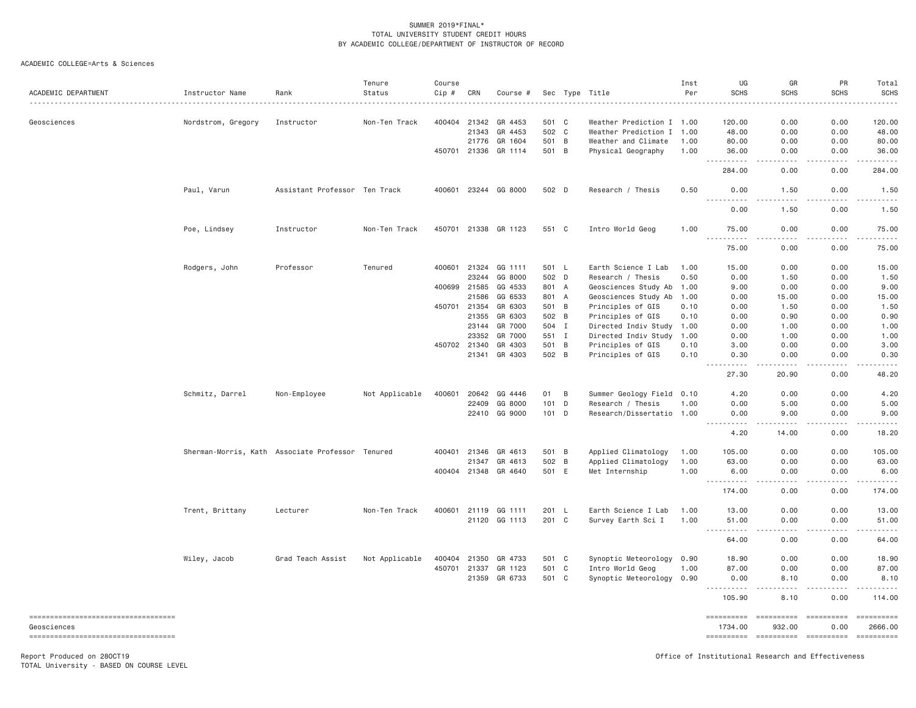SUMMER 2019*FINAL*
TOTAL UNIVERSITY STUDENT CREDIT HOURS
BY ACADEMIC COLLEGE/DEPARTMENT OF INSTRUCTOR OF RECORD

ACADEMIC COLLEGE=Arts & Sciences

| ACADEMIC DEPARTMENT | Instructor Name | Rank | Tenure Status | Course Cip # | CRN | Course # | Sec | Type | Title | Inst Per | UG SCHS | GR SCHS | PR SCHS | Total SCHS |
|---|---|---|---|---|---|---|---|---|---|---|---|---|---|---|
| Geosciences | Nordstrom, Gregory | Instructor | Non-Ten Track | 400404 | 21342 | GR 4453 | 501 | C | Weather Prediction I | 1.00 | 120.00 | 0.00 | 0.00 | 120.00 |
| | | | | | 21343 | GR 4453 | 502 | C | Weather Prediction I | 1.00 | 48.00 | 0.00 | 0.00 | 48.00 |
| | | | | | 21776 | GR 1604 | 501 | B | Weather and Climate | 1.00 | 80.00 | 0.00 | 0.00 | 80.00 |
| | | | | 450701 | 21336 | GR 1114 | 501 | B | Physical Geography | 1.00 | 36.00 | 0.00 | 0.00 | 36.00 |
| | | | | | | | | | | | 284.00 | 0.00 | 0.00 | 284.00 |
| | Paul, Varun | Assistant Professor | Ten Track | 400601 | 23244 | GG 8000 | 502 | D | Research / Thesis | 0.50 | 0.00 | 1.50 | 0.00 | 1.50 |
| | | | | | | | | | | | 0.00 | 1.50 | 0.00 | 1.50 |
| | Poe, Lindsey | Instructor | Non-Ten Track | 450701 | 21338 | GR 1123 | 551 | C | Intro World Geog | 1.00 | 75.00 | 0.00 | 0.00 | 75.00 |
| | | | | | | | | | | | 75.00 | 0.00 | 0.00 | 75.00 |
| | Rodgers, John | Professor | Tenured | 400601 | 21324 | GG 1111 | 501 | L | Earth Science I Lab | 1.00 | 15.00 | 0.00 | 0.00 | 15.00 |
| | | | | | 23244 | GG 8000 | 502 | D | Research / Thesis | 0.50 | 0.00 | 1.50 | 0.00 | 1.50 |
| | | | | 400699 | 21585 | GG 4533 | 801 | A | Geosciences Study Ab | 1.00 | 9.00 | 0.00 | 0.00 | 9.00 |
| | | | | | 21586 | GG 6533 | 801 | A | Geosciences Study Ab | 1.00 | 0.00 | 15.00 | 0.00 | 15.00 |
| | | | | 450701 | 21354 | GR 6303 | 501 | B | Principles of GIS | 0.10 | 0.00 | 1.50 | 0.00 | 1.50 |
| | | | | | 21355 | GR 6303 | 502 | B | Principles of GIS | 0.10 | 0.00 | 0.90 | 0.00 | 0.90 |
| | | | | | 23144 | GR 7000 | 504 | I | Directed Indiv Study | 1.00 | 0.00 | 1.00 | 0.00 | 1.00 |
| | | | | | 23352 | GR 7000 | 551 | I | Directed Indiv Study | 1.00 | 0.00 | 1.00 | 0.00 | 1.00 |
| | | | | 450702 | 21340 | GR 4303 | 501 | B | Principles of GIS | 0.10 | 3.00 | 0.00 | 0.00 | 3.00 |
| | | | | | 21341 | GR 4303 | 502 | B | Principles of GIS | 0.10 | 0.30 | 0.00 | 0.00 | 0.30 |
| | | | | | | | | | | | 27.30 | 20.90 | 0.00 | 48.20 |
| | Schmitz, Darrel | Non-Employee | Not Applicable | 400601 | 20642 | GG 4446 | 01 | B | Summer Geology Field | 0.10 | 4.20 | 0.00 | 0.00 | 4.20 |
| | | | | | 22409 | GG 8000 | 101 | D | Research / Thesis | 1.00 | 0.00 | 5.00 | 0.00 | 5.00 |
| | | | | | 22410 | GG 9000 | 101 | D | Research/Dissertatio | 1.00 | 0.00 | 9.00 | 0.00 | 9.00 |
| | | | | | | | | | | | 4.20 | 14.00 | 0.00 | 18.20 |
| | Sherman-Morris, Kath | Associate Professor | Tenured | 400401 | 21346 | GR 4613 | 501 | B | Applied Climatology | 1.00 | 105.00 | 0.00 | 0.00 | 105.00 |
| | | | | | 21347 | GR 4613 | 502 | B | Applied Climatology | 1.00 | 63.00 | 0.00 | 0.00 | 63.00 |
| | | | | 400404 | 21348 | GR 4640 | 501 | E | Met Internship | 1.00 | 6.00 | 0.00 | 0.00 | 6.00 |
| | | | | | | | | | | | 174.00 | 0.00 | 0.00 | 174.00 |
| | Trent, Brittany | Lecturer | Non-Ten Track | 400601 | 21119 | GG 1111 | 201 | L | Earth Science I Lab | 1.00 | 13.00 | 0.00 | 0.00 | 13.00 |
| | | | | | 21120 | GG 1113 | 201 | C | Survey Earth Sci I | 1.00 | 51.00 | 0.00 | 0.00 | 51.00 |
| | | | | | | | | | | | 64.00 | 0.00 | 0.00 | 64.00 |
| | Wiley, Jacob | Grad Teach Assist | Not Applicable | 400404 | 21350 | GR 4733 | 501 | C | Synoptic Meteorology | 0.90 | 18.90 | 0.00 | 0.00 | 18.90 |
| | | | | 450701 | 21337 | GR 1123 | 501 | C | Intro World Geog | 1.00 | 87.00 | 0.00 | 0.00 | 87.00 |
| | | | | | 21359 | GR 6733 | 501 | C | Synoptic Meteorology | 0.90 | 0.00 | 8.10 | 0.00 | 8.10 |
| | | | | | | | | | | | 105.90 | 8.10 | 0.00 | 114.00 |
| Geosciences | | | | | | | | | | | 1734.00 | 932.00 | 0.00 | 2666.00 |

Report Produced on 28OCT19
TOTAL University - BASED ON COURSE LEVEL

Office of Institutional Research and Effectiveness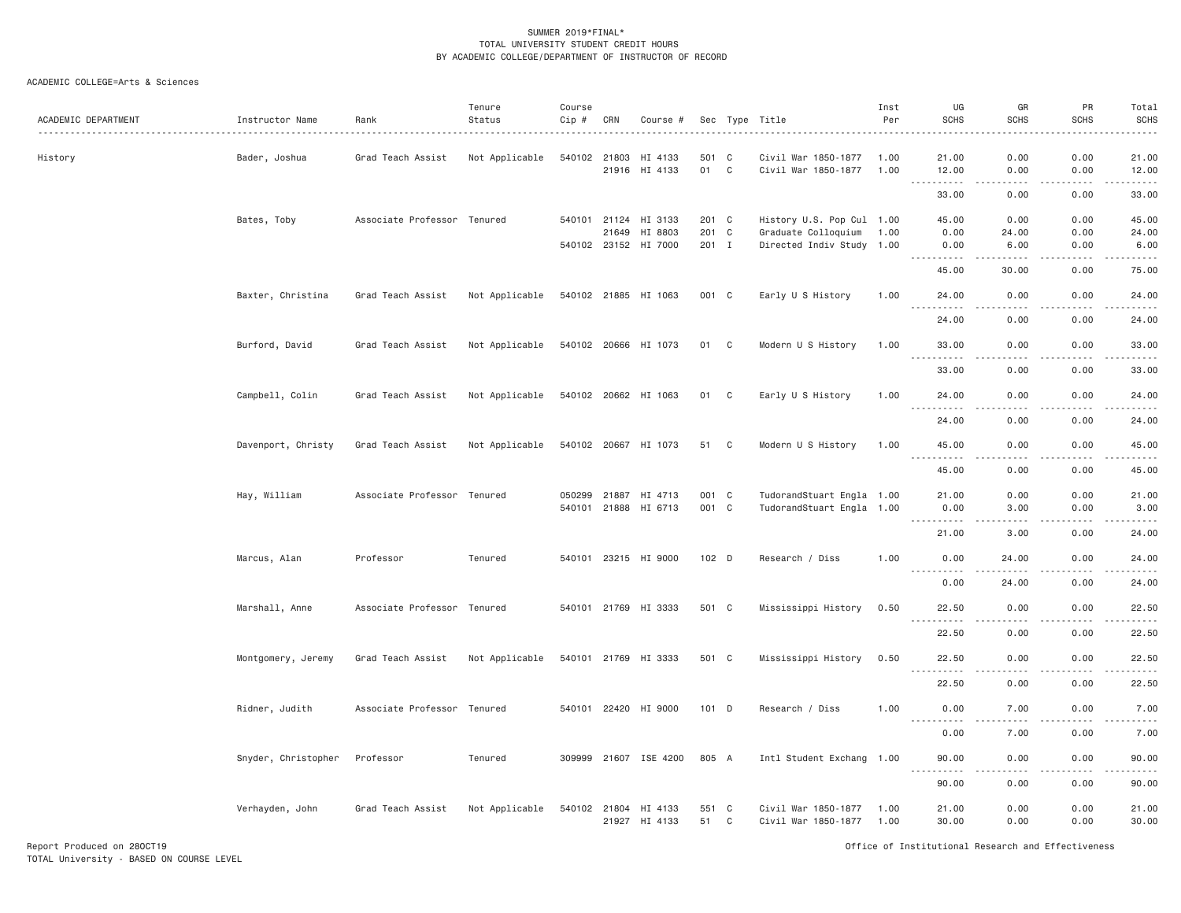SUMMER 2019*FINAL*
TOTAL UNIVERSITY STUDENT CREDIT HOURS
BY ACADEMIC COLLEGE/DEPARTMENT OF INSTRUCTOR OF RECORD

ACADEMIC COLLEGE=Arts & Sciences

| ACADEMIC DEPARTMENT | Instructor Name | Rank | Tenure Status | Course Cip # | CRN | Course # | Sec | Type | Title | Inst Per | UG SCHS | GR SCHS | PR SCHS | Total SCHS |
|---|---|---|---|---|---|---|---|---|---|---|---|---|---|---|
| History | Bader, Joshua | Grad Teach Assist | Not Applicable | 540102 | 21803 | HI 4133 | 501 | C | Civil War 1850-1877 | 1.00 | 21.00 | 0.00 | 0.00 | 21.00 |
| | | | | | 21916 | HI 4133 | 01 | C | Civil War 1850-1877 | 1.00 | 12.00 | 0.00 | 0.00 | 12.00 |
| | | | | | | | | | | | 33.00 | 0.00 | 0.00 | 33.00 |
| | Bates, Toby | Associate Professor | Tenured | 540101 | 21124 | HI 3133 | 201 | C | History U.S. Pop Cul | 1.00 | 45.00 | 0.00 | 0.00 | 45.00 |
| | | | | | 21649 | HI 8803 | 201 | C | Graduate Colloquium | 1.00 | 0.00 | 24.00 | 0.00 | 24.00 |
| | | | | 540102 | 23152 | HI 7000 | 201 | I | Directed Indiv Study | 1.00 | 0.00 | 6.00 | 0.00 | 6.00 |
| | | | | | | | | | | | 45.00 | 30.00 | 0.00 | 75.00 |
| | Baxter, Christina | Grad Teach Assist | Not Applicable | 540102 | 21885 | HI 1063 | 001 | C | Early U S History | 1.00 | 24.00 | 0.00 | 0.00 | 24.00 |
| | | | | | | | | | | | 24.00 | 0.00 | 0.00 | 24.00 |
| | Burford, David | Grad Teach Assist | Not Applicable | 540102 | 20666 | HI 1073 | 01 | C | Modern U S History | 1.00 | 33.00 | 0.00 | 0.00 | 33.00 |
| | | | | | | | | | | | 33.00 | 0.00 | 0.00 | 33.00 |
| | Campbell, Colin | Grad Teach Assist | Not Applicable | 540102 | 20662 | HI 1063 | 01 | C | Early U S History | 1.00 | 24.00 | 0.00 | 0.00 | 24.00 |
| | | | | | | | | | | | 24.00 | 0.00 | 0.00 | 24.00 |
| | Davenport, Christy | Grad Teach Assist | Not Applicable | 540102 | 20667 | HI 1073 | 51 | C | Modern U S History | 1.00 | 45.00 | 0.00 | 0.00 | 45.00 |
| | | | | | | | | | | | 45.00 | 0.00 | 0.00 | 45.00 |
| | Hay, William | Associate Professor | Tenured | 050299 | 21887 | HI 4713 | 001 | C | TudorandStuart Engla | 1.00 | 21.00 | 0.00 | 0.00 | 21.00 |
| | | | | 540101 | 21888 | HI 6713 | 001 | C | TudorandStuart Engla | 1.00 | 0.00 | 3.00 | 0.00 | 3.00 |
| | | | | | | | | | | | 21.00 | 3.00 | 0.00 | 24.00 |
| | Marcus, Alan | Professor | Tenured | 540101 | 23215 | HI 9000 | 102 | D | Research / Diss | 1.00 | 0.00 | 24.00 | 0.00 | 24.00 |
| | | | | | | | | | | | 0.00 | 24.00 | 0.00 | 24.00 |
| | Marshall, Anne | Associate Professor | Tenured | 540101 | 21769 | HI 3333 | 501 | C | Mississippi History | 0.50 | 22.50 | 0.00 | 0.00 | 22.50 |
| | | | | | | | | | | | 22.50 | 0.00 | 0.00 | 22.50 |
| | Montgomery, Jeremy | Grad Teach Assist | Not Applicable | 540101 | 21769 | HI 3333 | 501 | C | Mississippi History | 0.50 | 22.50 | 0.00 | 0.00 | 22.50 |
| | | | | | | | | | | | 22.50 | 0.00 | 0.00 | 22.50 |
| | Ridner, Judith | Associate Professor | Tenured | 540101 | 22420 | HI 9000 | 101 | D | Research / Diss | 1.00 | 0.00 | 7.00 | 0.00 | 7.00 |
| | | | | | | | | | | | 0.00 | 7.00 | 0.00 | 7.00 |
| | Snyder, Christopher | Professor | Tenured | 309999 | 21607 | ISE 4200 | 805 | A | Intl Student Exchang | 1.00 | 90.00 | 0.00 | 0.00 | 90.00 |
| | | | | | | | | | | | 90.00 | 0.00 | 0.00 | 90.00 |
| | Verhayden, John | Grad Teach Assist | Not Applicable | 540102 | 21804 | HI 4133 | 551 | C | Civil War 1850-1877 | 1.00 | 21.00 | 0.00 | 0.00 | 21.00 |
| | | | | | 21927 | HI 4133 | 51 | C | Civil War 1850-1877 | 1.00 | 30.00 | 0.00 | 0.00 | 30.00 |

Report Produced on 28OCT19
TOTAL University - BASED ON COURSE LEVEL

Office of Institutional Research and Effectiveness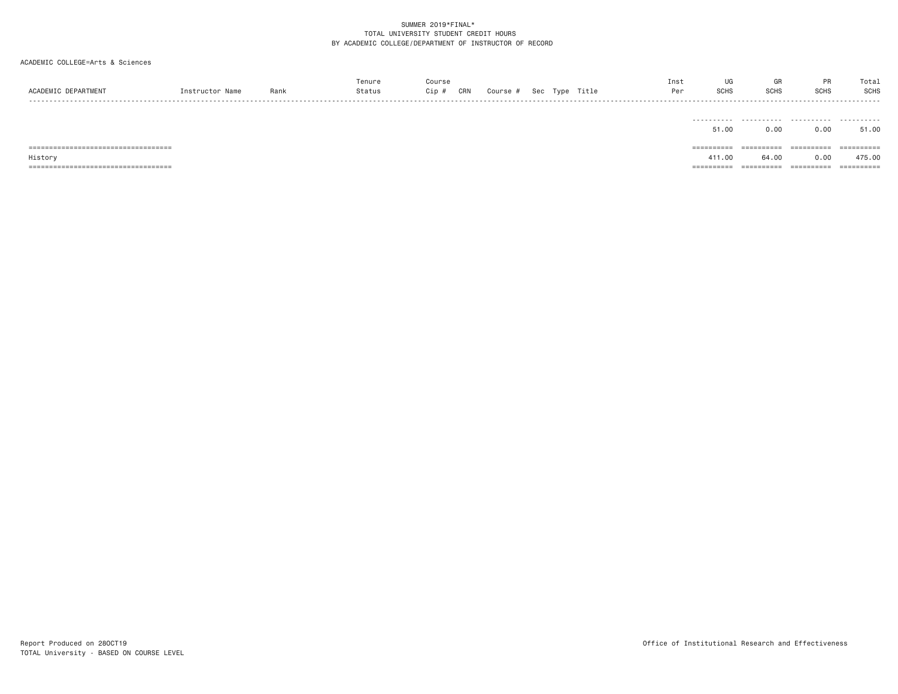SUMMER 2019*FINAL*
TOTAL UNIVERSITY STUDENT CREDIT HOURS
BY ACADEMIC COLLEGE/DEPARTMENT OF INSTRUCTOR OF RECORD

ACADEMIC COLLEGE=Arts & Sciences

| ACADEMIC DEPARTMENT | Instructor Name | Rank | Tenure Status | Course Cip # | CRN | Course # | Sec | Type | Title | Inst Per | UG SCHS | GR SCHS | PR SCHS | Total SCHS |
|---|---|---|---|---|---|---|---|---|---|---|---|---|---|---|
| | | | | | | | | | | | 51.00 | 0.00 | 0.00 | 51.00 |
| History | | | | | | | | | | | 411.00 | 64.00 | 0.00 | 475.00 |

Report Produced on 28OCT19
TOTAL University - BASED ON COURSE LEVEL

Office of Institutional Research and Effectiveness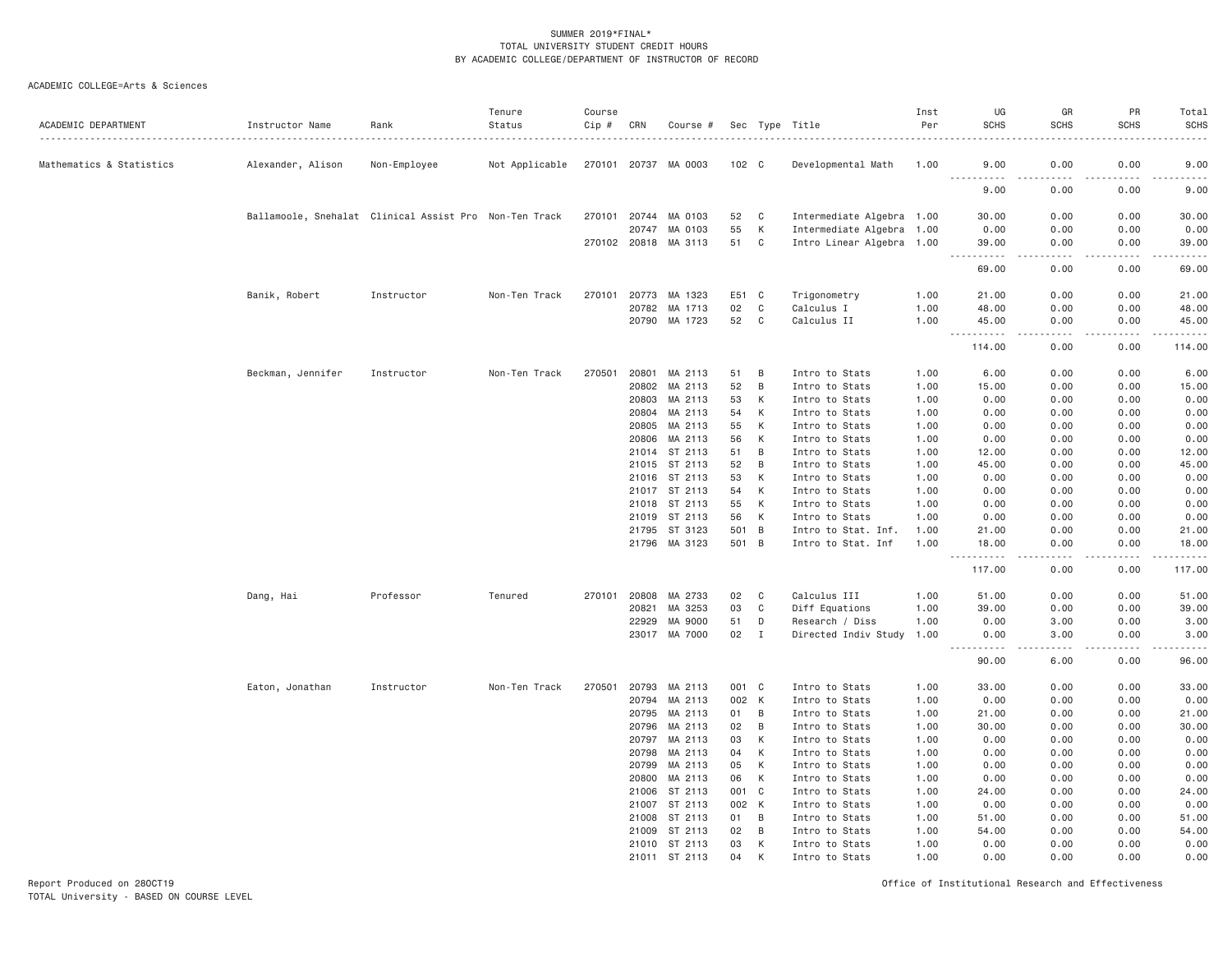SUMMER 2019*FINAL*
TOTAL UNIVERSITY STUDENT CREDIT HOURS
BY ACADEMIC COLLEGE/DEPARTMENT OF INSTRUCTOR OF RECORD

ACADEMIC COLLEGE=Arts & Sciences

| ACADEMIC DEPARTMENT | Instructor Name | Rank | Tenure Status | Course Cip # | CRN | Course # | Sec | Type | Title | Inst Per | UG SCHS | GR SCHS | PR SCHS | Total SCHS |
|---|---|---|---|---|---|---|---|---|---|---|---|---|---|---|
| Mathematics & Statistics | Alexander, Alison | Non-Employee | Not Applicable | 270101 | 20737 | MA 0003 | 102 | C | Developmental Math | 1.00 | 9.00 | 0.00 | 0.00 | 9.00 |
| | | | | | | | | | | | 9.00 | 0.00 | 0.00 | 9.00 |
| | Ballamoole, Snehalat | Clinical Assist Pro | Non-Ten Track | 270101 | 20744 | MA 0103 | 52 | C | Intermediate Algebra | 1.00 | 30.00 | 0.00 | 0.00 | 30.00 |
| | | | | | 20747 | MA 0103 | 55 | K | Intermediate Algebra | 1.00 | 0.00 | 0.00 | 0.00 | 0.00 |
| | | | | 270102 | 20818 | MA 3113 | 51 | C | Intro Linear Algebra | 1.00 | 39.00 | 0.00 | 0.00 | 39.00 |
| | | | | | | | | | | | 69.00 | 0.00 | 0.00 | 69.00 |
| | Banik, Robert | Instructor | Non-Ten Track | 270101 | 20773 | MA 1323 | E51 | C | Trigonometry | 1.00 | 21.00 | 0.00 | 0.00 | 21.00 |
| | | | | | 20782 | MA 1713 | 02 | C | Calculus I | 1.00 | 48.00 | 0.00 | 0.00 | 48.00 |
| | | | | | 20790 | MA 1723 | 52 | C | Calculus II | 1.00 | 45.00 | 0.00 | 0.00 | 45.00 |
| | | | | | | | | | | | 114.00 | 0.00 | 0.00 | 114.00 |
| | Beckman, Jennifer | Instructor | Non-Ten Track | 270501 | 20801 | MA 2113 | 51 | B | Intro to Stats | 1.00 | 6.00 | 0.00 | 0.00 | 6.00 |
| | | | | | 20802 | MA 2113 | 52 | B | Intro to Stats | 1.00 | 15.00 | 0.00 | 0.00 | 15.00 |
| | | | | | 20803 | MA 2113 | 53 | K | Intro to Stats | 1.00 | 0.00 | 0.00 | 0.00 | 0.00 |
| | | | | | 20804 | MA 2113 | 54 | K | Intro to Stats | 1.00 | 0.00 | 0.00 | 0.00 | 0.00 |
| | | | | | 20805 | MA 2113 | 55 | K | Intro to Stats | 1.00 | 0.00 | 0.00 | 0.00 | 0.00 |
| | | | | | 20806 | MA 2113 | 56 | K | Intro to Stats | 1.00 | 0.00 | 0.00 | 0.00 | 0.00 |
| | | | | | 21014 | ST 2113 | 51 | B | Intro to Stats | 1.00 | 12.00 | 0.00 | 0.00 | 12.00 |
| | | | | | 21015 | ST 2113 | 52 | B | Intro to Stats | 1.00 | 45.00 | 0.00 | 0.00 | 45.00 |
| | | | | | 21016 | ST 2113 | 53 | K | Intro to Stats | 1.00 | 0.00 | 0.00 | 0.00 | 0.00 |
| | | | | | 21017 | ST 2113 | 54 | K | Intro to Stats | 1.00 | 0.00 | 0.00 | 0.00 | 0.00 |
| | | | | | 21018 | ST 2113 | 55 | K | Intro to Stats | 1.00 | 0.00 | 0.00 | 0.00 | 0.00 |
| | | | | | 21019 | ST 2113 | 56 | K | Intro to Stats | 1.00 | 0.00 | 0.00 | 0.00 | 0.00 |
| | | | | | 21795 | ST 3123 | 501 | B | Intro to Stat. Inf. | 1.00 | 21.00 | 0.00 | 0.00 | 21.00 |
| | | | | | 21796 | MA 3123 | 501 | B | Intro to Stat. Inf | 1.00 | 18.00 | 0.00 | 0.00 | 18.00 |
| | | | | | | | | | | | 117.00 | 0.00 | 0.00 | 117.00 |
| | Dang, Hai | Professor | Tenured | 270101 | 20808 | MA 2733 | 02 | C | Calculus III | 1.00 | 51.00 | 0.00 | 0.00 | 51.00 |
| | | | | | 20821 | MA 3253 | 03 | C | Diff Equations | 1.00 | 39.00 | 0.00 | 0.00 | 39.00 |
| | | | | | 22929 | MA 9000 | 51 | D | Research / Diss | 1.00 | 0.00 | 3.00 | 0.00 | 3.00 |
| | | | | | 23017 | MA 7000 | 02 | I | Directed Indiv Study | 1.00 | 0.00 | 3.00 | 0.00 | 3.00 |
| | | | | | | | | | | | 90.00 | 6.00 | 0.00 | 96.00 |
| | Eaton, Jonathan | Instructor | Non-Ten Track | 270501 | 20793 | MA 2113 | 001 | C | Intro to Stats | 1.00 | 33.00 | 0.00 | 0.00 | 33.00 |
| | | | | | 20794 | MA 2113 | 002 | K | Intro to Stats | 1.00 | 0.00 | 0.00 | 0.00 | 0.00 |
| | | | | | 20795 | MA 2113 | 01 | B | Intro to Stats | 1.00 | 21.00 | 0.00 | 0.00 | 21.00 |
| | | | | | 20796 | MA 2113 | 02 | B | Intro to Stats | 1.00 | 30.00 | 0.00 | 0.00 | 30.00 |
| | | | | | 20797 | MA 2113 | 03 | K | Intro to Stats | 1.00 | 0.00 | 0.00 | 0.00 | 0.00 |
| | | | | | 20798 | MA 2113 | 04 | K | Intro to Stats | 1.00 | 0.00 | 0.00 | 0.00 | 0.00 |
| | | | | | 20799 | MA 2113 | 05 | K | Intro to Stats | 1.00 | 0.00 | 0.00 | 0.00 | 0.00 |
| | | | | | 20800 | MA 2113 | 06 | K | Intro to Stats | 1.00 | 0.00 | 0.00 | 0.00 | 0.00 |
| | | | | | 21006 | ST 2113 | 001 | C | Intro to Stats | 1.00 | 24.00 | 0.00 | 0.00 | 24.00 |
| | | | | | 21007 | ST 2113 | 002 | K | Intro to Stats | 1.00 | 0.00 | 0.00 | 0.00 | 0.00 |
| | | | | | 21008 | ST 2113 | 01 | B | Intro to Stats | 1.00 | 51.00 | 0.00 | 0.00 | 51.00 |
| | | | | | 21009 | ST 2113 | 02 | B | Intro to Stats | 1.00 | 54.00 | 0.00 | 0.00 | 54.00 |
| | | | | | 21010 | ST 2113 | 03 | K | Intro to Stats | 1.00 | 0.00 | 0.00 | 0.00 | 0.00 |
| | | | | | 21011 | ST 2113 | 04 | K | Intro to Stats | 1.00 | 0.00 | 0.00 | 0.00 | 0.00 |

Report Produced on 28OCT19
TOTAL University - BASED ON COURSE LEVEL

Office of Institutional Research and Effectiveness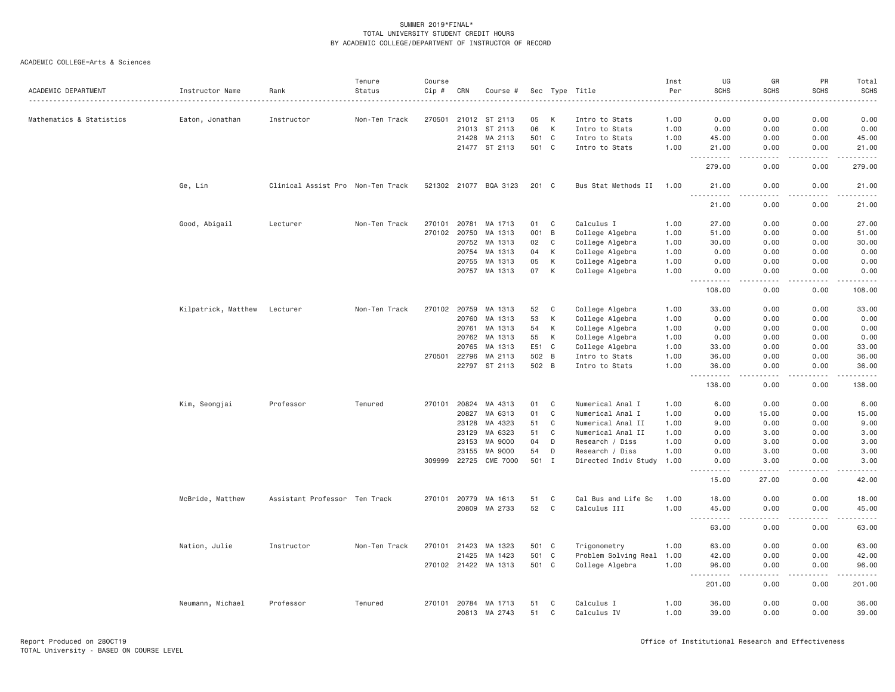SUMMER 2019*FINAL*
TOTAL UNIVERSITY STUDENT CREDIT HOURS
BY ACADEMIC COLLEGE/DEPARTMENT OF INSTRUCTOR OF RECORD

ACADEMIC COLLEGE=Arts & Sciences

| ACADEMIC DEPARTMENT | Instructor Name | Rank | Tenure Status | Course Cip # | CRN | Course # | Sec | Type | Title | Inst Per | UG SCHS | GR SCHS | PR SCHS | Total SCHS |
|---|---|---|---|---|---|---|---|---|---|---|---|---|---|---|
| Mathematics & Statistics | Eaton, Jonathan | Instructor | Non-Ten Track | 270501 | 21012 | ST 2113 | 05 | K | Intro to Stats | 1.00 | 0.00 | 0.00 | 0.00 | 0.00 |
| | | | | | 21013 | ST 2113 | 06 | K | Intro to Stats | 1.00 | 0.00 | 0.00 | 0.00 | 0.00 |
| | | | | | 21428 | MA 2113 | 501 | C | Intro to Stats | 1.00 | 45.00 | 0.00 | 0.00 | 45.00 |
| | | | | | 21477 | ST 2113 | 501 | C | Intro to Stats | 1.00 | 21.00 | 0.00 | 0.00 | 21.00 |
| | | | | | | | | | | | 279.00 | 0.00 | 0.00 | 279.00 |
| | Ge, Lin | Clinical Assist Pro | Non-Ten Track | 521302 | 21077 | BQA 3123 | 201 | C | Bus Stat Methods II | 1.00 | 21.00 | 0.00 | 0.00 | 21.00 |
| | | | | | | | | | | | 21.00 | 0.00 | 0.00 | 21.00 |
| | Good, Abigail | Lecturer | Non-Ten Track | 270101 | 20781 | MA 1713 | 01 | C | Calculus I | 1.00 | 27.00 | 0.00 | 0.00 | 27.00 |
| | | | | 270102 | 20750 | MA 1313 | 001 | B | College Algebra | 1.00 | 51.00 | 0.00 | 0.00 | 51.00 |
| | | | | | 20752 | MA 1313 | 02 | C | College Algebra | 1.00 | 30.00 | 0.00 | 0.00 | 30.00 |
| | | | | | 20754 | MA 1313 | 04 | K | College Algebra | 1.00 | 0.00 | 0.00 | 0.00 | 0.00 |
| | | | | | 20755 | MA 1313 | 05 | K | College Algebra | 1.00 | 0.00 | 0.00 | 0.00 | 0.00 |
| | | | | | 20757 | MA 1313 | 07 | K | College Algebra | 1.00 | 0.00 | 0.00 | 0.00 | 0.00 |
| | | | | | | | | | | | 108.00 | 0.00 | 0.00 | 108.00 |
| | Kilpatrick, Matthew | Lecturer | Non-Ten Track | 270102 | 20759 | MA 1313 | 52 | C | College Algebra | 1.00 | 33.00 | 0.00 | 0.00 | 33.00 |
| | | | | | 20760 | MA 1313 | 53 | K | College Algebra | 1.00 | 0.00 | 0.00 | 0.00 | 0.00 |
| | | | | | 20761 | MA 1313 | 54 | K | College Algebra | 1.00 | 0.00 | 0.00 | 0.00 | 0.00 |
| | | | | | 20762 | MA 1313 | 55 | K | College Algebra | 1.00 | 0.00 | 0.00 | 0.00 | 0.00 |
| | | | | | 20765 | MA 1313 | E51 | C | College Algebra | 1.00 | 33.00 | 0.00 | 0.00 | 33.00 |
| | | | | 270501 | 22796 | MA 2113 | 502 | B | Intro to Stats | 1.00 | 36.00 | 0.00 | 0.00 | 36.00 |
| | | | | | 22797 | ST 2113 | 502 | B | Intro to Stats | 1.00 | 36.00 | 0.00 | 0.00 | 36.00 |
| | | | | | | | | | | | 138.00 | 0.00 | 0.00 | 138.00 |
| | Kim, Seongjai | Professor | Tenured | 270101 | 20824 | MA 4313 | 01 | C | Numerical Anal I | 1.00 | 6.00 | 0.00 | 0.00 | 6.00 |
| | | | | | 20827 | MA 6313 | 01 | C | Numerical Anal I | 1.00 | 0.00 | 15.00 | 0.00 | 15.00 |
| | | | | | 23128 | MA 4323 | 51 | C | Numerical Anal II | 1.00 | 9.00 | 0.00 | 0.00 | 9.00 |
| | | | | | 23129 | MA 6323 | 51 | C | Numerical Anal II | 1.00 | 0.00 | 3.00 | 0.00 | 3.00 |
| | | | | | 23153 | MA 9000 | 04 | D | Research / Diss | 1.00 | 0.00 | 3.00 | 0.00 | 3.00 |
| | | | | | 23155 | MA 9000 | 54 | D | Research / Diss | 1.00 | 0.00 | 3.00 | 0.00 | 3.00 |
| | | | | 309999 | 22725 | CME 7000 | 501 | I | Directed Indiv Study | 1.00 | 0.00 | 3.00 | 0.00 | 3.00 |
| | | | | | | | | | | | 15.00 | 27.00 | 0.00 | 42.00 |
| | McBride, Matthew | Assistant Professor | Ten Track | 270101 | 20779 | MA 1613 | 51 | C | Cal Bus and Life Sc | 1.00 | 18.00 | 0.00 | 0.00 | 18.00 |
| | | | | | 20809 | MA 2733 | 52 | C | Calculus III | 1.00 | 45.00 | 0.00 | 0.00 | 45.00 |
| | | | | | | | | | | | 63.00 | 0.00 | 0.00 | 63.00 |
| | Nation, Julie | Instructor | Non-Ten Track | 270101 | 21423 | MA 1323 | 501 | C | Trigonometry | 1.00 | 63.00 | 0.00 | 0.00 | 63.00 |
| | | | | | 21425 | MA 1423 | 501 | C | Problem Solving Real | 1.00 | 42.00 | 0.00 | 0.00 | 42.00 |
| | | | | 270102 | 21422 | MA 1313 | 501 | C | College Algebra | 1.00 | 96.00 | 0.00 | 0.00 | 96.00 |
| | | | | | | | | | | | 201.00 | 0.00 | 0.00 | 201.00 |
| | Neumann, Michael | Professor | Tenured | 270101 | 20784 | MA 1713 | 51 | C | Calculus I | 1.00 | 36.00 | 0.00 | 0.00 | 36.00 |
| | | | | | 20813 | MA 2743 | 51 | C | Calculus IV | 1.00 | 39.00 | 0.00 | 0.00 | 39.00 |

Report Produced on 28OCT19
TOTAL University - BASED ON COURSE LEVEL

Office of Institutional Research and Effectiveness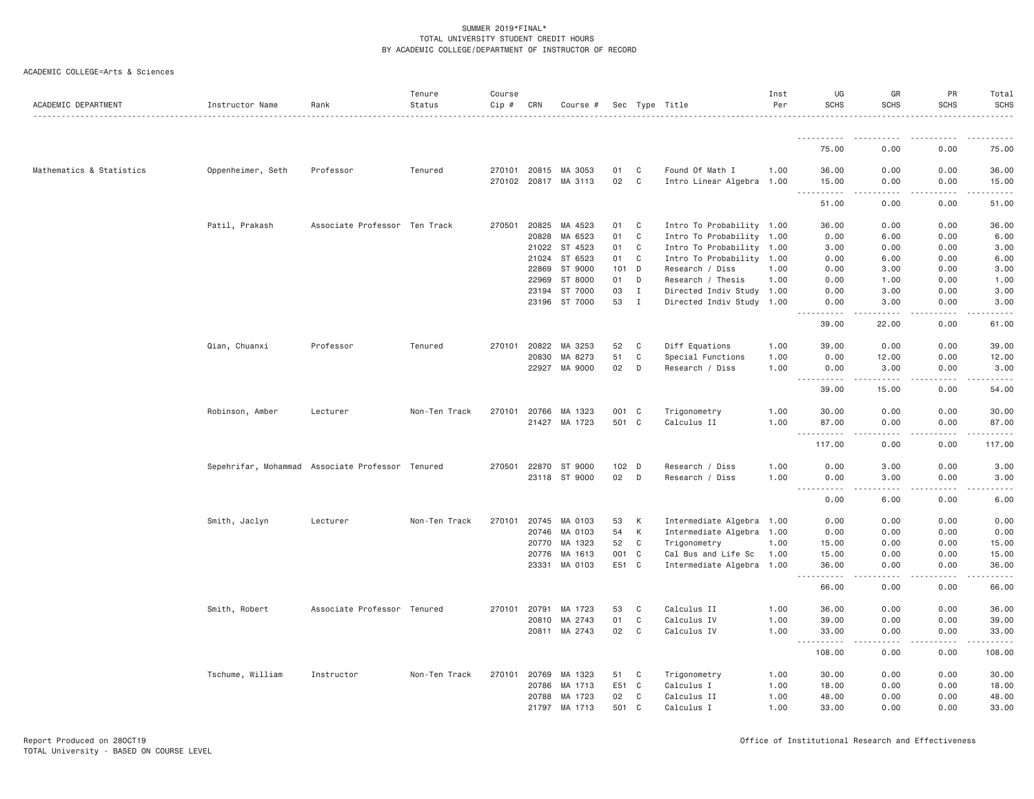SUMMER 2019*FINAL*
TOTAL UNIVERSITY STUDENT CREDIT HOURS
BY ACADEMIC COLLEGE/DEPARTMENT OF INSTRUCTOR OF RECORD

ACADEMIC COLLEGE=Arts & Sciences

| ACADEMIC DEPARTMENT | Instructor Name | Rank | Tenure Status | Course Cip # | CRN | Course # | Sec | Type | Title | Inst Per | UG SCHS | GR SCHS | PR SCHS | Total SCHS |
|---|---|---|---|---|---|---|---|---|---|---|---|---|---|---|
| | | | | | | | | | | | 75.00 | 0.00 | 0.00 | 75.00 |
| Mathematics & Statistics | Oppenheimer, Seth | Professor | Tenured | 270101 | 20815 | MA 3053 | 01 | C | Found Of Math I | 1.00 | 36.00 | 0.00 | 0.00 | 36.00 |
| | | | | 270102 | 20817 | MA 3113 | 02 | C | Intro Linear Algebra | 1.00 | 15.00 | 0.00 | 0.00 | 15.00 |
| | | | | | | | | | | | 51.00 | 0.00 | 0.00 | 51.00 |
| | Patil, Prakash | Associate Professor | Ten Track | 270501 | 20825 | MA 4523 | 01 | C | Intro To Probability | 1.00 | 36.00 | 0.00 | 0.00 | 36.00 |
| | | | | | 20828 | MA 6523 | 01 | C | Intro To Probability | 1.00 | 0.00 | 6.00 | 0.00 | 6.00 |
| | | | | | 21022 | ST 4523 | 01 | C | Intro To Probability | 1.00 | 3.00 | 0.00 | 0.00 | 3.00 |
| | | | | | 21024 | ST 6523 | 01 | C | Intro To Probability | 1.00 | 0.00 | 6.00 | 0.00 | 6.00 |
| | | | | | 22869 | ST 9000 | 101 | D | Research / Diss | 1.00 | 0.00 | 3.00 | 0.00 | 3.00 |
| | | | | | 22969 | ST 8000 | 01 | D | Research / Thesis | 1.00 | 0.00 | 1.00 | 0.00 | 1.00 |
| | | | | | 23194 | ST 7000 | 03 | I | Directed Indiv Study | 1.00 | 0.00 | 3.00 | 0.00 | 3.00 |
| | | | | | 23196 | ST 7000 | 53 | I | Directed Indiv Study | 1.00 | 0.00 | 3.00 | 0.00 | 3.00 |
| | | | | | | | | | | | 39.00 | 22.00 | 0.00 | 61.00 |
| | Qian, Chuanxi | Professor | Tenured | 270101 | 20822 | MA 3253 | 52 | C | Diff Equations | 1.00 | 39.00 | 0.00 | 0.00 | 39.00 |
| | | | | | 20830 | MA 8273 | 51 | C | Special Functions | 1.00 | 0.00 | 12.00 | 0.00 | 12.00 |
| | | | | | 22927 | MA 9000 | 02 | D | Research / Diss | 1.00 | 0.00 | 3.00 | 0.00 | 3.00 |
| | | | | | | | | | | | 39.00 | 15.00 | 0.00 | 54.00 |
| | Robinson, Amber | Lecturer | Non-Ten Track | 270101 | 20766 | MA 1323 | 001 | C | Trigonometry | 1.00 | 30.00 | 0.00 | 0.00 | 30.00 |
| | | | | | 21427 | MA 1723 | 501 | C | Calculus II | 1.00 | 87.00 | 0.00 | 0.00 | 87.00 |
| | | | | | | | | | | | 117.00 | 0.00 | 0.00 | 117.00 |
| | Sepehrifar, Mohammad | Associate Professor | Tenured | 270501 | 22870 | ST 9000 | 102 | D | Research / Diss | 1.00 | 0.00 | 3.00 | 0.00 | 3.00 |
| | | | | | 23118 | ST 9000 | 02 | D | Research / Diss | 1.00 | 0.00 | 3.00 | 0.00 | 3.00 |
| | | | | | | | | | | | 0.00 | 6.00 | 0.00 | 6.00 |
| | Smith, Jaclyn | Lecturer | Non-Ten Track | 270101 | 20745 | MA 0103 | 53 | K | Intermediate Algebra | 1.00 | 0.00 | 0.00 | 0.00 | 0.00 |
| | | | | | 20746 | MA 0103 | 54 | K | Intermediate Algebra | 1.00 | 0.00 | 0.00 | 0.00 | 0.00 |
| | | | | | 20770 | MA 1323 | 52 | C | Trigonometry | 1.00 | 15.00 | 0.00 | 0.00 | 15.00 |
| | | | | | 20776 | MA 1613 | 001 | C | Cal Bus and Life Sc | 1.00 | 15.00 | 0.00 | 0.00 | 15.00 |
| | | | | | 23331 | MA 0103 | E51 | C | Intermediate Algebra | 1.00 | 36.00 | 0.00 | 0.00 | 36.00 |
| | | | | | | | | | | | 66.00 | 0.00 | 0.00 | 66.00 |
| | Smith, Robert | Associate Professor | Tenured | 270101 | 20791 | MA 1723 | 53 | C | Calculus II | 1.00 | 36.00 | 0.00 | 0.00 | 36.00 |
| | | | | | 20810 | MA 2743 | 01 | C | Calculus IV | 1.00 | 39.00 | 0.00 | 0.00 | 39.00 |
| | | | | | 20811 | MA 2743 | 02 | C | Calculus IV | 1.00 | 33.00 | 0.00 | 0.00 | 33.00 |
| | | | | | | | | | | | 108.00 | 0.00 | 0.00 | 108.00 |
| | Tschume, William | Instructor | Non-Ten Track | 270101 | 20769 | MA 1323 | 51 | C | Trigonometry | 1.00 | 30.00 | 0.00 | 0.00 | 30.00 |
| | | | | | 20786 | MA 1713 | E51 | C | Calculus I | 1.00 | 18.00 | 0.00 | 0.00 | 18.00 |
| | | | | | 20788 | MA 1723 | 02 | C | Calculus II | 1.00 | 48.00 | 0.00 | 0.00 | 48.00 |
| | | | | | 21797 | MA 1713 | 501 | C | Calculus I | 1.00 | 33.00 | 0.00 | 0.00 | 33.00 |

Report Produced on 28OCT19
TOTAL University - BASED ON COURSE LEVEL

Office of Institutional Research and Effectiveness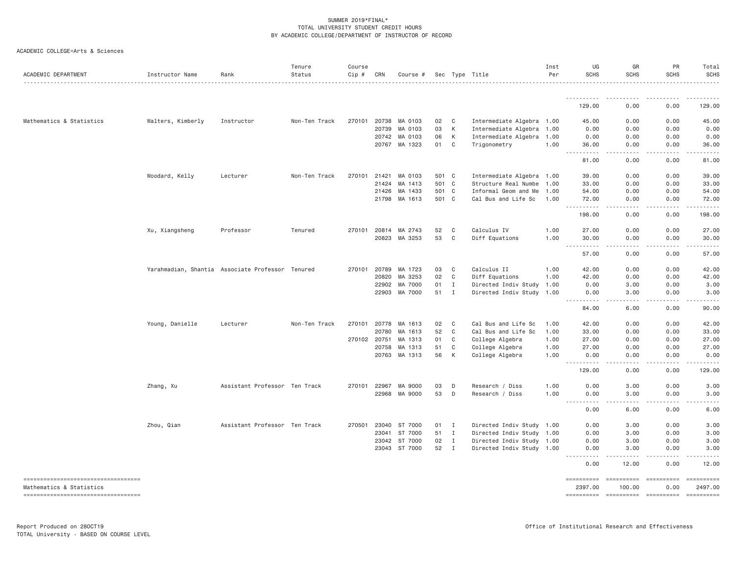SUMMER 2019*FINAL*
TOTAL UNIVERSITY STUDENT CREDIT HOURS
BY ACADEMIC COLLEGE/DEPARTMENT OF INSTRUCTOR OF RECORD

ACADEMIC COLLEGE=Arts & Sciences

| ACADEMIC DEPARTMENT | Instructor Name | Rank | Tenure Status | Course Cip # | CRN | Course # | Sec | Type | Title | Inst Per | UG SCHS | GR SCHS | PR SCHS | Total SCHS |
|---|---|---|---|---|---|---|---|---|---|---|---|---|---|---|
| | | | | | | | | | | | 129.00 | 0.00 | 0.00 | 129.00 |
| Mathematics & Statistics | Walters, Kimberly | Instructor | Non-Ten Track | 270101 | 20738 | MA 0103 | 02 | C | Intermediate Algebra | 1.00 | 45.00 | 0.00 | 0.00 | 45.00 |
| | | | | | 20739 | MA 0103 | 03 | K | Intermediate Algebra | 1.00 | 0.00 | 0.00 | 0.00 | 0.00 |
| | | | | | 20742 | MA 0103 | 06 | K | Intermediate Algebra | 1.00 | 0.00 | 0.00 | 0.00 | 0.00 |
| | | | | | 20767 | MA 1323 | 01 | C | Trigonometry | 1.00 | 36.00 | 0.00 | 0.00 | 36.00 |
| | | | | | | | | | | | 81.00 | 0.00 | 0.00 | 81.00 |
| | Woodard, Kelly | Lecturer | Non-Ten Track | 270101 | 21421 | MA 0103 | 501 | C | Intermediate Algebra | 1.00 | 39.00 | 0.00 | 0.00 | 39.00 |
| | | | | | 21424 | MA 1413 | 501 | C | Structure Real Numbe | 1.00 | 33.00 | 0.00 | 0.00 | 33.00 |
| | | | | | 21426 | MA 1433 | 501 | C | Informal Geom and Me | 1.00 | 54.00 | 0.00 | 0.00 | 54.00 |
| | | | | | 21798 | MA 1613 | 501 | C | Cal Bus and Life Sc | 1.00 | 72.00 | 0.00 | 0.00 | 72.00 |
| | | | | | | | | | | | 198.00 | 0.00 | 0.00 | 198.00 |
| | Xu, Xiangsheng | Professor | Tenured | 270101 | 20814 | MA 2743 | 52 | C | Calculus IV | 1.00 | 27.00 | 0.00 | 0.00 | 27.00 |
| | | | | | 20823 | MA 3253 | 53 | C | Diff Equations | 1.00 | 30.00 | 0.00 | 0.00 | 30.00 |
| | | | | | | | | | | | 57.00 | 0.00 | 0.00 | 57.00 |
| | Yarahmadian, Shantia | Associate Professor | Tenured | 270101 | 20789 | MA 1723 | 03 | C | Calculus II | 1.00 | 42.00 | 0.00 | 0.00 | 42.00 |
| | | | | | 20820 | MA 3253 | 02 | C | Diff Equations | 1.00 | 42.00 | 0.00 | 0.00 | 42.00 |
| | | | | | 22902 | MA 7000 | 01 | I | Directed Indiv Study | 1.00 | 0.00 | 3.00 | 0.00 | 3.00 |
| | | | | | 22903 | MA 7000 | 51 | I | Directed Indiv Study | 1.00 | 0.00 | 3.00 | 0.00 | 3.00 |
| | | | | | | | | | | | 84.00 | 6.00 | 0.00 | 90.00 |
| | Young, Danielle | Lecturer | Non-Ten Track | 270101 | 20778 | MA 1613 | 02 | C | Cal Bus and Life Sc | 1.00 | 42.00 | 0.00 | 0.00 | 42.00 |
| | | | | | 20780 | MA 1613 | 52 | C | Cal Bus and Life Sc | 1.00 | 33.00 | 0.00 | 0.00 | 33.00 |
| | | | | 270102 | 20751 | MA 1313 | 01 | C | College Algebra | 1.00 | 27.00 | 0.00 | 0.00 | 27.00 |
| | | | | | 20758 | MA 1313 | 51 | C | College Algebra | 1.00 | 27.00 | 0.00 | 0.00 | 27.00 |
| | | | | | 20763 | MA 1313 | 56 | K | College Algebra | 1.00 | 0.00 | 0.00 | 0.00 | 0.00 |
| | | | | | | | | | | | 129.00 | 0.00 | 0.00 | 129.00 |
| | Zhang, Xu | Assistant Professor | Ten Track | 270101 | 22967 | MA 9000 | 03 | D | Research / Diss | 1.00 | 0.00 | 3.00 | 0.00 | 3.00 |
| | | | | | 22968 | MA 9000 | 53 | D | Research / Diss | 1.00 | 0.00 | 3.00 | 0.00 | 3.00 |
| | | | | | | | | | | | 0.00 | 6.00 | 0.00 | 6.00 |
| | Zhou, Qian | Assistant Professor | Ten Track | 270501 | 23040 | ST 7000 | 01 | I | Directed Indiv Study | 1.00 | 0.00 | 3.00 | 0.00 | 3.00 |
| | | | | | 23041 | ST 7000 | 51 | I | Directed Indiv Study | 1.00 | 0.00 | 3.00 | 0.00 | 3.00 |
| | | | | | 23042 | ST 7000 | 02 | I | Directed Indiv Study | 1.00 | 0.00 | 3.00 | 0.00 | 3.00 |
| | | | | | 23043 | ST 7000 | 52 | I | Directed Indiv Study | 1.00 | 0.00 | 3.00 | 0.00 | 3.00 |
| | | | | | | | | | | | 0.00 | 12.00 | 0.00 | 12.00 |
| Mathematics & Statistics | | | | | | | | | | | 2397.00 | 100.00 | 0.00 | 2497.00 |

Report Produced on 28OCT19
TOTAL University - BASED ON COURSE LEVEL

Office of Institutional Research and Effectiveness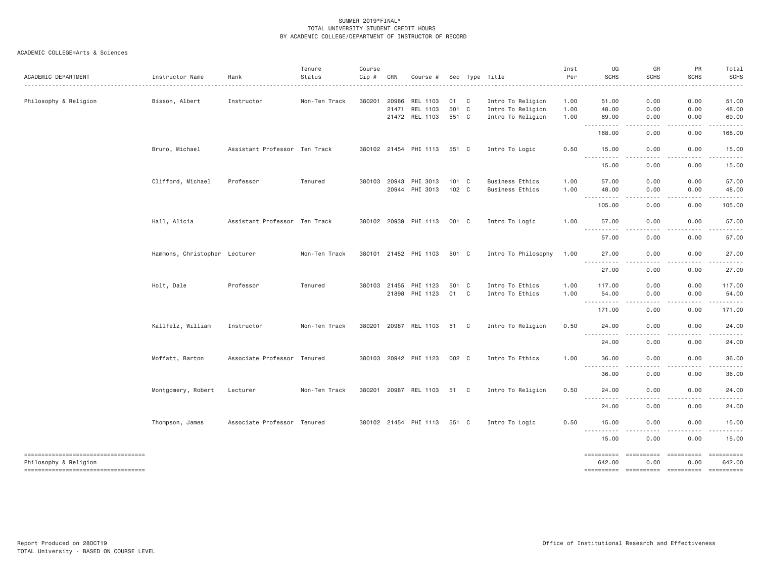SUMMER 2019*FINAL*
TOTAL UNIVERSITY STUDENT CREDIT HOURS
BY ACADEMIC COLLEGE/DEPARTMENT OF INSTRUCTOR OF RECORD

ACADEMIC COLLEGE=Arts & Sciences

| ACADEMIC DEPARTMENT | Instructor Name | Rank | Tenure Status | Course Cip # | CRN | Course # | Sec | Type | Title | Inst Per | UG SCHS | GR SCHS | PR SCHS | Total SCHS |
|---|---|---|---|---|---|---|---|---|---|---|---|---|---|---|
| Philosophy & Religion | Bisson, Albert | Instructor | Non-Ten Track | 380201 | 20986 | REL 1103 | 01 | C | Intro To Religion | 1.00 | 51.00 | 0.00 | 0.00 | 51.00 |
| | | | | | 21471 | REL 1103 | 501 | C | Intro To Religion | 1.00 | 48.00 | 0.00 | 0.00 | 48.00 |
| | | | | | 21472 | REL 1103 | 551 | C | Intro To Religion | 1.00 | 69.00 | 0.00 | 0.00 | 69.00 |
| | | | | | | | | | | | 168.00 | 0.00 | 0.00 | 168.00 |
| | Bruno, Michael | Assistant Professor | Ten Track | 380102 | 21454 | PHI 1113 | 551 | C | Intro To Logic | 0.50 | 15.00 | 0.00 | 0.00 | 15.00 |
| | | | | | | | | | | | 15.00 | 0.00 | 0.00 | 15.00 |
| | Clifford, Michael | Professor | Tenured | 380103 | 20943 | PHI 3013 | 101 | C | Business Ethics | 1.00 | 57.00 | 0.00 | 0.00 | 57.00 |
| | | | | | 20944 | PHI 3013 | 102 | C | Business Ethics | 1.00 | 48.00 | 0.00 | 0.00 | 48.00 |
| | | | | | | | | | | | 105.00 | 0.00 | 0.00 | 105.00 |
| | Hall, Alicia | Assistant Professor | Ten Track | 380102 | 20939 | PHI 1113 | 001 | C | Intro To Logic | 1.00 | 57.00 | 0.00 | 0.00 | 57.00 |
| | | | | | | | | | | | 57.00 | 0.00 | 0.00 | 57.00 |
| | Hammons, Christopher | Lecturer | Non-Ten Track | 380101 | 21452 | PHI 1103 | 501 | C | Intro To Philosophy | 1.00 | 27.00 | 0.00 | 0.00 | 27.00 |
| | | | | | | | | | | | 27.00 | 0.00 | 0.00 | 27.00 |
| | Holt, Dale | Professor | Tenured | 380103 | 21455 | PHI 1123 | 501 | C | Intro To Ethics | 1.00 | 117.00 | 0.00 | 0.00 | 117.00 |
| | | | | | 21898 | PHI 1123 | 01 | C | Intro To Ethics | 1.00 | 54.00 | 0.00 | 0.00 | 54.00 |
| | | | | | | | | | | | 171.00 | 0.00 | 0.00 | 171.00 |
| | Kallfelz, William | Instructor | Non-Ten Track | 380201 | 20987 | REL 1103 | 51 | C | Intro To Religion | 0.50 | 24.00 | 0.00 | 0.00 | 24.00 |
| | | | | | | | | | | | 24.00 | 0.00 | 0.00 | 24.00 |
| | Moffatt, Barton | Associate Professor | Tenured | 380103 | 20942 | PHI 1123 | 002 | C | Intro To Ethics | 1.00 | 36.00 | 0.00 | 0.00 | 36.00 |
| | | | | | | | | | | | 36.00 | 0.00 | 0.00 | 36.00 |
| | Montgomery, Robert | Lecturer | Non-Ten Track | 380201 | 20987 | REL 1103 | 51 | C | Intro To Religion | 0.50 | 24.00 | 0.00 | 0.00 | 24.00 |
| | | | | | | | | | | | 24.00 | 0.00 | 0.00 | 24.00 |
| | Thompson, James | Associate Professor | Tenured | 380102 | 21454 | PHI 1113 | 551 | C | Intro To Logic | 0.50 | 15.00 | 0.00 | 0.00 | 15.00 |
| | | | | | | | | | | | 15.00 | 0.00 | 0.00 | 15.00 |
| Philosophy & Religion | | | | | | | | | | | 642.00 | 0.00 | 0.00 | 642.00 |

Report Produced on 28OCT19
TOTAL University - BASED ON COURSE LEVEL

Office of Institutional Research and Effectiveness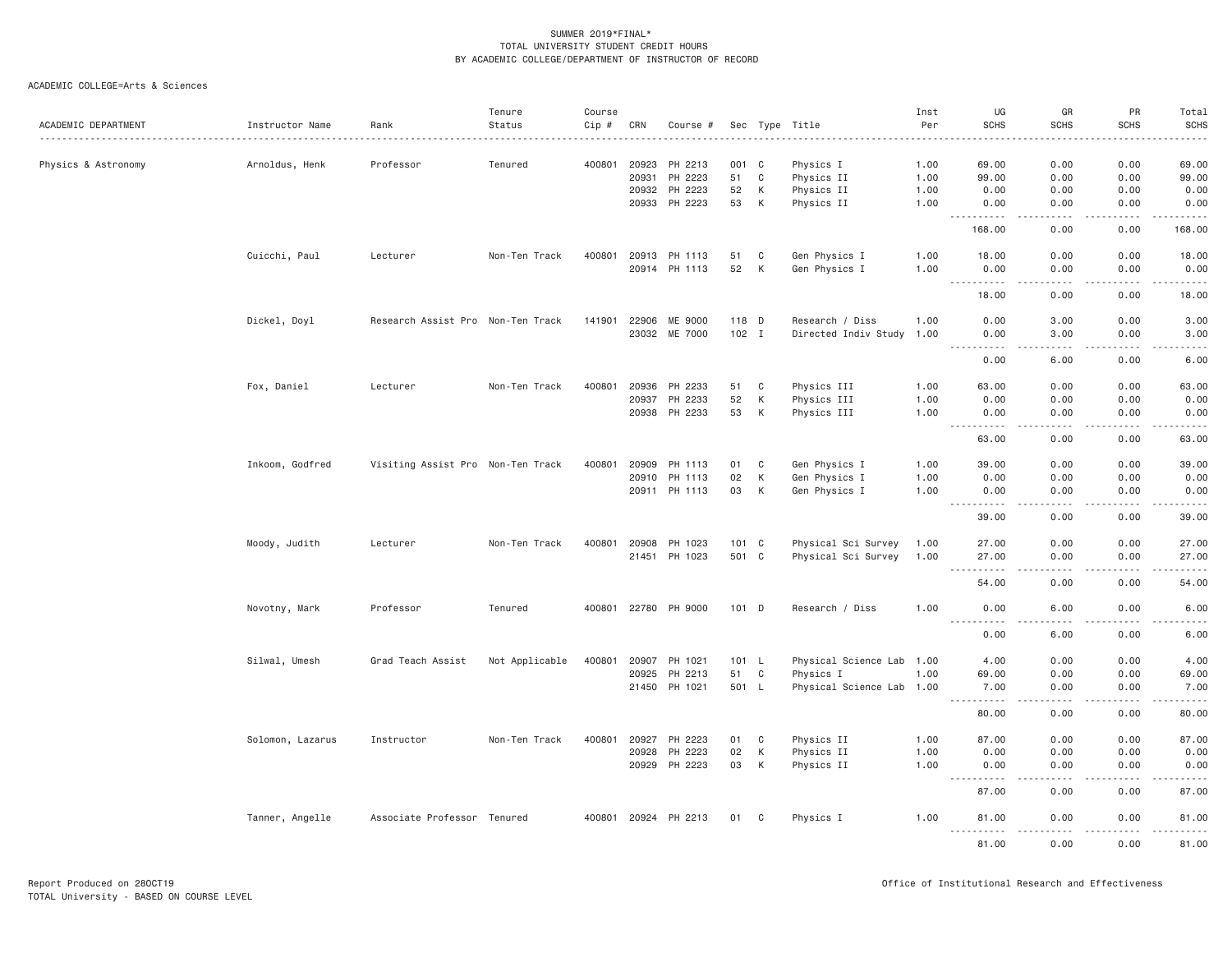SUMMER 2019*FINAL*
TOTAL UNIVERSITY STUDENT CREDIT HOURS
BY ACADEMIC COLLEGE/DEPARTMENT OF INSTRUCTOR OF RECORD

ACADEMIC COLLEGE=Arts & Sciences

| ACADEMIC DEPARTMENT | Instructor Name | Rank | Tenure Status | Course Cip # | CRN | Course # | Sec | Type | Title | Inst Per | UG SCHS | GR SCHS | PR SCHS | Total SCHS |
|---|---|---|---|---|---|---|---|---|---|---|---|---|---|---|
| Physics & Astronomy | Arnoldus, Henk | Professor | Tenured | 400801 | 20923 | PH 2213 | 001 | C | Physics I | 1.00 | 69.00 | 0.00 | 0.00 | 69.00 |
| | | | | | 20931 | PH 2223 | 51 | C | Physics II | 1.00 | 99.00 | 0.00 | 0.00 | 99.00 |
| | | | | | 20932 | PH 2223 | 52 | K | Physics II | 1.00 | 0.00 | 0.00 | 0.00 | 0.00 |
| | | | | | 20933 | PH 2223 | 53 | K | Physics II | 1.00 | 0.00 | 0.00 | 0.00 | 0.00 |
| | | | | | | | | | | | 168.00 | 0.00 | 0.00 | 168.00 |
| | Cuicchi, Paul | Lecturer | Non-Ten Track | 400801 | 20913 | PH 1113 | 51 | C | Gen Physics I | 1.00 | 18.00 | 0.00 | 0.00 | 18.00 |
| | | | | | 20914 | PH 1113 | 52 | K | Gen Physics I | 1.00 | 0.00 | 0.00 | 0.00 | 0.00 |
| | | | | | | | | | | | 18.00 | 0.00 | 0.00 | 18.00 |
| | Dickel, Doyl | Research Assist Pro | Non-Ten Track | 141901 | 22906 | ME 9000 | 118 | D | Research / Diss | 1.00 | 0.00 | 3.00 | 0.00 | 3.00 |
| | | | | | 23032 | ME 7000 | 102 | I | Directed Indiv Study | 1.00 | 0.00 | 3.00 | 0.00 | 3.00 |
| | | | | | | | | | | | 0.00 | 6.00 | 0.00 | 6.00 |
| | Fox, Daniel | Lecturer | Non-Ten Track | 400801 | 20936 | PH 2233 | 51 | C | Physics III | 1.00 | 63.00 | 0.00 | 0.00 | 63.00 |
| | | | | | 20937 | PH 2233 | 52 | K | Physics III | 1.00 | 0.00 | 0.00 | 0.00 | 0.00 |
| | | | | | 20938 | PH 2233 | 53 | K | Physics III | 1.00 | 0.00 | 0.00 | 0.00 | 0.00 |
| | | | | | | | | | | | 63.00 | 0.00 | 0.00 | 63.00 |
| | Inkoom, Godfred | Visiting Assist Pro | Non-Ten Track | 400801 | 20909 | PH 1113 | 01 | C | Gen Physics I | 1.00 | 39.00 | 0.00 | 0.00 | 39.00 |
| | | | | | 20910 | PH 1113 | 02 | K | Gen Physics I | 1.00 | 0.00 | 0.00 | 0.00 | 0.00 |
| | | | | | 20911 | PH 1113 | 03 | K | Gen Physics I | 1.00 | 0.00 | 0.00 | 0.00 | 0.00 |
| | | | | | | | | | | | 39.00 | 0.00 | 0.00 | 39.00 |
| | Moody, Judith | Lecturer | Non-Ten Track | 400801 | 20908 | PH 1023 | 101 | C | Physical Sci Survey | 1.00 | 27.00 | 0.00 | 0.00 | 27.00 |
| | | | | | 21451 | PH 1023 | 501 | C | Physical Sci Survey | 1.00 | 27.00 | 0.00 | 0.00 | 27.00 |
| | | | | | | | | | | | 54.00 | 0.00 | 0.00 | 54.00 |
| | Novotny, Mark | Professor | Tenured | 400801 | 22780 | PH 9000 | 101 | D | Research / Diss | 1.00 | 0.00 | 6.00 | 0.00 | 6.00 |
| | | | | | | | | | | | 0.00 | 6.00 | 0.00 | 6.00 |
| | Silwal, Umesh | Grad Teach Assist | Not Applicable | 400801 | 20907 | PH 1021 | 101 | L | Physical Science Lab | 1.00 | 4.00 | 0.00 | 0.00 | 4.00 |
| | | | | | 20925 | PH 2213 | 51 | C | Physics I | 1.00 | 69.00 | 0.00 | 0.00 | 69.00 |
| | | | | | 21450 | PH 1021 | 501 | L | Physical Science Lab | 1.00 | 7.00 | 0.00 | 0.00 | 7.00 |
| | | | | | | | | | | | 80.00 | 0.00 | 0.00 | 80.00 |
| | Solomon, Lazarus | Instructor | Non-Ten Track | 400801 | 20927 | PH 2223 | 01 | C | Physics II | 1.00 | 87.00 | 0.00 | 0.00 | 87.00 |
| | | | | | 20928 | PH 2223 | 02 | K | Physics II | 1.00 | 0.00 | 0.00 | 0.00 | 0.00 |
| | | | | | 20929 | PH 2223 | 03 | K | Physics II | 1.00 | 0.00 | 0.00 | 0.00 | 0.00 |
| | | | | | | | | | | | 87.00 | 0.00 | 0.00 | 87.00 |
| | Tanner, Angelle | Associate Professor | Tenured | 400801 | 20924 | PH 2213 | 01 | C | Physics I | 1.00 | 81.00 | 0.00 | 0.00 | 81.00 |
| | | | | | | | | | | | 81.00 | 0.00 | 0.00 | 81.00 |

Report Produced on 28OCT19
TOTAL University - BASED ON COURSE LEVEL

Office of Institutional Research and Effectiveness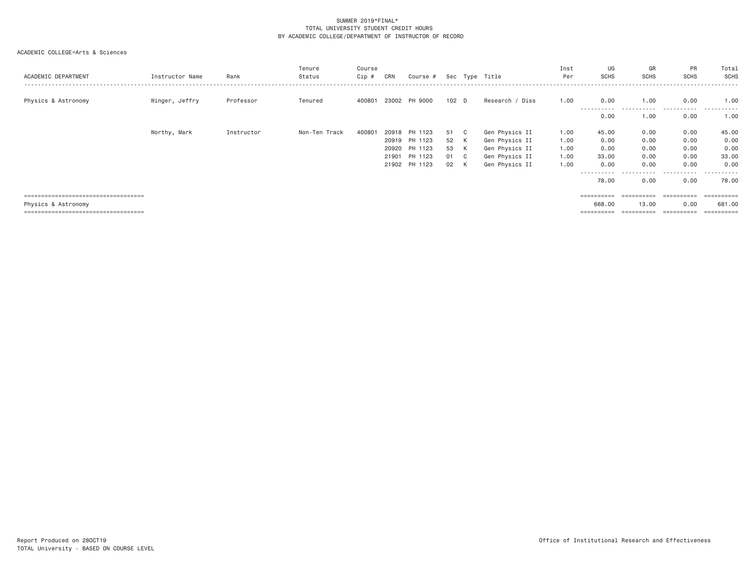SUMMER 2019*FINAL*
TOTAL UNIVERSITY STUDENT CREDIT HOURS
BY ACADEMIC COLLEGE/DEPARTMENT OF INSTRUCTOR OF RECORD

ACADEMIC COLLEGE=Arts & Sciences

| ACADEMIC DEPARTMENT | Instructor Name | Rank | Tenure Status | Course Cip # | CRN | Course # | Sec | Type | Title | Inst Per | UG SCHS | GR SCHS | PR SCHS | Total SCHS |
|---|---|---|---|---|---|---|---|---|---|---|---|---|---|---|
| Physics & Astronomy | Winger, Jeffry | Professor | Tenured | 400801 | 23002 | PH 9000 | 102 | D | Research / Diss | 1.00 | 0.00 | 1.00 | 0.00 | 1.00 |
| | | | | | | | | | | | 0.00 | 1.00 | 0.00 | 1.00 |
| | Worthy, Mark | Instructor | Non-Ten Track | 400801 | 20918 | PH 1123 | 51 | C | Gen Physics II | 1.00 | 45.00 | 0.00 | 0.00 | 45.00 |
| | | | | | 20919 | PH 1123 | 52 | K | Gen Physics II | 1.00 | 0.00 | 0.00 | 0.00 | 0.00 |
| | | | | | 20920 | PH 1123 | 53 | K | Gen Physics II | 1.00 | 0.00 | 0.00 | 0.00 | 0.00 |
| | | | | | 21901 | PH 1123 | 01 | C | Gen Physics II | 1.00 | 33.00 | 0.00 | 0.00 | 33.00 |
| | | | | | 21902 | PH 1123 | 02 | K | Gen Physics II | 1.00 | 0.00 | 0.00 | 0.00 | 0.00 |
| | | | | | | | | | | | 78.00 | 0.00 | 0.00 | 78.00 |
| Physics & Astronomy | | | | | | | | | | | 668.00 | 13.00 | 0.00 | 681.00 |

Report Produced on 28OCT19
TOTAL University - BASED ON COURSE LEVEL

Office of Institutional Research and Effectiveness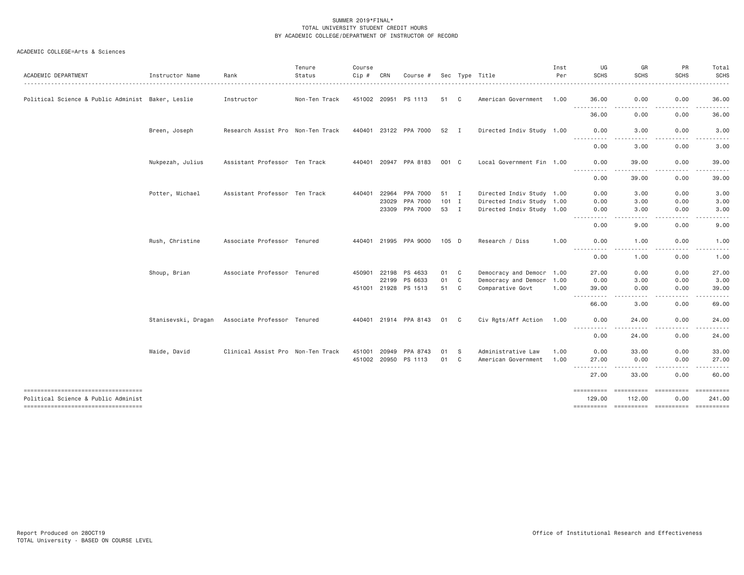SUMMER 2019*FINAL*
TOTAL UNIVERSITY STUDENT CREDIT HOURS
BY ACADEMIC COLLEGE/DEPARTMENT OF INSTRUCTOR OF RECORD

ACADEMIC COLLEGE=Arts & Sciences

| ACADEMIC DEPARTMENT | Instructor Name | Rank | Tenure Status | Course Cip # | CRN | Course # | Sec | Type | Title | Inst Per | UG SCHS | GR SCHS | PR SCHS | Total SCHS |
|---|---|---|---|---|---|---|---|---|---|---|---|---|---|---|
| Political Science & Public Administ | Baker, Leslie | Instructor | Non-Ten Track | 451002 | 20951 | PS 1113 | 51 | C | American Government | 1.00 | 36.00 | 0.00 | 0.00 | 36.00 |
| | | | | | | | | | | | 36.00 | 0.00 | 0.00 | 36.00 |
| | Breen, Joseph | Research Assist Pro | Non-Ten Track | 440401 | 23122 | PPA 7000 | 52 | I | Directed Indiv Study | 1.00 | 0.00 | 3.00 | 0.00 | 3.00 |
| | | | | | | | | | | | 0.00 | 3.00 | 0.00 | 3.00 |
| | Nukpezah, Julius | Assistant Professor | Ten Track | 440401 | 20947 | PPA 8183 | 001 | C | Local Government Fin | 1.00 | 0.00 | 39.00 | 0.00 | 39.00 |
| | | | | | | | | | | | 0.00 | 39.00 | 0.00 | 39.00 |
| | Potter, Michael | Assistant Professor | Ten Track | 440401 | 22964 | PPA 7000 | 51 | I | Directed Indiv Study | 1.00 | 0.00 | 3.00 | 0.00 | 3.00 |
| | | | | | 23029 | PPA 7000 | 101 | I | Directed Indiv Study | 1.00 | 0.00 | 3.00 | 0.00 | 3.00 |
| | | | | | 23309 | PPA 7000 | 53 | I | Directed Indiv Study | 1.00 | 0.00 | 3.00 | 0.00 | 3.00 |
| | | | | | | | | | | | 0.00 | 9.00 | 0.00 | 9.00 |
| | Rush, Christine | Associate Professor | Tenured | 440401 | 21995 | PPA 9000 | 105 | D | Research / Diss | 1.00 | 0.00 | 1.00 | 0.00 | 1.00 |
| | | | | | | | | | | | 0.00 | 1.00 | 0.00 | 1.00 |
| | Shoup, Brian | Associate Professor | Tenured | 450901 | 22198 | PS 4633 | 01 | C | Democracy and Democr | 1.00 | 27.00 | 0.00 | 0.00 | 27.00 |
| | | | | | 22199 | PS 6633 | 01 | C | Democracy and Democr | 1.00 | 0.00 | 3.00 | 0.00 | 3.00 |
| | | | | 451001 | 21928 | PS 1513 | 51 | C | Comparative Govt | 1.00 | 39.00 | 0.00 | 0.00 | 39.00 |
| | | | | | | | | | | | 66.00 | 3.00 | 0.00 | 69.00 |
| | Stanisevski, Dragan | Associate Professor | Tenured | 440401 | 21914 | PPA 8143 | 01 | C | Civ Rgts/Aff Action | 1.00 | 0.00 | 24.00 | 0.00 | 24.00 |
| | | | | | | | | | | | 0.00 | 24.00 | 0.00 | 24.00 |
| | Waide, David | Clinical Assist Pro | Non-Ten Track | 451001 | 20949 | PPA 8743 | 01 | S | Administrative Law | 1.00 | 0.00 | 33.00 | 0.00 | 33.00 |
| | | | | 451002 | 20950 | PS 1113 | 01 | C | American Government | 1.00 | 27.00 | 0.00 | 0.00 | 27.00 |
| | | | | | | | | | | | 27.00 | 33.00 | 0.00 | 60.00 |
| Political Science & Public Administ | | | | | | | | | | | 129.00 | 112.00 | 0.00 | 241.00 |

Report Produced on 28OCT19
TOTAL University - BASED ON COURSE LEVEL

Office of Institutional Research and Effectiveness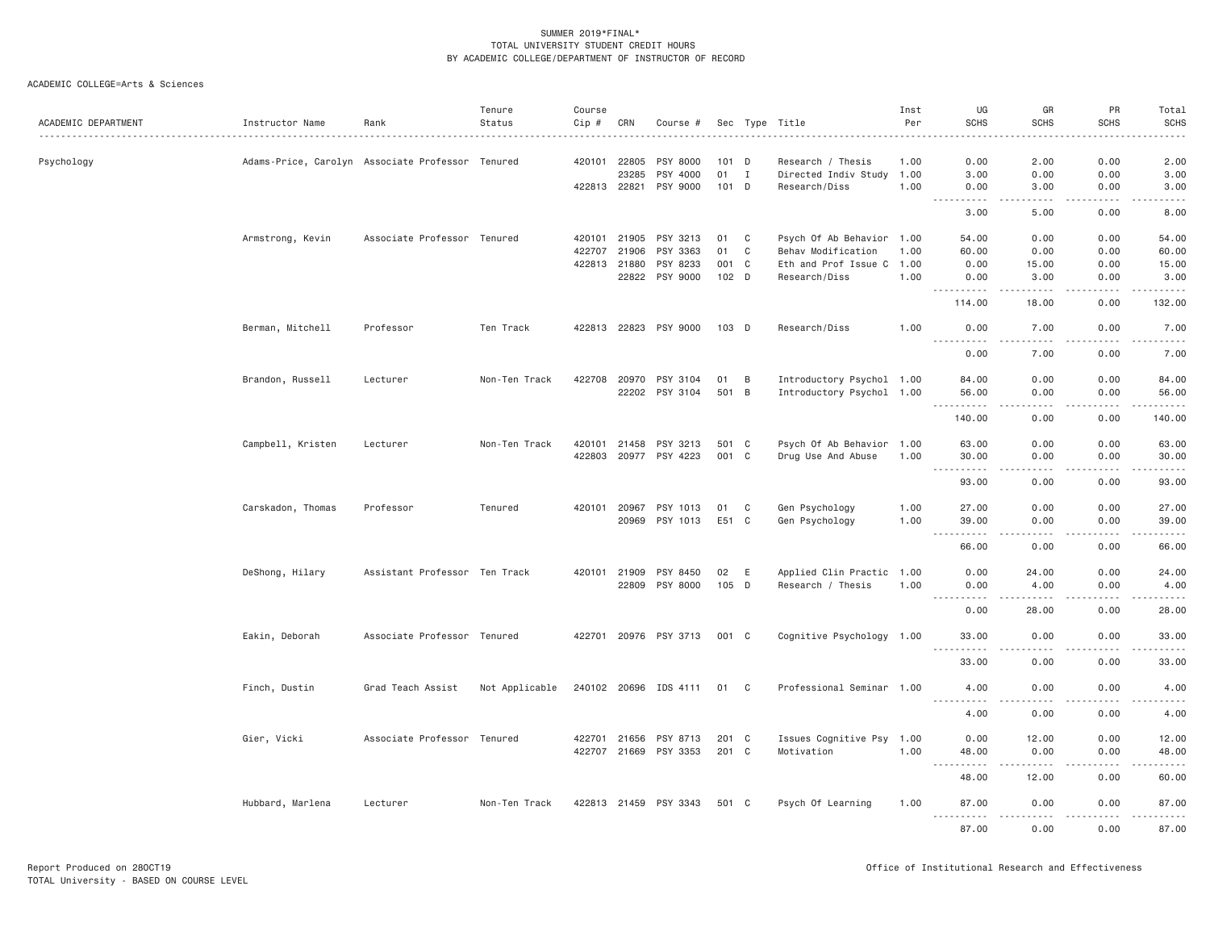SUMMER 2019*FINAL*
TOTAL UNIVERSITY STUDENT CREDIT HOURS
BY ACADEMIC COLLEGE/DEPARTMENT OF INSTRUCTOR OF RECORD

ACADEMIC COLLEGE=Arts & Sciences

| ACADEMIC DEPARTMENT | Instructor Name | Rank | Tenure Status | Course Cip # | CRN | Course # | Sec | Type | Title | Inst Per | UG SCHS | GR SCHS | PR SCHS | Total SCHS |
|---|---|---|---|---|---|---|---|---|---|---|---|---|---|---|
| Psychology | Adams-Price, Carolyn | Associate Professor | Tenured | 420101 | 22805 | PSY 8000 | 101 | D | Research / Thesis | 1.00 | 0.00 | 2.00 | 0.00 | 2.00 |
| | | | | | 23285 | PSY 4000 | 01 | I | Directed Indiv Study | 1.00 | 3.00 | 0.00 | 0.00 | 3.00 |
| | | | | 422813 | 22821 | PSY 9000 | 101 | D | Research/Diss | 1.00 | 0.00 | 3.00 | 0.00 | 3.00 |
| | | | | | | | | | | | 3.00 | 5.00 | 0.00 | 8.00 |
| | Armstrong, Kevin | Associate Professor | Tenured | 420101 | 21905 | PSY 3213 | 01 | C | Psych Of Ab Behavior | 1.00 | 54.00 | 0.00 | 0.00 | 54.00 |
| | | | | 422707 | 21906 | PSY 3363 | 01 | C | Behav Modification | 1.00 | 60.00 | 0.00 | 0.00 | 60.00 |
| | | | | 422813 | 21880 | PSY 8233 | 001 | C | Eth and Prof Issue C | 1.00 | 0.00 | 15.00 | 0.00 | 15.00 |
| | | | | | 22822 | PSY 9000 | 102 | D | Research/Diss | 1.00 | 0.00 | 3.00 | 0.00 | 3.00 |
| | | | | | | | | | | | 114.00 | 18.00 | 0.00 | 132.00 |
| | Berman, Mitchell | Professor | Ten Track | 422813 | 22823 | PSY 9000 | 103 | D | Research/Diss | 1.00 | 0.00 | 7.00 | 0.00 | 7.00 |
| | | | | | | | | | | | 0.00 | 7.00 | 0.00 | 7.00 |
| | Brandon, Russell | Lecturer | Non-Ten Track | 422708 | 20970 | PSY 3104 | 01 | B | Introductory Psychol | 1.00 | 84.00 | 0.00 | 0.00 | 84.00 |
| | | | | | 22202 | PSY 3104 | 501 | B | Introductory Psychol | 1.00 | 56.00 | 0.00 | 0.00 | 56.00 |
| | | | | | | | | | | | 140.00 | 0.00 | 0.00 | 140.00 |
| | Campbell, Kristen | Lecturer | Non-Ten Track | 420101 | 21458 | PSY 3213 | 501 | C | Psych Of Ab Behavior | 1.00 | 63.00 | 0.00 | 0.00 | 63.00 |
| | | | | 422803 | 20977 | PSY 4223 | 001 | C | Drug Use And Abuse | 1.00 | 30.00 | 0.00 | 0.00 | 30.00 |
| | | | | | | | | | | | 93.00 | 0.00 | 0.00 | 93.00 |
| | Carskadon, Thomas | Professor | Tenured | 420101 | 20967 | PSY 1013 | 01 | C | Gen Psychology | 1.00 | 27.00 | 0.00 | 0.00 | 27.00 |
| | | | | | 20969 | PSY 1013 | E51 | C | Gen Psychology | 1.00 | 39.00 | 0.00 | 0.00 | 39.00 |
| | | | | | | | | | | | 66.00 | 0.00 | 0.00 | 66.00 |
| | DeShong, Hilary | Assistant Professor | Ten Track | 420101 | 21909 | PSY 8450 | 02 | E | Applied Clin Practic | 1.00 | 0.00 | 24.00 | 0.00 | 24.00 |
| | | | | | 22809 | PSY 8000 | 105 | D | Research / Thesis | 1.00 | 0.00 | 4.00 | 0.00 | 4.00 |
| | | | | | | | | | | | 0.00 | 28.00 | 0.00 | 28.00 |
| | Eakin, Deborah | Associate Professor | Tenured | 422701 | 20976 | PSY 3713 | 001 | C | Cognitive Psychology | 1.00 | 33.00 | 0.00 | 0.00 | 33.00 |
| | | | | | | | | | | | 33.00 | 0.00 | 0.00 | 33.00 |
| | Finch, Dustin | Grad Teach Assist | Not Applicable | 240102 | 20696 | IDS 4111 | 01 | C | Professional Seminar | 1.00 | 4.00 | 0.00 | 0.00 | 4.00 |
| | | | | | | | | | | | 4.00 | 0.00 | 0.00 | 4.00 |
| | Gier, Vicki | Associate Professor | Tenured | 422701 | 21656 | PSY 8713 | 201 | C | Issues Cognitive Psy | 1.00 | 0.00 | 12.00 | 0.00 | 12.00 |
| | | | | 422707 | 21669 | PSY 3353 | 201 | C | Motivation | 1.00 | 48.00 | 0.00 | 0.00 | 48.00 |
| | | | | | | | | | | | 48.00 | 12.00 | 0.00 | 60.00 |
| | Hubbard, Marlena | Lecturer | Non-Ten Track | 422813 | 21459 | PSY 3343 | 501 | C | Psych Of Learning | 1.00 | 87.00 | 0.00 | 0.00 | 87.00 |
| | | | | | | | | | | | 87.00 | 0.00 | 0.00 | 87.00 |

Report Produced on 28OCT19
TOTAL University - BASED ON COURSE LEVEL

Office of Institutional Research and Effectiveness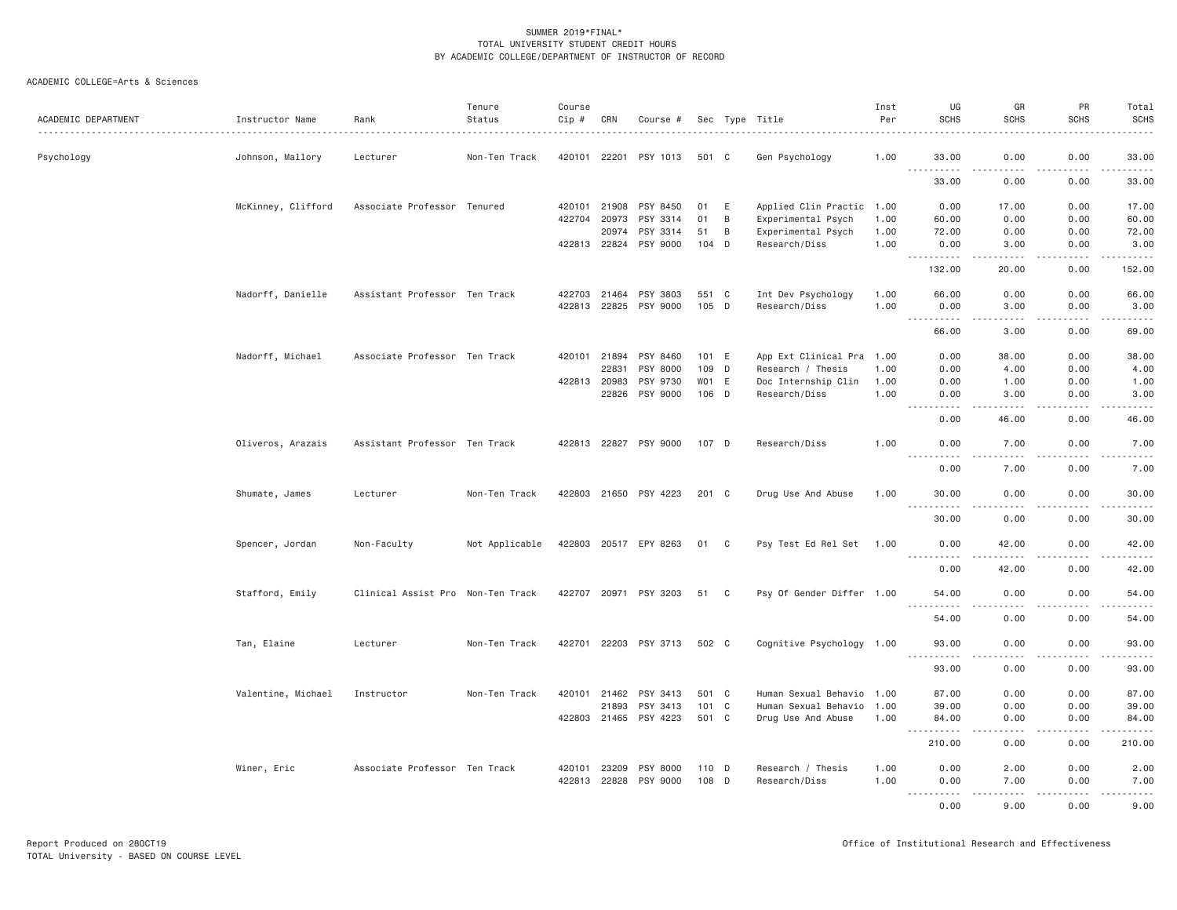SUMMER 2019*FINAL*
TOTAL UNIVERSITY STUDENT CREDIT HOURS
BY ACADEMIC COLLEGE/DEPARTMENT OF INSTRUCTOR OF RECORD

ACADEMIC COLLEGE=Arts & Sciences

| ACADEMIC DEPARTMENT | Instructor Name | Rank | Tenure Status | Course Cip # | CRN | Course # | Sec | Type | Title | Inst Per | UG SCHS | GR SCHS | PR SCHS | Total SCHS |
|---|---|---|---|---|---|---|---|---|---|---|---|---|---|---|
| Psychology | Johnson, Mallory | Lecturer | Non-Ten Track | 420101 | 22201 | PSY 1013 | 501 | C | Gen Psychology | 1.00 | 33.00 | 0.00 | 0.00 | 33.00 |
| | | | | | | | | | | | 33.00 | 0.00 | 0.00 | 33.00 |
| | McKinney, Clifford | Associate Professor | Tenured | 420101 | 21908 | PSY 8450 | 01 | E | Applied Clin Practic | 1.00 | 0.00 | 17.00 | 0.00 | 17.00 |
| | | | | 422704 | 20973 | PSY 3314 | 01 | B | Experimental Psych | 1.00 | 60.00 | 0.00 | 0.00 | 60.00 |
| | | | | | 20974 | PSY 3314 | 51 | B | Experimental Psych | 1.00 | 72.00 | 0.00 | 0.00 | 72.00 |
| | | | | 422813 | 22824 | PSY 9000 | 104 | D | Research/Diss | 1.00 | 0.00 | 3.00 | 0.00 | 3.00 |
| | | | | | | | | | | | 132.00 | 20.00 | 0.00 | 152.00 |
| | Nadorff, Danielle | Assistant Professor | Ten Track | 422703 | 21464 | PSY 3803 | 551 | C | Int Dev Psychology | 1.00 | 66.00 | 0.00 | 0.00 | 66.00 |
| | | | | 422813 | 22825 | PSY 9000 | 105 | D | Research/Diss | 1.00 | 0.00 | 3.00 | 0.00 | 3.00 |
| | | | | | | | | | | | 66.00 | 3.00 | 0.00 | 69.00 |
| | Nadorff, Michael | Associate Professor | Ten Track | 420101 | 21894 | PSY 8460 | 101 | E | App Ext Clinical Pra | 1.00 | 0.00 | 38.00 | 0.00 | 38.00 |
| | | | | | 22831 | PSY 8000 | 109 | D | Research / Thesis | 1.00 | 0.00 | 4.00 | 0.00 | 4.00 |
| | | | | 422813 | 20983 | PSY 9730 | W01 | E | Doc Internship Clin | 1.00 | 0.00 | 1.00 | 0.00 | 1.00 |
| | | | | | 22826 | PSY 9000 | 106 | D | Research/Diss | 1.00 | 0.00 | 3.00 | 0.00 | 3.00 |
| | | | | | | | | | | | 0.00 | 46.00 | 0.00 | 46.00 |
| | Oliveros, Arazais | Assistant Professor | Ten Track | 422813 | 22827 | PSY 9000 | 107 | D | Research/Diss | 1.00 | 0.00 | 7.00 | 0.00 | 7.00 |
| | | | | | | | | | | | 0.00 | 7.00 | 0.00 | 7.00 |
| | Shumate, James | Lecturer | Non-Ten Track | 422803 | 21650 | PSY 4223 | 201 | C | Drug Use And Abuse | 1.00 | 30.00 | 0.00 | 0.00 | 30.00 |
| | | | | | | | | | | | 30.00 | 0.00 | 0.00 | 30.00 |
| | Spencer, Jordan | Non-Faculty | Not Applicable | 422803 | 20517 | EPY 8263 | 01 | C | Psy Test Ed Rel Set | 1.00 | 0.00 | 42.00 | 0.00 | 42.00 |
| | | | | | | | | | | | 0.00 | 42.00 | 0.00 | 42.00 |
| | Stafford, Emily | Clinical Assist Pro | Non-Ten Track | 422707 | 20971 | PSY 3203 | 51 | C | Psy Of Gender Differ | 1.00 | 54.00 | 0.00 | 0.00 | 54.00 |
| | | | | | | | | | | | 54.00 | 0.00 | 0.00 | 54.00 |
| | Tan, Elaine | Lecturer | Non-Ten Track | 422701 | 22203 | PSY 3713 | 502 | C | Cognitive Psychology | 1.00 | 93.00 | 0.00 | 0.00 | 93.00 |
| | | | | | | | | | | | 93.00 | 0.00 | 0.00 | 93.00 |
| | Valentine, Michael | Instructor | Non-Ten Track | 420101 | 21462 | PSY 3413 | 501 | C | Human Sexual Behavio | 1.00 | 87.00 | 0.00 | 0.00 | 87.00 |
| | | | | | 21893 | PSY 3413 | 101 | C | Human Sexual Behavio | 1.00 | 39.00 | 0.00 | 0.00 | 39.00 |
| | | | | 422803 | 21465 | PSY 4223 | 501 | C | Drug Use And Abuse | 1.00 | 84.00 | 0.00 | 0.00 | 84.00 |
| | | | | | | | | | | | 210.00 | 0.00 | 0.00 | 210.00 |
| | Winer, Eric | Associate Professor | Ten Track | 420101 | 23209 | PSY 8000 | 110 | D | Research / Thesis | 1.00 | 0.00 | 2.00 | 0.00 | 2.00 |
| | | | | 422813 | 22828 | PSY 9000 | 108 | D | Research/Diss | 1.00 | 0.00 | 7.00 | 0.00 | 7.00 |
| | | | | | | | | | | | 0.00 | 9.00 | 0.00 | 9.00 |

Report Produced on 28OCT19
TOTAL University - BASED ON COURSE LEVEL

Office of Institutional Research and Effectiveness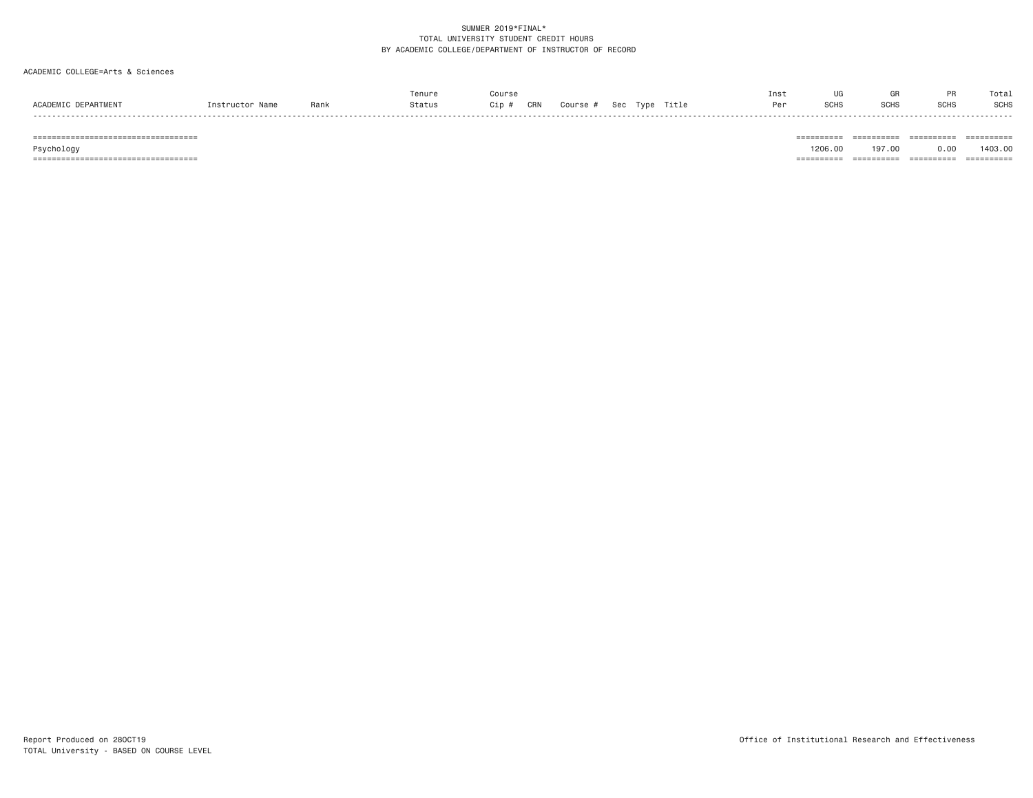SUMMER 2019*FINAL*
TOTAL UNIVERSITY STUDENT CREDIT HOURS
BY ACADEMIC COLLEGE/DEPARTMENT OF INSTRUCTOR OF RECORD

ACADEMIC COLLEGE=Arts & Sciences

| ACADEMIC DEPARTMENT | Instructor Name | Rank | Tenure Status | Course Cip # | CRN | Course # | Sec | Type | Title | Inst Per | UG SCHS | GR SCHS | PR SCHS | Total SCHS |
|---|---|---|---|---|---|---|---|---|---|---|---|---|---|---|
| Psychology | | | | | | | | | | | 1206.00 | 197.00 | 0.00 | 1403.00 |

Report Produced on 28OCT19
TOTAL University - BASED ON COURSE LEVEL

Office of Institutional Research and Effectiveness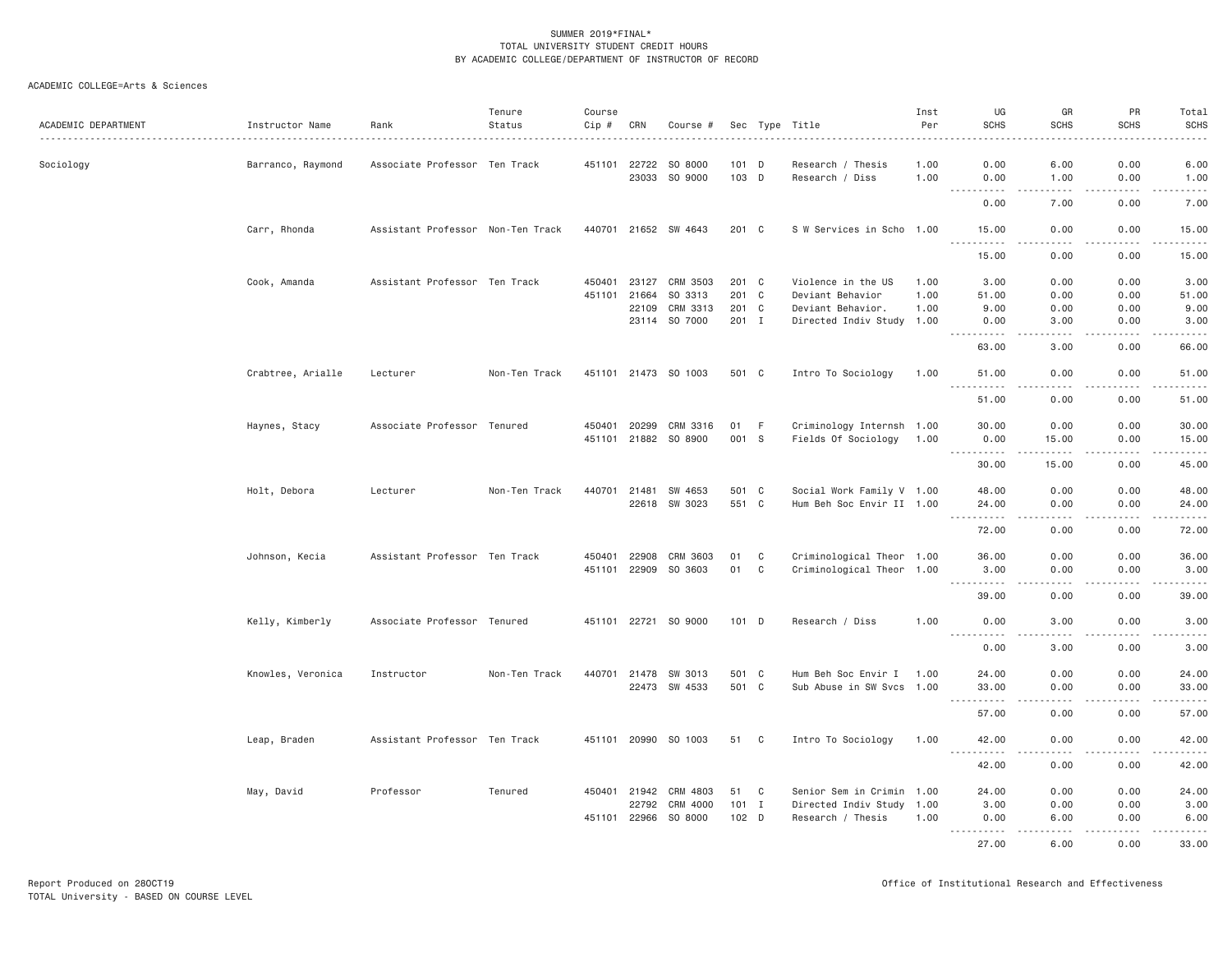SUMMER 2019*FINAL*
TOTAL UNIVERSITY STUDENT CREDIT HOURS
BY ACADEMIC COLLEGE/DEPARTMENT OF INSTRUCTOR OF RECORD

ACADEMIC COLLEGE=Arts & Sciences

| ACADEMIC DEPARTMENT | Instructor Name | Rank | Tenure Status | Course Cip # | CRN | Course # | Sec | Type | Title | Inst Per | UG SCHS | GR SCHS | PR SCHS | Total SCHS |
|---|---|---|---|---|---|---|---|---|---|---|---|---|---|---|
| Sociology | Barranco, Raymond | Associate Professor | Ten Track | 451101 | 22722 | SO 8000 | 101 | D | Research / Thesis | 1.00 | 0.00 | 6.00 | 0.00 | 6.00 |
| | | | | | 23033 | SO 9000 | 103 | D | Research / Diss | 1.00 | 0.00 | 1.00 | 0.00 | 1.00 |
| | | | | | | | | | | | 0.00 | 7.00 | 0.00 | 7.00 |
| | Carr, Rhonda | Assistant Professor | Non-Ten Track | 440701 | 21652 | SW 4643 | 201 | C | S W Services in Scho | 1.00 | 15.00 | 0.00 | 0.00 | 15.00 |
| | | | | | | | | | | | 15.00 | 0.00 | 0.00 | 15.00 |
| | Cook, Amanda | Assistant Professor | Ten Track | 450401 | 23127 | CRM 3503 | 201 | C | Violence in the US | 1.00 | 3.00 | 0.00 | 0.00 | 3.00 |
| | | | | 451101 | 21664 | SO 3313 | 201 | C | Deviant Behavior | 1.00 | 51.00 | 0.00 | 0.00 | 51.00 |
| | | | | | 22109 | CRM 3313 | 201 | C | Deviant Behavior. | 1.00 | 9.00 | 0.00 | 0.00 | 9.00 |
| | | | | | 23114 | SO 7000 | 201 | I | Directed Indiv Study | 1.00 | 0.00 | 3.00 | 0.00 | 3.00 |
| | | | | | | | | | | | 63.00 | 3.00 | 0.00 | 66.00 |
| | Crabtree, Arialle | Lecturer | Non-Ten Track | 451101 | 21473 | SO 1003 | 501 | C | Intro To Sociology | 1.00 | 51.00 | 0.00 | 0.00 | 51.00 |
| | | | | | | | | | | | 51.00 | 0.00 | 0.00 | 51.00 |
| | Haynes, Stacy | Associate Professor | Tenured | 450401 | 20299 | CRM 3316 | 01 | F | Criminology Internsh | 1.00 | 30.00 | 0.00 | 0.00 | 30.00 |
| | | | | 451101 | 21882 | SO 8900 | 001 | S | Fields Of Sociology | 1.00 | 0.00 | 15.00 | 0.00 | 15.00 |
| | | | | | | | | | | | 30.00 | 15.00 | 0.00 | 45.00 |
| | Holt, Debora | Lecturer | Non-Ten Track | 440701 | 21481 | SW 4653 | 501 | C | Social Work Family V | 1.00 | 48.00 | 0.00 | 0.00 | 48.00 |
| | | | | | 22618 | SW 3023 | 551 | C | Hum Beh Soc Envir II | 1.00 | 24.00 | 0.00 | 0.00 | 24.00 |
| | | | | | | | | | | | 72.00 | 0.00 | 0.00 | 72.00 |
| | Johnson, Kecia | Assistant Professor | Ten Track | 450401 | 22908 | CRM 3603 | 01 | C | Criminological Theor | 1.00 | 36.00 | 0.00 | 0.00 | 36.00 |
| | | | | 451101 | 22909 | SO 3603 | 01 | C | Criminological Theor | 1.00 | 3.00 | 0.00 | 0.00 | 3.00 |
| | | | | | | | | | | | 39.00 | 0.00 | 0.00 | 39.00 |
| | Kelly, Kimberly | Associate Professor | Tenured | 451101 | 22721 | SO 9000 | 101 | D | Research / Diss | 1.00 | 0.00 | 3.00 | 0.00 | 3.00 |
| | | | | | | | | | | | 0.00 | 3.00 | 0.00 | 3.00 |
| | Knowles, Veronica | Instructor | Non-Ten Track | 440701 | 21478 | SW 3013 | 501 | C | Hum Beh Soc Envir I | 1.00 | 24.00 | 0.00 | 0.00 | 24.00 |
| | | | | | 22473 | SW 4533 | 501 | C | Sub Abuse in SW Svcs | 1.00 | 33.00 | 0.00 | 0.00 | 33.00 |
| | | | | | | | | | | | 57.00 | 0.00 | 0.00 | 57.00 |
| | Leap, Braden | Assistant Professor | Ten Track | 451101 | 20990 | SO 1003 | 51 | C | Intro To Sociology | 1.00 | 42.00 | 0.00 | 0.00 | 42.00 |
| | | | | | | | | | | | 42.00 | 0.00 | 0.00 | 42.00 |
| | May, David | Professor | Tenured | 450401 | 21942 | CRM 4803 | 51 | C | Senior Sem in Crimin | 1.00 | 24.00 | 0.00 | 0.00 | 24.00 |
| | | | | | 22792 | CRM 4000 | 101 | I | Directed Indiv Study | 1.00 | 3.00 | 0.00 | 0.00 | 3.00 |
| | | | | 451101 | 22966 | SO 8000 | 102 | D | Research / Thesis | 1.00 | 0.00 | 6.00 | 0.00 | 6.00 |
| | | | | | | | | | | | 27.00 | 6.00 | 0.00 | 33.00 |

Report Produced on 28OCT19 Office of Institutional Research and Effectiveness
TOTAL University - BASED ON COURSE LEVEL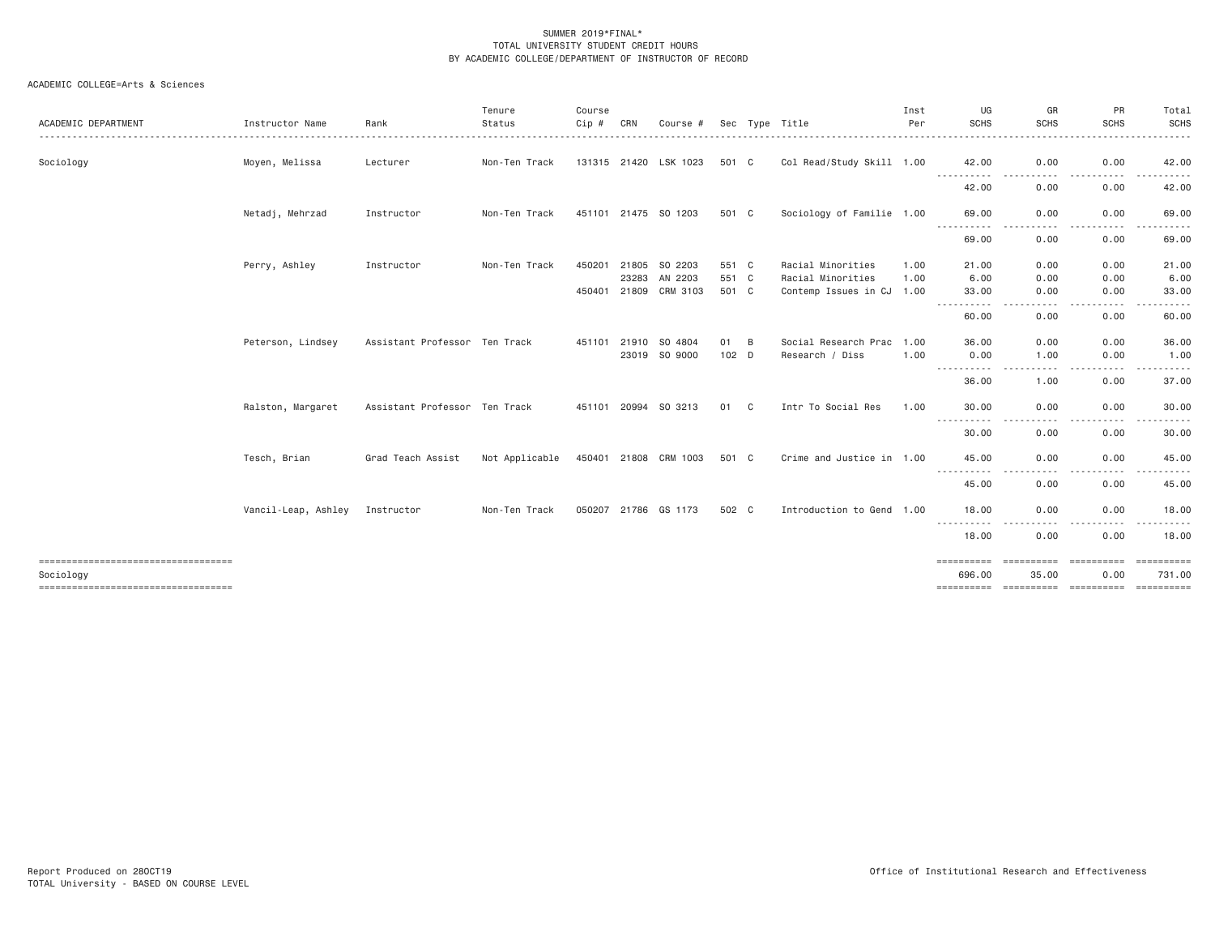SUMMER 2019*FINAL*
TOTAL UNIVERSITY STUDENT CREDIT HOURS
BY ACADEMIC COLLEGE/DEPARTMENT OF INSTRUCTOR OF RECORD

ACADEMIC COLLEGE=Arts & Sciences

| ACADEMIC DEPARTMENT | Instructor Name | Rank | Tenure Status | Course Cip # | CRN | Course # | Sec | Type | Title | Inst Per | UG SCHS | GR SCHS | PR SCHS | Total SCHS |
|---|---|---|---|---|---|---|---|---|---|---|---|---|---|---|
| Sociology | Moyen, Melissa | Lecturer | Non-Ten Track | 131315 | 21420 | LSK 1023 | 501 | C | Col Read/Study Skill | 1.00 | 42.00 | 0.00 | 0.00 | 42.00 |
| | | | | | | | | | | | 42.00 | 0.00 | 0.00 | 42.00 |
| | Netadj, Mehrzad | Instructor | Non-Ten Track | 451101 | 21475 | SO 1203 | 501 | C | Sociology of Familie | 1.00 | 69.00 | 0.00 | 0.00 | 69.00 |
| | | | | | | | | | | | 69.00 | 0.00 | 0.00 | 69.00 |
| | Perry, Ashley | Instructor | Non-Ten Track | 450201 | 21805 | SO 2203 | 551 | C | Racial Minorities | 1.00 | 21.00 | 0.00 | 0.00 | 21.00 |
| | | | | | 23283 | AN 2203 | 551 | C | Racial Minorities | 1.00 | 6.00 | 0.00 | 0.00 | 6.00 |
| | | | | 450401 | 21809 | CRM 3103 | 501 | C | Contemp Issues in CJ | 1.00 | 33.00 | 0.00 | 0.00 | 33.00 |
| | | | | | | | | | | | 60.00 | 0.00 | 0.00 | 60.00 |
| | Peterson, Lindsey | Assistant Professor | Ten Track | 451101 | 21910 | SO 4804 | 01 | B | Social Research Prac | 1.00 | 36.00 | 0.00 | 0.00 | 36.00 |
| | | | | | 23019 | SO 9000 | 102 | D | Research / Diss | 1.00 | 0.00 | 1.00 | 0.00 | 1.00 |
| | | | | | | | | | | | 36.00 | 1.00 | 0.00 | 37.00 |
| | Ralston, Margaret | Assistant Professor | Ten Track | 451101 | 20994 | SO 3213 | 01 | C | Intr To Social Res | 1.00 | 30.00 | 0.00 | 0.00 | 30.00 |
| | | | | | | | | | | | 30.00 | 0.00 | 0.00 | 30.00 |
| | Tesch, Brian | Grad Teach Assist | Not Applicable | 450401 | 21808 | CRM 1003 | 501 | C | Crime and Justice in | 1.00 | 45.00 | 0.00 | 0.00 | 45.00 |
| | | | | | | | | | | | 45.00 | 0.00 | 0.00 | 45.00 |
| | Vancil-Leap, Ashley | Instructor | Non-Ten Track | 050207 | 21786 | GS 1173 | 502 | C | Introduction to Gend | 1.00 | 18.00 | 0.00 | 0.00 | 18.00 |
| | | | | | | | | | | | 18.00 | 0.00 | 0.00 | 18.00 |
| Sociology | | | | | | | | | | | 696.00 | 35.00 | 0.00 | 731.00 |

Report Produced on 28OCT19
TOTAL University - BASED ON COURSE LEVEL

Office of Institutional Research and Effectiveness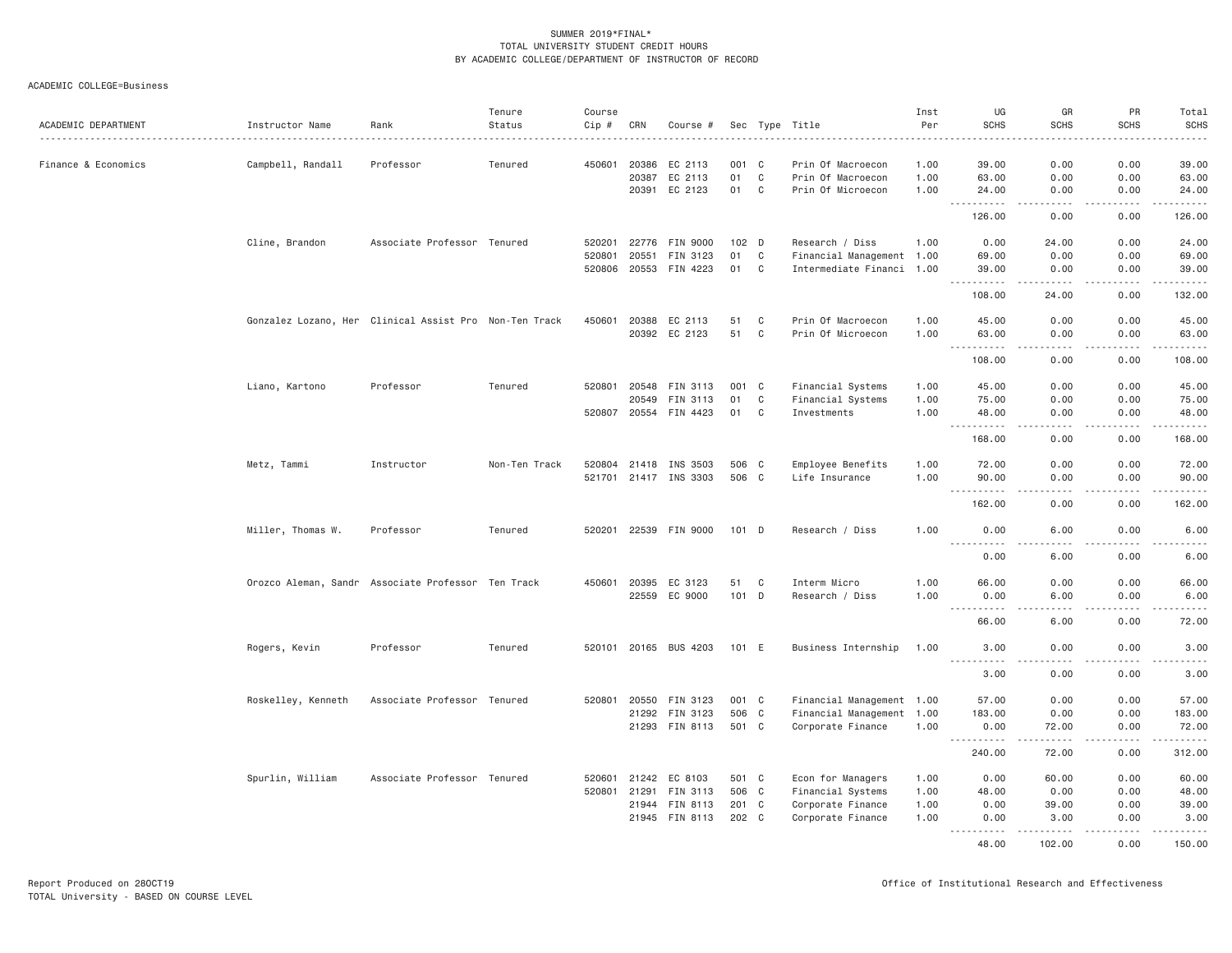SUMMER 2019*FINAL*
TOTAL UNIVERSITY STUDENT CREDIT HOURS
BY ACADEMIC COLLEGE/DEPARTMENT OF INSTRUCTOR OF RECORD

ACADEMIC COLLEGE=Business

| ACADEMIC DEPARTMENT | Instructor Name | Rank | Tenure Status | Course Cip # | CRN | Course # | Sec | Type | Title | Inst Per | UG SCHS | GR SCHS | PR SCHS | Total SCHS |
|---|---|---|---|---|---|---|---|---|---|---|---|---|---|---|
| Finance & Economics | Campbell, Randall | Professor | Tenured | 450601 | 20386 | EC 2113 | 001 | C | Prin Of Macroecon | 1.00 | 39.00 | 0.00 | 0.00 | 39.00 |
| | | | | | 20387 | EC 2113 | 01 | C | Prin Of Macroecon | 1.00 | 63.00 | 0.00 | 0.00 | 63.00 |
| | | | | | 20391 | EC 2123 | 01 | C | Prin Of Microecon | 1.00 | 24.00 | 0.00 | 0.00 | 24.00 |
| | | | | | | | | | | | 126.00 | 0.00 | 0.00 | 126.00 |
| | Cline, Brandon | Associate Professor | Tenured | 520201 | 22776 | FIN 9000 | 102 | D | Research / Diss | 1.00 | 0.00 | 24.00 | 0.00 | 24.00 |
| | | | | 520801 | 20551 | FIN 3123 | 01 | C | Financial Management | 1.00 | 69.00 | 0.00 | 0.00 | 69.00 |
| | | | | 520806 | 20553 | FIN 4223 | 01 | C | Intermediate Financi | 1.00 | 39.00 | 0.00 | 0.00 | 39.00 |
| | | | | | | | | | | | 108.00 | 24.00 | 0.00 | 132.00 |
| | Gonzalez Lozano, Her | Clinical Assist Pro | Non-Ten Track | 450601 | 20388 | EC 2113 | 51 | C | Prin Of Macroecon | 1.00 | 45.00 | 0.00 | 0.00 | 45.00 |
| | | | | | 20392 | EC 2123 | 51 | C | Prin Of Microecon | 1.00 | 63.00 | 0.00 | 0.00 | 63.00 |
| | | | | | | | | | | | 108.00 | 0.00 | 0.00 | 108.00 |
| | Liano, Kartono | Professor | Tenured | 520801 | 20548 | FIN 3113 | 001 | C | Financial Systems | 1.00 | 45.00 | 0.00 | 0.00 | 45.00 |
| | | | | | 20549 | FIN 3113 | 01 | C | Financial Systems | 1.00 | 75.00 | 0.00 | 0.00 | 75.00 |
| | | | | 520807 | 20554 | FIN 4423 | 01 | C | Investments | 1.00 | 48.00 | 0.00 | 0.00 | 48.00 |
| | | | | | | | | | | | 168.00 | 0.00 | 0.00 | 168.00 |
| | Metz, Tammi | Instructor | Non-Ten Track | 520804 | 21418 | INS 3503 | 506 | C | Employee Benefits | 1.00 | 72.00 | 0.00 | 0.00 | 72.00 |
| | | | | 521701 | 21417 | INS 3303 | 506 | C | Life Insurance | 1.00 | 90.00 | 0.00 | 0.00 | 90.00 |
| | | | | | | | | | | | 162.00 | 0.00 | 0.00 | 162.00 |
| | Miller, Thomas W. | Professor | Tenured | 520201 | 22539 | FIN 9000 | 101 | D | Research / Diss | 1.00 | 0.00 | 6.00 | 0.00 | 6.00 |
| | | | | | | | | | | | 0.00 | 6.00 | 0.00 | 6.00 |
| | Orozco Aleman, Sandr | Associate Professor | Ten Track | 450601 | 20395 | EC 3123 | 51 | C | Interm Micro | 1.00 | 66.00 | 0.00 | 0.00 | 66.00 |
| | | | | | 22559 | EC 9000 | 101 | D | Research / Diss | 1.00 | 0.00 | 6.00 | 0.00 | 6.00 |
| | | | | | | | | | | | 66.00 | 6.00 | 0.00 | 72.00 |
| | Rogers, Kevin | Professor | Tenured | 520101 | 20165 | BUS 4203 | 101 | E | Business Internship | 1.00 | 3.00 | 0.00 | 0.00 | 3.00 |
| | | | | | | | | | | | 3.00 | 0.00 | 0.00 | 3.00 |
| | Roskelley, Kenneth | Associate Professor | Tenured | 520801 | 20550 | FIN 3123 | 001 | C | Financial Management | 1.00 | 57.00 | 0.00 | 0.00 | 57.00 |
| | | | | | 21292 | FIN 3123 | 506 | C | Financial Management | 1.00 | 183.00 | 0.00 | 0.00 | 183.00 |
| | | | | | 21293 | FIN 8113 | 501 | C | Corporate Finance | 1.00 | 0.00 | 72.00 | 0.00 | 72.00 |
| | | | | | | | | | | | 240.00 | 72.00 | 0.00 | 312.00 |
| | Spurlin, William | Associate Professor | Tenured | 520601 | 21242 | EC 8103 | 501 | C | Econ for Managers | 1.00 | 0.00 | 60.00 | 0.00 | 60.00 |
| | | | | 520801 | 21291 | FIN 3113 | 506 | C | Financial Systems | 1.00 | 48.00 | 0.00 | 0.00 | 48.00 |
| | | | | | 21944 | FIN 8113 | 201 | C | Corporate Finance | 1.00 | 0.00 | 39.00 | 0.00 | 39.00 |
| | | | | | 21945 | FIN 8113 | 202 | C | Corporate Finance | 1.00 | 0.00 | 3.00 | 0.00 | 3.00 |
| | | | | | | | | | | | 48.00 | 102.00 | 0.00 | 150.00 |

Report Produced on 28OCT19 | Office of Institutional Research and Effectiveness
TOTAL University - BASED ON COURSE LEVEL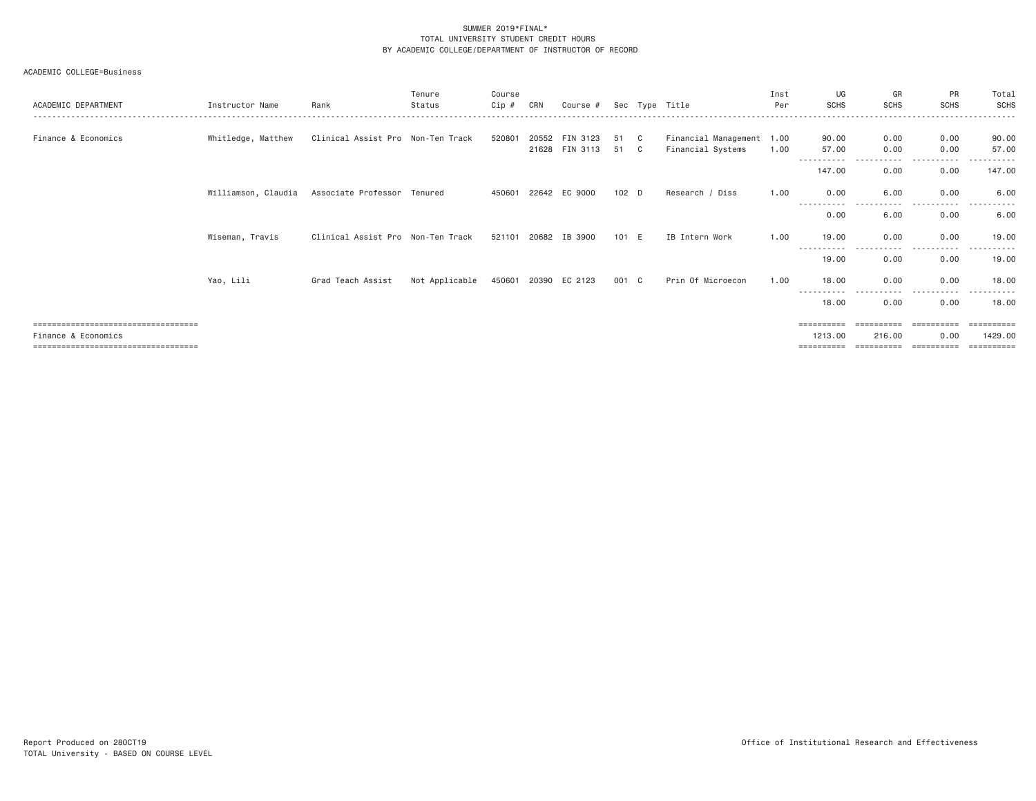SUMMER 2019*FINAL*
TOTAL UNIVERSITY STUDENT CREDIT HOURS
BY ACADEMIC COLLEGE/DEPARTMENT OF INSTRUCTOR OF RECORD

ACADEMIC COLLEGE=Business

| ACADEMIC DEPARTMENT | Instructor Name | Rank | Tenure Status | Course Cip # | CRN | Course # | Sec | Type | Title | Inst Per | UG SCHS | GR SCHS | PR SCHS | Total SCHS |
|---|---|---|---|---|---|---|---|---|---|---|---|---|---|---|
| Finance & Economics | Whitledge, Matthew | Clinical Assist Pro | Non-Ten Track | 520801 | 20552 | FIN 3123 | 51 | C | Financial Management | 1.00 | 90.00 | 0.00 | 0.00 | 90.00 |
| | | | | | 21628 | FIN 3113 | 51 | C | Financial Systems | 1.00 | 57.00 | 0.00 | 0.00 | 57.00 |
| | | | | | | | | | | | 147.00 | 0.00 | 0.00 | 147.00 |
| | Williamson, Claudia | Associate Professor | Tenured | 450601 | 22642 | EC 9000 | 102 | D | Research / Diss | 1.00 | 0.00 | 6.00 | 0.00 | 6.00 |
| | | | | | | | | | | | 0.00 | 6.00 | 0.00 | 6.00 |
| | Wiseman, Travis | Clinical Assist Pro | Non-Ten Track | 521101 | 20682 | IB 3900 | 101 | E | IB Intern Work | 1.00 | 19.00 | 0.00 | 0.00 | 19.00 |
| | | | | | | | | | | | 19.00 | 0.00 | 0.00 | 19.00 |
| | Yao, Lili | Grad Teach Assist | Not Applicable | 450601 | 20390 | EC 2123 | 001 | C | Prin Of Microecon | 1.00 | 18.00 | 0.00 | 0.00 | 18.00 |
| | | | | | | | | | | | 18.00 | 0.00 | 0.00 | 18.00 |
| Finance & Economics | | | | | | | | | | | 1213.00 | 216.00 | 0.00 | 1429.00 |

Report Produced on 28OCT19
TOTAL University - BASED ON COURSE LEVEL

Office of Institutional Research and Effectiveness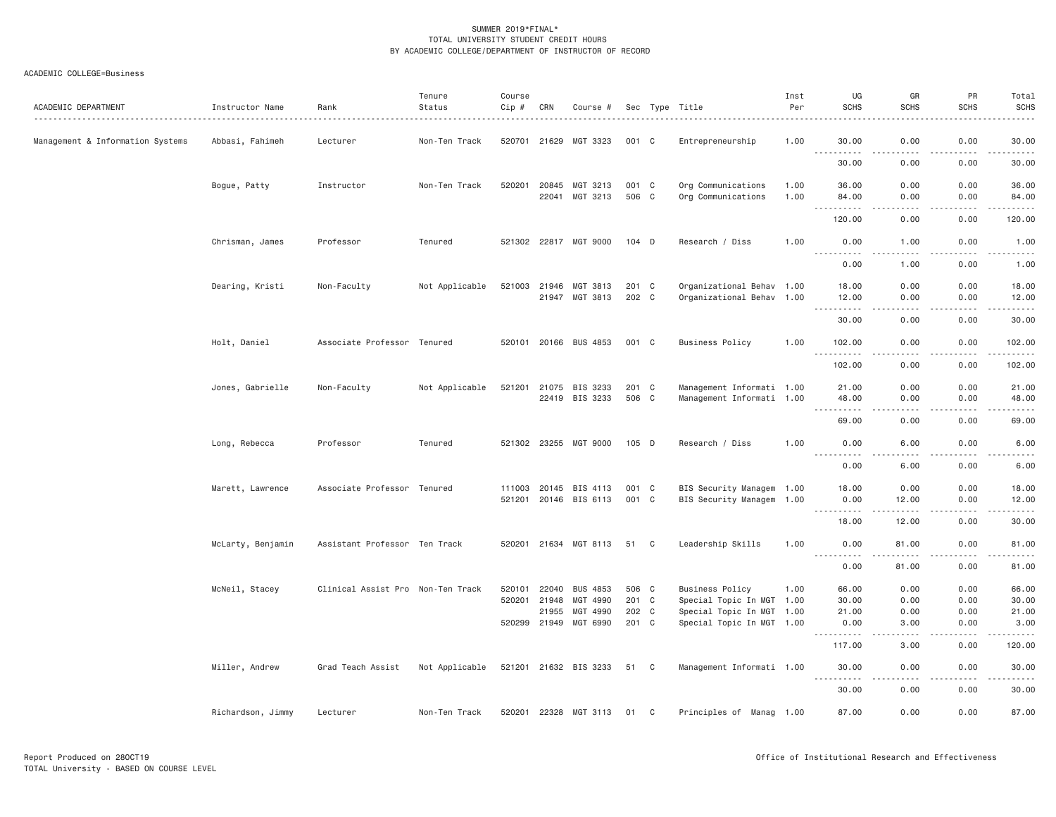SUMMER 2019*FINAL*
TOTAL UNIVERSITY STUDENT CREDIT HOURS
BY ACADEMIC COLLEGE/DEPARTMENT OF INSTRUCTOR OF RECORD

ACADEMIC COLLEGE=Business

| ACADEMIC DEPARTMENT | Instructor Name | Rank | Tenure Status | Course Cip # | CRN | Course # | Sec | Type | Title | Inst Per | UG SCHS | GR SCHS | PR SCHS | Total SCHS |
|---|---|---|---|---|---|---|---|---|---|---|---|---|---|---|
| Management & Information Systems | Abbasi, Fahimeh | Lecturer | Non-Ten Track | 520701 | 21629 | MGT 3323 | 001 | C | Entrepreneurship | 1.00 | 30.00 | 0.00 | 0.00 | 30.00 |
| | | | | | | | | | | | 30.00 | 0.00 | 0.00 | 30.00 |
| | Bogue, Patty | Instructor | Non-Ten Track | 520201 | 20845 | MGT 3213 | 001 | C | Org Communications | 1.00 | 36.00 | 0.00 | 0.00 | 36.00 |
| | | | | | 22041 | MGT 3213 | 506 | C | Org Communications | 1.00 | 84.00 | 0.00 | 0.00 | 84.00 |
| | | | | | | | | | | | 120.00 | 0.00 | 0.00 | 120.00 |
| | Chrisman, James | Professor | Tenured | 521302 | 22817 | MGT 9000 | 104 | D | Research / Diss | 1.00 | 0.00 | 1.00 | 0.00 | 1.00 |
| | | | | | | | | | | | 0.00 | 1.00 | 0.00 | 1.00 |
| | Dearing, Kristi | Non-Faculty | Not Applicable | 521003 | 21946 | MGT 3813 | 201 | C | Organizational Behav | 1.00 | 18.00 | 0.00 | 0.00 | 18.00 |
| | | | | | 21947 | MGT 3813 | 202 | C | Organizational Behav | 1.00 | 12.00 | 0.00 | 0.00 | 12.00 |
| | | | | | | | | | | | 30.00 | 0.00 | 0.00 | 30.00 |
| | Holt, Daniel | Associate Professor | Tenured | 520101 | 20166 | BUS 4853 | 001 | C | Business Policy | 1.00 | 102.00 | 0.00 | 0.00 | 102.00 |
| | | | | | | | | | | | 102.00 | 0.00 | 0.00 | 102.00 |
| | Jones, Gabrielle | Non-Faculty | Not Applicable | 521201 | 21075 | BIS 3233 | 201 | C | Management Informati | 1.00 | 21.00 | 0.00 | 0.00 | 21.00 |
| | | | | | 22419 | BIS 3233 | 506 | C | Management Informati | 1.00 | 48.00 | 0.00 | 0.00 | 48.00 |
| | | | | | | | | | | | 69.00 | 0.00 | 0.00 | 69.00 |
| | Long, Rebecca | Professor | Tenured | 521302 | 23255 | MGT 9000 | 105 | D | Research / Diss | 1.00 | 0.00 | 6.00 | 0.00 | 6.00 |
| | | | | | | | | | | | 0.00 | 6.00 | 0.00 | 6.00 |
| | Marett, Lawrence | Associate Professor | Tenured | 111003 | 20145 | BIS 4113 | 001 | C | BIS Security Managem | 1.00 | 18.00 | 0.00 | 0.00 | 18.00 |
| | | | | 521201 | 20146 | BIS 6113 | 001 | C | BIS Security Managem | 1.00 | 0.00 | 12.00 | 0.00 | 12.00 |
| | | | | | | | | | | | 18.00 | 12.00 | 0.00 | 30.00 |
| | McLarty, Benjamin | Assistant Professor | Ten Track | 520201 | 21634 | MGT 8113 | 51 | C | Leadership Skills | 1.00 | 0.00 | 81.00 | 0.00 | 81.00 |
| | | | | | | | | | | | 0.00 | 81.00 | 0.00 | 81.00 |
| | McNeil, Stacey | Clinical Assist Pro | Non-Ten Track | 520101 | 22040 | BUS 4853 | 506 | C | Business Policy | 1.00 | 66.00 | 0.00 | 0.00 | 66.00 |
| | | | | 520201 | 21948 | MGT 4990 | 201 | C | Special Topic In MGT | 1.00 | 30.00 | 0.00 | 0.00 | 30.00 |
| | | | | | 21955 | MGT 4990 | 202 | C | Special Topic In MGT | 1.00 | 21.00 | 0.00 | 0.00 | 21.00 |
| | | | | 520299 | 21949 | MGT 6990 | 201 | C | Special Topic In MGT | 1.00 | 0.00 | 3.00 | 0.00 | 3.00 |
| | | | | | | | | | | | 117.00 | 3.00 | 0.00 | 120.00 |
| | Miller, Andrew | Grad Teach Assist | Not Applicable | 521201 | 21632 | BIS 3233 | 51 | C | Management Informati | 1.00 | 30.00 | 0.00 | 0.00 | 30.00 |
| | | | | | | | | | | | 30.00 | 0.00 | 0.00 | 30.00 |
| | Richardson, Jimmy | Lecturer | Non-Ten Track | 520201 | 22328 | MGT 3113 | 01 | C | Principles of Manag | 1.00 | 87.00 | 0.00 | 0.00 | 87.00 |

Report Produced on 28OCT19
TOTAL University - BASED ON COURSE LEVEL

Office of Institutional Research and Effectiveness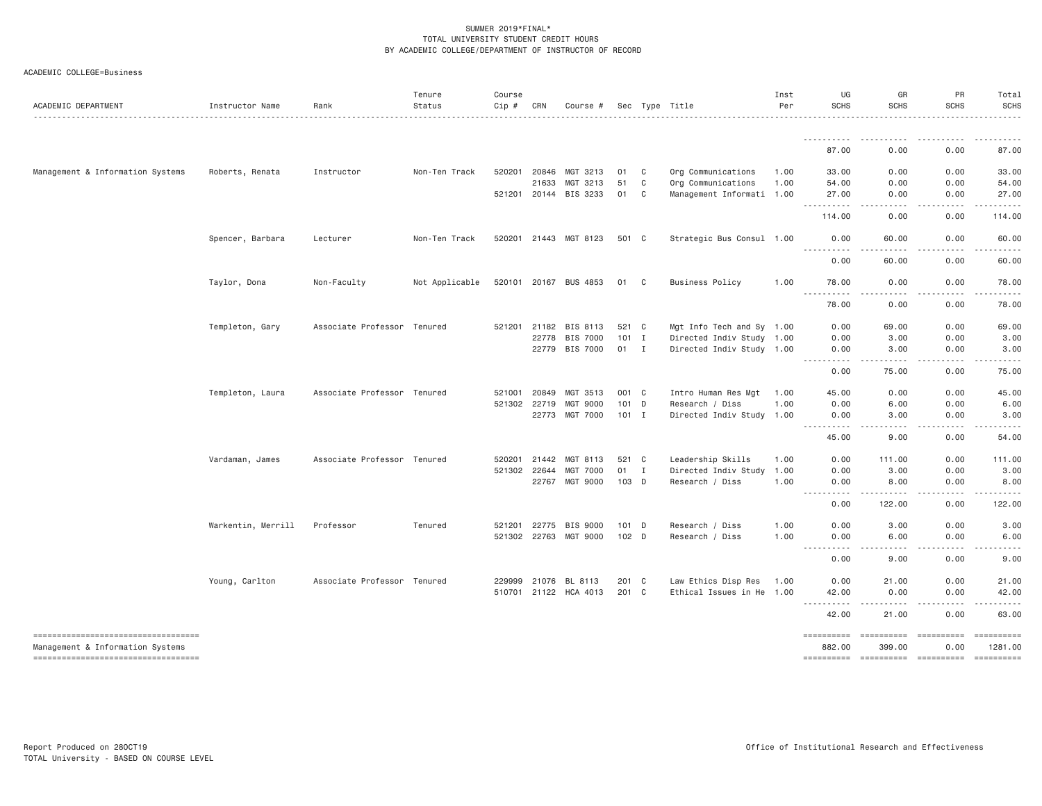SUMMER 2019*FINAL*
TOTAL UNIVERSITY STUDENT CREDIT HOURS
BY ACADEMIC COLLEGE/DEPARTMENT OF INSTRUCTOR OF RECORD

ACADEMIC COLLEGE=Business

| ACADEMIC DEPARTMENT | Instructor Name | Rank | Tenure Status | Course Cip # | CRN | Course # | Sec | Type | Title | Inst Per | UG SCHS | GR SCHS | PR SCHS | Total SCHS |
|---|---|---|---|---|---|---|---|---|---|---|---|---|---|---|
| | | | | | | | | | | | 87.00 | 0.00 | 0.00 | 87.00 |
| Management & Information Systems | Roberts, Renata | Instructor | Non-Ten Track | 520201 | 20846 | MGT 3213 | 01 | C | Org Communications | 1.00 | 33.00 | 0.00 | 0.00 | 33.00 |
| | | | | | 21633 | MGT 3213 | 51 | C | Org Communications | 1.00 | 54.00 | 0.00 | 0.00 | 54.00 |
| | | | | 521201 | 20144 | BIS 3233 | 01 | C | Management Informati | 1.00 | 27.00 | 0.00 | 0.00 | 27.00 |
| | | | | | | | | | | | 114.00 | 0.00 | 0.00 | 114.00 |
| | Spencer, Barbara | Lecturer | Non-Ten Track | 520201 | 21443 | MGT 8123 | 501 | C | Strategic Bus Consul | 1.00 | 0.00 | 60.00 | 0.00 | 60.00 |
| | | | | | | | | | | | 0.00 | 60.00 | 0.00 | 60.00 |
| | Taylor, Dona | Non-Faculty | Not Applicable | 520101 | 20167 | BUS 4853 | 01 | C | Business Policy | 1.00 | 78.00 | 0.00 | 0.00 | 78.00 |
| | | | | | | | | | | | 78.00 | 0.00 | 0.00 | 78.00 |
| | Templeton, Gary | Associate Professor | Tenured | 521201 | 21182 | BIS 8113 | 521 | C | Mgt Info Tech and Sy | 1.00 | 0.00 | 69.00 | 0.00 | 69.00 |
| | | | | | 22778 | BIS 7000 | 101 | I | Directed Indiv Study | 1.00 | 0.00 | 3.00 | 0.00 | 3.00 |
| | | | | | 22779 | BIS 7000 | 01 | I | Directed Indiv Study | 1.00 | 0.00 | 3.00 | 0.00 | 3.00 |
| | | | | | | | | | | | 0.00 | 75.00 | 0.00 | 75.00 |
| | Templeton, Laura | Associate Professor | Tenured | 521001 | 20849 | MGT 3513 | 001 | C | Intro Human Res Mgt | 1.00 | 45.00 | 0.00 | 0.00 | 45.00 |
| | | | | 521302 | 22719 | MGT 9000 | 101 | D | Research / Diss | 1.00 | 0.00 | 6.00 | 0.00 | 6.00 |
| | | | | | 22773 | MGT 7000 | 101 | I | Directed Indiv Study | 1.00 | 0.00 | 3.00 | 0.00 | 3.00 |
| | | | | | | | | | | | 45.00 | 9.00 | 0.00 | 54.00 |
| | Vardaman, James | Associate Professor | Tenured | 520201 | 21442 | MGT 8113 | 521 | C | Leadership Skills | 1.00 | 0.00 | 111.00 | 0.00 | 111.00 |
| | | | | 521302 | 22644 | MGT 7000 | 01 | I | Directed Indiv Study | 1.00 | 0.00 | 3.00 | 0.00 | 3.00 |
| | | | | | 22767 | MGT 9000 | 103 | D | Research / Diss | 1.00 | 0.00 | 8.00 | 0.00 | 8.00 |
| | | | | | | | | | | | 0.00 | 122.00 | 0.00 | 122.00 |
| | Warkentin, Merrill | Professor | Tenured | 521201 | 22775 | BIS 9000 | 101 | D | Research / Diss | 1.00 | 0.00 | 3.00 | 0.00 | 3.00 |
| | | | | 521302 | 22763 | MGT 9000 | 102 | D | Research / Diss | 1.00 | 0.00 | 6.00 | 0.00 | 6.00 |
| | | | | | | | | | | | 0.00 | 9.00 | 0.00 | 9.00 |
| | Young, Carlton | Associate Professor | Tenured | 229999 | 21076 | BL 8113 | 201 | C | Law Ethics Disp Res | 1.00 | 0.00 | 21.00 | 0.00 | 21.00 |
| | | | | 510701 | 21122 | HCA 4013 | 201 | C | Ethical Issues in He | 1.00 | 42.00 | 0.00 | 0.00 | 42.00 |
| | | | | | | | | | | | 42.00 | 21.00 | 0.00 | 63.00 |
| Management & Information Systems | | | | | | | | | | | 882.00 | 399.00 | 0.00 | 1281.00 |

Report Produced on 28OCT19
TOTAL University - BASED ON COURSE LEVEL

Office of Institutional Research and Effectiveness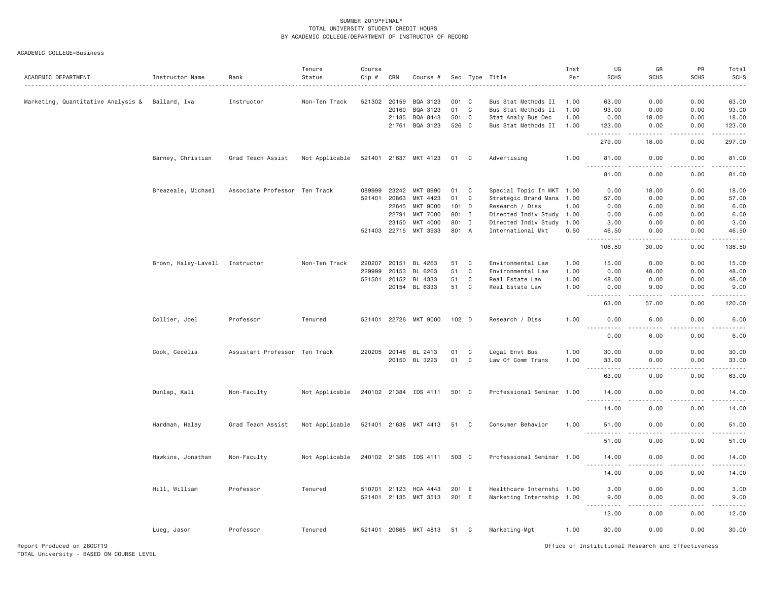SUMMER 2019*FINAL*
TOTAL UNIVERSITY STUDENT CREDIT HOURS
BY ACADEMIC COLLEGE/DEPARTMENT OF INSTRUCTOR OF RECORD

ACADEMIC COLLEGE=Business

| ACADEMIC DEPARTMENT | Instructor Name | Rank | Tenure Status | Course Cip # | CRN | Course # | Sec | Type | Title | Inst Per | UG SCHS | GR SCHS | PR SCHS | Total SCHS |
|---|---|---|---|---|---|---|---|---|---|---|---|---|---|---|
| Marketing, Quantitative Analysis & | Ballard, Iva | Instructor | Non-Ten Track | 521302 | 20159 | BQA 3123 | 001 | C | Bus Stat Methods II | 1.00 | 63.00 | 0.00 | 0.00 | 63.00 |
| | | | | | 20160 | BQA 3123 | 01 | C | Bus Stat Methods II | 1.00 | 93.00 | 0.00 | 0.00 | 93.00 |
| | | | | | 21185 | BQA 8443 | 501 | C | Stat Analy Bus Dec | 1.00 | 0.00 | 18.00 | 0.00 | 18.00 |
| | | | | | 21761 | BQA 3123 | 526 | C | Bus Stat Methods II | 1.00 | 123.00 | 0.00 | 0.00 | 123.00 |
| | | | | | | | | | | | 279.00 | 18.00 | 0.00 | 297.00 |
| | Barney, Christian | Grad Teach Assist | Not Applicable | 521401 | 21637 | MKT 4123 | 01 | C | Advertising | 1.00 | 81.00 | 0.00 | 0.00 | 81.00 |
| | | | | | | | | | | | 81.00 | 0.00 | 0.00 | 81.00 |
| | Breazeale, Michael | Associate Professor | Ten Track | 089999 | 23242 | MKT 8990 | 01 | C | Special Topic In MKT | 1.00 | 0.00 | 18.00 | 0.00 | 18.00 |
| | | | | 521401 | 20863 | MKT 4423 | 01 | C | Strategic Brand Mana | 1.00 | 57.00 | 0.00 | 0.00 | 57.00 |
| | | | | | 22645 | MKT 9000 | 101 | D | Research / Diss | 1.00 | 0.00 | 6.00 | 0.00 | 6.00 |
| | | | | | 22791 | MKT 7000 | 801 | I | Directed Indiv Study | 1.00 | 0.00 | 6.00 | 0.00 | 6.00 |
| | | | | | 23150 | MKT 4000 | 801 | I | Directed Indiv Study | 1.00 | 3.00 | 0.00 | 0.00 | 3.00 |
| | | | | 521403 | 22715 | MKT 3933 | 801 | A | International Mkt | 0.50 | 46.50 | 0.00 | 0.00 | 46.50 |
| | | | | | | | | | | | 106.50 | 30.00 | 0.00 | 136.50 |
| | Brown, Haley-Lavell | Instructor | Non-Ten Track | 220207 | 20151 | BL 4263 | 51 | C | Environmental Law | 1.00 | 15.00 | 0.00 | 0.00 | 15.00 |
| | | | | 229999 | 20153 | BL 6263 | 51 | C | Environmental Law | 1.00 | 0.00 | 48.00 | 0.00 | 48.00 |
| | | | | 521501 | 20152 | BL 4333 | 51 | C | Real Estate Law | 1.00 | 48.00 | 0.00 | 0.00 | 48.00 |
| | | | | | 20154 | BL 6333 | 51 | C | Real Estate Law | 1.00 | 0.00 | 9.00 | 0.00 | 9.00 |
| | | | | | | | | | | | 63.00 | 57.00 | 0.00 | 120.00 |
| | Collier, Joel | Professor | Tenured | 521401 | 22726 | MKT 9000 | 102 | D | Research / Diss | 1.00 | 0.00 | 6.00 | 0.00 | 6.00 |
| | | | | | | | | | | | 0.00 | 6.00 | 0.00 | 6.00 |
| | Cook, Cecelia | Assistant Professor | Ten Track | 220205 | 20148 | BL 2413 | 01 | C | Legal Envt Bus | 1.00 | 30.00 | 0.00 | 0.00 | 30.00 |
| | | | | | 20150 | BL 3223 | 01 | C | Law Of Comm Trans | 1.00 | 33.00 | 0.00 | 0.00 | 33.00 |
| | | | | | | | | | | | 63.00 | 0.00 | 0.00 | 63.00 |
| | Dunlap, Kali | Non-Faculty | Not Applicable | 240102 | 21384 | IDS 4111 | 501 | C | Professional Seminar | 1.00 | 14.00 | 0.00 | 0.00 | 14.00 |
| | | | | | | | | | | | 14.00 | 0.00 | 0.00 | 14.00 |
| | Hardman, Haley | Grad Teach Assist | Not Applicable | 521401 | 21638 | MKT 4413 | 51 | C | Consumer Behavior | 1.00 | 51.00 | 0.00 | 0.00 | 51.00 |
| | | | | | | | | | | | 51.00 | 0.00 | 0.00 | 51.00 |
| | Hawkins, Jonathan | Non-Faculty | Not Applicable | 240102 | 21386 | IDS 4111 | 503 | C | Professional Seminar | 1.00 | 14.00 | 0.00 | 0.00 | 14.00 |
| | | | | | | | | | | | 14.00 | 0.00 | 0.00 | 14.00 |
| | Hill, William | Professor | Tenured | 510701 | 21123 | HCA 4443 | 201 | E | Healthcare Internshi | 1.00 | 3.00 | 0.00 | 0.00 | 3.00 |
| | | | | 521401 | 21135 | MKT 3513 | 201 | E | Marketing Internship | 1.00 | 9.00 | 0.00 | 0.00 | 9.00 |
| | | | | | | | | | | | 12.00 | 0.00 | 0.00 | 12.00 |
| | Lueg, Jason | Professor | Tenured | 521401 | 20865 | MKT 4813 | 51 | C | Marketing-Mgt | 1.00 | 30.00 | 0.00 | 0.00 | 30.00 |

Report Produced on 28OCT19
TOTAL University - BASED ON COURSE LEVEL

Office of Institutional Research and Effectiveness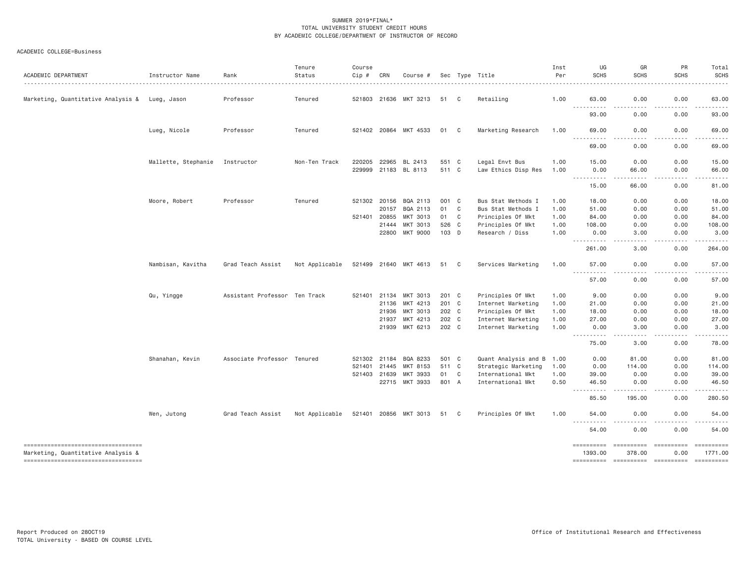SUMMER 2019*FINAL*
TOTAL UNIVERSITY STUDENT CREDIT HOURS
BY ACADEMIC COLLEGE/DEPARTMENT OF INSTRUCTOR OF RECORD

ACADEMIC COLLEGE=Business

| ACADEMIC DEPARTMENT | Instructor Name | Rank | Tenure Status | Course Cip # | CRN | Course # | Sec | Type | Title | Inst Per | UG SCHS | GR SCHS | PR SCHS | Total SCHS |
|---|---|---|---|---|---|---|---|---|---|---|---|---|---|---|
| Marketing, Quantitative Analysis & | Lueg, Jason | Professor | Tenured | 521803 | 21636 | MKT 3213 | 51 | C | Retailing | 1.00 | 63.00 | 0.00 | 0.00 | 63.00 |
| | | | | | | | | | | | 93.00 | 0.00 | 0.00 | 93.00 |
| | Lueg, Nicole | Professor | Tenured | 521402 | 20864 | MKT 4533 | 01 | C | Marketing Research | 1.00 | 69.00 | 0.00 | 0.00 | 69.00 |
| | | | | | | | | | | | 69.00 | 0.00 | 0.00 | 69.00 |
| | Mallette, Stephanie | Instructor | Non-Ten Track | 220205 | 22965 | BL 2413 | 551 | C | Legal Envt Bus | 1.00 | 15.00 | 0.00 | 0.00 | 15.00 |
| | | | | 229999 | 21183 | BL 8113 | 511 | C | Law Ethics Disp Res | 1.00 | 0.00 | 66.00 | 0.00 | 66.00 |
| | | | | | | | | | | | 15.00 | 66.00 | 0.00 | 81.00 |
| | Moore, Robert | Professor | Tenured | 521302 | 20156 | BQA 2113 | 001 | C | Bus Stat Methods I | 1.00 | 18.00 | 0.00 | 0.00 | 18.00 |
| | | | | | 20157 | BQA 2113 | 01 | C | Bus Stat Methods I | 1.00 | 51.00 | 0.00 | 0.00 | 51.00 |
| | | | | 521401 | 20855 | MKT 3013 | 01 | C | Principles Of Mkt | 1.00 | 84.00 | 0.00 | 0.00 | 84.00 |
| | | | | | 21444 | MKT 3013 | 526 | C | Principles Of Mkt | 1.00 | 108.00 | 0.00 | 0.00 | 108.00 |
| | | | | | 22800 | MKT 9000 | 103 | D | Research / Diss | 1.00 | 0.00 | 3.00 | 0.00 | 3.00 |
| | | | | | | | | | | | 261.00 | 3.00 | 0.00 | 264.00 |
| | Nambisan, Kavitha | Grad Teach Assist | Not Applicable | 521499 | 21640 | MKT 4613 | 51 | C | Services Marketing | 1.00 | 57.00 | 0.00 | 0.00 | 57.00 |
| | | | | | | | | | | | 57.00 | 0.00 | 0.00 | 57.00 |
| | Qu, Yingge | Assistant Professor | Ten Track | 521401 | 21134 | MKT 3013 | 201 | C | Principles Of Mkt | 1.00 | 9.00 | 0.00 | 0.00 | 9.00 |
| | | | | | 21136 | MKT 4213 | 201 | C | Internet Marketing | 1.00 | 21.00 | 0.00 | 0.00 | 21.00 |
| | | | | | 21936 | MKT 3013 | 202 | C | Principles Of Mkt | 1.00 | 18.00 | 0.00 | 0.00 | 18.00 |
| | | | | | 21937 | MKT 4213 | 202 | C | Internet Marketing | 1.00 | 27.00 | 0.00 | 0.00 | 27.00 |
| | | | | | 21939 | MKT 6213 | 202 | C | Internet Marketing | 1.00 | 0.00 | 3.00 | 0.00 | 3.00 |
| | | | | | | | | | | | 75.00 | 3.00 | 0.00 | 78.00 |
| | Shanahan, Kevin | Associate Professor | Tenured | 521302 | 21184 | BQA 8233 | 501 | C | Quant Analysis and B | 1.00 | 0.00 | 81.00 | 0.00 | 81.00 |
| | | | | 521401 | 21445 | MKT 8153 | 511 | C | Strategic Marketing | 1.00 | 0.00 | 114.00 | 0.00 | 114.00 |
| | | | | 521403 | 21639 | MKT 3933 | 01 | C | International Mkt | 1.00 | 39.00 | 0.00 | 0.00 | 39.00 |
| | | | | | 22715 | MKT 3933 | 801 | A | International Mkt | 0.50 | 46.50 | 0.00 | 0.00 | 46.50 |
| | | | | | | | | | | | 85.50 | 195.00 | 0.00 | 280.50 |
| | Wen, Jutong | Grad Teach Assist | Not Applicable | 521401 | 20856 | MKT 3013 | 51 | C | Principles Of Mkt | 1.00 | 54.00 | 0.00 | 0.00 | 54.00 |
| | | | | | | | | | | | 54.00 | 0.00 | 0.00 | 54.00 |
| Marketing, Quantitative Analysis & | | | | | | | | | | | 1393.00 | 378.00 | 0.00 | 1771.00 |

Report Produced on 28OCT19
TOTAL University - BASED ON COURSE LEVEL

Office of Institutional Research and Effectiveness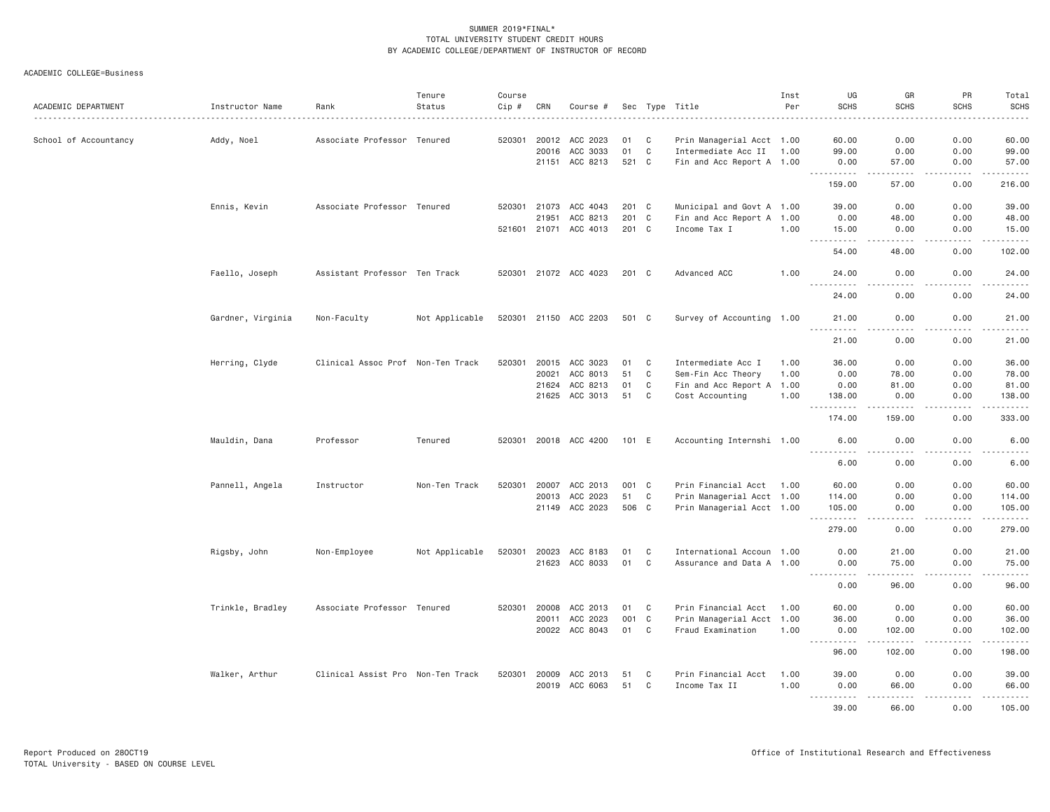SUMMER 2019*FINAL*
TOTAL UNIVERSITY STUDENT CREDIT HOURS
BY ACADEMIC COLLEGE/DEPARTMENT OF INSTRUCTOR OF RECORD

ACADEMIC COLLEGE=Business

| ACADEMIC DEPARTMENT | Instructor Name | Rank | Tenure Status | Course Cip # | CRN | Course # | Sec | Type | Title | Inst Per | UG SCHS | GR SCHS | PR SCHS | Total SCHS |
|---|---|---|---|---|---|---|---|---|---|---|---|---|---|---|
| School of Accountancy | Addy, Noel | Associate Professor | Tenured | 520301 | 20012 | ACC 2023 | 01 | C | Prin Managerial Acct | 1.00 | 60.00 | 0.00 | 0.00 | 60.00 |
| | | | | | 20016 | ACC 3033 | 01 | C | Intermediate Acc II | 1.00 | 99.00 | 0.00 | 0.00 | 99.00 |
| | | | | | 21151 | ACC 8213 | 521 | C | Fin and Acc Report A | 1.00 | 0.00 | 57.00 | 0.00 | 57.00 |
| | | | | | | | | | | | 159.00 | 57.00 | 0.00 | 216.00 |
| | Ennis, Kevin | Associate Professor | Tenured | 520301 | 21073 | ACC 4043 | 201 | C | Municipal and Govt A | 1.00 | 39.00 | 0.00 | 0.00 | 39.00 |
| | | | | | 21951 | ACC 8213 | 201 | C | Fin and Acc Report A | 1.00 | 0.00 | 48.00 | 0.00 | 48.00 |
| | | | | 521601 | 21071 | ACC 4013 | 201 | C | Income Tax I | 1.00 | 15.00 | 0.00 | 0.00 | 15.00 |
| | | | | | | | | | | | 54.00 | 48.00 | 0.00 | 102.00 |
| | Faello, Joseph | Assistant Professor | Ten Track | 520301 | 21072 | ACC 4023 | 201 | C | Advanced ACC | 1.00 | 24.00 | 0.00 | 0.00 | 24.00 |
| | | | | | | | | | | | 24.00 | 0.00 | 0.00 | 24.00 |
| | Gardner, Virginia | Non-Faculty | Not Applicable | 520301 | 21150 | ACC 2203 | 501 | C | Survey of Accounting | 1.00 | 21.00 | 0.00 | 0.00 | 21.00 |
| | | | | | | | | | | | 21.00 | 0.00 | 0.00 | 21.00 |
| | Herring, Clyde | Clinical Assoc Prof | Non-Ten Track | 520301 | 20015 | ACC 3023 | 01 | C | Intermediate Acc I | 1.00 | 36.00 | 0.00 | 0.00 | 36.00 |
| | | | | | 20021 | ACC 8013 | 51 | C | Sem-Fin Acc Theory | 1.00 | 0.00 | 78.00 | 0.00 | 78.00 |
| | | | | | 21624 | ACC 8213 | 01 | C | Fin and Acc Report A | 1.00 | 0.00 | 81.00 | 0.00 | 81.00 |
| | | | | | 21625 | ACC 3013 | 51 | C | Cost Accounting | 1.00 | 138.00 | 0.00 | 0.00 | 138.00 |
| | | | | | | | | | | | 174.00 | 159.00 | 0.00 | 333.00 |
| | Mauldin, Dana | Professor | Tenured | 520301 | 20018 | ACC 4200 | 101 | E | Accounting Internshi | 1.00 | 6.00 | 0.00 | 0.00 | 6.00 |
| | | | | | | | | | | | 6.00 | 0.00 | 0.00 | 6.00 |
| | Pannell, Angela | Instructor | Non-Ten Track | 520301 | 20007 | ACC 2013 | 001 | C | Prin Financial Acct | 1.00 | 60.00 | 0.00 | 0.00 | 60.00 |
| | | | | | 20013 | ACC 2023 | 51 | C | Prin Managerial Acct | 1.00 | 114.00 | 0.00 | 0.00 | 114.00 |
| | | | | | 21149 | ACC 2023 | 506 | C | Prin Managerial Acct | 1.00 | 105.00 | 0.00 | 0.00 | 105.00 |
| | | | | | | | | | | | 279.00 | 0.00 | 0.00 | 279.00 |
| | Rigsby, John | Non-Employee | Not Applicable | 520301 | 20023 | ACC 8183 | 01 | C | International Accoun | 1.00 | 0.00 | 21.00 | 0.00 | 21.00 |
| | | | | | 21623 | ACC 8033 | 01 | C | Assurance and Data A | 1.00 | 0.00 | 75.00 | 0.00 | 75.00 |
| | | | | | | | | | | | 0.00 | 96.00 | 0.00 | 96.00 |
| | Trinkle, Bradley | Associate Professor | Tenured | 520301 | 20008 | ACC 2013 | 01 | C | Prin Financial Acct | 1.00 | 60.00 | 0.00 | 0.00 | 60.00 |
| | | | | | 20011 | ACC 2023 | 001 | C | Prin Managerial Acct | 1.00 | 36.00 | 0.00 | 0.00 | 36.00 |
| | | | | | 20022 | ACC 8043 | 01 | C | Fraud Examination | 1.00 | 0.00 | 102.00 | 0.00 | 102.00 |
| | | | | | | | | | | | 96.00 | 102.00 | 0.00 | 198.00 |
| | Walker, Arthur | Clinical Assist Pro | Non-Ten Track | 520301 | 20009 | ACC 2013 | 51 | C | Prin Financial Acct | 1.00 | 39.00 | 0.00 | 0.00 | 39.00 |
| | | | | | 20019 | ACC 6063 | 51 | C | Income Tax II | 1.00 | 0.00 | 66.00 | 0.00 | 66.00 |
| | | | | | | | | | | | 39.00 | 66.00 | 0.00 | 105.00 |

Report Produced on 28OCT19
TOTAL University - BASED ON COURSE LEVEL

Office of Institutional Research and Effectiveness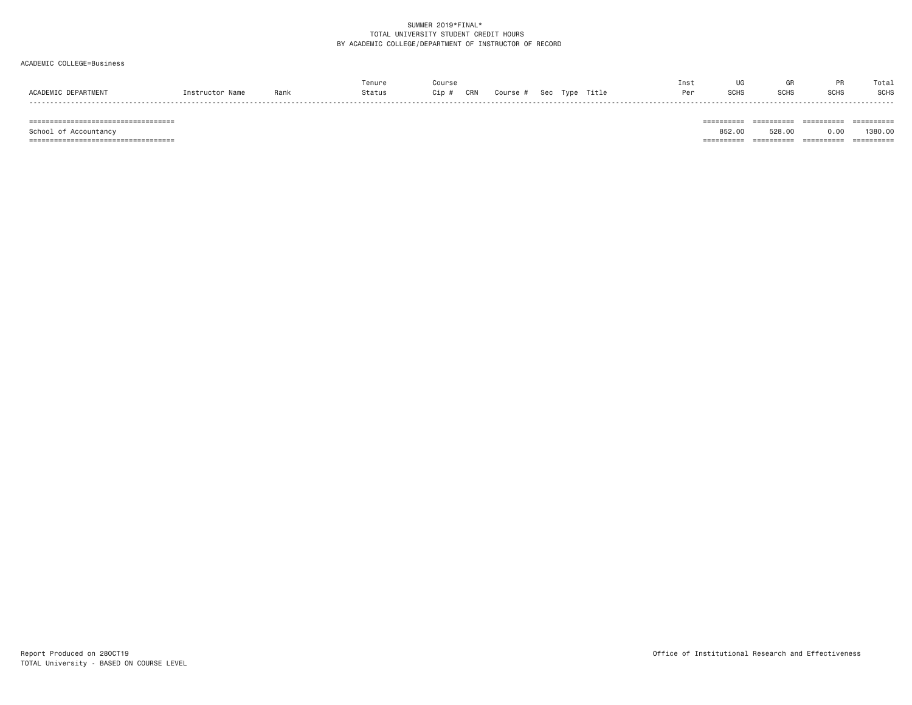SUMMER 2019*FINAL*
TOTAL UNIVERSITY STUDENT CREDIT HOURS
BY ACADEMIC COLLEGE/DEPARTMENT OF INSTRUCTOR OF RECORD

ACADEMIC COLLEGE=Business

| ACADEMIC DEPARTMENT | Instructor Name | Rank | Tenure Status | Course Cip # | CRN | Course # | Sec | Type | Title | Inst Per | UG SCHS | GR SCHS | PR SCHS | Total SCHS |
|---|---|---|---|---|---|---|---|---|---|---|---|---|---|---|
| School of Accountancy | | | | | | | | | | | 852.00 | 528.00 | 0.00 | 1380.00 |

Report Produced on 28OCT19
TOTAL University - BASED ON COURSE LEVEL

Office of Institutional Research and Effectiveness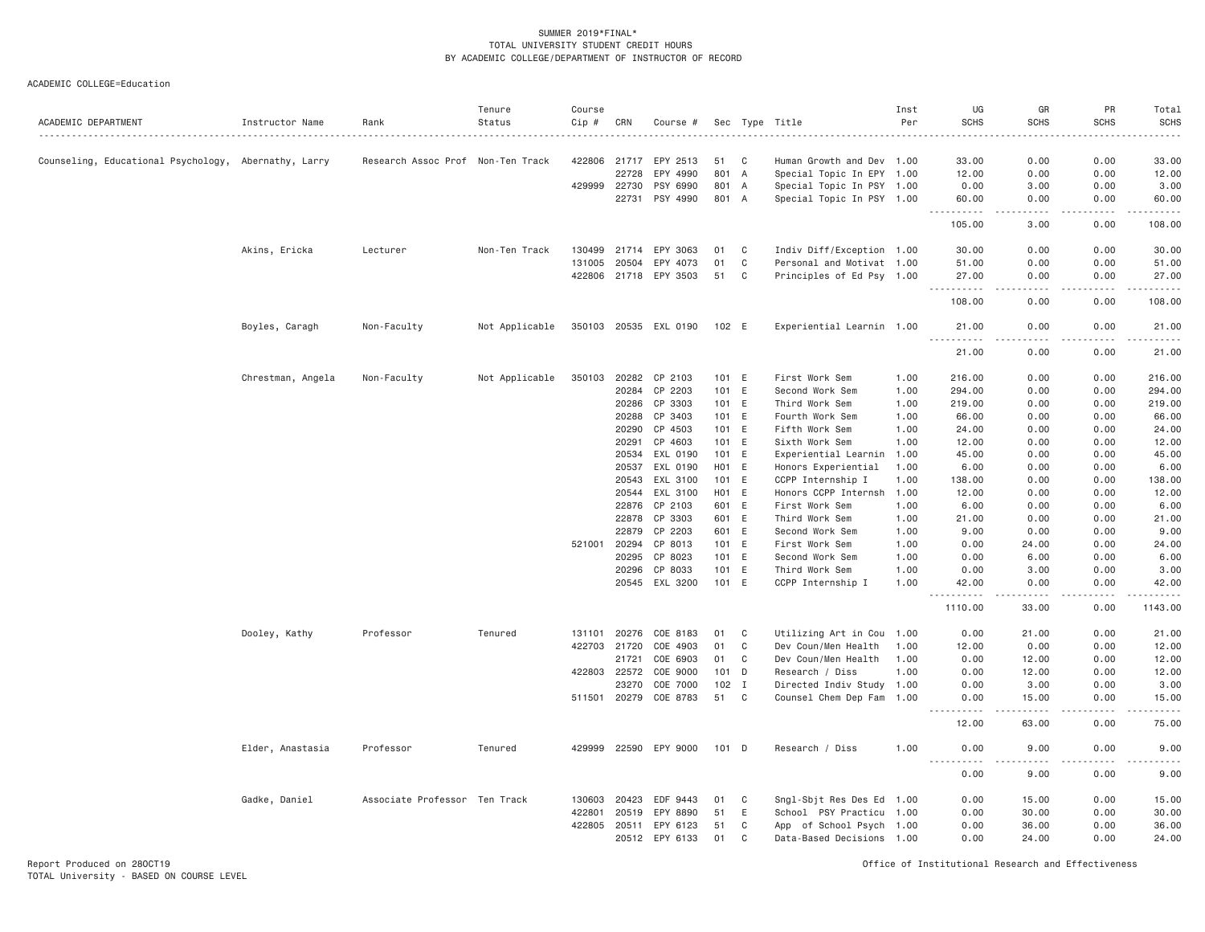SUMMER 2019*FINAL*
TOTAL UNIVERSITY STUDENT CREDIT HOURS
BY ACADEMIC COLLEGE/DEPARTMENT OF INSTRUCTOR OF RECORD

ACADEMIC COLLEGE=Education

| ACADEMIC DEPARTMENT | Instructor Name | Rank | Tenure Status | Course Cip # | CRN | Course # | Sec | Type | Title | Inst Per | UG SCHS | GR SCHS | PR SCHS | Total SCHS |
|---|---|---|---|---|---|---|---|---|---|---|---|---|---|---|
| Counseling, Educational Psychology, | Abernathy, Larry | Research Assoc Prof | Non-Ten Track | 422806 | 21717 | EPY 2513 | 51 | C | Human Growth and Dev | 1.00 | 33.00 | 0.00 | 0.00 | 33.00 |
| | | | | | 22728 | EPY 4990 | 801 | A | Special Topic In EPY | 1.00 | 12.00 | 0.00 | 0.00 | 12.00 |
| | | | | 429999 | 22730 | PSY 6990 | 801 | A | Special Topic In PSY | 1.00 | 0.00 | 3.00 | 0.00 | 3.00 |
| | | | | | 22731 | PSY 4990 | 801 | A | Special Topic In PSY | 1.00 | 60.00 | 0.00 | 0.00 | 60.00 |
| | | | | | | | | | | | 105.00 | 3.00 | 0.00 | 108.00 |
| | Akins, Ericka | Lecturer | Non-Ten Track | 130499 | 21714 | EPY 3063 | 01 | C | Indiv Diff/Exception | 1.00 | 30.00 | 0.00 | 0.00 | 30.00 |
| | | | | 131005 | 20504 | EPY 4073 | 01 | C | Personal and Motivat | 1.00 | 51.00 | 0.00 | 0.00 | 51.00 |
| | | | | 422806 | 21718 | EPY 3503 | 51 | C | Principles of Ed Psy | 1.00 | 27.00 | 0.00 | 0.00 | 27.00 |
| | | | | | | | | | | | 108.00 | 0.00 | 0.00 | 108.00 |
| | Boyles, Caragh | Non-Faculty | Not Applicable | 350103 | 20535 | EXL 0190 | 102 | E | Experiential Learnin | 1.00 | 21.00 | 0.00 | 0.00 | 21.00 |
| | | | | | | | | | | | 21.00 | 0.00 | 0.00 | 21.00 |
| | Chrestman, Angela | Non-Faculty | Not Applicable | 350103 | 20282 | CP 2103 | 101 | E | First Work Sem | 1.00 | 216.00 | 0.00 | 0.00 | 216.00 |
| | | | | | 20284 | CP 2203 | 101 | E | Second Work Sem | 1.00 | 294.00 | 0.00 | 0.00 | 294.00 |
| | | | | | 20286 | CP 3303 | 101 | E | Third Work Sem | 1.00 | 219.00 | 0.00 | 0.00 | 219.00 |
| | | | | | 20288 | CP 3403 | 101 | E | Fourth Work Sem | 1.00 | 66.00 | 0.00 | 0.00 | 66.00 |
| | | | | | 20290 | CP 4503 | 101 | E | Fifth Work Sem | 1.00 | 24.00 | 0.00 | 0.00 | 24.00 |
| | | | | | 20291 | CP 4603 | 101 | E | Sixth Work Sem | 1.00 | 12.00 | 0.00 | 0.00 | 12.00 |
| | | | | | 20534 | EXL 0190 | 101 | E | Experiential Learnin | 1.00 | 45.00 | 0.00 | 0.00 | 45.00 |
| | | | | | 20537 | EXL 0190 | H01 | E | Honors Experiential | 1.00 | 6.00 | 0.00 | 0.00 | 6.00 |
| | | | | | 20543 | EXL 3100 | 101 | E | CCPP Internship I | 1.00 | 138.00 | 0.00 | 0.00 | 138.00 |
| | | | | | 20544 | EXL 3100 | H01 | E | Honors CCPP Internsh | 1.00 | 12.00 | 0.00 | 0.00 | 12.00 |
| | | | | | 22876 | CP 2103 | 601 | E | First Work Sem | 1.00 | 6.00 | 0.00 | 0.00 | 6.00 |
| | | | | | 22878 | CP 3303 | 601 | E | Third Work Sem | 1.00 | 21.00 | 0.00 | 0.00 | 21.00 |
| | | | | | 22879 | CP 2203 | 601 | E | Second Work Sem | 1.00 | 9.00 | 0.00 | 0.00 | 9.00 |
| | | | | 521001 | 20294 | CP 8013 | 101 | E | First Work Sem | 1.00 | 0.00 | 24.00 | 0.00 | 24.00 |
| | | | | | 20295 | CP 8023 | 101 | E | Second Work Sem | 1.00 | 0.00 | 6.00 | 0.00 | 6.00 |
| | | | | | 20296 | CP 8033 | 101 | E | Third Work Sem | 1.00 | 0.00 | 3.00 | 0.00 | 3.00 |
| | | | | | 20545 | EXL 3200 | 101 | E | CCPP Internship I | 1.00 | 42.00 | 0.00 | 0.00 | 42.00 |
| | | | | | | | | | | | 1110.00 | 33.00 | 0.00 | 1143.00 |
| | Dooley, Kathy | Professor | Tenured | 131101 | 20276 | COE 8183 | 01 | C | Utilizing Art in Cou | 1.00 | 0.00 | 21.00 | 0.00 | 21.00 |
| | | | | 422703 | 21720 | COE 4903 | 01 | C | Dev Coun/Men Health | 1.00 | 12.00 | 0.00 | 0.00 | 12.00 |
| | | | | | 21721 | COE 6903 | 01 | C | Dev Coun/Men Health | 1.00 | 0.00 | 12.00 | 0.00 | 12.00 |
| | | | | 422803 | 22572 | COE 9000 | 101 | D | Research / Diss | 1.00 | 0.00 | 12.00 | 0.00 | 12.00 |
| | | | | | 23270 | COE 7000 | 102 | I | Directed Indiv Study | 1.00 | 0.00 | 3.00 | 0.00 | 3.00 |
| | | | | 511501 | 20279 | COE 8783 | 51 | C | Counsel Chem Dep Fam | 1.00 | 0.00 | 15.00 | 0.00 | 15.00 |
| | | | | | | | | | | | 12.00 | 63.00 | 0.00 | 75.00 |
| | Elder, Anastasia | Professor | Tenured | 429999 | 22590 | EPY 9000 | 101 | D | Research / Diss | 1.00 | 0.00 | 9.00 | 0.00 | 9.00 |
| | | | | | | | | | | | 0.00 | 9.00 | 0.00 | 9.00 |
| | Gadke, Daniel | Associate Professor | Ten Track | 130603 | 20423 | EDF 9443 | 01 | C | Sngl-Sbjt Res Des Ed | 1.00 | 0.00 | 15.00 | 0.00 | 15.00 |
| | | | | 422801 | 20519 | EPY 8890 | 51 | E | School PSY Practicu | 1.00 | 0.00 | 30.00 | 0.00 | 30.00 |
| | | | | 422805 | 20511 | EPY 6123 | 51 | C | App of School Psych | 1.00 | 0.00 | 36.00 | 0.00 | 36.00 |
| | | | | | 20512 | EPY 6133 | 01 | C | Data-Based Decisions | 1.00 | 0.00 | 24.00 | 0.00 | 24.00 |

Report Produced on 28OCT19
TOTAL University - BASED ON COURSE LEVEL

Office of Institutional Research and Effectiveness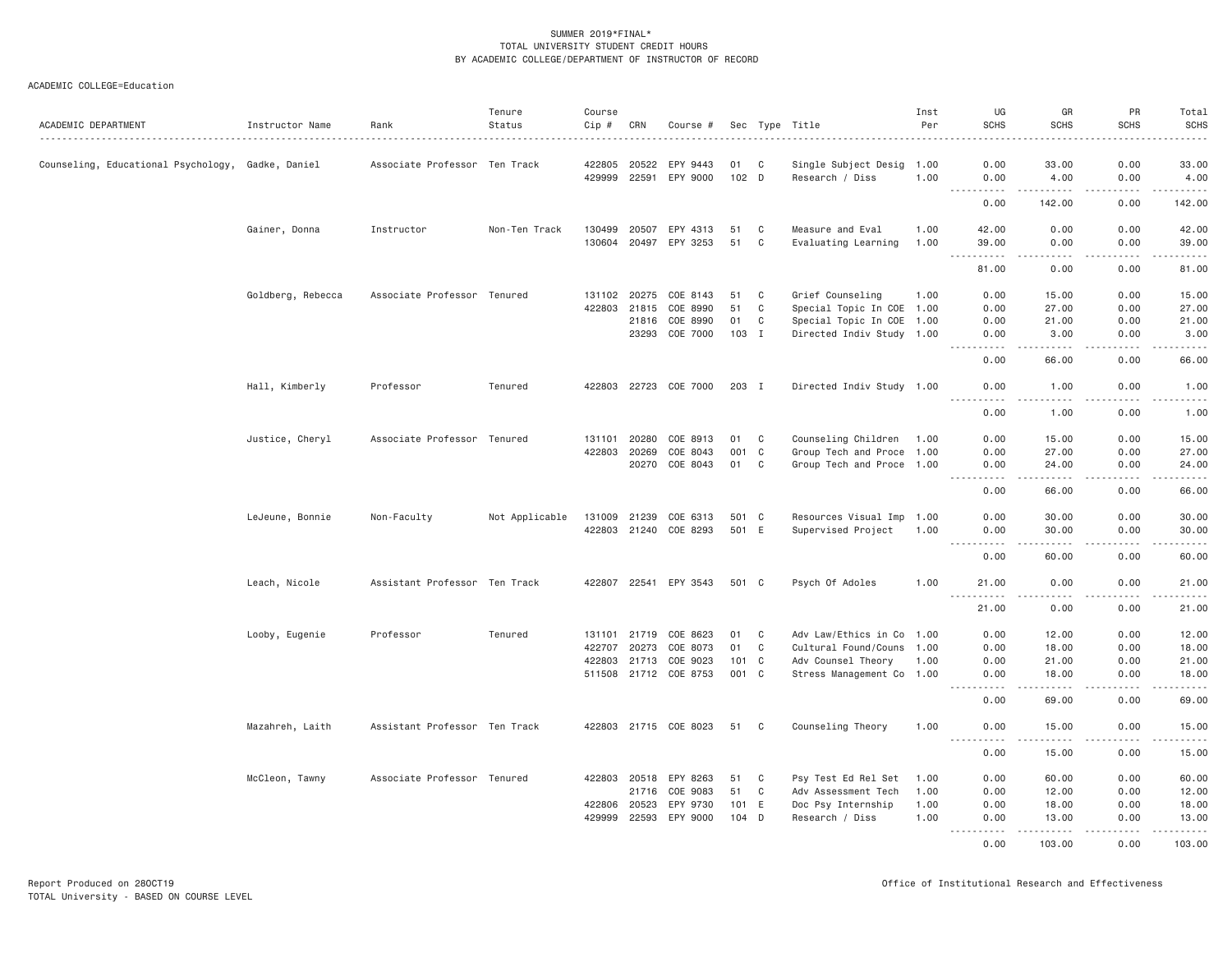SUMMER 2019*FINAL*
TOTAL UNIVERSITY STUDENT CREDIT HOURS
BY ACADEMIC COLLEGE/DEPARTMENT OF INSTRUCTOR OF RECORD

ACADEMIC COLLEGE=Education

| ACADEMIC DEPARTMENT | Instructor Name | Rank | Tenure Status | Course Cip # | CRN | Course # | Sec | Type | Title | Inst Per | UG SCHS | GR SCHS | PR SCHS | Total SCHS |
|---|---|---|---|---|---|---|---|---|---|---|---|---|---|---|
| Counseling, Educational Psychology, | Gadke, Daniel | Associate Professor | Ten Track | 422805 | 20522 | EPY 9443 | 01 | C | Single Subject Desig | 1.00 | 0.00 | 33.00 | 0.00 | 33.00 |
| | | | | 429999 | 22591 | EPY 9000 | 102 | D | Research / Diss | 1.00 | 0.00 | 4.00 | 0.00 | 4.00 |
| | | | | | | | | | | | 0.00 | 142.00 | 0.00 | 142.00 |
| | Gainer, Donna | Instructor | Non-Ten Track | 130499 | 20507 | EPY 4313 | 51 | C | Measure and Eval | 1.00 | 42.00 | 0.00 | 0.00 | 42.00 |
| | | | | 130604 | 20497 | EPY 3253 | 51 | C | Evaluating Learning | 1.00 | 39.00 | 0.00 | 0.00 | 39.00 |
| | | | | | | | | | | | 81.00 | 0.00 | 0.00 | 81.00 |
| | Goldberg, Rebecca | Associate Professor | Tenured | 131102 | 20275 | COE 8143 | 51 | C | Grief Counseling | 1.00 | 0.00 | 15.00 | 0.00 | 15.00 |
| | | | | 422803 | 21815 | COE 8990 | 51 | C | Special Topic In COE | 1.00 | 0.00 | 27.00 | 0.00 | 27.00 |
| | | | | | 21816 | COE 8990 | 01 | C | Special Topic In COE | 1.00 | 0.00 | 21.00 | 0.00 | 21.00 |
| | | | | | 23293 | COE 7000 | 103 | I | Directed Indiv Study | 1.00 | 0.00 | 3.00 | 0.00 | 3.00 |
| | | | | | | | | | | | 0.00 | 66.00 | 0.00 | 66.00 |
| | Hall, Kimberly | Professor | Tenured | 422803 | 22723 | COE 7000 | 203 | I | Directed Indiv Study | 1.00 | 0.00 | 1.00 | 0.00 | 1.00 |
| | | | | | | | | | | | 0.00 | 1.00 | 0.00 | 1.00 |
| | Justice, Cheryl | Associate Professor | Tenured | 131101 | 20280 | COE 8913 | 01 | C | Counseling Children | 1.00 | 0.00 | 15.00 | 0.00 | 15.00 |
| | | | | 422803 | 20269 | COE 8043 | 001 | C | Group Tech and Proce | 1.00 | 0.00 | 27.00 | 0.00 | 27.00 |
| | | | | | 20270 | COE 8043 | 01 | C | Group Tech and Proce | 1.00 | 0.00 | 24.00 | 0.00 | 24.00 |
| | | | | | | | | | | | 0.00 | 66.00 | 0.00 | 66.00 |
| | LeJeune, Bonnie | Non-Faculty | Not Applicable | 131009 | 21239 | COE 6313 | 501 | C | Resources Visual Imp | 1.00 | 0.00 | 30.00 | 0.00 | 30.00 |
| | | | | 422803 | 21240 | COE 8293 | 501 | E | Supervised Project | 1.00 | 0.00 | 30.00 | 0.00 | 30.00 |
| | | | | | | | | | | | 0.00 | 60.00 | 0.00 | 60.00 |
| | Leach, Nicole | Assistant Professor | Ten Track | 422807 | 22541 | EPY 3543 | 501 | C | Psych Of Adoles | 1.00 | 21.00 | 0.00 | 0.00 | 21.00 |
| | | | | | | | | | | | 21.00 | 0.00 | 0.00 | 21.00 |
| | Looby, Eugenie | Professor | Tenured | 131101 | 21719 | COE 8623 | 01 | C | Adv Law/Ethics in Co | 1.00 | 0.00 | 12.00 | 0.00 | 12.00 |
| | | | | 422707 | 20273 | COE 8073 | 01 | C | Cultural Found/Couns | 1.00 | 0.00 | 18.00 | 0.00 | 18.00 |
| | | | | 422803 | 21713 | COE 9023 | 101 | C | Adv Counsel Theory | 1.00 | 0.00 | 21.00 | 0.00 | 21.00 |
| | | | | 511508 | 21712 | COE 8753 | 001 | C | Stress Management Co | 1.00 | 0.00 | 18.00 | 0.00 | 18.00 |
| | | | | | | | | | | | 0.00 | 69.00 | 0.00 | 69.00 |
| | Mazahreh, Laith | Assistant Professor | Ten Track | 422803 | 21715 | COE 8023 | 51 | C | Counseling Theory | 1.00 | 0.00 | 15.00 | 0.00 | 15.00 |
| | | | | | | | | | | | 0.00 | 15.00 | 0.00 | 15.00 |
| | McCleon, Tawny | Associate Professor | Tenured | 422803 | 20518 | EPY 8263 | 51 | C | Psy Test Ed Rel Set | 1.00 | 0.00 | 60.00 | 0.00 | 60.00 |
| | | | | | 21716 | COE 9083 | 51 | C | Adv Assessment Tech | 1.00 | 0.00 | 12.00 | 0.00 | 12.00 |
| | | | | 422806 | 20523 | EPY 9730 | 101 | E | Doc Psy Internship | 1.00 | 0.00 | 18.00 | 0.00 | 18.00 |
| | | | | 429999 | 22593 | EPY 9000 | 104 | D | Research / Diss | 1.00 | 0.00 | 13.00 | 0.00 | 13.00 |
| | | | | | | | | | | | 0.00 | 103.00 | 0.00 | 103.00 |

Report Produced on 28OCT19
TOTAL University - BASED ON COURSE LEVEL

Office of Institutional Research and Effectiveness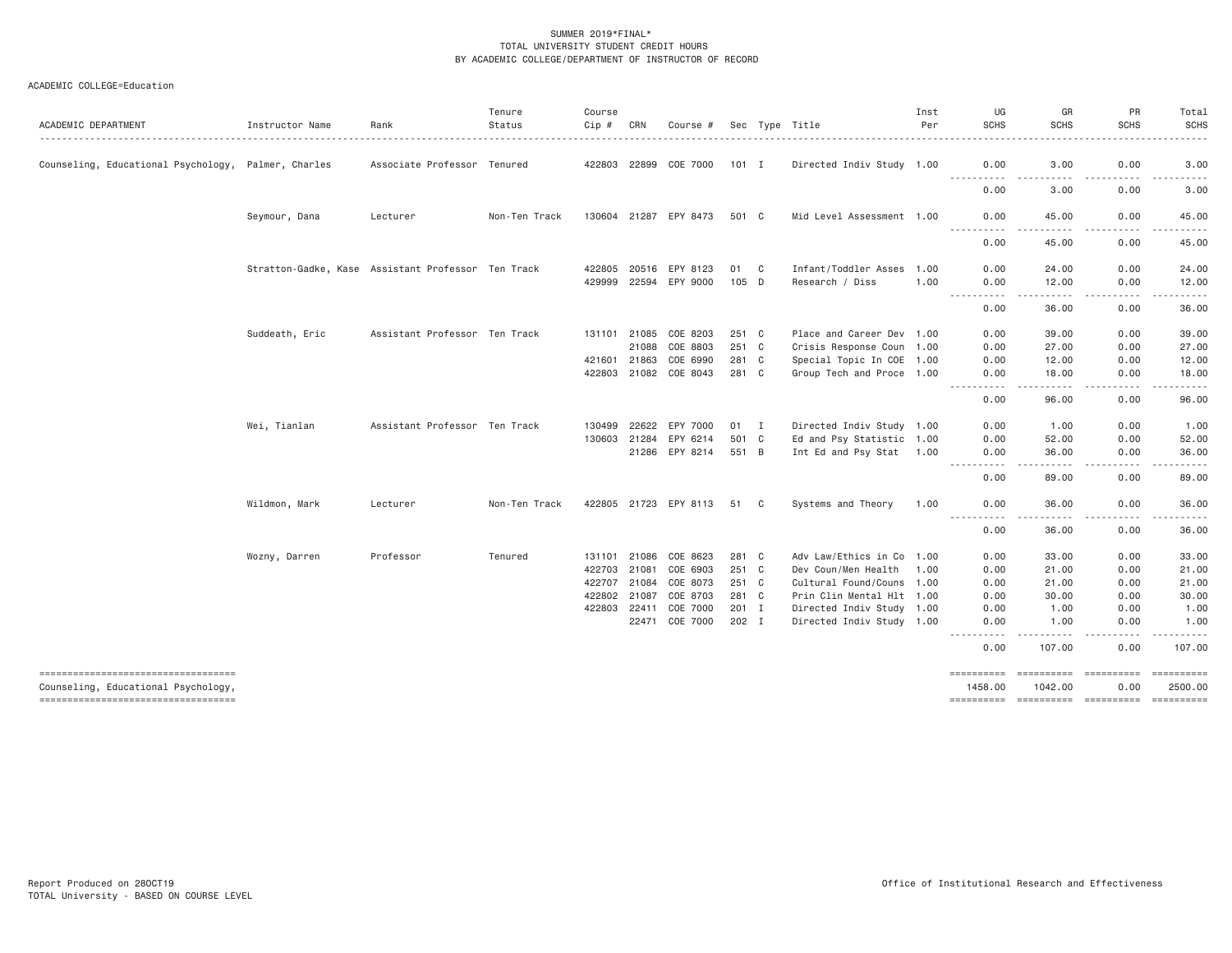SUMMER 2019*FINAL*
TOTAL UNIVERSITY STUDENT CREDIT HOURS
BY ACADEMIC COLLEGE/DEPARTMENT OF INSTRUCTOR OF RECORD

ACADEMIC COLLEGE=Education

| ACADEMIC DEPARTMENT | Instructor Name | Rank | Tenure Status | Course Cip # | CRN | Course # | Sec | Type | Title | Inst Per | UG SCHS | GR SCHS | PR SCHS | Total SCHS |
|---|---|---|---|---|---|---|---|---|---|---|---|---|---|---|
| Counseling, Educational Psychology, | Palmer, Charles | Associate Professor | Tenured | 422803 | 22899 | COE 7000 | 101 | I | Directed Indiv Study | 1.00 | 0.00 | 3.00 | 0.00 | 3.00 |
| | | | | | | | | | | | 0.00 | 3.00 | 0.00 | 3.00 |
| | Seymour, Dana | Lecturer | Non-Ten Track | 130604 | 21287 | EPY 8473 | 501 | C | Mid Level Assessment | 1.00 | 0.00 | 45.00 | 0.00 | 45.00 |
| | | | | | | | | | | | 0.00 | 45.00 | 0.00 | 45.00 |
| | Stratton-Gadke, Kase | Assistant Professor | Ten Track | 422805 | 20516 | EPY 8123 | 01 | C | Infant/Toddler Asses | 1.00 | 0.00 | 24.00 | 0.00 | 24.00 |
| | | | | 429999 | 22594 | EPY 9000 | 105 | D | Research / Diss | 1.00 | 0.00 | 12.00 | 0.00 | 12.00 |
| | | | | | | | | | | | 0.00 | 36.00 | 0.00 | 36.00 |
| | Suddeath, Eric | Assistant Professor | Ten Track | 131101 | 21085 | COE 8203 | 251 | C | Place and Career Dev | 1.00 | 0.00 | 39.00 | 0.00 | 39.00 |
| | | | | | 21088 | COE 8803 | 251 | C | Crisis Response Coun | 1.00 | 0.00 | 27.00 | 0.00 | 27.00 |
| | | | | 421601 | 21863 | COE 6990 | 281 | C | Special Topic In COE | 1.00 | 0.00 | 12.00 | 0.00 | 12.00 |
| | | | | 422803 | 21082 | COE 8043 | 281 | C | Group Tech and Proce | 1.00 | 0.00 | 18.00 | 0.00 | 18.00 |
| | | | | | | | | | | | 0.00 | 96.00 | 0.00 | 96.00 |
| | Wei, Tianlan | Assistant Professor | Ten Track | 130499 | 22622 | EPY 7000 | 01 | I | Directed Indiv Study | 1.00 | 0.00 | 1.00 | 0.00 | 1.00 |
| | | | | 130603 | 21284 | EPY 6214 | 501 | C | Ed and Psy Statistic | 1.00 | 0.00 | 52.00 | 0.00 | 52.00 |
| | | | | | 21286 | EPY 8214 | 551 | B | Int Ed and Psy Stat | 1.00 | 0.00 | 36.00 | 0.00 | 36.00 |
| | | | | | | | | | | | 0.00 | 89.00 | 0.00 | 89.00 |
| | Wildmon, Mark | Lecturer | Non-Ten Track | 422805 | 21723 | EPY 8113 | 51 | C | Systems and Theory | 1.00 | 0.00 | 36.00 | 0.00 | 36.00 |
| | | | | | | | | | | | 0.00 | 36.00 | 0.00 | 36.00 |
| | Wozny, Darren | Professor | Tenured | 131101 | 21086 | COE 8623 | 281 | C | Adv Law/Ethics in Co | 1.00 | 0.00 | 33.00 | 0.00 | 33.00 |
| | | | | 422703 | 21081 | COE 6903 | 251 | C | Dev Coun/Men Health | 1.00 | 0.00 | 21.00 | 0.00 | 21.00 |
| | | | | 422707 | 21084 | COE 8073 | 251 | C | Cultural Found/Couns | 1.00 | 0.00 | 21.00 | 0.00 | 21.00 |
| | | | | 422802 | 21087 | COE 8703 | 281 | C | Prin Clin Mental Hlt | 1.00 | 0.00 | 30.00 | 0.00 | 30.00 |
| | | | | 422803 | 22411 | COE 7000 | 201 | I | Directed Indiv Study | 1.00 | 0.00 | 1.00 | 0.00 | 1.00 |
| | | | | | 22471 | COE 7000 | 202 | I | Directed Indiv Study | 1.00 | 0.00 | 1.00 | 0.00 | 1.00 |
| | | | | | | | | | | | 0.00 | 107.00 | 0.00 | 107.00 |
| Counseling, Educational Psychology, | | | | | | | | | | | 1458.00 | 1042.00 | 0.00 | 2500.00 |

Report Produced on 28OCT19
TOTAL University - BASED ON COURSE LEVEL

Office of Institutional Research and Effectiveness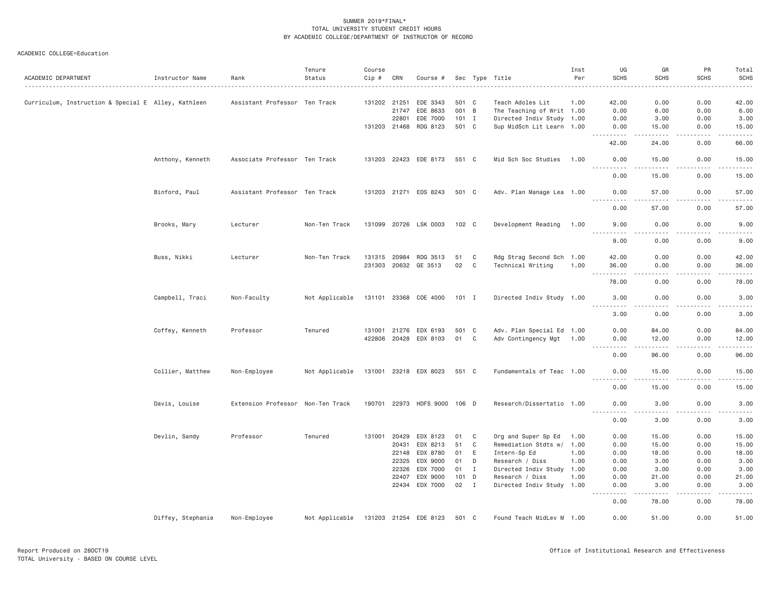SUMMER 2019*FINAL*
TOTAL UNIVERSITY STUDENT CREDIT HOURS
BY ACADEMIC COLLEGE/DEPARTMENT OF INSTRUCTOR OF RECORD

ACADEMIC COLLEGE=Education

| ACADEMIC DEPARTMENT | Instructor Name | Rank | Tenure Status | Course Cip # | CRN | Course # | Sec | Type | Title | Inst Per | UG SCHS | GR SCHS | PR SCHS | Total SCHS |
|---|---|---|---|---|---|---|---|---|---|---|---|---|---|---|
| Curriculum, Instruction & Special E | Alley, Kathleen | Assistant Professor | Ten Track | 131202 | 21251 | EDE 3343 | 501 | C | Teach Adoles Lit | 1.00 | 42.00 | 0.00 | 0.00 | 42.00 |
| | | | | | 21747 | EDE 8633 | 001 | B | The Teaching of Writ | 1.00 | 0.00 | 6.00 | 0.00 | 6.00 |
| | | | | | 22801 | EDE 7000 | 101 | I | Directed Indiv Study | 1.00 | 0.00 | 3.00 | 0.00 | 3.00 |
| | | | | 131203 | 21468 | RDG 8123 | 501 | C | Sup MidSch Lit Learn | 1.00 | 0.00 | 15.00 | 0.00 | 15.00 |
| | | | | | | | | | | | 42.00 | 24.00 | 0.00 | 66.00 |
| | Anthony, Kenneth | Associate Professor | Ten Track | 131203 | 22423 | EDE 8173 | 551 | C | Mid Sch Soc Studies | 1.00 | 0.00 | 15.00 | 0.00 | 15.00 |
| | | | | | | | | | | | 0.00 | 15.00 | 0.00 | 15.00 |
| | Binford, Paul | Assistant Professor | Ten Track | 131203 | 21271 | EDS 8243 | 501 | C | Adv. Plan Manage Lea | 1.00 | 0.00 | 57.00 | 0.00 | 57.00 |
| | | | | | | | | | | | 0.00 | 57.00 | 0.00 | 57.00 |
| | Brooks, Mary | Lecturer | Non-Ten Track | 131099 | 20726 | LSK 0003 | 102 | C | Development Reading | 1.00 | 9.00 | 0.00 | 0.00 | 9.00 |
| | | | | | | | | | | | 9.00 | 0.00 | 0.00 | 9.00 |
| | Buss, Nikki | Lecturer | Non-Ten Track | 131315 | 20984 | RDG 3513 | 51 | C | Rdg Strag Second Sch | 1.00 | 42.00 | 0.00 | 0.00 | 42.00 |
| | | | | 231303 | 20632 | GE 3513 | 02 | C | Technical Writing | 1.00 | 36.00 | 0.00 | 0.00 | 36.00 |
| | | | | | | | | | | | 78.00 | 0.00 | 0.00 | 78.00 |
| | Campbell, Traci | Non-Faculty | Not Applicable | 131101 | 23368 | COE 4000 | 101 | I | Directed Indiv Study | 1.00 | 3.00 | 0.00 | 0.00 | 3.00 |
| | | | | | | | | | | | 3.00 | 0.00 | 0.00 | 3.00 |
| | Coffey, Kenneth | Professor | Tenured | 131001 | 21276 | EDX 6193 | 501 | C | Adv. Plan Special Ed | 1.00 | 0.00 | 84.00 | 0.00 | 84.00 |
| | | | | 422806 | 20428 | EDX 8103 | 01 | C | Adv Contingency Mgt | 1.00 | 0.00 | 12.00 | 0.00 | 12.00 |
| | | | | | | | | | | | 0.00 | 96.00 | 0.00 | 96.00 |
| | Collier, Matthew | Non-Employee | Not Applicable | 131001 | 23218 | EDX 8023 | 551 | C | Fundamentals of Teac | 1.00 | 0.00 | 15.00 | 0.00 | 15.00 |
| | | | | | | | | | | | 0.00 | 15.00 | 0.00 | 15.00 |
| | Davis, Louise | Extension Professor | Non-Ten Track | 190701 | 22973 | HDFS 9000 | 106 | D | Research/Dissertatio | 1.00 | 0.00 | 3.00 | 0.00 | 3.00 |
| | | | | | | | | | | | 0.00 | 3.00 | 0.00 | 3.00 |
| | Devlin, Sandy | Professor | Tenured | 131001 | 20429 | EDX 8123 | 01 | C | Org and Super Sp Ed | 1.00 | 0.00 | 15.00 | 0.00 | 15.00 |
| | | | | | 20431 | EDX 8213 | 51 | C | Remediation Stdts w/ | 1.00 | 0.00 | 15.00 | 0.00 | 15.00 |
| | | | | | 22148 | EDX 8780 | 01 | E | Intern-Sp Ed | 1.00 | 0.00 | 18.00 | 0.00 | 18.00 |
| | | | | | 22325 | EDX 9000 | 01 | D | Research / Diss | 1.00 | 0.00 | 3.00 | 0.00 | 3.00 |
| | | | | | 22326 | EDX 7000 | 01 | I | Directed Indiv Study | 1.00 | 0.00 | 3.00 | 0.00 | 3.00 |
| | | | | | 22407 | EDX 9000 | 101 | D | Research / Diss | 1.00 | 0.00 | 21.00 | 0.00 | 21.00 |
| | | | | | 22434 | EDX 7000 | 02 | I | Directed Indiv Study | 1.00 | 0.00 | 3.00 | 0.00 | 3.00 |
| | | | | | | | | | | | 0.00 | 78.00 | 0.00 | 78.00 |
| | Diffey, Stephanie | Non-Employee | Not Applicable | 131203 | 21254 | EDE 8123 | 501 | C | Found Teach MidLev M | 1.00 | 0.00 | 51.00 | 0.00 | 51.00 |

Report Produced on 28OCT19
TOTAL University - BASED ON COURSE LEVEL

Office of Institutional Research and Effectiveness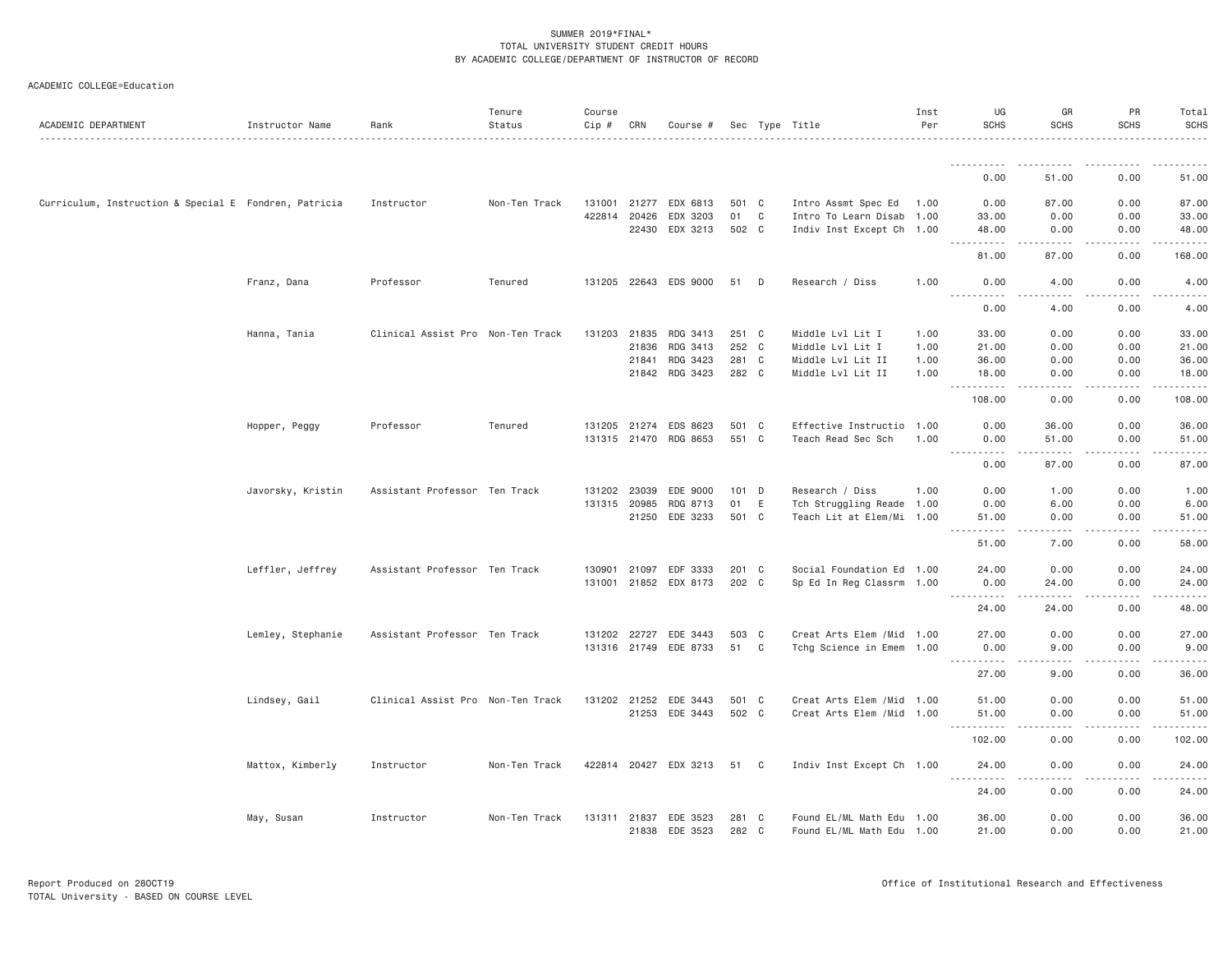SUMMER 2019*FINAL*
TOTAL UNIVERSITY STUDENT CREDIT HOURS
BY ACADEMIC COLLEGE/DEPARTMENT OF INSTRUCTOR OF RECORD

ACADEMIC COLLEGE=Education

| ACADEMIC DEPARTMENT | Instructor Name | Rank | Tenure Status | Course Cip # | CRN | Course # | Sec | Type | Title | Inst Per | UG SCHS | GR SCHS | PR SCHS | Total SCHS |
|---|---|---|---|---|---|---|---|---|---|---|---|---|---|---|
| | | | | | | | | | | | 0.00 | 51.00 | 0.00 | 51.00 |
| Curriculum, Instruction & Special E | Fondren, Patricia | Instructor | Non-Ten Track | 131001 | 21277 | EDX 6813 | 501 | C | Intro Assmt Spec Ed | 1.00 | 0.00 | 87.00 | 0.00 | 87.00 |
| | | | | 422814 | 20426 | EDX 3203 | 01 | C | Intro To Learn Disab | 1.00 | 33.00 | 0.00 | 0.00 | 33.00 |
| | | | | | 22430 | EDX 3213 | 502 | C | Indiv Inst Except Ch | 1.00 | 48.00 | 0.00 | 0.00 | 48.00 |
| | | | | | | | | | | | 81.00 | 87.00 | 0.00 | 168.00 |
| | Franz, Dana | Professor | Tenured | 131205 | 22643 | EDS 9000 | 51 | D | Research / Diss | 1.00 | 0.00 | 4.00 | 0.00 | 4.00 |
| | | | | | | | | | | | 0.00 | 4.00 | 0.00 | 4.00 |
| | Hanna, Tania | Clinical Assist Pro | Non-Ten Track | 131203 | 21835 | RDG 3413 | 251 | C | Middle Lvl Lit I | 1.00 | 33.00 | 0.00 | 0.00 | 33.00 |
| | | | | | 21836 | RDG 3413 | 252 | C | Middle Lvl Lit I | 1.00 | 21.00 | 0.00 | 0.00 | 21.00 |
| | | | | | 21841 | RDG 3423 | 281 | C | Middle Lvl Lit II | 1.00 | 36.00 | 0.00 | 0.00 | 36.00 |
| | | | | | 21842 | RDG 3423 | 282 | C | Middle Lvl Lit II | 1.00 | 18.00 | 0.00 | 0.00 | 18.00 |
| | | | | | | | | | | | 108.00 | 0.00 | 0.00 | 108.00 |
| | Hopper, Peggy | Professor | Tenured | 131205 | 21274 | EDS 8623 | 501 | C | Effective Instructio | 1.00 | 0.00 | 36.00 | 0.00 | 36.00 |
| | | | | 131315 | 21470 | RDG 8653 | 551 | C | Teach Read Sec Sch | 1.00 | 0.00 | 51.00 | 0.00 | 51.00 |
| | | | | | | | | | | | 0.00 | 87.00 | 0.00 | 87.00 |
| | Javorsky, Kristin | Assistant Professor | Ten Track | 131202 | 23039 | EDE 9000 | 101 | D | Research / Diss | 1.00 | 0.00 | 1.00 | 0.00 | 1.00 |
| | | | | 131315 | 20985 | RDG 8713 | 01 | E | Tch Struggling Reade | 1.00 | 0.00 | 6.00 | 0.00 | 6.00 |
| | | | | | 21250 | EDE 3233 | 501 | C | Teach Lit at Elem/Mi | 1.00 | 51.00 | 0.00 | 0.00 | 51.00 |
| | | | | | | | | | | | 51.00 | 7.00 | 0.00 | 58.00 |
| | Leffler, Jeffrey | Assistant Professor | Ten Track | 130901 | 21097 | EDF 3333 | 201 | C | Social Foundation Ed | 1.00 | 24.00 | 0.00 | 0.00 | 24.00 |
| | | | | 131001 | 21852 | EDX 8173 | 202 | C | Sp Ed In Reg Classrm | 1.00 | 0.00 | 24.00 | 0.00 | 24.00 |
| | | | | | | | | | | | 24.00 | 24.00 | 0.00 | 48.00 |
| | Lemley, Stephanie | Assistant Professor | Ten Track | 131202 | 22727 | EDE 3443 | 503 | C | Creat Arts Elem /Mid | 1.00 | 27.00 | 0.00 | 0.00 | 27.00 |
| | | | | 131316 | 21749 | EDE 8733 | 51 | C | Tchg Science in Emem | 1.00 | 0.00 | 9.00 | 0.00 | 9.00 |
| | | | | | | | | | | | 27.00 | 9.00 | 0.00 | 36.00 |
| | Lindsey, Gail | Clinical Assist Pro | Non-Ten Track | 131202 | 21252 | EDE 3443 | 501 | C | Creat Arts Elem /Mid | 1.00 | 51.00 | 0.00 | 0.00 | 51.00 |
| | | | | | 21253 | EDE 3443 | 502 | C | Creat Arts Elem /Mid | 1.00 | 51.00 | 0.00 | 0.00 | 51.00 |
| | | | | | | | | | | | 102.00 | 0.00 | 0.00 | 102.00 |
| | Mattox, Kimberly | Instructor | Non-Ten Track | 422814 | 20427 | EDX 3213 | 51 | C | Indiv Inst Except Ch | 1.00 | 24.00 | 0.00 | 0.00 | 24.00 |
| | | | | | | | | | | | 24.00 | 0.00 | 0.00 | 24.00 |
| | May, Susan | Instructor | Non-Ten Track | 131311 | 21837 | EDE 3523 | 281 | C | Found EL/ML Math Edu | 1.00 | 36.00 | 0.00 | 0.00 | 36.00 |
| | | | | | 21838 | EDE 3523 | 282 | C | Found EL/ML Math Edu | 1.00 | 21.00 | 0.00 | 0.00 | 21.00 |

Report Produced on 28OCT19
TOTAL University - BASED ON COURSE LEVEL

Office of Institutional Research and Effectiveness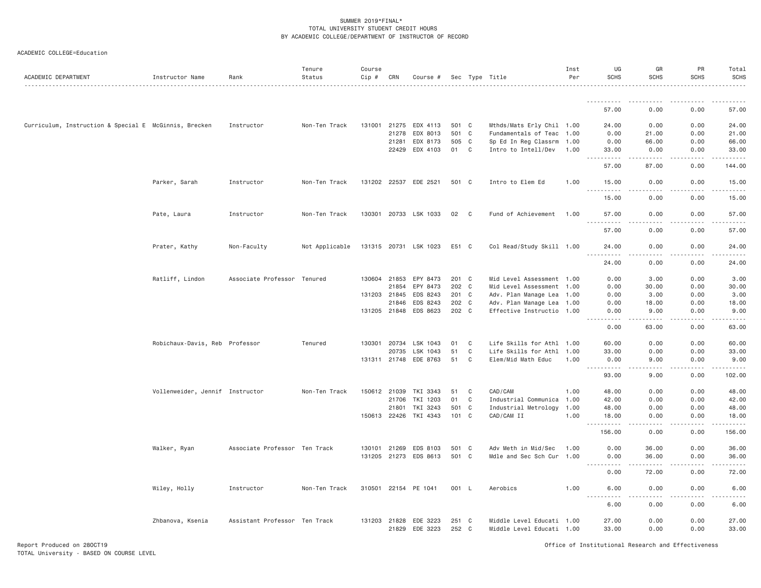SUMMER 2019*FINAL*
TOTAL UNIVERSITY STUDENT CREDIT HOURS
BY ACADEMIC COLLEGE/DEPARTMENT OF INSTRUCTOR OF RECORD

ACADEMIC COLLEGE=Education

| ACADEMIC DEPARTMENT | Instructor Name | Rank | Tenure Status | Course Cip # | CRN | Course # | Sec | Type | Title | Inst Per | UG SCHS | GR SCHS | PR SCHS | Total SCHS |
|---|---|---|---|---|---|---|---|---|---|---|---|---|---|---|
| | | | | | | | | | | | 57.00 | 0.00 | 0.00 | 57.00 |
| Curriculum, Instruction & Special E | McGinnis, Brecken | Instructor | Non-Ten Track | 131001 | 21275 | EDX 4113 | 501 | C | Mthds/Mats Erly Chil | 1.00 | 24.00 | 0.00 | 0.00 | 24.00 |
| | | | | | 21278 | EDX 8013 | 501 | C | Fundamentals of Teac | 1.00 | 0.00 | 21.00 | 0.00 | 21.00 |
| | | | | | 21281 | EDX 8173 | 505 | C | Sp Ed In Reg Classrm | 1.00 | 0.00 | 66.00 | 0.00 | 66.00 |
| | | | | | 22429 | EDX 4103 | 01 | C | Intro to Intell/Dev | 1.00 | 33.00 | 0.00 | 0.00 | 33.00 |
| | | | | | | | | | | | 57.00 | 87.00 | 0.00 | 144.00 |
| | Parker, Sarah | Instructor | Non-Ten Track | 131202 | 22537 | EDE 2521 | 501 | C | Intro to Elem Ed | 1.00 | 15.00 | 0.00 | 0.00 | 15.00 |
| | | | | | | | | | | | 15.00 | 0.00 | 0.00 | 15.00 |
| | Pate, Laura | Instructor | Non-Ten Track | 130301 | 20733 | LSK 1033 | 02 | C | Fund of Achievement | 1.00 | 57.00 | 0.00 | 0.00 | 57.00 |
| | | | | | | | | | | | 57.00 | 0.00 | 0.00 | 57.00 |
| | Prater, Kathy | Non-Faculty | Not Applicable | 131315 | 20731 | LSK 1023 | E51 | C | Col Read/Study Skill | 1.00 | 24.00 | 0.00 | 0.00 | 24.00 |
| | | | | | | | | | | | 24.00 | 0.00 | 0.00 | 24.00 |
| | Ratliff, Lindon | Associate Professor | Tenured | 130604 | 21853 | EPY 8473 | 201 | C | Mid Level Assessment | 1.00 | 0.00 | 3.00 | 0.00 | 3.00 |
| | | | | | 21854 | EPY 8473 | 202 | C | Mid Level Assessment | 1.00 | 0.00 | 30.00 | 0.00 | 30.00 |
| | | | | 131203 | 21845 | EDS 8243 | 201 | C | Adv. Plan Manage Lea | 1.00 | 0.00 | 3.00 | 0.00 | 3.00 |
| | | | | | 21846 | EDS 8243 | 202 | C | Adv. Plan Manage Lea | 1.00 | 0.00 | 18.00 | 0.00 | 18.00 |
| | | | | 131205 | 21848 | EDS 8623 | 202 | C | Effective Instructio | 1.00 | 0.00 | 9.00 | 0.00 | 9.00 |
| | | | | | | | | | | | 0.00 | 63.00 | 0.00 | 63.00 |
| | Robichaux-Davis, Reb | Professor | Tenured | 130301 | 20734 | LSK 1043 | 01 | C | Life Skills for Athl | 1.00 | 60.00 | 0.00 | 0.00 | 60.00 |
| | | | | | 20735 | LSK 1043 | 51 | C | Life Skills for Athl | 1.00 | 33.00 | 0.00 | 0.00 | 33.00 |
| | | | | 131311 | 21748 | EDE 8763 | 51 | C | Elem/Mid Math Educ | 1.00 | 0.00 | 9.00 | 0.00 | 9.00 |
| | | | | | | | | | | | 93.00 | 9.00 | 0.00 | 102.00 |
| | Vollenweider, Jennif | Instructor | Non-Ten Track | 150612 | 21039 | TKI 3343 | 51 | C | CAD/CAM | 1.00 | 48.00 | 0.00 | 0.00 | 48.00 |
| | | | | | 21706 | TKI 1203 | 01 | C | Industrial Communica | 1.00 | 42.00 | 0.00 | 0.00 | 42.00 |
| | | | | | 21801 | TKI 3243 | 501 | C | Industrial Metrology | 1.00 | 48.00 | 0.00 | 0.00 | 48.00 |
| | | | | 150613 | 22426 | TKI 4343 | 101 | C | CAD/CAM II | 1.00 | 18.00 | 0.00 | 0.00 | 18.00 |
| | | | | | | | | | | | 156.00 | 0.00 | 0.00 | 156.00 |
| | Walker, Ryan | Associate Professor | Ten Track | 130101 | 21269 | EDS 8103 | 501 | C | Adv Meth in Mid/Sec | 1.00 | 0.00 | 36.00 | 0.00 | 36.00 |
| | | | | 131205 | 21273 | EDS 8613 | 501 | C | Mdle and Sec Sch Cur | 1.00 | 0.00 | 36.00 | 0.00 | 36.00 |
| | | | | | | | | | | | 0.00 | 72.00 | 0.00 | 72.00 |
| | Wiley, Holly | Instructor | Non-Ten Track | 310501 | 22154 | PE 1041 | 001 | L | Aerobics | 1.00 | 6.00 | 0.00 | 0.00 | 6.00 |
| | | | | | | | | | | | 6.00 | 0.00 | 0.00 | 6.00 |
| | Zhbanova, Ksenia | Assistant Professor | Ten Track | 131203 | 21828 | EDE 3223 | 251 | C | Middle Level Educati | 1.00 | 27.00 | 0.00 | 0.00 | 27.00 |
| | | | | | 21829 | EDE 3223 | 252 | C | Middle Level Educati | 1.00 | 33.00 | 0.00 | 0.00 | 33.00 |

Report Produced on 28OCT19
TOTAL University - BASED ON COURSE LEVEL

Office of Institutional Research and Effectiveness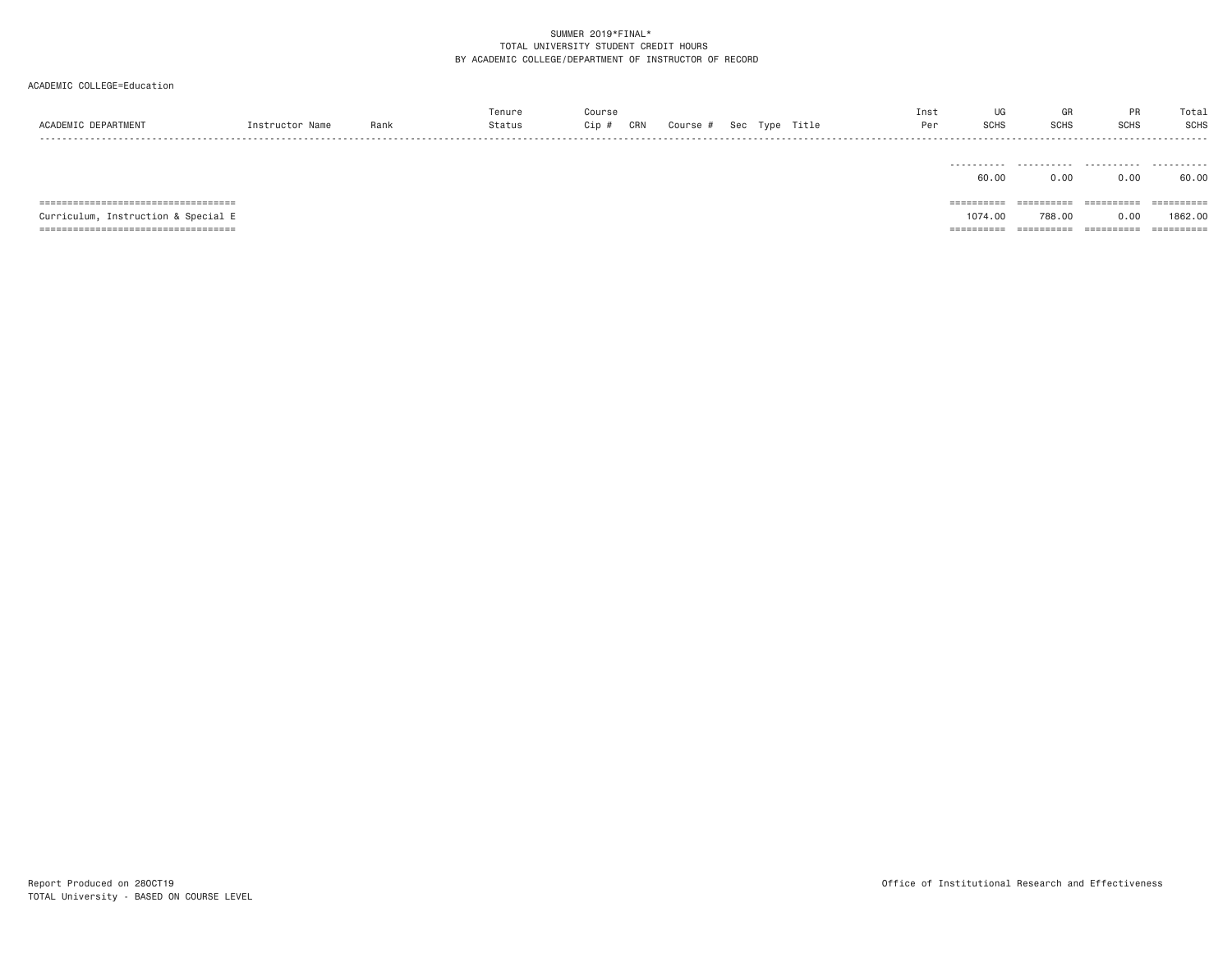SUMMER 2019*FINAL*
TOTAL UNIVERSITY STUDENT CREDIT HOURS
BY ACADEMIC COLLEGE/DEPARTMENT OF INSTRUCTOR OF RECORD

ACADEMIC COLLEGE=Education

| ACADEMIC DEPARTMENT | Instructor Name | Rank | Tenure Status | Course Cip # | CRN | Course # | Sec | Type | Title | Inst Per | UG SCHS | GR SCHS | PR SCHS | Total SCHS |
|---|---|---|---|---|---|---|---|---|---|---|---|---|---|---|
| | | | | | | | | | | | 60.00 | 0.00 | 0.00 | 60.00 |
| Curriculum, Instruction & Special E | | | | | | | | | | | 1074.00 | 788.00 | 0.00 | 1862.00 |

Report Produced on 28OCT19
TOTAL University - BASED ON COURSE LEVEL

Office of Institutional Research and Effectiveness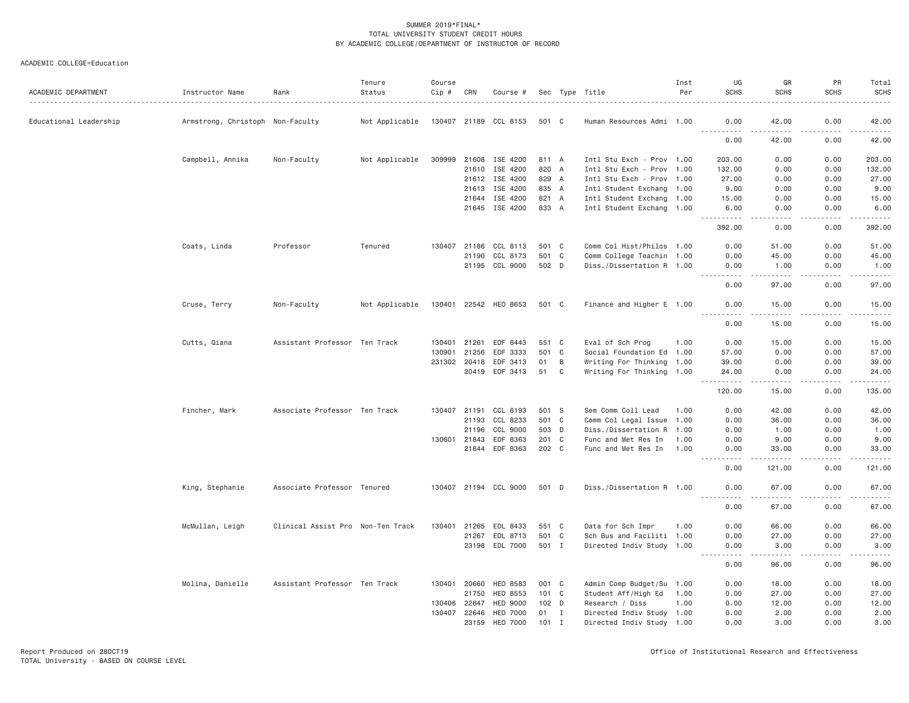SUMMER 2019*FINAL*
TOTAL UNIVERSITY STUDENT CREDIT HOURS
BY ACADEMIC COLLEGE/DEPARTMENT OF INSTRUCTOR OF RECORD

ACADEMIC COLLEGE=Education

| ACADEMIC DEPARTMENT | Instructor Name | Rank | Tenure Status | Course Cip # | CRN | Course # | Sec | Type | Title | Inst Per | UG SCHS | GR SCHS | PR SCHS | Total SCHS |
|---|---|---|---|---|---|---|---|---|---|---|---|---|---|---|
| Educational Leadership | Armstrong, Christoph | Non-Faculty | Not Applicable | 130407 | 21189 | CCL 8153 | 501 | C | Human Resources Admi | 1.00 | 0.00 | 42.00 | 0.00 | 42.00 |
| | | | | | | | | | | | 0.00 | 42.00 | 0.00 | 42.00 |
| | Campbell, Annika | Non-Faculty | Not Applicable | 309999 | 21608 | ISE 4200 | 811 | A | Intl Stu Exch - Prov | 1.00 | 203.00 | 0.00 | 0.00 | 203.00 |
| | | | | | 21610 | ISE 4200 | 820 | A | Intl Stu Exch - Prov | 1.00 | 132.00 | 0.00 | 0.00 | 132.00 |
| | | | | | 21612 | ISE 4200 | 829 | A | Intl Stu Exch - Prov | 1.00 | 27.00 | 0.00 | 0.00 | 27.00 |
| | | | | | 21613 | ISE 4200 | 835 | A | Intl Student Exchang | 1.00 | 9.00 | 0.00 | 0.00 | 9.00 |
| | | | | | 21644 | ISE 4200 | 821 | A | Intl Student Exchang | 1.00 | 15.00 | 0.00 | 0.00 | 15.00 |
| | | | | | 21645 | ISE 4200 | 833 | A | Intl Student Exchang | 1.00 | 6.00 | 0.00 | 0.00 | 6.00 |
| | | | | | | | | | | | 392.00 | 0.00 | 0.00 | 392.00 |
| | Coats, Linda | Professor | Tenured | 130407 | 21186 | CCL 8113 | 501 | C | Comm Col Hist/Philos | 1.00 | 0.00 | 51.00 | 0.00 | 51.00 |
| | | | | | 21190 | CCL 8173 | 501 | C | Comm College Teachin | 1.00 | 0.00 | 45.00 | 0.00 | 45.00 |
| | | | | | 21195 | CCL 9000 | 502 | D | Diss./Dissertation R | 1.00 | 0.00 | 1.00 | 0.00 | 1.00 |
| | | | | | | | | | | | 0.00 | 97.00 | 0.00 | 97.00 |
| | Cruse, Terry | Non-Faculty | Not Applicable | 130401 | 22542 | HED 8653 | 501 | C | Finance and Higher E | 1.00 | 0.00 | 15.00 | 0.00 | 15.00 |
| | | | | | | | | | | | 0.00 | 15.00 | 0.00 | 15.00 |
| | Cutts, Qiana | Assistant Professor | Ten Track | 130401 | 21261 | EDF 8443 | 551 | C | Eval of Sch Prog | 1.00 | 0.00 | 15.00 | 0.00 | 15.00 |
| | | | | 130901 | 21256 | EDF 3333 | 501 | C | Social Foundation Ed | 1.00 | 57.00 | 0.00 | 0.00 | 57.00 |
| | | | | 231302 | 20418 | EDF 3413 | 01 | B | Writing For Thinking | 1.00 | 39.00 | 0.00 | 0.00 | 39.00 |
| | | | | | 20419 | EDF 3413 | 51 | C | Writing For Thinking | 1.00 | 24.00 | 0.00 | 0.00 | 24.00 |
| | | | | | | | | | | | 120.00 | 15.00 | 0.00 | 135.00 |
| | Fincher, Mark | Associate Professor | Ten Track | 130407 | 21191 | CCL 8193 | 501 | S | Sem Comm Coll Lead | 1.00 | 0.00 | 42.00 | 0.00 | 42.00 |
| | | | | | 21193 | CCL 8233 | 501 | C | Comm Col Legal Issue | 1.00 | 0.00 | 36.00 | 0.00 | 36.00 |
| | | | | | 21196 | CCL 9000 | 503 | D | Diss./Dissertation R | 1.00 | 0.00 | 1.00 | 0.00 | 1.00 |
| | | | | 130601 | 21843 | EDF 8363 | 201 | C | Func and Met Res In | 1.00 | 0.00 | 9.00 | 0.00 | 9.00 |
| | | | | | 21844 | EDF 8363 | 202 | C | Func and Met Res In | 1.00 | 0.00 | 33.00 | 0.00 | 33.00 |
| | | | | | | | | | | | 0.00 | 121.00 | 0.00 | 121.00 |
| | King, Stephanie | Associate Professor | Tenured | 130407 | 21194 | CCL 9000 | 501 | D | Diss./Dissertation R | 1.00 | 0.00 | 67.00 | 0.00 | 67.00 |
| | | | | | | | | | | | 0.00 | 67.00 | 0.00 | 67.00 |
| | McMullan, Leigh | Clinical Assist Pro | Non-Ten Track | 130401 | 21265 | EDL 8433 | 551 | C | Data for Sch Impr | 1.00 | 0.00 | 66.00 | 0.00 | 66.00 |
| | | | | | 21267 | EDL 8713 | 501 | C | Sch Bus and Faciliti | 1.00 | 0.00 | 27.00 | 0.00 | 27.00 |
| | | | | | 23198 | EDL 7000 | 501 | I | Directed Indiv Study | 1.00 | 0.00 | 3.00 | 0.00 | 3.00 |
| | | | | | | | | | | | 0.00 | 96.00 | 0.00 | 96.00 |
| | Molina, Danielle | Assistant Professor | Ten Track | 130401 | 20660 | HED 8583 | 001 | C | Admin Comp Budget/Su | 1.00 | 0.00 | 18.00 | 0.00 | 18.00 |
| | | | | | 21750 | HED 8553 | 101 | C | Student Aff/High Ed | 1.00 | 0.00 | 27.00 | 0.00 | 27.00 |
| | | | | 130406 | 22647 | HED 9000 | 102 | D | Research / Diss | 1.00 | 0.00 | 12.00 | 0.00 | 12.00 |
| | | | | 130407 | 22646 | HED 7000 | 01 | I | Directed Indiv Study | 1.00 | 0.00 | 2.00 | 0.00 | 2.00 |
| | | | | | 23159 | HED 7000 | 101 | I | Directed Indiv Study | 1.00 | 0.00 | 3.00 | 0.00 | 3.00 |

Report Produced on 28OCT19
TOTAL University - BASED ON COURSE LEVEL

Office of Institutional Research and Effectiveness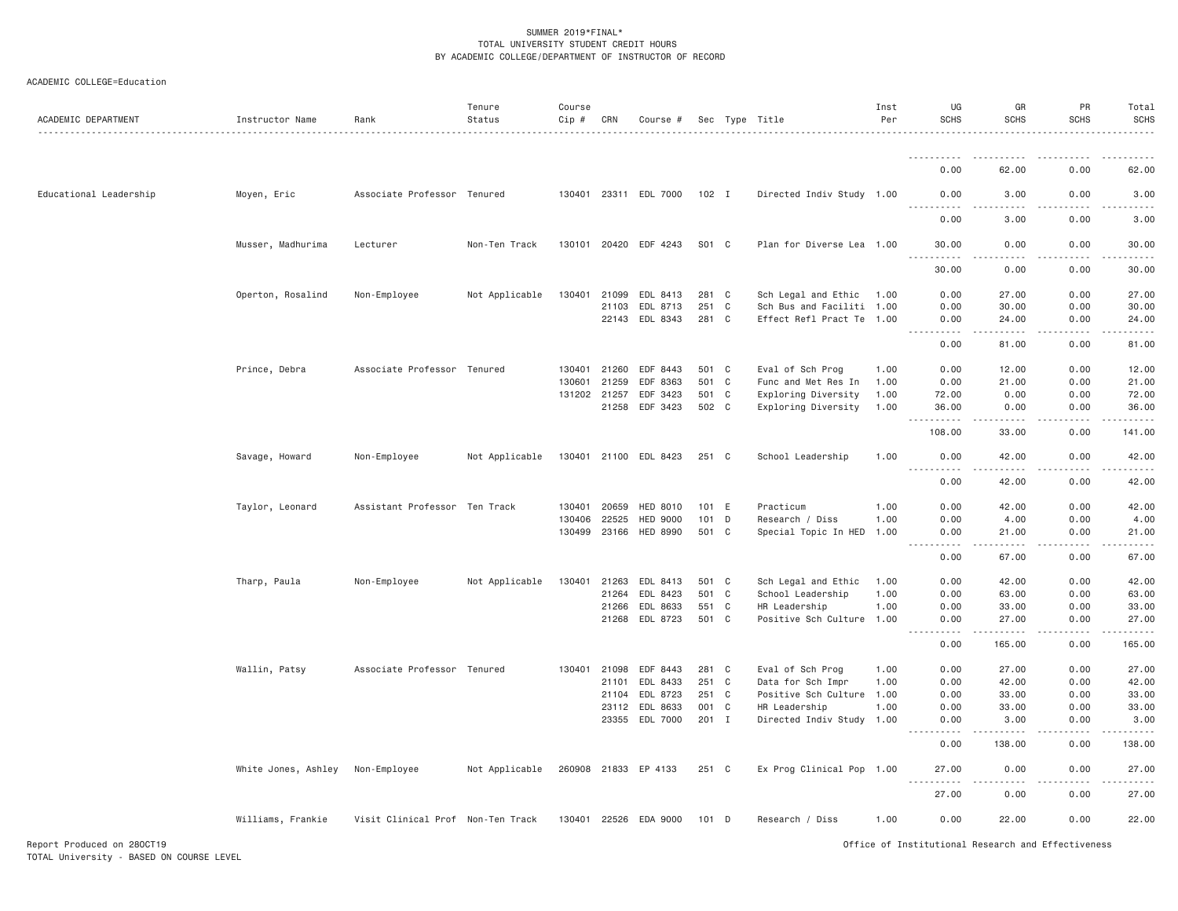SUMMER 2019*FINAL*
TOTAL UNIVERSITY STUDENT CREDIT HOURS
BY ACADEMIC COLLEGE/DEPARTMENT OF INSTRUCTOR OF RECORD

ACADEMIC COLLEGE=Education

| ACADEMIC DEPARTMENT | Instructor Name | Rank | Tenure Status | Course Cip # | CRN | Course # | Sec | Type | Title | Inst Per | UG SCHS | GR SCHS | PR SCHS | Total SCHS |
|---|---|---|---|---|---|---|---|---|---|---|---|---|---|---|
| | | | | | | | | | | | 0.00 | 62.00 | 0.00 | 62.00 |
| Educational Leadership | Moyen, Eric | Associate Professor | Tenured | 130401 | 23311 | EDL 7000 | 102 | I | Directed Indiv Study | 1.00 | 0.00 | 3.00 | 0.00 | 3.00 |
| | | | | | | | | | | | 0.00 | 3.00 | 0.00 | 3.00 |
| | Musser, Madhurima | Lecturer | Non-Ten Track | 130101 | 20420 | EDF 4243 | S01 | C | Plan for Diverse Lea | 1.00 | 30.00 | 0.00 | 0.00 | 30.00 |
| | | | | | | | | | | | 30.00 | 0.00 | 0.00 | 30.00 |
| | Operton, Rosalind | Non-Employee | Not Applicable | 130401 | 21099 | EDL 8413 | 281 | C | Sch Legal and Ethic | 1.00 | 0.00 | 27.00 | 0.00 | 27.00 |
| | | | | | 21103 | EDL 8713 | 251 | C | Sch Bus and Faciliti | 1.00 | 0.00 | 30.00 | 0.00 | 30.00 |
| | | | | | 22143 | EDL 8343 | 281 | C | Effect Refl Pract Te | 1.00 | 0.00 | 24.00 | 0.00 | 24.00 |
| | | | | | | | | | | | 0.00 | 81.00 | 0.00 | 81.00 |
| | Prince, Debra | Associate Professor | Tenured | 130401 | 21260 | EDF 8443 | 501 | C | Eval of Sch Prog | 1.00 | 0.00 | 12.00 | 0.00 | 12.00 |
| | | | | 130601 | 21259 | EDF 8363 | 501 | C | Func and Met Res In | 1.00 | 0.00 | 21.00 | 0.00 | 21.00 |
| | | | | 131202 | 21257 | EDF 3423 | 501 | C | Exploring Diversity | 1.00 | 72.00 | 0.00 | 0.00 | 72.00 |
| | | | | | 21258 | EDF 3423 | 502 | C | Exploring Diversity | 1.00 | 36.00 | 0.00 | 0.00 | 36.00 |
| | | | | | | | | | | | 108.00 | 33.00 | 0.00 | 141.00 |
| | Savage, Howard | Non-Employee | Not Applicable | 130401 | 21100 | EDL 8423 | 251 | C | School Leadership | 1.00 | 0.00 | 42.00 | 0.00 | 42.00 |
| | | | | | | | | | | | 0.00 | 42.00 | 0.00 | 42.00 |
| | Taylor, Leonard | Assistant Professor | Ten Track | 130401 | 20659 | HED 8010 | 101 | E | Practicum | 1.00 | 0.00 | 42.00 | 0.00 | 42.00 |
| | | | | 130406 | 22525 | HED 9000 | 101 | D | Research / Diss | 1.00 | 0.00 | 4.00 | 0.00 | 4.00 |
| | | | | 130499 | 23166 | HED 8990 | 501 | C | Special Topic In HED | 1.00 | 0.00 | 21.00 | 0.00 | 21.00 |
| | | | | | | | | | | | 0.00 | 67.00 | 0.00 | 67.00 |
| | Tharp, Paula | Non-Employee | Not Applicable | 130401 | 21263 | EDL 8413 | 501 | C | Sch Legal and Ethic | 1.00 | 0.00 | 42.00 | 0.00 | 42.00 |
| | | | | | 21264 | EDL 8423 | 501 | C | School Leadership | 1.00 | 0.00 | 63.00 | 0.00 | 63.00 |
| | | | | | 21266 | EDL 8633 | 551 | C | HR Leadership | 1.00 | 0.00 | 33.00 | 0.00 | 33.00 |
| | | | | | 21268 | EDL 8723 | 501 | C | Positive Sch Culture | 1.00 | 0.00 | 27.00 | 0.00 | 27.00 |
| | | | | | | | | | | | 0.00 | 165.00 | 0.00 | 165.00 |
| | Wallin, Patsy | Associate Professor | Tenured | 130401 | 21098 | EDF 8443 | 281 | C | Eval of Sch Prog | 1.00 | 0.00 | 27.00 | 0.00 | 27.00 |
| | | | | | 21101 | EDL 8433 | 251 | C | Data for Sch Impr | 1.00 | 0.00 | 42.00 | 0.00 | 42.00 |
| | | | | | 21104 | EDL 8723 | 251 | C | Positive Sch Culture | 1.00 | 0.00 | 33.00 | 0.00 | 33.00 |
| | | | | | 23112 | EDL 8633 | 001 | C | HR Leadership | 1.00 | 0.00 | 33.00 | 0.00 | 33.00 |
| | | | | | 23355 | EDL 7000 | 201 | I | Directed Indiv Study | 1.00 | 0.00 | 3.00 | 0.00 | 3.00 |
| | | | | | | | | | | | 0.00 | 138.00 | 0.00 | 138.00 |
| | White Jones, Ashley | Non-Employee | Not Applicable | 260908 | 21833 | EP 4133 | 251 | C | Ex Prog Clinical Pop | 1.00 | 27.00 | 0.00 | 0.00 | 27.00 |
| | | | | | | | | | | | 27.00 | 0.00 | 0.00 | 27.00 |
| | Williams, Frankie | Visit Clinical Prof | Non-Ten Track | 130401 | 22526 | EDA 9000 | 101 | D | Research / Diss | 1.00 | 0.00 | 22.00 | 0.00 | 22.00 |

Report Produced on 28OCT19
TOTAL University - BASED ON COURSE LEVEL

Office of Institutional Research and Effectiveness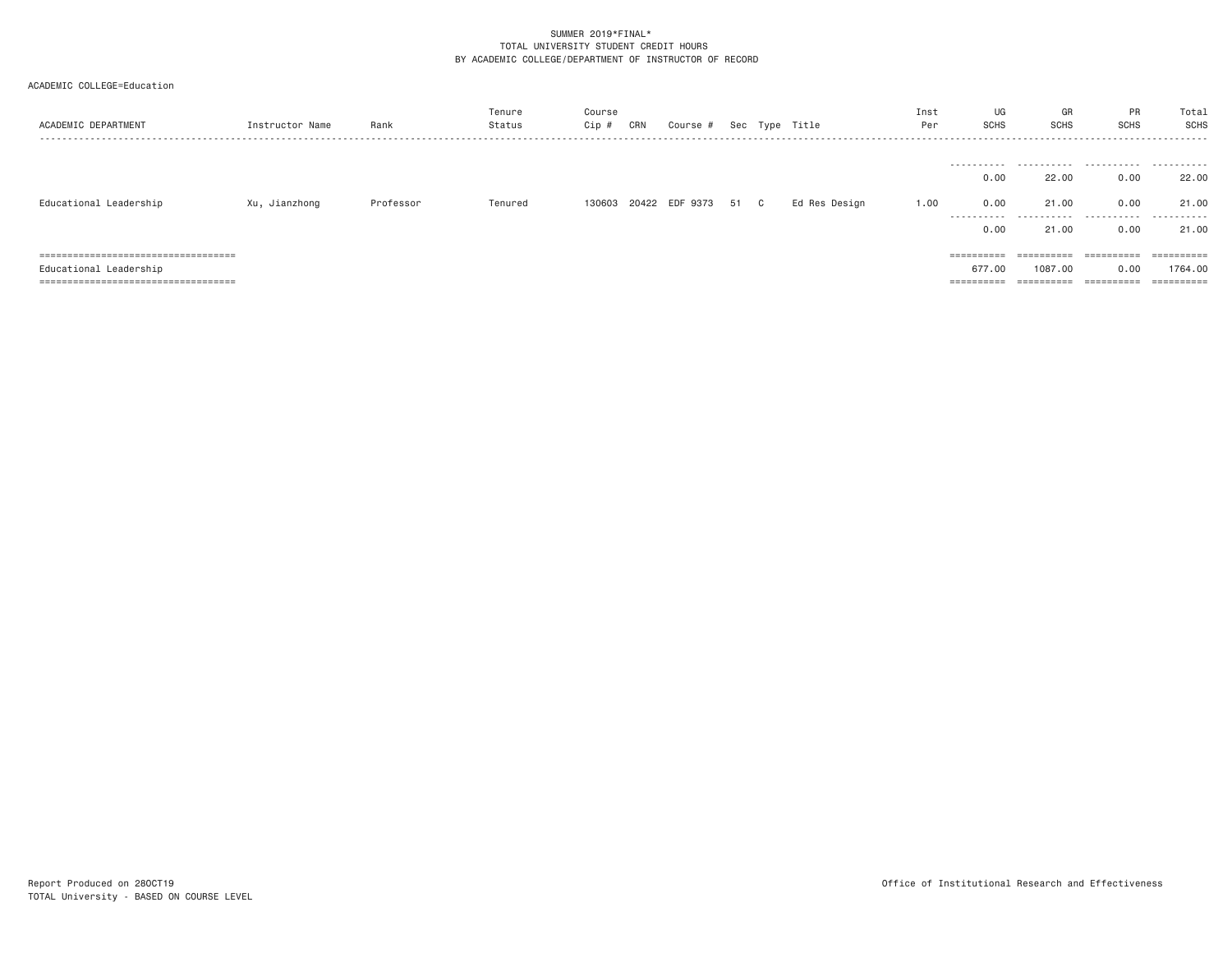SUMMER 2019*FINAL*
TOTAL UNIVERSITY STUDENT CREDIT HOURS
BY ACADEMIC COLLEGE/DEPARTMENT OF INSTRUCTOR OF RECORD

ACADEMIC COLLEGE=Education

| ACADEMIC DEPARTMENT | Instructor Name | Rank | Tenure Status | Course Cip # | CRN | Course # | Sec | Type | Title | Inst Per | UG SCHS | GR SCHS | PR SCHS | Total SCHS |
|---|---|---|---|---|---|---|---|---|---|---|---|---|---|---|
| | | | | | | | | | | | 0.00 | 22.00 | 0.00 | 22.00 |
| Educational Leadership | Xu, Jianzhong | Professor | Tenured | 130603 | 20422 | EDF 9373 | 51 | C | Ed Res Design | 1.00 | 0.00 | 21.00 | 0.00 | 21.00 |
| | | | | | | | | | | | 0.00 | 21.00 | 0.00 | 21.00 |
| Educational Leadership | | | | | | | | | | | 677.00 | 1087.00 | 0.00 | 1764.00 |

Report Produced on 28OCT19
TOTAL University - BASED ON COURSE LEVEL

Office of Institutional Research and Effectiveness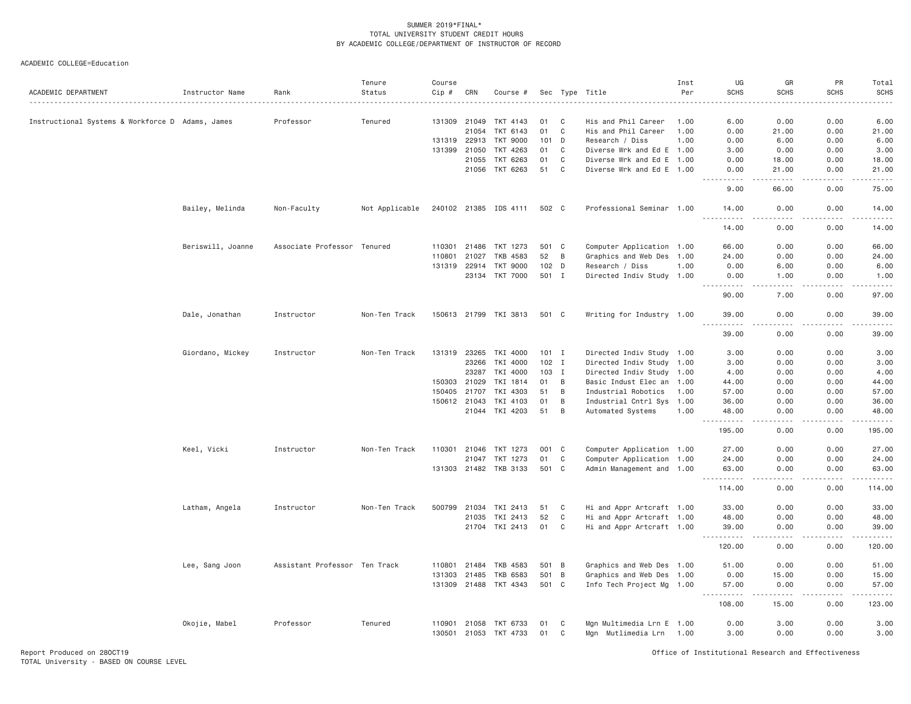SUMMER 2019*FINAL*
TOTAL UNIVERSITY STUDENT CREDIT HOURS
BY ACADEMIC COLLEGE/DEPARTMENT OF INSTRUCTOR OF RECORD

ACADEMIC COLLEGE=Education

| ACADEMIC DEPARTMENT | Instructor Name | Rank | Tenure Status | Course Cip # | CRN | Course # | Sec | Type | Title | Inst Per | UG SCHS | GR SCHS | PR SCHS | Total SCHS |
|---|---|---|---|---|---|---|---|---|---|---|---|---|---|---|
| Instructional Systems & Workforce D | Adams, James | Professor | Tenured | 131309 | 21049 | TKT 4143 | 01 | C | His and Phil Career | 1.00 | 6.00 | 0.00 | 0.00 | 6.00 |
| | | | | | 21054 | TKT 6143 | 01 | C | His and Phil Career | 1.00 | 0.00 | 21.00 | 0.00 | 21.00 |
| | | | | 131319 | 22913 | TKT 9000 | 101 | D | Research / Diss | 1.00 | 0.00 | 6.00 | 0.00 | 6.00 |
| | | | | 131399 | 21050 | TKT 4263 | 01 | C | Diverse Wrk and Ed E | 1.00 | 3.00 | 0.00 | 0.00 | 3.00 |
| | | | | | 21055 | TKT 6263 | 01 | C | Diverse Wrk and Ed E | 1.00 | 0.00 | 18.00 | 0.00 | 18.00 |
| | | | | | 21056 | TKT 6263 | 51 | C | Diverse Wrk and Ed E | 1.00 | 0.00 | 21.00 | 0.00 | 21.00 |
| | | | | | | | | | | | 9.00 | 66.00 | 0.00 | 75.00 |
| | Bailey, Melinda | Non-Faculty | Not Applicable | 240102 | 21385 | IDS 4111 | 502 | C | Professional Seminar | 1.00 | 14.00 | 0.00 | 0.00 | 14.00 |
| | | | | | | | | | | | 14.00 | 0.00 | 0.00 | 14.00 |
| | Beriswill, Joanne | Associate Professor | Tenured | 110301 | 21486 | TKT 1273 | 501 | C | Computer Application | 1.00 | 66.00 | 0.00 | 0.00 | 66.00 |
| | | | | 110801 | 21027 | TKB 4583 | 52 | B | Graphics and Web Des | 1.00 | 24.00 | 0.00 | 0.00 | 24.00 |
| | | | | 131319 | 22914 | TKT 9000 | 102 | D | Research / Diss | 1.00 | 0.00 | 6.00 | 0.00 | 6.00 |
| | | | | | 23134 | TKT 7000 | 501 | I | Directed Indiv Study | 1.00 | 0.00 | 1.00 | 0.00 | 1.00 |
| | | | | | | | | | | | 90.00 | 7.00 | 0.00 | 97.00 |
| | Dale, Jonathan | Instructor | Non-Ten Track | 150613 | 21799 | TKI 3813 | 501 | C | Writing for Industry | 1.00 | 39.00 | 0.00 | 0.00 | 39.00 |
| | | | | | | | | | | | 39.00 | 0.00 | 0.00 | 39.00 |
| | Giordano, Mickey | Instructor | Non-Ten Track | 131319 | 23265 | TKI 4000 | 101 | I | Directed Indiv Study | 1.00 | 3.00 | 0.00 | 0.00 | 3.00 |
| | | | | | 23266 | TKI 4000 | 102 | I | Directed Indiv Study | 1.00 | 3.00 | 0.00 | 0.00 | 3.00 |
| | | | | | 23287 | TKI 4000 | 103 | I | Directed Indiv Study | 1.00 | 4.00 | 0.00 | 0.00 | 4.00 |
| | | | | 150303 | 21029 | TKI 1814 | 01 | B | Basic Indust Elec an | 1.00 | 44.00 | 0.00 | 0.00 | 44.00 |
| | | | | 150405 | 21707 | TKI 4303 | 51 | B | Industrial Robotics | 1.00 | 57.00 | 0.00 | 0.00 | 57.00 |
| | | | | 150612 | 21043 | TKI 4103 | 01 | B | Industrial Cntrl Sys | 1.00 | 36.00 | 0.00 | 0.00 | 36.00 |
| | | | | | 21044 | TKI 4203 | 51 | B | Automated Systems | 1.00 | 48.00 | 0.00 | 0.00 | 48.00 |
| | | | | | | | | | | | 195.00 | 0.00 | 0.00 | 195.00 |
| | Keel, Vicki | Instructor | Non-Ten Track | 110301 | 21046 | TKT 1273 | 001 | C | Computer Application | 1.00 | 27.00 | 0.00 | 0.00 | 27.00 |
| | | | | | 21047 | TKT 1273 | 01 | C | Computer Application | 1.00 | 24.00 | 0.00 | 0.00 | 24.00 |
| | | | | 131303 | 21482 | TKB 3133 | 501 | C | Admin Management and | 1.00 | 63.00 | 0.00 | 0.00 | 63.00 |
| | | | | | | | | | | | 114.00 | 0.00 | 0.00 | 114.00 |
| | Latham, Angela | Instructor | Non-Ten Track | 500799 | 21034 | TKI 2413 | 51 | C | Hi and Appr Artcraft | 1.00 | 33.00 | 0.00 | 0.00 | 33.00 |
| | | | | | 21035 | TKI 2413 | 52 | C | Hi and Appr Artcraft | 1.00 | 48.00 | 0.00 | 0.00 | 48.00 |
| | | | | | 21704 | TKI 2413 | 01 | C | Hi and Appr Artcraft | 1.00 | 39.00 | 0.00 | 0.00 | 39.00 |
| | | | | | | | | | | | 120.00 | 0.00 | 0.00 | 120.00 |
| | Lee, Sang Joon | Assistant Professor | Ten Track | 110801 | 21484 | TKB 4583 | 501 | B | Graphics and Web Des | 1.00 | 51.00 | 0.00 | 0.00 | 51.00 |
| | | | | 131303 | 21485 | TKB 6583 | 501 | B | Graphics and Web Des | 1.00 | 0.00 | 15.00 | 0.00 | 15.00 |
| | | | | 131309 | 21488 | TKT 4343 | 501 | C | Info Tech Project Mg | 1.00 | 57.00 | 0.00 | 0.00 | 57.00 |
| | | | | | | | | | | | 108.00 | 15.00 | 0.00 | 123.00 |
| | Okojie, Mabel | Professor | Tenured | 110901 | 21058 | TKT 6733 | 01 | C | Mgn Multimedia Lrn E | 1.00 | 0.00 | 3.00 | 0.00 | 3.00 |
| | | | | 130501 | 21053 | TKT 4733 | 01 | C | Mgn Mutlimedia Lrn | 1.00 | 3.00 | 0.00 | 0.00 | 3.00 |

Report Produced on 28OCT19
TOTAL University - BASED ON COURSE LEVEL

Office of Institutional Research and Effectiveness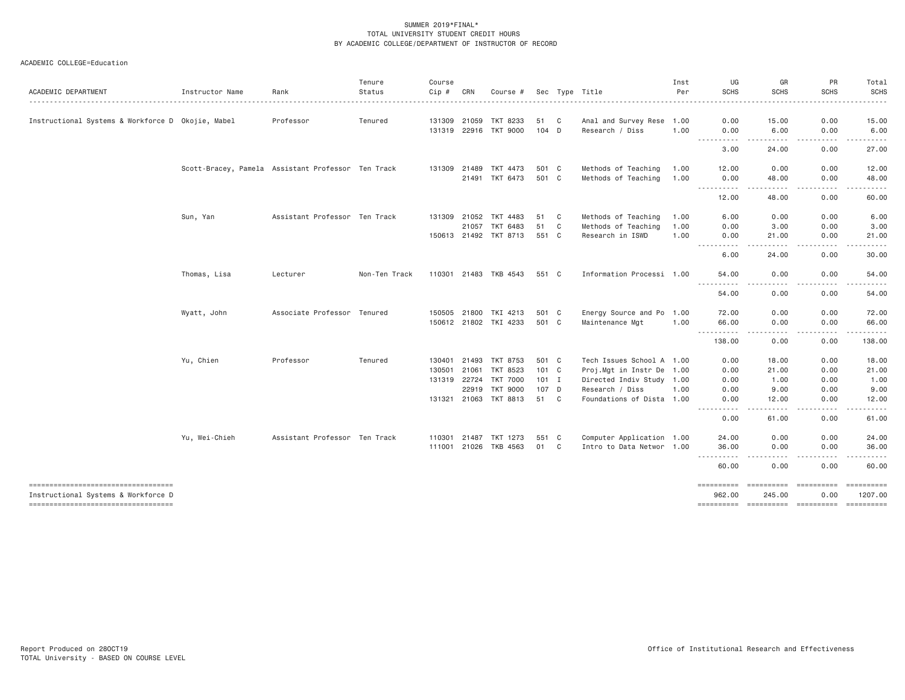SUMMER 2019*FINAL*
TOTAL UNIVERSITY STUDENT CREDIT HOURS
BY ACADEMIC COLLEGE/DEPARTMENT OF INSTRUCTOR OF RECORD

ACADEMIC COLLEGE=Education

| ACADEMIC DEPARTMENT | Instructor Name | Rank | Tenure Status | Course Cip # | CRN | Course # | Sec | Type | Title | Inst Per | UG SCHS | GR SCHS | PR SCHS | Total SCHS |
|---|---|---|---|---|---|---|---|---|---|---|---|---|---|---|
| Instructional Systems & Workforce D | Okojie, Mabel | Professor | Tenured | 131309 | 21059 | TKT 8233 | 51 | C | Anal and Survey Rese | 1.00 | 0.00 | 15.00 | 0.00 | 15.00 |
| | | | | 131319 | 22916 | TKT 9000 | 104 | D | Research / Diss | 1.00 | 0.00 | 6.00 | 0.00 | 6.00 |
| | | | | | | | | | | | 3.00 | 24.00 | 0.00 | 27.00 |
| | Scott-Bracey, Pamela | Assistant Professor | Ten Track | 131309 | 21489 | TKT 4473 | 501 | C | Methods of Teaching | 1.00 | 12.00 | 0.00 | 0.00 | 12.00 |
| | | | | | 21491 | TKT 6473 | 501 | C | Methods of Teaching | 1.00 | 0.00 | 48.00 | 0.00 | 48.00 |
| | | | | | | | | | | | 12.00 | 48.00 | 0.00 | 60.00 |
| | Sun, Yan | Assistant Professor | Ten Track | 131309 | 21052 | TKT 4483 | 51 | C | Methods of Teaching | 1.00 | 6.00 | 0.00 | 0.00 | 6.00 |
| | | | | | 21057 | TKT 6483 | 51 | C | Methods of Teaching | 1.00 | 0.00 | 3.00 | 0.00 | 3.00 |
| | | | | 150613 | 21492 | TKT 8713 | 551 | C | Research in ISWD | 1.00 | 0.00 | 21.00 | 0.00 | 21.00 |
| | | | | | | | | | | | 6.00 | 24.00 | 0.00 | 30.00 |
| | Thomas, Lisa | Lecturer | Non-Ten Track | 110301 | 21483 | TKB 4543 | 551 | C | Information Processi | 1.00 | 54.00 | 0.00 | 0.00 | 54.00 |
| | | | | | | | | | | | 54.00 | 0.00 | 0.00 | 54.00 |
| | Wyatt, John | Associate Professor | Tenured | 150505 | 21800 | TKI 4213 | 501 | C | Energy Source and Po | 1.00 | 72.00 | 0.00 | 0.00 | 72.00 |
| | | | | 150612 | 21802 | TKI 4233 | 501 | C | Maintenance Mgt | 1.00 | 66.00 | 0.00 | 0.00 | 66.00 |
| | | | | | | | | | | | 138.00 | 0.00 | 0.00 | 138.00 |
| | Yu, Chien | Professor | Tenured | 130401 | 21493 | TKT 8753 | 501 | C | Tech Issues School A | 1.00 | 0.00 | 18.00 | 0.00 | 18.00 |
| | | | | 130501 | 21061 | TKT 8523 | 101 | C | Proj.Mgt in Instr De | 1.00 | 0.00 | 21.00 | 0.00 | 21.00 |
| | | | | 131319 | 22724 | TKT 7000 | 101 | I | Directed Indiv Study | 1.00 | 0.00 | 1.00 | 0.00 | 1.00 |
| | | | | | 22919 | TKT 9000 | 107 | D | Research / Diss | 1.00 | 0.00 | 9.00 | 0.00 | 9.00 |
| | | | | 131321 | 21063 | TKT 8813 | 51 | C | Foundations of Dista | 1.00 | 0.00 | 12.00 | 0.00 | 12.00 |
| | | | | | | | | | | | 0.00 | 61.00 | 0.00 | 61.00 |
| | Yu, Wei-Chieh | Assistant Professor | Ten Track | 110301 | 21487 | TKT 1273 | 551 | C | Computer Application | 1.00 | 24.00 | 0.00 | 0.00 | 24.00 |
| | | | | 111001 | 21026 | TKB 4563 | 01 | C | Intro to Data Networ | 1.00 | 36.00 | 0.00 | 0.00 | 36.00 |
| | | | | | | | | | | | 60.00 | 0.00 | 0.00 | 60.00 |
| Instructional Systems & Workforce D | | | | | | | | | | | 962.00 | 245.00 | 0.00 | 1207.00 |

Report Produced on 28OCT19
TOTAL University - BASED ON COURSE LEVEL

Office of Institutional Research and Effectiveness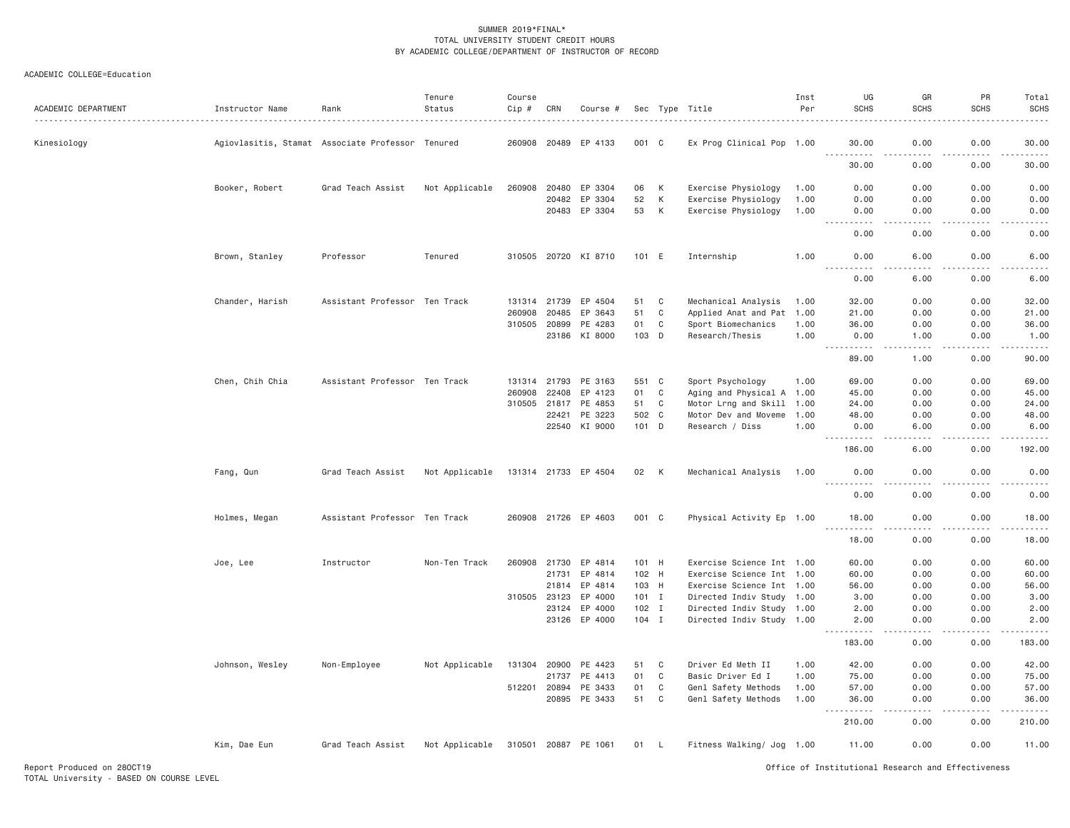SUMMER 2019*FINAL*
TOTAL UNIVERSITY STUDENT CREDIT HOURS
BY ACADEMIC COLLEGE/DEPARTMENT OF INSTRUCTOR OF RECORD

ACADEMIC COLLEGE=Education

| ACADEMIC DEPARTMENT | Instructor Name | Rank | Tenure Status | Course Cip # | CRN | Course # | Sec | Type | Title | Inst Per | UG SCHS | GR SCHS | PR SCHS | Total SCHS |
|---|---|---|---|---|---|---|---|---|---|---|---|---|---|---|
| Kinesiology | Agiovlasitis, Stamat | Associate Professor | Tenured | 260908 | 20489 | EP 4133 | 001 | C | Ex Prog Clinical Pop | 1.00 | 30.00 | 0.00 | 0.00 | 30.00 |
| | | | | | | | | | | | 30.00 | 0.00 | 0.00 | 30.00 |
| | Booker, Robert | Grad Teach Assist | Not Applicable | 260908 | 20480 | EP 3304 | 06 | K | Exercise Physiology | 1.00 | 0.00 | 0.00 | 0.00 | 0.00 |
| | | | | | 20482 | EP 3304 | 52 | K | Exercise Physiology | 1.00 | 0.00 | 0.00 | 0.00 | 0.00 |
| | | | | | 20483 | EP 3304 | 53 | K | Exercise Physiology | 1.00 | 0.00 | 0.00 | 0.00 | 0.00 |
| | | | | | | | | | | | 0.00 | 0.00 | 0.00 | 0.00 |
| | Brown, Stanley | Professor | Tenured | 310505 | 20720 | KI 8710 | 101 | E | Internship | 1.00 | 0.00 | 6.00 | 0.00 | 6.00 |
| | | | | | | | | | | | 0.00 | 6.00 | 0.00 | 6.00 |
| | Chander, Harish | Assistant Professor | Ten Track | 131314 | 21739 | EP 4504 | 51 | C | Mechanical Analysis | 1.00 | 32.00 | 0.00 | 0.00 | 32.00 |
| | | | | 260908 | 20485 | EP 3643 | 51 | C | Applied Anat and Pat | 1.00 | 21.00 | 0.00 | 0.00 | 21.00 |
| | | | | 310505 | 20899 | PE 4283 | 01 | C | Sport Biomechanics | 1.00 | 36.00 | 0.00 | 0.00 | 36.00 |
| | | | | | 23186 | KI 8000 | 103 | D | Research/Thesis | 1.00 | 0.00 | 1.00 | 0.00 | 1.00 |
| | | | | | | | | | | | 89.00 | 1.00 | 0.00 | 90.00 |
| | Chen, Chih Chia | Assistant Professor | Ten Track | 131314 | 21793 | PE 3163 | 551 | C | Sport Psychology | 1.00 | 69.00 | 0.00 | 0.00 | 69.00 |
| | | | | 260908 | 22408 | EP 4123 | 01 | C | Aging and Physical A | 1.00 | 45.00 | 0.00 | 0.00 | 45.00 |
| | | | | 310505 | 21817 | PE 4853 | 51 | C | Motor Lrng and Skill | 1.00 | 24.00 | 0.00 | 0.00 | 24.00 |
| | | | | | 22421 | PE 3223 | 502 | C | Motor Dev and Moveme | 1.00 | 48.00 | 0.00 | 0.00 | 48.00 |
| | | | | | 22540 | KI 9000 | 101 | D | Research / Diss | 1.00 | 0.00 | 6.00 | 0.00 | 6.00 |
| | | | | | | | | | | | 186.00 | 6.00 | 0.00 | 192.00 |
| | Fang, Qun | Grad Teach Assist | Not Applicable | 131314 | 21733 | EP 4504 | 02 | K | Mechanical Analysis | 1.00 | 0.00 | 0.00 | 0.00 | 0.00 |
| | | | | | | | | | | | 0.00 | 0.00 | 0.00 | 0.00 |
| | Holmes, Megan | Assistant Professor | Ten Track | 260908 | 21726 | EP 4603 | 001 | C | Physical Activity Ep | 1.00 | 18.00 | 0.00 | 0.00 | 18.00 |
| | | | | | | | | | | | 18.00 | 0.00 | 0.00 | 18.00 |
| | Joe, Lee | Instructor | Non-Ten Track | 260908 | 21730 | EP 4814 | 101 | H | Exercise Science Int | 1.00 | 60.00 | 0.00 | 0.00 | 60.00 |
| | | | | | 21731 | EP 4814 | 102 | H | Exercise Science Int | 1.00 | 60.00 | 0.00 | 0.00 | 60.00 |
| | | | | | 21814 | EP 4814 | 103 | H | Exercise Science Int | 1.00 | 56.00 | 0.00 | 0.00 | 56.00 |
| | | | | 310505 | 23123 | EP 4000 | 101 | I | Directed Indiv Study | 1.00 | 3.00 | 0.00 | 0.00 | 3.00 |
| | | | | | 23124 | EP 4000 | 102 | I | Directed Indiv Study | 1.00 | 2.00 | 0.00 | 0.00 | 2.00 |
| | | | | | 23126 | EP 4000 | 104 | I | Directed Indiv Study | 1.00 | 2.00 | 0.00 | 0.00 | 2.00 |
| | | | | | | | | | | | 183.00 | 0.00 | 0.00 | 183.00 |
| | Johnson, Wesley | Non-Employee | Not Applicable | 131304 | 20900 | PE 4423 | 51 | C | Driver Ed Meth II | 1.00 | 42.00 | 0.00 | 0.00 | 42.00 |
| | | | | | 21737 | PE 4413 | 01 | C | Basic Driver Ed I | 1.00 | 75.00 | 0.00 | 0.00 | 75.00 |
| | | | | 512201 | 20894 | PE 3433 | 01 | C | Genl Safety Methods | 1.00 | 57.00 | 0.00 | 0.00 | 57.00 |
| | | | | | 20895 | PE 3433 | 51 | C | Genl Safety Methods | 1.00 | 36.00 | 0.00 | 0.00 | 36.00 |
| | | | | | | | | | | | 210.00 | 0.00 | 0.00 | 210.00 |
| | Kim, Dae Eun | Grad Teach Assist | Not Applicable | 310501 | 20887 | PE 1061 | 01 | L | Fitness Walking/ Jog | 1.00 | 11.00 | 0.00 | 0.00 | 11.00 |

Report Produced on 28OCT19
TOTAL University - BASED ON COURSE LEVEL

Office of Institutional Research and Effectiveness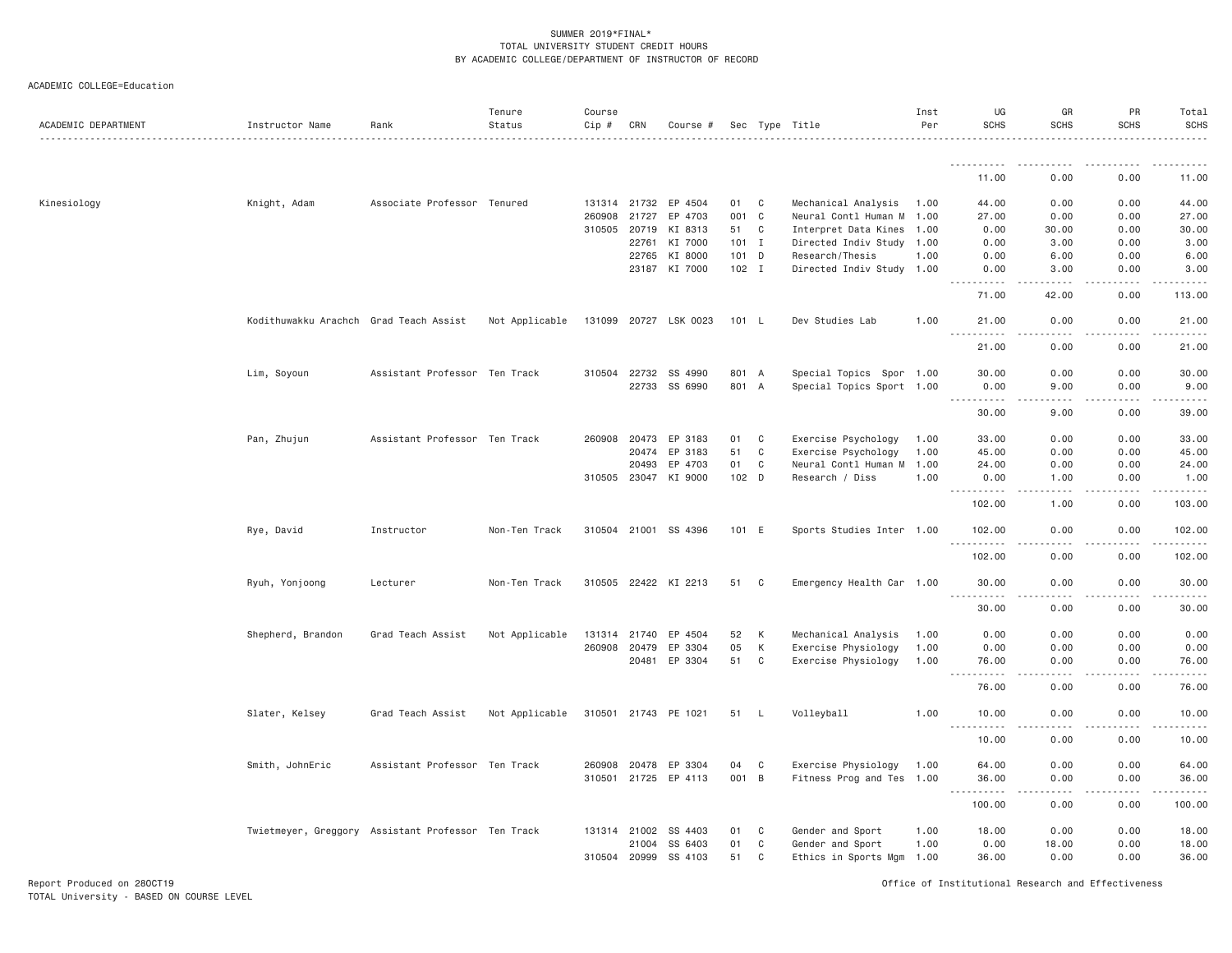SUMMER 2019*FINAL*
TOTAL UNIVERSITY STUDENT CREDIT HOURS
BY ACADEMIC COLLEGE/DEPARTMENT OF INSTRUCTOR OF RECORD

ACADEMIC COLLEGE=Education

| ACADEMIC DEPARTMENT | Instructor Name | Rank | Tenure Status | Course Cip # | CRN | Course # | Sec | Type | Title | Inst Per | UG SCHS | GR SCHS | PR SCHS | Total SCHS |
|---|---|---|---|---|---|---|---|---|---|---|---|---|---|---|
| | | | | | | | | | | | 11.00 | 0.00 | 0.00 | 11.00 |
| Kinesiology | Knight, Adam | Associate Professor | Tenured | 131314 | 21732 | EP 4504 | 01 | C | Mechanical Analysis | 1.00 | 44.00 | 0.00 | 0.00 | 44.00 |
| | | | | 260908 | 21727 | EP 4703 | 001 | C | Neural Contl Human M | 1.00 | 27.00 | 0.00 | 0.00 | 27.00 |
| | | | | 310505 | 20719 | KI 8313 | 51 | C | Interpret Data Kines | 1.00 | 0.00 | 30.00 | 0.00 | 30.00 |
| | | | | | 22761 | KI 7000 | 101 | I | Directed Indiv Study | 1.00 | 0.00 | 3.00 | 0.00 | 3.00 |
| | | | | | 22765 | KI 8000 | 101 | D | Research/Thesis | 1.00 | 0.00 | 6.00 | 0.00 | 6.00 |
| | | | | | 23187 | KI 7000 | 102 | I | Directed Indiv Study | 1.00 | 0.00 | 3.00 | 0.00 | 3.00 |
| | | | | | | | | | | | 71.00 | 42.00 | 0.00 | 113.00 |
| | Kodithuwakku Arachch | Grad Teach Assist | Not Applicable | 131099 | 20727 | LSK 0023 | 101 | L | Dev Studies Lab | 1.00 | 21.00 | 0.00 | 0.00 | 21.00 |
| | | | | | | | | | | | 21.00 | 0.00 | 0.00 | 21.00 |
| | Lim, Soyoun | Assistant Professor | Ten Track | 310504 | 22732 | SS 4990 | 801 | A | Special Topics Spor | 1.00 | 30.00 | 0.00 | 0.00 | 30.00 |
| | | | | | 22733 | SS 6990 | 801 | A | Special Topics Sport | 1.00 | 0.00 | 9.00 | 0.00 | 9.00 |
| | | | | | | | | | | | 30.00 | 9.00 | 0.00 | 39.00 |
| | Pan, Zhujun | Assistant Professor | Ten Track | 260908 | 20473 | EP 3183 | 01 | C | Exercise Psychology | 1.00 | 33.00 | 0.00 | 0.00 | 33.00 |
| | | | | | 20474 | EP 3183 | 51 | C | Exercise Psychology | 1.00 | 45.00 | 0.00 | 0.00 | 45.00 |
| | | | | | 20493 | EP 4703 | 01 | C | Neural Contl Human M | 1.00 | 24.00 | 0.00 | 0.00 | 24.00 |
| | | | | 310505 | 23047 | KI 9000 | 102 | D | Research / Diss | 1.00 | 0.00 | 1.00 | 0.00 | 1.00 |
| | | | | | | | | | | | 102.00 | 1.00 | 0.00 | 103.00 |
| | Rye, David | Instructor | Non-Ten Track | 310504 | 21001 | SS 4396 | 101 | E | Sports Studies Inter | 1.00 | 102.00 | 0.00 | 0.00 | 102.00 |
| | | | | | | | | | | | 102.00 | 0.00 | 0.00 | 102.00 |
| | Ryuh, Yonjoong | Lecturer | Non-Ten Track | 310505 | 22422 | KI 2213 | 51 | C | Emergency Health Car | 1.00 | 30.00 | 0.00 | 0.00 | 30.00 |
| | | | | | | | | | | | 30.00 | 0.00 | 0.00 | 30.00 |
| | Shepherd, Brandon | Grad Teach Assist | Not Applicable | 131314 | 21740 | EP 4504 | 52 | K | Mechanical Analysis | 1.00 | 0.00 | 0.00 | 0.00 | 0.00 |
| | | | | 260908 | 20479 | EP 3304 | 05 | K | Exercise Physiology | 1.00 | 0.00 | 0.00 | 0.00 | 0.00 |
| | | | | | 20481 | EP 3304 | 51 | C | Exercise Physiology | 1.00 | 76.00 | 0.00 | 0.00 | 76.00 |
| | | | | | | | | | | | 76.00 | 0.00 | 0.00 | 76.00 |
| | Slater, Kelsey | Grad Teach Assist | Not Applicable | 310501 | 21743 | PE 1021 | 51 | L | Volleyball | 1.00 | 10.00 | 0.00 | 0.00 | 10.00 |
| | | | | | | | | | | | 10.00 | 0.00 | 0.00 | 10.00 |
| | Smith, JohnEric | Assistant Professor | Ten Track | 260908 | 20478 | EP 3304 | 04 | C | Exercise Physiology | 1.00 | 64.00 | 0.00 | 0.00 | 64.00 |
| | | | | 310501 | 21725 | EP 4113 | 001 | B | Fitness Prog and Tes | 1.00 | 36.00 | 0.00 | 0.00 | 36.00 |
| | | | | | | | | | | | 100.00 | 0.00 | 0.00 | 100.00 |
| | Twietmeyer, Greggory | Assistant Professor | Ten Track | 131314 | 21002 | SS 4403 | 01 | C | Gender and Sport | 1.00 | 18.00 | 0.00 | 0.00 | 18.00 |
| | | | | | 21004 | SS 6403 | 01 | C | Gender and Sport | 1.00 | 0.00 | 18.00 | 0.00 | 18.00 |
| | | | | 310504 | 20999 | SS 4103 | 51 | C | Ethics in Sports Mgm | 1.00 | 36.00 | 0.00 | 0.00 | 36.00 |

Report Produced on 28OCT19
TOTAL University - BASED ON COURSE LEVEL

Office of Institutional Research and Effectiveness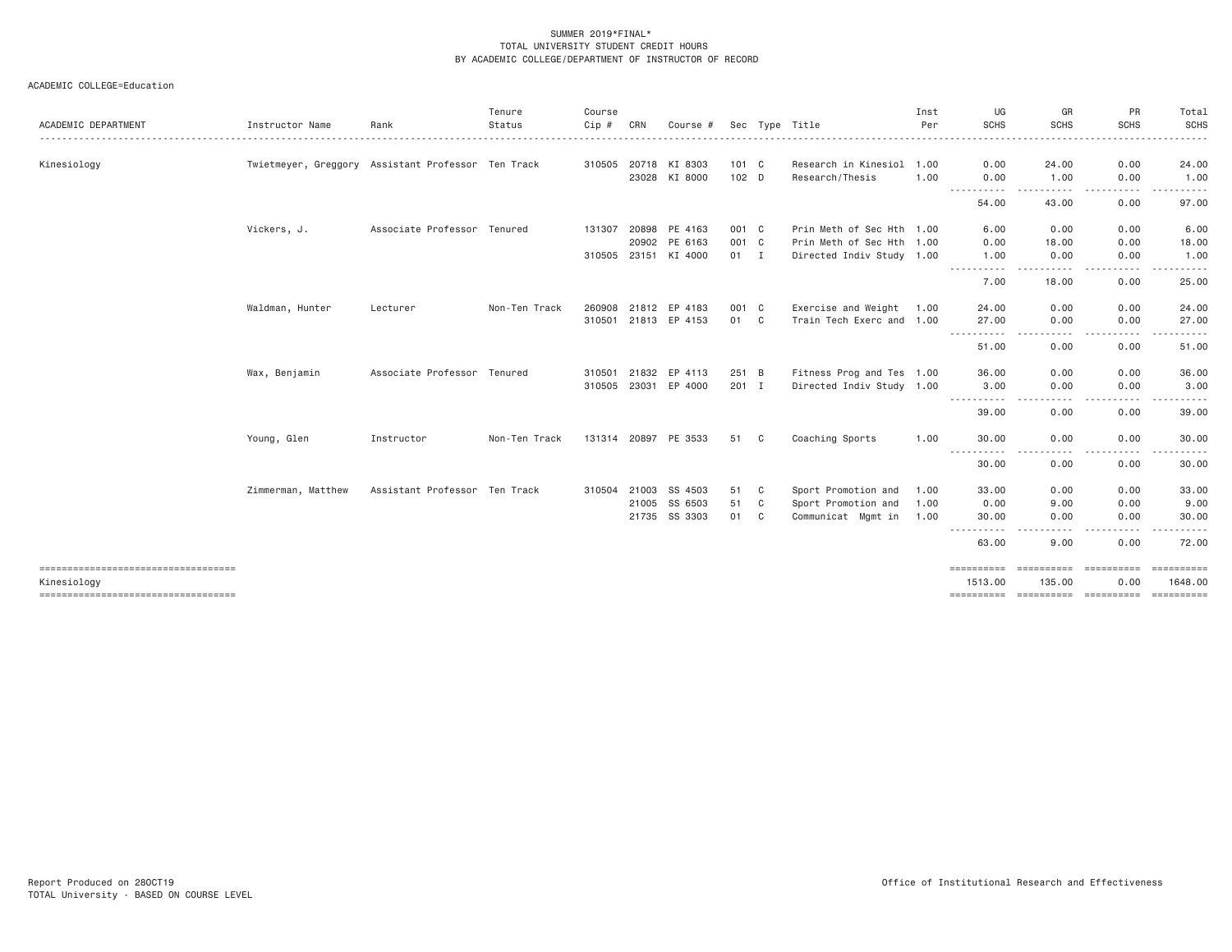SUMMER 2019*FINAL*
TOTAL UNIVERSITY STUDENT CREDIT HOURS
BY ACADEMIC COLLEGE/DEPARTMENT OF INSTRUCTOR OF RECORD

ACADEMIC COLLEGE=Education

| ACADEMIC DEPARTMENT | Instructor Name | Rank | Tenure Status | Course Cip # | CRN | Course # | Sec | Type | Title | Inst Per | UG SCHS | GR SCHS | PR SCHS | Total SCHS |
|---|---|---|---|---|---|---|---|---|---|---|---|---|---|---|
| Kinesiology | Twietmeyer, Greggory | Assistant Professor | Ten Track | 310505 | 20718 | KI 8303 | 101 | C | Research in Kinesiol | 1.00 | 0.00 | 24.00 | 0.00 | 24.00 |
| | | | | | 23028 | KI 8000 | 102 | D | Research/Thesis | 1.00 | 0.00 | 1.00 | 0.00 | 1.00 |
| | | | | | | | | | | | 54.00 | 43.00 | 0.00 | 97.00 |
| | Vickers, J. | Associate Professor | Tenured | 131307 | 20898 | PE 4163 | 001 | C | Prin Meth of Sec Hth | 1.00 | 6.00 | 0.00 | 0.00 | 6.00 |
| | | | | | 20902 | PE 6163 | 001 | C | Prin Meth of Sec Hth | 1.00 | 0.00 | 18.00 | 0.00 | 18.00 |
| | | | | 310505 | 23151 | KI 4000 | 01 | I | Directed Indiv Study | 1.00 | 1.00 | 0.00 | 0.00 | 1.00 |
| | | | | | | | | | | | 7.00 | 18.00 | 0.00 | 25.00 |
| | Waldman, Hunter | Lecturer | Non-Ten Track | 260908 | 21812 | EP 4183 | 001 | C | Exercise and Weight | 1.00 | 24.00 | 0.00 | 0.00 | 24.00 |
| | | | | 310501 | 21813 | EP 4153 | 01 | C | Train Tech Exerc and | 1.00 | 27.00 | 0.00 | 0.00 | 27.00 |
| | | | | | | | | | | | 51.00 | 0.00 | 0.00 | 51.00 |
| | Wax, Benjamin | Associate Professor | Tenured | 310501 | 21832 | EP 4113 | 251 | B | Fitness Prog and Tes | 1.00 | 36.00 | 0.00 | 0.00 | 36.00 |
| | | | | 310505 | 23031 | EP 4000 | 201 | I | Directed Indiv Study | 1.00 | 3.00 | 0.00 | 0.00 | 3.00 |
| | | | | | | | | | | | 39.00 | 0.00 | 0.00 | 39.00 |
| | Young, Glen | Instructor | Non-Ten Track | 131314 | 20897 | PE 3533 | 51 | C | Coaching Sports | 1.00 | 30.00 | 0.00 | 0.00 | 30.00 |
| | | | | | | | | | | | 30.00 | 0.00 | 0.00 | 30.00 |
| | Zimmerman, Matthew | Assistant Professor | Ten Track | 310504 | 21003 | SS 4503 | 51 | C | Sport Promotion and | 1.00 | 33.00 | 0.00 | 0.00 | 33.00 |
| | | | | | 21005 | SS 6503 | 51 | C | Sport Promotion and | 1.00 | 0.00 | 9.00 | 0.00 | 9.00 |
| | | | | | 21735 | SS 3303 | 01 | C | Communicat Mgmt in | 1.00 | 30.00 | 0.00 | 0.00 | 30.00 |
| | | | | | | | | | | | 63.00 | 9.00 | 0.00 | 72.00 |
| Kinesiology | | | | | | | | | | | 1513.00 | 135.00 | 0.00 | 1648.00 |

Report Produced on 28OCT19
TOTAL University - BASED ON COURSE LEVEL

Office of Institutional Research and Effectiveness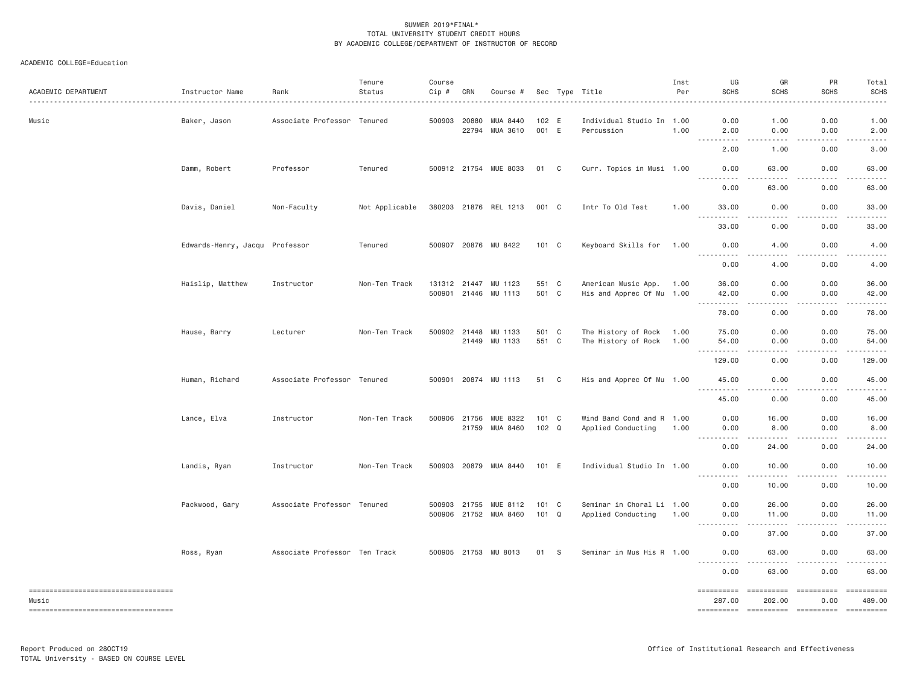SUMMER 2019*FINAL*
TOTAL UNIVERSITY STUDENT CREDIT HOURS
BY ACADEMIC COLLEGE/DEPARTMENT OF INSTRUCTOR OF RECORD

ACADEMIC COLLEGE=Education

| ACADEMIC DEPARTMENT | Instructor Name | Rank | Tenure Status | Course Cip # | CRN | Course # | Sec | Type | Title | Inst Per | UG SCHS | GR SCHS | PR SCHS | Total SCHS |
|---|---|---|---|---|---|---|---|---|---|---|---|---|---|---|
| Music | Baker, Jason | Associate Professor | Tenured | 500903 | 20880 | MUA 8440 | 102 | E | Individual Studio In | 1.00 | 0.00 | 1.00 | 0.00 | 1.00 |
| | | | | | 22794 | MUA 3610 | 001 | E | Percussion | 1.00 | 2.00 | 0.00 | 0.00 | 2.00 |
| | | | | | | | | | | | 2.00 | 1.00 | 0.00 | 3.00 |
| | Damm, Robert | Professor | Tenured | 500912 | 21754 | MUE 8033 | 01 | C | Curr. Topics in Musi | 1.00 | 0.00 | 63.00 | 0.00 | 63.00 |
| | | | | | | | | | | | 0.00 | 63.00 | 0.00 | 63.00 |
| | Davis, Daniel | Non-Faculty | Not Applicable | 380203 | 21876 | REL 1213 | 001 | C | Intr To Old Test | 1.00 | 33.00 | 0.00 | 0.00 | 33.00 |
| | | | | | | | | | | | 33.00 | 0.00 | 0.00 | 33.00 |
| | Edwards-Henry, Jacqu | Professor | Tenured | 500907 | 20876 | MU 8422 | 101 | C | Keyboard Skills for | 1.00 | 0.00 | 4.00 | 0.00 | 4.00 |
| | | | | | | | | | | | 0.00 | 4.00 | 0.00 | 4.00 |
| | Haislip, Matthew | Instructor | Non-Ten Track | 131312 | 21447 | MU 1123 | 551 | C | American Music App. | 1.00 | 36.00 | 0.00 | 0.00 | 36.00 |
| | | | | 500901 | 21446 | MU 1113 | 501 | C | His and Apprec Of Mu | 1.00 | 42.00 | 0.00 | 0.00 | 42.00 |
| | | | | | | | | | | | 78.00 | 0.00 | 0.00 | 78.00 |
| | Hause, Barry | Lecturer | Non-Ten Track | 500902 | 21448 | MU 1133 | 501 | C | The History of Rock | 1.00 | 75.00 | 0.00 | 0.00 | 75.00 |
| | | | | | 21449 | MU 1133 | 551 | C | The History of Rock | 1.00 | 54.00 | 0.00 | 0.00 | 54.00 |
| | | | | | | | | | | | 129.00 | 0.00 | 0.00 | 129.00 |
| | Human, Richard | Associate Professor | Tenured | 500901 | 20874 | MU 1113 | 51 | C | His and Apprec Of Mu | 1.00 | 45.00 | 0.00 | 0.00 | 45.00 |
| | | | | | | | | | | | 45.00 | 0.00 | 0.00 | 45.00 |
| | Lance, Elva | Instructor | Non-Ten Track | 500906 | 21756 | MUE 8322 | 101 | C | Wind Band Cond and R | 1.00 | 0.00 | 16.00 | 0.00 | 16.00 |
| | | | | | 21759 | MUA 8460 | 102 | Q | Applied Conducting | 1.00 | 0.00 | 8.00 | 0.00 | 8.00 |
| | | | | | | | | | | | 0.00 | 24.00 | 0.00 | 24.00 |
| | Landis, Ryan | Instructor | Non-Ten Track | 500903 | 20879 | MUA 8440 | 101 | E | Individual Studio In | 1.00 | 0.00 | 10.00 | 0.00 | 10.00 |
| | | | | | | | | | | | 0.00 | 10.00 | 0.00 | 10.00 |
| | Packwood, Gary | Associate Professor | Tenured | 500903 | 21755 | MUE 8112 | 101 | C | Seminar in Choral Li | 1.00 | 0.00 | 26.00 | 0.00 | 26.00 |
| | | | | 500906 | 21752 | MUA 8460 | 101 | Q | Applied Conducting | 1.00 | 0.00 | 11.00 | 0.00 | 11.00 |
| | | | | | | | | | | | 0.00 | 37.00 | 0.00 | 37.00 |
| | Ross, Ryan | Associate Professor | Ten Track | 500905 | 21753 | MU 8013 | 01 | S | Seminar in Mus His R | 1.00 | 0.00 | 63.00 | 0.00 | 63.00 |
| | | | | | | | | | | | 0.00 | 63.00 | 0.00 | 63.00 |
| Music | | | | | | | | | | | 287.00 | 202.00 | 0.00 | 489.00 |

Report Produced on 28OCT19
TOTAL University - BASED ON COURSE LEVEL

Office of Institutional Research and Effectiveness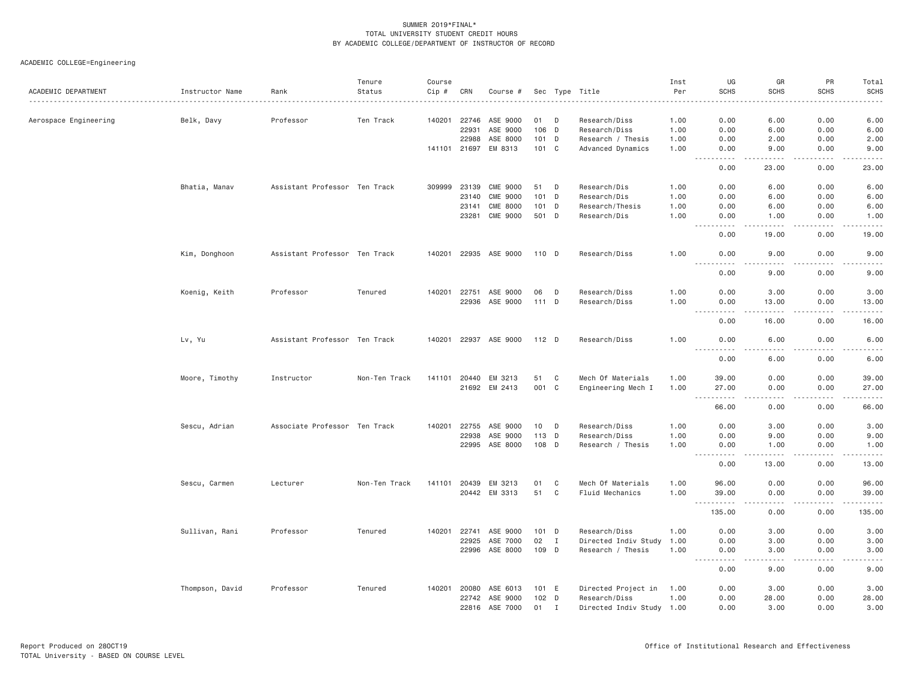SUMMER 2019\*FINAL\*
TOTAL UNIVERSITY STUDENT CREDIT HOURS
BY ACADEMIC COLLEGE/DEPARTMENT OF INSTRUCTOR OF RECORD

ACADEMIC COLLEGE=Engineering

| ACADEMIC DEPARTMENT | Instructor Name | Rank | Tenure Status | Course Cip # | CRN | Course # | Sec | Type | Title | Inst Per | UG SCHS | GR SCHS | PR SCHS | Total SCHS |
|---|---|---|---|---|---|---|---|---|---|---|---|---|---|---|
| Aerospace Engineering | Belk, Davy | Professor | Ten Track | 140201 | 22746 | ASE 9000 | 01 | D | Research/Diss | 1.00 | 0.00 | 6.00 | 0.00 | 6.00 |
| | | | | | 22931 | ASE 9000 | 106 | D | Research/Diss | 1.00 | 0.00 | 6.00 | 0.00 | 6.00 |
| | | | | | 22988 | ASE 8000 | 101 | D | Research / Thesis | 1.00 | 0.00 | 2.00 | 0.00 | 2.00 |
| | | | | 141101 | 21697 | EM 8313 | 101 | C | Advanced Dynamics | 1.00 | 0.00 | 9.00 | 0.00 | 9.00 |
| | | | | | | | | | | | 0.00 | 23.00 | 0.00 | 23.00 |
| | Bhatia, Manav | Assistant Professor | Ten Track | 309999 | 23139 | CME 9000 | 51 | D | Research/Dis | 1.00 | 0.00 | 6.00 | 0.00 | 6.00 |
| | | | | | 23140 | CME 9000 | 101 | D | Research/Dis | 1.00 | 0.00 | 6.00 | 0.00 | 6.00 |
| | | | | | 23141 | CME 8000 | 101 | D | Research/Thesis | 1.00 | 0.00 | 6.00 | 0.00 | 6.00 |
| | | | | | 23281 | CME 9000 | 501 | D | Research/Dis | 1.00 | 0.00 | 1.00 | 0.00 | 1.00 |
| | | | | | | | | | | | 0.00 | 19.00 | 0.00 | 19.00 |
| | Kim, Donghoon | Assistant Professor | Ten Track | 140201 | 22935 | ASE 9000 | 110 | D | Research/Diss | 1.00 | 0.00 | 9.00 | 0.00 | 9.00 |
| | | | | | | | | | | | 0.00 | 9.00 | 0.00 | 9.00 |
| | Koenig, Keith | Professor | Tenured | 140201 | 22751 | ASE 9000 | 06 | D | Research/Diss | 1.00 | 0.00 | 3.00 | 0.00 | 3.00 |
| | | | | | 22936 | ASE 9000 | 111 | D | Research/Diss | 1.00 | 0.00 | 13.00 | 0.00 | 13.00 |
| | | | | | | | | | | | 0.00 | 16.00 | 0.00 | 16.00 |
| | Lv, Yu | Assistant Professor | Ten Track | 140201 | 22937 | ASE 9000 | 112 | D | Research/Diss | 1.00 | 0.00 | 6.00 | 0.00 | 6.00 |
| | | | | | | | | | | | 0.00 | 6.00 | 0.00 | 6.00 |
| | Moore, Timothy | Instructor | Non-Ten Track | 141101 | 20440 | EM 3213 | 51 | C | Mech Of Materials | 1.00 | 39.00 | 0.00 | 0.00 | 39.00 |
| | | | | | 21692 | EM 2413 | 001 | C | Engineering Mech I | 1.00 | 27.00 | 0.00 | 0.00 | 27.00 |
| | | | | | | | | | | | 66.00 | 0.00 | 0.00 | 66.00 |
| | Sescu, Adrian | Associate Professor | Ten Track | 140201 | 22755 | ASE 9000 | 10 | D | Research/Diss | 1.00 | 0.00 | 3.00 | 0.00 | 3.00 |
| | | | | | 22938 | ASE 9000 | 113 | D | Research/Diss | 1.00 | 0.00 | 9.00 | 0.00 | 9.00 |
| | | | | | 22995 | ASE 8000 | 108 | D | Research / Thesis | 1.00 | 0.00 | 1.00 | 0.00 | 1.00 |
| | | | | | | | | | | | 0.00 | 13.00 | 0.00 | 13.00 |
| | Sescu, Carmen | Lecturer | Non-Ten Track | 141101 | 20439 | EM 3213 | 01 | C | Mech Of Materials | 1.00 | 96.00 | 0.00 | 0.00 | 96.00 |
| | | | | | 20442 | EM 3313 | 51 | C | Fluid Mechanics | 1.00 | 39.00 | 0.00 | 0.00 | 39.00 |
| | | | | | | | | | | | 135.00 | 0.00 | 0.00 | 135.00 |
| | Sullivan, Rani | Professor | Tenured | 140201 | 22741 | ASE 9000 | 101 | D | Research/Diss | 1.00 | 0.00 | 3.00 | 0.00 | 3.00 |
| | | | | | 22925 | ASE 7000 | 02 | I | Directed Indiv Study | 1.00 | 0.00 | 3.00 | 0.00 | 3.00 |
| | | | | | 22996 | ASE 8000 | 109 | D | Research / Thesis | 1.00 | 0.00 | 3.00 | 0.00 | 3.00 |
| | | | | | | | | | | | 0.00 | 9.00 | 0.00 | 9.00 |
| | Thompson, David | Professor | Tenured | 140201 | 20080 | ASE 6013 | 101 | E | Directed Project in | 1.00 | 0.00 | 3.00 | 0.00 | 3.00 |
| | | | | | 22742 | ASE 9000 | 102 | D | Research/Diss | 1.00 | 0.00 | 28.00 | 0.00 | 28.00 |
| | | | | | 22816 | ASE 7000 | 01 | I | Directed Indiv Study | 1.00 | 0.00 | 3.00 | 0.00 | 3.00 |

Report Produced on 28OCT19
TOTAL University - BASED ON COURSE LEVEL

Office of Institutional Research and Effectiveness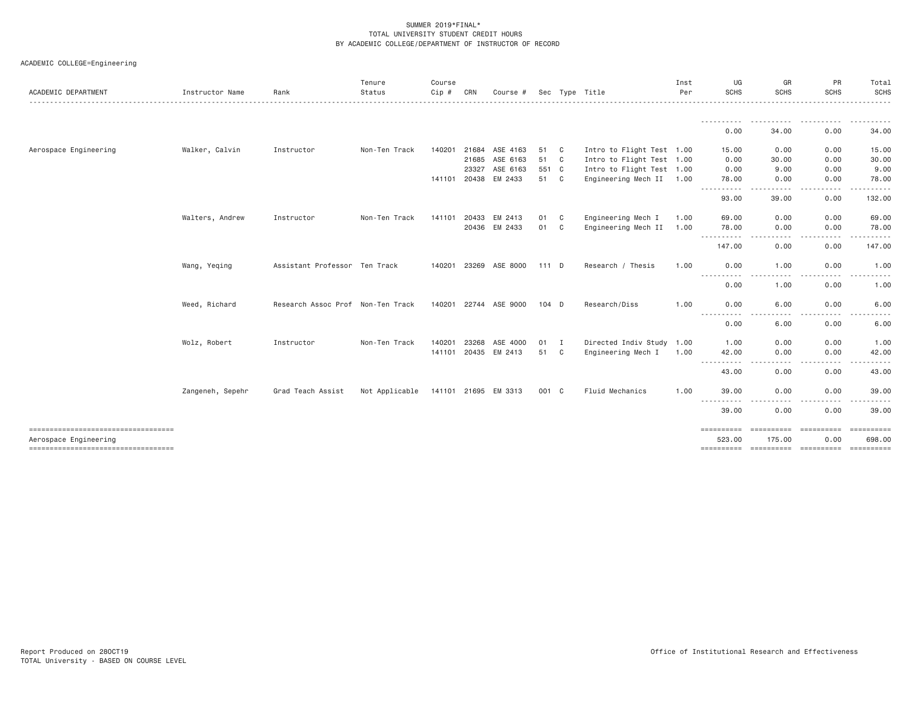SUMMER 2019*FINAL*
TOTAL UNIVERSITY STUDENT CREDIT HOURS
BY ACADEMIC COLLEGE/DEPARTMENT OF INSTRUCTOR OF RECORD

ACADEMIC COLLEGE=Engineering

| ACADEMIC DEPARTMENT | Instructor Name | Rank | Tenure Status | Course Cip # | CRN | Course # | Sec | Type | Title | Inst Per | UG SCHS | GR SCHS | PR SCHS | Total SCHS |
|---|---|---|---|---|---|---|---|---|---|---|---|---|---|---|
| | | | | | | | | | | | 0.00 | 34.00 | 0.00 | 34.00 |
| Aerospace Engineering | Walker, Calvin | Instructor | Non-Ten Track | 140201 | 21684 | ASE 4163 | 51 | C | Intro to Flight Test | 1.00 | 15.00 | 0.00 | 0.00 | 15.00 |
| | | | | | 21685 | ASE 6163 | 51 | C | Intro to Flight Test | 1.00 | 0.00 | 30.00 | 0.00 | 30.00 |
| | | | | | 23327 | ASE 6163 | 551 | C | Intro to Flight Test | 1.00 | 0.00 | 9.00 | 0.00 | 9.00 |
| | | | | 141101 | 20438 | EM 2433 | 51 | C | Engineering Mech II | 1.00 | 78.00 | 0.00 | 0.00 | 78.00 |
| | | | | | | | | | | | 93.00 | 39.00 | 0.00 | 132.00 |
| | Walters, Andrew | Instructor | Non-Ten Track | 141101 | 20433 | EM 2413 | 01 | C | Engineering Mech I | 1.00 | 69.00 | 0.00 | 0.00 | 69.00 |
| | | | | | 20436 | EM 2433 | 01 | C | Engineering Mech II | 1.00 | 78.00 | 0.00 | 0.00 | 78.00 |
| | | | | | | | | | | | 147.00 | 0.00 | 0.00 | 147.00 |
| | Wang, Yeqing | Assistant Professor | Ten Track | 140201 | 23269 | ASE 8000 | 111 | D | Research / Thesis | 1.00 | 0.00 | 1.00 | 0.00 | 1.00 |
| | | | | | | | | | | | 0.00 | 1.00 | 0.00 | 1.00 |
| | Weed, Richard | Research Assoc Prof | Non-Ten Track | 140201 | 22744 | ASE 9000 | 104 | D | Research/Diss | 1.00 | 0.00 | 6.00 | 0.00 | 6.00 |
| | | | | | | | | | | | 0.00 | 6.00 | 0.00 | 6.00 |
| | Wolz, Robert | Instructor | Non-Ten Track | 140201 | 23268 | ASE 4000 | 01 | I | Directed Indiv Study | 1.00 | 1.00 | 0.00 | 0.00 | 1.00 |
| | | | | 141101 | 20435 | EM 2413 | 51 | C | Engineering Mech I | 1.00 | 42.00 | 0.00 | 0.00 | 42.00 |
| | | | | | | | | | | | 43.00 | 0.00 | 0.00 | 43.00 |
| | Zangeneh, Sepehr | Grad Teach Assist | Not Applicable | 141101 | 21695 | EM 3313 | 001 | C | Fluid Mechanics | 1.00 | 39.00 | 0.00 | 0.00 | 39.00 |
| | | | | | | | | | | | 39.00 | 0.00 | 0.00 | 39.00 |
| Aerospace Engineering | | | | | | | | | | | 523.00 | 175.00 | 0.00 | 698.00 |

Report Produced on 28OCT19
TOTAL University - BASED ON COURSE LEVEL

Office of Institutional Research and Effectiveness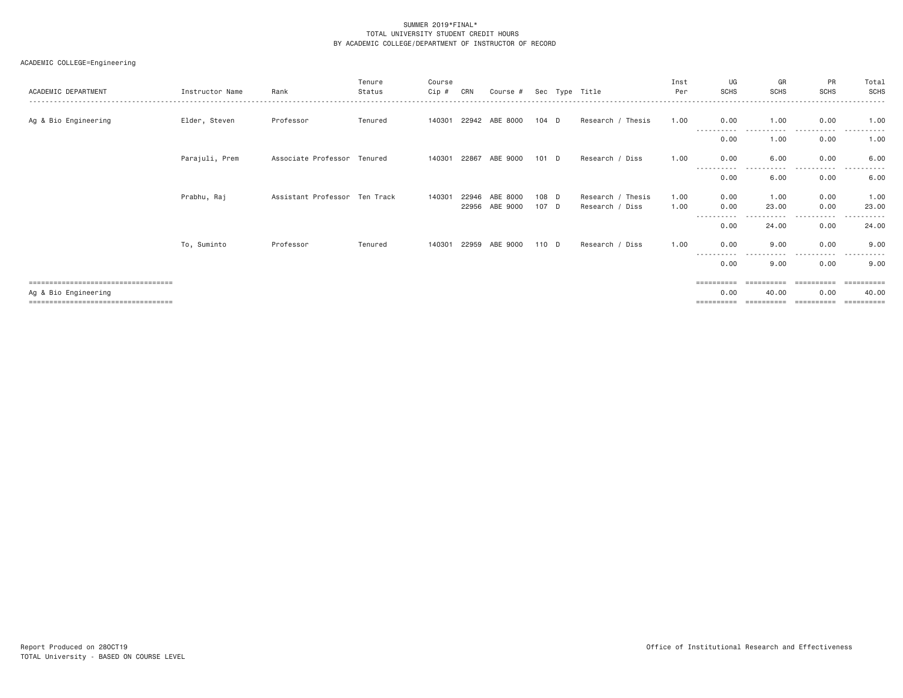SUMMER 2019*FINAL*
TOTAL UNIVERSITY STUDENT CREDIT HOURS
BY ACADEMIC COLLEGE/DEPARTMENT OF INSTRUCTOR OF RECORD

ACADEMIC COLLEGE=Engineering

| ACADEMIC DEPARTMENT | Instructor Name | Rank | Tenure Status | Course Cip # | CRN | Course # | Sec | Type | Title | Inst Per | UG SCHS | GR SCHS | PR SCHS | Total SCHS |
|---|---|---|---|---|---|---|---|---|---|---|---|---|---|---|
| Ag & Bio Engineering | Elder, Steven | Professor | Tenured | 140301 | 22942 | ABE 8000 | 104 | D | Research / Thesis | 1.00 | 0.00 | 1.00 | 0.00 | 1.00 |
| | | | | | | | | | | | 0.00 | 1.00 | 0.00 | 1.00 |
| | Parajuli, Prem | Associate Professor | Tenured | 140301 | 22867 | ABE 9000 | 101 | D | Research / Diss | 1.00 | 0.00 | 6.00 | 0.00 | 6.00 |
| | | | | | | | | | | | 0.00 | 6.00 | 0.00 | 6.00 |
| | Prabhu, Raj | Assistant Professor | Ten Track | 140301 | 22946 | ABE 8000 | 108 | D | Research / Thesis | 1.00 | 0.00 | 1.00 | 0.00 | 1.00 |
| | | | | | 22956 | ABE 9000 | 107 | D | Research / Diss | 1.00 | 0.00 | 23.00 | 0.00 | 23.00 |
| | | | | | | | | | | | 0.00 | 24.00 | 0.00 | 24.00 |
| | To, Suminto | Professor | Tenured | 140301 | 22959 | ABE 9000 | 110 | D | Research / Diss | 1.00 | 0.00 | 9.00 | 0.00 | 9.00 |
| | | | | | | | | | | | 0.00 | 9.00 | 0.00 | 9.00 |
| Ag & Bio Engineering | | | | | | | | | | | 0.00 | 40.00 | 0.00 | 40.00 |

Report Produced on 28OCT19
TOTAL University - BASED ON COURSE LEVEL

Office of Institutional Research and Effectiveness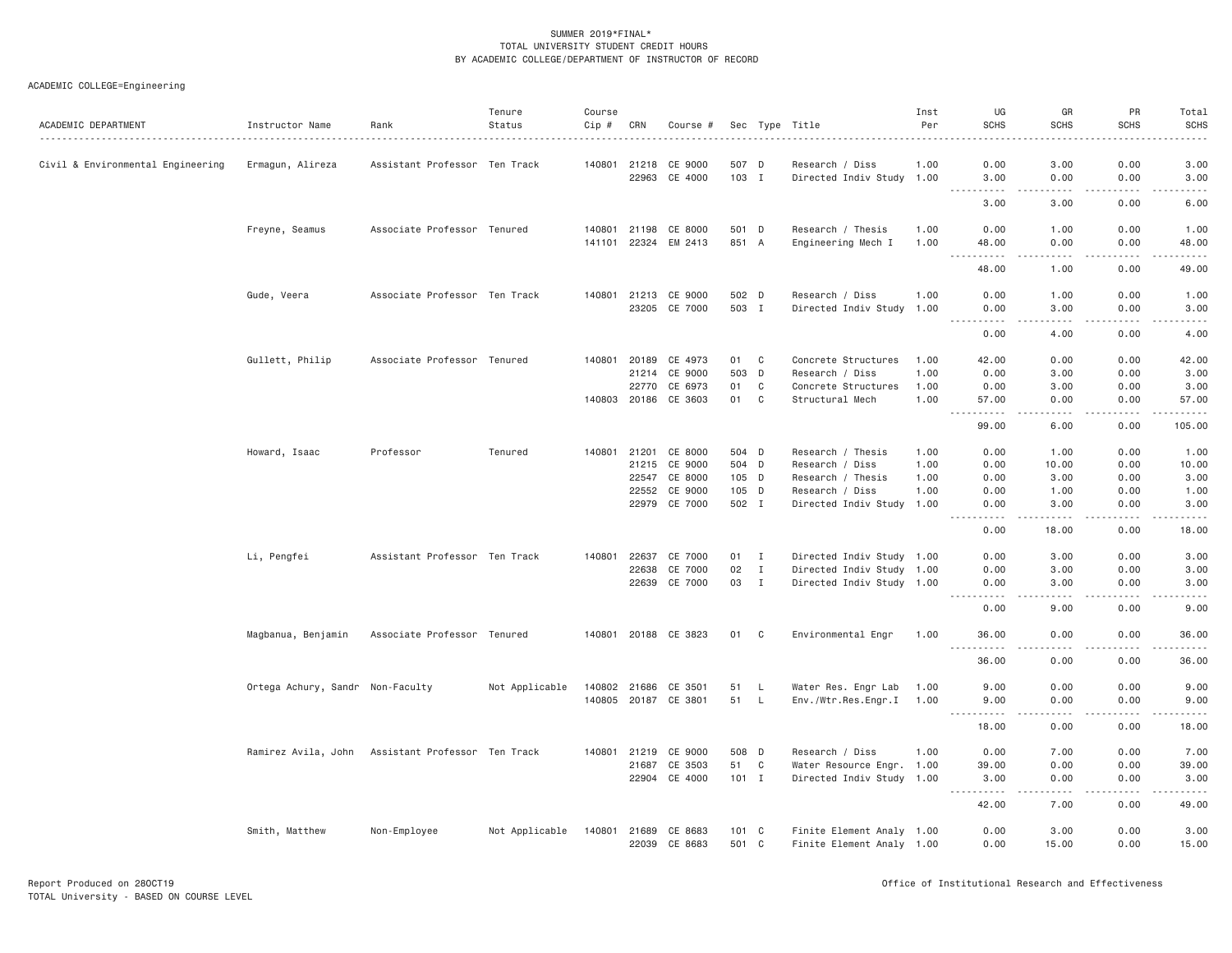SUMMER 2019*FINAL*
TOTAL UNIVERSITY STUDENT CREDIT HOURS
BY ACADEMIC COLLEGE/DEPARTMENT OF INSTRUCTOR OF RECORD

ACADEMIC COLLEGE=Engineering

| ACADEMIC DEPARTMENT | Instructor Name | Rank | Tenure Status | Course Cip # | CRN | Course # | Sec | Type | Title | Inst Per | UG SCHS | GR SCHS | PR SCHS | Total SCHS |
|---|---|---|---|---|---|---|---|---|---|---|---|---|---|---|
| Civil & Environmental Engineering | Ermagun, Alireza | Assistant Professor | Ten Track | 140801 | 21218 | CE 9000 | 507 | D | Research / Diss | 1.00 | 0.00 | 3.00 | 0.00 | 3.00 |
| | | | | | 22963 | CE 4000 | 103 | I | Directed Indiv Study | 1.00 | 3.00 | 0.00 | 0.00 | 3.00 |
| | | | | | | | | | | | 3.00 | 3.00 | 0.00 | 6.00 |
| | Freyne, Seamus | Associate Professor | Tenured | 140801 | 21198 | CE 8000 | 501 | D | Research / Thesis | 1.00 | 0.00 | 1.00 | 0.00 | 1.00 |
| | | | | 141101 | 22324 | EM 2413 | 851 | A | Engineering Mech I | 1.00 | 48.00 | 0.00 | 0.00 | 48.00 |
| | | | | | | | | | | | 48.00 | 1.00 | 0.00 | 49.00 |
| | Gude, Veera | Associate Professor | Ten Track | 140801 | 21213 | CE 9000 | 502 | D | Research / Diss | 1.00 | 0.00 | 1.00 | 0.00 | 1.00 |
| | | | | | 23205 | CE 7000 | 503 | I | Directed Indiv Study | 1.00 | 0.00 | 3.00 | 0.00 | 3.00 |
| | | | | | | | | | | | 0.00 | 4.00 | 0.00 | 4.00 |
| | Gullett, Philip | Associate Professor | Tenured | 140801 | 20189 | CE 4973 | 01 | C | Concrete Structures | 1.00 | 42.00 | 0.00 | 0.00 | 42.00 |
| | | | | | 21214 | CE 9000 | 503 | D | Research / Diss | 1.00 | 0.00 | 3.00 | 0.00 | 3.00 |
| | | | | | 22770 | CE 6973 | 01 | C | Concrete Structures | 1.00 | 0.00 | 3.00 | 0.00 | 3.00 |
| | | | | 140803 | 20186 | CE 3603 | 01 | C | Structural Mech | 1.00 | 57.00 | 0.00 | 0.00 | 57.00 |
| | | | | | | | | | | | 99.00 | 6.00 | 0.00 | 105.00 |
| | Howard, Isaac | Professor | Tenured | 140801 | 21201 | CE 8000 | 504 | D | Research / Thesis | 1.00 | 0.00 | 1.00 | 0.00 | 1.00 |
| | | | | | 21215 | CE 9000 | 504 | D | Research / Diss | 1.00 | 0.00 | 10.00 | 0.00 | 10.00 |
| | | | | | 22547 | CE 8000 | 105 | D | Research / Thesis | 1.00 | 0.00 | 3.00 | 0.00 | 3.00 |
| | | | | | 22552 | CE 9000 | 105 | D | Research / Diss | 1.00 | 0.00 | 1.00 | 0.00 | 1.00 |
| | | | | | 22979 | CE 7000 | 502 | I | Directed Indiv Study | 1.00 | 0.00 | 3.00 | 0.00 | 3.00 |
| | | | | | | | | | | | 0.00 | 18.00 | 0.00 | 18.00 |
| | Li, Pengfei | Assistant Professor | Ten Track | 140801 | 22637 | CE 7000 | 01 | I | Directed Indiv Study | 1.00 | 0.00 | 3.00 | 0.00 | 3.00 |
| | | | | | 22638 | CE 7000 | 02 | I | Directed Indiv Study | 1.00 | 0.00 | 3.00 | 0.00 | 3.00 |
| | | | | | 22639 | CE 7000 | 03 | I | Directed Indiv Study | 1.00 | 0.00 | 3.00 | 0.00 | 3.00 |
| | | | | | | | | | | | 0.00 | 9.00 | 0.00 | 9.00 |
| | Magbanua, Benjamin | Associate Professor | Tenured | 140801 | 20188 | CE 3823 | 01 | C | Environmental Engr | 1.00 | 36.00 | 0.00 | 0.00 | 36.00 |
| | | | | | | | | | | | 36.00 | 0.00 | 0.00 | 36.00 |
| | Ortega Achury, Sandr | Non-Faculty | Not Applicable | 140802 | 21686 | CE 3501 | 51 | L | Water Res. Engr Lab | 1.00 | 9.00 | 0.00 | 0.00 | 9.00 |
| | | | | 140805 | 20187 | CE 3801 | 51 | L | Env./Wtr.Res.Engr.I | 1.00 | 9.00 | 0.00 | 0.00 | 9.00 |
| | | | | | | | | | | | 18.00 | 0.00 | 0.00 | 18.00 |
| | Ramirez Avila, John | Assistant Professor | Ten Track | 140801 | 21219 | CE 9000 | 508 | D | Research / Diss | 1.00 | 0.00 | 7.00 | 0.00 | 7.00 |
| | | | | | 21687 | CE 3503 | 51 | C | Water Resource Engr. | 1.00 | 39.00 | 0.00 | 0.00 | 39.00 |
| | | | | | 22904 | CE 4000 | 101 | I | Directed Indiv Study | 1.00 | 3.00 | 0.00 | 0.00 | 3.00 |
| | | | | | | | | | | | 42.00 | 7.00 | 0.00 | 49.00 |
| | Smith, Matthew | Non-Employee | Not Applicable | 140801 | 21689 | CE 8683 | 101 | C | Finite Element Analy | 1.00 | 0.00 | 3.00 | 0.00 | 3.00 |
| | | | | | 22039 | CE 8683 | 501 | C | Finite Element Analy | 1.00 | 0.00 | 15.00 | 0.00 | 15.00 |

Report Produced on 28OCT19
TOTAL University - BASED ON COURSE LEVEL

Office of Institutional Research and Effectiveness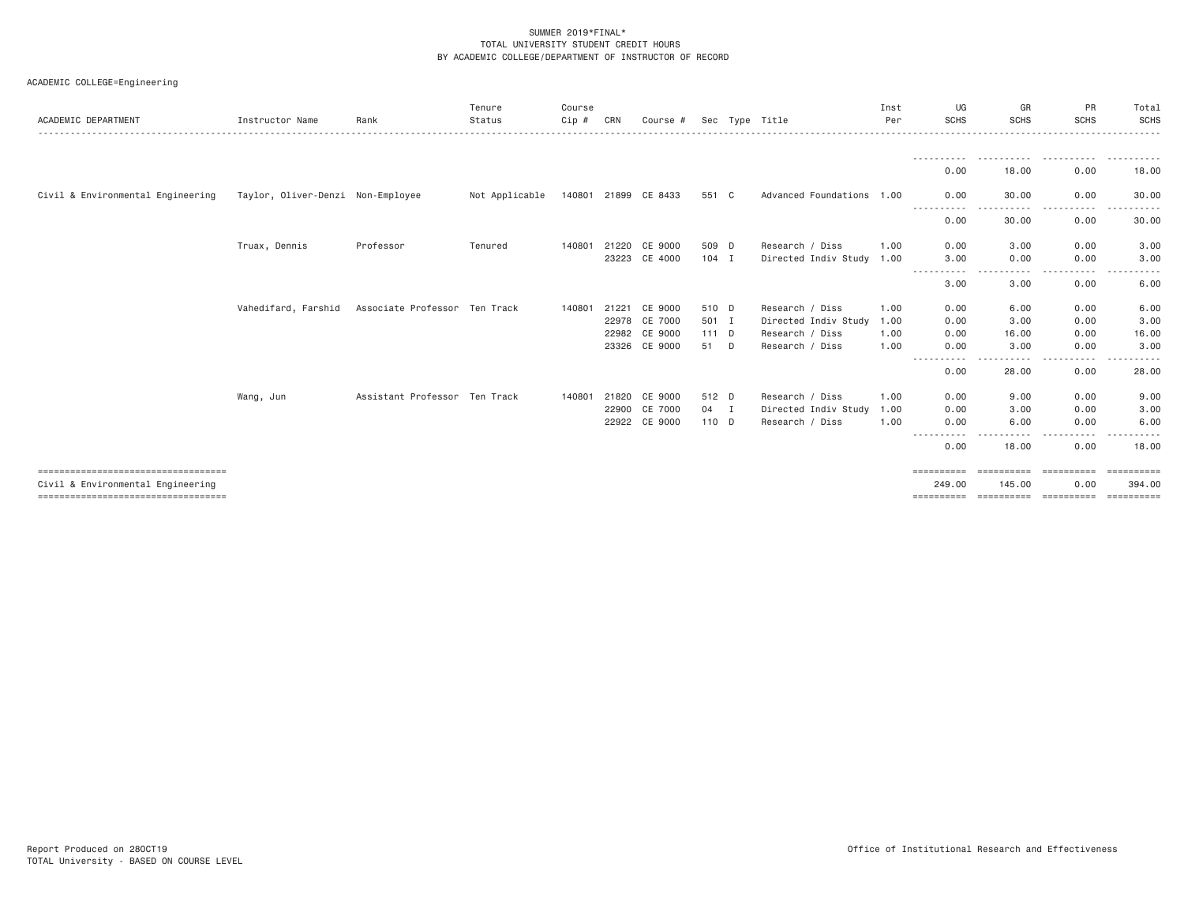SUMMER 2019*FINAL*
TOTAL UNIVERSITY STUDENT CREDIT HOURS
BY ACADEMIC COLLEGE/DEPARTMENT OF INSTRUCTOR OF RECORD

ACADEMIC COLLEGE=Engineering

| ACADEMIC DEPARTMENT | Instructor Name | Rank | Tenure Status | Course Cip # | CRN | Course # | Sec | Type | Title | Inst Per | UG SCHS | GR SCHS | PR SCHS | Total SCHS |
|---|---|---|---|---|---|---|---|---|---|---|---|---|---|---|
| | | | | | | | | | | | 0.00 | 18.00 | 0.00 | 18.00 |
| Civil & Environmental Engineering | Taylor, Oliver-Denzi | Non-Employee | Not Applicable | 140801 | 21899 | CE 8433 | 551 | C | Advanced Foundations | 1.00 | 0.00 | 30.00 | 0.00 | 30.00 |
| | | | | | | | | | | | 0.00 | 30.00 | 0.00 | 30.00 |
| | Truax, Dennis | Professor | Tenured | 140801 | 21220 | CE 9000 | 509 | D | Research / Diss | 1.00 | 0.00 | 3.00 | 0.00 | 3.00 |
| | | | | | 23223 | CE 4000 | 104 | I | Directed Indiv Study | 1.00 | 3.00 | 0.00 | 0.00 | 3.00 |
| | | | | | | | | | | | 3.00 | 3.00 | 0.00 | 6.00 |
| | Vahedifard, Farshid | Associate Professor | Ten Track | 140801 | 21221 | CE 9000 | 510 | D | Research / Diss | 1.00 | 0.00 | 6.00 | 0.00 | 6.00 |
| | | | | | 22978 | CE 7000 | 501 | I | Directed Indiv Study | 1.00 | 0.00 | 3.00 | 0.00 | 3.00 |
| | | | | | 22982 | CE 9000 | 111 | D | Research / Diss | 1.00 | 0.00 | 16.00 | 0.00 | 16.00 |
| | | | | | 23326 | CE 9000 | 51 | D | Research / Diss | 1.00 | 0.00 | 3.00 | 0.00 | 3.00 |
| | | | | | | | | | | | 0.00 | 28.00 | 0.00 | 28.00 |
| | Wang, Jun | Assistant Professor | Ten Track | 140801 | 21820 | CE 9000 | 512 | D | Research / Diss | 1.00 | 0.00 | 9.00 | 0.00 | 9.00 |
| | | | | | 22900 | CE 7000 | 04 | I | Directed Indiv Study | 1.00 | 0.00 | 3.00 | 0.00 | 3.00 |
| | | | | | 22922 | CE 9000 | 110 | D | Research / Diss | 1.00 | 0.00 | 6.00 | 0.00 | 6.00 |
| | | | | | | | | | | | 0.00 | 18.00 | 0.00 | 18.00 |
| Civil & Environmental Engineering | | | | | | | | | | | 249.00 | 145.00 | 0.00 | 394.00 |

Report Produced on 28OCT19
TOTAL University - BASED ON COURSE LEVEL

Office of Institutional Research and Effectiveness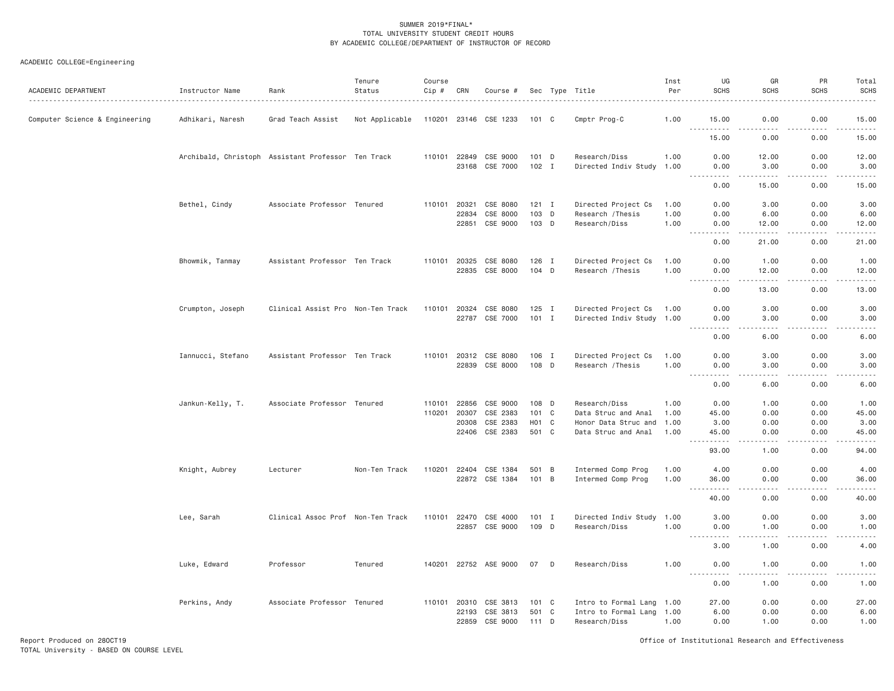SUMMER 2019*FINAL*
TOTAL UNIVERSITY STUDENT CREDIT HOURS
BY ACADEMIC COLLEGE/DEPARTMENT OF INSTRUCTOR OF RECORD

ACADEMIC COLLEGE=Engineering

| ACADEMIC DEPARTMENT | Instructor Name | Rank | Tenure Status | Course Cip # | CRN | Course # | Sec | Type | Title | Inst Per | UG SCHS | GR SCHS | PR SCHS | Total SCHS |
|---|---|---|---|---|---|---|---|---|---|---|---|---|---|---|
| Computer Science & Engineering | Adhikari, Naresh | Grad Teach Assist | Not Applicable | 110201 | 23146 | CSE 1233 | 101 | C | Cmptr Prog-C | 1.00 | 15.00 | 0.00 | 0.00 | 15.00 |
| | | | | | | | | | | | 15.00 | 0.00 | 0.00 | 15.00 |
| | Archibald, Christoph | Assistant Professor | Ten Track | 110101 | 22849 | CSE 9000 | 101 | D | Research/Diss | 1.00 | 0.00 | 12.00 | 0.00 | 12.00 |
| | | | | | 23168 | CSE 7000 | 102 | I | Directed Indiv Study | 1.00 | 0.00 | 3.00 | 0.00 | 3.00 |
| | | | | | | | | | | | 0.00 | 15.00 | 0.00 | 15.00 |
| | Bethel, Cindy | Associate Professor | Tenured | 110101 | 20321 | CSE 8080 | 121 | I | Directed Project Cs | 1.00 | 0.00 | 3.00 | 0.00 | 3.00 |
| | | | | | 22834 | CSE 8000 | 103 | D | Research /Thesis | 1.00 | 0.00 | 6.00 | 0.00 | 6.00 |
| | | | | | 22851 | CSE 9000 | 103 | D | Research/Diss | 1.00 | 0.00 | 12.00 | 0.00 | 12.00 |
| | | | | | | | | | | | 0.00 | 21.00 | 0.00 | 21.00 |
| | Bhowmik, Tanmay | Assistant Professor | Ten Track | 110101 | 20325 | CSE 8080 | 126 | I | Directed Project Cs | 1.00 | 0.00 | 1.00 | 0.00 | 1.00 |
| | | | | | 22835 | CSE 8000 | 104 | D | Research /Thesis | 1.00 | 0.00 | 12.00 | 0.00 | 12.00 |
| | | | | | | | | | | | 0.00 | 13.00 | 0.00 | 13.00 |
| | Crumpton, Joseph | Clinical Assist Pro | Non-Ten Track | 110101 | 20324 | CSE 8080 | 125 | I | Directed Project Cs | 1.00 | 0.00 | 3.00 | 0.00 | 3.00 |
| | | | | | 22787 | CSE 7000 | 101 | I | Directed Indiv Study | 1.00 | 0.00 | 3.00 | 0.00 | 3.00 |
| | | | | | | | | | | | 0.00 | 6.00 | 0.00 | 6.00 |
| | Iannucci, Stefano | Assistant Professor | Ten Track | 110101 | 20312 | CSE 8080 | 106 | I | Directed Project Cs | 1.00 | 0.00 | 3.00 | 0.00 | 3.00 |
| | | | | | 22839 | CSE 8000 | 108 | D | Research /Thesis | 1.00 | 0.00 | 3.00 | 0.00 | 3.00 |
| | | | | | | | | | | | 0.00 | 6.00 | 0.00 | 6.00 |
| | Jankun-Kelly, T. | Associate Professor | Tenured | 110101 | 22856 | CSE 9000 | 108 | D | Research/Diss | 1.00 | 0.00 | 1.00 | 0.00 | 1.00 |
| | | | | 110201 | 20307 | CSE 2383 | 101 | C | Data Struc and Anal | 1.00 | 45.00 | 0.00 | 0.00 | 45.00 |
| | | | | | 20308 | CSE 2383 | H01 | C | Honor Data Struc and | 1.00 | 3.00 | 0.00 | 0.00 | 3.00 |
| | | | | | 22406 | CSE 2383 | 501 | C | Data Struc and Anal | 1.00 | 45.00 | 0.00 | 0.00 | 45.00 |
| | | | | | | | | | | | 93.00 | 1.00 | 0.00 | 94.00 |
| | Knight, Aubrey | Lecturer | Non-Ten Track | 110201 | 22404 | CSE 1384 | 501 | B | Intermed Comp Prog | 1.00 | 4.00 | 0.00 | 0.00 | 4.00 |
| | | | | | 22872 | CSE 1384 | 101 | B | Intermed Comp Prog | 1.00 | 36.00 | 0.00 | 0.00 | 36.00 |
| | | | | | | | | | | | 40.00 | 0.00 | 0.00 | 40.00 |
| | Lee, Sarah | Clinical Assoc Prof | Non-Ten Track | 110101 | 22470 | CSE 4000 | 101 | I | Directed Indiv Study | 1.00 | 3.00 | 0.00 | 0.00 | 3.00 |
| | | | | | 22857 | CSE 9000 | 109 | D | Research/Diss | 1.00 | 0.00 | 1.00 | 0.00 | 1.00 |
| | | | | | | | | | | | 3.00 | 1.00 | 0.00 | 4.00 |
| | Luke, Edward | Professor | Tenured | 140201 | 22752 | ASE 9000 | 07 | D | Research/Diss | 1.00 | 0.00 | 1.00 | 0.00 | 1.00 |
| | | | | | | | | | | | 0.00 | 1.00 | 0.00 | 1.00 |
| | Perkins, Andy | Associate Professor | Tenured | 110101 | 20310 | CSE 3813 | 101 | C | Intro to Formal Lang | 1.00 | 27.00 | 0.00 | 0.00 | 27.00 |
| | | | | | 22193 | CSE 3813 | 501 | C | Intro to Formal Lang | 1.00 | 6.00 | 0.00 | 0.00 | 6.00 |
| | | | | | 22859 | CSE 9000 | 111 | D | Research/Diss | 1.00 | 0.00 | 1.00 | 0.00 | 1.00 |

Report Produced on 28OCT19
TOTAL University - BASED ON COURSE LEVEL

Office of Institutional Research and Effectiveness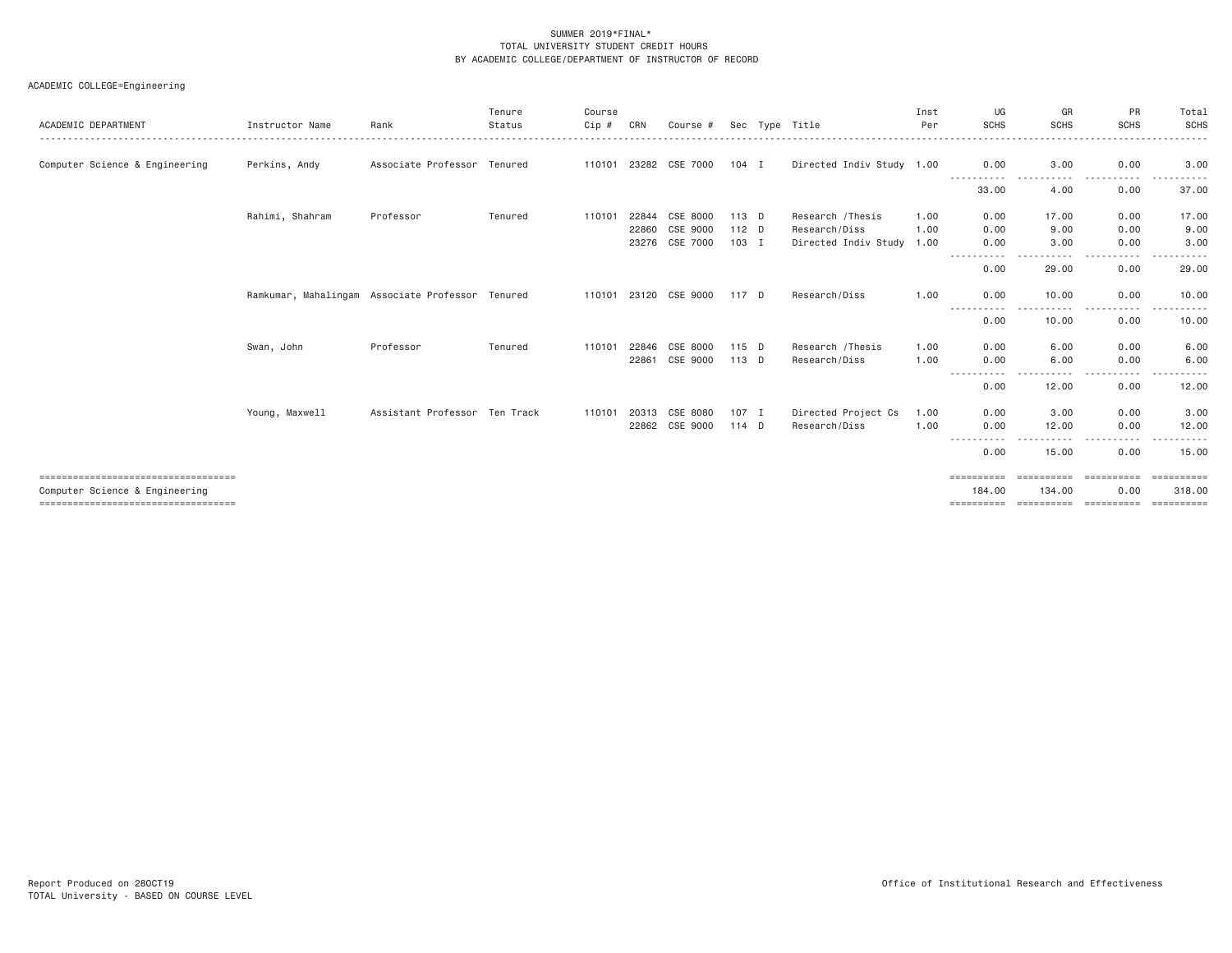SUMMER 2019*FINAL*
TOTAL UNIVERSITY STUDENT CREDIT HOURS
BY ACADEMIC COLLEGE/DEPARTMENT OF INSTRUCTOR OF RECORD

ACADEMIC COLLEGE=Engineering

| ACADEMIC DEPARTMENT | Instructor Name | Rank | Tenure Status | Course Cip # | CRN | Course # | Sec | Type | Title | Inst Per | UG SCHS | GR SCHS | PR SCHS | Total SCHS |
|---|---|---|---|---|---|---|---|---|---|---|---|---|---|---|
| Computer Science & Engineering | Perkins, Andy | Associate Professor | Tenured | 110101 | 23282 | CSE 7000 | 104 | I | Directed Indiv Study | 1.00 | 0.00 | 3.00 | 0.00 | 3.00 |
| | | | | | | | | | | | 33.00 | 4.00 | 0.00 | 37.00 |
| | Rahimi, Shahram | Professor | Tenured | 110101 | 22844 | CSE 8000 | 113 | D | Research /Thesis | 1.00 | 0.00 | 17.00 | 0.00 | 17.00 |
| | | | | | 22860 | CSE 9000 | 112 | D | Research/Diss | 1.00 | 0.00 | 9.00 | 0.00 | 9.00 |
| | | | | | 23276 | CSE 7000 | 103 | I | Directed Indiv Study | 1.00 | 0.00 | 3.00 | 0.00 | 3.00 |
| | | | | | | | | | | | 0.00 | 29.00 | 0.00 | 29.00 |
| | Ramkumar, Mahalingam | Associate Professor | Tenured | 110101 | 23120 | CSE 9000 | 117 | D | Research/Diss | 1.00 | 0.00 | 10.00 | 0.00 | 10.00 |
| | | | | | | | | | | | 0.00 | 10.00 | 0.00 | 10.00 |
| | Swan, John | Professor | Tenured | 110101 | 22846 | CSE 8000 | 115 | D | Research /Thesis | 1.00 | 0.00 | 6.00 | 0.00 | 6.00 |
| | | | | | 22861 | CSE 9000 | 113 | D | Research/Diss | 1.00 | 0.00 | 6.00 | 0.00 | 6.00 |
| | | | | | | | | | | | 0.00 | 12.00 | 0.00 | 12.00 |
| | Young, Maxwell | Assistant Professor | Ten Track | 110101 | 20313 | CSE 8080 | 107 | I | Directed Project Cs | 1.00 | 0.00 | 3.00 | 0.00 | 3.00 |
| | | | | | 22862 | CSE 9000 | 114 | D | Research/Diss | 1.00 | 0.00 | 12.00 | 0.00 | 12.00 |
| | | | | | | | | | | | 0.00 | 15.00 | 0.00 | 15.00 |
| Computer Science & Engineering | | | | | | | | | | | 184.00 | 134.00 | 0.00 | 318.00 |

Report Produced on 28OCT19
TOTAL University - BASED ON COURSE LEVEL

Office of Institutional Research and Effectiveness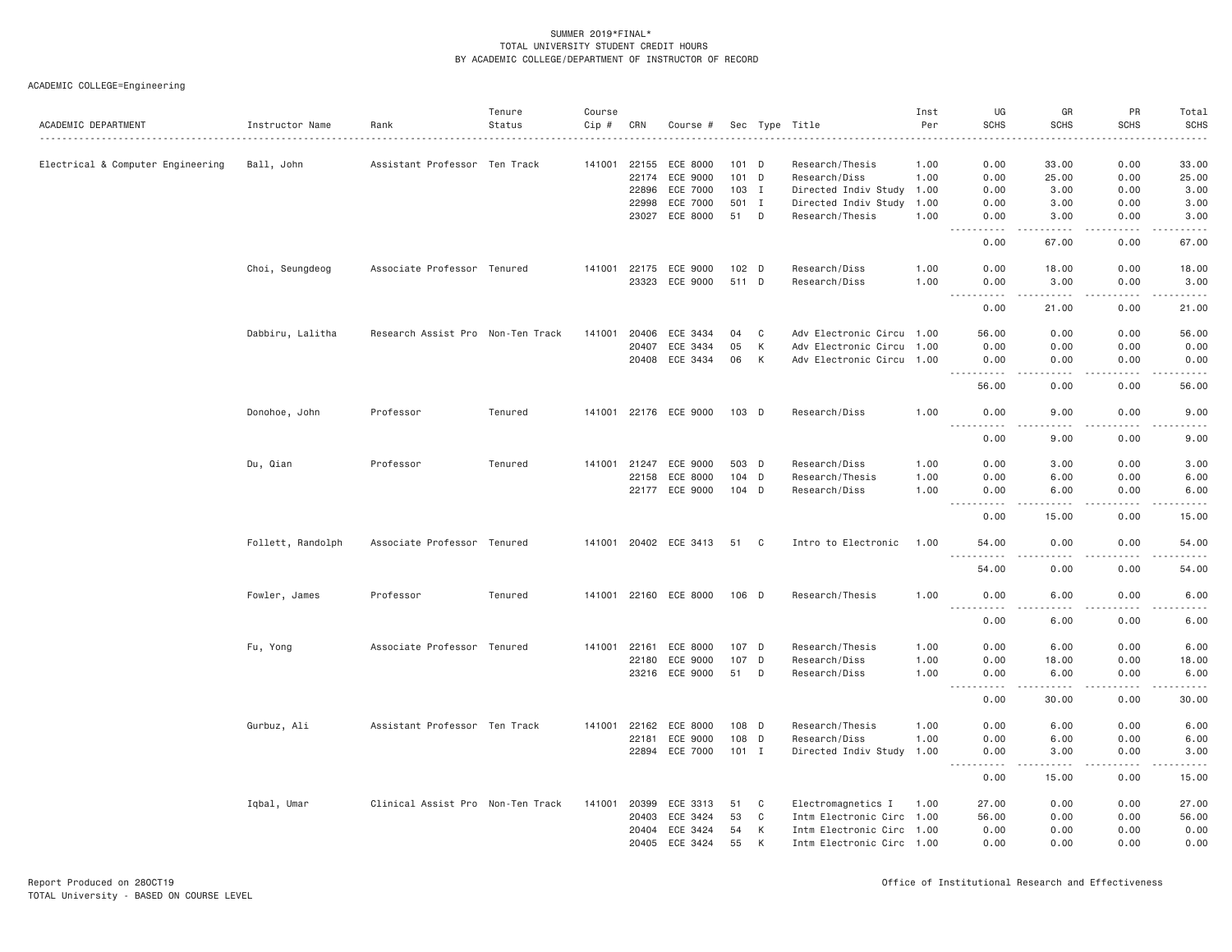SUMMER 2019*FINAL*
TOTAL UNIVERSITY STUDENT CREDIT HOURS
BY ACADEMIC COLLEGE/DEPARTMENT OF INSTRUCTOR OF RECORD

ACADEMIC COLLEGE=Engineering

| ACADEMIC DEPARTMENT | Instructor Name | Rank | Tenure Status | Course Cip # | CRN | Course # | Sec | Type | Title | Inst Per | UG SCHS | GR SCHS | PR SCHS | Total SCHS |
|---|---|---|---|---|---|---|---|---|---|---|---|---|---|---|
| Electrical & Computer Engineering | Ball, John | Assistant Professor | Ten Track | 141001 | 22155 | ECE 8000 | 101 | D | Research/Thesis | 1.00 | 0.00 | 33.00 | 0.00 | 33.00 |
| | | | | | 22174 | ECE 9000 | 101 | D | Research/Diss | 1.00 | 0.00 | 25.00 | 0.00 | 25.00 |
| | | | | | 22896 | ECE 7000 | 103 | I | Directed Indiv Study | 1.00 | 0.00 | 3.00 | 0.00 | 3.00 |
| | | | | | 22998 | ECE 7000 | 501 | I | Directed Indiv Study | 1.00 | 0.00 | 3.00 | 0.00 | 3.00 |
| | | | | | 23027 | ECE 8000 | 51 | D | Research/Thesis | 1.00 | 0.00 | 3.00 | 0.00 | 3.00 |
| | | | | | | | | | | | 0.00 | 67.00 | 0.00 | 67.00 |
| | Choi, Seungdeog | Associate Professor | Tenured | 141001 | 22175 | ECE 9000 | 102 | D | Research/Diss | 1.00 | 0.00 | 18.00 | 0.00 | 18.00 |
| | | | | | 23323 | ECE 9000 | 511 | D | Research/Diss | 1.00 | 0.00 | 3.00 | 0.00 | 3.00 |
| | | | | | | | | | | | 0.00 | 21.00 | 0.00 | 21.00 |
| | Dabbiru, Lalitha | Research Assist Pro | Non-Ten Track | 141001 | 20406 | ECE 3434 | 04 | C | Adv Electronic Circu | 1.00 | 56.00 | 0.00 | 0.00 | 56.00 |
| | | | | | 20407 | ECE 3434 | 05 | K | Adv Electronic Circu | 1.00 | 0.00 | 0.00 | 0.00 | 0.00 |
| | | | | | 20408 | ECE 3434 | 06 | K | Adv Electronic Circu | 1.00 | 0.00 | 0.00 | 0.00 | 0.00 |
| | | | | | | | | | | | 56.00 | 0.00 | 0.00 | 56.00 |
| | Donohoe, John | Professor | Tenured | 141001 | 22176 | ECE 9000 | 103 | D | Research/Diss | 1.00 | 0.00 | 9.00 | 0.00 | 9.00 |
| | | | | | | | | | | | 0.00 | 9.00 | 0.00 | 9.00 |
| | Du, Qian | Professor | Tenured | 141001 | 21247 | ECE 9000 | 503 | D | Research/Diss | 1.00 | 0.00 | 3.00 | 0.00 | 3.00 |
| | | | | | 22158 | ECE 8000 | 104 | D | Research/Thesis | 1.00 | 0.00 | 6.00 | 0.00 | 6.00 |
| | | | | | 22177 | ECE 9000 | 104 | D | Research/Diss | 1.00 | 0.00 | 6.00 | 0.00 | 6.00 |
| | | | | | | | | | | | 0.00 | 15.00 | 0.00 | 15.00 |
| | Follett, Randolph | Associate Professor | Tenured | 141001 | 20402 | ECE 3413 | 51 | C | Intro to Electronic | 1.00 | 54.00 | 0.00 | 0.00 | 54.00 |
| | | | | | | | | | | | 54.00 | 0.00 | 0.00 | 54.00 |
| | Fowler, James | Professor | Tenured | 141001 | 22160 | ECE 8000 | 106 | D | Research/Thesis | 1.00 | 0.00 | 6.00 | 0.00 | 6.00 |
| | | | | | | | | | | | 0.00 | 6.00 | 0.00 | 6.00 |
| | Fu, Yong | Associate Professor | Tenured | 141001 | 22161 | ECE 8000 | 107 | D | Research/Thesis | 1.00 | 0.00 | 6.00 | 0.00 | 6.00 |
| | | | | | 22180 | ECE 9000 | 107 | D | Research/Diss | 1.00 | 0.00 | 18.00 | 0.00 | 18.00 |
| | | | | | 23216 | ECE 9000 | 51 | D | Research/Diss | 1.00 | 0.00 | 6.00 | 0.00 | 6.00 |
| | | | | | | | | | | | 0.00 | 30.00 | 0.00 | 30.00 |
| | Gurbuz, Ali | Assistant Professor | Ten Track | 141001 | 22162 | ECE 8000 | 108 | D | Research/Thesis | 1.00 | 0.00 | 6.00 | 0.00 | 6.00 |
| | | | | | 22181 | ECE 9000 | 108 | D | Research/Diss | 1.00 | 0.00 | 6.00 | 0.00 | 6.00 |
| | | | | | 22894 | ECE 7000 | 101 | I | Directed Indiv Study | 1.00 | 0.00 | 3.00 | 0.00 | 3.00 |
| | | | | | | | | | | | 0.00 | 15.00 | 0.00 | 15.00 |
| | Iqbal, Umar | Clinical Assist Pro | Non-Ten Track | 141001 | 20399 | ECE 3313 | 51 | C | Electromagnetics I | 1.00 | 27.00 | 0.00 | 0.00 | 27.00 |
| | | | | | 20403 | ECE 3424 | 53 | C | Intm Electronic Circ | 1.00 | 56.00 | 0.00 | 0.00 | 56.00 |
| | | | | | 20404 | ECE 3424 | 54 | K | Intm Electronic Circ | 1.00 | 0.00 | 0.00 | 0.00 | 0.00 |
| | | | | | 20405 | ECE 3424 | 55 | K | Intm Electronic Circ | 1.00 | 0.00 | 0.00 | 0.00 | 0.00 |

Report Produced on 28OCT19
TOTAL University - BASED ON COURSE LEVEL

Office of Institutional Research and Effectiveness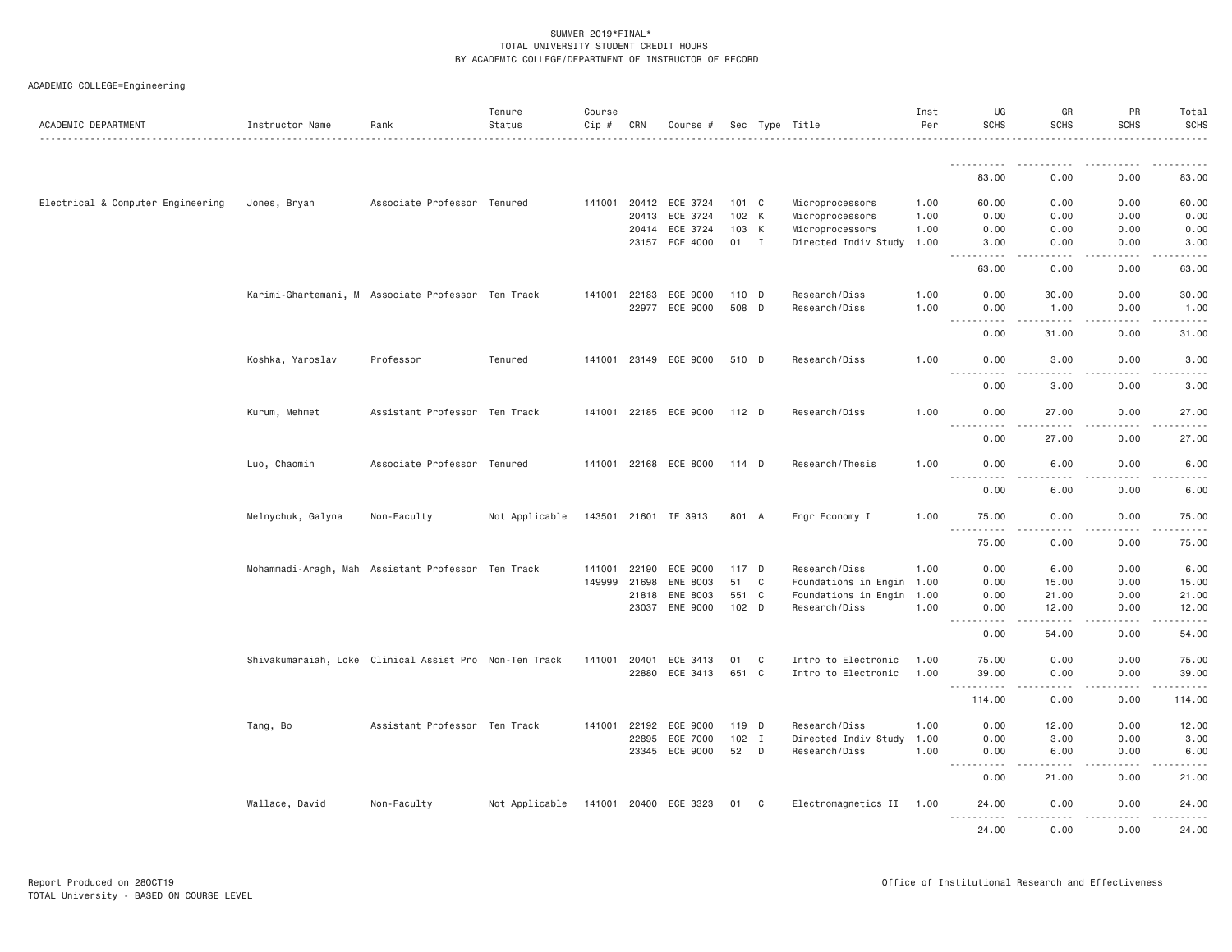SUMMER 2019*FINAL*
TOTAL UNIVERSITY STUDENT CREDIT HOURS
BY ACADEMIC COLLEGE/DEPARTMENT OF INSTRUCTOR OF RECORD

ACADEMIC COLLEGE=Engineering

| ACADEMIC DEPARTMENT | Instructor Name | Rank | Tenure Status | Course Cip # | CRN | Course # | Sec | Type | Title | Inst Per | UG SCHS | GR SCHS | PR SCHS | Total SCHS |
|---|---|---|---|---|---|---|---|---|---|---|---|---|---|---|
| | | | | | | | | | | | 83.00 | 0.00 | 0.00 | 83.00 |
| Electrical & Computer Engineering | Jones, Bryan | Associate Professor | Tenured | 141001 | 20412 | ECE 3724 | 101 | C | Microprocessors | 1.00 | 60.00 | 0.00 | 0.00 | 60.00 |
| | | | | | 20413 | ECE 3724 | 102 | K | Microprocessors | 1.00 | 0.00 | 0.00 | 0.00 | 0.00 |
| | | | | | 20414 | ECE 3724 | 103 | K | Microprocessors | 1.00 | 0.00 | 0.00 | 0.00 | 0.00 |
| | | | | | 23157 | ECE 4000 | 01 | I | Directed Indiv Study | 1.00 | 3.00 | 0.00 | 0.00 | 3.00 |
| | | | | | | | | | | | 63.00 | 0.00 | 0.00 | 63.00 |
| | Karimi-Ghartemani, M | Associate Professor | Ten Track | 141001 | 22183 | ECE 9000 | 110 | D | Research/Diss | 1.00 | 0.00 | 30.00 | 0.00 | 30.00 |
| | | | | | 22977 | ECE 9000 | 508 | D | Research/Diss | 1.00 | 0.00 | 1.00 | 0.00 | 1.00 |
| | | | | | | | | | | | 0.00 | 31.00 | 0.00 | 31.00 |
| | Koshka, Yaroslav | Professor | Tenured | 141001 | 23149 | ECE 9000 | 510 | D | Research/Diss | 1.00 | 0.00 | 3.00 | 0.00 | 3.00 |
| | | | | | | | | | | | 0.00 | 3.00 | 0.00 | 3.00 |
| | Kurum, Mehmet | Assistant Professor | Ten Track | 141001 | 22185 | ECE 9000 | 112 | D | Research/Diss | 1.00 | 0.00 | 27.00 | 0.00 | 27.00 |
| | | | | | | | | | | | 0.00 | 27.00 | 0.00 | 27.00 |
| | Luo, Chaomin | Associate Professor | Tenured | 141001 | 22168 | ECE 8000 | 114 | D | Research/Thesis | 1.00 | 0.00 | 6.00 | 0.00 | 6.00 |
| | | | | | | | | | | | 0.00 | 6.00 | 0.00 | 6.00 |
| | Melnychuk, Galyna | Non-Faculty | Not Applicable | 143501 | 21601 | IE 3913 | 801 | A | Engr Economy I | 1.00 | 75.00 | 0.00 | 0.00 | 75.00 |
| | | | | | | | | | | | 75.00 | 0.00 | 0.00 | 75.00 |
| | Mohammadi-Aragh, Mah | Assistant Professor | Ten Track | 141001 | 22190 | ECE 9000 | 117 | D | Research/Diss | 1.00 | 0.00 | 6.00 | 0.00 | 6.00 |
| | | | | 149999 | 21698 | ENE 8003 | 51 | C | Foundations in Engin | 1.00 | 0.00 | 15.00 | 0.00 | 15.00 |
| | | | | | 21818 | ENE 8003 | 551 | C | Foundations in Engin | 1.00 | 0.00 | 21.00 | 0.00 | 21.00 |
| | | | | | 23037 | ENE 9000 | 102 | D | Research/Diss | 1.00 | 0.00 | 12.00 | 0.00 | 12.00 |
| | | | | | | | | | | | 0.00 | 54.00 | 0.00 | 54.00 |
| | Shivakumaraiah, Loke | Clinical Assist Pro | Non-Ten Track | 141001 | 20401 | ECE 3413 | 01 | C | Intro to Electronic | 1.00 | 75.00 | 0.00 | 0.00 | 75.00 |
| | | | | | 22880 | ECE 3413 | 651 | C | Intro to Electronic | 1.00 | 39.00 | 0.00 | 0.00 | 39.00 |
| | | | | | | | | | | | 114.00 | 0.00 | 0.00 | 114.00 |
| | Tang, Bo | Assistant Professor | Ten Track | 141001 | 22192 | ECE 9000 | 119 | D | Research/Diss | 1.00 | 0.00 | 12.00 | 0.00 | 12.00 |
| | | | | | 22895 | ECE 7000 | 102 | I | Directed Indiv Study | 1.00 | 0.00 | 3.00 | 0.00 | 3.00 |
| | | | | | 23345 | ECE 9000 | 52 | D | Research/Diss | 1.00 | 0.00 | 6.00 | 0.00 | 6.00 |
| | | | | | | | | | | | 0.00 | 21.00 | 0.00 | 21.00 |
| | Wallace, David | Non-Faculty | Not Applicable | 141001 | 20400 | ECE 3323 | 01 | C | Electromagnetics II | 1.00 | 24.00 | 0.00 | 0.00 | 24.00 |
| | | | | | | | | | | | 24.00 | 0.00 | 0.00 | 24.00 |

Report Produced on 28OCT19
TOTAL University - BASED ON COURSE LEVEL

Office of Institutional Research and Effectiveness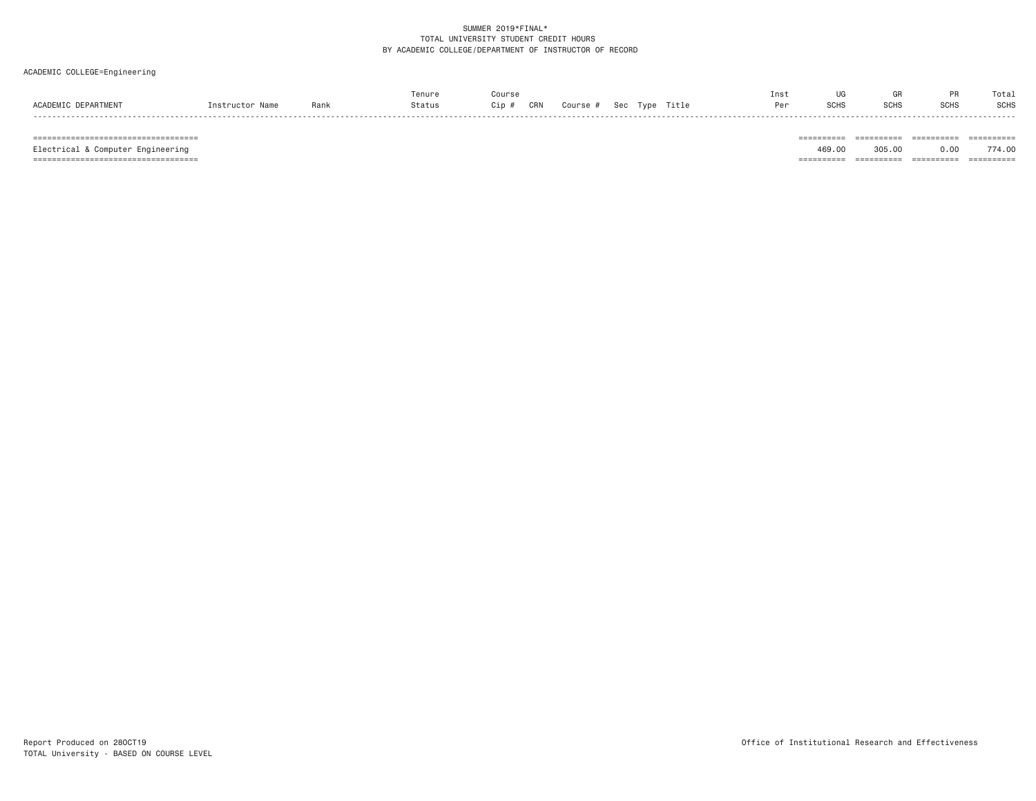SUMMER 2019*FINAL*
TOTAL UNIVERSITY STUDENT CREDIT HOURS
BY ACADEMIC COLLEGE/DEPARTMENT OF INSTRUCTOR OF RECORD

ACADEMIC COLLEGE=Engineering

| ACADEMIC DEPARTMENT | Instructor Name | Rank | Tenure Status | Course Cip # | CRN | Course # | Sec | Type | Title | Inst Per | UG SCHS | GR SCHS | PR SCHS | Total SCHS |
|---|---|---|---|---|---|---|---|---|---|---|---|---|---|---|
| Electrical & Computer Engineering | | | | | | | | | | | 469.00 | 305.00 | 0.00 | 774.00 |

Report Produced on 28OCT19
TOTAL University - BASED ON COURSE LEVEL

Office of Institutional Research and Effectiveness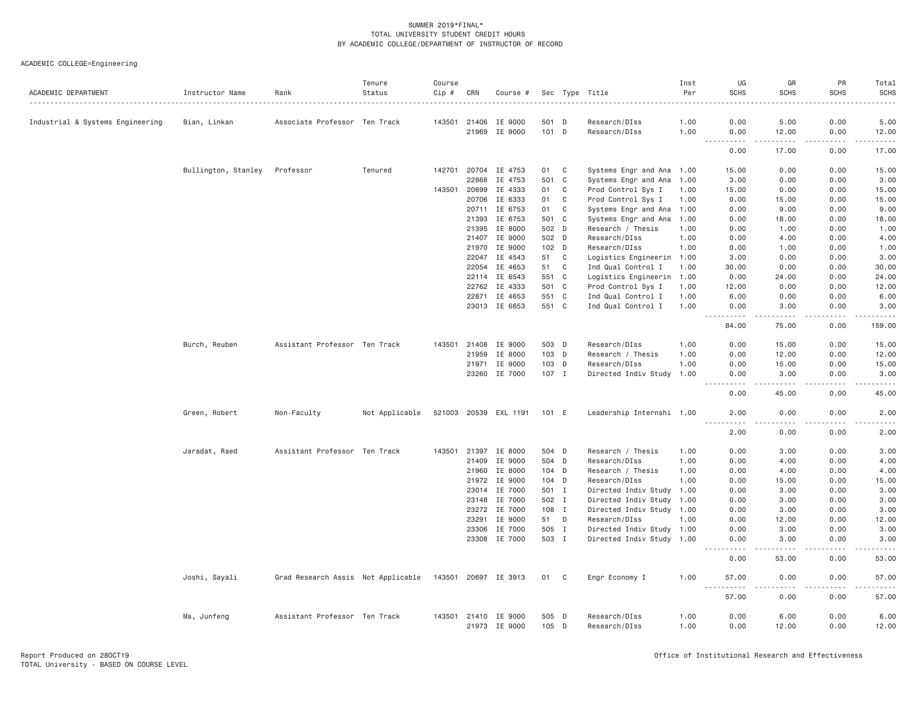SUMMER 2019*FINAL*
TOTAL UNIVERSITY STUDENT CREDIT HOURS
BY ACADEMIC COLLEGE/DEPARTMENT OF INSTRUCTOR OF RECORD

ACADEMIC COLLEGE=Engineering

| ACADEMIC DEPARTMENT | Instructor Name | Rank | Tenure Status | Course Cip # | CRN | Course # | Sec | Type | Title | Inst Per | UG SCHS | GR SCHS | PR SCHS | Total SCHS |
|---|---|---|---|---|---|---|---|---|---|---|---|---|---|---|
| Industrial & Systems Engineering | Bian, Linkan | Associate Professor | Ten Track | 143501 | 21406 | IE 9000 | 501 | D | Research/DIss | 1.00 | 0.00 | 5.00 | 0.00 | 5.00 |
| | | | | | 21969 | IE 9000 | 101 | D | Research/DIss | 1.00 | 0.00 | 12.00 | 0.00 | 12.00 |
| | | | | | | | | | | | 0.00 | 17.00 | 0.00 | 17.00 |
| | Bullington, Stanley | Professor | Tenured | 142701 | 20704 | IE 4753 | 01 | C | Systems Engr and Ana | 1.00 | 15.00 | 0.00 | 0.00 | 15.00 |
| | | | | | 22868 | IE 4753 | 501 | C | Systems Engr and Ana | 1.00 | 3.00 | 0.00 | 0.00 | 3.00 |
| | | | | 143501 | 20699 | IE 4333 | 01 | C | Prod Control Sys I | 1.00 | 15.00 | 0.00 | 0.00 | 15.00 |
| | | | | | 20706 | IE 6333 | 01 | C | Prod Control Sys I | 1.00 | 0.00 | 15.00 | 0.00 | 15.00 |
| | | | | | 20711 | IE 6753 | 01 | C | Systems Engr and Ana | 1.00 | 0.00 | 9.00 | 0.00 | 9.00 |
| | | | | | 21393 | IE 6753 | 501 | C | Systems Engr and Ana | 1.00 | 0.00 | 18.00 | 0.00 | 18.00 |
| | | | | | 21395 | IE 8000 | 502 | D | Research / Thesis | 1.00 | 0.00 | 1.00 | 0.00 | 1.00 |
| | | | | | 21407 | IE 9000 | 502 | D | Research/DIss | 1.00 | 0.00 | 4.00 | 0.00 | 4.00 |
| | | | | | 21970 | IE 9000 | 102 | D | Research/DIss | 1.00 | 0.00 | 1.00 | 0.00 | 1.00 |
| | | | | | 22047 | IE 4543 | 51 | C | Logistics Engineerin | 1.00 | 3.00 | 0.00 | 0.00 | 3.00 |
| | | | | | 22054 | IE 4653 | 51 | C | Ind Qual Control I | 1.00 | 30.00 | 0.00 | 0.00 | 30.00 |
| | | | | | 22114 | IE 6543 | 551 | C | Logistics Engineerin | 1.00 | 0.00 | 24.00 | 0.00 | 24.00 |
| | | | | | 22762 | IE 4333 | 501 | C | Prod Control Sys I | 1.00 | 12.00 | 0.00 | 0.00 | 12.00 |
| | | | | | 22871 | IE 4653 | 551 | C | Ind Qual Control I | 1.00 | 6.00 | 0.00 | 0.00 | 6.00 |
| | | | | | 23013 | IE 6653 | 551 | C | Ind Qual Control I | 1.00 | 0.00 | 3.00 | 0.00 | 3.00 |
| | | | | | | | | | | | 84.00 | 75.00 | 0.00 | 159.00 |
| | Burch, Reuben | Assistant Professor | Ten Track | 143501 | 21408 | IE 9000 | 503 | D | Research/DIss | 1.00 | 0.00 | 15.00 | 0.00 | 15.00 |
| | | | | | 21959 | IE 8000 | 103 | D | Research / Thesis | 1.00 | 0.00 | 12.00 | 0.00 | 12.00 |
| | | | | | 21971 | IE 9000 | 103 | D | Research/DIss | 1.00 | 0.00 | 15.00 | 0.00 | 15.00 |
| | | | | | 23260 | IE 7000 | 107 | I | Directed Indiv Study | 1.00 | 0.00 | 3.00 | 0.00 | 3.00 |
| | | | | | | | | | | | 0.00 | 45.00 | 0.00 | 45.00 |
| | Green, Robert | Non-Faculty | Not Applicable | 521003 | 20539 | EXL 1191 | 101 | E | Leadership Internshi | 1.00 | 2.00 | 0.00 | 0.00 | 2.00 |
| | | | | | | | | | | | 2.00 | 0.00 | 0.00 | 2.00 |
| | Jaradat, Raed | Assistant Professor | Ten Track | 143501 | 21397 | IE 8000 | 504 | D | Research / Thesis | 1.00 | 0.00 | 3.00 | 0.00 | 3.00 |
| | | | | | 21409 | IE 9000 | 504 | D | Research/DIss | 1.00 | 0.00 | 4.00 | 0.00 | 4.00 |
| | | | | | 21960 | IE 8000 | 104 | D | Research / Thesis | 1.00 | 0.00 | 4.00 | 0.00 | 4.00 |
| | | | | | 21972 | IE 9000 | 104 | D | Research/DIss | 1.00 | 0.00 | 15.00 | 0.00 | 15.00 |
| | | | | | 23014 | IE 7000 | 501 | I | Directed Indiv Study | 1.00 | 0.00 | 3.00 | 0.00 | 3.00 |
| | | | | | 23148 | IE 7000 | 502 | I | Directed Indiv Study | 1.00 | 0.00 | 3.00 | 0.00 | 3.00 |
| | | | | | 23272 | IE 7000 | 108 | I | Directed Indiv Study | 1.00 | 0.00 | 3.00 | 0.00 | 3.00 |
| | | | | | 23291 | IE 9000 | 51 | D | Research/DIss | 1.00 | 0.00 | 12.00 | 0.00 | 12.00 |
| | | | | | 23306 | IE 7000 | 505 | I | Directed Indiv Study | 1.00 | 0.00 | 3.00 | 0.00 | 3.00 |
| | | | | | 23308 | IE 7000 | 503 | I | Directed Indiv Study | 1.00 | 0.00 | 3.00 | 0.00 | 3.00 |
| | | | | | | | | | | | 0.00 | 53.00 | 0.00 | 53.00 |
| | Joshi, Sayali | Grad Research Assis | Not Applicable | 143501 | 20697 | IE 3913 | 01 | C | Engr Economy I | 1.00 | 57.00 | 0.00 | 0.00 | 57.00 |
| | | | | | | | | | | | 57.00 | 0.00 | 0.00 | 57.00 |
| | Ma, Junfeng | Assistant Professor | Ten Track | 143501 | 21410 | IE 9000 | 505 | D | Research/DIss | 1.00 | 0.00 | 6.00 | 0.00 | 6.00 |
| | | | | | 21973 | IE 9000 | 105 | D | Research/DIss | 1.00 | 0.00 | 12.00 | 0.00 | 12.00 |

Report Produced on 28OCT19
TOTAL University - BASED ON COURSE LEVEL

Office of Institutional Research and Effectiveness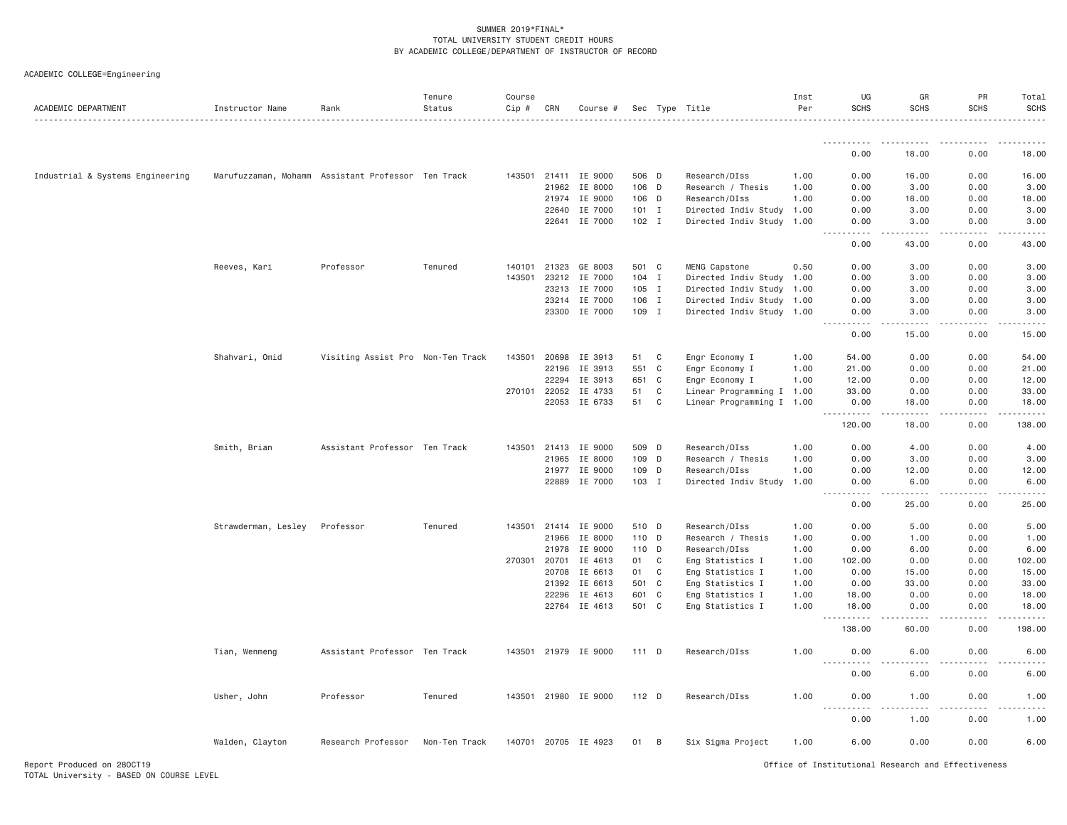SUMMER 2019*FINAL*
TOTAL UNIVERSITY STUDENT CREDIT HOURS
BY ACADEMIC COLLEGE/DEPARTMENT OF INSTRUCTOR OF RECORD

ACADEMIC COLLEGE=Engineering

| ACADEMIC DEPARTMENT | Instructor Name | Rank | Tenure Status | Course Cip # | CRN | Course # | Sec | Type | Title | Inst Per | UG SCHS | GR SCHS | PR SCHS | Total SCHS |
|---|---|---|---|---|---|---|---|---|---|---|---|---|---|---|
| | | | | | | | | | | | 0.00 | 18.00 | 0.00 | 18.00 |
| Industrial & Systems Engineering | Marufuzzaman, Mohamm | Assistant Professor | Ten Track | 143501 | 21411 | IE 9000 | 506 | D | Research/DIss | 1.00 | 0.00 | 16.00 | 0.00 | 16.00 |
| | | | | | 21962 | IE 8000 | 106 | D | Research / Thesis | 1.00 | 0.00 | 3.00 | 0.00 | 3.00 |
| | | | | | 21974 | IE 9000 | 106 | D | Research/DIss | 1.00 | 0.00 | 18.00 | 0.00 | 18.00 |
| | | | | | 22640 | IE 7000 | 101 | I | Directed Indiv Study | 1.00 | 0.00 | 3.00 | 0.00 | 3.00 |
| | | | | | 22641 | IE 7000 | 102 | I | Directed Indiv Study | 1.00 | 0.00 | 3.00 | 0.00 | 3.00 |
| | | | | | | | | | | | 0.00 | 43.00 | 0.00 | 43.00 |
| | Reeves, Kari | Professor | Tenured | 140101 | 21323 | GE 8003 | 501 | C | MENG Capstone | 0.50 | 0.00 | 3.00 | 0.00 | 3.00 |
| | | | | 143501 | 23212 | IE 7000 | 104 | I | Directed Indiv Study | 1.00 | 0.00 | 3.00 | 0.00 | 3.00 |
| | | | | | 23213 | IE 7000 | 105 | I | Directed Indiv Study | 1.00 | 0.00 | 3.00 | 0.00 | 3.00 |
| | | | | | 23214 | IE 7000 | 106 | I | Directed Indiv Study | 1.00 | 0.00 | 3.00 | 0.00 | 3.00 |
| | | | | | 23300 | IE 7000 | 109 | I | Directed Indiv Study | 1.00 | 0.00 | 3.00 | 0.00 | 3.00 |
| | | | | | | | | | | | 0.00 | 15.00 | 0.00 | 15.00 |
| | Shahvari, Omid | Visiting Assist Pro | Non-Ten Track | 143501 | 20698 | IE 3913 | 51 | C | Engr Economy I | 1.00 | 54.00 | 0.00 | 0.00 | 54.00 |
| | | | | | 22196 | IE 3913 | 551 | C | Engr Economy I | 1.00 | 21.00 | 0.00 | 0.00 | 21.00 |
| | | | | | 22294 | IE 3913 | 651 | C | Engr Economy I | 1.00 | 12.00 | 0.00 | 0.00 | 12.00 |
| | | | | 270101 | 22052 | IE 4733 | 51 | C | Linear Programming I | 1.00 | 33.00 | 0.00 | 0.00 | 33.00 |
| | | | | | 22053 | IE 6733 | 51 | C | Linear Programming I | 1.00 | 0.00 | 18.00 | 0.00 | 18.00 |
| | | | | | | | | | | | 120.00 | 18.00 | 0.00 | 138.00 |
| | Smith, Brian | Assistant Professor | Ten Track | 143501 | 21413 | IE 9000 | 509 | D | Research/DIss | 1.00 | 0.00 | 4.00 | 0.00 | 4.00 |
| | | | | | 21965 | IE 8000 | 109 | D | Research / Thesis | 1.00 | 0.00 | 3.00 | 0.00 | 3.00 |
| | | | | | 21977 | IE 9000 | 109 | D | Research/DIss | 1.00 | 0.00 | 12.00 | 0.00 | 12.00 |
| | | | | | 22889 | IE 7000 | 103 | I | Directed Indiv Study | 1.00 | 0.00 | 6.00 | 0.00 | 6.00 |
| | | | | | | | | | | | 0.00 | 25.00 | 0.00 | 25.00 |
| | Strawderman, Lesley | Professor | Tenured | 143501 | 21414 | IE 9000 | 510 | D | Research/DIss | 1.00 | 0.00 | 5.00 | 0.00 | 5.00 |
| | | | | | 21966 | IE 8000 | 110 | D | Research / Thesis | 1.00 | 0.00 | 1.00 | 0.00 | 1.00 |
| | | | | | 21978 | IE 9000 | 110 | D | Research/DIss | 1.00 | 0.00 | 6.00 | 0.00 | 6.00 |
| | | | | 270301 | 20701 | IE 4613 | 01 | C | Eng Statistics I | 1.00 | 102.00 | 0.00 | 0.00 | 102.00 |
| | | | | | 20708 | IE 6613 | 01 | C | Eng Statistics I | 1.00 | 0.00 | 15.00 | 0.00 | 15.00 |
| | | | | | 21392 | IE 6613 | 501 | C | Eng Statistics I | 1.00 | 0.00 | 33.00 | 0.00 | 33.00 |
| | | | | | 22296 | IE 4613 | 601 | C | Eng Statistics I | 1.00 | 18.00 | 0.00 | 0.00 | 18.00 |
| | | | | | 22764 | IE 4613 | 501 | C | Eng Statistics I | 1.00 | 18.00 | 0.00 | 0.00 | 18.00 |
| | | | | | | | | | | | 138.00 | 60.00 | 0.00 | 198.00 |
| | Tian, Wenmeng | Assistant Professor | Ten Track | 143501 | 21979 | IE 9000 | 111 | D | Research/DIss | 1.00 | 0.00 | 6.00 | 0.00 | 6.00 |
| | | | | | | | | | | | 0.00 | 6.00 | 0.00 | 6.00 |
| | Usher, John | Professor | Tenured | 143501 | 21980 | IE 9000 | 112 | D | Research/DIss | 1.00 | 0.00 | 1.00 | 0.00 | 1.00 |
| | | | | | | | | | | | 0.00 | 1.00 | 0.00 | 1.00 |
| | Walden, Clayton | Research Professor | Non-Ten Track | 140701 | 20705 | IE 4923 | 01 | B | Six Sigma Project | 1.00 | 6.00 | 0.00 | 0.00 | 6.00 |

Report Produced on 28OCT19
TOTAL University - BASED ON COURSE LEVEL

Office of Institutional Research and Effectiveness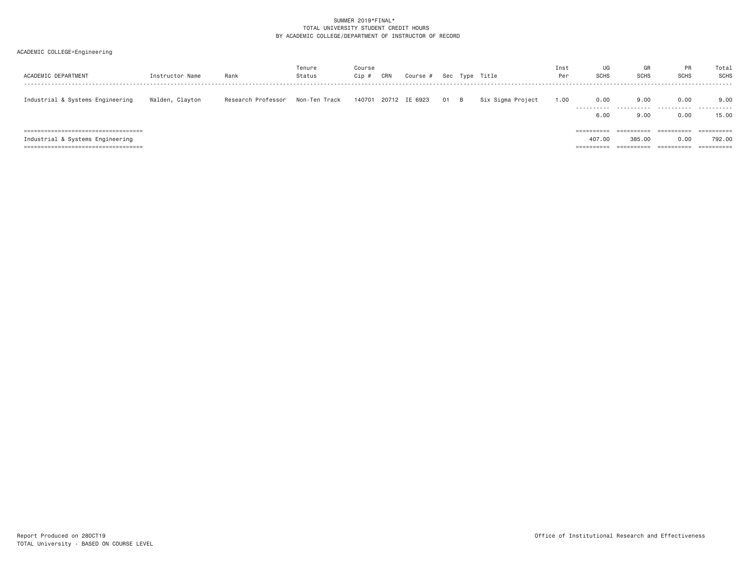SUMMER 2019*FINAL*
TOTAL UNIVERSITY STUDENT CREDIT HOURS
BY ACADEMIC COLLEGE/DEPARTMENT OF INSTRUCTOR OF RECORD

ACADEMIC COLLEGE=Engineering

| ACADEMIC DEPARTMENT | Instructor Name | Rank | Tenure Status | Course Cip # | CRN | Course # | Sec | Type | Title | Inst Per | UG SCHS | GR SCHS | PR SCHS | Total SCHS |
|---|---|---|---|---|---|---|---|---|---|---|---|---|---|---|
| Industrial & Systems Engineering | Walden, Clayton | Research Professor | Non-Ten Track | 140701 | 20712 | IE 6923 | 01 | B | Six Sigma Project | 1.00 | 0.00 | 9.00 | 0.00 | 9.00 |
| | | | | | | | | | | | 6.00 | 9.00 | 0.00 | 15.00 |
| Industrial & Systems Engineering | | | | | | | | | | | 407.00 | 385.00 | 0.00 | 792.00 |

Report Produced on 28OCT19
TOTAL University - BASED ON COURSE LEVEL

Office of Institutional Research and Effectiveness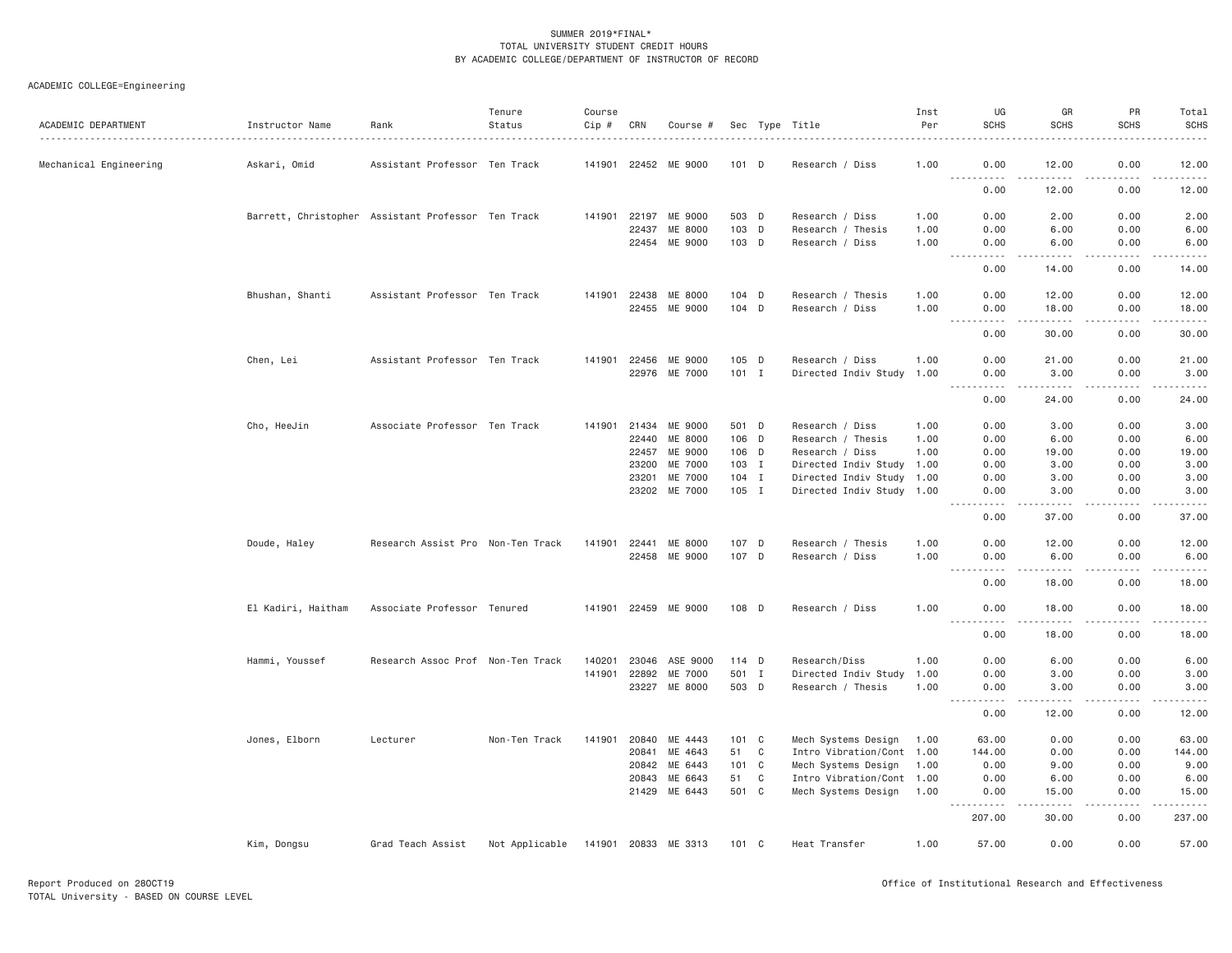SUMMER 2019*FINAL*
TOTAL UNIVERSITY STUDENT CREDIT HOURS
BY ACADEMIC COLLEGE/DEPARTMENT OF INSTRUCTOR OF RECORD

ACADEMIC COLLEGE=Engineering

| ACADEMIC DEPARTMENT | Instructor Name | Rank | Tenure Status | Course Cip # | CRN | Course # | Sec | Type | Title | Inst Per | UG SCHS | GR SCHS | PR SCHS | Total SCHS |
|---|---|---|---|---|---|---|---|---|---|---|---|---|---|---|
| Mechanical Engineering | Askari, Omid | Assistant Professor | Ten Track | 141901 | 22452 | ME 9000 | 101 | D | Research / Diss | 1.00 | 0.00 | 12.00 | 0.00 | 12.00 |
| | | | | | | | | | | | 0.00 | 12.00 | 0.00 | 12.00 |
| | Barrett, Christopher | Assistant Professor | Ten Track | 141901 | 22197 | ME 9000 | 503 | D | Research / Diss | 1.00 | 0.00 | 2.00 | 0.00 | 2.00 |
| | | | | | 22437 | ME 8000 | 103 | D | Research / Thesis | 1.00 | 0.00 | 6.00 | 0.00 | 6.00 |
| | | | | | 22454 | ME 9000 | 103 | D | Research / Diss | 1.00 | 0.00 | 6.00 | 0.00 | 6.00 |
| | | | | | | | | | | | 0.00 | 14.00 | 0.00 | 14.00 |
| | Bhushan, Shanti | Assistant Professor | Ten Track | 141901 | 22438 | ME 8000 | 104 | D | Research / Thesis | 1.00 | 0.00 | 12.00 | 0.00 | 12.00 |
| | | | | | 22455 | ME 9000 | 104 | D | Research / Diss | 1.00 | 0.00 | 18.00 | 0.00 | 18.00 |
| | | | | | | | | | | | 0.00 | 30.00 | 0.00 | 30.00 |
| | Chen, Lei | Assistant Professor | Ten Track | 141901 | 22456 | ME 9000 | 105 | D | Research / Diss | 1.00 | 0.00 | 21.00 | 0.00 | 21.00 |
| | | | | | 22976 | ME 7000 | 101 | I | Directed Indiv Study | 1.00 | 0.00 | 3.00 | 0.00 | 3.00 |
| | | | | | | | | | | | 0.00 | 24.00 | 0.00 | 24.00 |
| | Cho, HeeJin | Associate Professor | Ten Track | 141901 | 21434 | ME 9000 | 501 | D | Research / Diss | 1.00 | 0.00 | 3.00 | 0.00 | 3.00 |
| | | | | | 22440 | ME 8000 | 106 | D | Research / Thesis | 1.00 | 0.00 | 6.00 | 0.00 | 6.00 |
| | | | | | 22457 | ME 9000 | 106 | D | Research / Diss | 1.00 | 0.00 | 19.00 | 0.00 | 19.00 |
| | | | | | 23200 | ME 7000 | 103 | I | Directed Indiv Study | 1.00 | 0.00 | 3.00 | 0.00 | 3.00 |
| | | | | | 23201 | ME 7000 | 104 | I | Directed Indiv Study | 1.00 | 0.00 | 3.00 | 0.00 | 3.00 |
| | | | | | 23202 | ME 7000 | 105 | I | Directed Indiv Study | 1.00 | 0.00 | 3.00 | 0.00 | 3.00 |
| | | | | | | | | | | | 0.00 | 37.00 | 0.00 | 37.00 |
| | Doude, Haley | Research Assist Pro | Non-Ten Track | 141901 | 22441 | ME 8000 | 107 | D | Research / Thesis | 1.00 | 0.00 | 12.00 | 0.00 | 12.00 |
| | | | | | 22458 | ME 9000 | 107 | D | Research / Diss | 1.00 | 0.00 | 6.00 | 0.00 | 6.00 |
| | | | | | | | | | | | 0.00 | 18.00 | 0.00 | 18.00 |
| | El Kadiri, Haitham | Associate Professor | Tenured | 141901 | 22459 | ME 9000 | 108 | D | Research / Diss | 1.00 | 0.00 | 18.00 | 0.00 | 18.00 |
| | | | | | | | | | | | 0.00 | 18.00 | 0.00 | 18.00 |
| | Hammi, Youssef | Research Assoc Prof | Non-Ten Track | 140201 | 23046 | ASE 9000 | 114 | D | Research/Diss | 1.00 | 0.00 | 6.00 | 0.00 | 6.00 |
| | | | | 141901 | 22892 | ME 7000 | 501 | I | Directed Indiv Study | 1.00 | 0.00 | 3.00 | 0.00 | 3.00 |
| | | | | | 23227 | ME 8000 | 503 | D | Research / Thesis | 1.00 | 0.00 | 3.00 | 0.00 | 3.00 |
| | | | | | | | | | | | 0.00 | 12.00 | 0.00 | 12.00 |
| | Jones, Elborn | Lecturer | Non-Ten Track | 141901 | 20840 | ME 4443 | 101 | C | Mech Systems Design | 1.00 | 63.00 | 0.00 | 0.00 | 63.00 |
| | | | | | 20841 | ME 4643 | 51 | C | Intro Vibration/Cont | 1.00 | 144.00 | 0.00 | 0.00 | 144.00 |
| | | | | | 20842 | ME 6443 | 101 | C | Mech Systems Design | 1.00 | 0.00 | 9.00 | 0.00 | 9.00 |
| | | | | | 20843 | ME 6643 | 51 | C | Intro Vibration/Cont | 1.00 | 0.00 | 6.00 | 0.00 | 6.00 |
| | | | | | 21429 | ME 6443 | 501 | C | Mech Systems Design | 1.00 | 0.00 | 15.00 | 0.00 | 15.00 |
| | | | | | | | | | | | 207.00 | 30.00 | 0.00 | 237.00 |
| | Kim, Dongsu | Grad Teach Assist | Not Applicable | 141901 | 20833 | ME 3313 | 101 | C | Heat Transfer | 1.00 | 57.00 | 0.00 | 0.00 | 57.00 |

Report Produced on 28OCT19
TOTAL University - BASED ON COURSE LEVEL

Office of Institutional Research and Effectiveness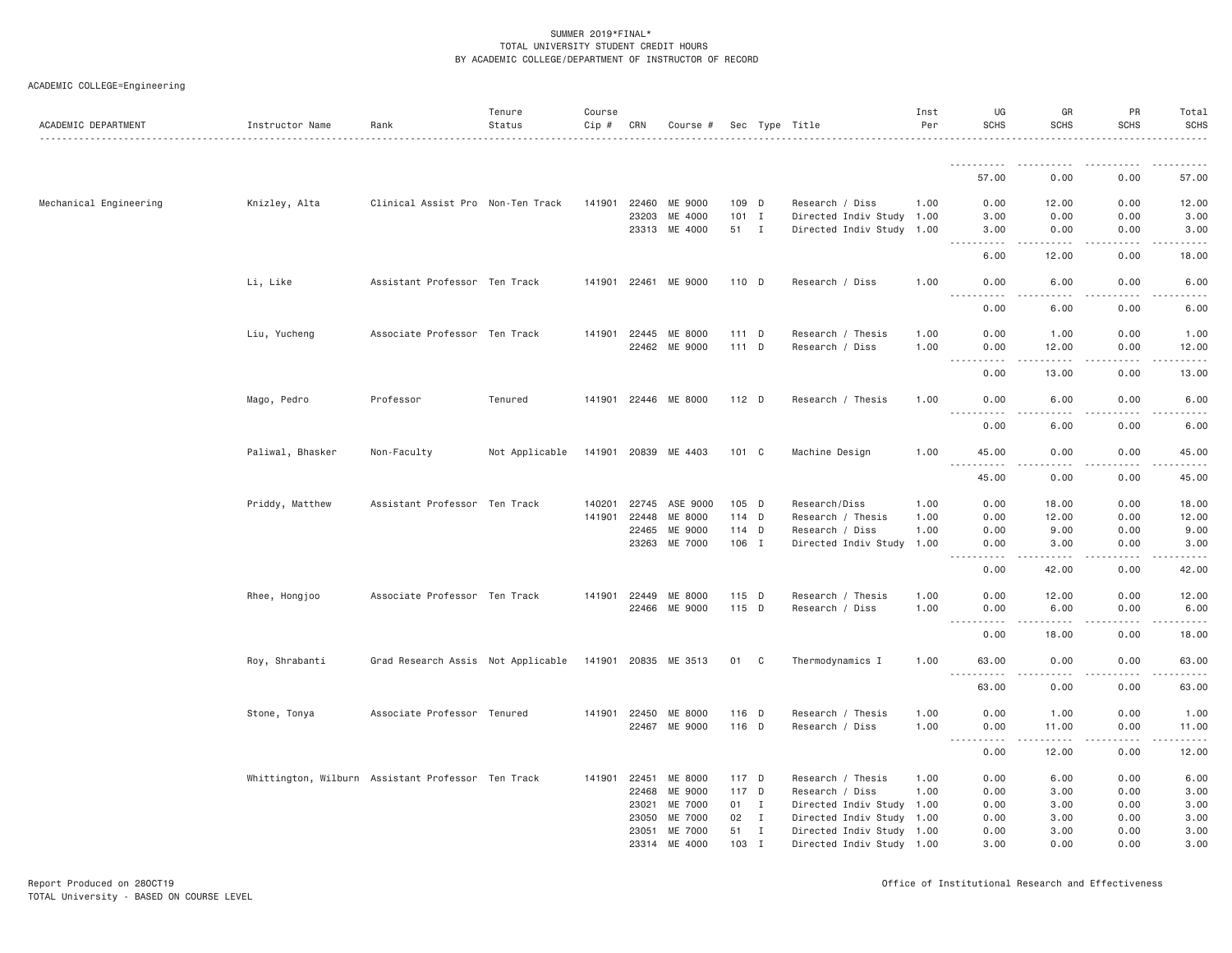SUMMER 2019*FINAL*
TOTAL UNIVERSITY STUDENT CREDIT HOURS
BY ACADEMIC COLLEGE/DEPARTMENT OF INSTRUCTOR OF RECORD

ACADEMIC COLLEGE=Engineering

| ACADEMIC DEPARTMENT | Instructor Name | Rank | Tenure Status | Course Cip # | CRN | Course # | Sec | Type | Title | Inst Per | UG SCHS | GR SCHS | PR SCHS | Total SCHS |
|---|---|---|---|---|---|---|---|---|---|---|---|---|---|---|
| | | | | | | | | | | | 57.00 | 0.00 | 0.00 | 57.00 |
| Mechanical Engineering | Knizley, Alta | Clinical Assist Pro | Non-Ten Track | 141901 | 22460 | ME 9000 | 109 | D | Research / Diss | 1.00 | 0.00 | 12.00 | 0.00 | 12.00 |
| | | | | | 23203 | ME 4000 | 101 | I | Directed Indiv Study | 1.00 | 3.00 | 0.00 | 0.00 | 3.00 |
| | | | | | 23313 | ME 4000 | 51 | I | Directed Indiv Study | 1.00 | 3.00 | 0.00 | 0.00 | 3.00 |
| | | | | | | | | | | | 6.00 | 12.00 | 0.00 | 18.00 |
| | Li, Like | Assistant Professor | Ten Track | 141901 | 22461 | ME 9000 | 110 | D | Research / Diss | 1.00 | 0.00 | 6.00 | 0.00 | 6.00 |
| | | | | | | | | | | | 0.00 | 6.00 | 0.00 | 6.00 |
| | Liu, Yucheng | Associate Professor | Ten Track | 141901 | 22445 | ME 8000 | 111 | D | Research / Thesis | 1.00 | 0.00 | 1.00 | 0.00 | 1.00 |
| | | | | | 22462 | ME 9000 | 111 | D | Research / Diss | 1.00 | 0.00 | 12.00 | 0.00 | 12.00 |
| | | | | | | | | | | | 0.00 | 13.00 | 0.00 | 13.00 |
| | Mago, Pedro | Professor | Tenured | 141901 | 22446 | ME 8000 | 112 | D | Research / Thesis | 1.00 | 0.00 | 6.00 | 0.00 | 6.00 |
| | | | | | | | | | | | 0.00 | 6.00 | 0.00 | 6.00 |
| | Paliwal, Bhasker | Non-Faculty | Not Applicable | 141901 | 20839 | ME 4403 | 101 | C | Machine Design | 1.00 | 45.00 | 0.00 | 0.00 | 45.00 |
| | | | | | | | | | | | 45.00 | 0.00 | 0.00 | 45.00 |
| | Priddy, Matthew | Assistant Professor | Ten Track | 140201 | 22745 | ASE 9000 | 105 | D | Research/Diss | 1.00 | 0.00 | 18.00 | 0.00 | 18.00 |
| | | | | 141901 | 22448 | ME 8000 | 114 | D | Research / Thesis | 1.00 | 0.00 | 12.00 | 0.00 | 12.00 |
| | | | | | 22465 | ME 9000 | 114 | D | Research / Diss | 1.00 | 0.00 | 9.00 | 0.00 | 9.00 |
| | | | | | 23263 | ME 7000 | 106 | I | Directed Indiv Study | 1.00 | 0.00 | 3.00 | 0.00 | 3.00 |
| | | | | | | | | | | | 0.00 | 42.00 | 0.00 | 42.00 |
| | Rhee, Hongjoo | Associate Professor | Ten Track | 141901 | 22449 | ME 8000 | 115 | D | Research / Thesis | 1.00 | 0.00 | 12.00 | 0.00 | 12.00 |
| | | | | | 22466 | ME 9000 | 115 | D | Research / Diss | 1.00 | 0.00 | 6.00 | 0.00 | 6.00 |
| | | | | | | | | | | | 0.00 | 18.00 | 0.00 | 18.00 |
| | Roy, Shrabanti | Grad Research Assis | Not Applicable | 141901 | 20835 | ME 3513 | 01 | C | Thermodynamics I | 1.00 | 63.00 | 0.00 | 0.00 | 63.00 |
| | | | | | | | | | | | 63.00 | 0.00 | 0.00 | 63.00 |
| | Stone, Tonya | Associate Professor | Tenured | 141901 | 22450 | ME 8000 | 116 | D | Research / Thesis | 1.00 | 0.00 | 1.00 | 0.00 | 1.00 |
| | | | | | 22467 | ME 9000 | 116 | D | Research / Diss | 1.00 | 0.00 | 11.00 | 0.00 | 11.00 |
| | | | | | | | | | | | 0.00 | 12.00 | 0.00 | 12.00 |
| | Whittington, Wilburn | Assistant Professor | Ten Track | 141901 | 22451 | ME 8000 | 117 | D | Research / Thesis | 1.00 | 0.00 | 6.00 | 0.00 | 6.00 |
| | | | | | 22468 | ME 9000 | 117 | D | Research / Diss | 1.00 | 0.00 | 3.00 | 0.00 | 3.00 |
| | | | | | 23021 | ME 7000 | 01 | I | Directed Indiv Study | 1.00 | 0.00 | 3.00 | 0.00 | 3.00 |
| | | | | | 23050 | ME 7000 | 02 | I | Directed Indiv Study | 1.00 | 0.00 | 3.00 | 0.00 | 3.00 |
| | | | | | 23051 | ME 7000 | 51 | I | Directed Indiv Study | 1.00 | 0.00 | 3.00 | 0.00 | 3.00 |
| | | | | | 23314 | ME 4000 | 103 | I | Directed Indiv Study | 1.00 | 3.00 | 0.00 | 0.00 | 3.00 |

Report Produced on 28OCT19
TOTAL University - BASED ON COURSE LEVEL

Office of Institutional Research and Effectiveness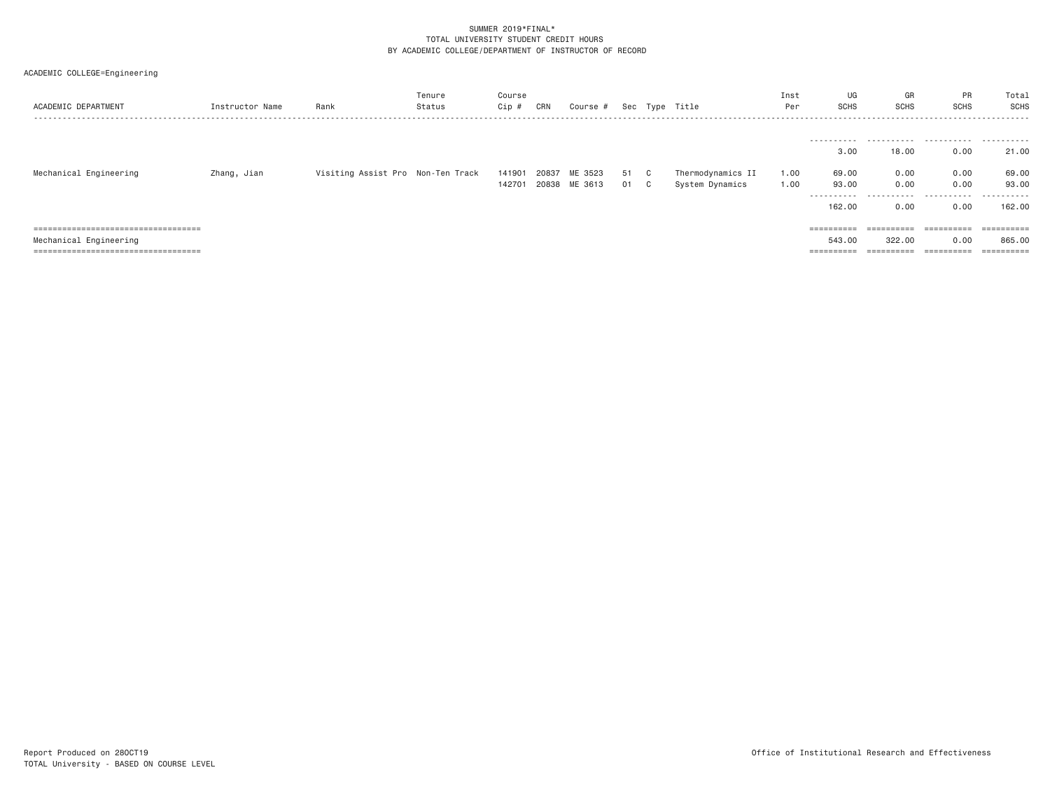SUMMER 2019*FINAL*
TOTAL UNIVERSITY STUDENT CREDIT HOURS
BY ACADEMIC COLLEGE/DEPARTMENT OF INSTRUCTOR OF RECORD

ACADEMIC COLLEGE=Engineering

| ACADEMIC DEPARTMENT | Instructor Name | Rank | Tenure Status | Course Cip # | CRN | Course # | Sec | Type | Title | Inst Per | UG SCHS | GR SCHS | PR SCHS | Total SCHS |
|---|---|---|---|---|---|---|---|---|---|---|---|---|---|---|
| | | | | | | | | | | | 3.00 | 18.00 | 0.00 | 21.00 |
| Mechanical Engineering | Zhang, Jian | Visiting Assist Pro | Non-Ten Track | 141901 | 20837 | ME 3523 | 51 | C | Thermodynamics II | 1.00 | 69.00 | 0.00 | 0.00 | 69.00 |
| | | | | 142701 | 20838 | ME 3613 | 01 | C | System Dynamics | 1.00 | 93.00 | 0.00 | 0.00 | 93.00 |
| | | | | | | | | | | | 162.00 | 0.00 | 0.00 | 162.00 |
| Mechanical Engineering | | | | | | | | | | | 543.00 | 322.00 | 0.00 | 865.00 |

Report Produced on 28OCT19
TOTAL University - BASED ON COURSE LEVEL

Office of Institutional Research and Effectiveness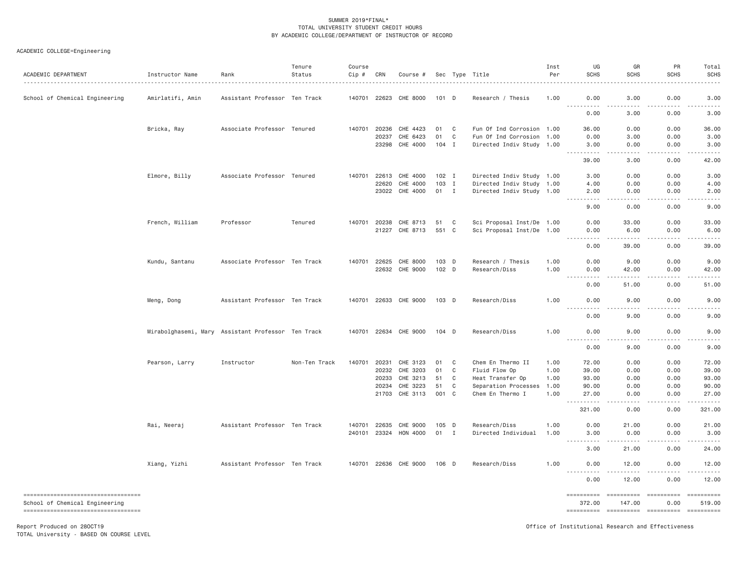SUMMER 2019*FINAL*
TOTAL UNIVERSITY STUDENT CREDIT HOURS
BY ACADEMIC COLLEGE/DEPARTMENT OF INSTRUCTOR OF RECORD

ACADEMIC COLLEGE=Engineering

| ACADEMIC DEPARTMENT | Instructor Name | Rank | Tenure Status | Course Cip # | CRN | Course # | Sec | Type | Title | Inst Per | UG SCHS | GR SCHS | PR SCHS | Total SCHS |
|---|---|---|---|---|---|---|---|---|---|---|---|---|---|---|
| School of Chemical Engineering | Amirlatifi, Amin | Assistant Professor | Ten Track | 140701 | 22623 | CHE 8000 | 101 | D | Research / Thesis | 1.00 | 0.00 | 3.00 | 0.00 | 3.00 |
| | | | | | | | | | | | 0.00 | 3.00 | 0.00 | 3.00 |
| | Bricka, Ray | Associate Professor | Tenured | 140701 | 20236 | CHE 4423 | 01 | C | Fun Of Ind Corrosion | 1.00 | 36.00 | 0.00 | 0.00 | 36.00 |
| | | | | | 20237 | CHE 6423 | 01 | C | Fun Of Ind Corrosion | 1.00 | 0.00 | 3.00 | 0.00 | 3.00 |
| | | | | | 23298 | CHE 4000 | 104 | I | Directed Indiv Study | 1.00 | 3.00 | 0.00 | 0.00 | 3.00 |
| | | | | | | | | | | | 39.00 | 3.00 | 0.00 | 42.00 |
| | Elmore, Billy | Associate Professor | Tenured | 140701 | 22613 | CHE 4000 | 102 | I | Directed Indiv Study | 1.00 | 3.00 | 0.00 | 0.00 | 3.00 |
| | | | | | 22620 | CHE 4000 | 103 | I | Directed Indiv Study | 1.00 | 4.00 | 0.00 | 0.00 | 4.00 |
| | | | | | 23022 | CHE 4000 | 01 | I | Directed Indiv Study | 1.00 | 2.00 | 0.00 | 0.00 | 2.00 |
| | | | | | | | | | | | 9.00 | 0.00 | 0.00 | 9.00 |
| | French, William | Professor | Tenured | 140701 | 20238 | CHE 8713 | 51 | C | Sci Proposal Inst/De | 1.00 | 0.00 | 33.00 | 0.00 | 33.00 |
| | | | | | 21227 | CHE 8713 | 551 | C | Sci Proposal Inst/De | 1.00 | 0.00 | 6.00 | 0.00 | 6.00 |
| | | | | | | | | | | | 0.00 | 39.00 | 0.00 | 39.00 |
| | Kundu, Santanu | Associate Professor | Ten Track | 140701 | 22625 | CHE 8000 | 103 | D | Research / Thesis | 1.00 | 0.00 | 9.00 | 0.00 | 9.00 |
| | | | | | 22632 | CHE 9000 | 102 | D | Research/Diss | 1.00 | 0.00 | 42.00 | 0.00 | 42.00 |
| | | | | | | | | | | | 0.00 | 51.00 | 0.00 | 51.00 |
| | Meng, Dong | Assistant Professor | Ten Track | 140701 | 22633 | CHE 9000 | 103 | D | Research/Diss | 1.00 | 0.00 | 9.00 | 0.00 | 9.00 |
| | | | | | | | | | | | 0.00 | 9.00 | 0.00 | 9.00 |
| | Mirabolghasemi, Mary | Assistant Professor | Ten Track | 140701 | 22634 | CHE 9000 | 104 | D | Research/Diss | 1.00 | 0.00 | 9.00 | 0.00 | 9.00 |
| | | | | | | | | | | | 0.00 | 9.00 | 0.00 | 9.00 |
| | Pearson, Larry | Instructor | Non-Ten Track | 140701 | 20231 | CHE 3123 | 01 | C | Chem En Thermo II | 1.00 | 72.00 | 0.00 | 0.00 | 72.00 |
| | | | | | 20232 | CHE 3203 | 01 | C | Fluid Flow Op | 1.00 | 39.00 | 0.00 | 0.00 | 39.00 |
| | | | | | 20233 | CHE 3213 | 51 | C | Heat Transfer Op | 1.00 | 93.00 | 0.00 | 0.00 | 93.00 |
| | | | | | 20234 | CHE 3223 | 51 | C | Separation Processes | 1.00 | 90.00 | 0.00 | 0.00 | 90.00 |
| | | | | | 21703 | CHE 3113 | 001 | C | Chem En Thermo I | 1.00 | 27.00 | 0.00 | 0.00 | 27.00 |
| | | | | | | | | | | | 321.00 | 0.00 | 0.00 | 321.00 |
| | Rai, Neeraj | Assistant Professor | Ten Track | 140701 | 22635 | CHE 9000 | 105 | D | Research/Diss | 1.00 | 0.00 | 21.00 | 0.00 | 21.00 |
| | | | | 240101 | 23324 | HON 4000 | 01 | I | Directed Individual | 1.00 | 3.00 | 0.00 | 0.00 | 3.00 |
| | | | | | | | | | | | 3.00 | 21.00 | 0.00 | 24.00 |
| | Xiang, Yizhi | Assistant Professor | Ten Track | 140701 | 22636 | CHE 9000 | 106 | D | Research/Diss | 1.00 | 0.00 | 12.00 | 0.00 | 12.00 |
| | | | | | | | | | | | 0.00 | 12.00 | 0.00 | 12.00 |
| School of Chemical Engineering | | | | | | | | | | | 372.00 | 147.00 | 0.00 | 519.00 |

Report Produced on 28OCT19
TOTAL University - BASED ON COURSE LEVEL

Office of Institutional Research and Effectiveness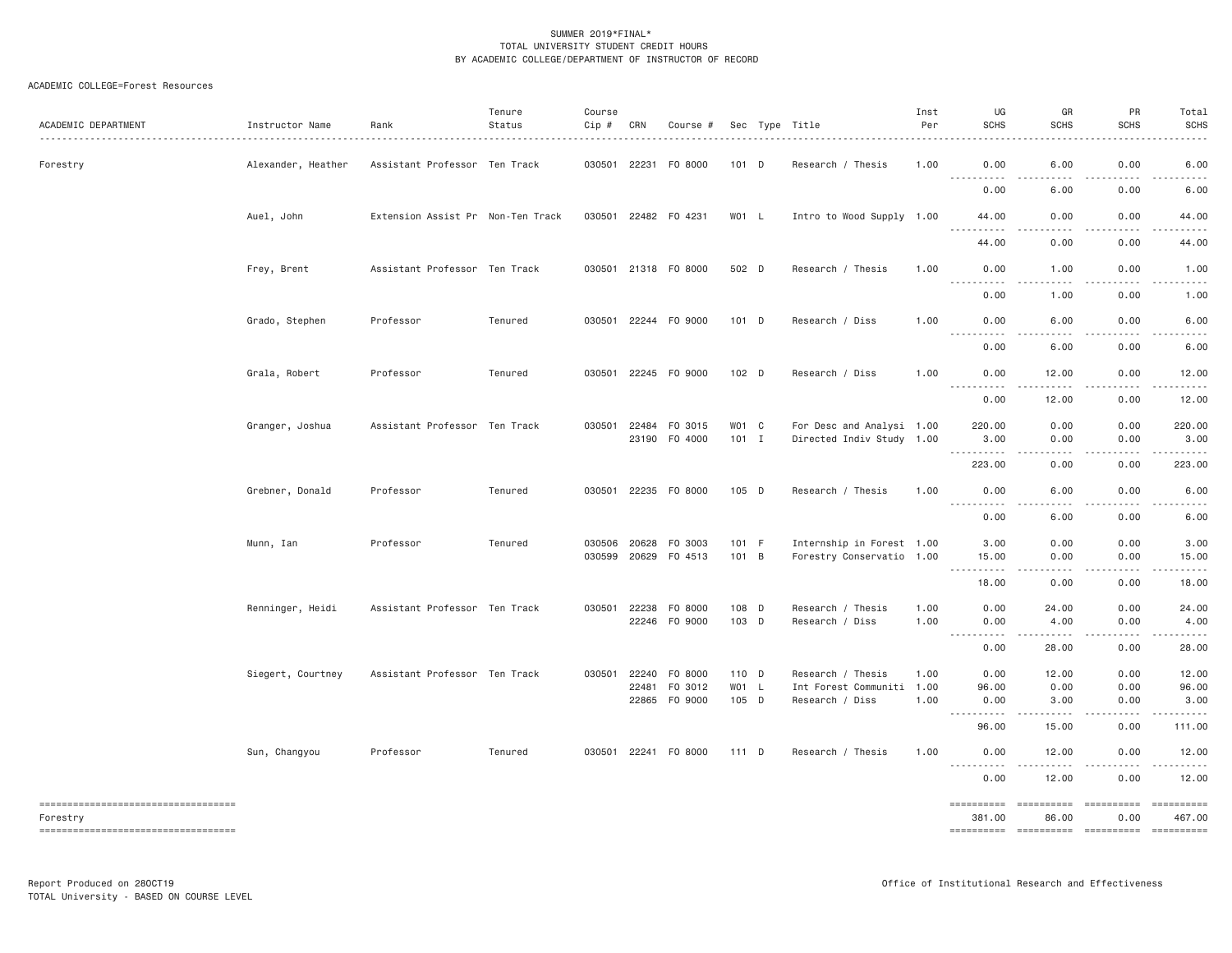SUMMER 2019*FINAL*
TOTAL UNIVERSITY STUDENT CREDIT HOURS
BY ACADEMIC COLLEGE/DEPARTMENT OF INSTRUCTOR OF RECORD

ACADEMIC COLLEGE=Forest Resources

| ACADEMIC DEPARTMENT | Instructor Name | Rank | Tenure Status | Course Cip # | CRN | Course # | Sec | Type | Title | Inst Per | UG SCHS | GR SCHS | PR SCHS | Total SCHS |
|---|---|---|---|---|---|---|---|---|---|---|---|---|---|---|
| Forestry | Alexander, Heather | Assistant Professor | Ten Track | 030501 | 22231 | FO 8000 | 101 | D | Research / Thesis | 1.00 | 0.00 | 6.00 | 0.00 | 6.00 |
| | | | | | | | | | | | 0.00 | 6.00 | 0.00 | 6.00 |
| | Auel, John | Extension Assist Pr | Non-Ten Track | 030501 | 22482 | FO 4231 | W01 | L | Intro to Wood Supply | 1.00 | 44.00 | 0.00 | 0.00 | 44.00 |
| | | | | | | | | | | | 44.00 | 0.00 | 0.00 | 44.00 |
| | Frey, Brent | Assistant Professor | Ten Track | 030501 | 21318 | FO 8000 | 502 | D | Research / Thesis | 1.00 | 0.00 | 1.00 | 0.00 | 1.00 |
| | | | | | | | | | | | 0.00 | 1.00 | 0.00 | 1.00 |
| | Grado, Stephen | Professor | Tenured | 030501 | 22244 | FO 9000 | 101 | D | Research / Diss | 1.00 | 0.00 | 6.00 | 0.00 | 6.00 |
| | | | | | | | | | | | 0.00 | 6.00 | 0.00 | 6.00 |
| | Grala, Robert | Professor | Tenured | 030501 | 22245 | FO 9000 | 102 | D | Research / Diss | 1.00 | 0.00 | 12.00 | 0.00 | 12.00 |
| | | | | | | | | | | | 0.00 | 12.00 | 0.00 | 12.00 |
| | Granger, Joshua | Assistant Professor | Ten Track | 030501 | 22484 | FO 3015 | W01 | C | For Desc and Analysi | 1.00 | 220.00 | 0.00 | 0.00 | 220.00 |
| | | | | | 23190 | FO 4000 | 101 | I | Directed Indiv Study | 1.00 | 3.00 | 0.00 | 0.00 | 3.00 |
| | | | | | | | | | | | 223.00 | 0.00 | 0.00 | 223.00 |
| | Grebner, Donald | Professor | Tenured | 030501 | 22235 | FO 8000 | 105 | D | Research / Thesis | 1.00 | 0.00 | 6.00 | 0.00 | 6.00 |
| | | | | | | | | | | | 0.00 | 6.00 | 0.00 | 6.00 |
| | Munn, Ian | Professor | Tenured | 030506 | 20628 | FO 3003 | 101 | F | Internship in Forest | 1.00 | 3.00 | 0.00 | 0.00 | 3.00 |
| | | | | 030599 | 20629 | FO 4513 | 101 | B | Forestry Conservatio | 1.00 | 15.00 | 0.00 | 0.00 | 15.00 |
| | | | | | | | | | | | 18.00 | 0.00 | 0.00 | 18.00 |
| | Renninger, Heidi | Assistant Professor | Ten Track | 030501 | 22238 | FO 8000 | 108 | D | Research / Thesis | 1.00 | 0.00 | 24.00 | 0.00 | 24.00 |
| | | | | | 22246 | FO 9000 | 103 | D | Research / Diss | 1.00 | 0.00 | 4.00 | 0.00 | 4.00 |
| | | | | | | | | | | | 0.00 | 28.00 | 0.00 | 28.00 |
| | Siegert, Courtney | Assistant Professor | Ten Track | 030501 | 22240 | FO 8000 | 110 | D | Research / Thesis | 1.00 | 0.00 | 12.00 | 0.00 | 12.00 |
| | | | | | 22481 | FO 3012 | W01 | L | Int Forest Communiti | 1.00 | 96.00 | 0.00 | 0.00 | 96.00 |
| | | | | | 22865 | FO 9000 | 105 | D | Research / Diss | 1.00 | 0.00 | 3.00 | 0.00 | 3.00 |
| | | | | | | | | | | | 96.00 | 15.00 | 0.00 | 111.00 |
| | Sun, Changyou | Professor | Tenured | 030501 | 22241 | FO 8000 | 111 | D | Research / Thesis | 1.00 | 0.00 | 12.00 | 0.00 | 12.00 |
| | | | | | | | | | | | 0.00 | 12.00 | 0.00 | 12.00 |
| Forestry | | | | | | | | | | | 381.00 | 86.00 | 0.00 | 467.00 |

Report Produced on 28OCT19 — Office of Institutional Research and Effectiveness
TOTAL University - BASED ON COURSE LEVEL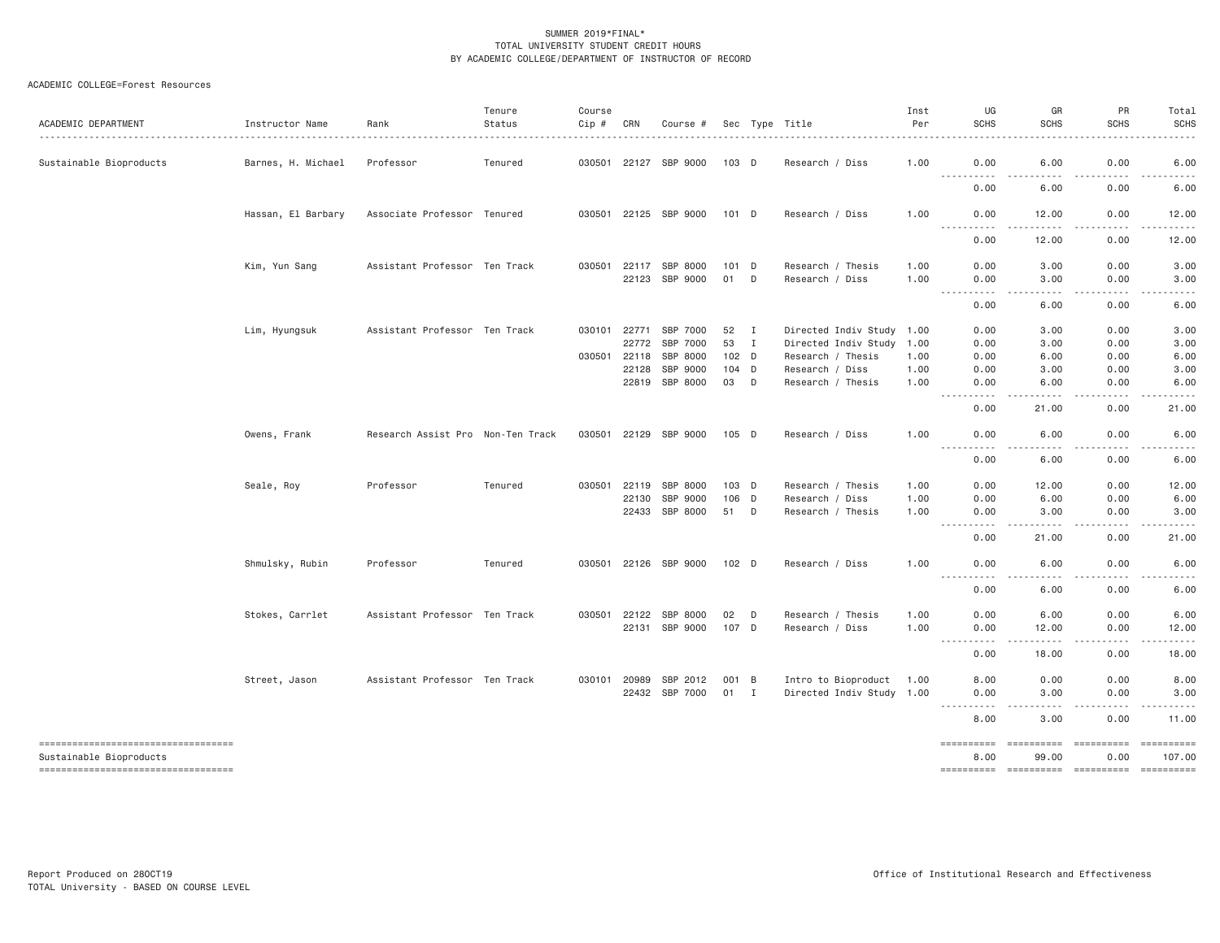SUMMER 2019*FINAL*
TOTAL UNIVERSITY STUDENT CREDIT HOURS
BY ACADEMIC COLLEGE/DEPARTMENT OF INSTRUCTOR OF RECORD

ACADEMIC COLLEGE=Forest Resources

| ACADEMIC DEPARTMENT | Instructor Name | Rank | Tenure Status | Course Cip # | CRN | Course # | Sec | Type | Title | Inst Per | UG SCHS | GR SCHS | PR SCHS | Total SCHS |
|---|---|---|---|---|---|---|---|---|---|---|---|---|---|---|
| Sustainable Bioproducts | Barnes, H. Michael | Professor | Tenured | 030501 | 22127 | SBP 9000 | 103 | D | Research / Diss | 1.00 | 0.00 | 6.00 | 0.00 | 6.00 |
| | | | | | | | | | | | 0.00 | 6.00 | 0.00 | 6.00 |
| | Hassan, El Barbary | Associate Professor | Tenured | 030501 | 22125 | SBP 9000 | 101 | D | Research / Diss | 1.00 | 0.00 | 12.00 | 0.00 | 12.00 |
| | | | | | | | | | | | 0.00 | 12.00 | 0.00 | 12.00 |
| | Kim, Yun Sang | Assistant Professor | Ten Track | 030501 | 22117 | SBP 8000 | 101 | D | Research / Thesis | 1.00 | 0.00 | 3.00 | 0.00 | 3.00 |
| | | | | | 22123 | SBP 9000 | 01 | D | Research / Diss | 1.00 | 0.00 | 3.00 | 0.00 | 3.00 |
| | | | | | | | | | | | 0.00 | 6.00 | 0.00 | 6.00 |
| | Lim, Hyungsuk | Assistant Professor | Ten Track | 030101 | 22771 | SBP 7000 | 52 | I | Directed Indiv Study | 1.00 | 0.00 | 3.00 | 0.00 | 3.00 |
| | | | | | 22772 | SBP 7000 | 53 | I | Directed Indiv Study | 1.00 | 0.00 | 3.00 | 0.00 | 3.00 |
| | | | | 030501 | 22118 | SBP 8000 | 102 | D | Research / Thesis | 1.00 | 0.00 | 6.00 | 0.00 | 6.00 |
| | | | | | 22128 | SBP 9000 | 104 | D | Research / Diss | 1.00 | 0.00 | 3.00 | 0.00 | 3.00 |
| | | | | | 22819 | SBP 8000 | 03 | D | Research / Thesis | 1.00 | 0.00 | 6.00 | 0.00 | 6.00 |
| | | | | | | | | | | | 0.00 | 21.00 | 0.00 | 21.00 |
| | Owens, Frank | Research Assist Pro | Non-Ten Track | 030501 | 22129 | SBP 9000 | 105 | D | Research / Diss | 1.00 | 0.00 | 6.00 | 0.00 | 6.00 |
| | | | | | | | | | | | 0.00 | 6.00 | 0.00 | 6.00 |
| | Seale, Roy | Professor | Tenured | 030501 | 22119 | SBP 8000 | 103 | D | Research / Thesis | 1.00 | 0.00 | 12.00 | 0.00 | 12.00 |
| | | | | | 22130 | SBP 9000 | 106 | D | Research / Diss | 1.00 | 0.00 | 6.00 | 0.00 | 6.00 |
| | | | | | 22433 | SBP 8000 | 51 | D | Research / Thesis | 1.00 | 0.00 | 3.00 | 0.00 | 3.00 |
| | | | | | | | | | | | 0.00 | 21.00 | 0.00 | 21.00 |
| | Shmulsky, Rubin | Professor | Tenured | 030501 | 22126 | SBP 9000 | 102 | D | Research / Diss | 1.00 | 0.00 | 6.00 | 0.00 | 6.00 |
| | | | | | | | | | | | 0.00 | 6.00 | 0.00 | 6.00 |
| | Stokes, Carrlet | Assistant Professor | Ten Track | 030501 | 22122 | SBP 8000 | 02 | D | Research / Thesis | 1.00 | 0.00 | 6.00 | 0.00 | 6.00 |
| | | | | | 22131 | SBP 9000 | 107 | D | Research / Diss | 1.00 | 0.00 | 12.00 | 0.00 | 12.00 |
| | | | | | | | | | | | 0.00 | 18.00 | 0.00 | 18.00 |
| | Street, Jason | Assistant Professor | Ten Track | 030101 | 20989 | SBP 2012 | 001 | B | Intro to Bioproduct | 1.00 | 8.00 | 0.00 | 0.00 | 8.00 |
| | | | | | 22432 | SBP 7000 | 01 | I | Directed Indiv Study | 1.00 | 0.00 | 3.00 | 0.00 | 3.00 |
| | | | | | | | | | | | 8.00 | 3.00 | 0.00 | 11.00 |
| Sustainable Bioproducts | | | | | | | | | | | 8.00 | 99.00 | 0.00 | 107.00 |

Report Produced on 28OCT19
TOTAL University - BASED ON COURSE LEVEL

Office of Institutional Research and Effectiveness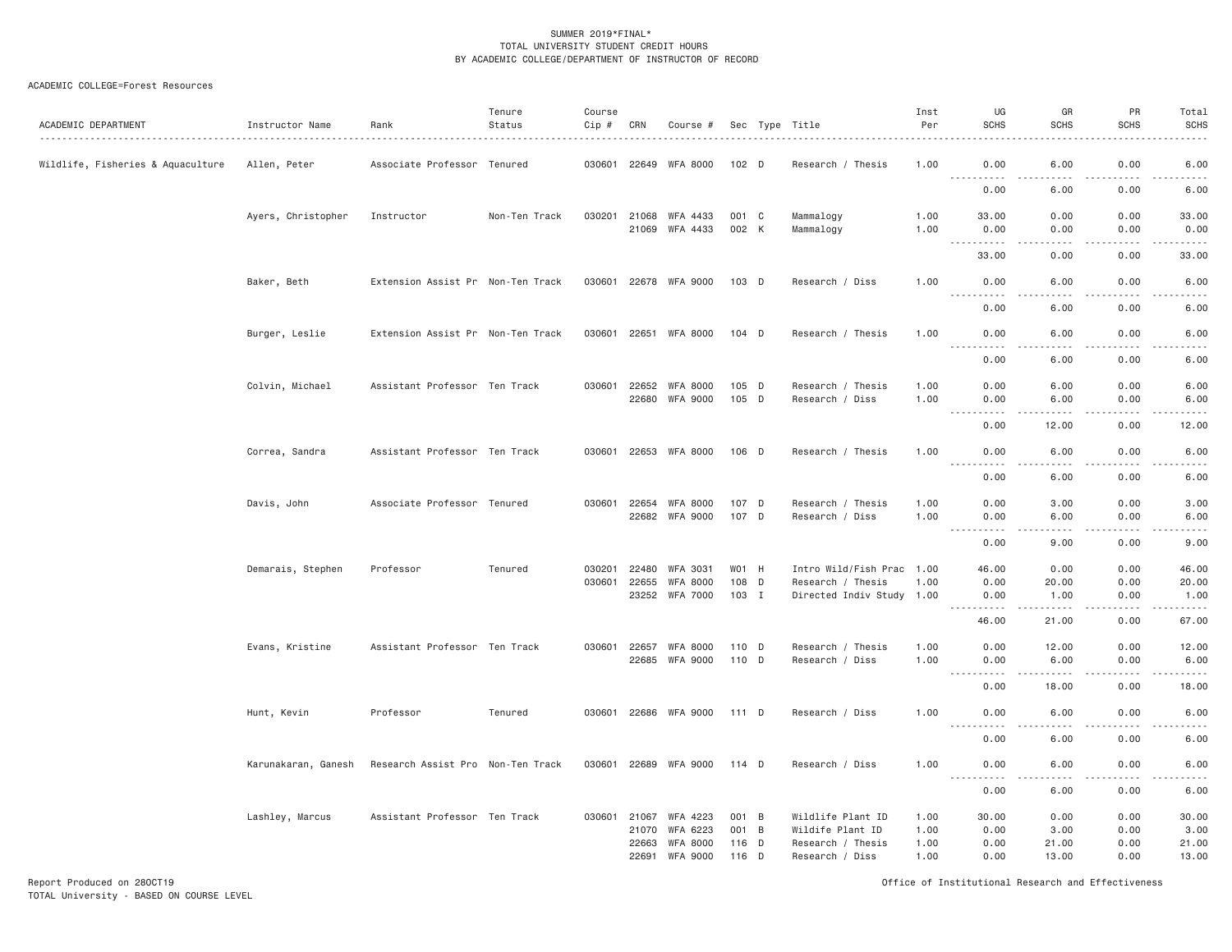SUMMER 2019*FINAL*
TOTAL UNIVERSITY STUDENT CREDIT HOURS
BY ACADEMIC COLLEGE/DEPARTMENT OF INSTRUCTOR OF RECORD

ACADEMIC COLLEGE=Forest Resources

| ACADEMIC DEPARTMENT | Instructor Name | Rank | Tenure Status | Course Cip # | CRN | Course # | Sec | Type | Title | Inst Per | UG SCHS | GR SCHS | PR SCHS | Total SCHS |
|---|---|---|---|---|---|---|---|---|---|---|---|---|---|---|
| Wildlife, Fisheries & Aquaculture | Allen, Peter | Associate Professor | Tenured | 030601 | 22649 | WFA 8000 | 102 | D | Research / Thesis | 1.00 | 0.00 | 6.00 | 0.00 | 6.00 |
| | | | | | | | | | | | 0.00 | 6.00 | 0.00 | 6.00 |
| | Ayers, Christopher | Instructor | Non-Ten Track | 030201 | 21068 | WFA 4433 | 001 | C | Mammalogy | 1.00 | 33.00 | 0.00 | 0.00 | 33.00 |
| | | | | | 21069 | WFA 4433 | 002 | K | Mammalogy | 1.00 | 0.00 | 0.00 | 0.00 | 0.00 |
| | | | | | | | | | | | 33.00 | 0.00 | 0.00 | 33.00 |
| | Baker, Beth | Extension Assist Pr | Non-Ten Track | 030601 | 22678 | WFA 9000 | 103 | D | Research / Diss | 1.00 | 0.00 | 6.00 | 0.00 | 6.00 |
| | | | | | | | | | | | 0.00 | 6.00 | 0.00 | 6.00 |
| | Burger, Leslie | Extension Assist Pr | Non-Ten Track | 030601 | 22651 | WFA 8000 | 104 | D | Research / Thesis | 1.00 | 0.00 | 6.00 | 0.00 | 6.00 |
| | | | | | | | | | | | 0.00 | 6.00 | 0.00 | 6.00 |
| | Colvin, Michael | Assistant Professor | Ten Track | 030601 | 22652 | WFA 8000 | 105 | D | Research / Thesis | 1.00 | 0.00 | 6.00 | 0.00 | 6.00 |
| | | | | | 22680 | WFA 9000 | 105 | D | Research / Diss | 1.00 | 0.00 | 6.00 | 0.00 | 6.00 |
| | | | | | | | | | | | 0.00 | 12.00 | 0.00 | 12.00 |
| | Correa, Sandra | Assistant Professor | Ten Track | 030601 | 22653 | WFA 8000 | 106 | D | Research / Thesis | 1.00 | 0.00 | 6.00 | 0.00 | 6.00 |
| | | | | | | | | | | | 0.00 | 6.00 | 0.00 | 6.00 |
| | Davis, John | Associate Professor | Tenured | 030601 | 22654 | WFA 8000 | 107 | D | Research / Thesis | 1.00 | 0.00 | 3.00 | 0.00 | 3.00 |
| | | | | | 22682 | WFA 9000 | 107 | D | Research / Diss | 1.00 | 0.00 | 6.00 | 0.00 | 6.00 |
| | | | | | | | | | | | 0.00 | 9.00 | 0.00 | 9.00 |
| | Demarais, Stephen | Professor | Tenured | 030201 | 22480 | WFA 3031 | W01 | H | Intro Wild/Fish Prac | 1.00 | 46.00 | 0.00 | 0.00 | 46.00 |
| | | | | 030601 | 22655 | WFA 8000 | 108 | D | Research / Thesis | 1.00 | 0.00 | 20.00 | 0.00 | 20.00 |
| | | | | | 23252 | WFA 7000 | 103 | I | Directed Indiv Study | 1.00 | 0.00 | 1.00 | 0.00 | 1.00 |
| | | | | | | | | | | | 46.00 | 21.00 | 0.00 | 67.00 |
| | Evans, Kristine | Assistant Professor | Ten Track | 030601 | 22657 | WFA 8000 | 110 | D | Research / Thesis | 1.00 | 0.00 | 12.00 | 0.00 | 12.00 |
| | | | | | 22685 | WFA 9000 | 110 | D | Research / Diss | 1.00 | 0.00 | 6.00 | 0.00 | 6.00 |
| | | | | | | | | | | | 0.00 | 18.00 | 0.00 | 18.00 |
| | Hunt, Kevin | Professor | Tenured | 030601 | 22686 | WFA 9000 | 111 | D | Research / Diss | 1.00 | 0.00 | 6.00 | 0.00 | 6.00 |
| | | | | | | | | | | | 0.00 | 6.00 | 0.00 | 6.00 |
| | Karunakaran, Ganesh | Research Assist Pro | Non-Ten Track | 030601 | 22689 | WFA 9000 | 114 | D | Research / Diss | 1.00 | 0.00 | 6.00 | 0.00 | 6.00 |
| | | | | | | | | | | | 0.00 | 6.00 | 0.00 | 6.00 |
| | Lashley, Marcus | Assistant Professor | Ten Track | 030601 | 21067 | WFA 4223 | 001 | B | Wildlife Plant ID | 1.00 | 30.00 | 0.00 | 0.00 | 30.00 |
| | | | | | 21070 | WFA 6223 | 001 | B | Wildlife Plant ID | 1.00 | 0.00 | 3.00 | 0.00 | 3.00 |
| | | | | | 22663 | WFA 8000 | 116 | D | Research / Thesis | 1.00 | 0.00 | 21.00 | 0.00 | 21.00 |
| | | | | | 22691 | WFA 9000 | 116 | D | Research / Diss | 1.00 | 0.00 | 13.00 | 0.00 | 13.00 |

Report Produced on 28OCT19
TOTAL University - BASED ON COURSE LEVEL

Office of Institutional Research and Effectiveness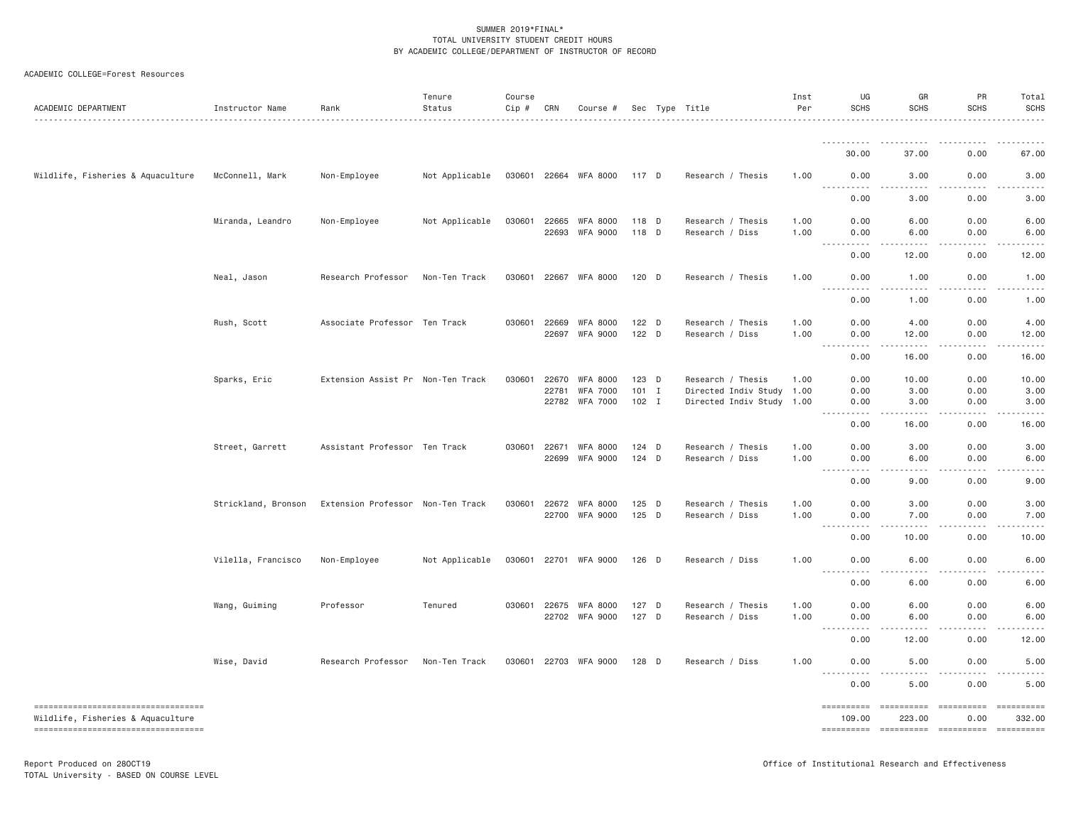SUMMER 2019*FINAL*
TOTAL UNIVERSITY STUDENT CREDIT HOURS
BY ACADEMIC COLLEGE/DEPARTMENT OF INSTRUCTOR OF RECORD

ACADEMIC COLLEGE=Forest Resources

| ACADEMIC DEPARTMENT | Instructor Name | Rank | Tenure Status | Course Cip # | CRN | Course # | Sec | Type | Title | Inst Per | UG SCHS | GR SCHS | PR SCHS | Total SCHS |
|---|---|---|---|---|---|---|---|---|---|---|---|---|---|---|
| | | | | | | | | | | | 30.00 | 37.00 | 0.00 | 67.00 |
| Wildlife, Fisheries & Aquaculture | McConnell, Mark | Non-Employee | Not Applicable | 030601 | 22664 | WFA 8000 | 117 | D | Research / Thesis | 1.00 | 0.00 | 3.00 | 0.00 | 3.00 |
| | | | | | | | | | | | 0.00 | 3.00 | 0.00 | 3.00 |
| | Miranda, Leandro | Non-Employee | Not Applicable | 030601 | 22665 | WFA 8000 | 118 | D | Research / Thesis | 1.00 | 0.00 | 6.00 | 0.00 | 6.00 |
| | | | | | 22693 | WFA 9000 | 118 | D | Research / Diss | 1.00 | 0.00 | 6.00 | 0.00 | 6.00 |
| | | | | | | | | | | | 0.00 | 12.00 | 0.00 | 12.00 |
| | Neal, Jason | Research Professor | Non-Ten Track | 030601 | 22667 | WFA 8000 | 120 | D | Research / Thesis | 1.00 | 0.00 | 1.00 | 0.00 | 1.00 |
| | | | | | | | | | | | 0.00 | 1.00 | 0.00 | 1.00 |
| | Rush, Scott | Associate Professor | Ten Track | 030601 | 22669 | WFA 8000 | 122 | D | Research / Thesis | 1.00 | 0.00 | 4.00 | 0.00 | 4.00 |
| | | | | | 22697 | WFA 9000 | 122 | D | Research / Diss | 1.00 | 0.00 | 12.00 | 0.00 | 12.00 |
| | | | | | | | | | | | 0.00 | 16.00 | 0.00 | 16.00 |
| | Sparks, Eric | Extension Assist Pr | Non-Ten Track | 030601 | 22670 | WFA 8000 | 123 | D | Research / Thesis | 1.00 | 0.00 | 10.00 | 0.00 | 10.00 |
| | | | | | 22781 | WFA 7000 | 101 | I | Directed Indiv Study | 1.00 | 0.00 | 3.00 | 0.00 | 3.00 |
| | | | | | 22782 | WFA 7000 | 102 | I | Directed Indiv Study | 1.00 | 0.00 | 3.00 | 0.00 | 3.00 |
| | | | | | | | | | | | 0.00 | 16.00 | 0.00 | 16.00 |
| | Street, Garrett | Assistant Professor | Ten Track | 030601 | 22671 | WFA 8000 | 124 | D | Research / Thesis | 1.00 | 0.00 | 3.00 | 0.00 | 3.00 |
| | | | | | 22699 | WFA 9000 | 124 | D | Research / Diss | 1.00 | 0.00 | 6.00 | 0.00 | 6.00 |
| | | | | | | | | | | | 0.00 | 9.00 | 0.00 | 9.00 |
| | Strickland, Bronson | Extension Professor | Non-Ten Track | 030601 | 22672 | WFA 8000 | 125 | D | Research / Thesis | 1.00 | 0.00 | 3.00 | 0.00 | 3.00 |
| | | | | | 22700 | WFA 9000 | 125 | D | Research / Diss | 1.00 | 0.00 | 7.00 | 0.00 | 7.00 |
| | | | | | | | | | | | 0.00 | 10.00 | 0.00 | 10.00 |
| | Vilella, Francisco | Non-Employee | Not Applicable | 030601 | 22701 | WFA 9000 | 126 | D | Research / Diss | 1.00 | 0.00 | 6.00 | 0.00 | 6.00 |
| | | | | | | | | | | | 0.00 | 6.00 | 0.00 | 6.00 |
| | Wang, Guiming | Professor | Tenured | 030601 | 22675 | WFA 8000 | 127 | D | Research / Thesis | 1.00 | 0.00 | 6.00 | 0.00 | 6.00 |
| | | | | | 22702 | WFA 9000 | 127 | D | Research / Diss | 1.00 | 0.00 | 6.00 | 0.00 | 6.00 |
| | | | | | | | | | | | 0.00 | 12.00 | 0.00 | 12.00 |
| | Wise, David | Research Professor | Non-Ten Track | 030601 | 22703 | WFA 9000 | 128 | D | Research / Diss | 1.00 | 0.00 | 5.00 | 0.00 | 5.00 |
| | | | | | | | | | | | 0.00 | 5.00 | 0.00 | 5.00 |
| Wildlife, Fisheries & Aquaculture | | | | | | | | | | | 109.00 | 223.00 | 0.00 | 332.00 |

Report Produced on 28OCT19
TOTAL University - BASED ON COURSE LEVEL

Office of Institutional Research and Effectiveness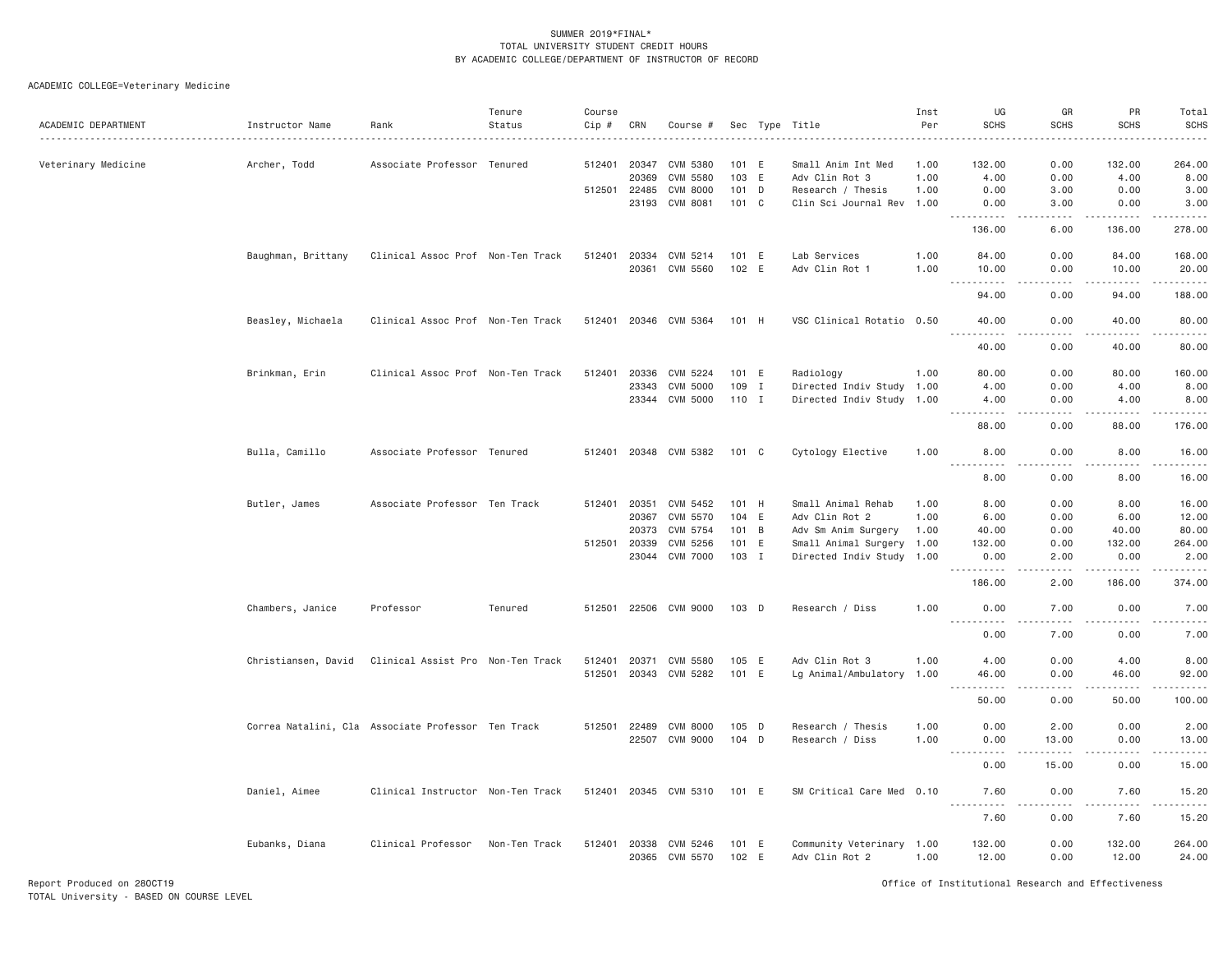SUMMER 2019*FINAL*
TOTAL UNIVERSITY STUDENT CREDIT HOURS
BY ACADEMIC COLLEGE/DEPARTMENT OF INSTRUCTOR OF RECORD

ACADEMIC COLLEGE=Veterinary Medicine

| ACADEMIC DEPARTMENT | Instructor Name | Rank | Tenure Status | Course Cip # | CRN | Course # | Sec | Type | Title | Inst Per | UG SCHS | GR SCHS | PR SCHS | Total SCHS |
|---|---|---|---|---|---|---|---|---|---|---|---|---|---|---|
| Veterinary Medicine | Archer, Todd | Associate Professor | Tenured | 512401 | 20347 | CVM 5380 | 101 | E | Small Anim Int Med | 1.00 | 132.00 | 0.00 | 132.00 | 264.00 |
| | | | | | 20369 | CVM 5580 | 103 | E | Adv Clin Rot 3 | 1.00 | 4.00 | 0.00 | 4.00 | 8.00 |
| | | | | 512501 | 22485 | CVM 8000 | 101 | D | Research / Thesis | 1.00 | 0.00 | 3.00 | 0.00 | 3.00 |
| | | | | | 23193 | CVM 8081 | 101 | C | Clin Sci Journal Rev | 1.00 | 0.00 | 3.00 | 0.00 | 3.00 |
| | | | | | | | | | | | 136.00 | 6.00 | 136.00 | 278.00 |
| | Baughman, Brittany | Clinical Assoc Prof | Non-Ten Track | 512401 | 20334 | CVM 5214 | 101 | E | Lab Services | 1.00 | 84.00 | 0.00 | 84.00 | 168.00 |
| | | | | | 20361 | CVM 5560 | 102 | E | Adv Clin Rot 1 | 1.00 | 10.00 | 0.00 | 10.00 | 20.00 |
| | | | | | | | | | | | 94.00 | 0.00 | 94.00 | 188.00 |
| | Beasley, Michaela | Clinical Assoc Prof | Non-Ten Track | 512401 | 20346 | CVM 5364 | 101 | H | VSC Clinical Rotatio | 0.50 | 40.00 | 0.00 | 40.00 | 80.00 |
| | | | | | | | | | | | 40.00 | 0.00 | 40.00 | 80.00 |
| | Brinkman, Erin | Clinical Assoc Prof | Non-Ten Track | 512401 | 20336 | CVM 5224 | 101 | E | Radiology | 1.00 | 80.00 | 0.00 | 80.00 | 160.00 |
| | | | | | 23343 | CVM 5000 | 109 | I | Directed Indiv Study | 1.00 | 4.00 | 0.00 | 4.00 | 8.00 |
| | | | | | 23344 | CVM 5000 | 110 | I | Directed Indiv Study | 1.00 | 4.00 | 0.00 | 4.00 | 8.00 |
| | | | | | | | | | | | 88.00 | 0.00 | 88.00 | 176.00 |
| | Bulla, Camillo | Associate Professor | Tenured | 512401 | 20348 | CVM 5382 | 101 | C | Cytology Elective | 1.00 | 8.00 | 0.00 | 8.00 | 16.00 |
| | | | | | | | | | | | 8.00 | 0.00 | 8.00 | 16.00 |
| | Butler, James | Associate Professor | Ten Track | 512401 | 20351 | CVM 5452 | 101 | H | Small Animal Rehab | 1.00 | 8.00 | 0.00 | 8.00 | 16.00 |
| | | | | | 20367 | CVM 5570 | 104 | E | Adv Clin Rot 2 | 1.00 | 6.00 | 0.00 | 6.00 | 12.00 |
| | | | | | 20373 | CVM 5754 | 101 | B | Adv Sm Anim Surgery | 1.00 | 40.00 | 0.00 | 40.00 | 80.00 |
| | | | | 512501 | 20339 | CVM 5256 | 101 | E | Small Animal Surgery | 1.00 | 132.00 | 0.00 | 132.00 | 264.00 |
| | | | | | 23044 | CVM 7000 | 103 | I | Directed Indiv Study | 1.00 | 0.00 | 2.00 | 0.00 | 2.00 |
| | | | | | | | | | | | 186.00 | 2.00 | 186.00 | 374.00 |
| | Chambers, Janice | Professor | Tenured | 512501 | 22506 | CVM 9000 | 103 | D | Research / Diss | 1.00 | 0.00 | 7.00 | 0.00 | 7.00 |
| | | | | | | | | | | | 0.00 | 7.00 | 0.00 | 7.00 |
| | Christiansen, David | Clinical Assist Pro | Non-Ten Track | 512401 | 20371 | CVM 5580 | 105 | E | Adv Clin Rot 3 | 1.00 | 4.00 | 0.00 | 4.00 | 8.00 |
| | | | | 512501 | 20343 | CVM 5282 | 101 | E | Lg Animal/Ambulatory | 1.00 | 46.00 | 0.00 | 46.00 | 92.00 |
| | | | | | | | | | | | 50.00 | 0.00 | 50.00 | 100.00 |
| | Correa Natalini, Cla | Associate Professor | Ten Track | 512501 | 22489 | CVM 8000 | 105 | D | Research / Thesis | 1.00 | 0.00 | 2.00 | 0.00 | 2.00 |
| | | | | | 22507 | CVM 9000 | 104 | D | Research / Diss | 1.00 | 0.00 | 13.00 | 0.00 | 13.00 |
| | | | | | | | | | | | 0.00 | 15.00 | 0.00 | 15.00 |
| | Daniel, Aimee | Clinical Instructor | Non-Ten Track | 512401 | 20345 | CVM 5310 | 101 | E | SM Critical Care Med | 0.10 | 7.60 | 0.00 | 7.60 | 15.20 |
| | | | | | | | | | | | 7.60 | 0.00 | 7.60 | 15.20 |
| | Eubanks, Diana | Clinical Professor | Non-Ten Track | 512401 | 20338 | CVM 5246 | 101 | E | Community Veterinary | 1.00 | 132.00 | 0.00 | 132.00 | 264.00 |
| | | | | | 20365 | CVM 5570 | 102 | E | Adv Clin Rot 2 | 1.00 | 12.00 | 0.00 | 12.00 | 24.00 |

Report Produced on 28OCT19
TOTAL University - BASED ON COURSE LEVEL

Office of Institutional Research and Effectiveness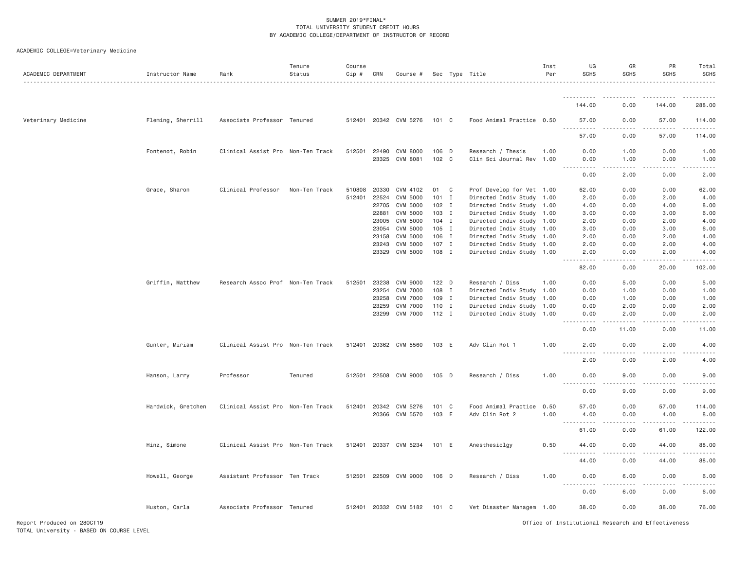SUMMER 2019*FINAL*
TOTAL UNIVERSITY STUDENT CREDIT HOURS
BY ACADEMIC COLLEGE/DEPARTMENT OF INSTRUCTOR OF RECORD

ACADEMIC COLLEGE=Veterinary Medicine

| ACADEMIC DEPARTMENT | Instructor Name | Rank | Tenure Status | Course Cip # | CRN | Course # | Sec | Type | Title | Inst Per | UG SCHS | GR SCHS | PR SCHS | Total SCHS |
|---|---|---|---|---|---|---|---|---|---|---|---|---|---|---|
| | | | | | | | | | | | 144.00 | 0.00 | 144.00 | 288.00 |
| Veterinary Medicine | Fleming, Sherrill | Associate Professor | Tenured | 512401 | 20342 | CVM 5276 | 101 | C | Food Animal Practice | 0.50 | 57.00 | 0.00 | 57.00 | 114.00 |
| | | | | | | | | | | | 57.00 | 0.00 | 57.00 | 114.00 |
| | Fontenot, Robin | Clinical Assist Pro | Non-Ten Track | 512501 | 22490 | CVM 8000 | 106 | D | Research / Thesis | 1.00 | 0.00 | 1.00 | 0.00 | 1.00 |
| | | | | | 23325 | CVM 8081 | 102 | C | Clin Sci Journal Rev | 1.00 | 0.00 | 1.00 | 0.00 | 1.00 |
| | | | | | | | | | | | 0.00 | 2.00 | 0.00 | 2.00 |
| | Grace, Sharon | Clinical Professor | Non-Ten Track | 510808 | 20330 | CVM 4102 | 01 | C | Prof Develop for Vet | 1.00 | 62.00 | 0.00 | 0.00 | 62.00 |
| | | | | 512401 | 22524 | CVM 5000 | 101 | I | Directed Indiv Study | 1.00 | 2.00 | 0.00 | 2.00 | 4.00 |
| | | | | | 22705 | CVM 5000 | 102 | I | Directed Indiv Study | 1.00 | 4.00 | 0.00 | 4.00 | 8.00 |
| | | | | | 22881 | CVM 5000 | 103 | I | Directed Indiv Study | 1.00 | 3.00 | 0.00 | 3.00 | 6.00 |
| | | | | | 23005 | CVM 5000 | 104 | I | Directed Indiv Study | 1.00 | 2.00 | 0.00 | 2.00 | 4.00 |
| | | | | | 23054 | CVM 5000 | 105 | I | Directed Indiv Study | 1.00 | 3.00 | 0.00 | 3.00 | 6.00 |
| | | | | | 23158 | CVM 5000 | 106 | I | Directed Indiv Study | 1.00 | 2.00 | 0.00 | 2.00 | 4.00 |
| | | | | | 23243 | CVM 5000 | 107 | I | Directed Indiv Study | 1.00 | 2.00 | 0.00 | 2.00 | 4.00 |
| | | | | | 23329 | CVM 5000 | 108 | I | Directed Indiv Study | 1.00 | 2.00 | 0.00 | 2.00 | 4.00 |
| | | | | | | | | | | | 82.00 | 0.00 | 20.00 | 102.00 |
| | Griffin, Matthew | Research Assoc Prof | Non-Ten Track | 512501 | 23238 | CVM 9000 | 122 | D | Research / Diss | 1.00 | 0.00 | 5.00 | 0.00 | 5.00 |
| | | | | | 23254 | CVM 7000 | 108 | I | Directed Indiv Study | 1.00 | 0.00 | 1.00 | 0.00 | 1.00 |
| | | | | | 23258 | CVM 7000 | 109 | I | Directed Indiv Study | 1.00 | 0.00 | 1.00 | 0.00 | 1.00 |
| | | | | | 23259 | CVM 7000 | 110 | I | Directed Indiv Study | 1.00 | 0.00 | 2.00 | 0.00 | 2.00 |
| | | | | | 23299 | CVM 7000 | 112 | I | Directed Indiv Study | 1.00 | 0.00 | 2.00 | 0.00 | 2.00 |
| | | | | | | | | | | | 0.00 | 11.00 | 0.00 | 11.00 |
| | Gunter, Miriam | Clinical Assist Pro | Non-Ten Track | 512401 | 20362 | CVM 5560 | 103 | E | Adv Clin Rot 1 | 1.00 | 2.00 | 0.00 | 2.00 | 4.00 |
| | | | | | | | | | | | 2.00 | 0.00 | 2.00 | 4.00 |
| | Hanson, Larry | Professor | Tenured | 512501 | 22508 | CVM 9000 | 105 | D | Research / Diss | 1.00 | 0.00 | 9.00 | 0.00 | 9.00 |
| | | | | | | | | | | | 0.00 | 9.00 | 0.00 | 9.00 |
| | Hardwick, Gretchen | Clinical Assist Pro | Non-Ten Track | 512401 | 20342 | CVM 5276 | 101 | C | Food Animal Practice | 0.50 | 57.00 | 0.00 | 57.00 | 114.00 |
| | | | | | 20366 | CVM 5570 | 103 | E | Adv Clin Rot 2 | 1.00 | 4.00 | 0.00 | 4.00 | 8.00 |
| | | | | | | | | | | | 61.00 | 0.00 | 61.00 | 122.00 |
| | Hinz, Simone | Clinical Assist Pro | Non-Ten Track | 512401 | 20337 | CVM 5234 | 101 | E | Anesthesiolgy | 0.50 | 44.00 | 0.00 | 44.00 | 88.00 |
| | | | | | | | | | | | 44.00 | 0.00 | 44.00 | 88.00 |
| | Howell, George | Assistant Professor | Ten Track | 512501 | 22509 | CVM 9000 | 106 | D | Research / Diss | 1.00 | 0.00 | 6.00 | 0.00 | 6.00 |
| | | | | | | | | | | | 0.00 | 6.00 | 0.00 | 6.00 |
| | Huston, Carla | Associate Professor | Tenured | 512401 | 20332 | CVM 5182 | 101 | C | Vet Disaster Managem | 1.00 | 38.00 | 0.00 | 38.00 | 76.00 |

Report Produced on 28OCT19
TOTAL University - BASED ON COURSE LEVEL

Office of Institutional Research and Effectiveness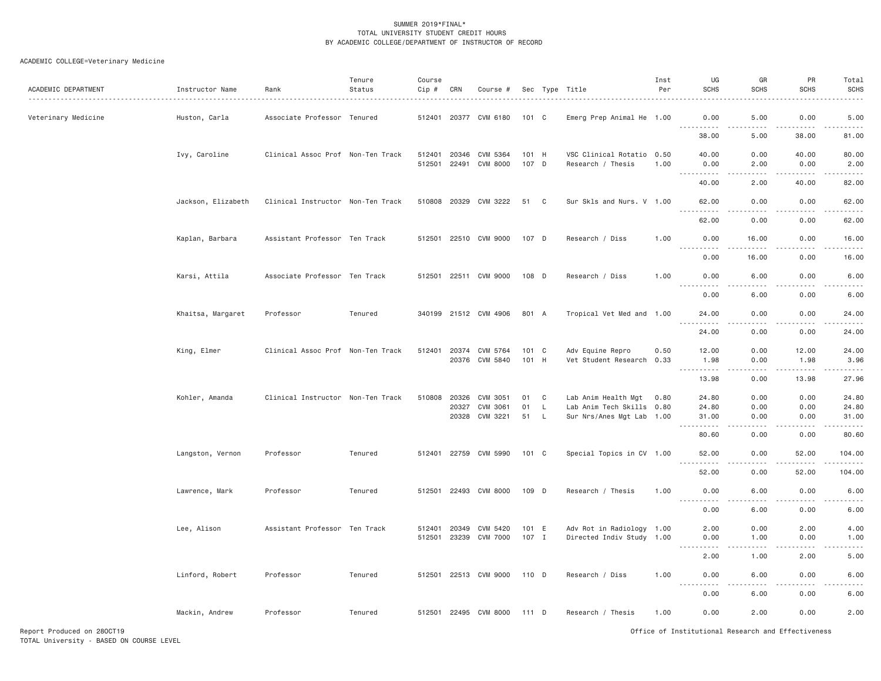SUMMER 2019*FINAL*
TOTAL UNIVERSITY STUDENT CREDIT HOURS
BY ACADEMIC COLLEGE/DEPARTMENT OF INSTRUCTOR OF RECORD

ACADEMIC COLLEGE=Veterinary Medicine

| ACADEMIC DEPARTMENT | Instructor Name | Rank | Tenure Status | Course Cip # | CRN | Course # | Sec | Type | Title | Inst Per | UG SCHS | GR SCHS | PR SCHS | Total SCHS |
|---|---|---|---|---|---|---|---|---|---|---|---|---|---|---|
| Veterinary Medicine | Huston, Carla | Associate Professor | Tenured | 512401 | 20377 | CVM 6180 | 101 | C | Emerg Prep Animal He | 1.00 | 0.00 | 5.00 | 0.00 | 5.00 |
| | | | | | | | | | | | 38.00 | 5.00 | 38.00 | 81.00 |
| | Ivy, Caroline | Clinical Assoc Prof | Non-Ten Track | 512401 | 20346 | CVM 5364 | 101 | H | VSC Clinical Rotatio | 0.50 | 40.00 | 0.00 | 40.00 | 80.00 |
| | | | | 512501 | 22491 | CVM 8000 | 107 | D | Research / Thesis | 1.00 | 0.00 | 2.00 | 0.00 | 2.00 |
| | | | | | | | | | | | 40.00 | 2.00 | 40.00 | 82.00 |
| | Jackson, Elizabeth | Clinical Instructor | Non-Ten Track | 510808 | 20329 | CVM 3222 | 51 | C | Sur Skls and Nurs. V | 1.00 | 62.00 | 0.00 | 0.00 | 62.00 |
| | | | | | | | | | | | 62.00 | 0.00 | 0.00 | 62.00 |
| | Kaplan, Barbara | Assistant Professor | Ten Track | 512501 | 22510 | CVM 9000 | 107 | D | Research / Diss | 1.00 | 0.00 | 16.00 | 0.00 | 16.00 |
| | | | | | | | | | | | 0.00 | 16.00 | 0.00 | 16.00 |
| | Karsi, Attila | Associate Professor | Ten Track | 512501 | 22511 | CVM 9000 | 108 | D | Research / Diss | 1.00 | 0.00 | 6.00 | 0.00 | 6.00 |
| | | | | | | | | | | | 0.00 | 6.00 | 0.00 | 6.00 |
| | Khaitsa, Margaret | Professor | Tenured | 340199 | 21512 | CVM 4906 | 801 | A | Tropical Vet Med and | 1.00 | 24.00 | 0.00 | 0.00 | 24.00 |
| | | | | | | | | | | | 24.00 | 0.00 | 0.00 | 24.00 |
| | King, Elmer | Clinical Assoc Prof | Non-Ten Track | 512401 | 20374 | CVM 5764 | 101 | C | Adv Equine Repro | 0.50 | 12.00 | 0.00 | 12.00 | 24.00 |
| | | | | | 20376 | CVM 5840 | 101 | H | Vet Student Research | 0.33 | 1.98 | 0.00 | 1.98 | 3.96 |
| | | | | | | | | | | | 13.98 | 0.00 | 13.98 | 27.96 |
| | Kohler, Amanda | Clinical Instructor | Non-Ten Track | 510808 | 20326 | CVM 3051 | 01 | C | Lab Anim Health Mgt | 0.80 | 24.80 | 0.00 | 0.00 | 24.80 |
| | | | | | 20327 | CVM 3061 | 01 | L | Lab Anim Tech Skills | 0.80 | 24.80 | 0.00 | 0.00 | 24.80 |
| | | | | | 20328 | CVM 3221 | 51 | L | Sur Nrs/Anes Mgt Lab | 1.00 | 31.00 | 0.00 | 0.00 | 31.00 |
| | | | | | | | | | | | 80.60 | 0.00 | 0.00 | 80.60 |
| | Langston, Vernon | Professor | Tenured | 512401 | 22759 | CVM 5990 | 101 | C | Special Topics in CV | 1.00 | 52.00 | 0.00 | 52.00 | 104.00 |
| | | | | | | | | | | | 52.00 | 0.00 | 52.00 | 104.00 |
| | Lawrence, Mark | Professor | Tenured | 512501 | 22493 | CVM 8000 | 109 | D | Research / Thesis | 1.00 | 0.00 | 6.00 | 0.00 | 6.00 |
| | | | | | | | | | | | 0.00 | 6.00 | 0.00 | 6.00 |
| | Lee, Alison | Assistant Professor | Ten Track | 512401 | 20349 | CVM 5420 | 101 | E | Adv Rot in Radiology | 1.00 | 2.00 | 0.00 | 2.00 | 4.00 |
| | | | | 512501 | 23239 | CVM 7000 | 107 | I | Directed Indiv Study | 1.00 | 0.00 | 1.00 | 0.00 | 1.00 |
| | | | | | | | | | | | 2.00 | 1.00 | 2.00 | 5.00 |
| | Linford, Robert | Professor | Tenured | 512501 | 22513 | CVM 9000 | 110 | D | Research / Diss | 1.00 | 0.00 | 6.00 | 0.00 | 6.00 |
| | | | | | | | | | | | 0.00 | 6.00 | 0.00 | 6.00 |
| | Mackin, Andrew | Professor | Tenured | 512501 | 22495 | CVM 8000 | 111 | D | Research / Thesis | 1.00 | 0.00 | 2.00 | 0.00 | 2.00 |

Report Produced on 28OCT19
TOTAL University - BASED ON COURSE LEVEL

Office of Institutional Research and Effectiveness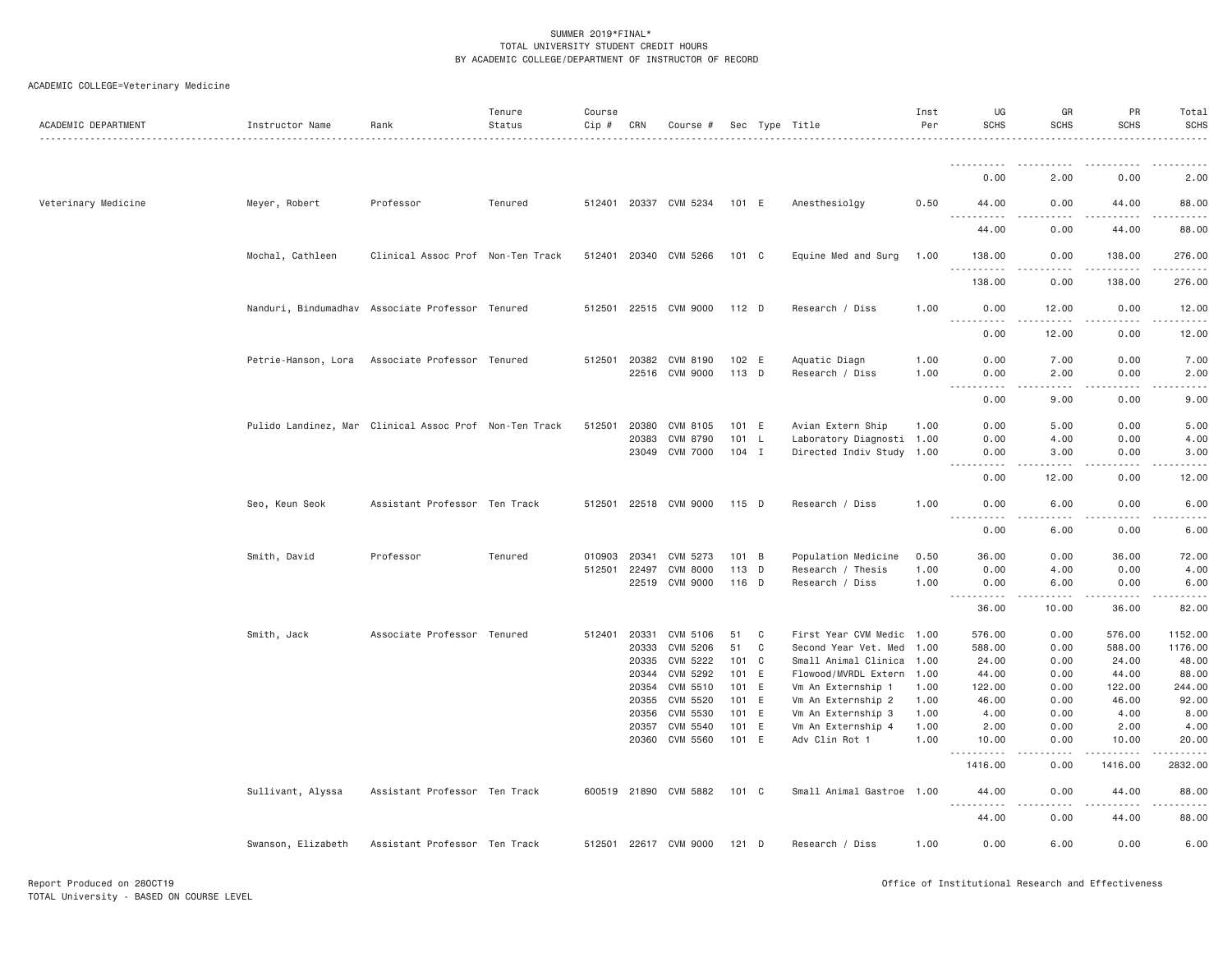SUMMER 2019*FINAL*
TOTAL UNIVERSITY STUDENT CREDIT HOURS
BY ACADEMIC COLLEGE/DEPARTMENT OF INSTRUCTOR OF RECORD

ACADEMIC COLLEGE=Veterinary Medicine

| ACADEMIC DEPARTMENT | Instructor Name | Rank | Tenure Status | Course Cip # | CRN | Course # | Sec | Type | Title | Inst Per | UG SCHS | GR SCHS | PR SCHS | Total SCHS |
|---|---|---|---|---|---|---|---|---|---|---|---|---|---|---|
| | | | | | | | | | | | 0.00 | 2.00 | 0.00 | 2.00 |
| Veterinary Medicine | Meyer, Robert | Professor | Tenured | 512401 | 20337 | CVM 5234 | 101 | E | Anesthesiolgy | 0.50 | 44.00 | 0.00 | 44.00 | 88.00 |
| | | | | | | | | | | | 44.00 | 0.00 | 44.00 | 88.00 |
| | Mochal, Cathleen | Clinical Assoc Prof | Non-Ten Track | 512401 | 20340 | CVM 5266 | 101 | C | Equine Med and Surg | 1.00 | 138.00 | 0.00 | 138.00 | 276.00 |
| | | | | | | | | | | | 138.00 | 0.00 | 138.00 | 276.00 |
| | Nanduri, Bindumadhav | Associate Professor | Tenured | 512501 | 22515 | CVM 9000 | 112 | D | Research / Diss | 1.00 | 0.00 | 12.00 | 0.00 | 12.00 |
| | | | | | | | | | | | 0.00 | 12.00 | 0.00 | 12.00 |
| | Petrie-Hanson, Lora | Associate Professor | Tenured | 512501 | 20382 | CVM 8190 | 102 | E | Aquatic Diagn | 1.00 | 0.00 | 7.00 | 0.00 | 7.00 |
| | | | | | 22516 | CVM 9000 | 113 | D | Research / Diss | 1.00 | 0.00 | 2.00 | 0.00 | 2.00 |
| | | | | | | | | | | | 0.00 | 9.00 | 0.00 | 9.00 |
| | Pulido Landinez, Mar | Clinical Assoc Prof | Non-Ten Track | 512501 | 20380 | CVM 8105 | 101 | E | Avian Extern Ship | 1.00 | 0.00 | 5.00 | 0.00 | 5.00 |
| | | | | | 20383 | CVM 8790 | 101 | L | Laboratory Diagnosti | 1.00 | 0.00 | 4.00 | 0.00 | 4.00 |
| | | | | | 23049 | CVM 7000 | 104 | I | Directed Indiv Study | 1.00 | 0.00 | 3.00 | 0.00 | 3.00 |
| | | | | | | | | | | | 0.00 | 12.00 | 0.00 | 12.00 |
| | Seo, Keun Seok | Assistant Professor | Ten Track | 512501 | 22518 | CVM 9000 | 115 | D | Research / Diss | 1.00 | 0.00 | 6.00 | 0.00 | 6.00 |
| | | | | | | | | | | | 0.00 | 6.00 | 0.00 | 6.00 |
| | Smith, David | Professor | Tenured | 010903 | 20341 | CVM 5273 | 101 | B | Population Medicine | 0.50 | 36.00 | 0.00 | 36.00 | 72.00 |
| | | | | 512501 | 22497 | CVM 8000 | 113 | D | Research / Thesis | 1.00 | 0.00 | 4.00 | 0.00 | 4.00 |
| | | | | | 22519 | CVM 9000 | 116 | D | Research / Diss | 1.00 | 0.00 | 6.00 | 0.00 | 6.00 |
| | | | | | | | | | | | 36.00 | 10.00 | 36.00 | 82.00 |
| | Smith, Jack | Associate Professor | Tenured | 512401 | 20331 | CVM 5106 | 51 | C | First Year CVM Medic | 1.00 | 576.00 | 0.00 | 576.00 | 1152.00 |
| | | | | | 20333 | CVM 5206 | 51 | C | Second Year Vet. Med | 1.00 | 588.00 | 0.00 | 588.00 | 1176.00 |
| | | | | | 20335 | CVM 5222 | 101 | C | Small Animal Clinica | 1.00 | 24.00 | 0.00 | 24.00 | 48.00 |
| | | | | | 20344 | CVM 5292 | 101 | E | Flowood/MVRDL Extern | 1.00 | 44.00 | 0.00 | 44.00 | 88.00 |
| | | | | | 20354 | CVM 5510 | 101 | E | Vm An Externship 1 | 1.00 | 122.00 | 0.00 | 122.00 | 244.00 |
| | | | | | 20355 | CVM 5520 | 101 | E | Vm An Externship 2 | 1.00 | 46.00 | 0.00 | 46.00 | 92.00 |
| | | | | | 20356 | CVM 5530 | 101 | E | Vm An Externship 3 | 1.00 | 4.00 | 0.00 | 4.00 | 8.00 |
| | | | | | 20357 | CVM 5540 | 101 | E | Vm An Externship 4 | 1.00 | 2.00 | 0.00 | 2.00 | 4.00 |
| | | | | | 20360 | CVM 5560 | 101 | E | Adv Clin Rot 1 | 1.00 | 10.00 | 0.00 | 10.00 | 20.00 |
| | | | | | | | | | | | 1416.00 | 0.00 | 1416.00 | 2832.00 |
| | Sullivant, Alyssa | Assistant Professor | Ten Track | 600519 | 21890 | CVM 5882 | 101 | C | Small Animal Gastroe | 1.00 | 44.00 | 0.00 | 44.00 | 88.00 |
| | | | | | | | | | | | 44.00 | 0.00 | 44.00 | 88.00 |
| | Swanson, Elizabeth | Assistant Professor | Ten Track | 512501 | 22617 | CVM 9000 | 121 | D | Research / Diss | 1.00 | 0.00 | 6.00 | 0.00 | 6.00 |

Report Produced on 28OCT19
TOTAL University - BASED ON COURSE LEVEL

Office of Institutional Research and Effectiveness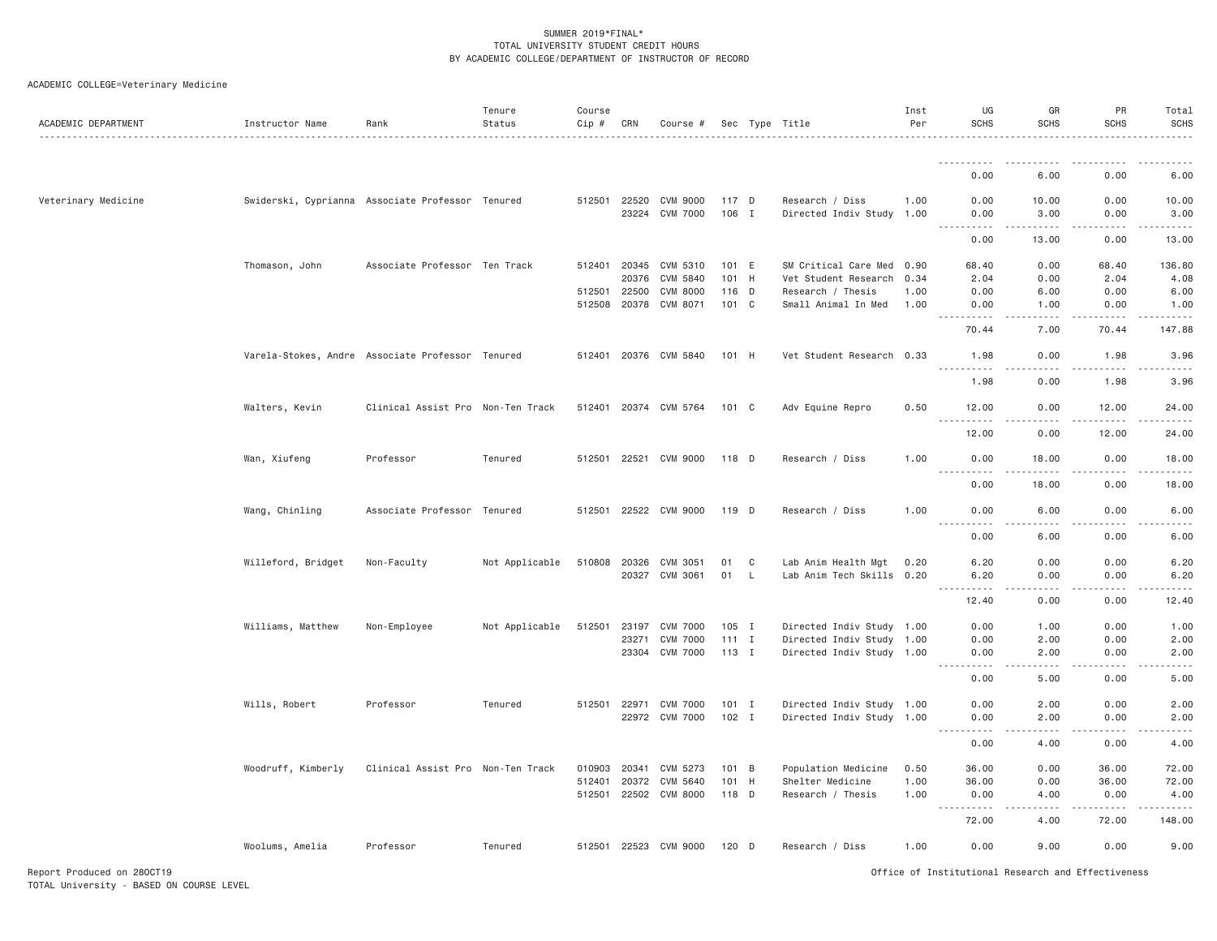SUMMER 2019*FINAL*
TOTAL UNIVERSITY STUDENT CREDIT HOURS
BY ACADEMIC COLLEGE/DEPARTMENT OF INSTRUCTOR OF RECORD

ACADEMIC COLLEGE=Veterinary Medicine

| ACADEMIC DEPARTMENT | Instructor Name | Rank | Tenure Status | Course Cip # | CRN | Course # | Sec | Type | Title | Inst Per | UG SCHS | GR SCHS | PR SCHS | Total SCHS |
|---|---|---|---|---|---|---|---|---|---|---|---|---|---|---|
| | | | | | | | | | | | 0.00 | 6.00 | 0.00 | 6.00 |
| Veterinary Medicine | Swiderski, Cyprianna | Associate Professor | Tenured | 512501 | 22520 | CVM 9000 | 117 | D | Research / Diss | 1.00 | 0.00 | 10.00 | 0.00 | 10.00 |
| | | | | | 23224 | CVM 7000 | 106 | I | Directed Indiv Study | 1.00 | 0.00 | 3.00 | 0.00 | 3.00 |
| | | | | | | | | | | | 0.00 | 13.00 | 0.00 | 13.00 |
| | Thomason, John | Associate Professor | Ten Track | 512401 | 20345 | CVM 5310 | 101 | E | SM Critical Care Med | 0.90 | 68.40 | 0.00 | 68.40 | 136.80 |
| | | | | | 20376 | CVM 5840 | 101 | H | Vet Student Research | 0.34 | 2.04 | 0.00 | 2.04 | 4.08 |
| | | | | 512501 | 22500 | CVM 8000 | 116 | D | Research / Thesis | 1.00 | 0.00 | 6.00 | 0.00 | 6.00 |
| | | | | 512508 | 20378 | CVM 8071 | 101 | C | Small Animal In Med | 1.00 | 0.00 | 1.00 | 0.00 | 1.00 |
| | | | | | | | | | | | 70.44 | 7.00 | 70.44 | 147.88 |
| | Varela-Stokes, Andre | Associate Professor | Tenured | 512401 | 20376 | CVM 5840 | 101 | H | Vet Student Research | 0.33 | 1.98 | 0.00 | 1.98 | 3.96 |
| | | | | | | | | | | | 1.98 | 0.00 | 1.98 | 3.96 |
| | Walters, Kevin | Clinical Assist Pro | Non-Ten Track | 512401 | 20374 | CVM 5764 | 101 | C | Adv Equine Repro | 0.50 | 12.00 | 0.00 | 12.00 | 24.00 |
| | | | | | | | | | | | 12.00 | 0.00 | 12.00 | 24.00 |
| | Wan, Xiufeng | Professor | Tenured | 512501 | 22521 | CVM 9000 | 118 | D | Research / Diss | 1.00 | 0.00 | 18.00 | 0.00 | 18.00 |
| | | | | | | | | | | | 0.00 | 18.00 | 0.00 | 18.00 |
| | Wang, Chinling | Associate Professor | Tenured | 512501 | 22522 | CVM 9000 | 119 | D | Research / Diss | 1.00 | 0.00 | 6.00 | 0.00 | 6.00 |
| | | | | | | | | | | | 0.00 | 6.00 | 0.00 | 6.00 |
| | Willeford, Bridget | Non-Faculty | Not Applicable | 510808 | 20326 | CVM 3051 | 01 | C | Lab Anim Health Mgt | 0.20 | 6.20 | 0.00 | 0.00 | 6.20 |
| | | | | | 20327 | CVM 3061 | 01 | L | Lab Anim Tech Skills | 0.20 | 6.20 | 0.00 | 0.00 | 6.20 |
| | | | | | | | | | | | 12.40 | 0.00 | 0.00 | 12.40 |
| | Williams, Matthew | Non-Employee | Not Applicable | 512501 | 23197 | CVM 7000 | 105 | I | Directed Indiv Study | 1.00 | 0.00 | 1.00 | 0.00 | 1.00 |
| | | | | | 23271 | CVM 7000 | 111 | I | Directed Indiv Study | 1.00 | 0.00 | 2.00 | 0.00 | 2.00 |
| | | | | | 23304 | CVM 7000 | 113 | I | Directed Indiv Study | 1.00 | 0.00 | 2.00 | 0.00 | 2.00 |
| | | | | | | | | | | | 0.00 | 5.00 | 0.00 | 5.00 |
| | Wills, Robert | Professor | Tenured | 512501 | 22971 | CVM 7000 | 101 | I | Directed Indiv Study | 1.00 | 0.00 | 2.00 | 0.00 | 2.00 |
| | | | | | 22972 | CVM 7000 | 102 | I | Directed Indiv Study | 1.00 | 0.00 | 2.00 | 0.00 | 2.00 |
| | | | | | | | | | | | 0.00 | 4.00 | 0.00 | 4.00 |
| | Woodruff, Kimberly | Clinical Assist Pro | Non-Ten Track | 010903 | 20341 | CVM 5273 | 101 | B | Population Medicine | 0.50 | 36.00 | 0.00 | 36.00 | 72.00 |
| | | | | 512401 | 20372 | CVM 5640 | 101 | H | Shelter Medicine | 1.00 | 36.00 | 0.00 | 36.00 | 72.00 |
| | | | | 512501 | 22502 | CVM 8000 | 118 | D | Research / Thesis | 1.00 | 0.00 | 4.00 | 0.00 | 4.00 |
| | | | | | | | | | | | 72.00 | 4.00 | 72.00 | 148.00 |
| | Woolums, Amelia | Professor | Tenured | 512501 | 22523 | CVM 9000 | 120 | D | Research / Diss | 1.00 | 0.00 | 9.00 | 0.00 | 9.00 |

Report Produced on 28OCT19
TOTAL University - BASED ON COURSE LEVEL

Office of Institutional Research and Effectiveness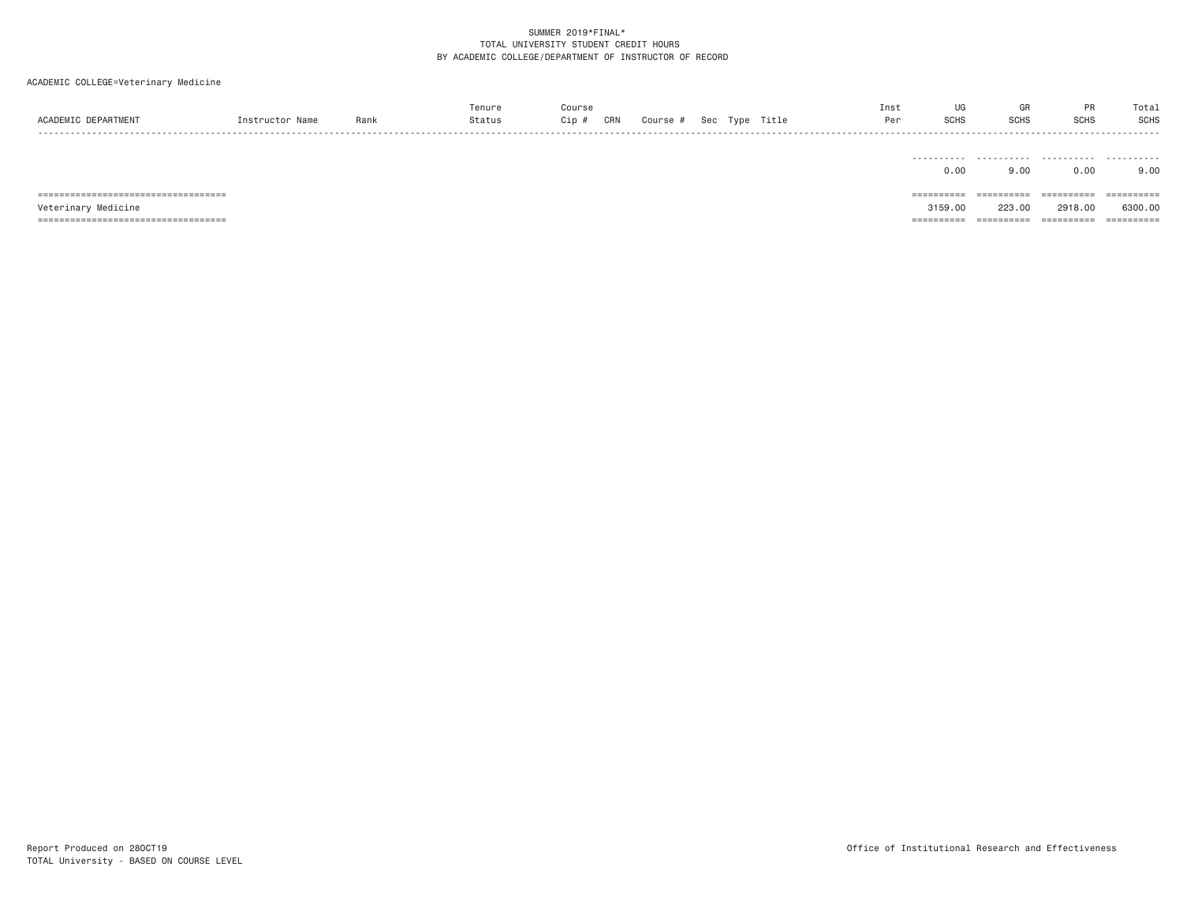SUMMER 2019*FINAL*
TOTAL UNIVERSITY STUDENT CREDIT HOURS
BY ACADEMIC COLLEGE/DEPARTMENT OF INSTRUCTOR OF RECORD

ACADEMIC COLLEGE=Veterinary Medicine

| ACADEMIC DEPARTMENT | Instructor Name | Rank | Tenure Status | Course Cip # | CRN | Course # | Sec | Type | Title | Inst Per | UG SCHS | GR SCHS | PR SCHS | Total SCHS |
|---|---|---|---|---|---|---|---|---|---|---|---|---|---|---|
| | | | | | | | | | | | 0.00 | 9.00 | 0.00 | 9.00 |
| Veterinary Medicine | | | | | | | | | | | 3159.00 | 223.00 | 2918.00 | 6300.00 |

Report Produced on 28OCT19
TOTAL University - BASED ON COURSE LEVEL

Office of Institutional Research and Effectiveness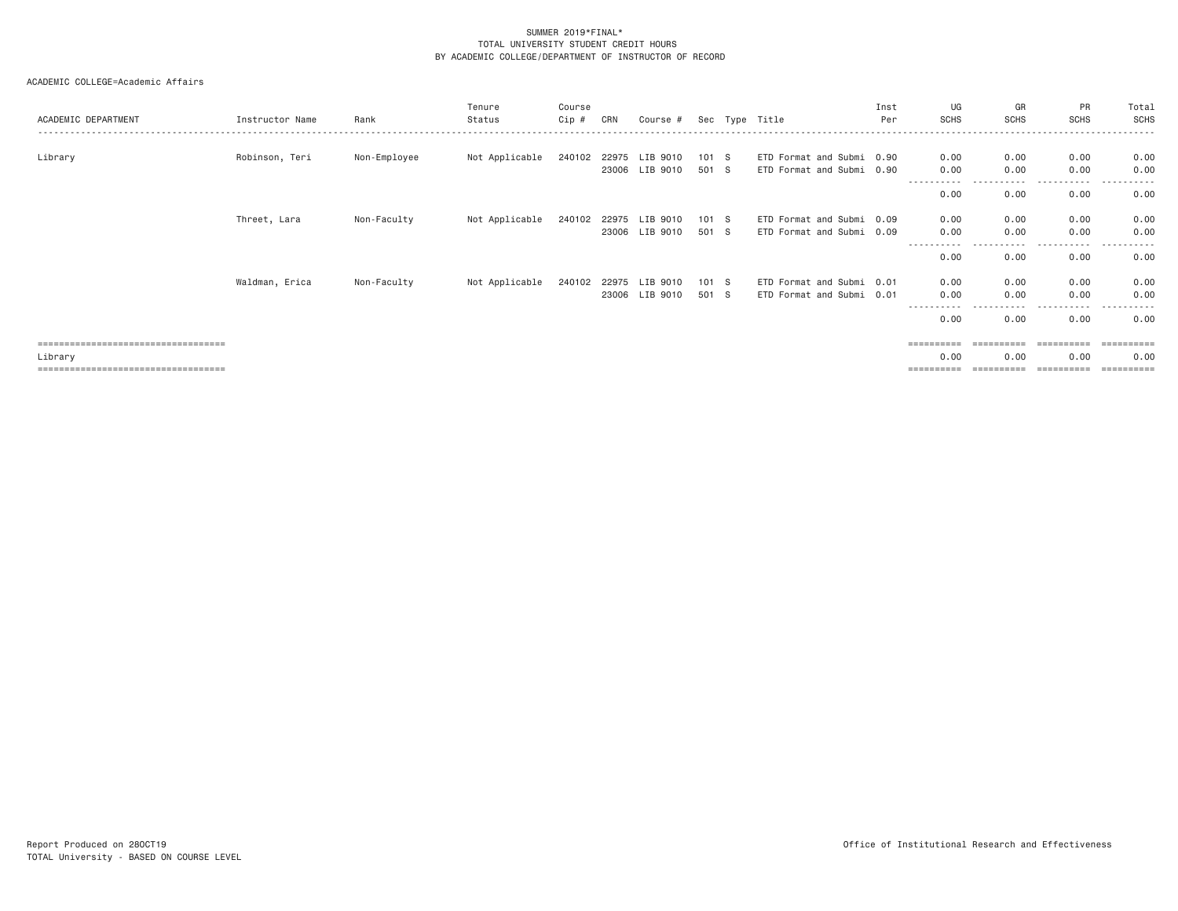SUMMER 2019*FINAL*
TOTAL UNIVERSITY STUDENT CREDIT HOURS
BY ACADEMIC COLLEGE/DEPARTMENT OF INSTRUCTOR OF RECORD

ACADEMIC COLLEGE=Academic Affairs

| ACADEMIC DEPARTMENT | Instructor Name | Rank | Tenure Status | Course Cip # | CRN | Course # | Sec | Type | Title | Inst Per | UG SCHS | GR SCHS | PR SCHS | Total SCHS |
|---|---|---|---|---|---|---|---|---|---|---|---|---|---|---|
| Library | Robinson, Teri | Non-Employee | Not Applicable | 240102 | 22975 | LIB 9010 | 101 | S | ETD Format and Submi | 0.90 | 0.00 | 0.00 | 0.00 | 0.00 |
| | | | | | 23006 | LIB 9010 | 501 | S | ETD Format and Submi | 0.90 | 0.00 | 0.00 | 0.00 | 0.00 |
| | | | | | | | | | | | 0.00 | 0.00 | 0.00 | 0.00 |
| | Threet, Lara | Non-Faculty | Not Applicable | 240102 | 22975 | LIB 9010 | 101 | S | ETD Format and Submi | 0.09 | 0.00 | 0.00 | 0.00 | 0.00 |
| | | | | | 23006 | LIB 9010 | 501 | S | ETD Format and Submi | 0.09 | 0.00 | 0.00 | 0.00 | 0.00 |
| | | | | | | | | | | | 0.00 | 0.00 | 0.00 | 0.00 |
| | Waldman, Erica | Non-Faculty | Not Applicable | 240102 | 22975 | LIB 9010 | 101 | S | ETD Format and Submi | 0.01 | 0.00 | 0.00 | 0.00 | 0.00 |
| | | | | | 23006 | LIB 9010 | 501 | S | ETD Format and Submi | 0.01 | 0.00 | 0.00 | 0.00 | 0.00 |
| | | | | | | | | | | | 0.00 | 0.00 | 0.00 | 0.00 |
| Library | | | | | | | | | | | 0.00 | 0.00 | 0.00 | 0.00 |

Report Produced on 28OCT19
TOTAL University - BASED ON COURSE LEVEL

Office of Institutional Research and Effectiveness